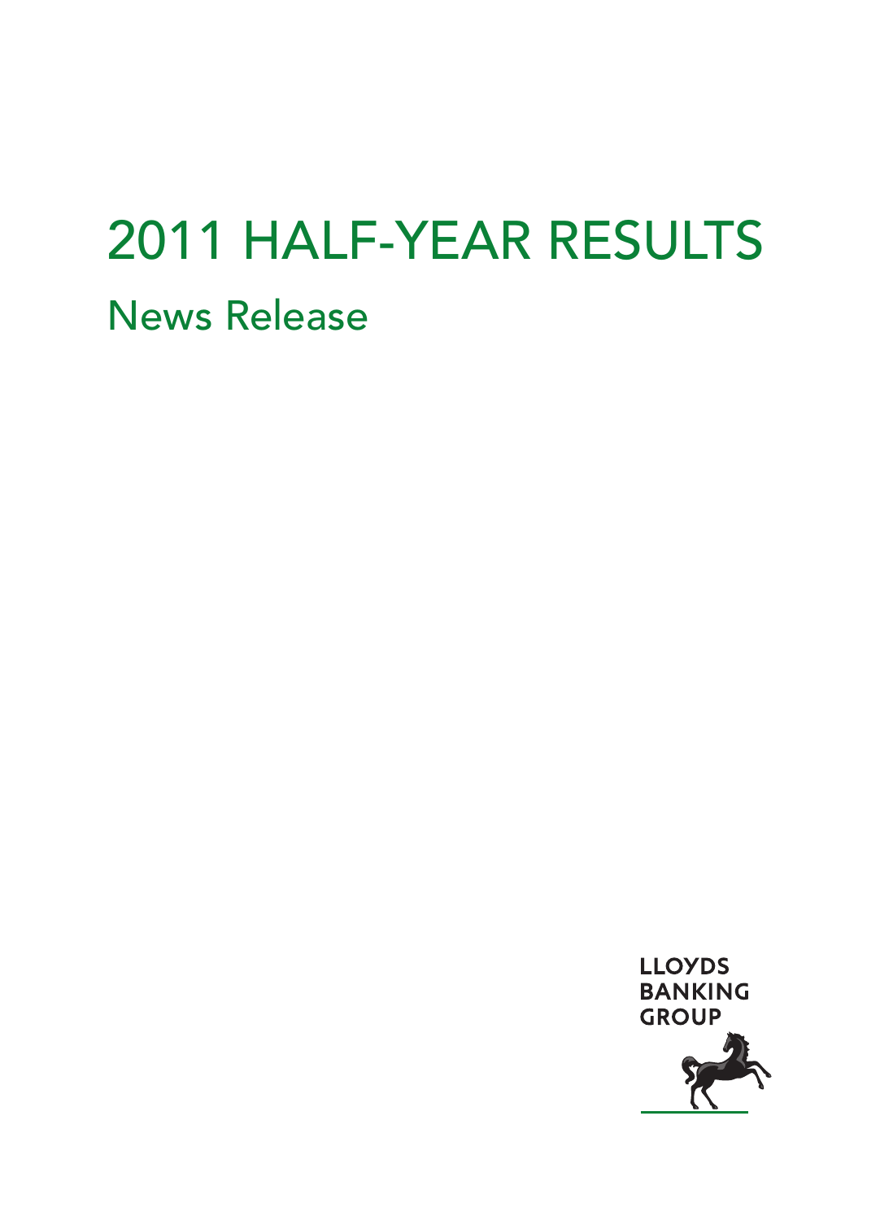# 2011 HALF-YEAR RESULTS

## News Release

LLOYDS BANKING GROUP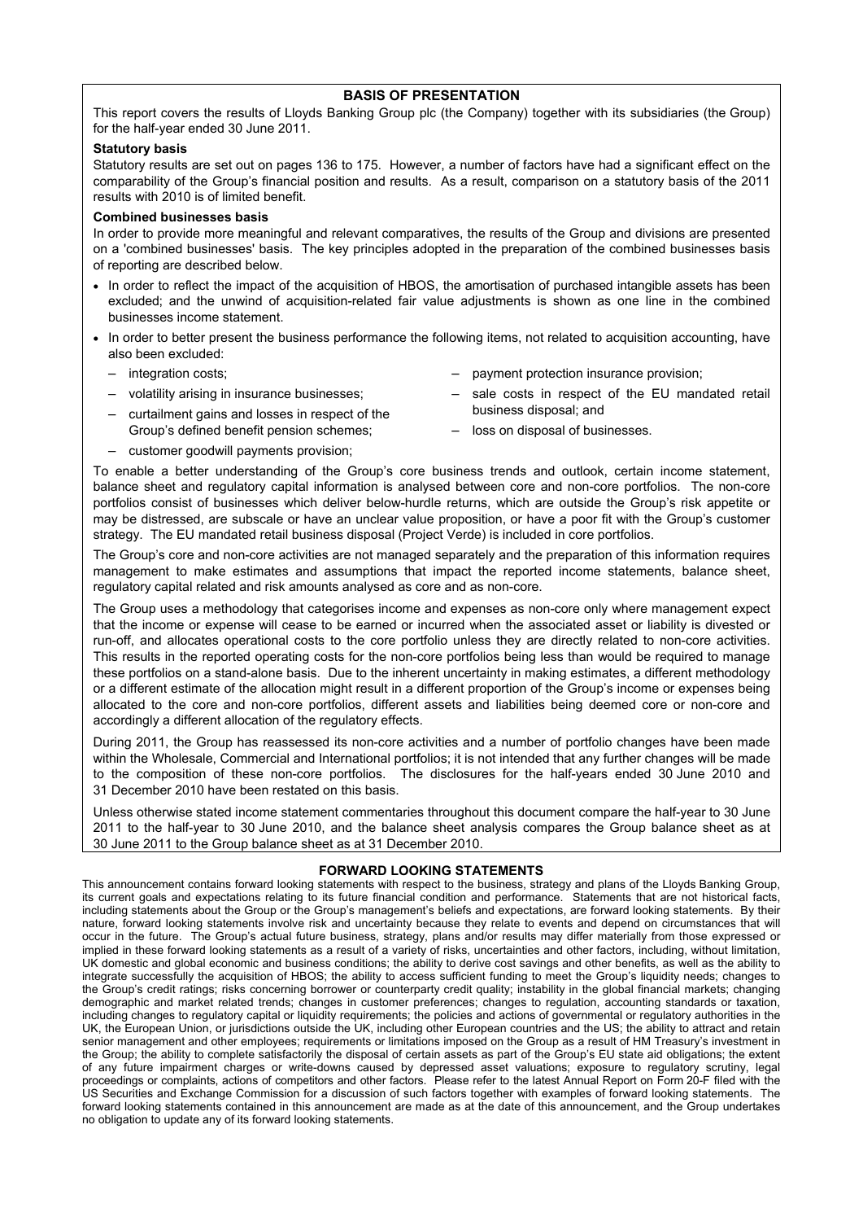## BASIS OF PRESENTATION

This report covers the results of Lloyds Banking Group plc (the Company) together with its subsidiaries (the Group) for the half-year ended 30 June 2011.

### Statutory basis

Statutory results are set out on pages 136 to 175. However, a number of factors have had a significant effect on the comparability of the Group's financial position and results. As a result, comparison on a statutory basis of the 2011 results with 2010 is of limited benefit.

### Combined businesses basis

In order to provide more meaningful and relevant comparatives, the results of the Group and divisions are presented on a 'combined businesses' basis. The key principles adopted in the preparation of the combined businesses basis of reporting are described below.

- In order to reflect the impact of the acquisition of HBOS, the amortisation of purchased intangible assets has been excluded; and the unwind of acquisition-related fair value adjustments is shown as one line in the combined businesses income statement.
- In order to better present the business performance the following items, not related to acquisition accounting, have also been excluded:
  - integration costs;
  - volatility arising in insurance businesses;
  - curtailment gains and losses in respect of the Group's defined benefit pension schemes;
  - customer goodwill payments provision;
  - payment protection insurance provision;
  - sale costs in respect of the EU mandated retail business disposal; and
  - loss on disposal of businesses.

To enable a better understanding of the Group's core business trends and outlook, certain income statement, balance sheet and regulatory capital information is analysed between core and non-core portfolios. The non-core portfolios consist of businesses which deliver below-hurdle returns, which are outside the Group's risk appetite or may be distressed, are subscale or have an unclear value proposition, or have a poor fit with the Group's customer strategy. The EU mandated retail business disposal (Project Verde) is included in core portfolios.

The Group's core and non-core activities are not managed separately and the preparation of this information requires management to make estimates and assumptions that impact the reported income statements, balance sheet, regulatory capital related and risk amounts analysed as core and as non-core.

The Group uses a methodology that categorises income and expenses as non-core only where management expect that the income or expense will cease to be earned or incurred when the associated asset or liability is divested or run-off, and allocates operational costs to the core portfolio unless they are directly related to non-core activities. This results in the reported operating costs for the non-core portfolios being less than would be required to manage these portfolios on a stand-alone basis. Due to the inherent uncertainty in making estimates, a different methodology or a different estimate of the allocation might result in a different proportion of the Group's income or expenses being allocated to the core and non-core portfolios, different assets and liabilities being deemed core or non-core and accordingly a different allocation of the regulatory effects.

During 2011, the Group has reassessed its non-core activities and a number of portfolio changes have been made within the Wholesale, Commercial and International portfolios; it is not intended that any further changes will be made to the composition of these non-core portfolios. The disclosures for the half-years ended 30 June 2010 and 31 December 2010 have been restated on this basis.

Unless otherwise stated income statement commentaries throughout this document compare the half-year to 30 June 2011 to the half-year to 30 June 2010, and the balance sheet analysis compares the Group balance sheet as at 30 June 2011 to the Group balance sheet as at 31 December 2010.

## FORWARD LOOKING STATEMENTS

This announcement contains forward looking statements with respect to the business, strategy and plans of the Lloyds Banking Group, its current goals and expectations relating to its future financial condition and performance. Statements that are not historical facts, including statements about the Group or the Group's management's beliefs and expectations, are forward looking statements. By their nature, forward looking statements involve risk and uncertainty because they relate to events and depend on circumstances that will occur in the future. The Group's actual future business, strategy, plans and/or results may differ materially from those expressed or implied in these forward looking statements as a result of a variety of risks, uncertainties and other factors, including, without limitation, UK domestic and global economic and business conditions; the ability to derive cost savings and other benefits, as well as the ability to integrate successfully the acquisition of HBOS; the ability to access sufficient funding to meet the Group's liquidity needs; changes to the Group's credit ratings; risks concerning borrower or counterparty credit quality; instability in the global financial markets; changing demographic and market related trends; changes in customer preferences; changes to regulation, accounting standards or taxation, including changes to regulatory capital or liquidity requirements; the policies and actions of governmental or regulatory authorities in the UK, the European Union, or jurisdictions outside the UK, including other European countries and the US; the ability to attract and retain senior management and other employees; requirements or limitations imposed on the Group as a result of HM Treasury's investment in the Group; the ability to complete satisfactorily the disposal of certain assets as part of the Group's EU state aid obligations; the extent of any future impairment charges or write-downs caused by depressed asset valuations; exposure to regulatory scrutiny, legal proceedings or complaints, actions of competitors and other factors. Please refer to the latest Annual Report on Form 20-F filed with the US Securities and Exchange Commission for a discussion of such factors together with examples of forward looking statements. The forward looking statements contained in this announcement are made as at the date of this announcement, and the Group undertakes no obligation to update any of its forward looking statements.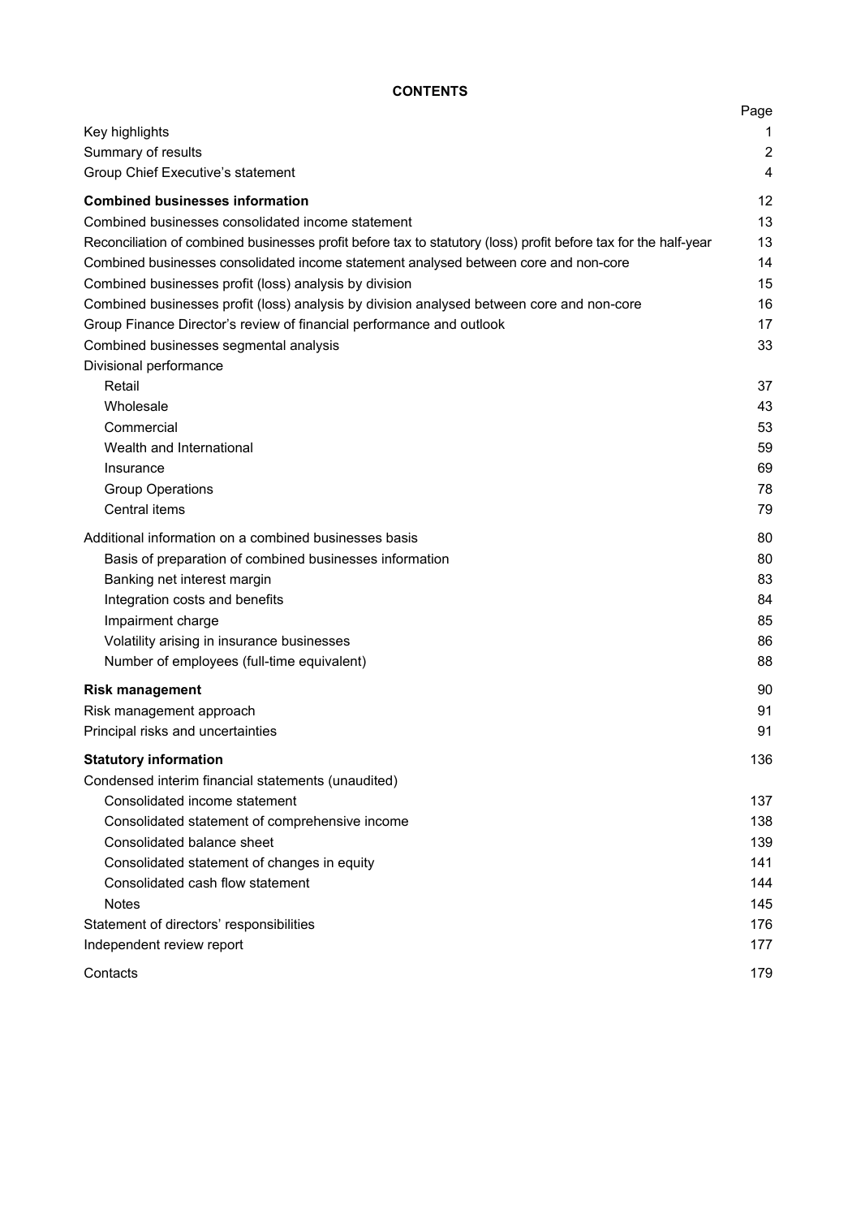# CONTENTS

| | Page |
|---|---|
| Key highlights | 1 |
| Summary of results | 2 |
| Group Chief Executive's statement | 4 |
| **Combined businesses information** | 12 |
| Combined businesses consolidated income statement | 13 |
| Reconciliation of combined businesses profit before tax to statutory (loss) profit before tax for the half-year | 13 |
| Combined businesses consolidated income statement analysed between core and non-core | 14 |
| Combined businesses profit (loss) analysis by division | 15 |
| Combined businesses profit (loss) analysis by division analysed between core and non-core | 16 |
| Group Finance Director's review of financial performance and outlook | 17 |
| Combined businesses segmental analysis | 33 |
| Divisional performance | |
| Retail | 37 |
| Wholesale | 43 |
| Commercial | 53 |
| Wealth and International | 59 |
| Insurance | 69 |
| Group Operations | 78 |
| Central items | 79 |
| Additional information on a combined businesses basis | 80 |
| Basis of preparation of combined businesses information | 80 |
| Banking net interest margin | 83 |
| Integration costs and benefits | 84 |
| Impairment charge | 85 |
| Volatility arising in insurance businesses | 86 |
| Number of employees (full-time equivalent) | 88 |
| **Risk management** | 90 |
| Risk management approach | 91 |
| Principal risks and uncertainties | 91 |
| **Statutory information** | 136 |
| Condensed interim financial statements (unaudited) | |
| Consolidated income statement | 137 |
| Consolidated statement of comprehensive income | 138 |
| Consolidated balance sheet | 139 |
| Consolidated statement of changes in equity | 141 |
| Consolidated cash flow statement | 144 |
| Notes | 145 |
| Statement of directors' responsibilities | 176 |
| Independent review report | 177 |
| Contacts | 179 |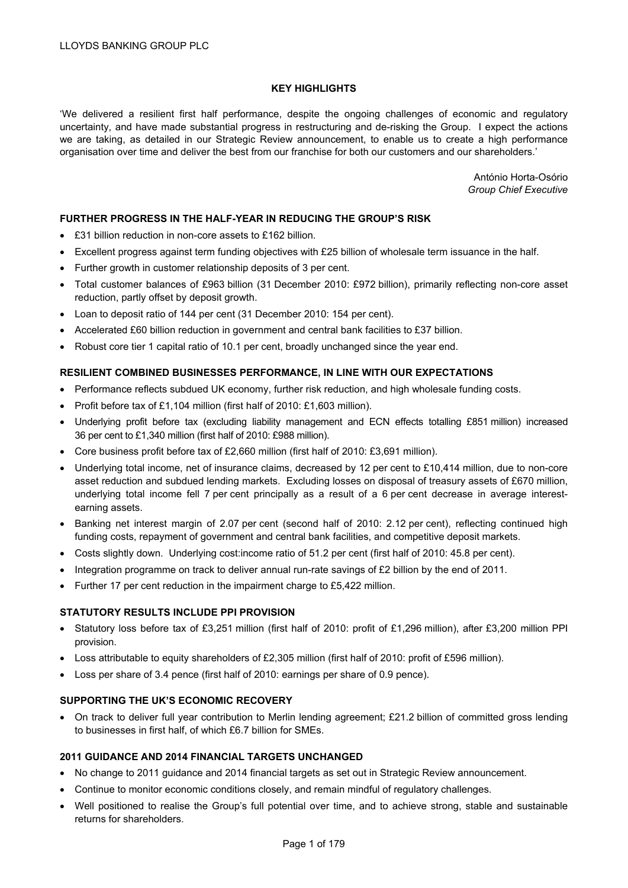# KEY HIGHLIGHTS

'We delivered a resilient first half performance, despite the ongoing challenges of economic and regulatory uncertainty, and have made substantial progress in restructuring and de-risking the Group. I expect the actions we are taking, as detailed in our Strategic Review announcement, to enable us to create a high performance organisation over time and deliver the best from our franchise for both our customers and our shareholders.'

António Horta-Osório
*Group Chief Executive*

## FURTHER PROGRESS IN THE HALF-YEAR IN REDUCING THE GROUP'S RISK

- £31 billion reduction in non-core assets to £162 billion.
- Excellent progress against term funding objectives with £25 billion of wholesale term issuance in the half.
- Further growth in customer relationship deposits of 3 per cent.
- Total customer balances of £963 billion (31 December 2010: £972 billion), primarily reflecting non-core asset reduction, partly offset by deposit growth.
- Loan to deposit ratio of 144 per cent (31 December 2010: 154 per cent).
- Accelerated £60 billion reduction in government and central bank facilities to £37 billion.
- Robust core tier 1 capital ratio of 10.1 per cent, broadly unchanged since the year end.

## RESILIENT COMBINED BUSINESSES PERFORMANCE, IN LINE WITH OUR EXPECTATIONS

- Performance reflects subdued UK economy, further risk reduction, and high wholesale funding costs.
- Profit before tax of £1,104 million (first half of 2010: £1,603 million).
- Underlying profit before tax (excluding liability management and ECN effects totalling £851 million) increased 36 per cent to £1,340 million (first half of 2010: £988 million).
- Core business profit before tax of £2,660 million (first half of 2010: £3,691 million).
- Underlying total income, net of insurance claims, decreased by 12 per cent to £10,414 million, due to non-core asset reduction and subdued lending markets. Excluding losses on disposal of treasury assets of £670 million, underlying total income fell 7 per cent principally as a result of a 6 per cent decrease in average interest-earning assets.
- Banking net interest margin of 2.07 per cent (second half of 2010: 2.12 per cent), reflecting continued high funding costs, repayment of government and central bank facilities, and competitive deposit markets.
- Costs slightly down. Underlying cost:income ratio of 51.2 per cent (first half of 2010: 45.8 per cent).
- Integration programme on track to deliver annual run-rate savings of £2 billion by the end of 2011.
- Further 17 per cent reduction in the impairment charge to £5,422 million.

## STATUTORY RESULTS INCLUDE PPI PROVISION

- Statutory loss before tax of £3,251 million (first half of 2010: profit of £1,296 million), after £3,200 million PPI provision.
- Loss attributable to equity shareholders of £2,305 million (first half of 2010: profit of £596 million).
- Loss per share of 3.4 pence (first half of 2010: earnings per share of 0.9 pence).

## SUPPORTING THE UK'S ECONOMIC RECOVERY

- On track to deliver full year contribution to Merlin lending agreement; £21.2 billion of committed gross lending to businesses in first half, of which £6.7 billion for SMEs.

## 2011 GUIDANCE AND 2014 FINANCIAL TARGETS UNCHANGED

- No change to 2011 guidance and 2014 financial targets as set out in Strategic Review announcement.
- Continue to monitor economic conditions closely, and remain mindful of regulatory challenges.
- Well positioned to realise the Group's full potential over time, and to achieve strong, stable and sustainable returns for shareholders.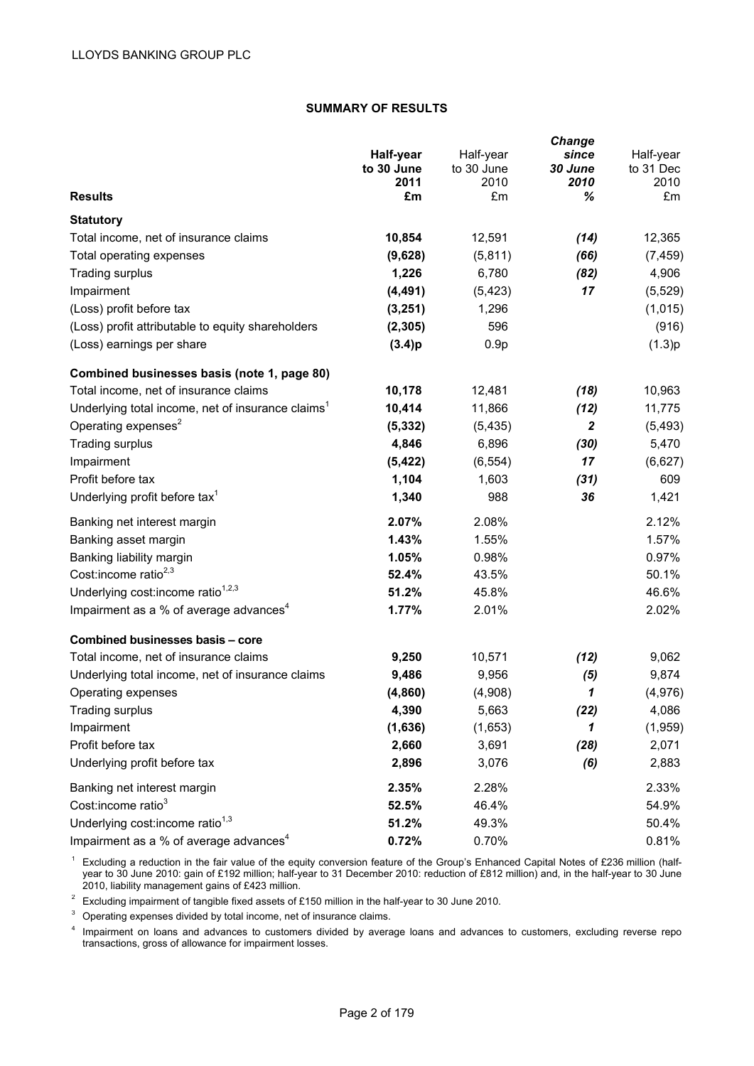## SUMMARY OF RESULTS

| Results | **Half-year to 30 June 2011 £m** | Half-year to 30 June 2010 £m | ***Change since 30 June 2010 %*** | Half-year to 31 Dec 2010 £m |
|---|---|---|---|---|
| **Statutory** | | | | |
| Total income, net of insurance claims | **10,854** | 12,591 | ***(14)*** | 12,365 |
| Total operating expenses | **(9,628)** | (5,811) | ***(66)*** | (7,459) |
| Trading surplus | **1,226** | 6,780 | ***(82)*** | 4,906 |
| Impairment | **(4,491)** | (5,423) | ***17*** | (5,529) |
| (Loss) profit before tax | **(3,251)** | 1,296 | | (1,015) |
| (Loss) profit attributable to equity shareholders | **(2,305)** | 596 | | (916) |
| (Loss) earnings per share | **(3.4)p** | 0.9p | | (1.3)p |
| **Combined businesses basis (note 1, page 80)** | | | | |
| Total income, net of insurance claims | **10,178** | 12,481 | ***(18)*** | 10,963 |
| Underlying total income, net of insurance claims[1] | **10,414** | 11,866 | ***(12)*** | 11,775 |
| Operating expenses[2] | **(5,332)** | (5,435) | ***2*** | (5,493) |
| Trading surplus | **4,846** | 6,896 | ***(30)*** | 5,470 |
| Impairment | **(5,422)** | (6,554) | ***17*** | (6,627) |
| Profit before tax | **1,104** | 1,603 | ***(31)*** | 609 |
| Underlying profit before tax[1] | **1,340** | 988 | ***36*** | 1,421 |
| Banking net interest margin | **2.07%** | 2.08% | | 2.12% |
| Banking asset margin | **1.43%** | 1.55% | | 1.57% |
| Banking liability margin | **1.05%** | 0.98% | | 0.97% |
| Cost:income ratio[2,3] | **52.4%** | 43.5% | | 50.1% |
| Underlying cost:income ratio[1,2,3] | **51.2%** | 45.8% | | 46.6% |
| Impairment as a % of average advances[4] | **1.77%** | 2.01% | | 2.02% |
| **Combined businesses basis – core** | | | | |
| Total income, net of insurance claims | **9,250** | 10,571 | ***(12)*** | 9,062 |
| Underlying total income, net of insurance claims | **9,486** | 9,956 | ***(5)*** | 9,874 |
| Operating expenses | **(4,860)** | (4,908) | ***1*** | (4,976) |
| Trading surplus | **4,390** | 5,663 | ***(22)*** | 4,086 |
| Impairment | **(1,636)** | (1,653) | ***1*** | (1,959) |
| Profit before tax | **2,660** | 3,691 | ***(28)*** | 2,071 |
| Underlying profit before tax | **2,896** | 3,076 | ***(6)*** | 2,883 |
| Banking net interest margin | **2.35%** | 2.28% | | 2.33% |
| Cost:income ratio[3] | **52.5%** | 46.4% | | 54.9% |
| Underlying cost:income ratio[1,3] | **51.2%** | 49.3% | | 50.4% |
| Impairment as a % of average advances[4] | **0.72%** | 0.70% | | 0.81% |

[1] Excluding a reduction in the fair value of the equity conversion feature of the Group's Enhanced Capital Notes of £236 million (half-year to 30 June 2010: gain of £192 million; half-year to 31 December 2010: reduction of £812 million) and, in the half-year to 30 June 2010, liability management gains of £423 million.

[2] Excluding impairment of tangible fixed assets of £150 million in the half-year to 30 June 2010.

[3] Operating expenses divided by total income, net of insurance claims.

[4] Impairment on loans and advances to customers divided by average loans and advances to customers, excluding reverse repo transactions, gross of allowance for impairment losses.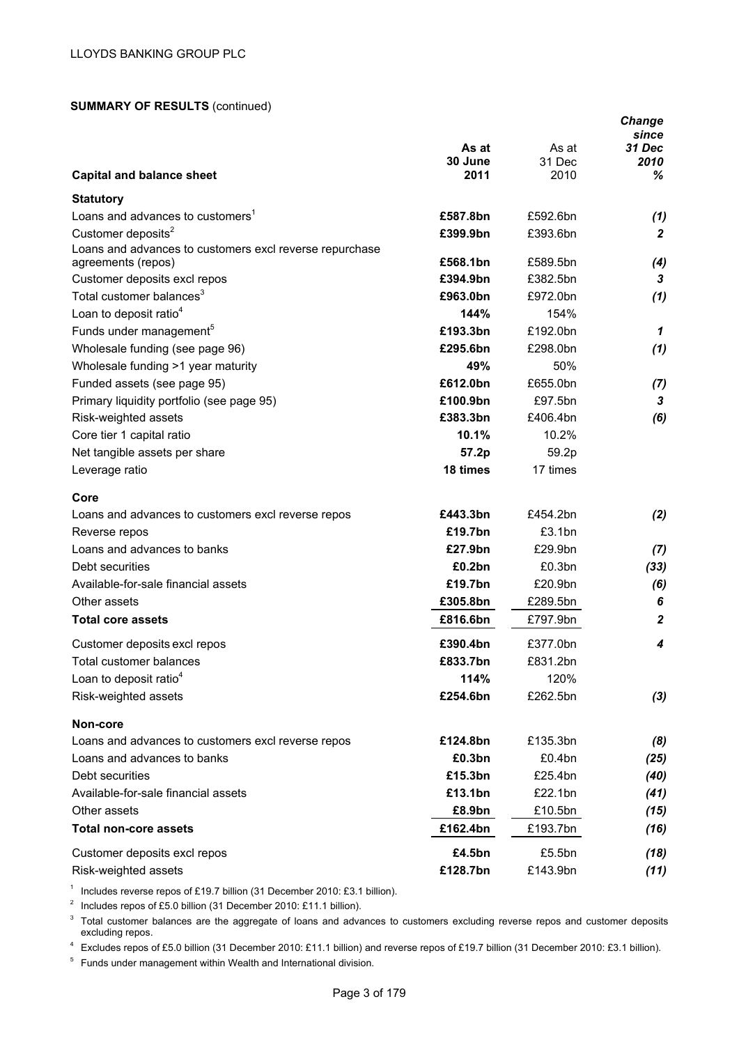**SUMMARY OF RESULTS** (continued)

| Capital and balance sheet | As at 30 June 2011 | As at 31 Dec 2010 | *Change since 31 Dec 2010 %* |
|---|---|---|---|
| **Statutory** | | | |
| Loans and advances to customers[1] | **£587.8bn** | £592.6bn | ***(1)*** |
| Customer deposits[2] | **£399.9bn** | £393.6bn | ***2*** |
| Loans and advances to customers excl reverse repurchase agreements (repos) | **£568.1bn** | £589.5bn | ***(4)*** |
| Customer deposits excl repos | **£394.9bn** | £382.5bn | ***3*** |
| Total customer balances[3] | **£963.0bn** | £972.0bn | ***(1)*** |
| Loan to deposit ratio[4] | **144%** | 154% | |
| Funds under management[5] | **£193.3bn** | £192.0bn | ***1*** |
| Wholesale funding (see page 96) | **£295.6bn** | £298.0bn | ***(1)*** |
| Wholesale funding >1 year maturity | **49%** | 50% | |
| Funded assets (see page 95) | **£612.0bn** | £655.0bn | ***(7)*** |
| Primary liquidity portfolio (see page 95) | **£100.9bn** | £97.5bn | ***3*** |
| Risk-weighted assets | **£383.3bn** | £406.4bn | ***(6)*** |
| Core tier 1 capital ratio | **10.1%** | 10.2% | |
| Net tangible assets per share | **57.2p** | 59.2p | |
| Leverage ratio | **18 times** | 17 times | |
| **Core** | | | |
| Loans and advances to customers excl reverse repos | **£443.3bn** | £454.2bn | ***(2)*** |
| Reverse repos | **£19.7bn** | £3.1bn | |
| Loans and advances to banks | **£27.9bn** | £29.9bn | ***(7)*** |
| Debt securities | **£0.2bn** | £0.3bn | ***(33)*** |
| Available-for-sale financial assets | **£19.7bn** | £20.9bn | ***(6)*** |
| Other assets | **£305.8bn** | £289.5bn | ***6*** |
| **Total core assets** | **£816.6bn** | £797.9bn | ***2*** |
| Customer deposits excl repos | **£390.4bn** | £377.0bn | ***4*** |
| Total customer balances | **£833.7bn** | £831.2bn | |
| Loan to deposit ratio[4] | **114%** | 120% | |
| Risk-weighted assets | **£254.6bn** | £262.5bn | ***(3)*** |
| **Non-core** | | | |
| Loans and advances to customers excl reverse repos | **£124.8bn** | £135.3bn | ***(8)*** |
| Loans and advances to banks | **£0.3bn** | £0.4bn | ***(25)*** |
| Debt securities | **£15.3bn** | £25.4bn | ***(40)*** |
| Available-for-sale financial assets | **£13.1bn** | £22.1bn | ***(41)*** |
| Other assets | **£8.9bn** | £10.5bn | ***(15)*** |
| **Total non-core assets** | **£162.4bn** | £193.7bn | ***(16)*** |
| Customer deposits excl repos | **£4.5bn** | £5.5bn | ***(18)*** |
| Risk-weighted assets | **£128.7bn** | £143.9bn | ***(11)*** |

[1] Includes reverse repos of £19.7 billion (31 December 2010: £3.1 billion).

[2] Includes repos of £5.0 billion (31 December 2010: £11.1 billion).

[3] Total customer balances are the aggregate of loans and advances to customers excluding reverse repos and customer deposits excluding repos.

[4] Excludes repos of £5.0 billion (31 December 2010: £11.1 billion) and reverse repos of £19.7 billion (31 December 2010: £3.1 billion).

[5] Funds under management within Wealth and International division.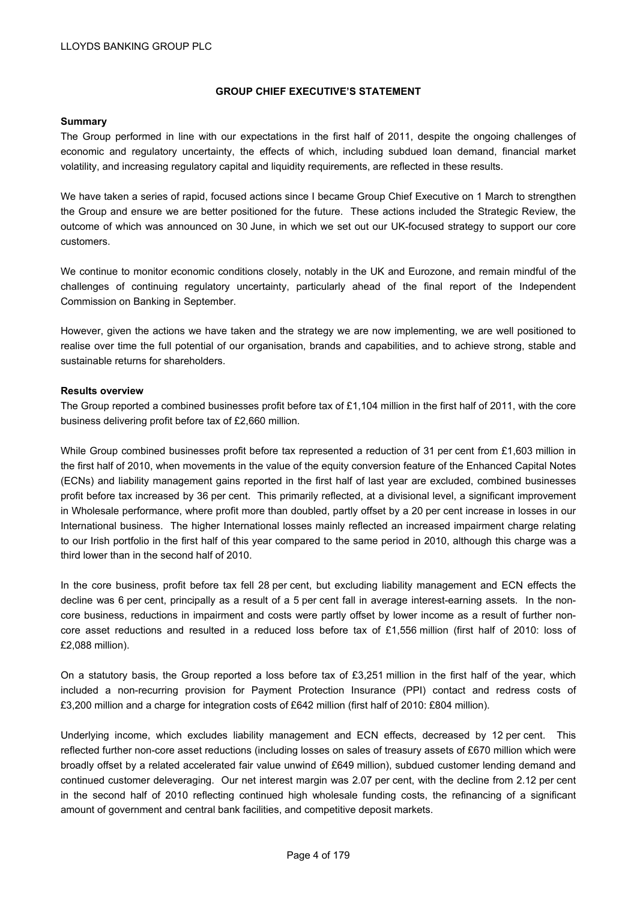## GROUP CHIEF EXECUTIVE'S STATEMENT

**Summary**

The Group performed in line with our expectations in the first half of 2011, despite the ongoing challenges of economic and regulatory uncertainty, the effects of which, including subdued loan demand, financial market volatility, and increasing regulatory capital and liquidity requirements, are reflected in these results.

We have taken a series of rapid, focused actions since I became Group Chief Executive on 1 March to strengthen the Group and ensure we are better positioned for the future. These actions included the Strategic Review, the outcome of which was announced on 30 June, in which we set out our UK-focused strategy to support our core customers.

We continue to monitor economic conditions closely, notably in the UK and Eurozone, and remain mindful of the challenges of continuing regulatory uncertainty, particularly ahead of the final report of the Independent Commission on Banking in September.

However, given the actions we have taken and the strategy we are now implementing, we are well positioned to realise over time the full potential of our organisation, brands and capabilities, and to achieve strong, stable and sustainable returns for shareholders.

**Results overview**

The Group reported a combined businesses profit before tax of £1,104 million in the first half of 2011, with the core business delivering profit before tax of £2,660 million.

While Group combined businesses profit before tax represented a reduction of 31 per cent from £1,603 million in the first half of 2010, when movements in the value of the equity conversion feature of the Enhanced Capital Notes (ECNs) and liability management gains reported in the first half of last year are excluded, combined businesses profit before tax increased by 36 per cent. This primarily reflected, at a divisional level, a significant improvement in Wholesale performance, where profit more than doubled, partly offset by a 20 per cent increase in losses in our International business. The higher International losses mainly reflected an increased impairment charge relating to our Irish portfolio in the first half of this year compared to the same period in 2010, although this charge was a third lower than in the second half of 2010.

In the core business, profit before tax fell 28 per cent, but excluding liability management and ECN effects the decline was 6 per cent, principally as a result of a 5 per cent fall in average interest-earning assets. In the non-core business, reductions in impairment and costs were partly offset by lower income as a result of further non-core asset reductions and resulted in a reduced loss before tax of £1,556 million (first half of 2010: loss of £2,088 million).

On a statutory basis, the Group reported a loss before tax of £3,251 million in the first half of the year, which included a non-recurring provision for Payment Protection Insurance (PPI) contact and redress costs of £3,200 million and a charge for integration costs of £642 million (first half of 2010: £804 million).

Underlying income, which excludes liability management and ECN effects, decreased by 12 per cent. This reflected further non-core asset reductions (including losses on sales of treasury assets of £670 million which were broadly offset by a related accelerated fair value unwind of £649 million), subdued customer lending demand and continued customer deleveraging. Our net interest margin was 2.07 per cent, with the decline from 2.12 per cent in the second half of 2010 reflecting continued high wholesale funding costs, the refinancing of a significant amount of government and central bank facilities, and competitive deposit markets.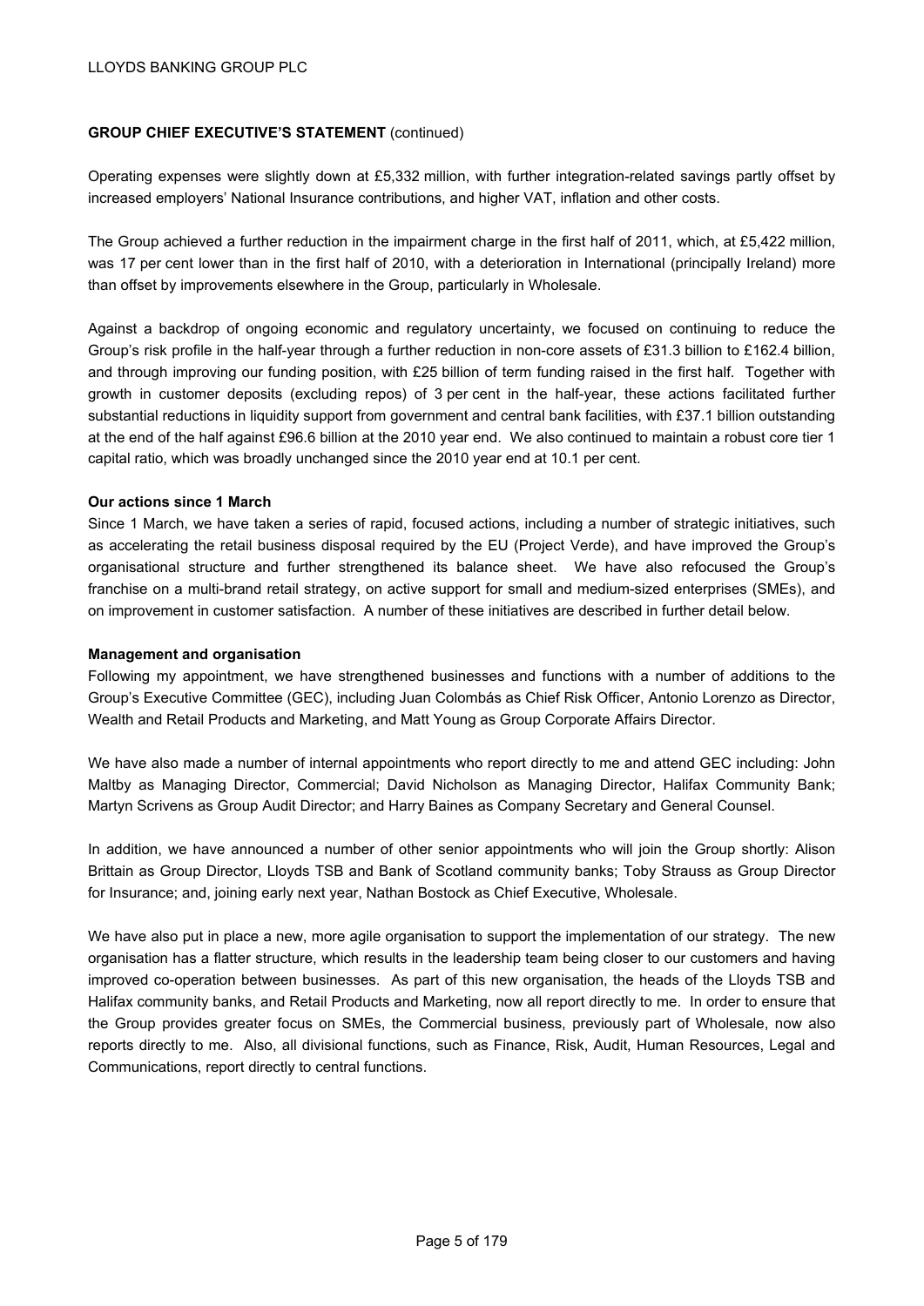**GROUP CHIEF EXECUTIVE'S STATEMENT** (continued)

Operating expenses were slightly down at £5,332 million, with further integration-related savings partly offset by increased employers' National Insurance contributions, and higher VAT, inflation and other costs.

The Group achieved a further reduction in the impairment charge in the first half of 2011, which, at £5,422 million, was 17 per cent lower than in the first half of 2010, with a deterioration in International (principally Ireland) more than offset by improvements elsewhere in the Group, particularly in Wholesale.

Against a backdrop of ongoing economic and regulatory uncertainty, we focused on continuing to reduce the Group's risk profile in the half-year through a further reduction in non-core assets of £31.3 billion to £162.4 billion, and through improving our funding position, with £25 billion of term funding raised in the first half. Together with growth in customer deposits (excluding repos) of 3 per cent in the half-year, these actions facilitated further substantial reductions in liquidity support from government and central bank facilities, with £37.1 billion outstanding at the end of the half against £96.6 billion at the 2010 year end. We also continued to maintain a robust core tier 1 capital ratio, which was broadly unchanged since the 2010 year end at 10.1 per cent.

**Our actions since 1 March**

Since 1 March, we have taken a series of rapid, focused actions, including a number of strategic initiatives, such as accelerating the retail business disposal required by the EU (Project Verde), and have improved the Group's organisational structure and further strengthened its balance sheet. We have also refocused the Group's franchise on a multi-brand retail strategy, on active support for small and medium-sized enterprises (SMEs), and on improvement in customer satisfaction. A number of these initiatives are described in further detail below.

**Management and organisation**

Following my appointment, we have strengthened businesses and functions with a number of additions to the Group's Executive Committee (GEC), including Juan Colombás as Chief Risk Officer, Antonio Lorenzo as Director, Wealth and Retail Products and Marketing, and Matt Young as Group Corporate Affairs Director.

We have also made a number of internal appointments who report directly to me and attend GEC including: John Maltby as Managing Director, Commercial; David Nicholson as Managing Director, Halifax Community Bank; Martyn Scrivens as Group Audit Director; and Harry Baines as Company Secretary and General Counsel.

In addition, we have announced a number of other senior appointments who will join the Group shortly: Alison Brittain as Group Director, Lloyds TSB and Bank of Scotland community banks; Toby Strauss as Group Director for Insurance; and, joining early next year, Nathan Bostock as Chief Executive, Wholesale.

We have also put in place a new, more agile organisation to support the implementation of our strategy. The new organisation has a flatter structure, which results in the leadership team being closer to our customers and having improved co-operation between businesses. As part of this new organisation, the heads of the Lloyds TSB and Halifax community banks, and Retail Products and Marketing, now all report directly to me. In order to ensure that the Group provides greater focus on SMEs, the Commercial business, previously part of Wholesale, now also reports directly to me. Also, all divisional functions, such as Finance, Risk, Audit, Human Resources, Legal and Communications, report directly to central functions.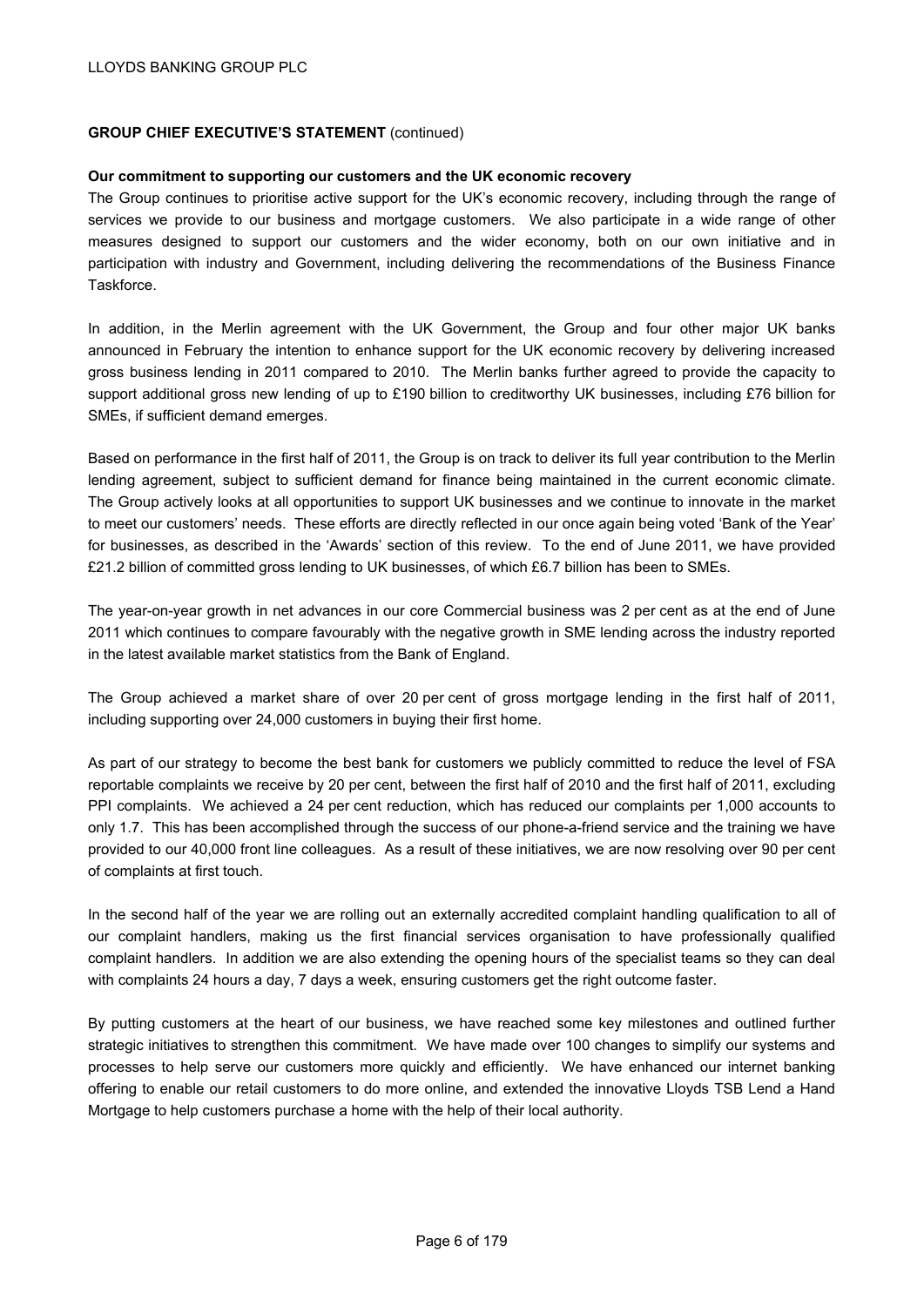**GROUP CHIEF EXECUTIVE'S STATEMENT** (continued)

**Our commitment to supporting our customers and the UK economic recovery**

The Group continues to prioritise active support for the UK's economic recovery, including through the range of services we provide to our business and mortgage customers. We also participate in a wide range of other measures designed to support our customers and the wider economy, both on our own initiative and in participation with industry and Government, including delivering the recommendations of the Business Finance Taskforce.

In addition, in the Merlin agreement with the UK Government, the Group and four other major UK banks announced in February the intention to enhance support for the UK economic recovery by delivering increased gross business lending in 2011 compared to 2010. The Merlin banks further agreed to provide the capacity to support additional gross new lending of up to £190 billion to creditworthy UK businesses, including £76 billion for SMEs, if sufficient demand emerges.

Based on performance in the first half of 2011, the Group is on track to deliver its full year contribution to the Merlin lending agreement, subject to sufficient demand for finance being maintained in the current economic climate. The Group actively looks at all opportunities to support UK businesses and we continue to innovate in the market to meet our customers' needs. These efforts are directly reflected in our once again being voted 'Bank of the Year' for businesses, as described in the 'Awards' section of this review. To the end of June 2011, we have provided £21.2 billion of committed gross lending to UK businesses, of which £6.7 billion has been to SMEs.

The year-on-year growth in net advances in our core Commercial business was 2 per cent as at the end of June 2011 which continues to compare favourably with the negative growth in SME lending across the industry reported in the latest available market statistics from the Bank of England.

The Group achieved a market share of over 20 per cent of gross mortgage lending in the first half of 2011, including supporting over 24,000 customers in buying their first home.

As part of our strategy to become the best bank for customers we publicly committed to reduce the level of FSA reportable complaints we receive by 20 per cent, between the first half of 2010 and the first half of 2011, excluding PPI complaints. We achieved a 24 per cent reduction, which has reduced our complaints per 1,000 accounts to only 1.7. This has been accomplished through the success of our phone-a-friend service and the training we have provided to our 40,000 front line colleagues. As a result of these initiatives, we are now resolving over 90 per cent of complaints at first touch.

In the second half of the year we are rolling out an externally accredited complaint handling qualification to all of our complaint handlers, making us the first financial services organisation to have professionally qualified complaint handlers. In addition we are also extending the opening hours of the specialist teams so they can deal with complaints 24 hours a day, 7 days a week, ensuring customers get the right outcome faster.

By putting customers at the heart of our business, we have reached some key milestones and outlined further strategic initiatives to strengthen this commitment. We have made over 100 changes to simplify our systems and processes to help serve our customers more quickly and efficiently. We have enhanced our internet banking offering to enable our retail customers to do more online, and extended the innovative Lloyds TSB Lend a Hand Mortgage to help customers purchase a home with the help of their local authority.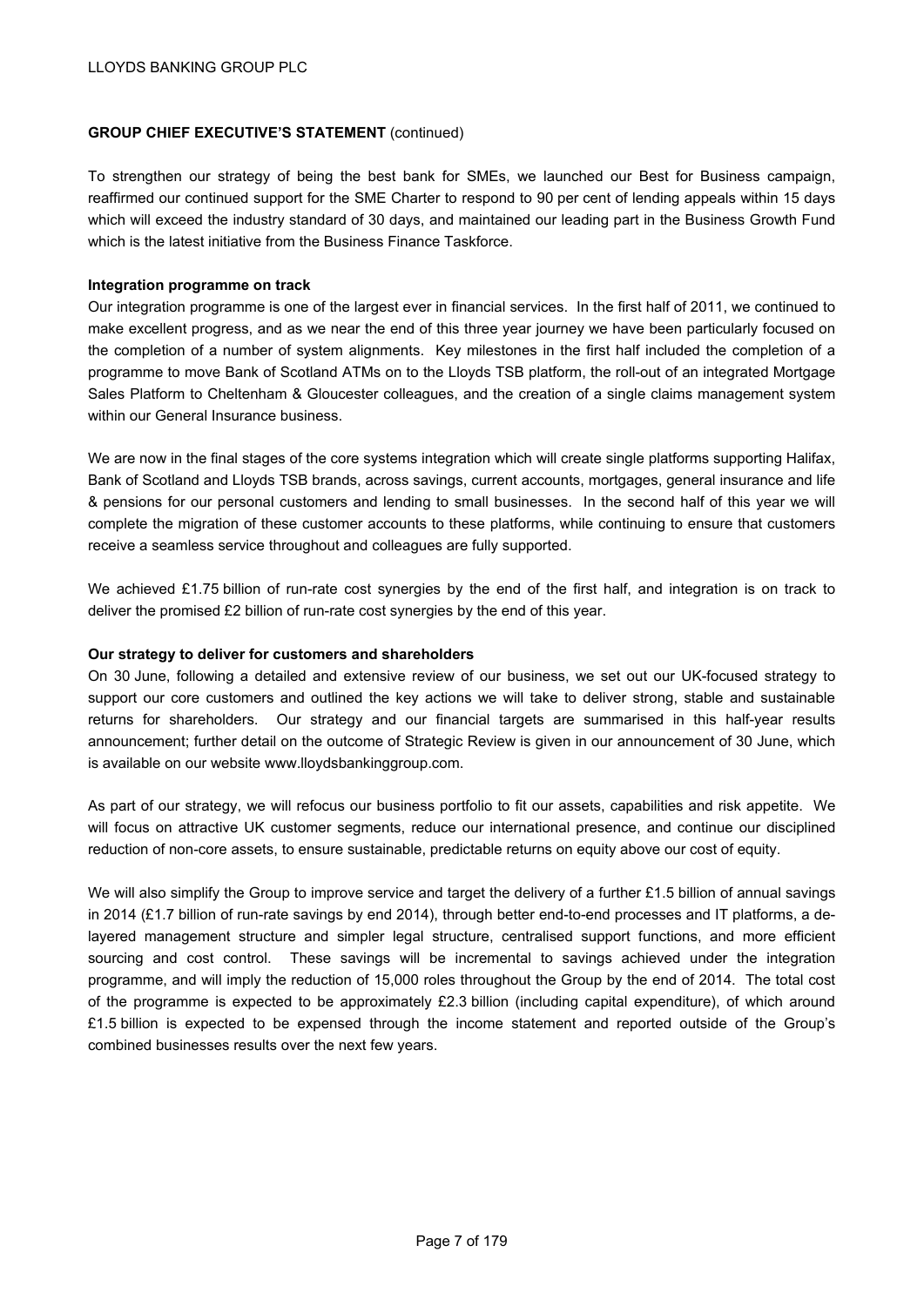**GROUP CHIEF EXECUTIVE'S STATEMENT** (continued)

To strengthen our strategy of being the best bank for SMEs, we launched our Best for Business campaign, reaffirmed our continued support for the SME Charter to respond to 90 per cent of lending appeals within 15 days which will exceed the industry standard of 30 days, and maintained our leading part in the Business Growth Fund which is the latest initiative from the Business Finance Taskforce.

**Integration programme on track**

Our integration programme is one of the largest ever in financial services. In the first half of 2011, we continued to make excellent progress, and as we near the end of this three year journey we have been particularly focused on the completion of a number of system alignments. Key milestones in the first half included the completion of a programme to move Bank of Scotland ATMs on to the Lloyds TSB platform, the roll-out of an integrated Mortgage Sales Platform to Cheltenham & Gloucester colleagues, and the creation of a single claims management system within our General Insurance business.

We are now in the final stages of the core systems integration which will create single platforms supporting Halifax, Bank of Scotland and Lloyds TSB brands, across savings, current accounts, mortgages, general insurance and life & pensions for our personal customers and lending to small businesses. In the second half of this year we will complete the migration of these customer accounts to these platforms, while continuing to ensure that customers receive a seamless service throughout and colleagues are fully supported.

We achieved £1.75 billion of run-rate cost synergies by the end of the first half, and integration is on track to deliver the promised £2 billion of run-rate cost synergies by the end of this year.

**Our strategy to deliver for customers and shareholders**

On 30 June, following a detailed and extensive review of our business, we set out our UK-focused strategy to support our core customers and outlined the key actions we will take to deliver strong, stable and sustainable returns for shareholders. Our strategy and our financial targets are summarised in this half-year results announcement; further detail on the outcome of Strategic Review is given in our announcement of 30 June, which is available on our website www.lloydsbankinggroup.com.

As part of our strategy, we will refocus our business portfolio to fit our assets, capabilities and risk appetite. We will focus on attractive UK customer segments, reduce our international presence, and continue our disciplined reduction of non-core assets, to ensure sustainable, predictable returns on equity above our cost of equity.

We will also simplify the Group to improve service and target the delivery of a further £1.5 billion of annual savings in 2014 (£1.7 billion of run-rate savings by end 2014), through better end-to-end processes and IT platforms, a de-layered management structure and simpler legal structure, centralised support functions, and more efficient sourcing and cost control. These savings will be incremental to savings achieved under the integration programme, and will imply the reduction of 15,000 roles throughout the Group by the end of 2014. The total cost of the programme is expected to be approximately £2.3 billion (including capital expenditure), of which around £1.5 billion is expected to be expensed through the income statement and reported outside of the Group's combined businesses results over the next few years.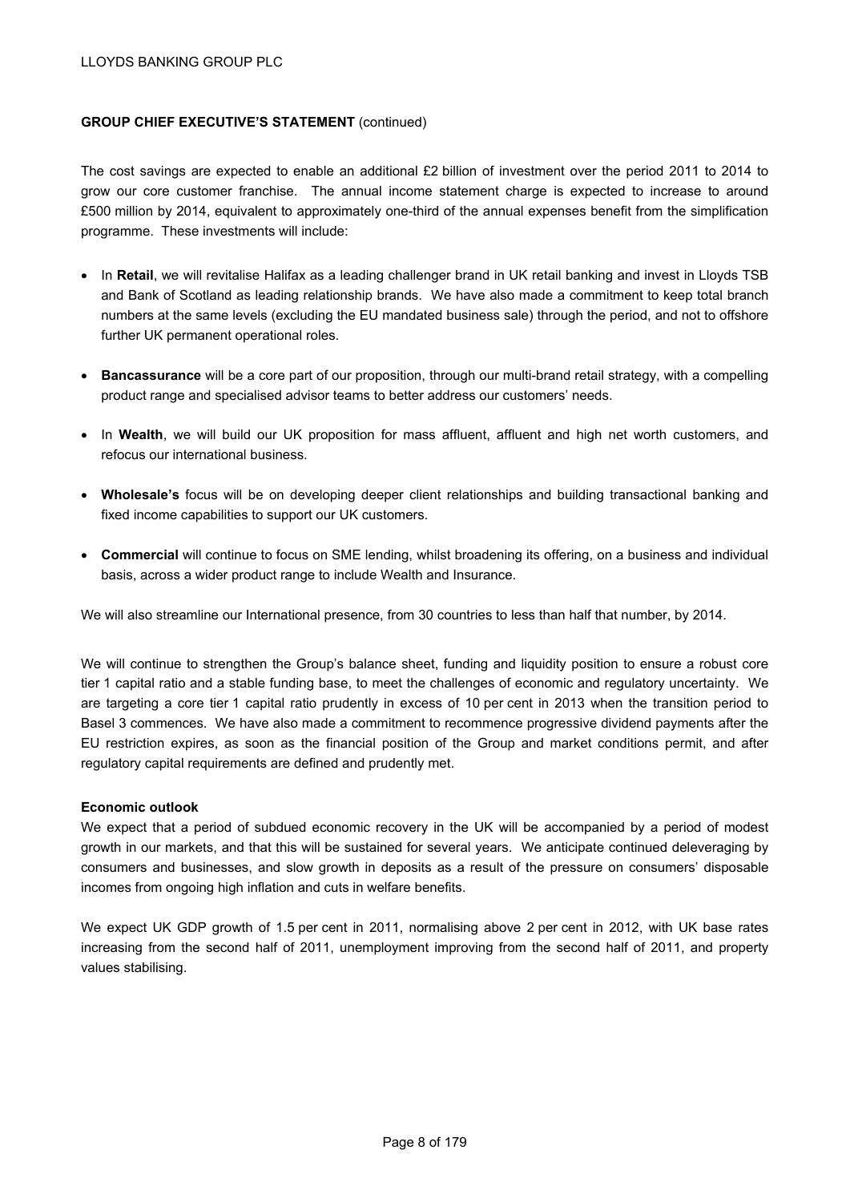**GROUP CHIEF EXECUTIVE'S STATEMENT** (continued)

The cost savings are expected to enable an additional £2 billion of investment over the period 2011 to 2014 to grow our core customer franchise. The annual income statement charge is expected to increase to around £500 million by 2014, equivalent to approximately one-third of the annual expenses benefit from the simplification programme. These investments will include:

- In **Retail**, we will revitalise Halifax as a leading challenger brand in UK retail banking and invest in Lloyds TSB and Bank of Scotland as leading relationship brands. We have also made a commitment to keep total branch numbers at the same levels (excluding the EU mandated business sale) through the period, and not to offshore further UK permanent operational roles.
- **Bancassurance** will be a core part of our proposition, through our multi-brand retail strategy, with a compelling product range and specialised advisor teams to better address our customers' needs.
- In **Wealth**, we will build our UK proposition for mass affluent, affluent and high net worth customers, and refocus our international business.
- **Wholesale's** focus will be on developing deeper client relationships and building transactional banking and fixed income capabilities to support our UK customers.
- **Commercial** will continue to focus on SME lending, whilst broadening its offering, on a business and individual basis, across a wider product range to include Wealth and Insurance.

We will also streamline our International presence, from 30 countries to less than half that number, by 2014.

We will continue to strengthen the Group's balance sheet, funding and liquidity position to ensure a robust core tier 1 capital ratio and a stable funding base, to meet the challenges of economic and regulatory uncertainty. We are targeting a core tier 1 capital ratio prudently in excess of 10 per cent in 2013 when the transition period to Basel 3 commences. We have also made a commitment to recommence progressive dividend payments after the EU restriction expires, as soon as the financial position of the Group and market conditions permit, and after regulatory capital requirements are defined and prudently met.

**Economic outlook**

We expect that a period of subdued economic recovery in the UK will be accompanied by a period of modest growth in our markets, and that this will be sustained for several years. We anticipate continued deleveraging by consumers and businesses, and slow growth in deposits as a result of the pressure on consumers' disposable incomes from ongoing high inflation and cuts in welfare benefits.

We expect UK GDP growth of 1.5 per cent in 2011, normalising above 2 per cent in 2012, with UK base rates increasing from the second half of 2011, unemployment improving from the second half of 2011, and property values stabilising.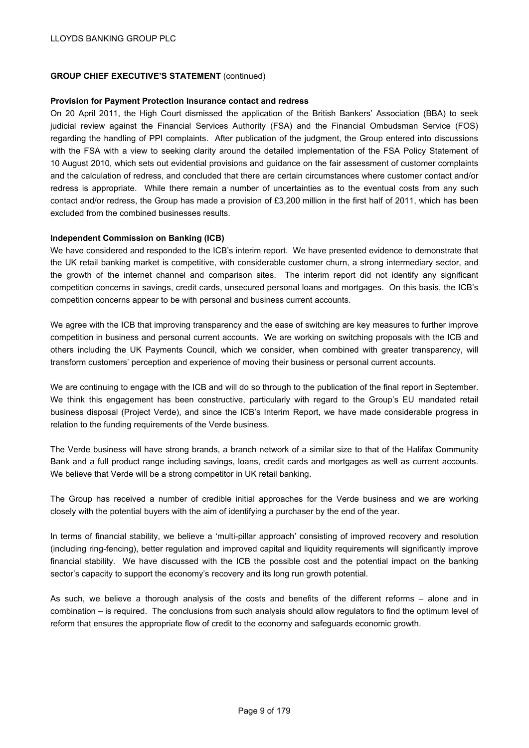**GROUP CHIEF EXECUTIVE'S STATEMENT** (continued)

**Provision for Payment Protection Insurance contact and redress**

On 20 April 2011, the High Court dismissed the application of the British Bankers' Association (BBA) to seek judicial review against the Financial Services Authority (FSA) and the Financial Ombudsman Service (FOS) regarding the handling of PPI complaints. After publication of the judgment, the Group entered into discussions with the FSA with a view to seeking clarity around the detailed implementation of the FSA Policy Statement of 10 August 2010, which sets out evidential provisions and guidance on the fair assessment of customer complaints and the calculation of redress, and concluded that there are certain circumstances where customer contact and/or redress is appropriate. While there remain a number of uncertainties as to the eventual costs from any such contact and/or redress, the Group has made a provision of £3,200 million in the first half of 2011, which has been excluded from the combined businesses results.

**Independent Commission on Banking (ICB)**

We have considered and responded to the ICB's interim report. We have presented evidence to demonstrate that the UK retail banking market is competitive, with considerable customer churn, a strong intermediary sector, and the growth of the internet channel and comparison sites. The interim report did not identify any significant competition concerns in savings, credit cards, unsecured personal loans and mortgages. On this basis, the ICB's competition concerns appear to be with personal and business current accounts.

We agree with the ICB that improving transparency and the ease of switching are key measures to further improve competition in business and personal current accounts. We are working on switching proposals with the ICB and others including the UK Payments Council, which we consider, when combined with greater transparency, will transform customers' perception and experience of moving their business or personal current accounts.

We are continuing to engage with the ICB and will do so through to the publication of the final report in September. We think this engagement has been constructive, particularly with regard to the Group's EU mandated retail business disposal (Project Verde), and since the ICB's Interim Report, we have made considerable progress in relation to the funding requirements of the Verde business.

The Verde business will have strong brands, a branch network of a similar size to that of the Halifax Community Bank and a full product range including savings, loans, credit cards and mortgages as well as current accounts. We believe that Verde will be a strong competitor in UK retail banking.

The Group has received a number of credible initial approaches for the Verde business and we are working closely with the potential buyers with the aim of identifying a purchaser by the end of the year.

In terms of financial stability, we believe a 'multi-pillar approach' consisting of improved recovery and resolution (including ring-fencing), better regulation and improved capital and liquidity requirements will significantly improve financial stability. We have discussed with the ICB the possible cost and the potential impact on the banking sector's capacity to support the economy's recovery and its long run growth potential.

As such, we believe a thorough analysis of the costs and benefits of the different reforms – alone and in combination – is required. The conclusions from such analysis should allow regulators to find the optimum level of reform that ensures the appropriate flow of credit to the economy and safeguards economic growth.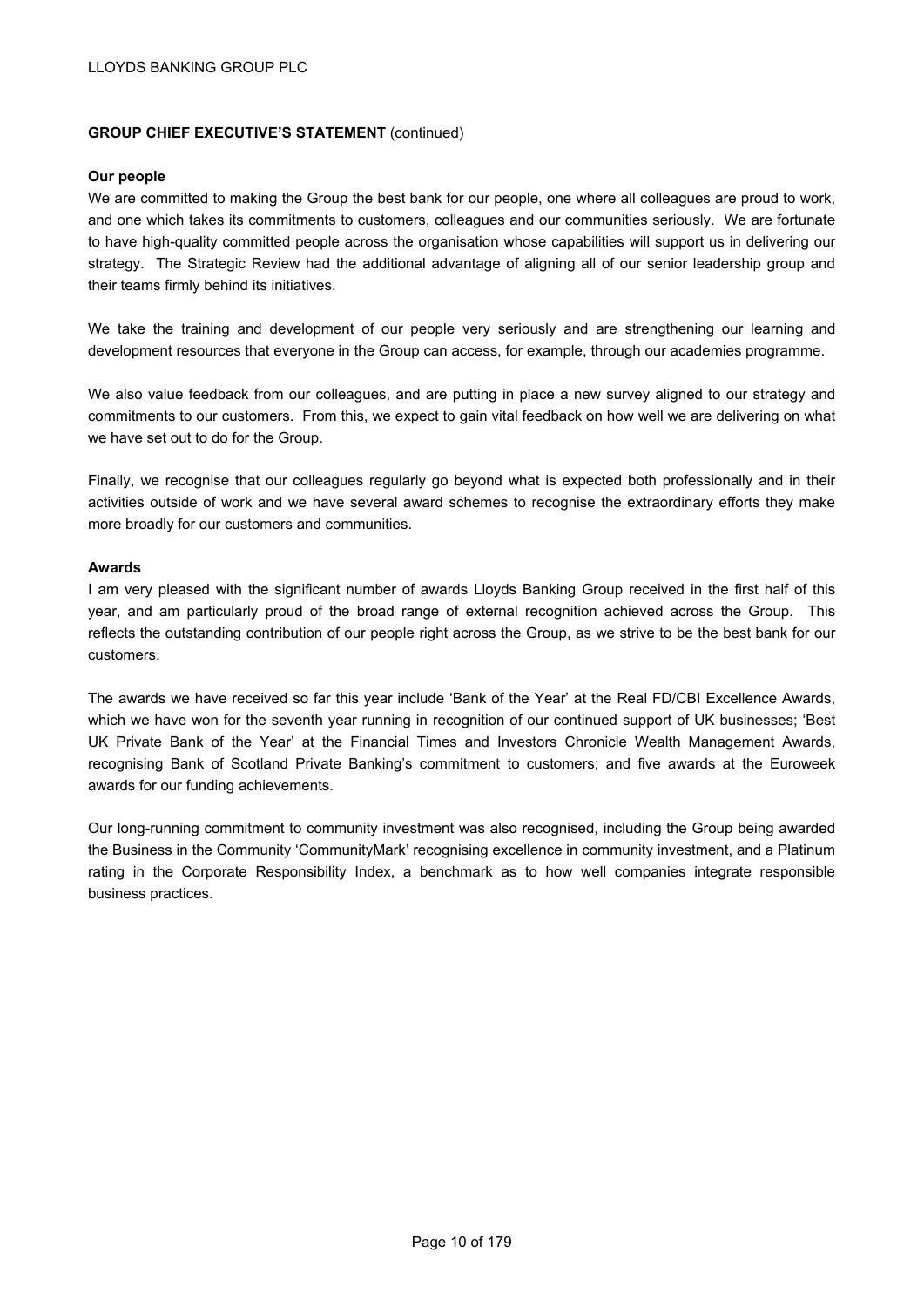## GROUP CHIEF EXECUTIVE'S STATEMENT (continued)

### Our people

We are committed to making the Group the best bank for our people, one where all colleagues are proud to work, and one which takes its commitments to customers, colleagues and our communities seriously. We are fortunate to have high-quality committed people across the organisation whose capabilities will support us in delivering our strategy. The Strategic Review had the additional advantage of aligning all of our senior leadership group and their teams firmly behind its initiatives.

We take the training and development of our people very seriously and are strengthening our learning and development resources that everyone in the Group can access, for example, through our academies programme.

We also value feedback from our colleagues, and are putting in place a new survey aligned to our strategy and commitments to our customers. From this, we expect to gain vital feedback on how well we are delivering on what we have set out to do for the Group.

Finally, we recognise that our colleagues regularly go beyond what is expected both professionally and in their activities outside of work and we have several award schemes to recognise the extraordinary efforts they make more broadly for our customers and communities.

### Awards

I am very pleased with the significant number of awards Lloyds Banking Group received in the first half of this year, and am particularly proud of the broad range of external recognition achieved across the Group. This reflects the outstanding contribution of our people right across the Group, as we strive to be the best bank for our customers.

The awards we have received so far this year include 'Bank of the Year' at the Real FD/CBI Excellence Awards, which we have won for the seventh year running in recognition of our continued support of UK businesses; 'Best UK Private Bank of the Year' at the Financial Times and Investors Chronicle Wealth Management Awards, recognising Bank of Scotland Private Banking's commitment to customers; and five awards at the Euroweek awards for our funding achievements.

Our long-running commitment to community investment was also recognised, including the Group being awarded the Business in the Community 'CommunityMark' recognising excellence in community investment, and a Platinum rating in the Corporate Responsibility Index, a benchmark as to how well companies integrate responsible business practices.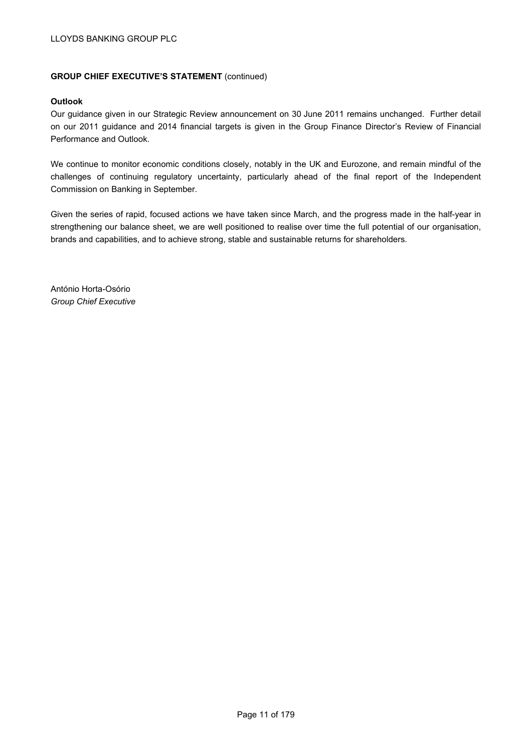**GROUP CHIEF EXECUTIVE'S STATEMENT** (continued)

**Outlook**

Our guidance given in our Strategic Review announcement on 30 June 2011 remains unchanged. Further detail on our 2011 guidance and 2014 financial targets is given in the Group Finance Director's Review of Financial Performance and Outlook.

We continue to monitor economic conditions closely, notably in the UK and Eurozone, and remain mindful of the challenges of continuing regulatory uncertainty, particularly ahead of the final report of the Independent Commission on Banking in September.

Given the series of rapid, focused actions we have taken since March, and the progress made in the half-year in strengthening our balance sheet, we are well positioned to realise over time the full potential of our organisation, brands and capabilities, and to achieve strong, stable and sustainable returns for shareholders.

António Horta-Osório
*Group Chief Executive*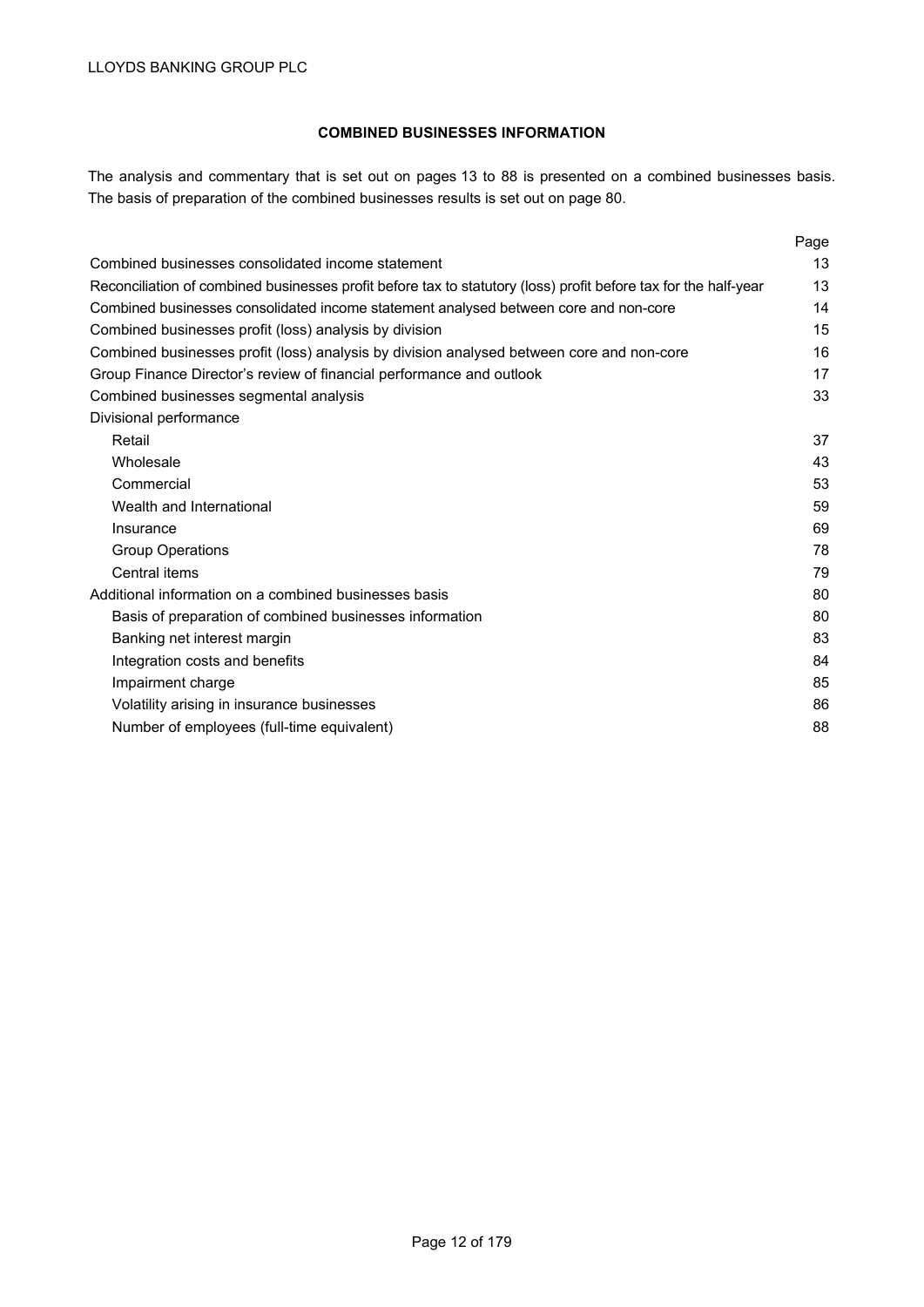## COMBINED BUSINESSES INFORMATION

The analysis and commentary that is set out on pages 13 to 88 is presented on a combined businesses basis. The basis of preparation of the combined businesses results is set out on page 80.

| | Page |
|---|---|
| Combined businesses consolidated income statement | 13 |
| Reconciliation of combined businesses profit before tax to statutory (loss) profit before tax for the half-year | 13 |
| Combined businesses consolidated income statement analysed between core and non-core | 14 |
| Combined businesses profit (loss) analysis by division | 15 |
| Combined businesses profit (loss) analysis by division analysed between core and non-core | 16 |
| Group Finance Director's review of financial performance and outlook | 17 |
| Combined businesses segmental analysis | 33 |
| Divisional performance | |
| Retail | 37 |
| Wholesale | 43 |
| Commercial | 53 |
| Wealth and International | 59 |
| Insurance | 69 |
| Group Operations | 78 |
| Central items | 79 |
| Additional information on a combined businesses basis | 80 |
| Basis of preparation of combined businesses information | 80 |
| Banking net interest margin | 83 |
| Integration costs and benefits | 84 |
| Impairment charge | 85 |
| Volatility arising in insurance businesses | 86 |
| Number of employees (full-time equivalent) | 88 |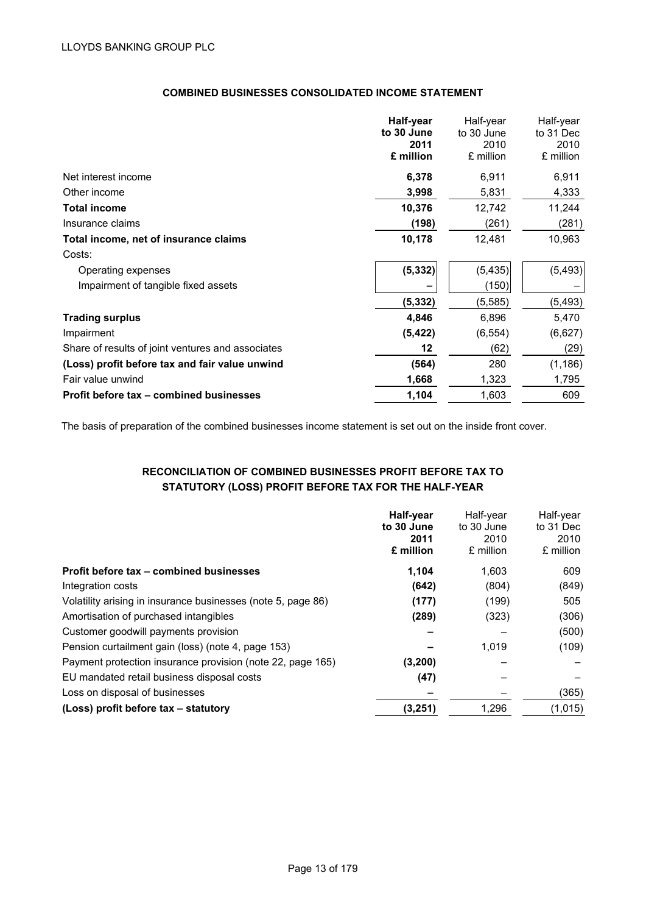## COMBINED BUSINESSES CONSOLIDATED INCOME STATEMENT

| | **Half-year to 30 June 2011 £ million** | Half-year to 30 June 2010 £ million | Half-year to 31 Dec 2010 £ million |
|---|---|---|---|
| Net interest income | **6,378** | 6,911 | 6,911 |
| Other income | **3,998** | 5,831 | 4,333 |
| **Total income** | **10,376** | 12,742 | 11,244 |
| Insurance claims | **(198)** | (261) | (281) |
| **Total income, net of insurance claims** | **10,178** | 12,481 | 10,963 |
| Costs: | | | |
| Operating expenses | **(5,332)** | (5,435) | (5,493) |
| Impairment of tangible fixed assets | **–** | (150) | – |
| | **(5,332)** | (5,585) | (5,493) |
| **Trading surplus** | **4,846** | 6,896 | 5,470 |
| Impairment | **(5,422)** | (6,554) | (6,627) |
| Share of results of joint ventures and associates | **12** | (62) | (29) |
| **(Loss) profit before tax and fair value unwind** | **(564)** | 280 | (1,186) |
| Fair value unwind | **1,668** | 1,323 | 1,795 |
| **Profit before tax – combined businesses** | **1,104** | 1,603 | 609 |

The basis of preparation of the combined businesses income statement is set out on the inside front cover.

## RECONCILIATION OF COMBINED BUSINESSES PROFIT BEFORE TAX TO STATUTORY (LOSS) PROFIT BEFORE TAX FOR THE HALF-YEAR

| | **Half-year to 30 June 2011 £ million** | Half-year to 30 June 2010 £ million | Half-year to 31 Dec 2010 £ million |
|---|---|---|---|
| **Profit before tax – combined businesses** | **1,104** | 1,603 | 609 |
| Integration costs | **(642)** | (804) | (849) |
| Volatility arising in insurance businesses (note 5, page 86) | **(177)** | (199) | 505 |
| Amortisation of purchased intangibles | **(289)** | (323) | (306) |
| Customer goodwill payments provision | **–** | – | (500) |
| Pension curtailment gain (loss) (note 4, page 153) | **–** | 1,019 | (109) |
| Payment protection insurance provision (note 22, page 165) | **(3,200)** | – | – |
| EU mandated retail business disposal costs | **(47)** | – | – |
| Loss on disposal of businesses | **–** | – | (365) |
| **(Loss) profit before tax – statutory** | **(3,251)** | 1,296 | (1,015) |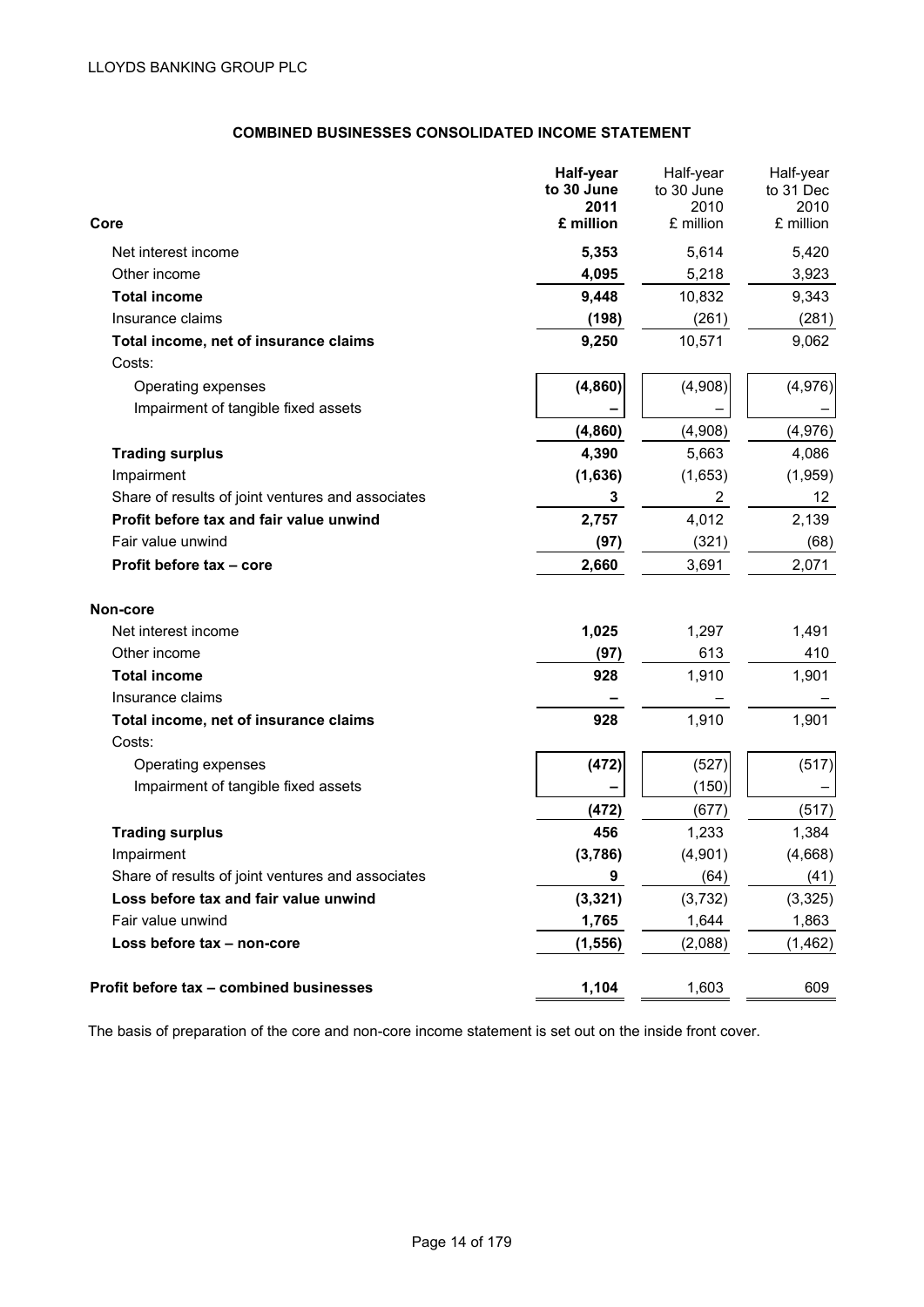## COMBINED BUSINESSES CONSOLIDATED INCOME STATEMENT

| Core | Half-year to 30 June 2011 £ million | Half-year to 30 June 2010 £ million | Half-year to 31 Dec 2010 £ million |
|---|---|---|---|
| Net interest income | **5,353** | 5,614 | 5,420 |
| Other income | **4,095** | 5,218 | 3,923 |
| **Total income** | **9,448** | 10,832 | 9,343 |
| Insurance claims | **(198)** | (261) | (281) |
| **Total income, net of insurance claims** | **9,250** | 10,571 | 9,062 |
| Costs: | | | |
| Operating expenses | **(4,860)** | (4,908) | (4,976) |
| Impairment of tangible fixed assets | **–** | – | – |
| | **(4,860)** | (4,908) | (4,976) |
| **Trading surplus** | **4,390** | 5,663 | 4,086 |
| Impairment | **(1,636)** | (1,653) | (1,959) |
| Share of results of joint ventures and associates | **3** | 2 | 12 |
| **Profit before tax and fair value unwind** | **2,757** | 4,012 | 2,139 |
| Fair value unwind | **(97)** | (321) | (68) |
| **Profit before tax – core** | **2,660** | 3,691 | 2,071 |
| **Non-core** | | | |
| Net interest income | **1,025** | 1,297 | 1,491 |
| Other income | **(97)** | 613 | 410 |
| **Total income** | **928** | 1,910 | 1,901 |
| Insurance claims | **–** | – | – |
| **Total income, net of insurance claims** | **928** | 1,910 | 1,901 |
| Costs: | | | |
| Operating expenses | **(472)** | (527) | (517) |
| Impairment of tangible fixed assets | **–** | (150) | – |
| | **(472)** | (677) | (517) |
| **Trading surplus** | **456** | 1,233 | 1,384 |
| Impairment | **(3,786)** | (4,901) | (4,668) |
| Share of results of joint ventures and associates | **9** | (64) | (41) |
| **Loss before tax and fair value unwind** | **(3,321)** | (3,732) | (3,325) |
| Fair value unwind | **1,765** | 1,644 | 1,863 |
| **Loss before tax – non-core** | **(1,556)** | (2,088) | (1,462) |
| **Profit before tax – combined businesses** | **1,104** | 1,603 | 609 |

The basis of preparation of the core and non-core income statement is set out on the inside front cover.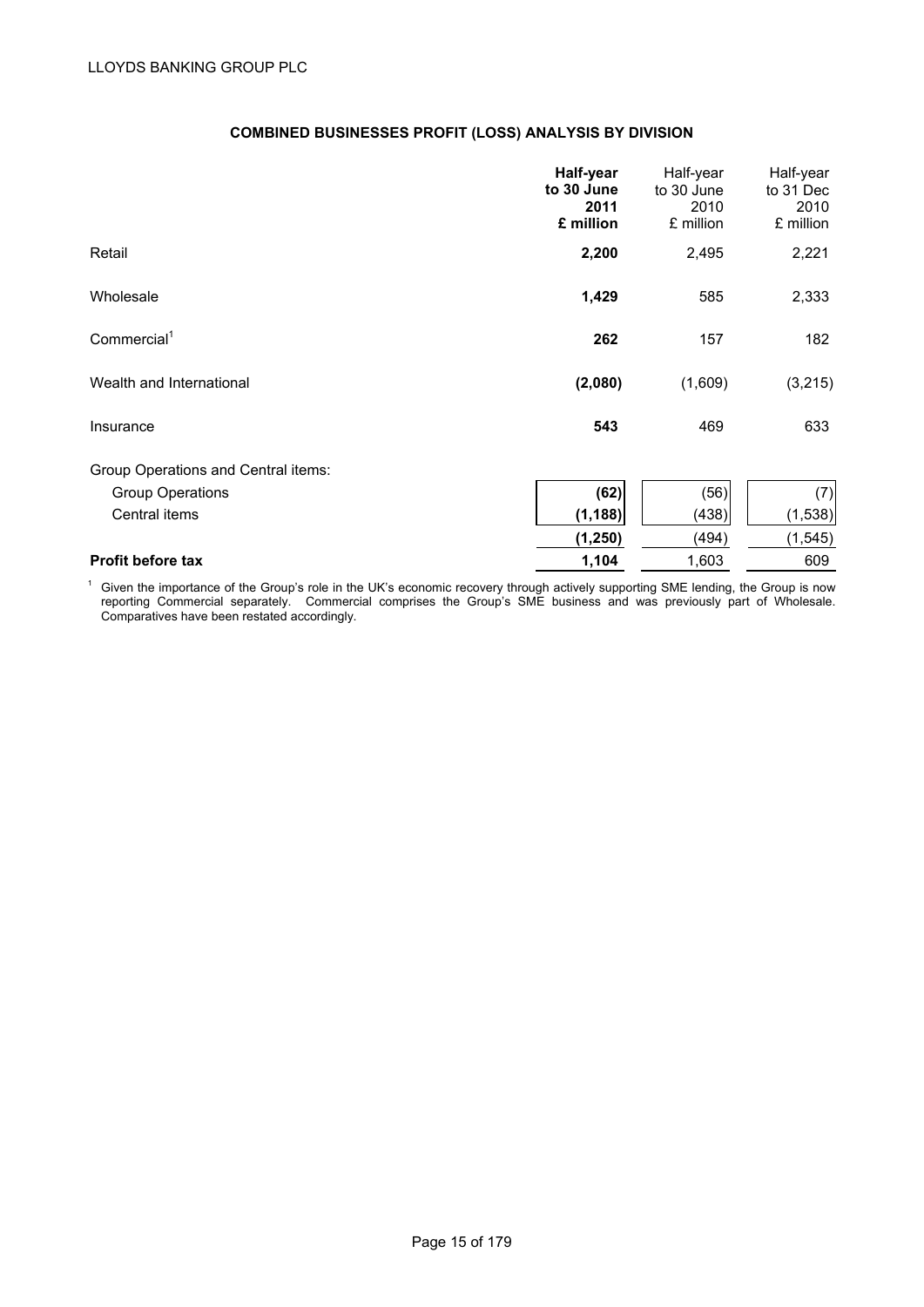## COMBINED BUSINESSES PROFIT (LOSS) ANALYSIS BY DIVISION

| | **Half-year to 30 June 2011 £ million** | Half-year to 30 June 2010 £ million | Half-year to 31 Dec 2010 £ million |
|---|---|---|---|
| Retail | **2,200** | 2,495 | 2,221 |
| Wholesale | **1,429** | 585 | 2,333 |
| Commercial[1] | **262** | 157 | 182 |
| Wealth and International | **(2,080)** | (1,609) | (3,215) |
| Insurance | **543** | 469 | 633 |
| Group Operations and Central items: | | | |
| Group Operations | **(62)** | (56) | (7) |
| Central items | **(1,188)** | (438) | (1,538) |
| | **(1,250)** | (494) | (1,545) |
| **Profit before tax** | **1,104** | 1,603 | 609 |

[1] Given the importance of the Group's role in the UK's economic recovery through actively supporting SME lending, the Group is now reporting Commercial separately. Commercial comprises the Group's SME business and was previously part of Wholesale. Comparatives have been restated accordingly.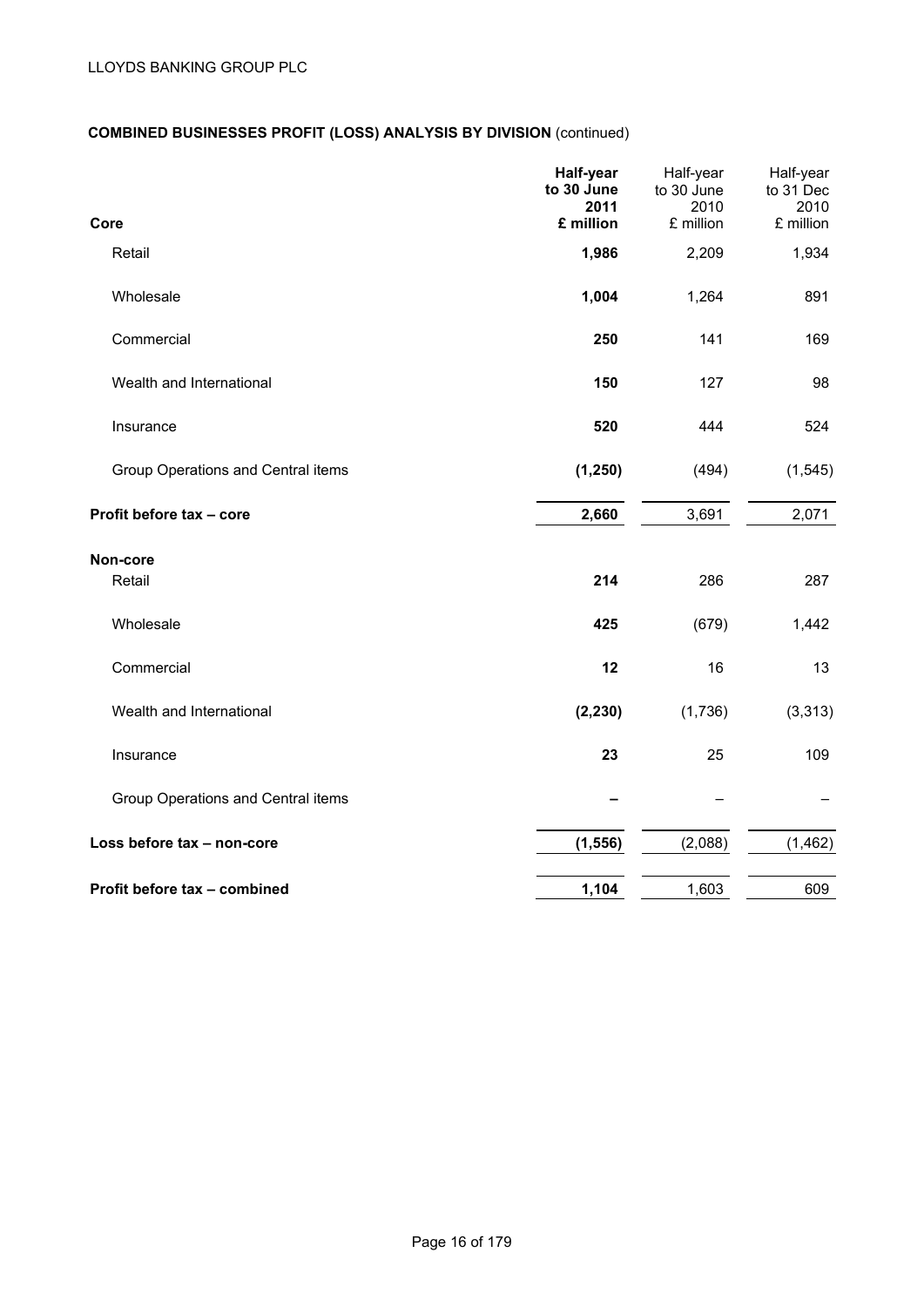**COMBINED BUSINESSES PROFIT (LOSS) ANALYSIS BY DIVISION** (continued)

| Core | **Half-year to 30 June 2011 £ million** | Half-year to 30 June 2010 £ million | Half-year to 31 Dec 2010 £ million |
|---|---|---|---|
| Retail | **1,986** | 2,209 | 1,934 |
| Wholesale | **1,004** | 1,264 | 891 |
| Commercial | **250** | 141 | 169 |
| Wealth and International | **150** | 127 | 98 |
| Insurance | **520** | 444 | 524 |
| Group Operations and Central items | **(1,250)** | (494) | (1,545) |
| **Profit before tax – core** | **2,660** | 3,691 | 2,071 |
| **Non-core** | | | |
| Retail | **214** | 286 | 287 |
| Wholesale | **425** | (679) | 1,442 |
| Commercial | **12** | 16 | 13 |
| Wealth and International | **(2,230)** | (1,736) | (3,313) |
| Insurance | **23** | 25 | 109 |
| Group Operations and Central items | **–** | – | – |
| **Loss before tax – non-core** | **(1,556)** | (2,088) | (1,462) |
| **Profit before tax – combined** | **1,104** | 1,603 | 609 |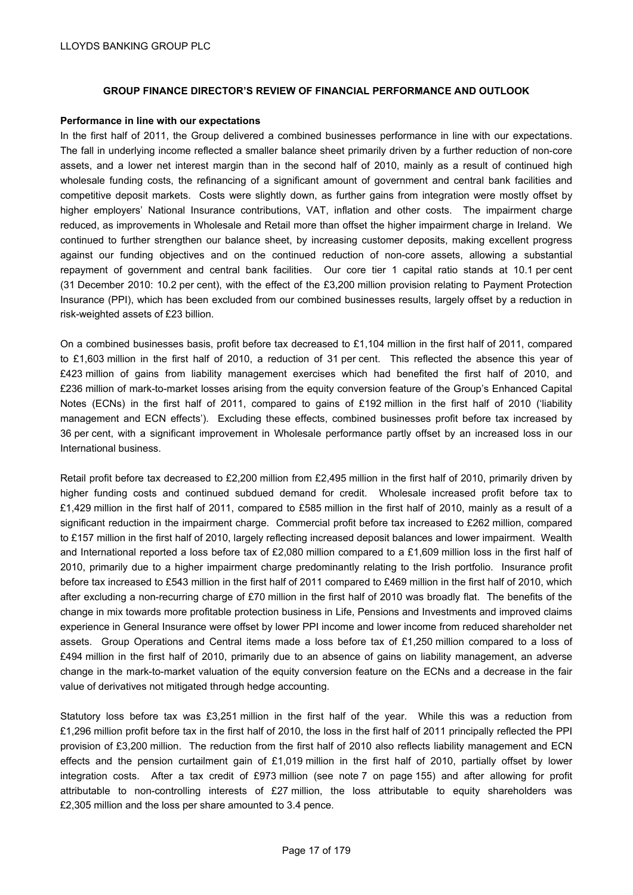## GROUP FINANCE DIRECTOR'S REVIEW OF FINANCIAL PERFORMANCE AND OUTLOOK

**Performance in line with our expectations**

In the first half of 2011, the Group delivered a combined businesses performance in line with our expectations. The fall in underlying income reflected a smaller balance sheet primarily driven by a further reduction of non-core assets, and a lower net interest margin than in the second half of 2010, mainly as a result of continued high wholesale funding costs, the refinancing of a significant amount of government and central bank facilities and competitive deposit markets. Costs were slightly down, as further gains from integration were mostly offset by higher employers' National Insurance contributions, VAT, inflation and other costs. The impairment charge reduced, as improvements in Wholesale and Retail more than offset the higher impairment charge in Ireland. We continued to further strengthen our balance sheet, by increasing customer deposits, making excellent progress against our funding objectives and on the continued reduction of non-core assets, allowing a substantial repayment of government and central bank facilities. Our core tier 1 capital ratio stands at 10.1 per cent (31 December 2010: 10.2 per cent), with the effect of the £3,200 million provision relating to Payment Protection Insurance (PPI), which has been excluded from our combined businesses results, largely offset by a reduction in risk-weighted assets of £23 billion.

On a combined businesses basis, profit before tax decreased to £1,104 million in the first half of 2011, compared to £1,603 million in the first half of 2010, a reduction of 31 per cent. This reflected the absence this year of £423 million of gains from liability management exercises which had benefited the first half of 2010, and £236 million of mark-to-market losses arising from the equity conversion feature of the Group's Enhanced Capital Notes (ECNs) in the first half of 2011, compared to gains of £192 million in the first half of 2010 ('liability management and ECN effects'). Excluding these effects, combined businesses profit before tax increased by 36 per cent, with a significant improvement in Wholesale performance partly offset by an increased loss in our International business.

Retail profit before tax decreased to £2,200 million from £2,495 million in the first half of 2010, primarily driven by higher funding costs and continued subdued demand for credit. Wholesale increased profit before tax to £1,429 million in the first half of 2011, compared to £585 million in the first half of 2010, mainly as a result of a significant reduction in the impairment charge. Commercial profit before tax increased to £262 million, compared to £157 million in the first half of 2010, largely reflecting increased deposit balances and lower impairment. Wealth and International reported a loss before tax of £2,080 million compared to a £1,609 million loss in the first half of 2010, primarily due to a higher impairment charge predominantly relating to the Irish portfolio. Insurance profit before tax increased to £543 million in the first half of 2011 compared to £469 million in the first half of 2010, which after excluding a non-recurring charge of £70 million in the first half of 2010 was broadly flat. The benefits of the change in mix towards more profitable protection business in Life, Pensions and Investments and improved claims experience in General Insurance were offset by lower PPI income and lower income from reduced shareholder net assets. Group Operations and Central items made a loss before tax of £1,250 million compared to a loss of £494 million in the first half of 2010, primarily due to an absence of gains on liability management, an adverse change in the mark-to-market valuation of the equity conversion feature on the ECNs and a decrease in the fair value of derivatives not mitigated through hedge accounting.

Statutory loss before tax was £3,251 million in the first half of the year. While this was a reduction from £1,296 million profit before tax in the first half of 2010, the loss in the first half of 2011 principally reflected the PPI provision of £3,200 million. The reduction from the first half of 2010 also reflects liability management and ECN effects and the pension curtailment gain of £1,019 million in the first half of 2010, partially offset by lower integration costs. After a tax credit of £973 million (see note 7 on page 155) and after allowing for profit attributable to non-controlling interests of £27 million, the loss attributable to equity shareholders was £2,305 million and the loss per share amounted to 3.4 pence.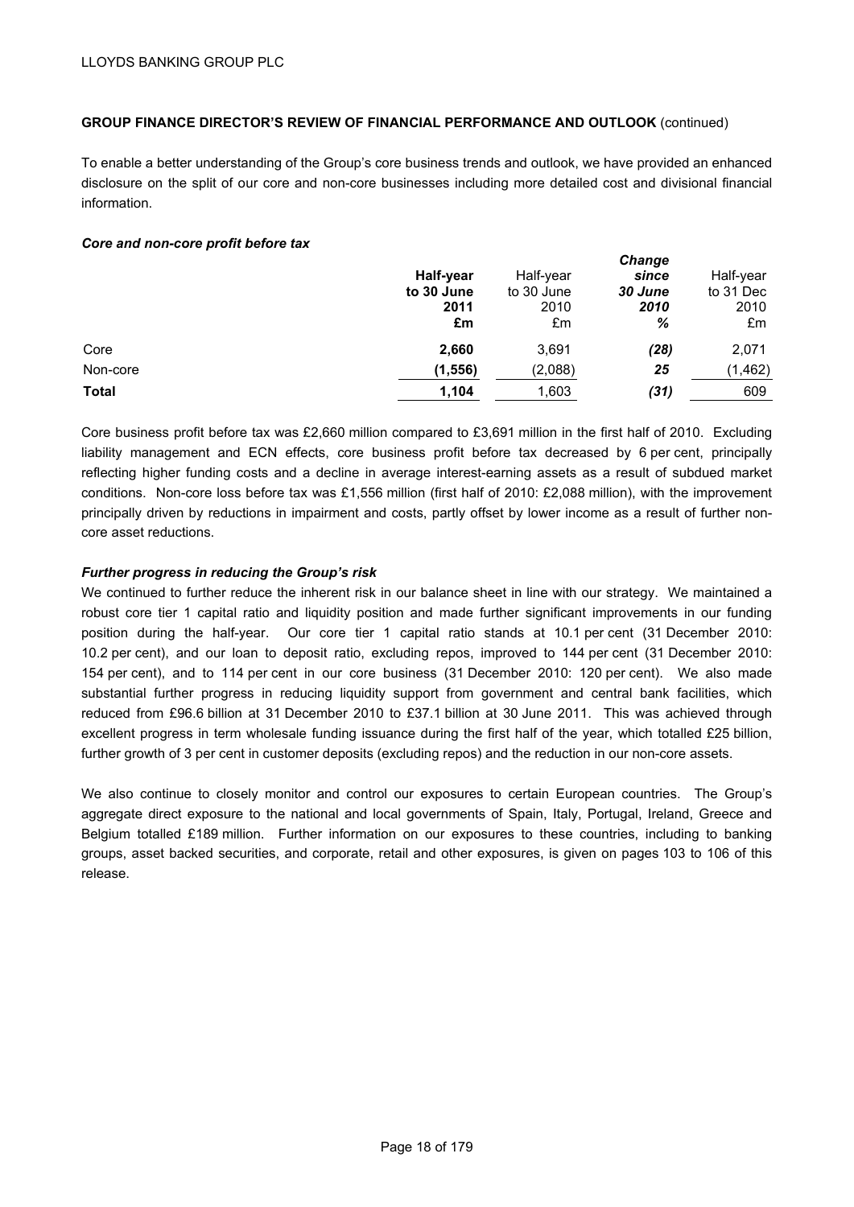## GROUP FINANCE DIRECTOR'S REVIEW OF FINANCIAL PERFORMANCE AND OUTLOOK (continued)

To enable a better understanding of the Group's core business trends and outlook, we have provided an enhanced disclosure on the split of our core and non-core businesses including more detailed cost and divisional financial information.

***Core and non-core profit before tax***

| | **Half-year to 30 June 2011 £m** | Half-year to 30 June 2010 £m | ***Change since 30 June 2010 %*** | Half-year to 31 Dec 2010 £m |
|---|---|---|---|---|
| Core | **2,660** | 3,691 | ***(28)*** | 2,071 |
| Non-core | **(1,556)** | (2,088) | ***25*** | (1,462) |
| **Total** | **1,104** | 1,603 | ***(31)*** | 609 |

Core business profit before tax was £2,660 million compared to £3,691 million in the first half of 2010. Excluding liability management and ECN effects, core business profit before tax decreased by 6 per cent, principally reflecting higher funding costs and a decline in average interest-earning assets as a result of subdued market conditions. Non-core loss before tax was £1,556 million (first half of 2010: £2,088 million), with the improvement principally driven by reductions in impairment and costs, partly offset by lower income as a result of further non-core asset reductions.

***Further progress in reducing the Group's risk***

We continued to further reduce the inherent risk in our balance sheet in line with our strategy. We maintained a robust core tier 1 capital ratio and liquidity position and made further significant improvements in our funding position during the half-year. Our core tier 1 capital ratio stands at 10.1 per cent (31 December 2010: 10.2 per cent), and our loan to deposit ratio, excluding repos, improved to 144 per cent (31 December 2010: 154 per cent), and to 114 per cent in our core business (31 December 2010: 120 per cent). We also made substantial further progress in reducing liquidity support from government and central bank facilities, which reduced from £96.6 billion at 31 December 2010 to £37.1 billion at 30 June 2011. This was achieved through excellent progress in term wholesale funding issuance during the first half of the year, which totalled £25 billion, further growth of 3 per cent in customer deposits (excluding repos) and the reduction in our non-core assets.

We also continue to closely monitor and control our exposures to certain European countries. The Group's aggregate direct exposure to the national and local governments of Spain, Italy, Portugal, Ireland, Greece and Belgium totalled £189 million. Further information on our exposures to these countries, including to banking groups, asset backed securities, and corporate, retail and other exposures, is given on pages 103 to 106 of this release.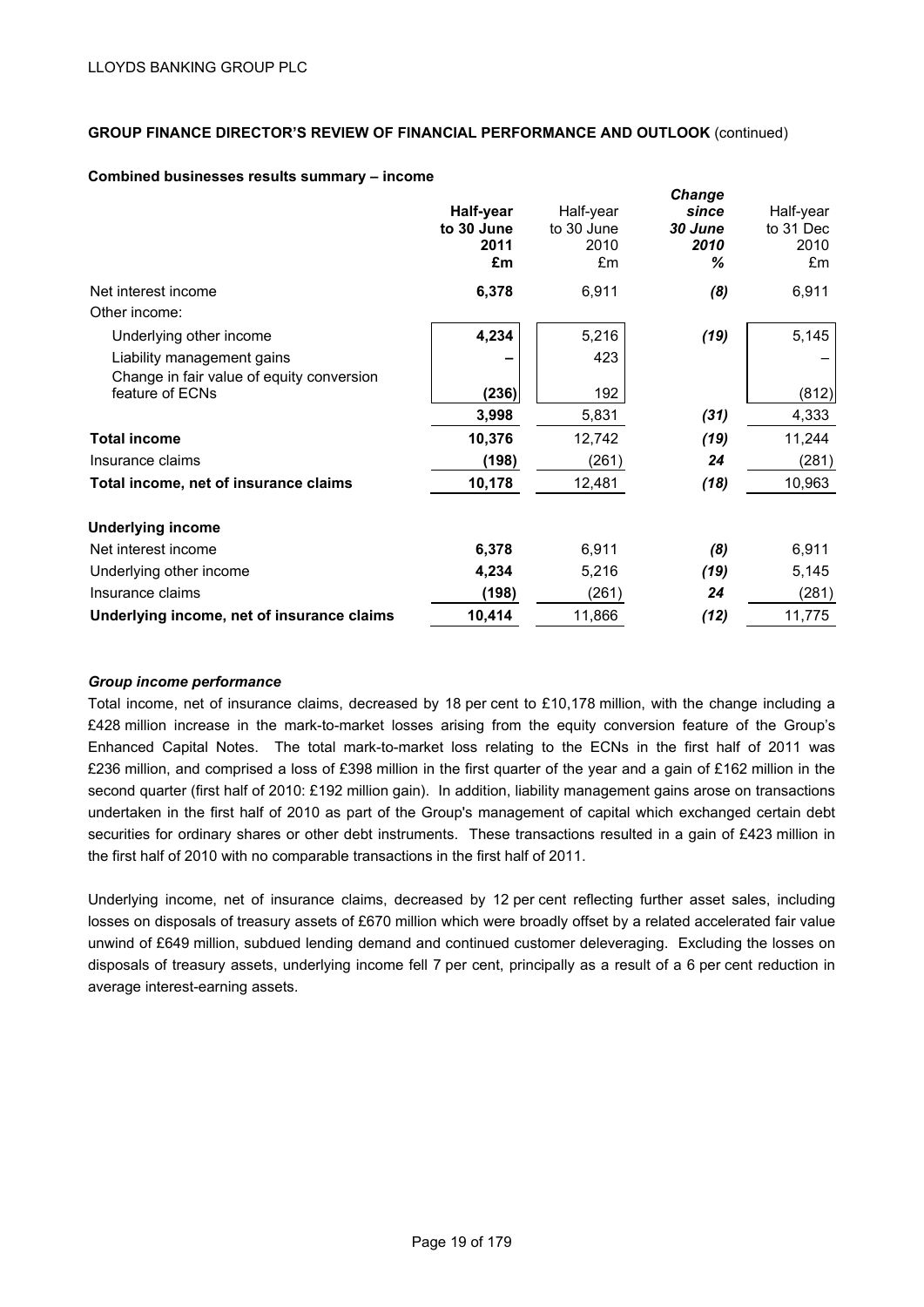**GROUP FINANCE DIRECTOR'S REVIEW OF FINANCIAL PERFORMANCE AND OUTLOOK** (continued)

**Combined businesses results summary – income**

| | **Half-year to 30 June 2011 £m** | Half-year to 30 June 2010 £m | ***Change since 30 June 2010 %*** | Half-year to 31 Dec 2010 £m |
|---|---|---|---|---|
| Net interest income | **6,378** | 6,911 | ***(8)*** | 6,911 |
| Other income: | | | | |
| Underlying other income | **4,234** | 5,216 | ***(19)*** | 5,145 |
| Liability management gains | **–** | 423 | | – |
| Change in fair value of equity conversion feature of ECNs | **(236)** | 192 | | (812) |
| | **3,998** | 5,831 | ***(31)*** | 4,333 |
| **Total income** | **10,376** | 12,742 | ***(19)*** | 11,244 |
| Insurance claims | **(198)** | (261) | ***24*** | (281) |
| **Total income, net of insurance claims** | **10,178** | 12,481 | ***(18)*** | 10,963 |
| | | | | |
| **Underlying income** | | | | |
| Net interest income | **6,378** | 6,911 | ***(8)*** | 6,911 |
| Underlying other income | **4,234** | 5,216 | ***(19)*** | 5,145 |
| Insurance claims | **(198)** | (261) | ***24*** | (281) |
| **Underlying income, net of insurance claims** | **10,414** | 11,866 | ***(12)*** | 11,775 |

***Group income performance***

Total income, net of insurance claims, decreased by 18 per cent to £10,178 million, with the change including a £428 million increase in the mark-to-market losses arising from the equity conversion feature of the Group's Enhanced Capital Notes. The total mark-to-market loss relating to the ECNs in the first half of 2011 was £236 million, and comprised a loss of £398 million in the first quarter of the year and a gain of £162 million in the second quarter (first half of 2010: £192 million gain). In addition, liability management gains arose on transactions undertaken in the first half of 2010 as part of the Group's management of capital which exchanged certain debt securities for ordinary shares or other debt instruments. These transactions resulted in a gain of £423 million in the first half of 2010 with no comparable transactions in the first half of 2011.

Underlying income, net of insurance claims, decreased by 12 per cent reflecting further asset sales, including losses on disposals of treasury assets of £670 million which were broadly offset by a related accelerated fair value unwind of £649 million, subdued lending demand and continued customer deleveraging. Excluding the losses on disposals of treasury assets, underlying income fell 7 per cent, principally as a result of a 6 per cent reduction in average interest-earning assets.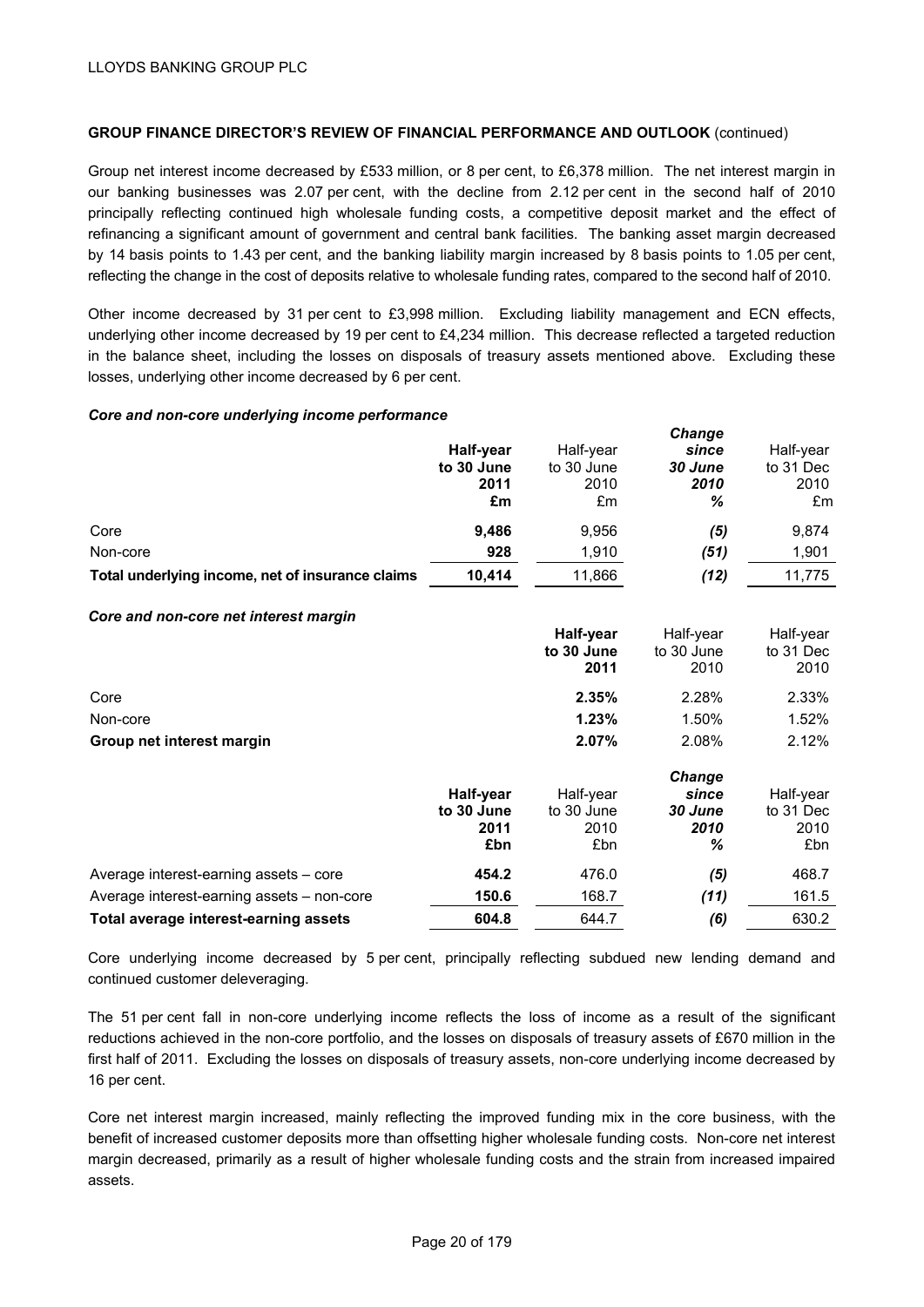**GROUP FINANCE DIRECTOR'S REVIEW OF FINANCIAL PERFORMANCE AND OUTLOOK** (continued)

Group net interest income decreased by £533 million, or 8 per cent, to £6,378 million. The net interest margin in our banking businesses was 2.07 per cent, with the decline from 2.12 per cent in the second half of 2010 principally reflecting continued high wholesale funding costs, a competitive deposit market and the effect of refinancing a significant amount of government and central bank facilities. The banking asset margin decreased by 14 basis points to 1.43 per cent, and the banking liability margin increased by 8 basis points to 1.05 per cent, reflecting the change in the cost of deposits relative to wholesale funding rates, compared to the second half of 2010.

Other income decreased by 31 per cent to £3,998 million. Excluding liability management and ECN effects, underlying other income decreased by 19 per cent to £4,234 million. This decrease reflected a targeted reduction in the balance sheet, including the losses on disposals of treasury assets mentioned above. Excluding these losses, underlying other income decreased by 6 per cent.

***Core and non-core underlying income performance***

| | **Half-year to 30 June 2011 £m** | Half-year to 30 June 2010 £m | ***Change since 30 June 2010 %*** | Half-year to 31 Dec 2010 £m |
|---|---|---|---|---|
| Core | **9,486** | 9,956 | *(5)* | 9,874 |
| Non-core | **928** | 1,910 | *(51)* | 1,901 |
| **Total underlying income, net of insurance claims** | **10,414** | 11,866 | *(12)* | 11,775 |

***Core and non-core net interest margin***

| | **Half-year to 30 June 2011** | Half-year to 30 June 2010 | Half-year to 31 Dec 2010 |
|---|---|---|---|
| Core | **2.35%** | 2.28% | 2.33% |
| Non-core | **1.23%** | 1.50% | 1.52% |
| **Group net interest margin** | **2.07%** | 2.08% | 2.12% |

| | **Half-year to 30 June 2011 £bn** | Half-year to 30 June 2010 £bn | ***Change since 30 June 2010 %*** | Half-year to 31 Dec 2010 £bn |
|---|---|---|---|---|
| Average interest-earning assets – core | **454.2** | 476.0 | *(5)* | 468.7 |
| Average interest-earning assets – non-core | **150.6** | 168.7 | *(11)* | 161.5 |
| **Total average interest-earning assets** | **604.8** | 644.7 | *(6)* | 630.2 |

Core underlying income decreased by 5 per cent, principally reflecting subdued new lending demand and continued customer deleveraging.

The 51 per cent fall in non-core underlying income reflects the loss of income as a result of the significant reductions achieved in the non-core portfolio, and the losses on disposals of treasury assets of £670 million in the first half of 2011. Excluding the losses on disposals of treasury assets, non-core underlying income decreased by 16 per cent.

Core net interest margin increased, mainly reflecting the improved funding mix in the core business, with the benefit of increased customer deposits more than offsetting higher wholesale funding costs. Non-core net interest margin decreased, primarily as a result of higher wholesale funding costs and the strain from increased impaired assets.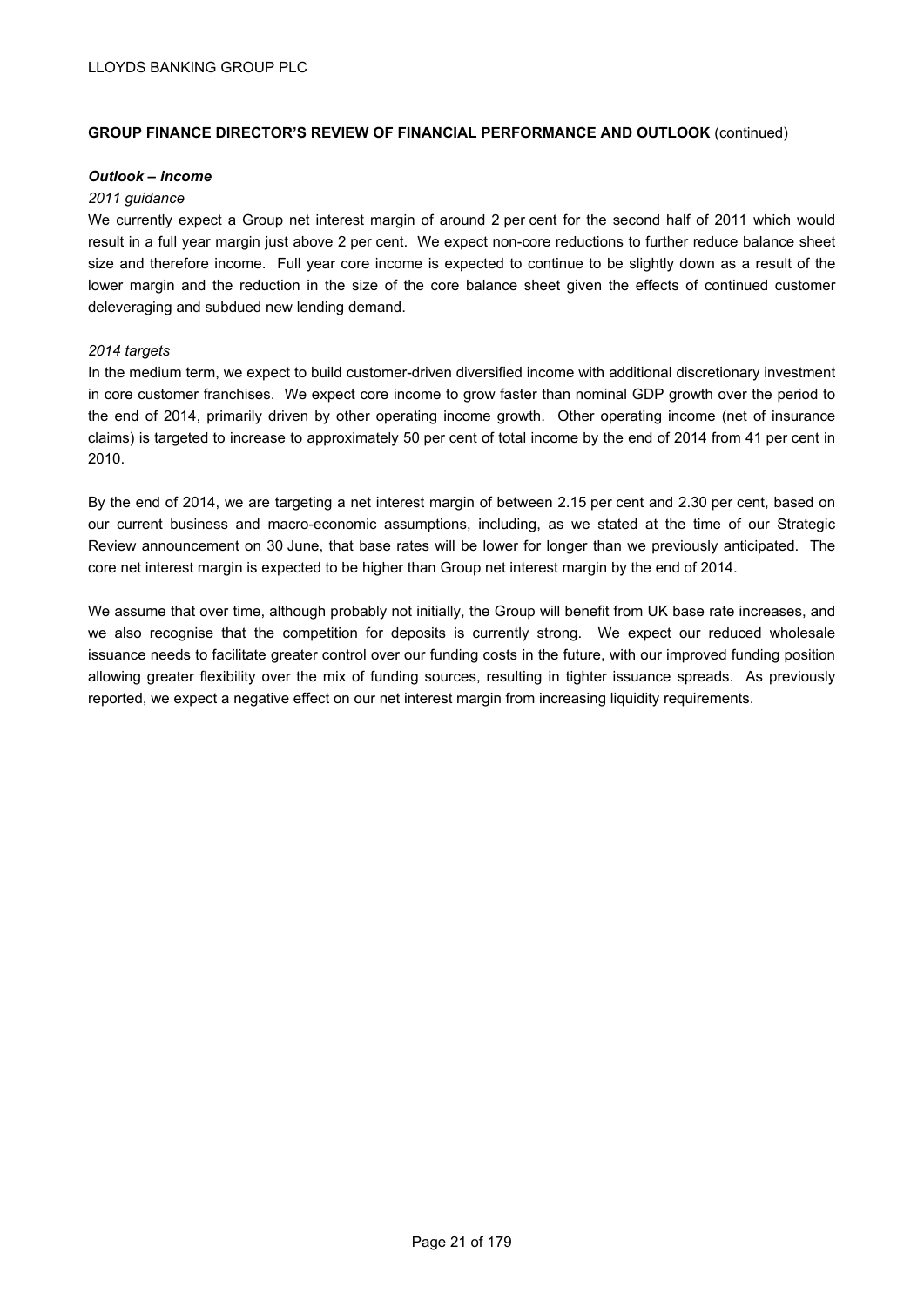**GROUP FINANCE DIRECTOR'S REVIEW OF FINANCIAL PERFORMANCE AND OUTLOOK** (continued)

***Outlook – income***

*2011 guidance*

We currently expect a Group net interest margin of around 2 per cent for the second half of 2011 which would result in a full year margin just above 2 per cent. We expect non-core reductions to further reduce balance sheet size and therefore income. Full year core income is expected to continue to be slightly down as a result of the lower margin and the reduction in the size of the core balance sheet given the effects of continued customer deleveraging and subdued new lending demand.

*2014 targets*

In the medium term, we expect to build customer-driven diversified income with additional discretionary investment in core customer franchises. We expect core income to grow faster than nominal GDP growth over the period to the end of 2014, primarily driven by other operating income growth. Other operating income (net of insurance claims) is targeted to increase to approximately 50 per cent of total income by the end of 2014 from 41 per cent in 2010.

By the end of 2014, we are targeting a net interest margin of between 2.15 per cent and 2.30 per cent, based on our current business and macro-economic assumptions, including, as we stated at the time of our Strategic Review announcement on 30 June, that base rates will be lower for longer than we previously anticipated. The core net interest margin is expected to be higher than Group net interest margin by the end of 2014.

We assume that over time, although probably not initially, the Group will benefit from UK base rate increases, and we also recognise that the competition for deposits is currently strong. We expect our reduced wholesale issuance needs to facilitate greater control over our funding costs in the future, with our improved funding position allowing greater flexibility over the mix of funding sources, resulting in tighter issuance spreads. As previously reported, we expect a negative effect on our net interest margin from increasing liquidity requirements.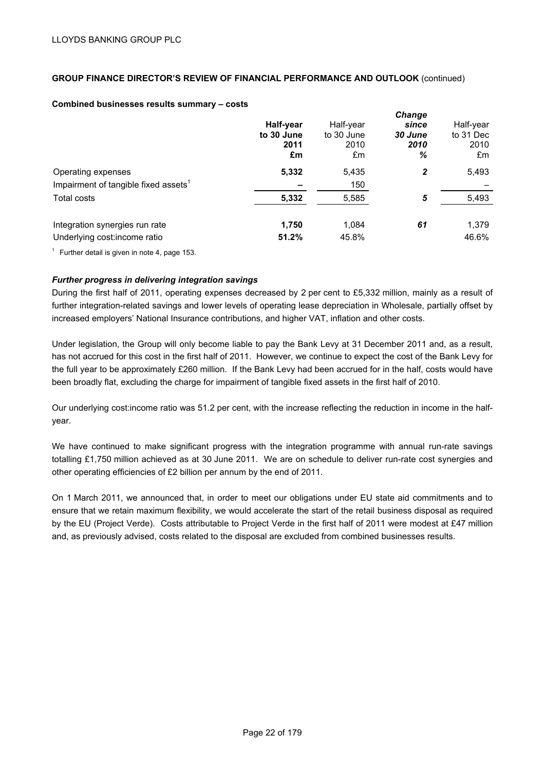**GROUP FINANCE DIRECTOR'S REVIEW OF FINANCIAL PERFORMANCE AND OUTLOOK** (continued)

**Combined businesses results summary – costs**

| | **Half-year to 30 June 2011 £m** | Half-year to 30 June 2010 £m | ***Change since 30 June 2010 %*** | Half-year to 31 Dec 2010 £m |
|---|---|---|---|---|
| Operating expenses | **5,332** | 5,435 | ***2*** | 5,493 |
| Impairment of tangible fixed assets[1] | **–** | 150 | | – |
| Total costs | **5,332** | 5,585 | ***5*** | 5,493 |
| | | | | |
| Integration synergies run rate | **1,750** | 1,084 | ***61*** | 1,379 |
| Underlying cost:income ratio | **51.2%** | 45.8% | | 46.6% |

[1] Further detail is given in note 4, page 153.

***Further progress in delivering integration savings***

During the first half of 2011, operating expenses decreased by 2 per cent to £5,332 million, mainly as a result of further integration-related savings and lower levels of operating lease depreciation in Wholesale, partially offset by increased employers' National Insurance contributions, and higher VAT, inflation and other costs.

Under legislation, the Group will only become liable to pay the Bank Levy at 31 December 2011 and, as a result, has not accrued for this cost in the first half of 2011. However, we continue to expect the cost of the Bank Levy for the full year to be approximately £260 million. If the Bank Levy had been accrued for in the half, costs would have been broadly flat, excluding the charge for impairment of tangible fixed assets in the first half of 2010.

Our underlying cost:income ratio was 51.2 per cent, with the increase reflecting the reduction in income in the half-year.

We have continued to make significant progress with the integration programme with annual run-rate savings totalling £1,750 million achieved as at 30 June 2011. We are on schedule to deliver run-rate cost synergies and other operating efficiencies of £2 billion per annum by the end of 2011.

On 1 March 2011, we announced that, in order to meet our obligations under EU state aid commitments and to ensure that we retain maximum flexibility, we would accelerate the start of the retail business disposal as required by the EU (Project Verde). Costs attributable to Project Verde in the first half of 2011 were modest at £47 million and, as previously advised, costs related to the disposal are excluded from combined businesses results.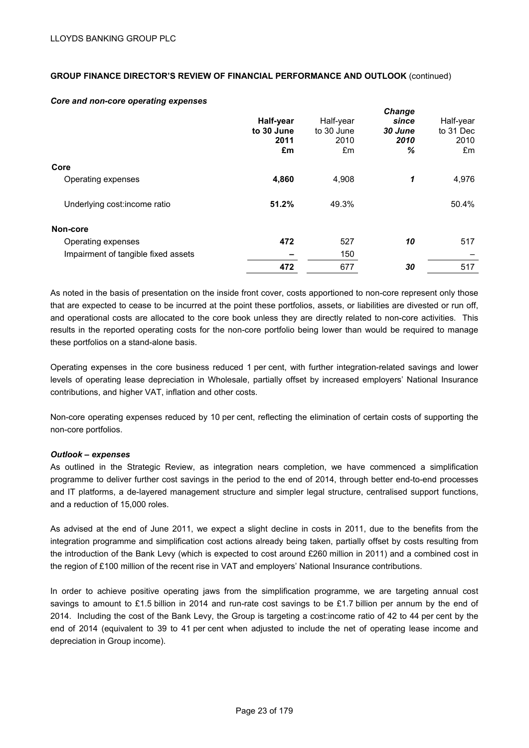**GROUP FINANCE DIRECTOR'S REVIEW OF FINANCIAL PERFORMANCE AND OUTLOOK** (continued)

***Core and non-core operating expenses***

| | **Half-year to 30 June 2011 £m** | Half-year to 30 June 2010 £m | ***Change since 30 June 2010 %*** | Half-year to 31 Dec 2010 £m |
|---|---|---|---|---|
| **Core** | | | | |
| Operating expenses | **4,860** | 4,908 | ***1*** | 4,976 |
| Underlying cost:income ratio | **51.2%** | 49.3% | | 50.4% |
| **Non-core** | | | | |
| Operating expenses | **472** | 527 | ***10*** | 517 |
| Impairment of tangible fixed assets | **–** | 150 | | – |
| | **472** | 677 | ***30*** | 517 |

As noted in the basis of presentation on the inside front cover, costs apportioned to non-core represent only those that are expected to cease to be incurred at the point these portfolios, assets, or liabilities are divested or run off, and operational costs are allocated to the core book unless they are directly related to non-core activities. This results in the reported operating costs for the non-core portfolio being lower than would be required to manage these portfolios on a stand-alone basis.

Operating expenses in the core business reduced 1 per cent, with further integration-related savings and lower levels of operating lease depreciation in Wholesale, partially offset by increased employers' National Insurance contributions, and higher VAT, inflation and other costs.

Non-core operating expenses reduced by 10 per cent, reflecting the elimination of certain costs of supporting the non-core portfolios.

***Outlook – expenses***

As outlined in the Strategic Review, as integration nears completion, we have commenced a simplification programme to deliver further cost savings in the period to the end of 2014, through better end-to-end processes and IT platforms, a de-layered management structure and simpler legal structure, centralised support functions, and a reduction of 15,000 roles.

As advised at the end of June 2011, we expect a slight decline in costs in 2011, due to the benefits from the integration programme and simplification cost actions already being taken, partially offset by costs resulting from the introduction of the Bank Levy (which is expected to cost around £260 million in 2011) and a combined cost in the region of £100 million of the recent rise in VAT and employers' National Insurance contributions.

In order to achieve positive operating jaws from the simplification programme, we are targeting annual cost savings to amount to £1.5 billion in 2014 and run-rate cost savings to be £1.7 billion per annum by the end of 2014. Including the cost of the Bank Levy, the Group is targeting a cost:income ratio of 42 to 44 per cent by the end of 2014 (equivalent to 39 to 41 per cent when adjusted to include the net of operating lease income and depreciation in Group income).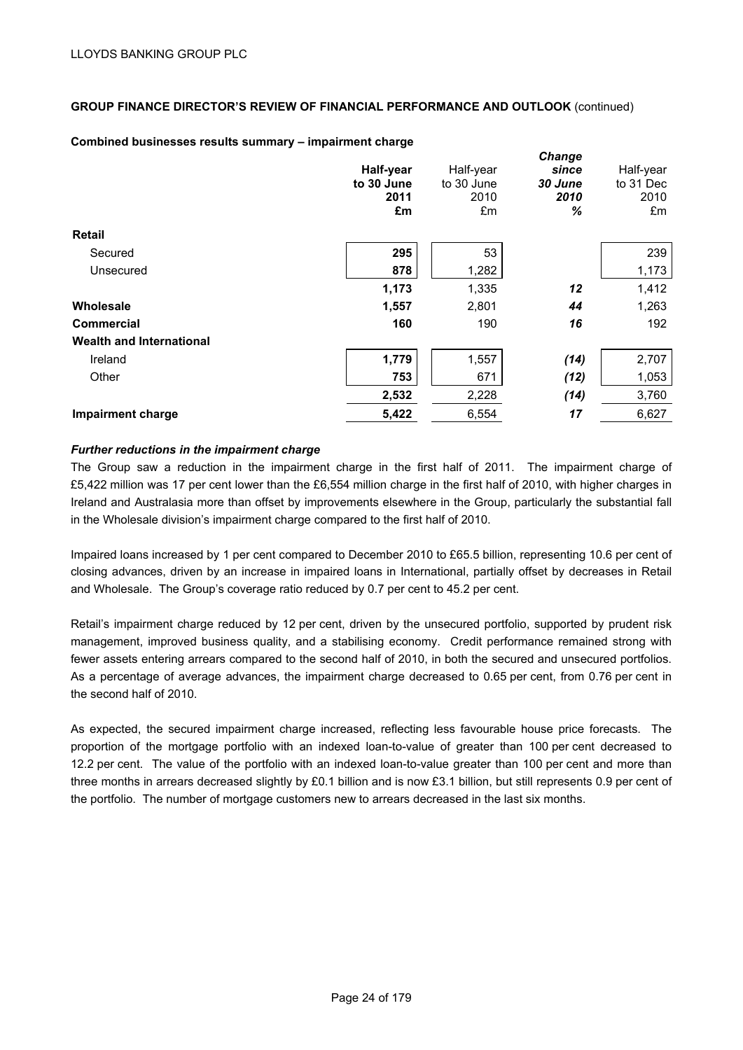**GROUP FINANCE DIRECTOR'S REVIEW OF FINANCIAL PERFORMANCE AND OUTLOOK** (continued)

**Combined businesses results summary – impairment charge**

| | **Half-year to 30 June 2011 £m** | Half-year to 30 June 2010 £m | ***Change since 30 June 2010 %*** | Half-year to 31 Dec 2010 £m |
|---|---|---|---|---|
| **Retail** | | | | |
| Secured | **295** | 53 | | 239 |
| Unsecured | **878** | 1,282 | | 1,173 |
| | **1,173** | 1,335 | ***12*** | 1,412 |
| **Wholesale** | **1,557** | 2,801 | ***44*** | 1,263 |
| **Commercial** | **160** | 190 | ***16*** | 192 |
| **Wealth and International** | | | | |
| Ireland | **1,779** | 1,557 | ***(14)*** | 2,707 |
| Other | **753** | 671 | ***(12)*** | 1,053 |
| | **2,532** | 2,228 | ***(14)*** | 3,760 |
| **Impairment charge** | **5,422** | 6,554 | ***17*** | 6,627 |

***Further reductions in the impairment charge***

The Group saw a reduction in the impairment charge in the first half of 2011. The impairment charge of £5,422 million was 17 per cent lower than the £6,554 million charge in the first half of 2010, with higher charges in Ireland and Australasia more than offset by improvements elsewhere in the Group, particularly the substantial fall in the Wholesale division's impairment charge compared to the first half of 2010.

Impaired loans increased by 1 per cent compared to December 2010 to £65.5 billion, representing 10.6 per cent of closing advances, driven by an increase in impaired loans in International, partially offset by decreases in Retail and Wholesale. The Group's coverage ratio reduced by 0.7 per cent to 45.2 per cent.

Retail's impairment charge reduced by 12 per cent, driven by the unsecured portfolio, supported by prudent risk management, improved business quality, and a stabilising economy. Credit performance remained strong with fewer assets entering arrears compared to the second half of 2010, in both the secured and unsecured portfolios. As a percentage of average advances, the impairment charge decreased to 0.65 per cent, from 0.76 per cent in the second half of 2010.

As expected, the secured impairment charge increased, reflecting less favourable house price forecasts. The proportion of the mortgage portfolio with an indexed loan-to-value of greater than 100 per cent decreased to 12.2 per cent. The value of the portfolio with an indexed loan-to-value greater than 100 per cent and more than three months in arrears decreased slightly by £0.1 billion and is now £3.1 billion, but still represents 0.9 per cent of the portfolio. The number of mortgage customers new to arrears decreased in the last six months.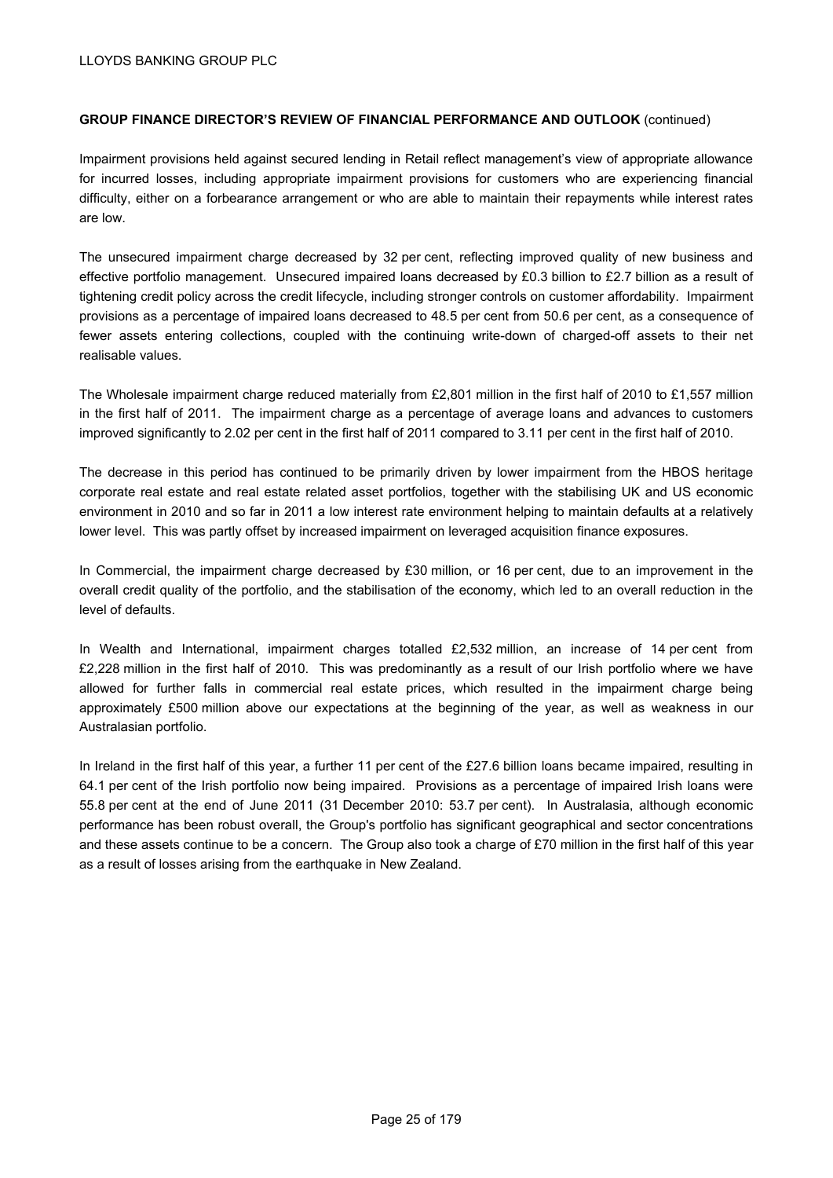**GROUP FINANCE DIRECTOR'S REVIEW OF FINANCIAL PERFORMANCE AND OUTLOOK** (continued)

Impairment provisions held against secured lending in Retail reflect management's view of appropriate allowance for incurred losses, including appropriate impairment provisions for customers who are experiencing financial difficulty, either on a forbearance arrangement or who are able to maintain their repayments while interest rates are low.

The unsecured impairment charge decreased by 32 per cent, reflecting improved quality of new business and effective portfolio management. Unsecured impaired loans decreased by £0.3 billion to £2.7 billion as a result of tightening credit policy across the credit lifecycle, including stronger controls on customer affordability. Impairment provisions as a percentage of impaired loans decreased to 48.5 per cent from 50.6 per cent, as a consequence of fewer assets entering collections, coupled with the continuing write-down of charged-off assets to their net realisable values.

The Wholesale impairment charge reduced materially from £2,801 million in the first half of 2010 to £1,557 million in the first half of 2011. The impairment charge as a percentage of average loans and advances to customers improved significantly to 2.02 per cent in the first half of 2011 compared to 3.11 per cent in the first half of 2010.

The decrease in this period has continued to be primarily driven by lower impairment from the HBOS heritage corporate real estate and real estate related asset portfolios, together with the stabilising UK and US economic environment in 2010 and so far in 2011 a low interest rate environment helping to maintain defaults at a relatively lower level. This was partly offset by increased impairment on leveraged acquisition finance exposures.

In Commercial, the impairment charge decreased by £30 million, or 16 per cent, due to an improvement in the overall credit quality of the portfolio, and the stabilisation of the economy, which led to an overall reduction in the level of defaults.

In Wealth and International, impairment charges totalled £2,532 million, an increase of 14 per cent from £2,228 million in the first half of 2010. This was predominantly as a result of our Irish portfolio where we have allowed for further falls in commercial real estate prices, which resulted in the impairment charge being approximately £500 million above our expectations at the beginning of the year, as well as weakness in our Australasian portfolio.

In Ireland in the first half of this year, a further 11 per cent of the £27.6 billion loans became impaired, resulting in 64.1 per cent of the Irish portfolio now being impaired. Provisions as a percentage of impaired Irish loans were 55.8 per cent at the end of June 2011 (31 December 2010: 53.7 per cent). In Australasia, although economic performance has been robust overall, the Group's portfolio has significant geographical and sector concentrations and these assets continue to be a concern. The Group also took a charge of £70 million in the first half of this year as a result of losses arising from the earthquake in New Zealand.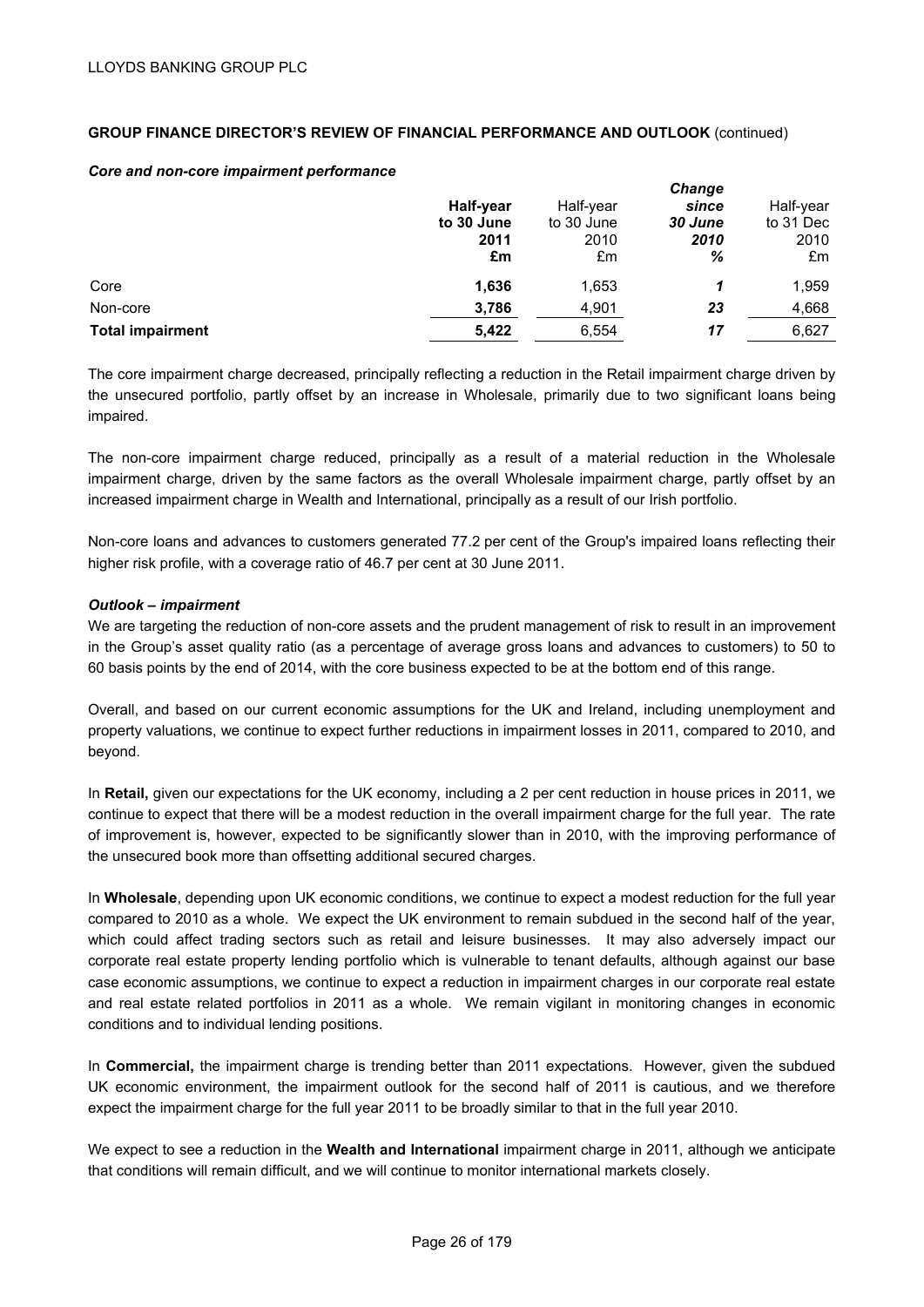LLOYDS BANKING GROUP PLC

**GROUP FINANCE DIRECTOR'S REVIEW OF FINANCIAL PERFORMANCE AND OUTLOOK** (continued)

***Core and non-core impairment performance***

| | **Half-year to 30 June 2011 £m** | Half-year to 30 June 2010 £m | ***Change since 30 June 2010 %*** | Half-year to 31 Dec 2010 £m |
|---|---|---|---|---|
| Core | **1,636** | 1,653 | ***1*** | 1,959 |
| Non-core | **3,786** | 4,901 | ***23*** | 4,668 |
| **Total impairment** | **5,422** | 6,554 | ***17*** | 6,627 |

The core impairment charge decreased, principally reflecting a reduction in the Retail impairment charge driven by the unsecured portfolio, partly offset by an increase in Wholesale, primarily due to two significant loans being impaired.

The non-core impairment charge reduced, principally as a result of a material reduction in the Wholesale impairment charge, driven by the same factors as the overall Wholesale impairment charge, partly offset by an increased impairment charge in Wealth and International, principally as a result of our Irish portfolio.

Non-core loans and advances to customers generated 77.2 per cent of the Group's impaired loans reflecting their higher risk profile, with a coverage ratio of 46.7 per cent at 30 June 2011.

***Outlook – impairment***

We are targeting the reduction of non-core assets and the prudent management of risk to result in an improvement in the Group's asset quality ratio (as a percentage of average gross loans and advances to customers) to 50 to 60 basis points by the end of 2014, with the core business expected to be at the bottom end of this range.

Overall, and based on our current economic assumptions for the UK and Ireland, including unemployment and property valuations, we continue to expect further reductions in impairment losses in 2011, compared to 2010, and beyond.

In **Retail,** given our expectations for the UK economy, including a 2 per cent reduction in house prices in 2011, we continue to expect that there will be a modest reduction in the overall impairment charge for the full year. The rate of improvement is, however, expected to be significantly slower than in 2010, with the improving performance of the unsecured book more than offsetting additional secured charges.

In **Wholesale**, depending upon UK economic conditions, we continue to expect a modest reduction for the full year compared to 2010 as a whole. We expect the UK environment to remain subdued in the second half of the year, which could affect trading sectors such as retail and leisure businesses. It may also adversely impact our corporate real estate property lending portfolio which is vulnerable to tenant defaults, although against our base case economic assumptions, we continue to expect a reduction in impairment charges in our corporate real estate and real estate related portfolios in 2011 as a whole. We remain vigilant in monitoring changes in economic conditions and to individual lending positions.

In **Commercial,** the impairment charge is trending better than 2011 expectations. However, given the subdued UK economic environment, the impairment outlook for the second half of 2011 is cautious, and we therefore expect the impairment charge for the full year 2011 to be broadly similar to that in the full year 2010.

We expect to see a reduction in the **Wealth and International** impairment charge in 2011, although we anticipate that conditions will remain difficult, and we will continue to monitor international markets closely.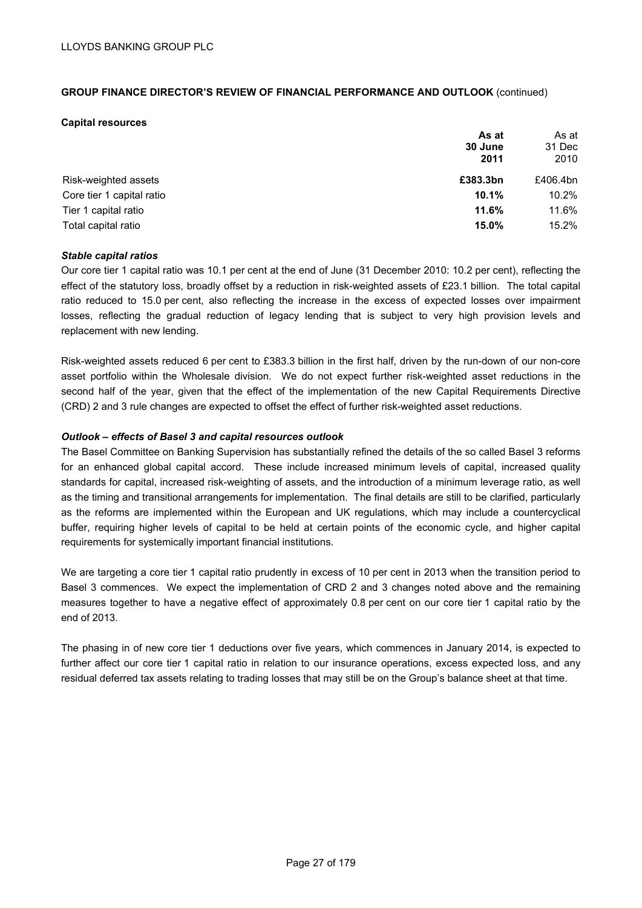LLOYDS BANKING GROUP PLC

**GROUP FINANCE DIRECTOR'S REVIEW OF FINANCIAL PERFORMANCE AND OUTLOOK** (continued)

**Capital resources**

| | **As at 30 June 2011** | As at 31 Dec 2010 |
|---|---|---|
| Risk-weighted assets | **£383.3bn** | £406.4bn |
| Core tier 1 capital ratio | **10.1%** | 10.2% |
| Tier 1 capital ratio | **11.6%** | 11.6% |
| Total capital ratio | **15.0%** | 15.2% |

***Stable capital ratios***

Our core tier 1 capital ratio was 10.1 per cent at the end of June (31 December 2010: 10.2 per cent), reflecting the effect of the statutory loss, broadly offset by a reduction in risk-weighted assets of £23.1 billion. The total capital ratio reduced to 15.0 per cent, also reflecting the increase in the excess of expected losses over impairment losses, reflecting the gradual reduction of legacy lending that is subject to very high provision levels and replacement with new lending.

Risk-weighted assets reduced 6 per cent to £383.3 billion in the first half, driven by the run-down of our non-core asset portfolio within the Wholesale division. We do not expect further risk-weighted asset reductions in the second half of the year, given that the effect of the implementation of the new Capital Requirements Directive (CRD) 2 and 3 rule changes are expected to offset the effect of further risk-weighted asset reductions.

***Outlook – effects of Basel 3 and capital resources outlook***

The Basel Committee on Banking Supervision has substantially refined the details of the so called Basel 3 reforms for an enhanced global capital accord. These include increased minimum levels of capital, increased quality standards for capital, increased risk-weighting of assets, and the introduction of a minimum leverage ratio, as well as the timing and transitional arrangements for implementation. The final details are still to be clarified, particularly as the reforms are implemented within the European and UK regulations, which may include a countercyclical buffer, requiring higher levels of capital to be held at certain points of the economic cycle, and higher capital requirements for systemically important financial institutions.

We are targeting a core tier 1 capital ratio prudently in excess of 10 per cent in 2013 when the transition period to Basel 3 commences. We expect the implementation of CRD 2 and 3 changes noted above and the remaining measures together to have a negative effect of approximately 0.8 per cent on our core tier 1 capital ratio by the end of 2013.

The phasing in of new core tier 1 deductions over five years, which commences in January 2014, is expected to further affect our core tier 1 capital ratio in relation to our insurance operations, excess expected loss, and any residual deferred tax assets relating to trading losses that may still be on the Group's balance sheet at that time.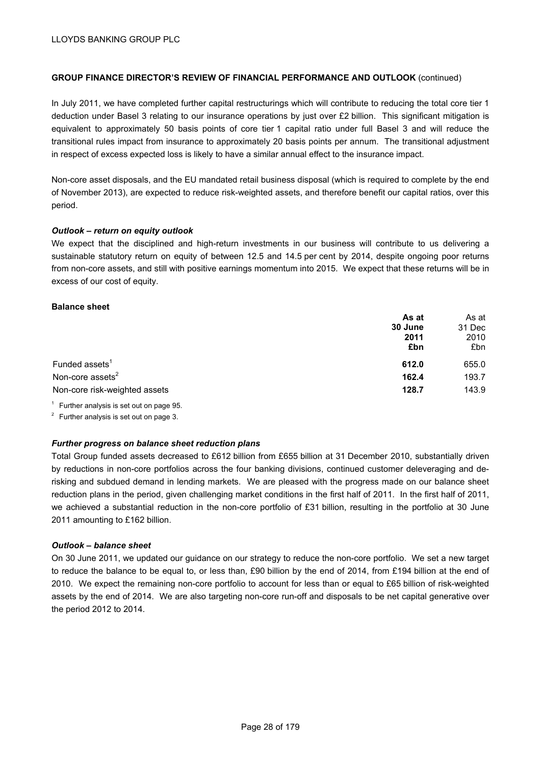**GROUP FINANCE DIRECTOR'S REVIEW OF FINANCIAL PERFORMANCE AND OUTLOOK** (continued)

In July 2011, we have completed further capital restructurings which will contribute to reducing the total core tier 1 deduction under Basel 3 relating to our insurance operations by just over £2 billion. This significant mitigation is equivalent to approximately 50 basis points of core tier 1 capital ratio under full Basel 3 and will reduce the transitional rules impact from insurance to approximately 20 basis points per annum. The transitional adjustment in respect of excess expected loss is likely to have a similar annual effect to the insurance impact.

Non-core asset disposals, and the EU mandated retail business disposal (which is required to complete by the end of November 2013), are expected to reduce risk-weighted assets, and therefore benefit our capital ratios, over this period.

***Outlook – return on equity outlook***

We expect that the disciplined and high-return investments in our business will contribute to us delivering a sustainable statutory return on equity of between 12.5 and 14.5 per cent by 2014, despite ongoing poor returns from non-core assets, and still with positive earnings momentum into 2015. We expect that these returns will be in excess of our cost of equity.

**Balance sheet**

| | **As at 30 June 2011 £bn** | As at 31 Dec 2010 £bn |
|---|---|---|
| Funded assets[1] | **612.0** | 655.0 |
| Non-core assets[2] | **162.4** | 193.7 |
| Non-core risk-weighted assets | **128.7** | 143.9 |

[1] Further analysis is set out on page 95.

[2] Further analysis is set out on page 3.

***Further progress on balance sheet reduction plans***

Total Group funded assets decreased to £612 billion from £655 billion at 31 December 2010, substantially driven by reductions in non-core portfolios across the four banking divisions, continued customer deleveraging and de-risking and subdued demand in lending markets. We are pleased with the progress made on our balance sheet reduction plans in the period, given challenging market conditions in the first half of 2011. In the first half of 2011, we achieved a substantial reduction in the non-core portfolio of £31 billion, resulting in the portfolio at 30 June 2011 amounting to £162 billion.

***Outlook – balance sheet***

On 30 June 2011, we updated our guidance on our strategy to reduce the non-core portfolio. We set a new target to reduce the balance to be equal to, or less than, £90 billion by the end of 2014, from £194 billion at the end of 2010. We expect the remaining non-core portfolio to account for less than or equal to £65 billion of risk-weighted assets by the end of 2014. We are also targeting non-core run-off and disposals to be net capital generative over the period 2012 to 2014.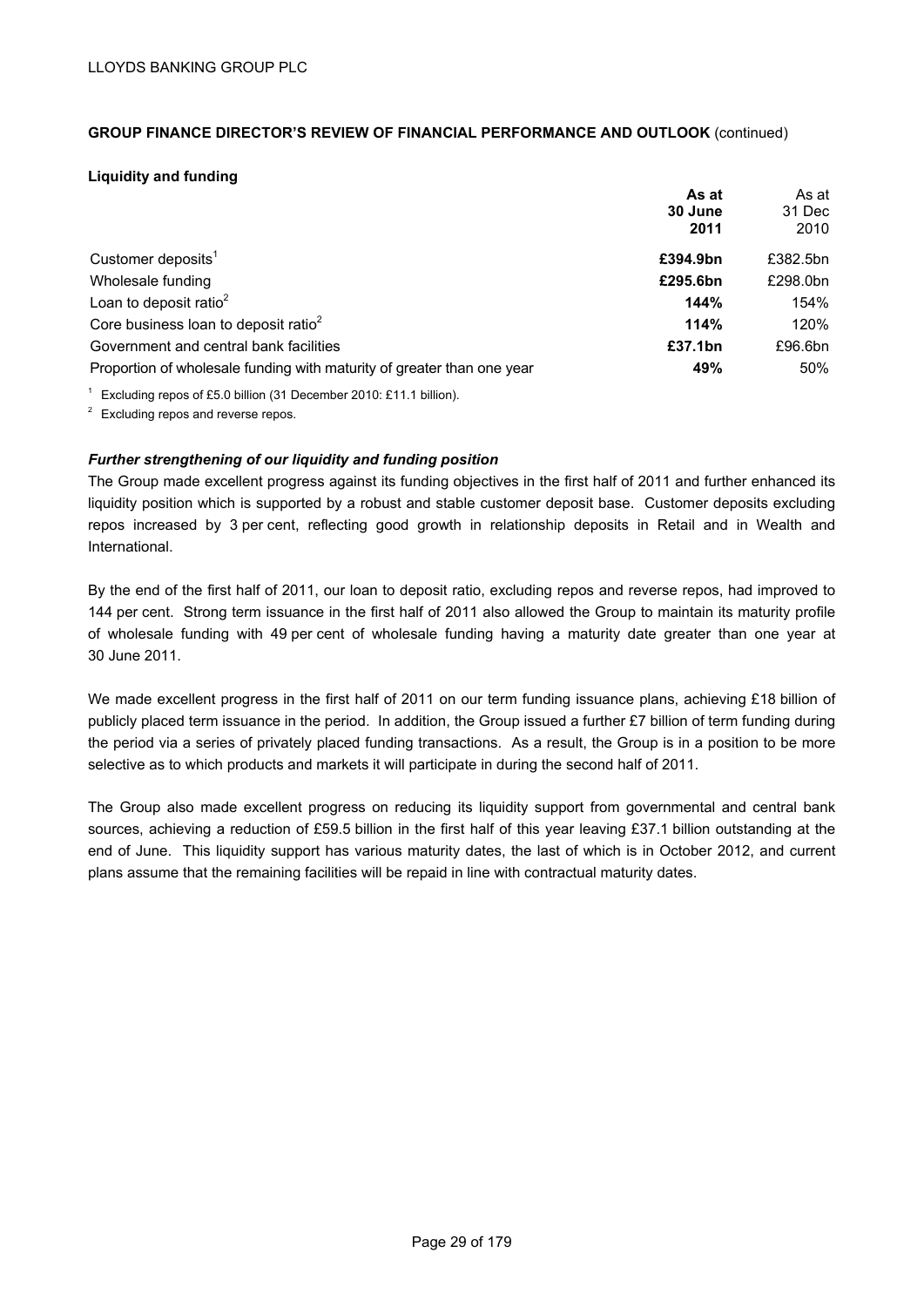LLOYDS BANKING GROUP PLC

**GROUP FINANCE DIRECTOR'S REVIEW OF FINANCIAL PERFORMANCE AND OUTLOOK** (continued)

**Liquidity and funding**

| | **As at 30 June 2011** | As at 31 Dec 2010 |
|---|---|---|
| Customer deposits[1] | **£394.9bn** | £382.5bn |
| Wholesale funding | **£295.6bn** | £298.0bn |
| Loan to deposit ratio[2] | **144%** | 154% |
| Core business loan to deposit ratio[2] | **114%** | 120% |
| Government and central bank facilities | **£37.1bn** | £96.6bn |
| Proportion of wholesale funding with maturity of greater than one year | **49%** | 50% |

[1] Excluding repos of £5.0 billion (31 December 2010: £11.1 billion).

[2] Excluding repos and reverse repos.

***Further strengthening of our liquidity and funding position***

The Group made excellent progress against its funding objectives in the first half of 2011 and further enhanced its liquidity position which is supported by a robust and stable customer deposit base. Customer deposits excluding repos increased by 3 per cent, reflecting good growth in relationship deposits in Retail and in Wealth and International.

By the end of the first half of 2011, our loan to deposit ratio, excluding repos and reverse repos, had improved to 144 per cent. Strong term issuance in the first half of 2011 also allowed the Group to maintain its maturity profile of wholesale funding with 49 per cent of wholesale funding having a maturity date greater than one year at 30 June 2011.

We made excellent progress in the first half of 2011 on our term funding issuance plans, achieving £18 billion of publicly placed term issuance in the period. In addition, the Group issued a further £7 billion of term funding during the period via a series of privately placed funding transactions. As a result, the Group is in a position to be more selective as to which products and markets it will participate in during the second half of 2011.

The Group also made excellent progress on reducing its liquidity support from governmental and central bank sources, achieving a reduction of £59.5 billion in the first half of this year leaving £37.1 billion outstanding at the end of June. This liquidity support has various maturity dates, the last of which is in October 2012, and current plans assume that the remaining facilities will be repaid in line with contractual maturity dates.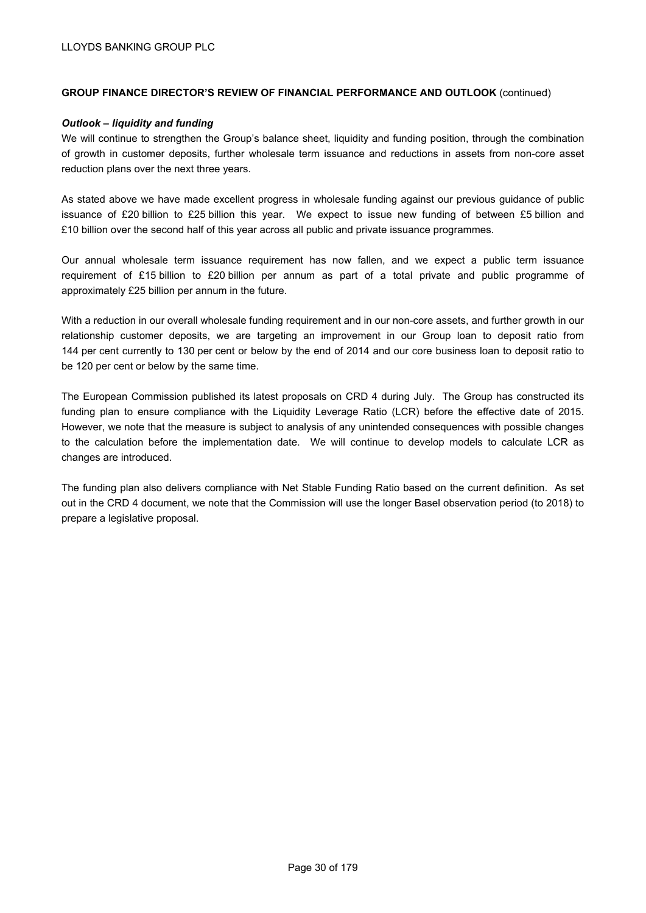**GROUP FINANCE DIRECTOR'S REVIEW OF FINANCIAL PERFORMANCE AND OUTLOOK** (continued)

***Outlook – liquidity and funding***

We will continue to strengthen the Group's balance sheet, liquidity and funding position, through the combination of growth in customer deposits, further wholesale term issuance and reductions in assets from non-core asset reduction plans over the next three years.

As stated above we have made excellent progress in wholesale funding against our previous guidance of public issuance of £20 billion to £25 billion this year. We expect to issue new funding of between £5 billion and £10 billion over the second half of this year across all public and private issuance programmes.

Our annual wholesale term issuance requirement has now fallen, and we expect a public term issuance requirement of £15 billion to £20 billion per annum as part of a total private and public programme of approximately £25 billion per annum in the future.

With a reduction in our overall wholesale funding requirement and in our non-core assets, and further growth in our relationship customer deposits, we are targeting an improvement in our Group loan to deposit ratio from 144 per cent currently to 130 per cent or below by the end of 2014 and our core business loan to deposit ratio to be 120 per cent or below by the same time.

The European Commission published its latest proposals on CRD 4 during July. The Group has constructed its funding plan to ensure compliance with the Liquidity Leverage Ratio (LCR) before the effective date of 2015. However, we note that the measure is subject to analysis of any unintended consequences with possible changes to the calculation before the implementation date. We will continue to develop models to calculate LCR as changes are introduced.

The funding plan also delivers compliance with Net Stable Funding Ratio based on the current definition. As set out in the CRD 4 document, we note that the Commission will use the longer Basel observation period (to 2018) to prepare a legislative proposal.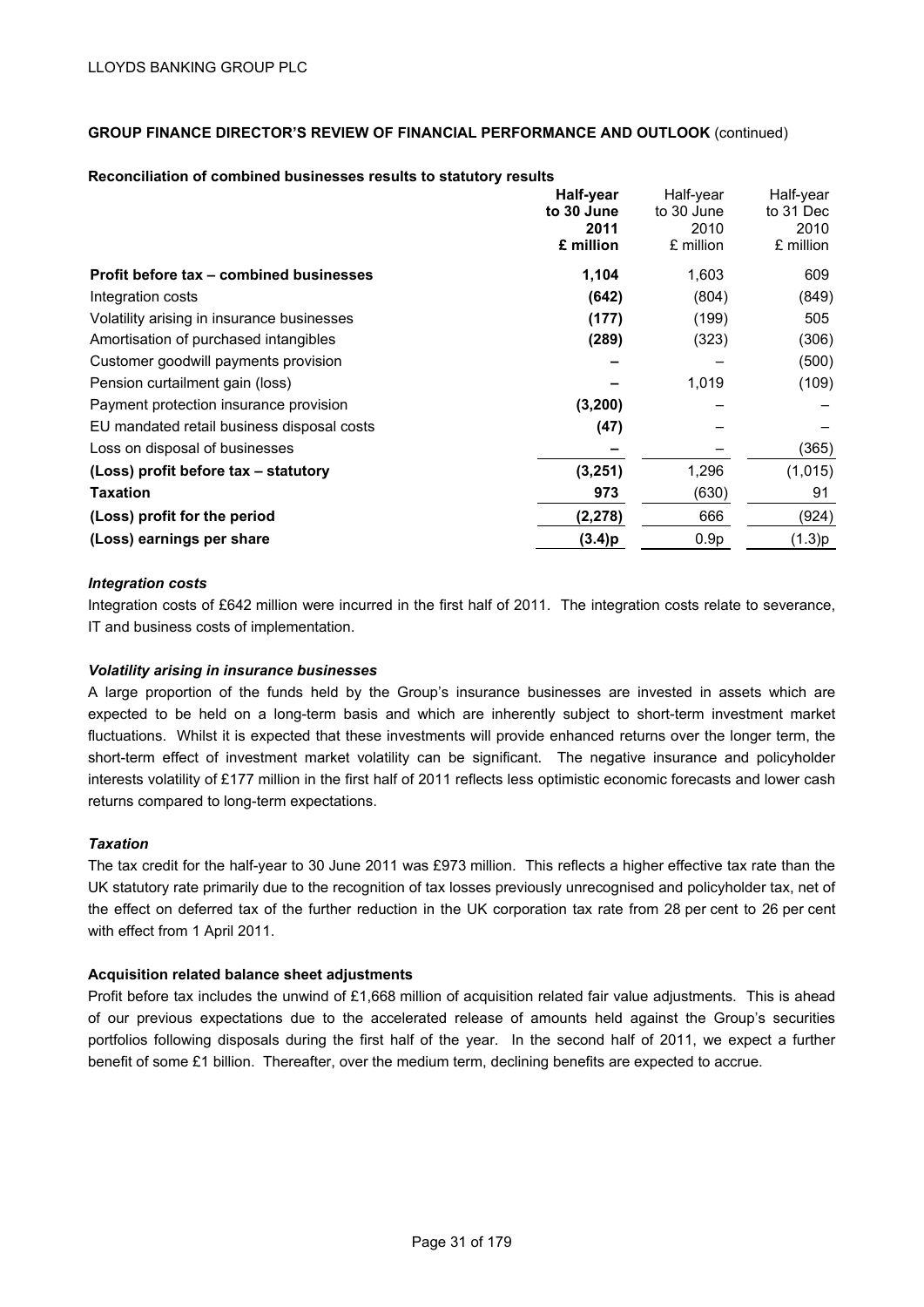LLOYDS BANKING GROUP PLC

**GROUP FINANCE DIRECTOR'S REVIEW OF FINANCIAL PERFORMANCE AND OUTLOOK** (continued)

**Reconciliation of combined businesses results to statutory results**

| | **Half-year to 30 June 2011 £ million** | Half-year to 30 June 2010 £ million | Half-year to 31 Dec 2010 £ million |
|---|---|---|---|
| **Profit before tax – combined businesses** | **1,104** | 1,603 | 609 |
| Integration costs | **(642)** | (804) | (849) |
| Volatility arising in insurance businesses | **(177)** | (199) | 505 |
| Amortisation of purchased intangibles | **(289)** | (323) | (306) |
| Customer goodwill payments provision | **–** | – | (500) |
| Pension curtailment gain (loss) | **–** | 1,019 | (109) |
| Payment protection insurance provision | **(3,200)** | – | – |
| EU mandated retail business disposal costs | **(47)** | – | – |
| Loss on disposal of businesses | **–** | – | (365) |
| **(Loss) profit before tax – statutory** | **(3,251)** | 1,296 | (1,015) |
| **Taxation** | **973** | (630) | 91 |
| **(Loss) profit for the period** | **(2,278)** | 666 | (924) |
| **(Loss) earnings per share** | **(3.4)p** | 0.9p | (1.3)p |

***Integration costs***

Integration costs of £642 million were incurred in the first half of 2011. The integration costs relate to severance, IT and business costs of implementation.

***Volatility arising in insurance businesses***

A large proportion of the funds held by the Group's insurance businesses are invested in assets which are expected to be held on a long-term basis and which are inherently subject to short-term investment market fluctuations. Whilst it is expected that these investments will provide enhanced returns over the longer term, the short-term effect of investment market volatility can be significant. The negative insurance and policyholder interests volatility of £177 million in the first half of 2011 reflects less optimistic economic forecasts and lower cash returns compared to long-term expectations.

***Taxation***

The tax credit for the half-year to 30 June 2011 was £973 million. This reflects a higher effective tax rate than the UK statutory rate primarily due to the recognition of tax losses previously unrecognised and policyholder tax, net of the effect on deferred tax of the further reduction in the UK corporation tax rate from 28 per cent to 26 per cent with effect from 1 April 2011.

**Acquisition related balance sheet adjustments**

Profit before tax includes the unwind of £1,668 million of acquisition related fair value adjustments. This is ahead of our previous expectations due to the accelerated release of amounts held against the Group's securities portfolios following disposals during the first half of the year. In the second half of 2011, we expect a further benefit of some £1 billion. Thereafter, over the medium term, declining benefits are expected to accrue.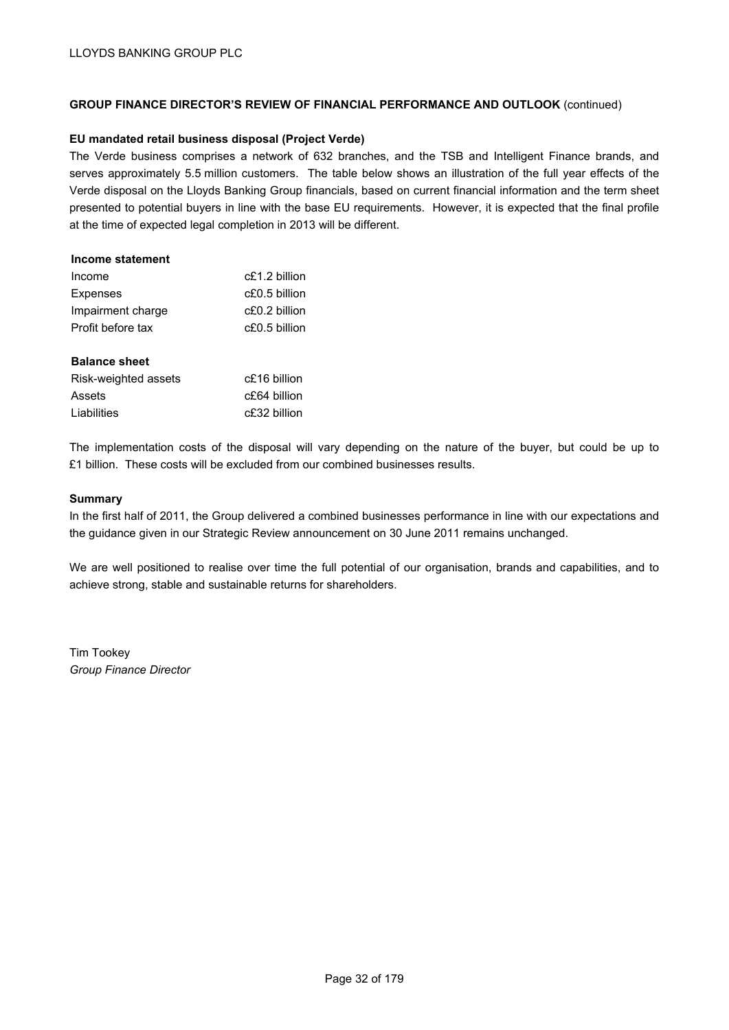**GROUP FINANCE DIRECTOR'S REVIEW OF FINANCIAL PERFORMANCE AND OUTLOOK** (continued)

**EU mandated retail business disposal (Project Verde)**

The Verde business comprises a network of 632 branches, and the TSB and Intelligent Finance brands, and serves approximately 5.5 million customers. The table below shows an illustration of the full year effects of the Verde disposal on the Lloyds Banking Group financials, based on current financial information and the term sheet presented to potential buyers in line with the base EU requirements. However, it is expected that the final profile at the time of expected legal completion in 2013 will be different.

| **Income statement** | |
|---|---|
| Income | c£1.2 billion |
| Expenses | c£0.5 billion |
| Impairment charge | c£0.2 billion |
| Profit before tax | c£0.5 billion |
| | |
| **Balance sheet** | |
| Risk-weighted assets | c£16 billion |
| Assets | c£64 billion |
| Liabilities | c£32 billion |

The implementation costs of the disposal will vary depending on the nature of the buyer, but could be up to £1 billion. These costs will be excluded from our combined businesses results.

**Summary**

In the first half of 2011, the Group delivered a combined businesses performance in line with our expectations and the guidance given in our Strategic Review announcement on 30 June 2011 remains unchanged.

We are well positioned to realise over time the full potential of our organisation, brands and capabilities, and to achieve strong, stable and sustainable returns for shareholders.

Tim Tookey
*Group Finance Director*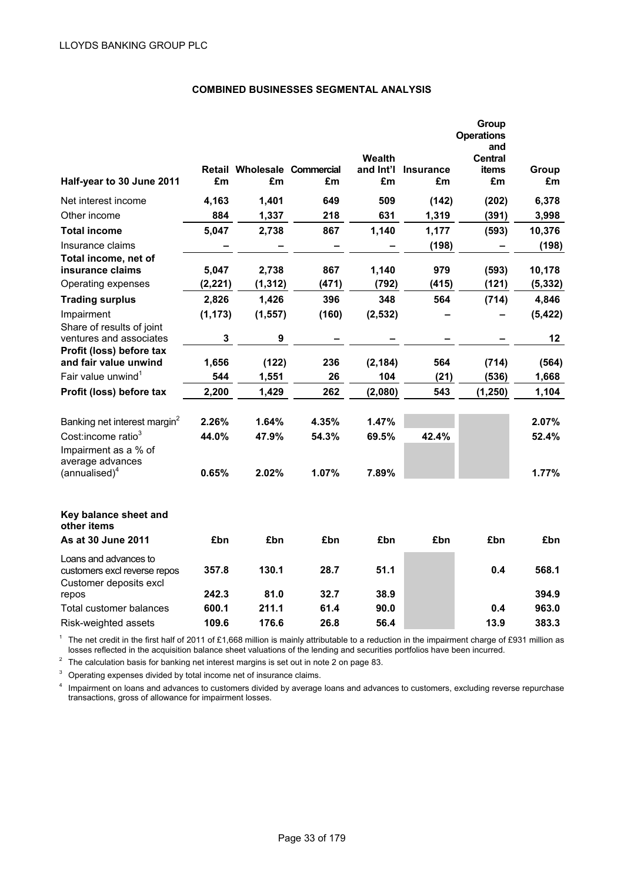## COMBINED BUSINESSES SEGMENTAL ANALYSIS

| Half-year to 30 June 2011 | Retail £m | Wholesale £m | Commercial £m | Wealth and Int'l £m | Insurance £m | Group Operations and Central items £m | Group £m |
|---|---|---|---|---|---|---|---|
| Net interest income | 4,163 | 1,401 | 649 | 509 | (142) | (202) | 6,378 |
| Other income | 884 | 1,337 | 218 | 631 | 1,319 | (391) | 3,998 |
| **Total income** | **5,047** | **2,738** | **867** | **1,140** | **1,177** | **(593)** | **10,376** |
| Insurance claims | – | – | – | – | (198) | – | (198) |
| **Total income, net of insurance claims** | **5,047** | **2,738** | **867** | **1,140** | **979** | **(593)** | **10,178** |
| Operating expenses | (2,221) | (1,312) | (471) | (792) | (415) | (121) | (5,332) |
| **Trading surplus** | **2,826** | **1,426** | **396** | **348** | **564** | **(714)** | **4,846** |
| Impairment | (1,173) | (1,557) | (160) | (2,532) | – | – | (5,422) |
| Share of results of joint ventures and associates | 3 | 9 | – | – | – | – | 12 |
| **Profit (loss) before tax and fair value unwind** | **1,656** | **(122)** | **236** | **(2,184)** | **564** | **(714)** | **(564)** |
| Fair value unwind[1] | 544 | 1,551 | 26 | 104 | (21) | (536) | 1,668 |
| **Profit (loss) before tax** | **2,200** | **1,429** | **262** | **(2,080)** | **543** | **(1,250)** | **1,104** |
| | | | | | | | |
| Banking net interest margin[2] | 2.26% | 1.64% | 4.35% | 1.47% | | | 2.07% |
| Cost:income ratio[3] | 44.0% | 47.9% | 54.3% | 69.5% | 42.4% | | 52.4% |
| Impairment as a % of average advances (annualised)[4] | 0.65% | 2.02% | 1.07% | 7.89% | | | 1.77% |

| **Key balance sheet and other items** | | | | | | | |
|---|---|---|---|---|---|---|---|
| **As at 30 June 2011** | **£bn** | **£bn** | **£bn** | **£bn** | **£bn** | **£bn** | **£bn** |
| Loans and advances to customers excl reverse repos | 357.8 | 130.1 | 28.7 | 51.1 | | 0.4 | 568.1 |
| Customer deposits excl repos | 242.3 | 81.0 | 32.7 | 38.9 | | | 394.9 |
| Total customer balances | 600.1 | 211.1 | 61.4 | 90.0 | | 0.4 | 963.0 |
| Risk-weighted assets | 109.6 | 176.6 | 26.8 | 56.4 | | 13.9 | 383.3 |

[1] The net credit in the first half of 2011 of £1,668 million is mainly attributable to a reduction in the impairment charge of £931 million as losses reflected in the acquisition balance sheet valuations of the lending and securities portfolios have been incurred.

[2] The calculation basis for banking net interest margins is set out in note 2 on page 83.

[3] Operating expenses divided by total income net of insurance claims.

[4] Impairment on loans and advances to customers divided by average loans and advances to customers, excluding reverse repurchase transactions, gross of allowance for impairment losses.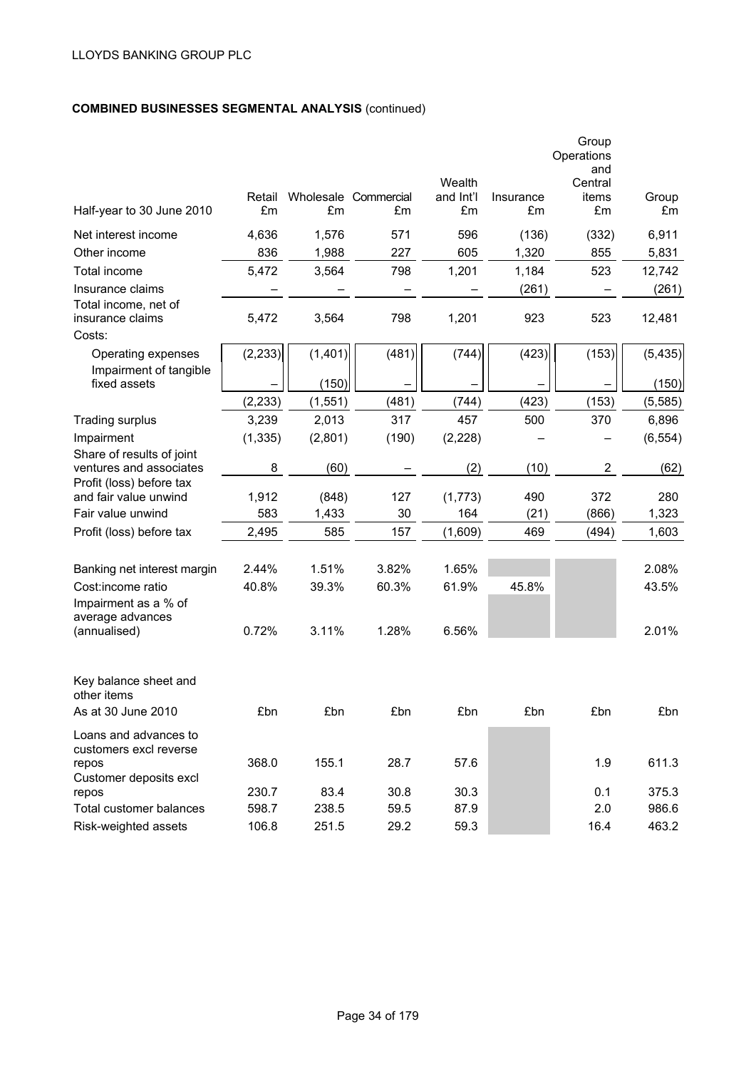LLOYDS BANKING GROUP PLC

**COMBINED BUSINESSES SEGMENTAL ANALYSIS** (continued)

| Half-year to 30 June 2010 | Retail £m | Wholesale £m | Commercial £m | Wealth and Int'l £m | Insurance £m | Group Operations and Central items £m | Group £m |
|---|---|---|---|---|---|---|---|
| Net interest income | 4,636 | 1,576 | 571 | 596 | (136) | (332) | 6,911 |
| Other income | 836 | 1,988 | 227 | 605 | 1,320 | 855 | 5,831 |
| Total income | 5,472 | 3,564 | 798 | 1,201 | 1,184 | 523 | 12,742 |
| Insurance claims | – | – | – | – | (261) | – | (261) |
| Total income, net of insurance claims | 5,472 | 3,564 | 798 | 1,201 | 923 | 523 | 12,481 |
| Costs: | | | | | | | |
| Operating expenses | (2,233) | (1,401) | (481) | (744) | (423) | (153) | (5,435) |
| Impairment of tangible fixed assets | – | (150) | – | – | – | – | (150) |
| | (2,233) | (1,551) | (481) | (744) | (423) | (153) | (5,585) |
| Trading surplus | 3,239 | 2,013 | 317 | 457 | 500 | 370 | 6,896 |
| Impairment | (1,335) | (2,801) | (190) | (2,228) | – | – | (6,554) |
| Share of results of joint ventures and associates | 8 | (60) | – | (2) | (10) | 2 | (62) |
| Profit (loss) before tax and fair value unwind | 1,912 | (848) | 127 | (1,773) | 490 | 372 | 280 |
| Fair value unwind | 583 | 1,433 | 30 | 164 | (21) | (866) | 1,323 |
| Profit (loss) before tax | 2,495 | 585 | 157 | (1,609) | 469 | (494) | 1,603 |
| | | | | | | | |
| Banking net interest margin | 2.44% | 1.51% | 3.82% | 1.65% | | | 2.08% |
| Cost:income ratio | 40.8% | 39.3% | 60.3% | 61.9% | 45.8% | | 43.5% |
| Impairment as a % of average advances (annualised) | 0.72% | 3.11% | 1.28% | 6.56% | | | 2.01% |
| | | | | | | | |
| Key balance sheet and other items | | | | | | | |
| As at 30 June 2010 | £bn | £bn | £bn | £bn | £bn | £bn | £bn |
| Loans and advances to customers excl reverse repos | 368.0 | 155.1 | 28.7 | 57.6 | | 1.9 | 611.3 |
| Customer deposits excl repos | 230.7 | 83.4 | 30.8 | 30.3 | | 0.1 | 375.3 |
| Total customer balances | 598.7 | 238.5 | 59.5 | 87.9 | | 2.0 | 986.6 |
| Risk-weighted assets | 106.8 | 251.5 | 29.2 | 59.3 | | 16.4 | 463.2 |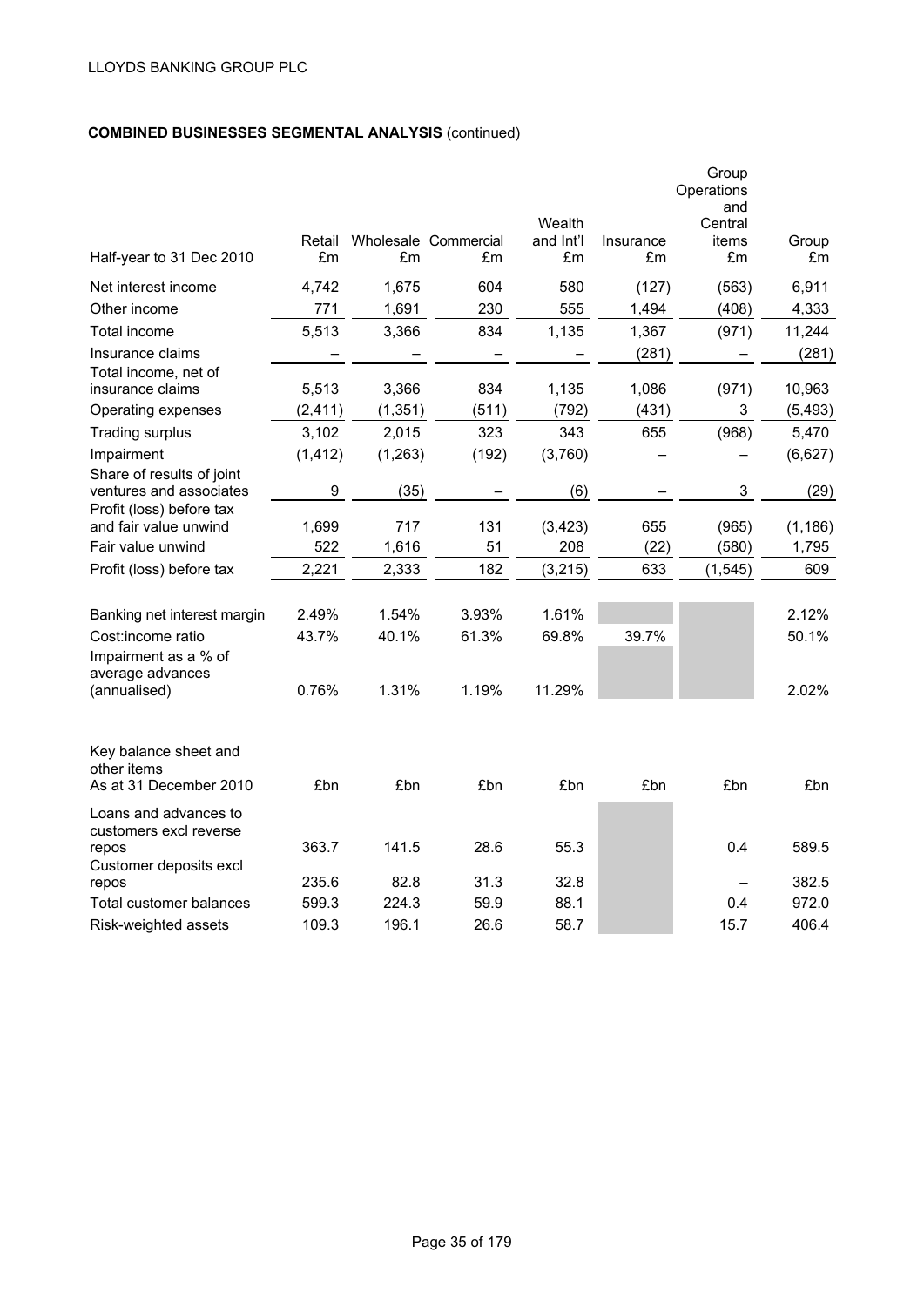LLOYDS BANKING GROUP PLC

**COMBINED BUSINESSES SEGMENTAL ANALYSIS** (continued)

| Half-year to 31 Dec 2010 | Retail £m | Wholesale £m | Commercial £m | Wealth and Int'l £m | Insurance £m | Group Operations and Central items £m | Group £m |
|---|---|---|---|---|---|---|---|
| Net interest income | 4,742 | 1,675 | 604 | 580 | (127) | (563) | 6,911 |
| Other income | 771 | 1,691 | 230 | 555 | 1,494 | (408) | 4,333 |
| Total income | 5,513 | 3,366 | 834 | 1,135 | 1,367 | (971) | 11,244 |
| Insurance claims | – | – | – | – | (281) | – | (281) |
| Total income, net of insurance claims | 5,513 | 3,366 | 834 | 1,135 | 1,086 | (971) | 10,963 |
| Operating expenses | (2,411) | (1,351) | (511) | (792) | (431) | 3 | (5,493) |
| Trading surplus | 3,102 | 2,015 | 323 | 343 | 655 | (968) | 5,470 |
| Impairment | (1,412) | (1,263) | (192) | (3,760) | – | – | (6,627) |
| Share of results of joint ventures and associates | 9 | (35) | – | (6) | – | 3 | (29) |
| Profit (loss) before tax and fair value unwind | 1,699 | 717 | 131 | (3,423) | 655 | (965) | (1,186) |
| Fair value unwind | 522 | 1,616 | 51 | 208 | (22) | (580) | 1,795 |
| Profit (loss) before tax | 2,221 | 2,333 | 182 | (3,215) | 633 | (1,545) | 609 |
| | | | | | | | |
| Banking net interest margin | 2.49% | 1.54% | 3.93% | 1.61% | | | 2.12% |
| Cost:income ratio | 43.7% | 40.1% | 61.3% | 69.8% | 39.7% | | 50.1% |
| Impairment as a % of average advances (annualised) | 0.76% | 1.31% | 1.19% | 11.29% | | | 2.02% |

| Key balance sheet and other items As at 31 December 2010 | £bn | £bn | £bn | £bn | £bn | £bn | £bn |
|---|---|---|---|---|---|---|---|
| Loans and advances to customers excl reverse repos | 363.7 | 141.5 | 28.6 | 55.3 | | 0.4 | 589.5 |
| Customer deposits excl repos | 235.6 | 82.8 | 31.3 | 32.8 | | – | 382.5 |
| Total customer balances | 599.3 | 224.3 | 59.9 | 88.1 | | 0.4 | 972.0 |
| Risk-weighted assets | 109.3 | 196.1 | 26.6 | 58.7 | | 15.7 | 406.4 |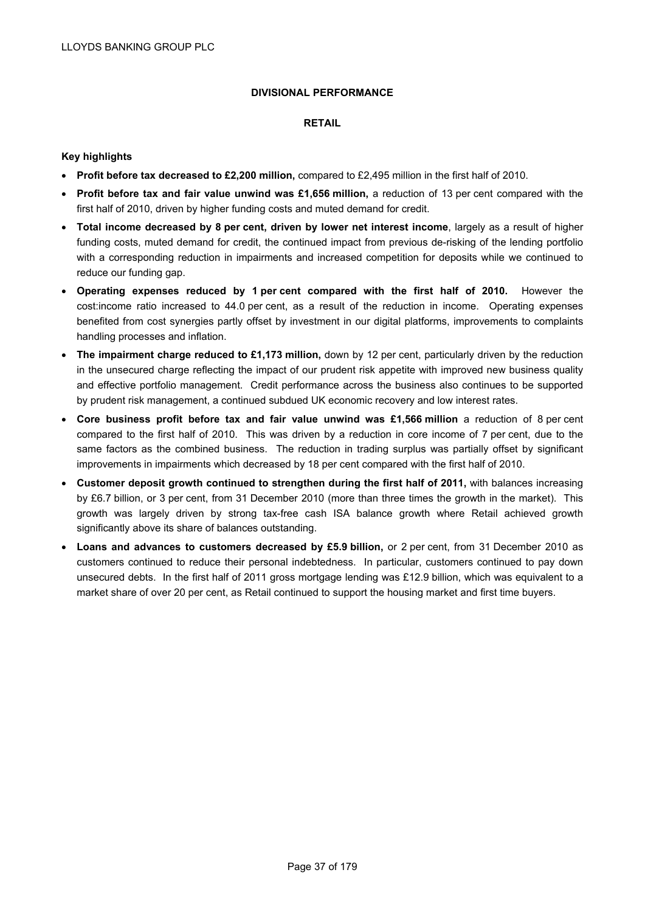## DIVISIONAL PERFORMANCE

### RETAIL

**Key highlights**

- **Profit before tax decreased to £2,200 million,** compared to £2,495 million in the first half of 2010.
- **Profit before tax and fair value unwind was £1,656 million,** a reduction of 13 per cent compared with the first half of 2010, driven by higher funding costs and muted demand for credit.
- **Total income decreased by 8 per cent, driven by lower net interest income**, largely as a result of higher funding costs, muted demand for credit, the continued impact from previous de-risking of the lending portfolio with a corresponding reduction in impairments and increased competition for deposits while we continued to reduce our funding gap.
- **Operating expenses reduced by 1 per cent compared with the first half of 2010.** However the cost:income ratio increased to 44.0 per cent, as a result of the reduction in income. Operating expenses benefited from cost synergies partly offset by investment in our digital platforms, improvements to complaints handling processes and inflation.
- **The impairment charge reduced to £1,173 million,** down by 12 per cent, particularly driven by the reduction in the unsecured charge reflecting the impact of our prudent risk appetite with improved new business quality and effective portfolio management. Credit performance across the business also continues to be supported by prudent risk management, a continued subdued UK economic recovery and low interest rates.
- **Core business profit before tax and fair value unwind was £1,566 million** a reduction of 8 per cent compared to the first half of 2010. This was driven by a reduction in core income of 7 per cent, due to the same factors as the combined business. The reduction in trading surplus was partially offset by significant improvements in impairments which decreased by 18 per cent compared with the first half of 2010.
- **Customer deposit growth continued to strengthen during the first half of 2011,** with balances increasing by £6.7 billion, or 3 per cent, from 31 December 2010 (more than three times the growth in the market). This growth was largely driven by strong tax-free cash ISA balance growth where Retail achieved growth significantly above its share of balances outstanding.
- **Loans and advances to customers decreased by £5.9 billion,** or 2 per cent, from 31 December 2010 as customers continued to reduce their personal indebtedness. In particular, customers continued to pay down unsecured debts. In the first half of 2011 gross mortgage lending was £12.9 billion, which was equivalent to a market share of over 20 per cent, as Retail continued to support the housing market and first time buyers.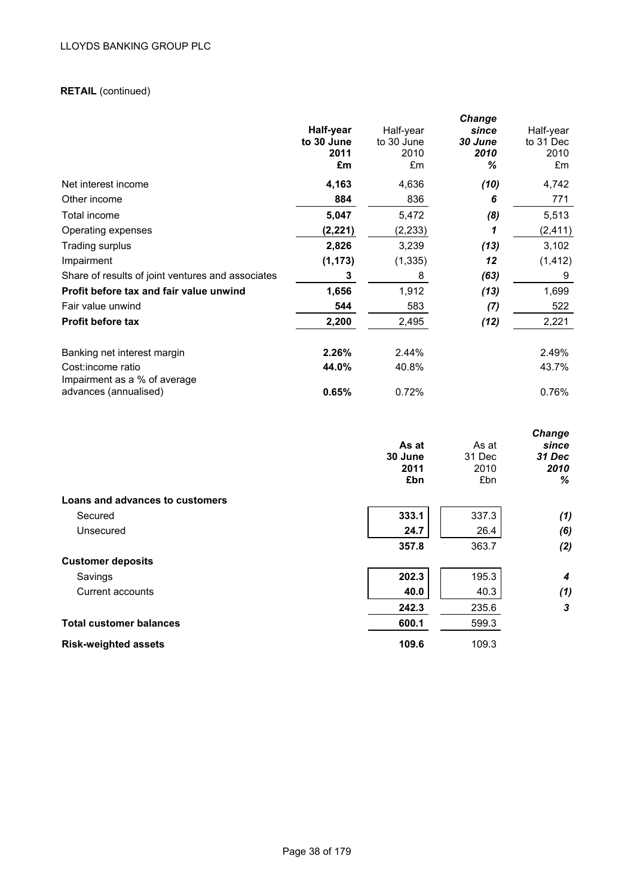LLOYDS BANKING GROUP PLC

**RETAIL** (continued)

| | **Half-year to 30 June 2011 £m** | Half-year to 30 June 2010 £m | ***Change since 30 June 2010 %*** | Half-year to 31 Dec 2010 £m |
|---|---|---|---|---|
| Net interest income | **4,163** | 4,636 | ***(10)*** | 4,742 |
| Other income | **884** | 836 | ***6*** | 771 |
| Total income | **5,047** | 5,472 | ***(8)*** | 5,513 |
| Operating expenses | **(2,221)** | (2,233) | ***1*** | (2,411) |
| Trading surplus | **2,826** | 3,239 | ***(13)*** | 3,102 |
| Impairment | **(1,173)** | (1,335) | ***12*** | (1,412) |
| Share of results of joint ventures and associates | **3** | 8 | ***(63)*** | 9 |
| **Profit before tax and fair value unwind** | **1,656** | 1,912 | ***(13)*** | 1,699 |
| Fair value unwind | **544** | 583 | ***(7)*** | 522 |
| **Profit before tax** | **2,200** | 2,495 | ***(12)*** | 2,221 |
| | | | | |
| Banking net interest margin | **2.26%** | 2.44% | | 2.49% |
| Cost:income ratio | **44.0%** | 40.8% | | 43.7% |
| Impairment as a % of average advances (annualised) | **0.65%** | 0.72% | | 0.76% |

| | **As at 30 June 2011 £bn** | As at 31 Dec 2010 £bn | ***Change since 31 Dec 2010 %*** |
|---|---|---|---|
| **Loans and advances to customers** | | | |
| Secured | **333.1** | 337.3 | ***(1)*** |
| Unsecured | **24.7** | 26.4 | ***(6)*** |
| | **357.8** | 363.7 | ***(2)*** |
| **Customer deposits** | | | |
| Savings | **202.3** | 195.3 | ***4*** |
| Current accounts | **40.0** | 40.3 | ***(1)*** |
| | **242.3** | 235.6 | ***3*** |
| **Total customer balances** | **600.1** | 599.3 | |
| **Risk-weighted assets** | **109.6** | 109.3 | |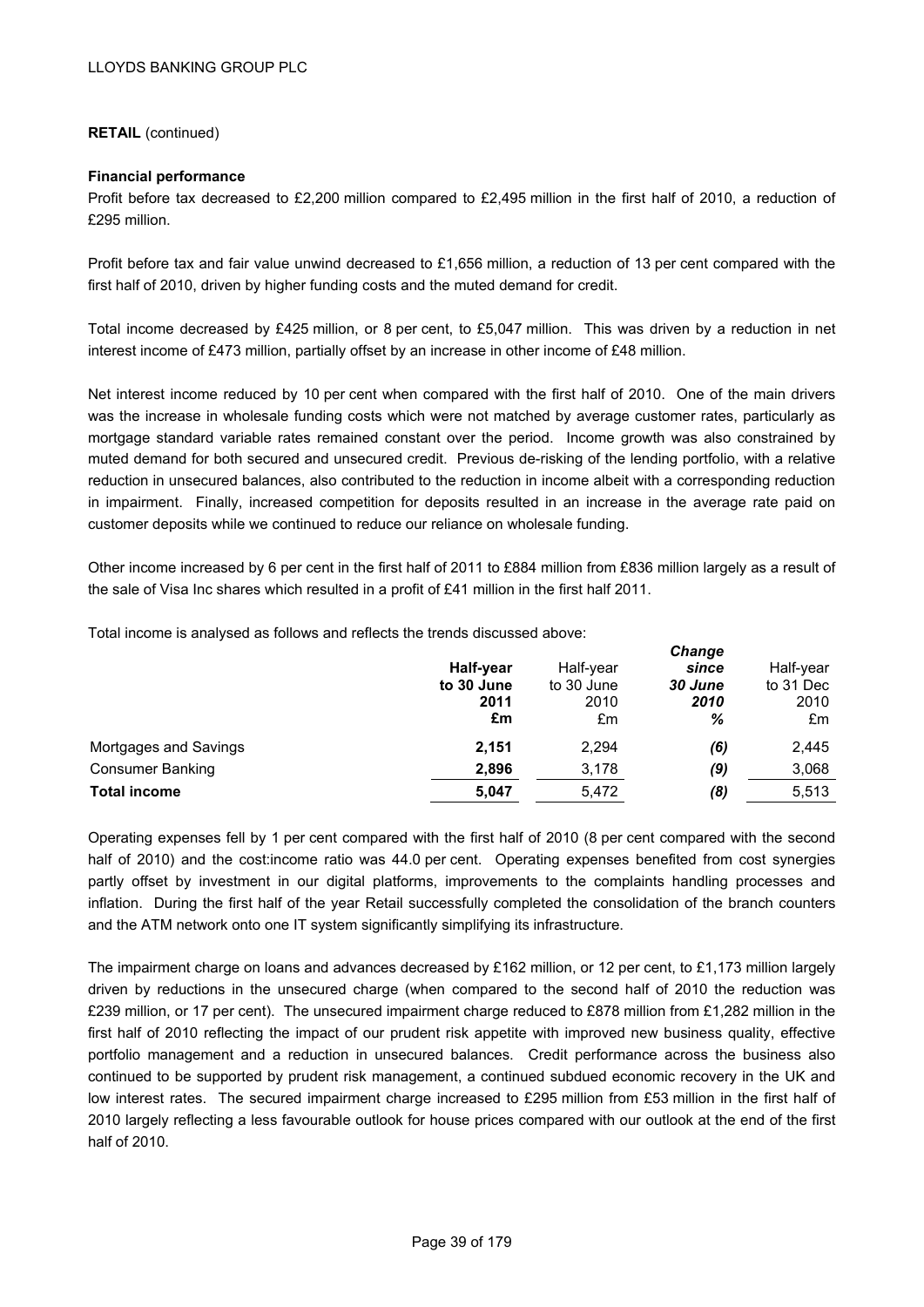LLOYDS BANKING GROUP PLC

**RETAIL** (continued)

**Financial performance**

Profit before tax decreased to £2,200 million compared to £2,495 million in the first half of 2010, a reduction of £295 million.

Profit before tax and fair value unwind decreased to £1,656 million, a reduction of 13 per cent compared with the first half of 2010, driven by higher funding costs and the muted demand for credit.

Total income decreased by £425 million, or 8 per cent, to £5,047 million. This was driven by a reduction in net interest income of £473 million, partially offset by an increase in other income of £48 million.

Net interest income reduced by 10 per cent when compared with the first half of 2010. One of the main drivers was the increase in wholesale funding costs which were not matched by average customer rates, particularly as mortgage standard variable rates remained constant over the period. Income growth was also constrained by muted demand for both secured and unsecured credit. Previous de-risking of the lending portfolio, with a relative reduction in unsecured balances, also contributed to the reduction in income albeit with a corresponding reduction in impairment. Finally, increased competition for deposits resulted in an increase in the average rate paid on customer deposits while we continued to reduce our reliance on wholesale funding.

Other income increased by 6 per cent in the first half of 2011 to £884 million from £836 million largely as a result of the sale of Visa Inc shares which resulted in a profit of £41 million in the first half 2011.

Total income is analysed as follows and reflects the trends discussed above:

| | **Half-year to 30 June 2011 £m** | Half-year to 30 June 2010 £m | ***Change since 30 June 2010 %*** | Half-year to 31 Dec 2010 £m |
|---|---|---|---|---|
| Mortgages and Savings | **2,151** | 2,294 | *(6)* | 2,445 |
| Consumer Banking | **2,896** | 3,178 | *(9)* | 3,068 |
| **Total income** | **5,047** | 5,472 | *(8)* | 5,513 |

Operating expenses fell by 1 per cent compared with the first half of 2010 (8 per cent compared with the second half of 2010) and the cost:income ratio was 44.0 per cent. Operating expenses benefited from cost synergies partly offset by investment in our digital platforms, improvements to the complaints handling processes and inflation. During the first half of the year Retail successfully completed the consolidation of the branch counters and the ATM network onto one IT system significantly simplifying its infrastructure.

The impairment charge on loans and advances decreased by £162 million, or 12 per cent, to £1,173 million largely driven by reductions in the unsecured charge (when compared to the second half of 2010 the reduction was £239 million, or 17 per cent). The unsecured impairment charge reduced to £878 million from £1,282 million in the first half of 2010 reflecting the impact of our prudent risk appetite with improved new business quality, effective portfolio management and a reduction in unsecured balances. Credit performance across the business also continued to be supported by prudent risk management, a continued subdued economic recovery in the UK and low interest rates. The secured impairment charge increased to £295 million from £53 million in the first half of 2010 largely reflecting a less favourable outlook for house prices compared with our outlook at the end of the first half of 2010.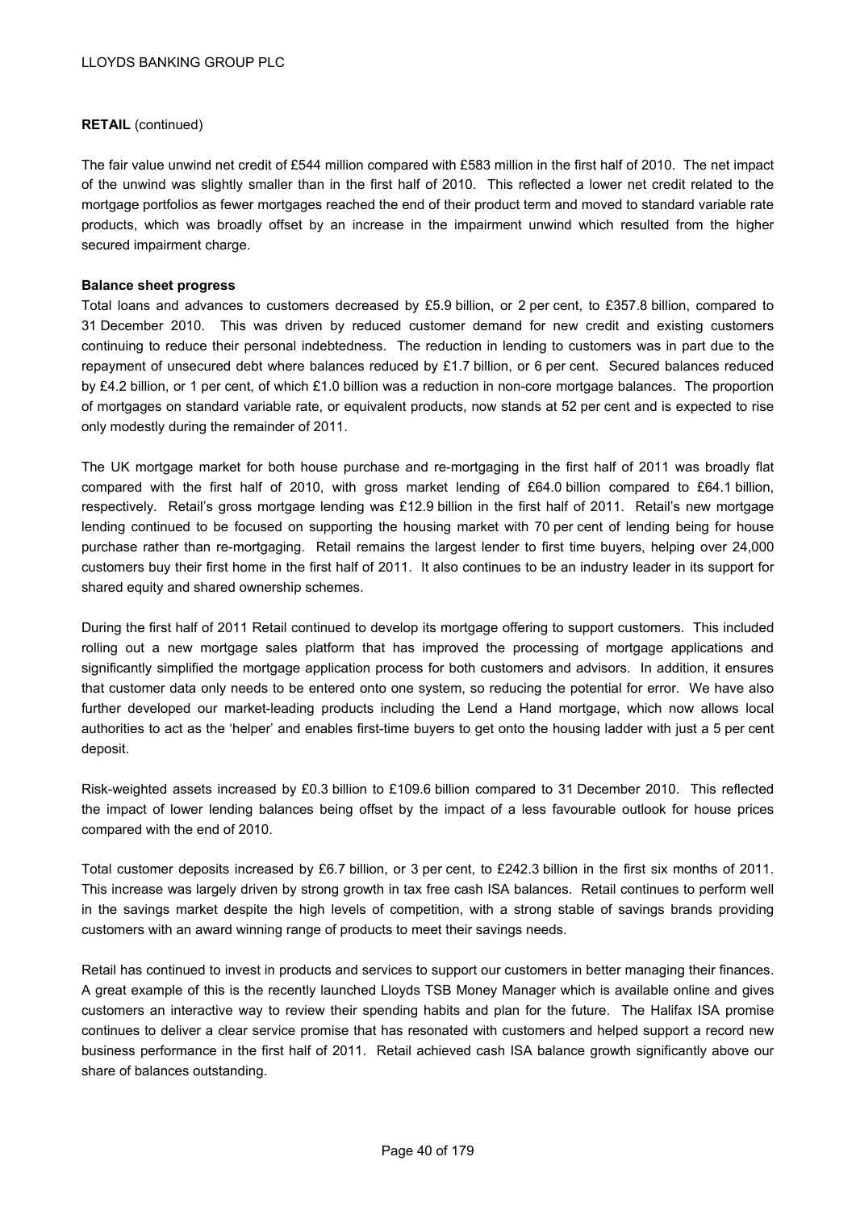**RETAIL** (continued)

The fair value unwind net credit of £544 million compared with £583 million in the first half of 2010. The net impact of the unwind was slightly smaller than in the first half of 2010. This reflected a lower net credit related to the mortgage portfolios as fewer mortgages reached the end of their product term and moved to standard variable rate products, which was broadly offset by an increase in the impairment unwind which resulted from the higher secured impairment charge.

**Balance sheet progress**

Total loans and advances to customers decreased by £5.9 billion, or 2 per cent, to £357.8 billion, compared to 31 December 2010. This was driven by reduced customer demand for new credit and existing customers continuing to reduce their personal indebtedness. The reduction in lending to customers was in part due to the repayment of unsecured debt where balances reduced by £1.7 billion, or 6 per cent. Secured balances reduced by £4.2 billion, or 1 per cent, of which £1.0 billion was a reduction in non-core mortgage balances. The proportion of mortgages on standard variable rate, or equivalent products, now stands at 52 per cent and is expected to rise only modestly during the remainder of 2011.

The UK mortgage market for both house purchase and re-mortgaging in the first half of 2011 was broadly flat compared with the first half of 2010, with gross market lending of £64.0 billion compared to £64.1 billion, respectively. Retail's gross mortgage lending was £12.9 billion in the first half of 2011. Retail's new mortgage lending continued to be focused on supporting the housing market with 70 per cent of lending being for house purchase rather than re-mortgaging. Retail remains the largest lender to first time buyers, helping over 24,000 customers buy their first home in the first half of 2011. It also continues to be an industry leader in its support for shared equity and shared ownership schemes.

During the first half of 2011 Retail continued to develop its mortgage offering to support customers. This included rolling out a new mortgage sales platform that has improved the processing of mortgage applications and significantly simplified the mortgage application process for both customers and advisors. In addition, it ensures that customer data only needs to be entered onto one system, so reducing the potential for error. We have also further developed our market-leading products including the Lend a Hand mortgage, which now allows local authorities to act as the 'helper' and enables first-time buyers to get onto the housing ladder with just a 5 per cent deposit.

Risk-weighted assets increased by £0.3 billion to £109.6 billion compared to 31 December 2010. This reflected the impact of lower lending balances being offset by the impact of a less favourable outlook for house prices compared with the end of 2010.

Total customer deposits increased by £6.7 billion, or 3 per cent, to £242.3 billion in the first six months of 2011. This increase was largely driven by strong growth in tax free cash ISA balances. Retail continues to perform well in the savings market despite the high levels of competition, with a strong stable of savings brands providing customers with an award winning range of products to meet their savings needs.

Retail has continued to invest in products and services to support our customers in better managing their finances. A great example of this is the recently launched Lloyds TSB Money Manager which is available online and gives customers an interactive way to review their spending habits and plan for the future. The Halifax ISA promise continues to deliver a clear service promise that has resonated with customers and helped support a record new business performance in the first half of 2011. Retail achieved cash ISA balance growth significantly above our share of balances outstanding.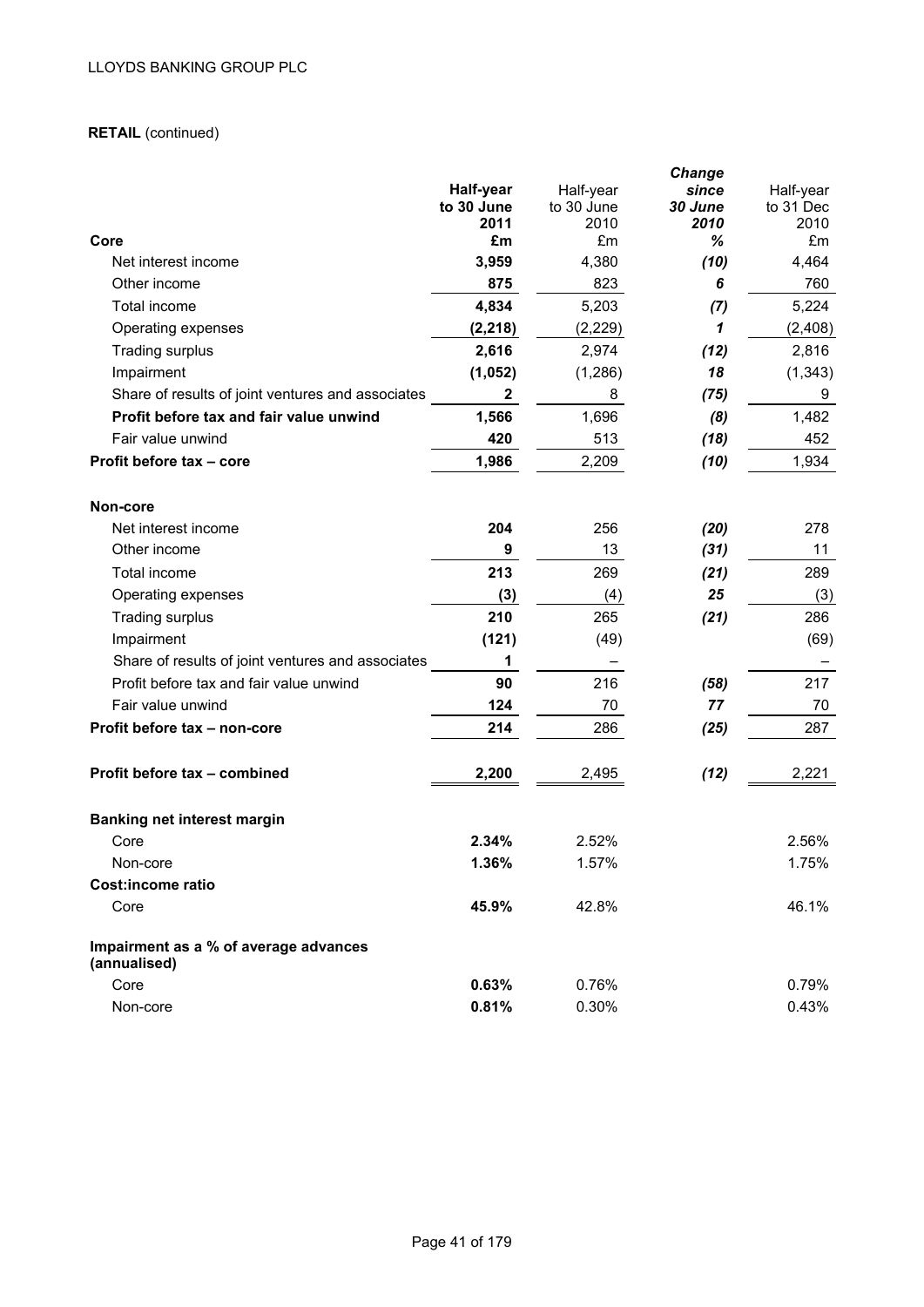**RETAIL** (continued)

| | Half-year to 30 June 2011 | Half-year to 30 June 2010 | Change since 30 June 2010 | Half-year to 31 Dec 2010 |
|---|---|---|---|---|
| **Core** | **£m** | £m | *%* | £m |
| Net interest income | **3,959** | 4,380 | *(10)* | 4,464 |
| Other income | **875** | 823 | *6* | 760 |
| Total income | **4,834** | 5,203 | *(7)* | 5,224 |
| Operating expenses | **(2,218)** | (2,229) | *1* | (2,408) |
| Trading surplus | **2,616** | 2,974 | *(12)* | 2,816 |
| Impairment | **(1,052)** | (1,286) | *18* | (1,343) |
| Share of results of joint ventures and associates | **2** | 8 | *(75)* | 9 |
| **Profit before tax and fair value unwind** | **1,566** | 1,696 | *(8)* | 1,482 |
| Fair value unwind | **420** | 513 | *(18)* | 452 |
| **Profit before tax – core** | **1,986** | 2,209 | *(10)* | 1,934 |
| **Non-core** | | | | |
| Net interest income | **204** | 256 | *(20)* | 278 |
| Other income | **9** | 13 | *(31)* | 11 |
| Total income | **213** | 269 | *(21)* | 289 |
| Operating expenses | **(3)** | (4) | *25* | (3) |
| Trading surplus | **210** | 265 | *(21)* | 286 |
| Impairment | **(121)** | (49) | | (69) |
| Share of results of joint ventures and associates | **1** | – | | – |
| Profit before tax and fair value unwind | **90** | 216 | *(58)* | 217 |
| Fair value unwind | **124** | 70 | *77* | 70 |
| **Profit before tax – non-core** | **214** | 286 | *(25)* | 287 |
| **Profit before tax – combined** | **2,200** | 2,495 | *(12)* | 2,221 |
| **Banking net interest margin** | | | | |
| Core | **2.34%** | 2.52% | | 2.56% |
| Non-core | **1.36%** | 1.57% | | 1.75% |
| **Cost:income ratio** | | | | |
| Core | **45.9%** | 42.8% | | 46.1% |
| **Impairment as a % of average advances (annualised)** | | | | |
| Core | **0.63%** | 0.76% | | 0.79% |
| Non-core | **0.81%** | 0.30% | | 0.43% |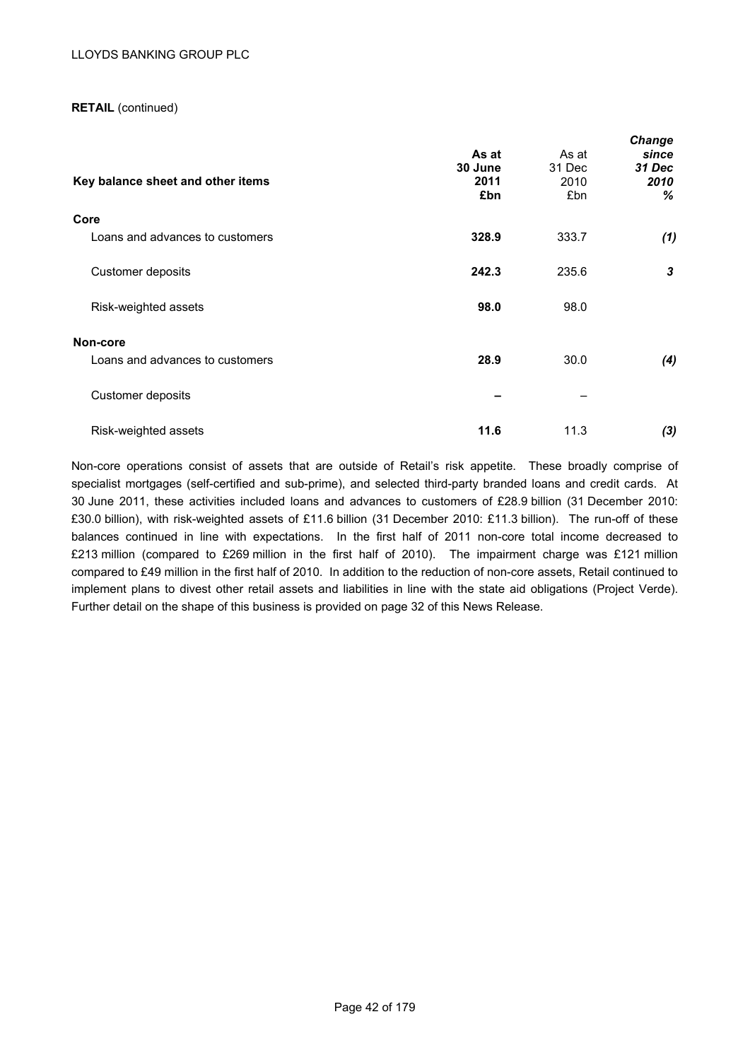**RETAIL** (continued)

| Key balance sheet and other items | **As at 30 June 2011 £bn** | As at 31 Dec 2010 £bn | *Change since 31 Dec 2010 %* |
|---|---|---|---|
| **Core** | | | |
| Loans and advances to customers | **328.9** | 333.7 | *(1)* |
| Customer deposits | **242.3** | 235.6 | *3* |
| Risk-weighted assets | **98.0** | 98.0 | |
| **Non-core** | | | |
| Loans and advances to customers | **28.9** | 30.0 | *(4)* |
| Customer deposits | **–** | – | |
| Risk-weighted assets | **11.6** | 11.3 | *(3)* |

Non-core operations consist of assets that are outside of Retail's risk appetite. These broadly comprise of specialist mortgages (self-certified and sub-prime), and selected third-party branded loans and credit cards. At 30 June 2011, these activities included loans and advances to customers of £28.9 billion (31 December 2010: £30.0 billion), with risk-weighted assets of £11.6 billion (31 December 2010: £11.3 billion). The run-off of these balances continued in line with expectations. In the first half of 2011 non-core total income decreased to £213 million (compared to £269 million in the first half of 2010). The impairment charge was £121 million compared to £49 million in the first half of 2010. In addition to the reduction of non-core assets, Retail continued to implement plans to divest other retail assets and liabilities in line with the state aid obligations (Project Verde). Further detail on the shape of this business is provided on page 32 of this News Release.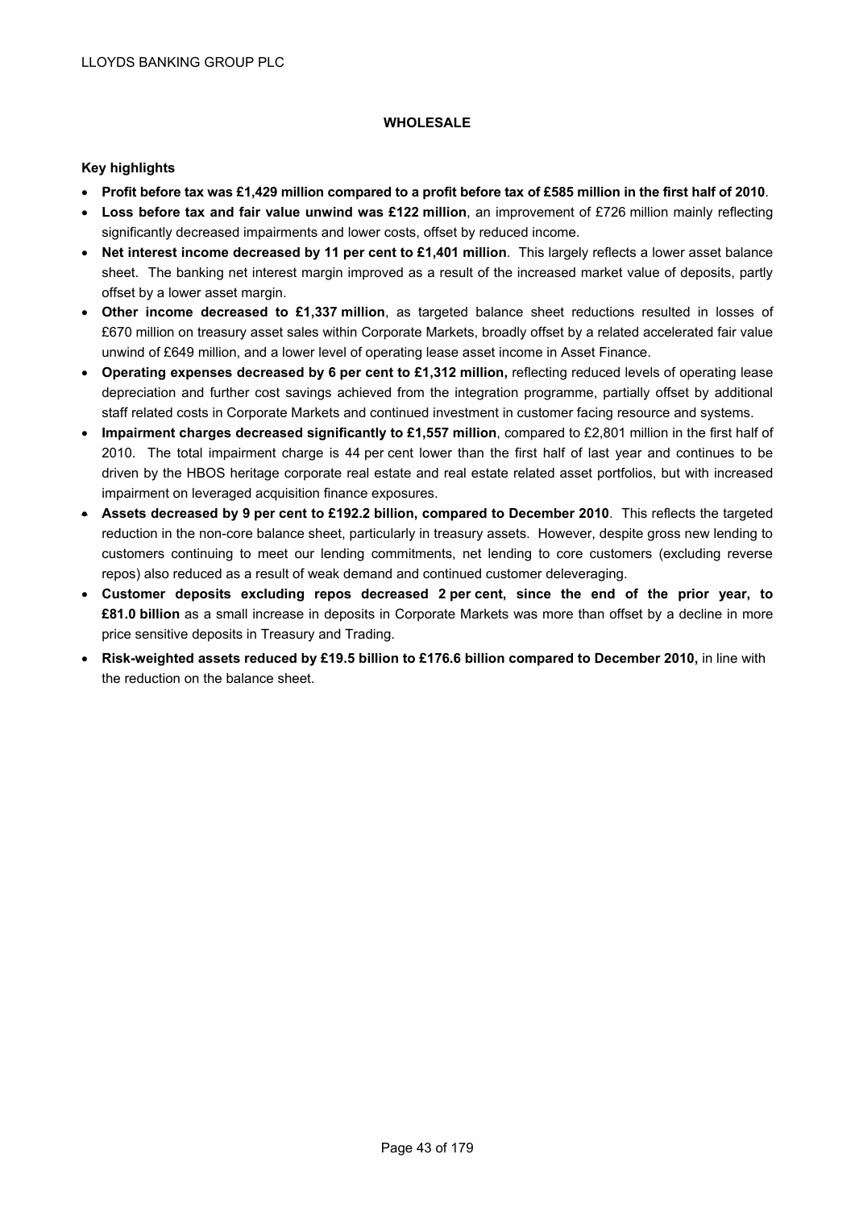## WHOLESALE

**Key highlights**

- **Profit before tax was £1,429 million compared to a profit before tax of £585 million in the first half of 2010**.
- **Loss before tax and fair value unwind was £122 million**, an improvement of £726 million mainly reflecting significantly decreased impairments and lower costs, offset by reduced income.
- **Net interest income decreased by 11 per cent to £1,401 million**. This largely reflects a lower asset balance sheet. The banking net interest margin improved as a result of the increased market value of deposits, partly offset by a lower asset margin.
- **Other income decreased to £1,337 million**, as targeted balance sheet reductions resulted in losses of £670 million on treasury asset sales within Corporate Markets, broadly offset by a related accelerated fair value unwind of £649 million, and a lower level of operating lease asset income in Asset Finance.
- **Operating expenses decreased by 6 per cent to £1,312 million,** reflecting reduced levels of operating lease depreciation and further cost savings achieved from the integration programme, partially offset by additional staff related costs in Corporate Markets and continued investment in customer facing resource and systems.
- **Impairment charges decreased significantly to £1,557 million**, compared to £2,801 million in the first half of 2010. The total impairment charge is 44 per cent lower than the first half of last year and continues to be driven by the HBOS heritage corporate real estate and real estate related asset portfolios, but with increased impairment on leveraged acquisition finance exposures.
- **Assets decreased by 9 per cent to £192.2 billion, compared to December 2010**. This reflects the targeted reduction in the non-core balance sheet, particularly in treasury assets. However, despite gross new lending to customers continuing to meet our lending commitments, net lending to core customers (excluding reverse repos) also reduced as a result of weak demand and continued customer deleveraging.
- **Customer deposits excluding repos decreased 2 per cent, since the end of the prior year, to £81.0 billion** as a small increase in deposits in Corporate Markets was more than offset by a decline in more price sensitive deposits in Treasury and Trading.
- **Risk-weighted assets reduced by £19.5 billion to £176.6 billion compared to December 2010,** in line with the reduction on the balance sheet.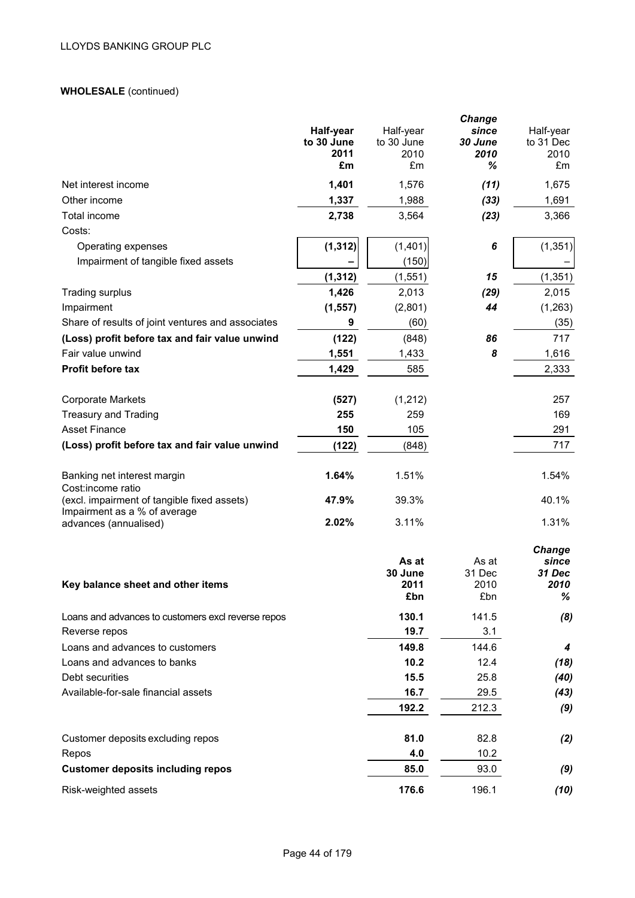**WHOLESALE** (continued)

| | **Half-year to 30 June 2011 £m** | Half-year to 30 June 2010 £m | ***Change since 30 June 2010 %*** | Half-year to 31 Dec 2010 £m |
|---|---|---|---|---|
| Net interest income | **1,401** | 1,576 | ***(11)*** | 1,675 |
| Other income | **1,337** | 1,988 | ***(33)*** | 1,691 |
| Total income | **2,738** | 3,564 | ***(23)*** | 3,366 |
| Costs: | | | | |
| Operating expenses | **(1,312)** | (1,401) | ***6*** | (1,351) |
| Impairment of tangible fixed assets | **–** | (150) | | – |
| | **(1,312)** | (1,551) | ***15*** | (1,351) |
| Trading surplus | **1,426** | 2,013 | ***(29)*** | 2,015 |
| Impairment | **(1,557)** | (2,801) | ***44*** | (1,263) |
| Share of results of joint ventures and associates | **9** | (60) | | (35) |
| **(Loss) profit before tax and fair value unwind** | **(122)** | (848) | ***86*** | 717 |
| Fair value unwind | **1,551** | 1,433 | ***8*** | 1,616 |
| **Profit before tax** | **1,429** | 585 | | 2,333 |
| | | | | |
| Corporate Markets | **(527)** | (1,212) | | 257 |
| Treasury and Trading | **255** | 259 | | 169 |
| Asset Finance | **150** | 105 | | 291 |
| **(Loss) profit before tax and fair value unwind** | **(122)** | (848) | | 717 |
| | | | | |
| Banking net interest margin | **1.64%** | 1.51% | | 1.54% |
| Cost:income ratio (excl. impairment of tangible fixed assets) | **47.9%** | 39.3% | | 40.1% |
| Impairment as a % of average advances (annualised) | **2.02%** | 3.11% | | 1.31% |

| **Key balance sheet and other items** | **As at 30 June 2011 £bn** | As at 31 Dec 2010 £bn | ***Change since 31 Dec 2010 %*** |
|---|---|---|---|
| Loans and advances to customers excl reverse repos | **130.1** | 141.5 | ***(8)*** |
| Reverse repos | **19.7** | 3.1 | |
| Loans and advances to customers | **149.8** | 144.6 | ***4*** |
| Loans and advances to banks | **10.2** | 12.4 | ***(18)*** |
| Debt securities | **15.5** | 25.8 | ***(40)*** |
| Available-for-sale financial assets | **16.7** | 29.5 | ***(43)*** |
| | **192.2** | 212.3 | ***(9)*** |
| | | | |
| Customer deposits excluding repos | **81.0** | 82.8 | ***(2)*** |
| Repos | **4.0** | 10.2 | |
| **Customer deposits including repos** | **85.0** | 93.0 | ***(9)*** |
| Risk-weighted assets | **176.6** | 196.1 | ***(10)*** |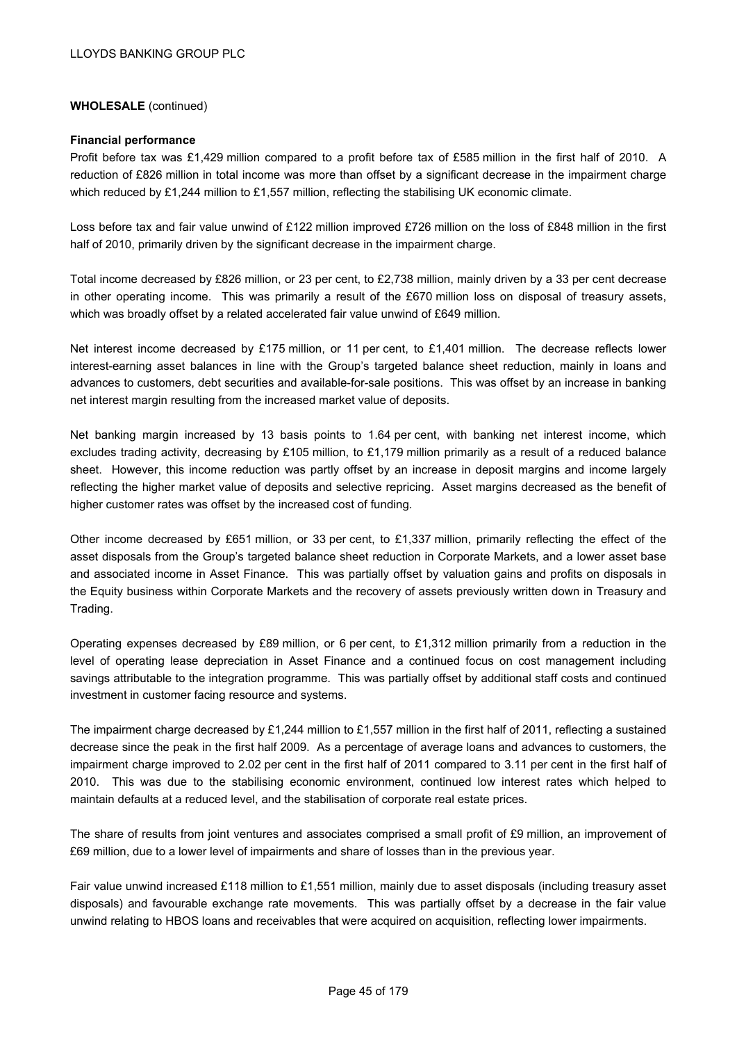**WHOLESALE** (continued)

**Financial performance**

Profit before tax was £1,429 million compared to a profit before tax of £585 million in the first half of 2010. A reduction of £826 million in total income was more than offset by a significant decrease in the impairment charge which reduced by £1,244 million to £1,557 million, reflecting the stabilising UK economic climate.

Loss before tax and fair value unwind of £122 million improved £726 million on the loss of £848 million in the first half of 2010, primarily driven by the significant decrease in the impairment charge.

Total income decreased by £826 million, or 23 per cent, to £2,738 million, mainly driven by a 33 per cent decrease in other operating income. This was primarily a result of the £670 million loss on disposal of treasury assets, which was broadly offset by a related accelerated fair value unwind of £649 million.

Net interest income decreased by £175 million, or 11 per cent, to £1,401 million. The decrease reflects lower interest-earning asset balances in line with the Group's targeted balance sheet reduction, mainly in loans and advances to customers, debt securities and available-for-sale positions. This was offset by an increase in banking net interest margin resulting from the increased market value of deposits.

Net banking margin increased by 13 basis points to 1.64 per cent, with banking net interest income, which excludes trading activity, decreasing by £105 million, to £1,179 million primarily as a result of a reduced balance sheet. However, this income reduction was partly offset by an increase in deposit margins and income largely reflecting the higher market value of deposits and selective repricing. Asset margins decreased as the benefit of higher customer rates was offset by the increased cost of funding.

Other income decreased by £651 million, or 33 per cent, to £1,337 million, primarily reflecting the effect of the asset disposals from the Group's targeted balance sheet reduction in Corporate Markets, and a lower asset base and associated income in Asset Finance. This was partially offset by valuation gains and profits on disposals in the Equity business within Corporate Markets and the recovery of assets previously written down in Treasury and Trading.

Operating expenses decreased by £89 million, or 6 per cent, to £1,312 million primarily from a reduction in the level of operating lease depreciation in Asset Finance and a continued focus on cost management including savings attributable to the integration programme. This was partially offset by additional staff costs and continued investment in customer facing resource and systems.

The impairment charge decreased by £1,244 million to £1,557 million in the first half of 2011, reflecting a sustained decrease since the peak in the first half 2009. As a percentage of average loans and advances to customers, the impairment charge improved to 2.02 per cent in the first half of 2011 compared to 3.11 per cent in the first half of 2010. This was due to the stabilising economic environment, continued low interest rates which helped to maintain defaults at a reduced level, and the stabilisation of corporate real estate prices.

The share of results from joint ventures and associates comprised a small profit of £9 million, an improvement of £69 million, due to a lower level of impairments and share of losses than in the previous year.

Fair value unwind increased £118 million to £1,551 million, mainly due to asset disposals (including treasury asset disposals) and favourable exchange rate movements. This was partially offset by a decrease in the fair value unwind relating to HBOS loans and receivables that were acquired on acquisition, reflecting lower impairments.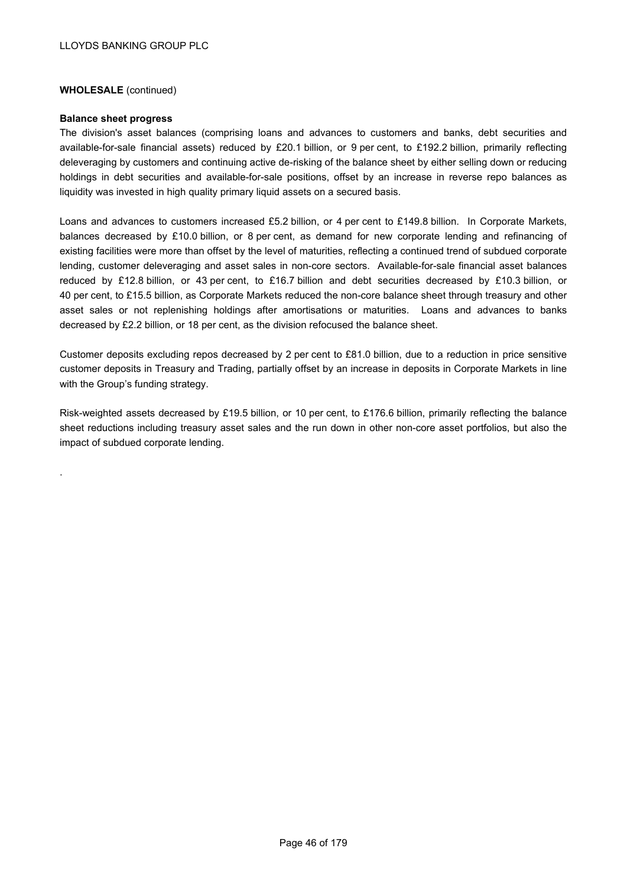**WHOLESALE** (continued)

**Balance sheet progress**

The division's asset balances (comprising loans and advances to customers and banks, debt securities and available-for-sale financial assets) reduced by £20.1 billion, or 9 per cent, to £192.2 billion, primarily reflecting deleveraging by customers and continuing active de-risking of the balance sheet by either selling down or reducing holdings in debt securities and available-for-sale positions, offset by an increase in reverse repo balances as liquidity was invested in high quality primary liquid assets on a secured basis.

Loans and advances to customers increased £5.2 billion, or 4 per cent to £149.8 billion. In Corporate Markets, balances decreased by £10.0 billion, or 8 per cent, as demand for new corporate lending and refinancing of existing facilities were more than offset by the level of maturities, reflecting a continued trend of subdued corporate lending, customer deleveraging and asset sales in non-core sectors. Available-for-sale financial asset balances reduced by £12.8 billion, or 43 per cent, to £16.7 billion and debt securities decreased by £10.3 billion, or 40 per cent, to £15.5 billion, as Corporate Markets reduced the non-core balance sheet through treasury and other asset sales or not replenishing holdings after amortisations or maturities. Loans and advances to banks decreased by £2.2 billion, or 18 per cent, as the division refocused the balance sheet.

Customer deposits excluding repos decreased by 2 per cent to £81.0 billion, due to a reduction in price sensitive customer deposits in Treasury and Trading, partially offset by an increase in deposits in Corporate Markets in line with the Group's funding strategy.

Risk-weighted assets decreased by £19.5 billion, or 10 per cent, to £176.6 billion, primarily reflecting the balance sheet reductions including treasury asset sales and the run down in other non-core asset portfolios, but also the impact of subdued corporate lending.

.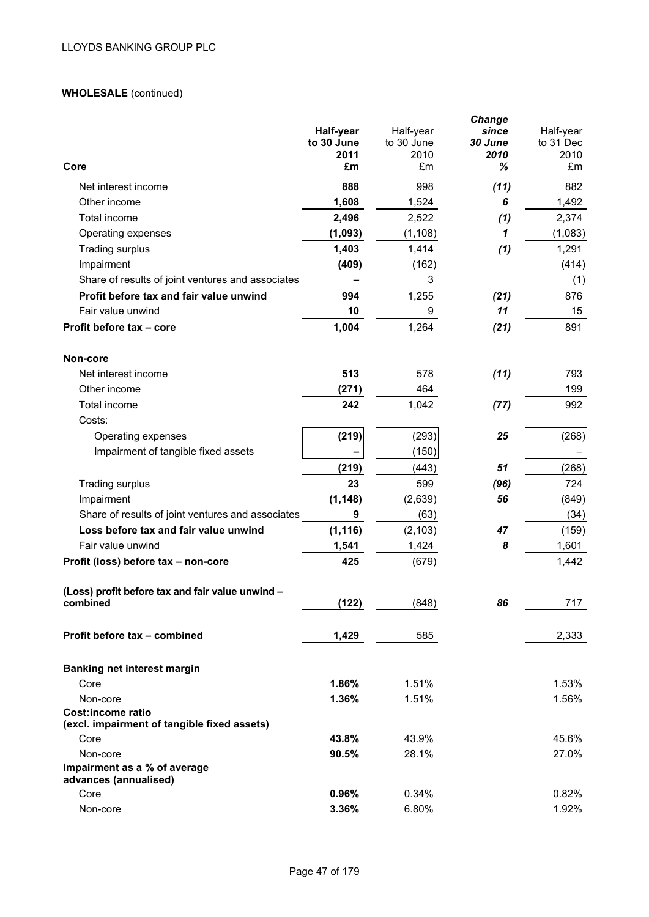**WHOLESALE** (continued)

| Core | Half-year to 30 June 2011 £m | Half-year to 30 June 2010 £m | Change since 30 June 2010 % | Half-year to 31 Dec 2010 £m |
|---|---|---|---|---|
| Net interest income | **888** | 998 | *(11)* | 882 |
| Other income | **1,608** | 1,524 | *6* | 1,492 |
| Total income | **2,496** | 2,522 | *(1)* | 2,374 |
| Operating expenses | **(1,093)** | (1,108) | *1* | (1,083) |
| Trading surplus | **1,403** | 1,414 | *(1)* | 1,291 |
| Impairment | **(409)** | (162) | | (414) |
| Share of results of joint ventures and associates | **–** | 3 | | (1) |
| **Profit before tax and fair value unwind** | **994** | 1,255 | *(21)* | 876 |
| Fair value unwind | **10** | 9 | *11* | 15 |
| **Profit before tax – core** | **1,004** | 1,264 | *(21)* | 891 |
| **Non-core** | | | | |
| Net interest income | **513** | 578 | *(11)* | 793 |
| Other income | **(271)** | 464 | | 199 |
| Total income | **242** | 1,042 | *(77)* | 992 |
| Costs: | | | | |
| Operating expenses | **(219)** | (293) | *25* | (268) |
| Impairment of tangible fixed assets | **–** | (150) | | – |
| | **(219)** | (443) | *51* | (268) |
| Trading surplus | **23** | 599 | *(96)* | 724 |
| Impairment | **(1,148)** | (2,639) | *56* | (849) |
| Share of results of joint ventures and associates | **9** | (63) | | (34) |
| **Loss before tax and fair value unwind** | **(1,116)** | (2,103) | *47* | (159) |
| Fair value unwind | **1,541** | 1,424 | *8* | 1,601 |
| **Profit (loss) before tax – non-core** | **425** | (679) | | 1,442 |
| **(Loss) profit before tax and fair value unwind – combined** | **(122)** | (848) | *86* | 717 |
| **Profit before tax – combined** | **1,429** | 585 | | 2,333 |
| **Banking net interest margin** | | | | |
| Core | **1.86%** | 1.51% | | 1.53% |
| Non-core | **1.36%** | 1.51% | | 1.56% |
| **Cost:income ratio (excl. impairment of tangible fixed assets)** | | | | |
| Core | **43.8%** | 43.9% | | 45.6% |
| Non-core | **90.5%** | 28.1% | | 27.0% |
| **Impairment as a % of average advances (annualised)** | | | | |
| Core | **0.96%** | 0.34% | | 0.82% |
| Non-core | **3.36%** | 6.80% | | 1.92% |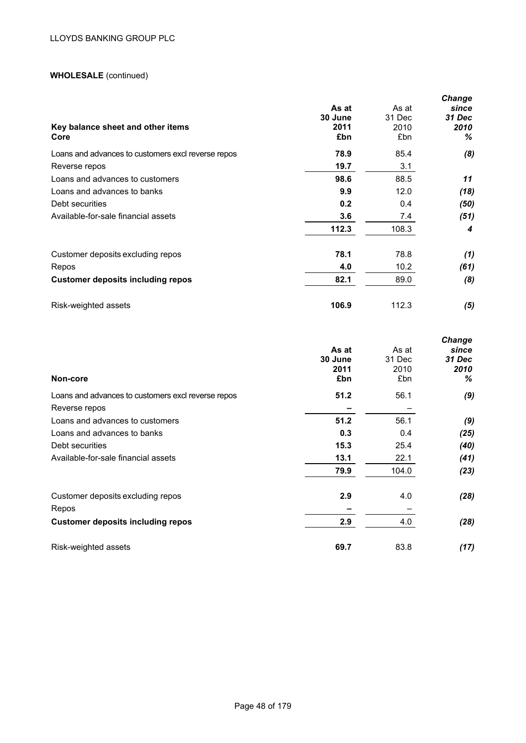**WHOLESALE** (continued)

| Key balance sheet and other items<br>Core | As at 30 June 2011 £bn | As at 31 Dec 2010 £bn | Change since 31 Dec 2010 % |
|---|---|---|---|
| Loans and advances to customers excl reverse repos | **78.9** | 85.4 | ***(8)*** |
| Reverse repos | **19.7** | 3.1 | |
| Loans and advances to customers | **98.6** | 88.5 | ***11*** |
| Loans and advances to banks | **9.9** | 12.0 | ***(18)*** |
| Debt securities | **0.2** | 0.4 | ***(50)*** |
| Available-for-sale financial assets | **3.6** | 7.4 | ***(51)*** |
| | **112.3** | 108.3 | ***4*** |
| Customer deposits excluding repos | **78.1** | 78.8 | ***(1)*** |
| Repos | **4.0** | 10.2 | ***(61)*** |
| **Customer deposits including repos** | **82.1** | 89.0 | ***(8)*** |
| Risk-weighted assets | **106.9** | 112.3 | ***(5)*** |

| Non-core | As at 30 June 2011 £bn | As at 31 Dec 2010 £bn | Change since 31 Dec 2010 % |
|---|---|---|---|
| Loans and advances to customers excl reverse repos | **51.2** | 56.1 | ***(9)*** |
| Reverse repos | **–** | – | |
| Loans and advances to customers | **51.2** | 56.1 | ***(9)*** |
| Loans and advances to banks | **0.3** | 0.4 | ***(25)*** |
| Debt securities | **15.3** | 25.4 | ***(40)*** |
| Available-for-sale financial assets | **13.1** | 22.1 | ***(41)*** |
| | **79.9** | 104.0 | ***(23)*** |
| Customer deposits excluding repos | **2.9** | 4.0 | ***(28)*** |
| Repos | **–** | – | |
| **Customer deposits including repos** | **2.9** | 4.0 | ***(28)*** |
| Risk-weighted assets | **69.7** | 83.8 | ***(17)*** |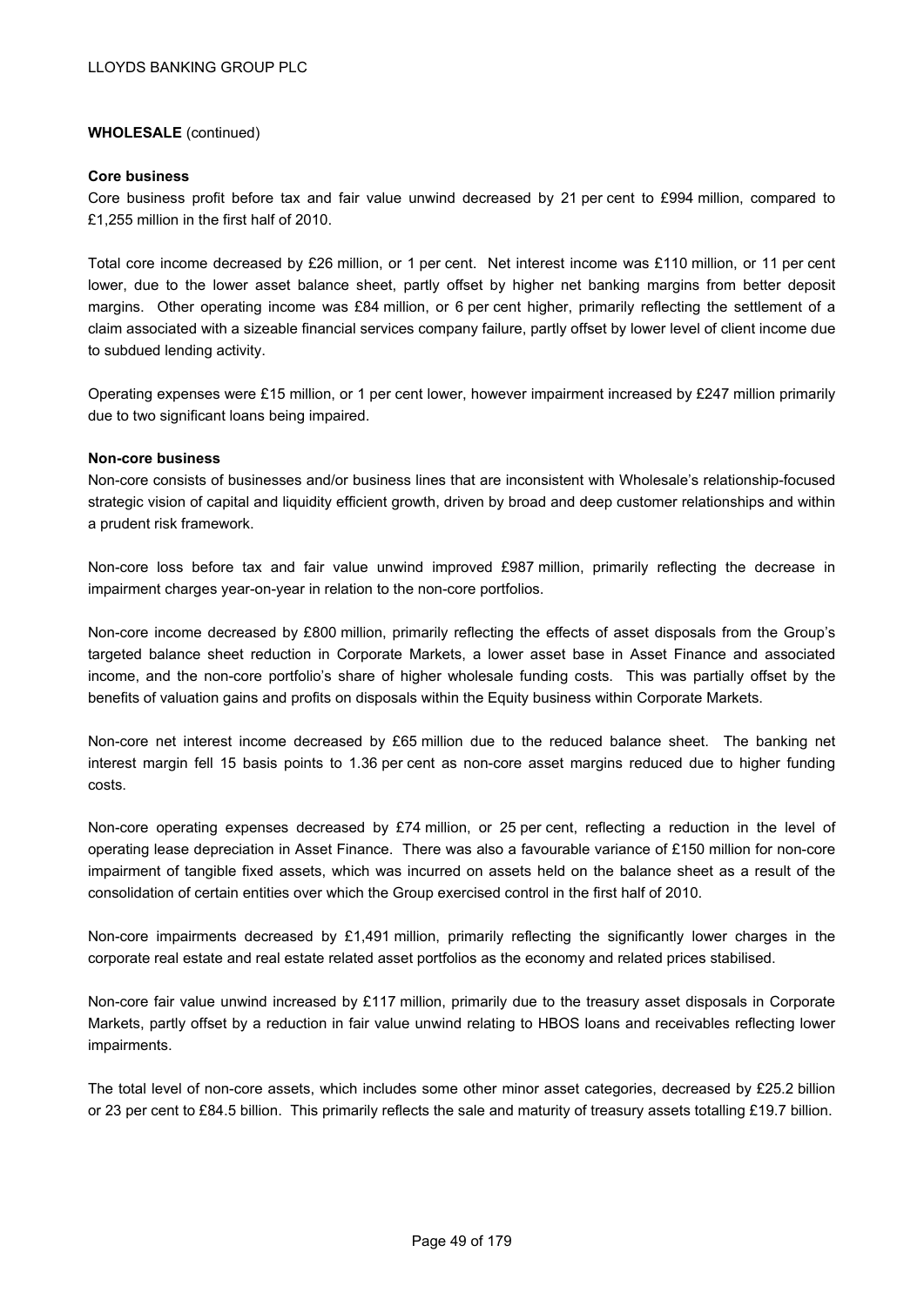**WHOLESALE** (continued)

**Core business**

Core business profit before tax and fair value unwind decreased by 21 per cent to £994 million, compared to £1,255 million in the first half of 2010.

Total core income decreased by £26 million, or 1 per cent. Net interest income was £110 million, or 11 per cent lower, due to the lower asset balance sheet, partly offset by higher net banking margins from better deposit margins. Other operating income was £84 million, or 6 per cent higher, primarily reflecting the settlement of a claim associated with a sizeable financial services company failure, partly offset by lower level of client income due to subdued lending activity.

Operating expenses were £15 million, or 1 per cent lower, however impairment increased by £247 million primarily due to two significant loans being impaired.

**Non-core business**

Non-core consists of businesses and/or business lines that are inconsistent with Wholesale's relationship-focused strategic vision of capital and liquidity efficient growth, driven by broad and deep customer relationships and within a prudent risk framework.

Non-core loss before tax and fair value unwind improved £987 million, primarily reflecting the decrease in impairment charges year-on-year in relation to the non-core portfolios.

Non-core income decreased by £800 million, primarily reflecting the effects of asset disposals from the Group's targeted balance sheet reduction in Corporate Markets, a lower asset base in Asset Finance and associated income, and the non-core portfolio's share of higher wholesale funding costs. This was partially offset by the benefits of valuation gains and profits on disposals within the Equity business within Corporate Markets.

Non-core net interest income decreased by £65 million due to the reduced balance sheet. The banking net interest margin fell 15 basis points to 1.36 per cent as non-core asset margins reduced due to higher funding costs.

Non-core operating expenses decreased by £74 million, or 25 per cent, reflecting a reduction in the level of operating lease depreciation in Asset Finance. There was also a favourable variance of £150 million for non-core impairment of tangible fixed assets, which was incurred on assets held on the balance sheet as a result of the consolidation of certain entities over which the Group exercised control in the first half of 2010.

Non-core impairments decreased by £1,491 million, primarily reflecting the significantly lower charges in the corporate real estate and real estate related asset portfolios as the economy and related prices stabilised.

Non-core fair value unwind increased by £117 million, primarily due to the treasury asset disposals in Corporate Markets, partly offset by a reduction in fair value unwind relating to HBOS loans and receivables reflecting lower impairments.

The total level of non-core assets, which includes some other minor asset categories, decreased by £25.2 billion or 23 per cent to £84.5 billion. This primarily reflects the sale and maturity of treasury assets totalling £19.7 billion.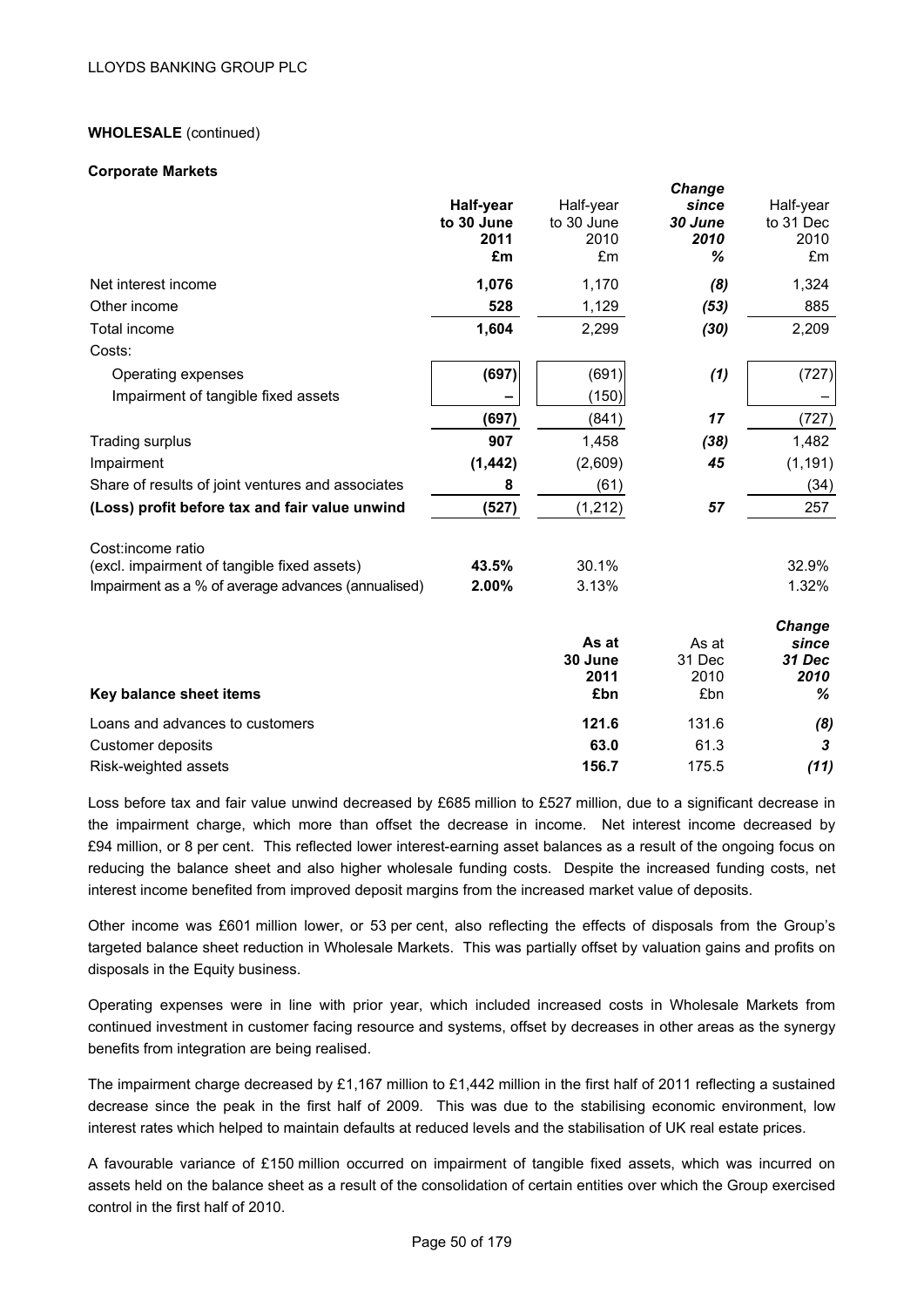**WHOLESALE** (continued)

**Corporate Markets**

| | **Half-year to 30 June 2011 £m** | Half-year to 30 June 2010 £m | ***Change since 30 June 2010 %*** | Half-year to 31 Dec 2010 £m |
|---|---|---|---|---|
| Net interest income | **1,076** | 1,170 | ***(8)*** | 1,324 |
| Other income | **528** | 1,129 | ***(53)*** | 885 |
| Total income | **1,604** | 2,299 | ***(30)*** | 2,209 |
| Costs: | | | | |
| Operating expenses | **(697)** | (691) | ***(1)*** | (727) |
| Impairment of tangible fixed assets | **–** | (150) | | – |
| | **(697)** | (841) | ***17*** | (727) |
| Trading surplus | **907** | 1,458 | ***(38)*** | 1,482 |
| Impairment | **(1,442)** | (2,609) | ***45*** | (1,191) |
| Share of results of joint ventures and associates | **8** | (61) | | (34) |
| **(Loss) profit before tax and fair value unwind** | **(527)** | (1,212) | ***57*** | 257 |
| Cost:income ratio (excl. impairment of tangible fixed assets) | **43.5%** | 30.1% | | 32.9% |
| Impairment as a % of average advances (annualised) | **2.00%** | 3.13% | | 1.32% |

| **Key balance sheet items** | **As at 30 June 2011 £bn** | As at 31 Dec 2010 £bn | ***Change since 31 Dec 2010 %*** |
|---|---|---|---|
| Loans and advances to customers | **121.6** | 131.6 | ***(8)*** |
| Customer deposits | **63.0** | 61.3 | ***3*** |
| Risk-weighted assets | **156.7** | 175.5 | ***(11)*** |

Loss before tax and fair value unwind decreased by £685 million to £527 million, due to a significant decrease in the impairment charge, which more than offset the decrease in income. Net interest income decreased by £94 million, or 8 per cent. This reflected lower interest-earning asset balances as a result of the ongoing focus on reducing the balance sheet and also higher wholesale funding costs. Despite the increased funding costs, net interest income benefited from improved deposit margins from the increased market value of deposits.

Other income was £601 million lower, or 53 per cent, also reflecting the effects of disposals from the Group's targeted balance sheet reduction in Wholesale Markets. This was partially offset by valuation gains and profits on disposals in the Equity business.

Operating expenses were in line with prior year, which included increased costs in Wholesale Markets from continued investment in customer facing resource and systems, offset by decreases in other areas as the synergy benefits from integration are being realised.

The impairment charge decreased by £1,167 million to £1,442 million in the first half of 2011 reflecting a sustained decrease since the peak in the first half of 2009. This was due to the stabilising economic environment, low interest rates which helped to maintain defaults at reduced levels and the stabilisation of UK real estate prices.

A favourable variance of £150 million occurred on impairment of tangible fixed assets, which was incurred on assets held on the balance sheet as a result of the consolidation of certain entities over which the Group exercised control in the first half of 2010.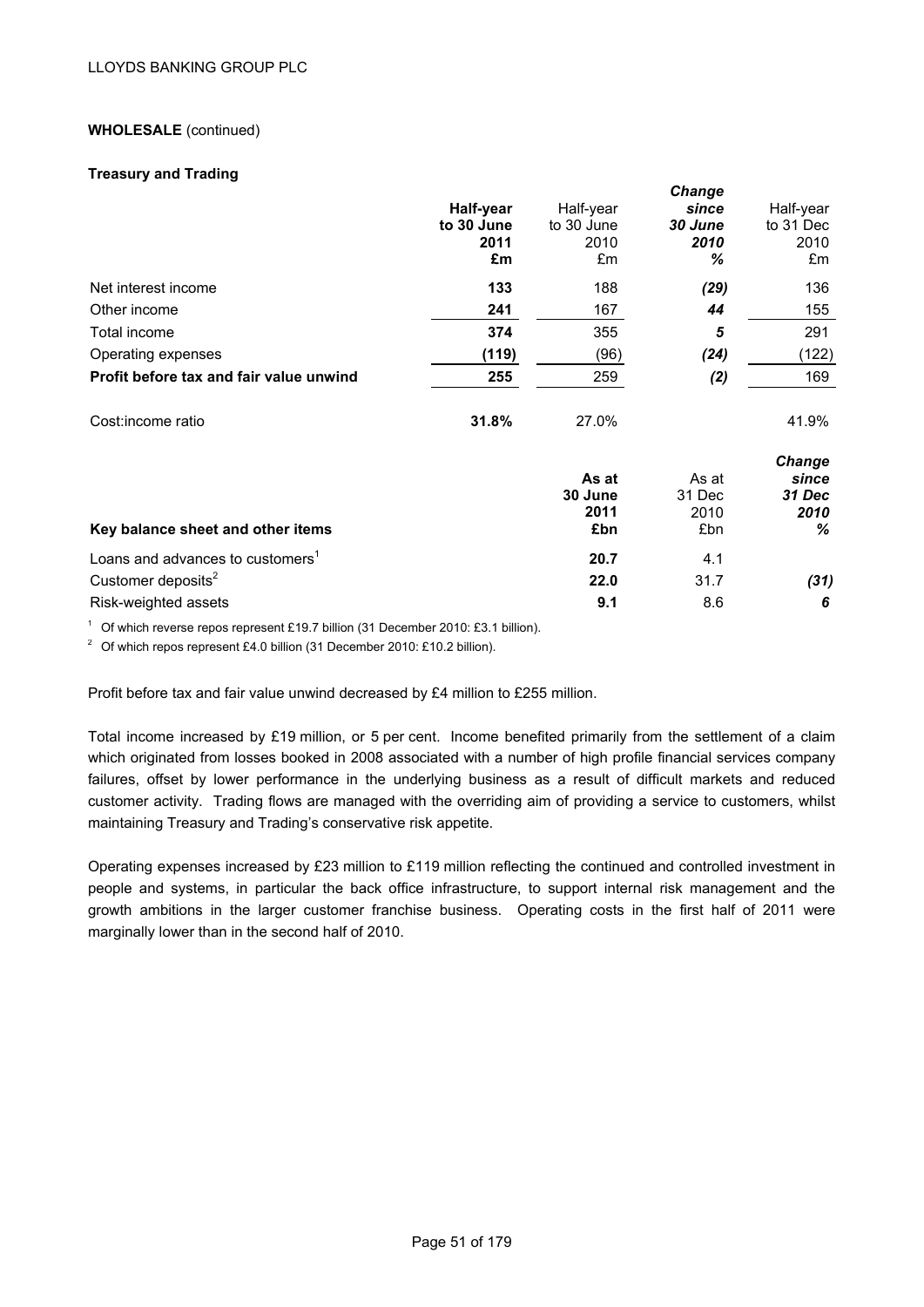**WHOLESALE** (continued)

**Treasury and Trading**

| | **Half-year to 30 June 2011 £m** | Half-year to 30 June 2010 £m | *Change since 30 June 2010 %* | Half-year to 31 Dec 2010 £m |
|---|---|---|---|---|
| Net interest income | **133** | 188 | *(29)* | 136 |
| Other income | **241** | 167 | *44* | 155 |
| Total income | **374** | 355 | *5* | 291 |
| Operating expenses | **(119)** | (96) | *(24)* | (122) |
| **Profit before tax and fair value unwind** | **255** | 259 | *(2)* | 169 |
| | | | | |
| Cost:income ratio | **31.8%** | 27.0% | | 41.9% |

| **Key balance sheet and other items** | **As at 30 June 2011 £bn** | As at 31 Dec 2010 £bn | *Change since 31 Dec 2010 %* |
|---|---|---|---|
| Loans and advances to customers[1] | **20.7** | 4.1 | |
| Customer deposits[2] | **22.0** | 31.7 | *(31)* |
| Risk-weighted assets | **9.1** | 8.6 | *6* |

[1] Of which reverse repos represent £19.7 billion (31 December 2010: £3.1 billion).

[2] Of which repos represent £4.0 billion (31 December 2010: £10.2 billion).

Profit before tax and fair value unwind decreased by £4 million to £255 million.

Total income increased by £19 million, or 5 per cent. Income benefited primarily from the settlement of a claim which originated from losses booked in 2008 associated with a number of high profile financial services company failures, offset by lower performance in the underlying business as a result of difficult markets and reduced customer activity. Trading flows are managed with the overriding aim of providing a service to customers, whilst maintaining Treasury and Trading's conservative risk appetite.

Operating expenses increased by £23 million to £119 million reflecting the continued and controlled investment in people and systems, in particular the back office infrastructure, to support internal risk management and the growth ambitions in the larger customer franchise business. Operating costs in the first half of 2011 were marginally lower than in the second half of 2010.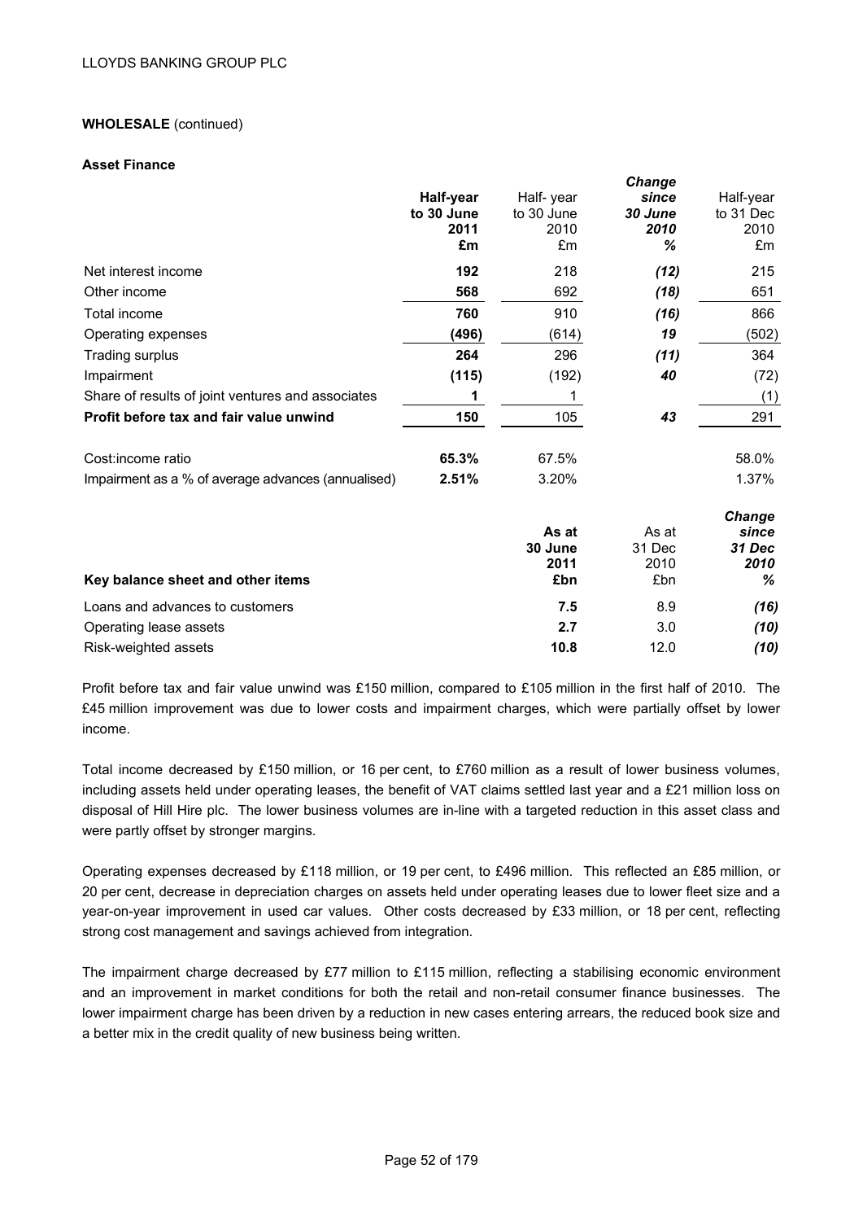LLOYDS BANKING GROUP PLC

**WHOLESALE** (continued)

**Asset Finance**

| | **Half-year to 30 June 2011 £m** | Half- year to 30 June 2010 £m | ***Change since 30 June 2010 %*** | Half-year to 31 Dec 2010 £m |
|---|---|---|---|---|
| Net interest income | **192** | 218 | ***(12)*** | 215 |
| Other income | **568** | 692 | ***(18)*** | 651 |
| Total income | **760** | 910 | ***(16)*** | 866 |
| Operating expenses | **(496)** | (614) | ***19*** | (502) |
| Trading surplus | **264** | 296 | ***(11)*** | 364 |
| Impairment | **(115)** | (192) | ***40*** | (72) |
| Share of results of joint ventures and associates | **1** | 1 | | (1) |
| **Profit before tax and fair value unwind** | **150** | 105 | ***43*** | 291 |
| | | | | |
| Cost:income ratio | **65.3%** | 67.5% | | 58.0% |
| Impairment as a % of average advances (annualised) | **2.51%** | 3.20% | | 1.37% |

| **Key balance sheet and other items** | **As at 30 June 2011 £bn** | As at 31 Dec 2010 £bn | ***Change since 31 Dec 2010 %*** |
|---|---|---|---|
| Loans and advances to customers | **7.5** | 8.9 | ***(16)*** |
| Operating lease assets | **2.7** | 3.0 | ***(10)*** |
| Risk-weighted assets | **10.8** | 12.0 | ***(10)*** |

Profit before tax and fair value unwind was £150 million, compared to £105 million in the first half of 2010. The £45 million improvement was due to lower costs and impairment charges, which were partially offset by lower income.

Total income decreased by £150 million, or 16 per cent, to £760 million as a result of lower business volumes, including assets held under operating leases, the benefit of VAT claims settled last year and a £21 million loss on disposal of Hill Hire plc. The lower business volumes are in-line with a targeted reduction in this asset class and were partly offset by stronger margins.

Operating expenses decreased by £118 million, or 19 per cent, to £496 million. This reflected an £85 million, or 20 per cent, decrease in depreciation charges on assets held under operating leases due to lower fleet size and a year-on-year improvement in used car values. Other costs decreased by £33 million, or 18 per cent, reflecting strong cost management and savings achieved from integration.

The impairment charge decreased by £77 million to £115 million, reflecting a stabilising economic environment and an improvement in market conditions for both the retail and non-retail consumer finance businesses. The lower impairment charge has been driven by a reduction in new cases entering arrears, the reduced book size and a better mix in the credit quality of new business being written.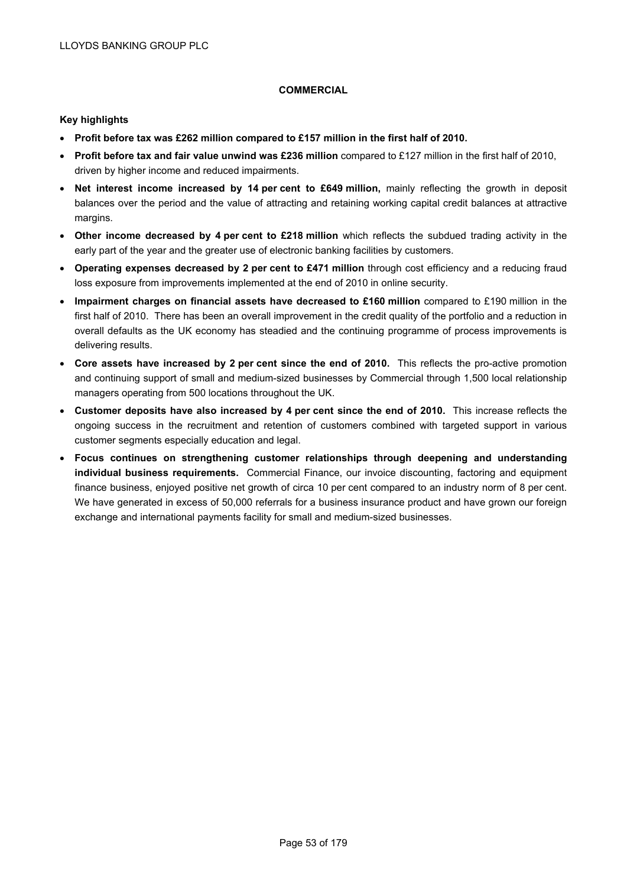## COMMERCIAL

### Key highlights

- **Profit before tax was £262 million compared to £157 million in the first half of 2010.**
- **Profit before tax and fair value unwind was £236 million** compared to £127 million in the first half of 2010, driven by higher income and reduced impairments.
- **Net interest income increased by 14 per cent to £649 million,** mainly reflecting the growth in deposit balances over the period and the value of attracting and retaining working capital credit balances at attractive margins.
- **Other income decreased by 4 per cent to £218 million** which reflects the subdued trading activity in the early part of the year and the greater use of electronic banking facilities by customers.
- **Operating expenses decreased by 2 per cent to £471 million** through cost efficiency and a reducing fraud loss exposure from improvements implemented at the end of 2010 in online security.
- **Impairment charges on financial assets have decreased to £160 million** compared to £190 million in the first half of 2010. There has been an overall improvement in the credit quality of the portfolio and a reduction in overall defaults as the UK economy has steadied and the continuing programme of process improvements is delivering results.
- **Core assets have increased by 2 per cent since the end of 2010.** This reflects the pro-active promotion and continuing support of small and medium-sized businesses by Commercial through 1,500 local relationship managers operating from 500 locations throughout the UK.
- **Customer deposits have also increased by 4 per cent since the end of 2010.** This increase reflects the ongoing success in the recruitment and retention of customers combined with targeted support in various customer segments especially education and legal.
- **Focus continues on strengthening customer relationships through deepening and understanding individual business requirements.** Commercial Finance, our invoice discounting, factoring and equipment finance business, enjoyed positive net growth of circa 10 per cent compared to an industry norm of 8 per cent. We have generated in excess of 50,000 referrals for a business insurance product and have grown our foreign exchange and international payments facility for small and medium-sized businesses.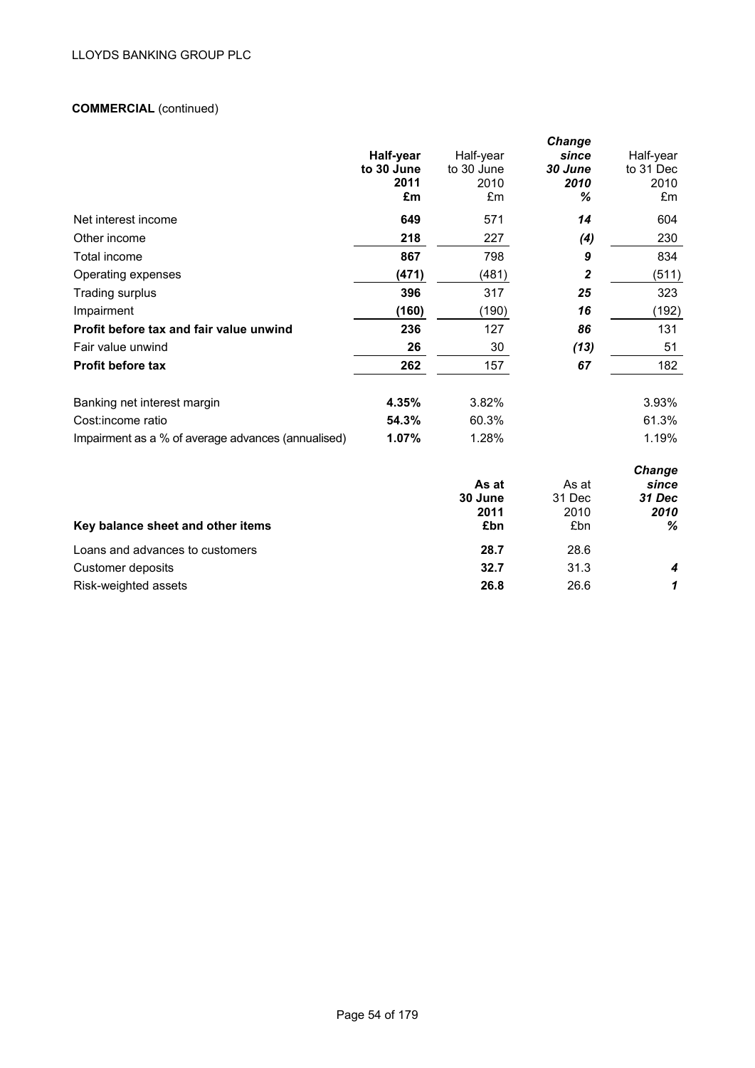**COMMERCIAL** (continued)

| | **Half-year to 30 June 2011 £m** | Half-year to 30 June 2010 £m | ***Change since 30 June 2010 %*** | Half-year to 31 Dec 2010 £m |
|---|---|---|---|---|
| Net interest income | **649** | 571 | ***14*** | 604 |
| Other income | **218** | 227 | ***(4)*** | 230 |
| Total income | **867** | 798 | ***9*** | 834 |
| Operating expenses | **(471)** | (481) | ***2*** | (511) |
| Trading surplus | **396** | 317 | ***25*** | 323 |
| Impairment | **(160)** | (190) | ***16*** | (192) |
| **Profit before tax and fair value unwind** | **236** | 127 | ***86*** | 131 |
| Fair value unwind | **26** | 30 | ***(13)*** | 51 |
| **Profit before tax** | **262** | 157 | ***67*** | 182 |
| | | | | |
| Banking net interest margin | **4.35%** | 3.82% | | 3.93% |
| Cost:income ratio | **54.3%** | 60.3% | | 61.3% |
| Impairment as a % of average advances (annualised) | **1.07%** | 1.28% | | 1.19% |

| **Key balance sheet and other items** | **As at 30 June 2011 £bn** | As at 31 Dec 2010 £bn | ***Change since 31 Dec 2010 %*** |
|---|---|---|---|
| Loans and advances to customers | **28.7** | 28.6 | |
| Customer deposits | **32.7** | 31.3 | ***4*** |
| Risk-weighted assets | **26.8** | 26.6 | ***1*** |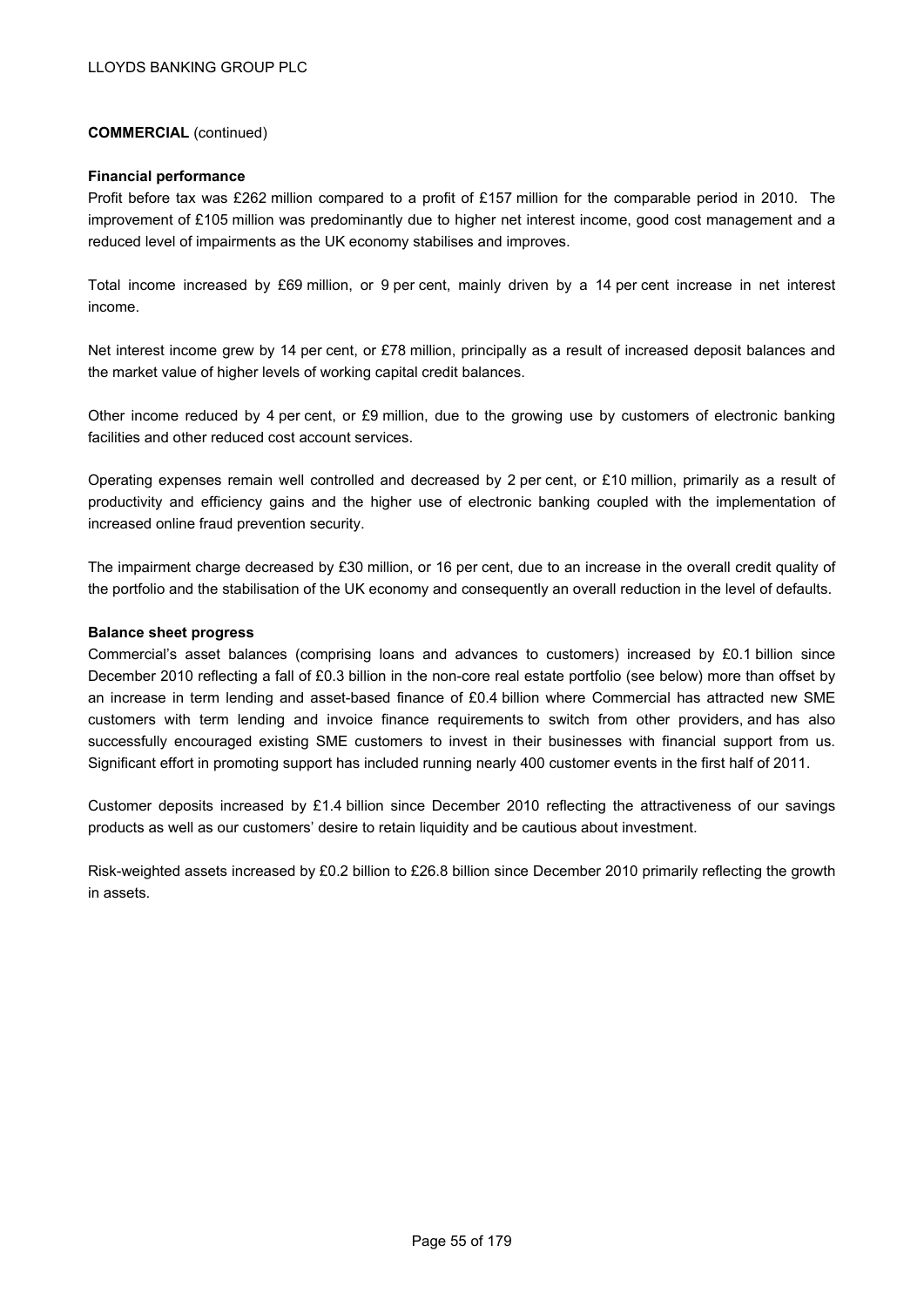**COMMERCIAL** (continued)

**Financial performance**

Profit before tax was £262 million compared to a profit of £157 million for the comparable period in 2010. The improvement of £105 million was predominantly due to higher net interest income, good cost management and a reduced level of impairments as the UK economy stabilises and improves.

Total income increased by £69 million, or 9 per cent, mainly driven by a 14 per cent increase in net interest income.

Net interest income grew by 14 per cent, or £78 million, principally as a result of increased deposit balances and the market value of higher levels of working capital credit balances.

Other income reduced by 4 per cent, or £9 million, due to the growing use by customers of electronic banking facilities and other reduced cost account services.

Operating expenses remain well controlled and decreased by 2 per cent, or £10 million, primarily as a result of productivity and efficiency gains and the higher use of electronic banking coupled with the implementation of increased online fraud prevention security.

The impairment charge decreased by £30 million, or 16 per cent, due to an increase in the overall credit quality of the portfolio and the stabilisation of the UK economy and consequently an overall reduction in the level of defaults.

**Balance sheet progress**

Commercial's asset balances (comprising loans and advances to customers) increased by £0.1 billion since December 2010 reflecting a fall of £0.3 billion in the non-core real estate portfolio (see below) more than offset by an increase in term lending and asset-based finance of £0.4 billion where Commercial has attracted new SME customers with term lending and invoice finance requirements to switch from other providers, and has also successfully encouraged existing SME customers to invest in their businesses with financial support from us. Significant effort in promoting support has included running nearly 400 customer events in the first half of 2011.

Customer deposits increased by £1.4 billion since December 2010 reflecting the attractiveness of our savings products as well as our customers' desire to retain liquidity and be cautious about investment.

Risk-weighted assets increased by £0.2 billion to £26.8 billion since December 2010 primarily reflecting the growth in assets.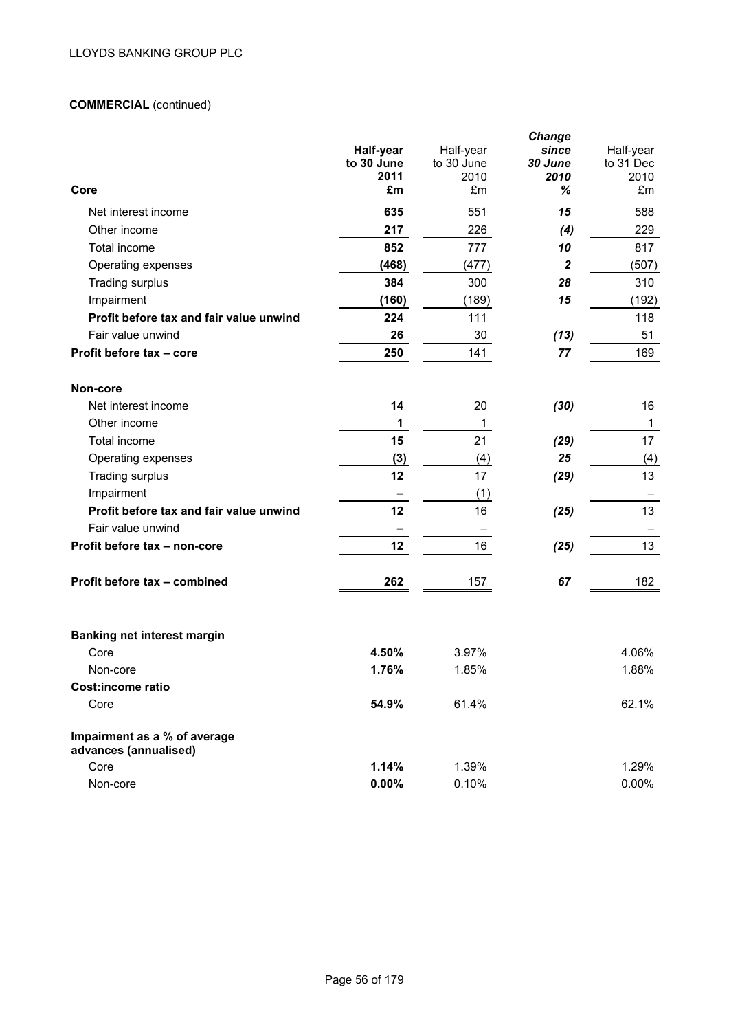**COMMERCIAL** (continued)

| Core | **Half-year to 30 June 2011 £m** | Half-year to 30 June 2010 £m | ***Change since 30 June 2010 %*** | Half-year to 31 Dec 2010 £m |
|---|---|---|---|---|
| Net interest income | **635** | 551 | ***15*** | 588 |
| Other income | **217** | 226 | ***(4)*** | 229 |
| Total income | **852** | 777 | ***10*** | 817 |
| Operating expenses | **(468)** | (477) | ***2*** | (507) |
| Trading surplus | **384** | 300 | ***28*** | 310 |
| Impairment | **(160)** | (189) | ***15*** | (192) |
| **Profit before tax and fair value unwind** | **224** | 111 | | 118 |
| Fair value unwind | **26** | 30 | ***(13)*** | 51 |
| **Profit before tax – core** | **250** | 141 | ***77*** | 169 |
| | | | | |
| **Non-core** | | | | |
| Net interest income | **14** | 20 | ***(30)*** | 16 |
| Other income | **1** | 1 | | 1 |
| Total income | **15** | 21 | ***(29)*** | 17 |
| Operating expenses | **(3)** | (4) | ***25*** | (4) |
| Trading surplus | **12** | 17 | ***(29)*** | 13 |
| Impairment | **–** | (1) | | – |
| **Profit before tax and fair value unwind** | **12** | 16 | ***(25)*** | 13 |
| Fair value unwind | **–** | – | | – |
| **Profit before tax – non-core** | **12** | 16 | ***(25)*** | 13 |
| | | | | |
| **Profit before tax – combined** | **262** | 157 | ***67*** | 182 |
| | | | | |
| **Banking net interest margin** | | | | |
| Core | **4.50%** | 3.97% | | 4.06% |
| Non-core | **1.76%** | 1.85% | | 1.88% |
| **Cost:income ratio** | | | | |
| Core | **54.9%** | 61.4% | | 62.1% |
| | | | | |
| **Impairment as a % of average advances (annualised)** | | | | |
| Core | **1.14%** | 1.39% | | 1.29% |
| Non-core | **0.00%** | 0.10% | | 0.00% |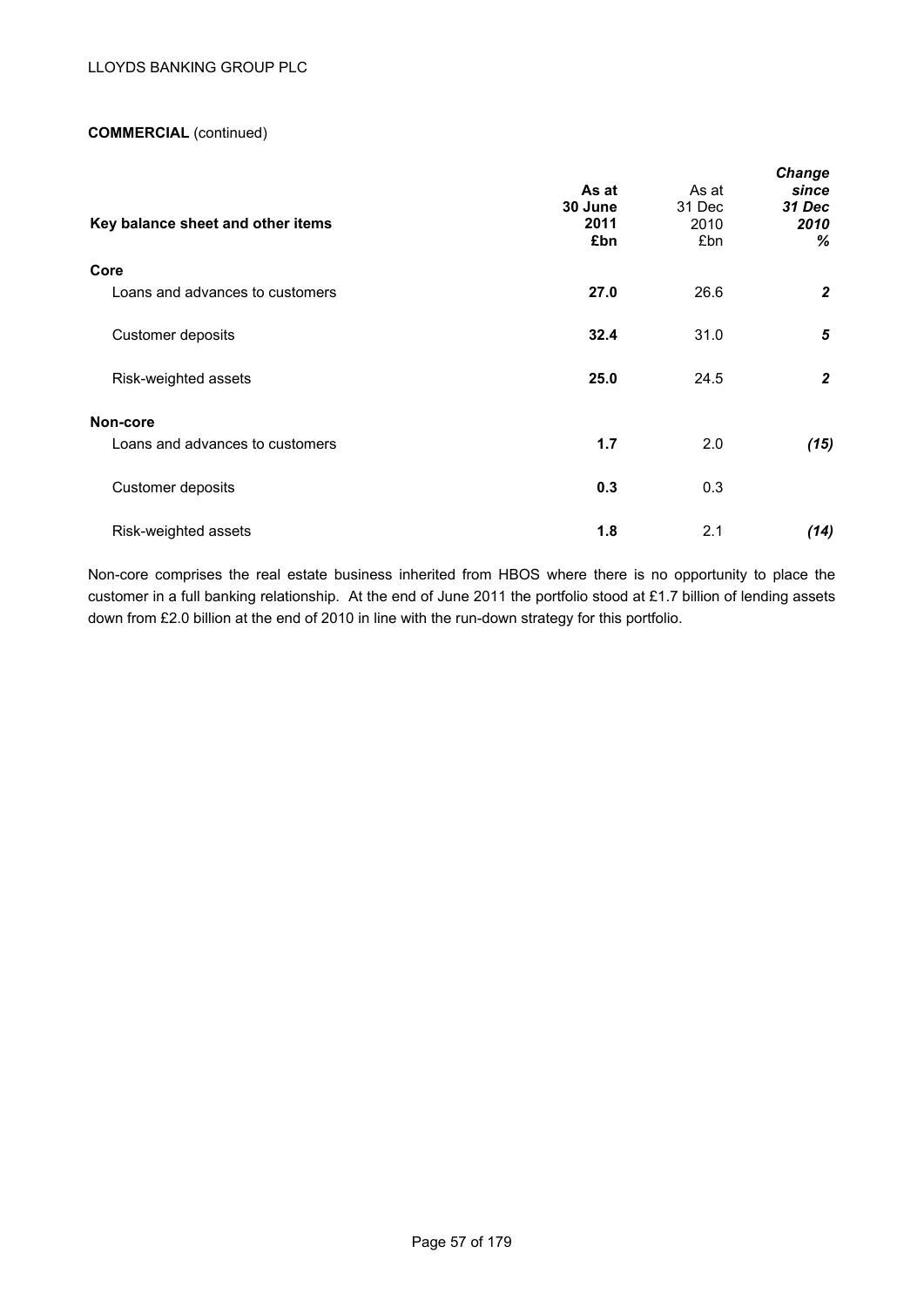**COMMERCIAL** (continued)

| Key balance sheet and other items | **As at 30 June 2011 £bn** | As at 31 Dec 2010 £bn | ***Change since 31 Dec 2010 %*** |
|---|---|---|---|
| **Core** | | | |
| Loans and advances to customers | **27.0** | 26.6 | ***2*** |
| Customer deposits | **32.4** | 31.0 | ***5*** |
| Risk-weighted assets | **25.0** | 24.5 | ***2*** |
| **Non-core** | | | |
| Loans and advances to customers | **1.7** | 2.0 | ***(15)*** |
| Customer deposits | **0.3** | 0.3 | |
| Risk-weighted assets | **1.8** | 2.1 | ***(14)*** |

Non-core comprises the real estate business inherited from HBOS where there is no opportunity to place the customer in a full banking relationship. At the end of June 2011 the portfolio stood at £1.7 billion of lending assets down from £2.0 billion at the end of 2010 in line with the run-down strategy for this portfolio.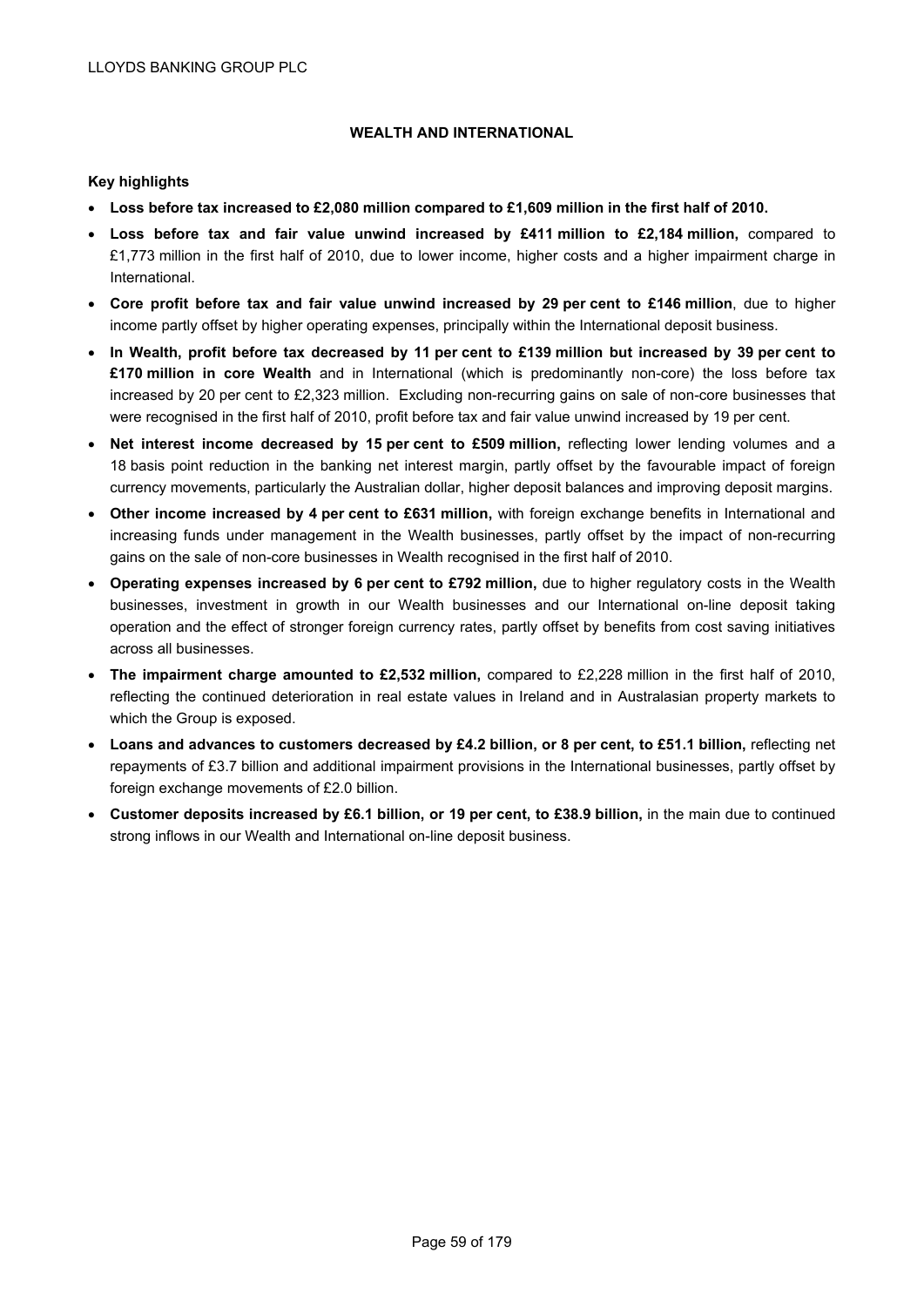## WEALTH AND INTERNATIONAL

**Key highlights**

- **Loss before tax increased to £2,080 million compared to £1,609 million in the first half of 2010.**
- **Loss before tax and fair value unwind increased by £411 million to £2,184 million,** compared to £1,773 million in the first half of 2010, due to lower income, higher costs and a higher impairment charge in International.
- **Core profit before tax and fair value unwind increased by 29 per cent to £146 million**, due to higher income partly offset by higher operating expenses, principally within the International deposit business.
- **In Wealth, profit before tax decreased by 11 per cent to £139 million but increased by 39 per cent to £170 million in core Wealth** and in International (which is predominantly non-core) the loss before tax increased by 20 per cent to £2,323 million. Excluding non-recurring gains on sale of non-core businesses that were recognised in the first half of 2010, profit before tax and fair value unwind increased by 19 per cent.
- **Net interest income decreased by 15 per cent to £509 million,** reflecting lower lending volumes and a 18 basis point reduction in the banking net interest margin, partly offset by the favourable impact of foreign currency movements, particularly the Australian dollar, higher deposit balances and improving deposit margins.
- **Other income increased by 4 per cent to £631 million,** with foreign exchange benefits in International and increasing funds under management in the Wealth businesses, partly offset by the impact of non-recurring gains on the sale of non-core businesses in Wealth recognised in the first half of 2010.
- **Operating expenses increased by 6 per cent to £792 million,** due to higher regulatory costs in the Wealth businesses, investment in growth in our Wealth businesses and our International on-line deposit taking operation and the effect of stronger foreign currency rates, partly offset by benefits from cost saving initiatives across all businesses.
- **The impairment charge amounted to £2,532 million,** compared to £2,228 million in the first half of 2010, reflecting the continued deterioration in real estate values in Ireland and in Australasian property markets to which the Group is exposed.
- **Loans and advances to customers decreased by £4.2 billion, or 8 per cent, to £51.1 billion,** reflecting net repayments of £3.7 billion and additional impairment provisions in the International businesses, partly offset by foreign exchange movements of £2.0 billion.
- **Customer deposits increased by £6.1 billion, or 19 per cent, to £38.9 billion,** in the main due to continued strong inflows in our Wealth and International on-line deposit business.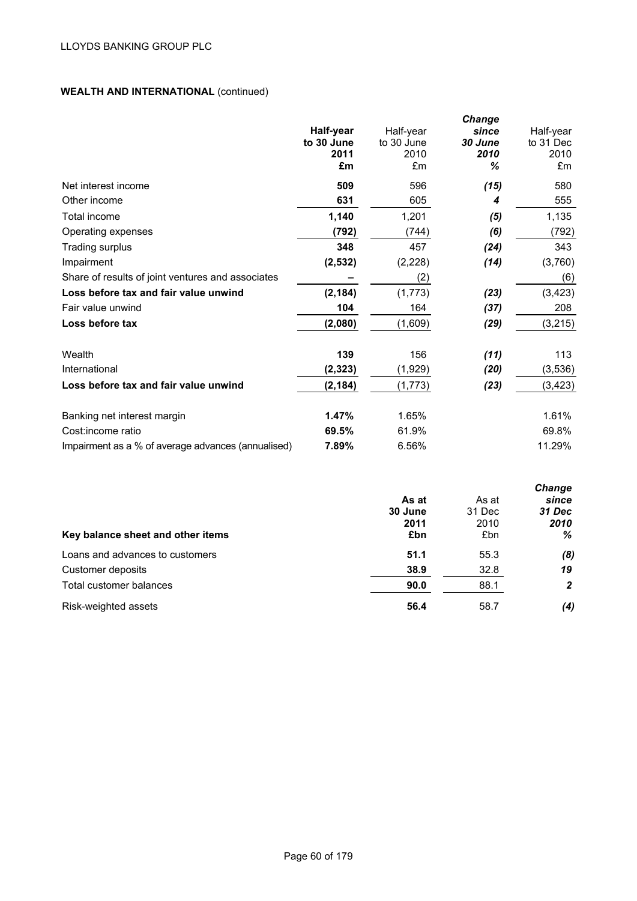## WEALTH AND INTERNATIONAL (continued)

| | **Half-year to 30 June 2011 £m** | Half-year to 30 June 2010 £m | ***Change since 30 June 2010 %*** | Half-year to 31 Dec 2010 £m |
|---|---|---|---|---|
| Net interest income | **509** | 596 | ***(15)*** | 580 |
| Other income | **631** | 605 | ***4*** | 555 |
| Total income | **1,140** | 1,201 | ***(5)*** | 1,135 |
| Operating expenses | **(792)** | (744) | ***(6)*** | (792) |
| Trading surplus | **348** | 457 | ***(24)*** | 343 |
| Impairment | **(2,532)** | (2,228) | ***(14)*** | (3,760) |
| Share of results of joint ventures and associates | **–** | (2) | | (6) |
| **Loss before tax and fair value unwind** | **(2,184)** | (1,773) | ***(23)*** | (3,423) |
| Fair value unwind | **104** | 164 | ***(37)*** | 208 |
| **Loss before tax** | **(2,080)** | (1,609) | ***(29)*** | (3,215) |
| | | | | |
| Wealth | **139** | 156 | ***(11)*** | 113 |
| International | **(2,323)** | (1,929) | ***(20)*** | (3,536) |
| **Loss before tax and fair value unwind** | **(2,184)** | (1,773) | ***(23)*** | (3,423) |
| | | | | |
| Banking net interest margin | **1.47%** | 1.65% | | 1.61% |
| Cost:income ratio | **69.5%** | 61.9% | | 69.8% |
| Impairment as a % of average advances (annualised) | **7.89%** | 6.56% | | 11.29% |

| **Key balance sheet and other items** | **As at 30 June 2011 £bn** | As at 31 Dec 2010 £bn | ***Change since 31 Dec 2010 %*** |
|---|---|---|---|
| Loans and advances to customers | **51.1** | 55.3 | ***(8)*** |
| Customer deposits | **38.9** | 32.8 | ***19*** |
| Total customer balances | **90.0** | 88.1 | ***2*** |
| Risk-weighted assets | **56.4** | 58.7 | ***(4)*** |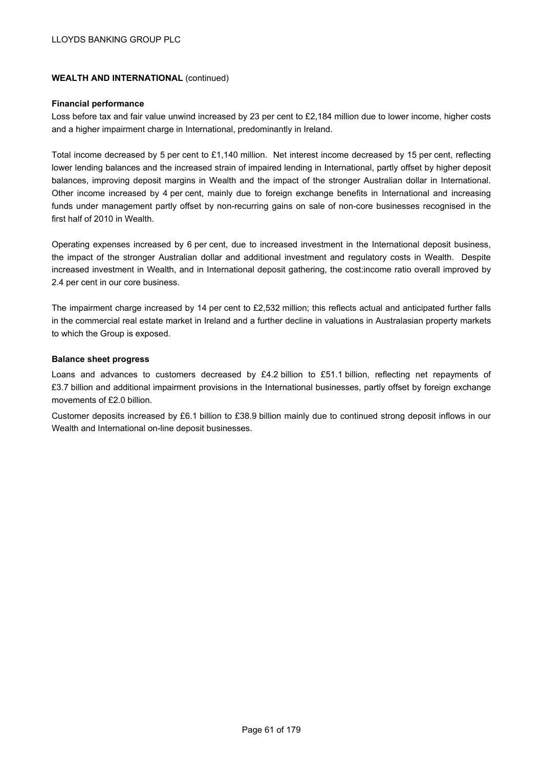**WEALTH AND INTERNATIONAL** (continued)

**Financial performance**

Loss before tax and fair value unwind increased by 23 per cent to £2,184 million due to lower income, higher costs and a higher impairment charge in International, predominantly in Ireland.

Total income decreased by 5 per cent to £1,140 million. Net interest income decreased by 15 per cent, reflecting lower lending balances and the increased strain of impaired lending in International, partly offset by higher deposit balances, improving deposit margins in Wealth and the impact of the stronger Australian dollar in International. Other income increased by 4 per cent, mainly due to foreign exchange benefits in International and increasing funds under management partly offset by non-recurring gains on sale of non-core businesses recognised in the first half of 2010 in Wealth.

Operating expenses increased by 6 per cent, due to increased investment in the International deposit business, the impact of the stronger Australian dollar and additional investment and regulatory costs in Wealth. Despite increased investment in Wealth, and in International deposit gathering, the cost:income ratio overall improved by 2.4 per cent in our core business.

The impairment charge increased by 14 per cent to £2,532 million; this reflects actual and anticipated further falls in the commercial real estate market in Ireland and a further decline in valuations in Australasian property markets to which the Group is exposed.

**Balance sheet progress**

Loans and advances to customers decreased by £4.2 billion to £51.1 billion, reflecting net repayments of £3.7 billion and additional impairment provisions in the International businesses, partly offset by foreign exchange movements of £2.0 billion.

Customer deposits increased by £6.1 billion to £38.9 billion mainly due to continued strong deposit inflows in our Wealth and International on-line deposit businesses.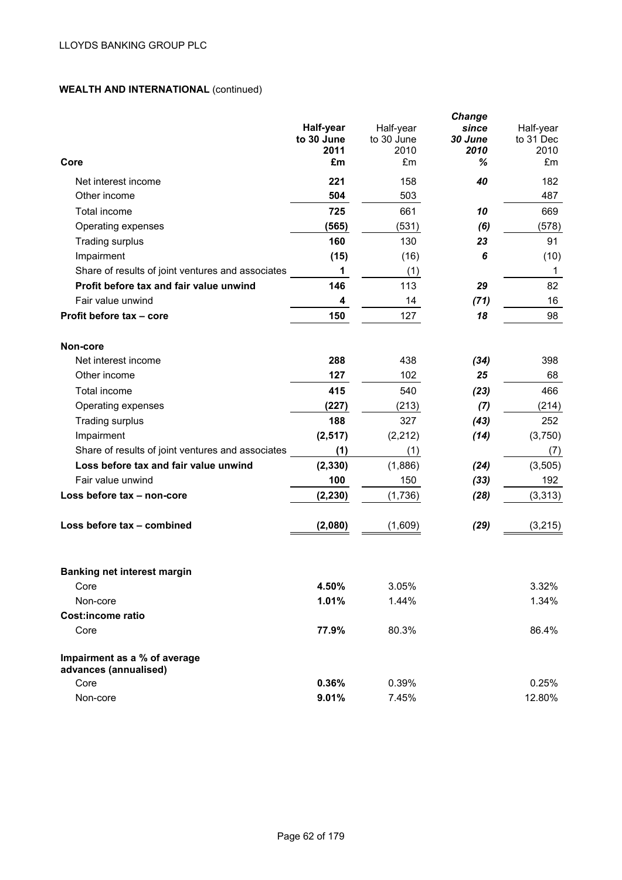**WEALTH AND INTERNATIONAL** (continued)

| Core | **Half-year to 30 June 2011 £m** | Half-year to 30 June 2010 £m | ***Change since 30 June 2010 %*** | Half-year to 31 Dec 2010 £m |
|---|---|---|---|---|
| Net interest income | **221** | 158 | ***40*** | 182 |
| Other income | **504** | 503 | | 487 |
| Total income | **725** | 661 | ***10*** | 669 |
| Operating expenses | **(565)** | (531) | ***(6)*** | (578) |
| Trading surplus | **160** | 130 | ***23*** | 91 |
| Impairment | **(15)** | (16) | ***6*** | (10) |
| Share of results of joint ventures and associates | **1** | (1) | | 1 |
| **Profit before tax and fair value unwind** | **146** | 113 | ***29*** | 82 |
| Fair value unwind | **4** | 14 | ***(71)*** | 16 |
| **Profit before tax – core** | **150** | 127 | ***18*** | 98 |
| | | | | |
| **Non-core** | | | | |
| Net interest income | **288** | 438 | ***(34)*** | 398 |
| Other income | **127** | 102 | ***25*** | 68 |
| Total income | **415** | 540 | ***(23)*** | 466 |
| Operating expenses | **(227)** | (213) | ***(7)*** | (214) |
| Trading surplus | **188** | 327 | ***(43)*** | 252 |
| Impairment | **(2,517)** | (2,212) | ***(14)*** | (3,750) |
| Share of results of joint ventures and associates | **(1)** | (1) | | (7) |
| **Loss before tax and fair value unwind** | **(2,330)** | (1,886) | ***(24)*** | (3,505) |
| Fair value unwind | **100** | 150 | ***(33)*** | 192 |
| **Loss before tax – non-core** | **(2,230)** | (1,736) | ***(28)*** | (3,313) |
| | | | | |
| **Loss before tax – combined** | **(2,080)** | (1,609) | ***(29)*** | (3,215) |
| | | | | |
| **Banking net interest margin** | | | | |
| Core | **4.50%** | 3.05% | | 3.32% |
| Non-core | **1.01%** | 1.44% | | 1.34% |
| **Cost:income ratio** | | | | |
| Core | **77.9%** | 80.3% | | 86.4% |
| | | | | |
| **Impairment as a % of average advances (annualised)** | | | | |
| Core | **0.36%** | 0.39% | | 0.25% |
| Non-core | **9.01%** | 7.45% | | 12.80% |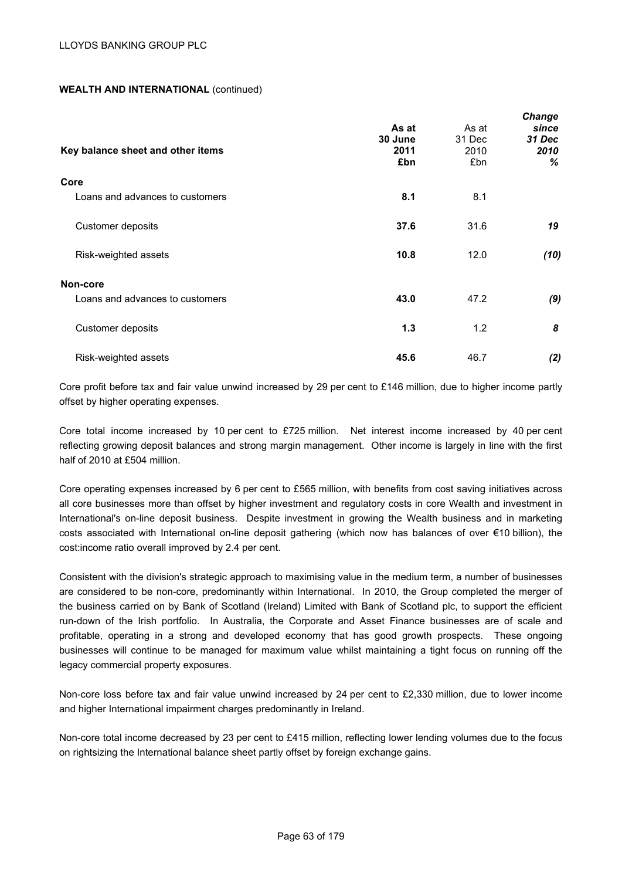**WEALTH AND INTERNATIONAL** (continued)

| Key balance sheet and other items | **As at 30 June 2011 £bn** | As at 31 Dec 2010 £bn | ***Change since 31 Dec 2010 %*** |
|---|---|---|---|
| **Core** | | | |
| Loans and advances to customers | **8.1** | 8.1 | |
| Customer deposits | **37.6** | 31.6 | ***19*** |
| Risk-weighted assets | **10.8** | 12.0 | ***(10)*** |
| **Non-core** | | | |
| Loans and advances to customers | **43.0** | 47.2 | ***(9)*** |
| Customer deposits | **1.3** | 1.2 | ***8*** |
| Risk-weighted assets | **45.6** | 46.7 | ***(2)*** |

Core profit before tax and fair value unwind increased by 29 per cent to £146 million, due to higher income partly offset by higher operating expenses.

Core total income increased by 10 per cent to £725 million. Net interest income increased by 40 per cent reflecting growing deposit balances and strong margin management. Other income is largely in line with the first half of 2010 at £504 million.

Core operating expenses increased by 6 per cent to £565 million, with benefits from cost saving initiatives across all core businesses more than offset by higher investment and regulatory costs in core Wealth and investment in International's on-line deposit business. Despite investment in growing the Wealth business and in marketing costs associated with International on-line deposit gathering (which now has balances of over €10 billion), the cost:income ratio overall improved by 2.4 per cent.

Consistent with the division's strategic approach to maximising value in the medium term, a number of businesses are considered to be non-core, predominantly within International. In 2010, the Group completed the merger of the business carried on by Bank of Scotland (Ireland) Limited with Bank of Scotland plc, to support the efficient run-down of the Irish portfolio. In Australia, the Corporate and Asset Finance businesses are of scale and profitable, operating in a strong and developed economy that has good growth prospects. These ongoing businesses will continue to be managed for maximum value whilst maintaining a tight focus on running off the legacy commercial property exposures.

Non-core loss before tax and fair value unwind increased by 24 per cent to £2,330 million, due to lower income and higher International impairment charges predominantly in Ireland.

Non-core total income decreased by 23 per cent to £415 million, reflecting lower lending volumes due to the focus on rightsizing the International balance sheet partly offset by foreign exchange gains.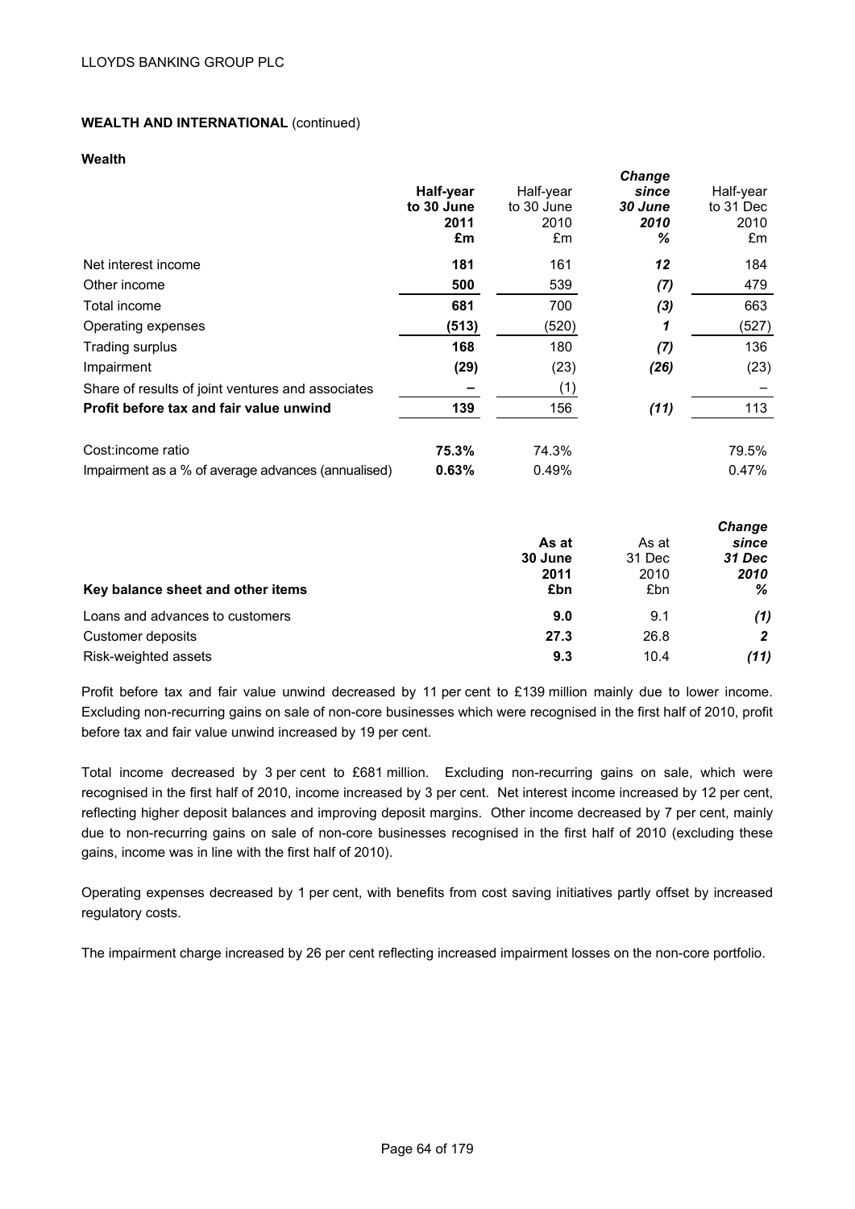LLOYDS BANKING GROUP PLC

**WEALTH AND INTERNATIONAL** (continued)

**Wealth**

| | **Half-year to 30 June 2011 £m** | Half-year to 30 June 2010 £m | ***Change since 30 June 2010 %*** | Half-year to 31 Dec 2010 £m |
|---|---|---|---|---|
| Net interest income | **181** | 161 | ***12*** | 184 |
| Other income | **500** | 539 | ***(7)*** | 479 |
| Total income | **681** | 700 | ***(3)*** | 663 |
| Operating expenses | **(513)** | (520) | ***1*** | (527) |
| Trading surplus | **168** | 180 | ***(7)*** | 136 |
| Impairment | **(29)** | (23) | ***(26)*** | (23) |
| Share of results of joint ventures and associates | **–** | (1) | | – |
| **Profit before tax and fair value unwind** | **139** | 156 | ***(11)*** | 113 |
| | | | | |
| Cost:income ratio | **75.3%** | 74.3% | | 79.5% |
| Impairment as a % of average advances (annualised) | **0.63%** | 0.49% | | 0.47% |

| **Key balance sheet and other items** | **As at 30 June 2011 £bn** | As at 31 Dec 2010 £bn | ***Change since 31 Dec 2010 %*** |
|---|---|---|---|
| Loans and advances to customers | **9.0** | 9.1 | ***(1)*** |
| Customer deposits | **27.3** | 26.8 | ***2*** |
| Risk-weighted assets | **9.3** | 10.4 | ***(11)*** |

Profit before tax and fair value unwind decreased by 11 per cent to £139 million mainly due to lower income. Excluding non-recurring gains on sale of non-core businesses which were recognised in the first half of 2010, profit before tax and fair value unwind increased by 19 per cent.

Total income decreased by 3 per cent to £681 million. Excluding non-recurring gains on sale, which were recognised in the first half of 2010, income increased by 3 per cent. Net interest income increased by 12 per cent, reflecting higher deposit balances and improving deposit margins. Other income decreased by 7 per cent, mainly due to non-recurring gains on sale of non-core businesses recognised in the first half of 2010 (excluding these gains, income was in line with the first half of 2010).

Operating expenses decreased by 1 per cent, with benefits from cost saving initiatives partly offset by increased regulatory costs.

The impairment charge increased by 26 per cent reflecting increased impairment losses on the non-core portfolio.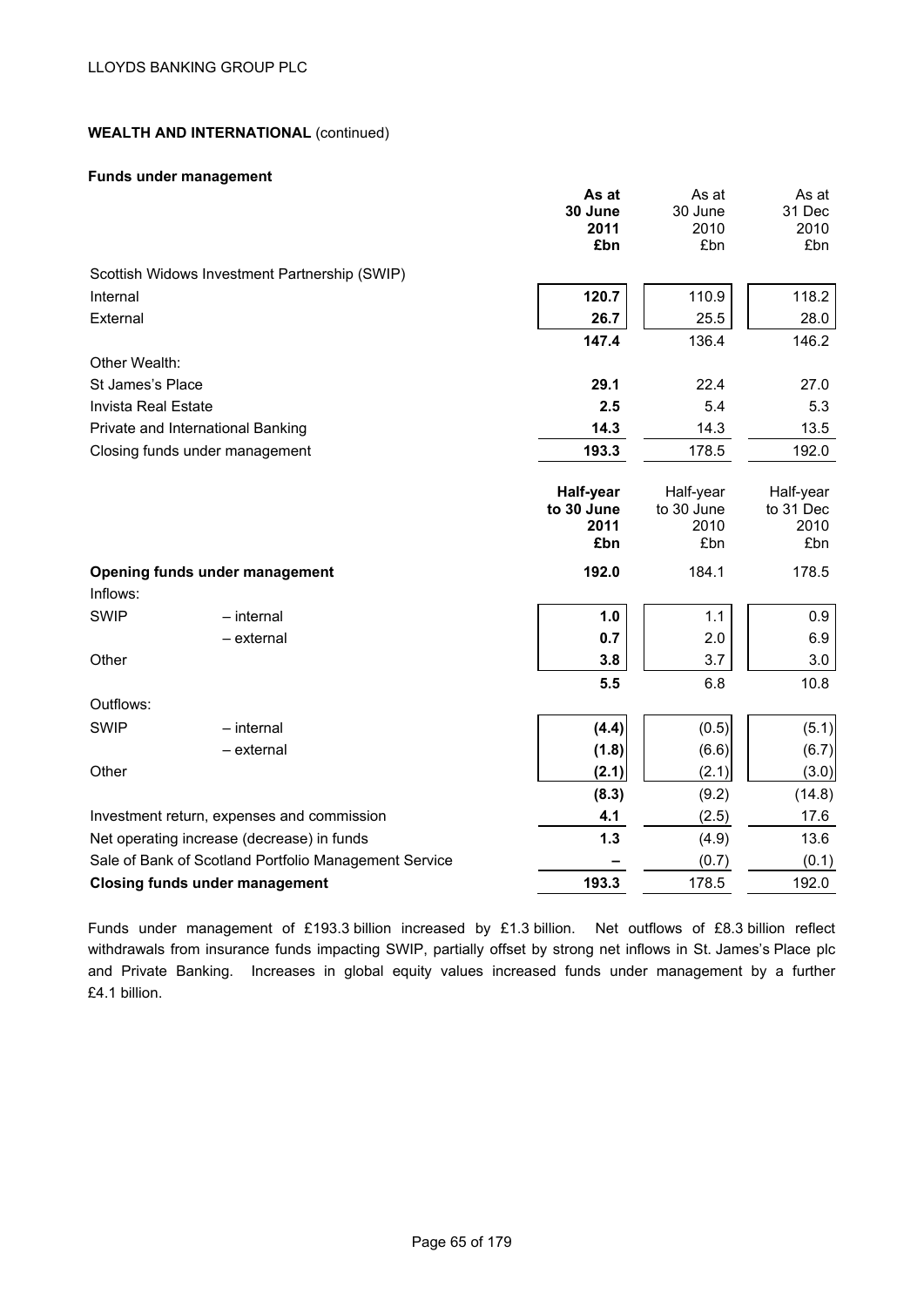**WEALTH AND INTERNATIONAL** (continued)

**Funds under management**

| | **As at 30 June 2011 £bn** | As at 30 June 2010 £bn | As at 31 Dec 2010 £bn |
|---|---|---|---|
| Scottish Widows Investment Partnership (SWIP) | | | |
| Internal | **120.7** | 110.9 | 118.2 |
| External | **26.7** | 25.5 | 28.0 |
| | **147.4** | 136.4 | 146.2 |
| Other Wealth: | | | |
| St James's Place | **29.1** | 22.4 | 27.0 |
| Invista Real Estate | **2.5** | 5.4 | 5.3 |
| Private and International Banking | **14.3** | 14.3 | 13.5 |
| Closing funds under management | **193.3** | 178.5 | 192.0 |

| | | **Half-year to 30 June 2011 £bn** | Half-year to 30 June 2010 £bn | Half-year to 31 Dec 2010 £bn |
|---|---|---|---|---|
| **Opening funds under management** | | **192.0** | 184.1 | 178.5 |
| Inflows: | | | | |
| SWIP | – internal | **1.0** | 1.1 | 0.9 |
| | – external | **0.7** | 2.0 | 6.9 |
| Other | | **3.8** | 3.7 | 3.0 |
| | | **5.5** | 6.8 | 10.8 |
| Outflows: | | | | |
| SWIP | – internal | **(4.4)** | (0.5) | (5.1) |
| | – external | **(1.8)** | (6.6) | (6.7) |
| Other | | **(2.1)** | (2.1) | (3.0) |
| | | **(8.3)** | (9.2) | (14.8) |
| Investment return, expenses and commission | | **4.1** | (2.5) | 17.6 |
| Net operating increase (decrease) in funds | | **1.3** | (4.9) | 13.6 |
| Sale of Bank of Scotland Portfolio Management Service | | **–** | (0.7) | (0.1) |
| **Closing funds under management** | | **193.3** | 178.5 | 192.0 |

Funds under management of £193.3 billion increased by £1.3 billion. Net outflows of £8.3 billion reflect withdrawals from insurance funds impacting SWIP, partially offset by strong net inflows in St. James's Place plc and Private Banking. Increases in global equity values increased funds under management by a further £4.1 billion.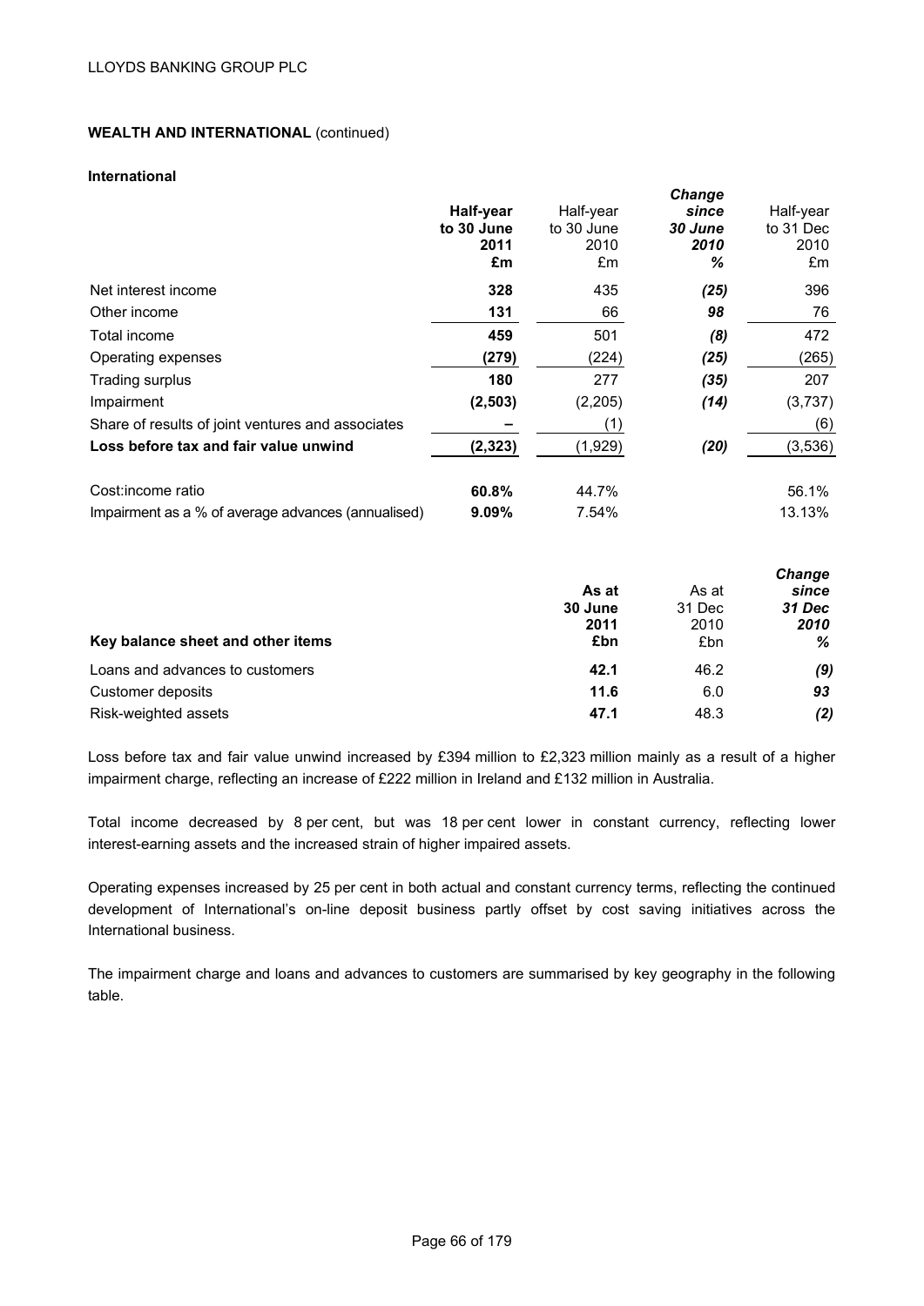## WEALTH AND INTERNATIONAL (continued)

### International

| | Half-year to 30 June 2011 £m | Half-year to 30 June 2010 £m | Change since 30 June 2010 % | Half-year to 31 Dec 2010 £m |
|---|---|---|---|---|
| Net interest income | **328** | 435 | ***(25)*** | 396 |
| Other income | **131** | 66 | ***98*** | 76 |
| Total income | **459** | 501 | ***(8)*** | 472 |
| Operating expenses | **(279)** | (224) | ***(25)*** | (265) |
| Trading surplus | **180** | 277 | ***(35)*** | 207 |
| Impairment | **(2,503)** | (2,205) | ***(14)*** | (3,737) |
| Share of results of joint ventures and associates | **–** | (1) | | (6) |
| **Loss before tax and fair value unwind** | **(2,323)** | (1,929) | ***(20)*** | (3,536) |
| Cost:income ratio | **60.8%** | 44.7% | | 56.1% |
| Impairment as a % of average advances (annualised) | **9.09%** | 7.54% | | 13.13% |

| Key balance sheet and other items | As at 30 June 2011 £bn | As at 31 Dec 2010 £bn | Change since 31 Dec 2010 % |
|---|---|---|---|
| Loans and advances to customers | **42.1** | 46.2 | ***(9)*** |
| Customer deposits | **11.6** | 6.0 | ***93*** |
| Risk-weighted assets | **47.1** | 48.3 | ***(2)*** |

Loss before tax and fair value unwind increased by £394 million to £2,323 million mainly as a result of a higher impairment charge, reflecting an increase of £222 million in Ireland and £132 million in Australia.

Total income decreased by 8 per cent, but was 18 per cent lower in constant currency, reflecting lower interest-earning assets and the increased strain of higher impaired assets.

Operating expenses increased by 25 per cent in both actual and constant currency terms, reflecting the continued development of International's on-line deposit business partly offset by cost saving initiatives across the International business.

The impairment charge and loans and advances to customers are summarised by key geography in the following table.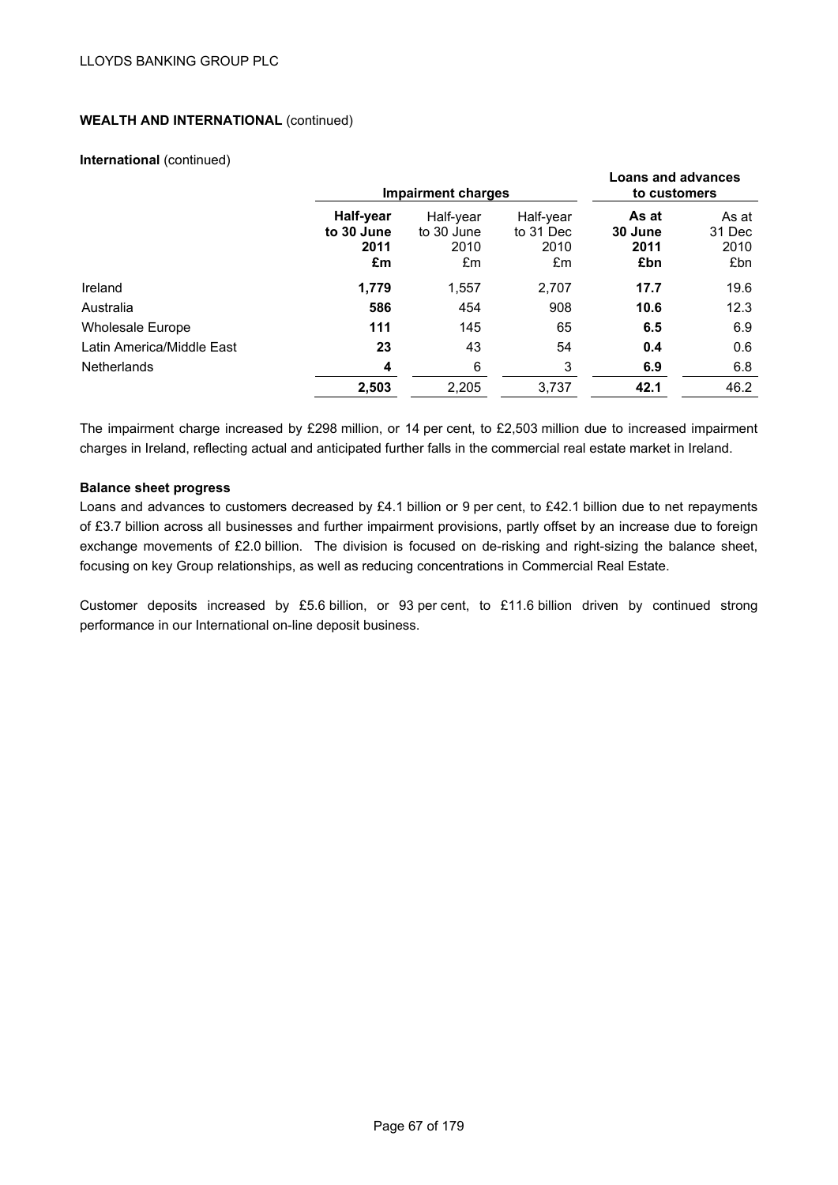## WEALTH AND INTERNATIONAL (continued)

**International** (continued)

| | Impairment charges | | | Loans and advances to customers | |
|---|---|---|---|---|---|
| | **Half-year to 30 June 2011 £m** | Half-year to 30 June 2010 £m | Half-year to 31 Dec 2010 £m | **As at 30 June 2011 £bn** | As at 31 Dec 2010 £bn |
| Ireland | **1,779** | 1,557 | 2,707 | **17.7** | 19.6 |
| Australia | **586** | 454 | 908 | **10.6** | 12.3 |
| Wholesale Europe | **111** | 145 | 65 | **6.5** | 6.9 |
| Latin America/Middle East | **23** | 43 | 54 | **0.4** | 0.6 |
| Netherlands | **4** | 6 | 3 | **6.9** | 6.8 |
| | **2,503** | 2,205 | 3,737 | **42.1** | 46.2 |

The impairment charge increased by £298 million, or 14 per cent, to £2,503 million due to increased impairment charges in Ireland, reflecting actual and anticipated further falls in the commercial real estate market in Ireland.

**Balance sheet progress**

Loans and advances to customers decreased by £4.1 billion or 9 per cent, to £42.1 billion due to net repayments of £3.7 billion across all businesses and further impairment provisions, partly offset by an increase due to foreign exchange movements of £2.0 billion. The division is focused on de-risking and right-sizing the balance sheet, focusing on key Group relationships, as well as reducing concentrations in Commercial Real Estate.

Customer deposits increased by £5.6 billion, or 93 per cent, to £11.6 billion driven by continued strong performance in our International on-line deposit business.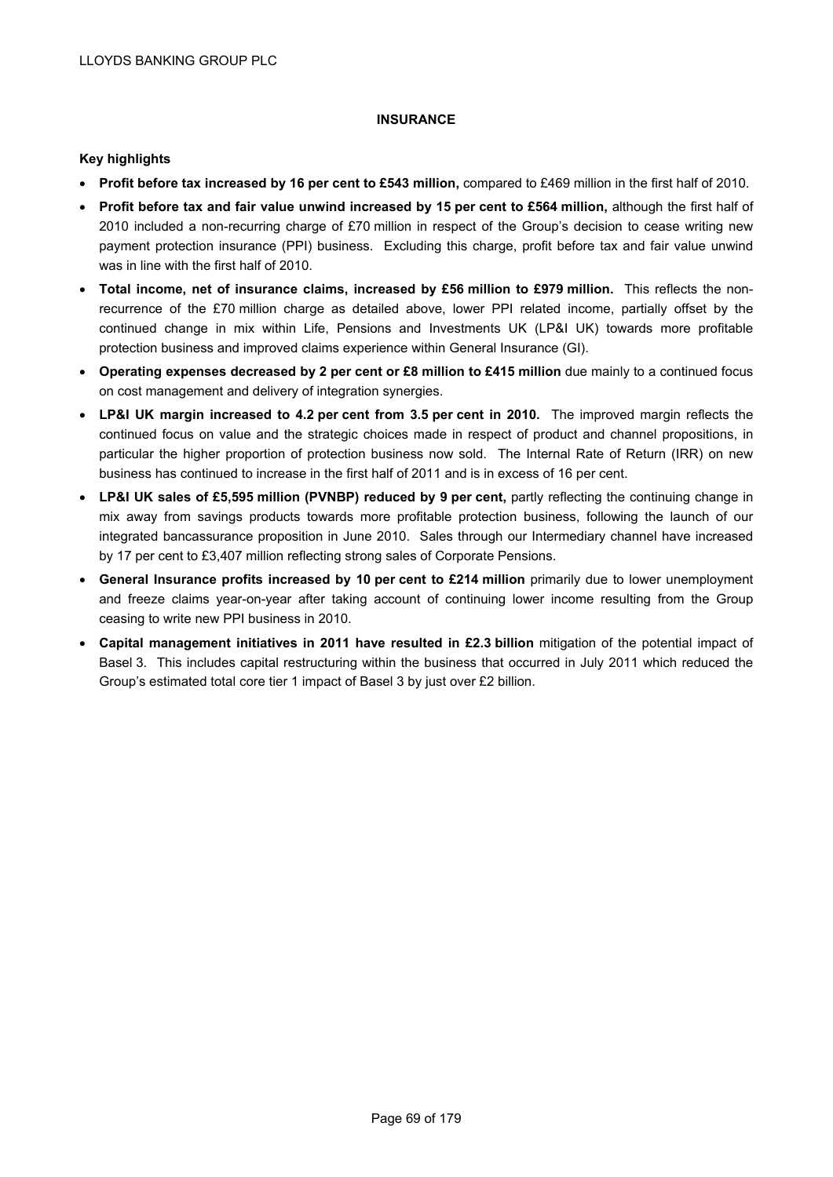## INSURANCE

**Key highlights**

- **Profit before tax increased by 16 per cent to £543 million,** compared to £469 million in the first half of 2010.
- **Profit before tax and fair value unwind increased by 15 per cent to £564 million,** although the first half of 2010 included a non-recurring charge of £70 million in respect of the Group's decision to cease writing new payment protection insurance (PPI) business. Excluding this charge, profit before tax and fair value unwind was in line with the first half of 2010.
- **Total income, net of insurance claims, increased by £56 million to £979 million.** This reflects the non-recurrence of the £70 million charge as detailed above, lower PPI related income, partially offset by the continued change in mix within Life, Pensions and Investments UK (LP&I UK) towards more profitable protection business and improved claims experience within General Insurance (GI).
- **Operating expenses decreased by 2 per cent or £8 million to £415 million** due mainly to a continued focus on cost management and delivery of integration synergies.
- **LP&I UK margin increased to 4.2 per cent from 3.5 per cent in 2010.** The improved margin reflects the continued focus on value and the strategic choices made in respect of product and channel propositions, in particular the higher proportion of protection business now sold. The Internal Rate of Return (IRR) on new business has continued to increase in the first half of 2011 and is in excess of 16 per cent.
- **LP&I UK sales of £5,595 million (PVNBP) reduced by 9 per cent,** partly reflecting the continuing change in mix away from savings products towards more profitable protection business, following the launch of our integrated bancassurance proposition in June 2010. Sales through our Intermediary channel have increased by 17 per cent to £3,407 million reflecting strong sales of Corporate Pensions.
- **General Insurance profits increased by 10 per cent to £214 million** primarily due to lower unemployment and freeze claims year-on-year after taking account of continuing lower income resulting from the Group ceasing to write new PPI business in 2010.
- **Capital management initiatives in 2011 have resulted in £2.3 billion** mitigation of the potential impact of Basel 3. This includes capital restructuring within the business that occurred in July 2011 which reduced the Group's estimated total core tier 1 impact of Basel 3 by just over £2 billion.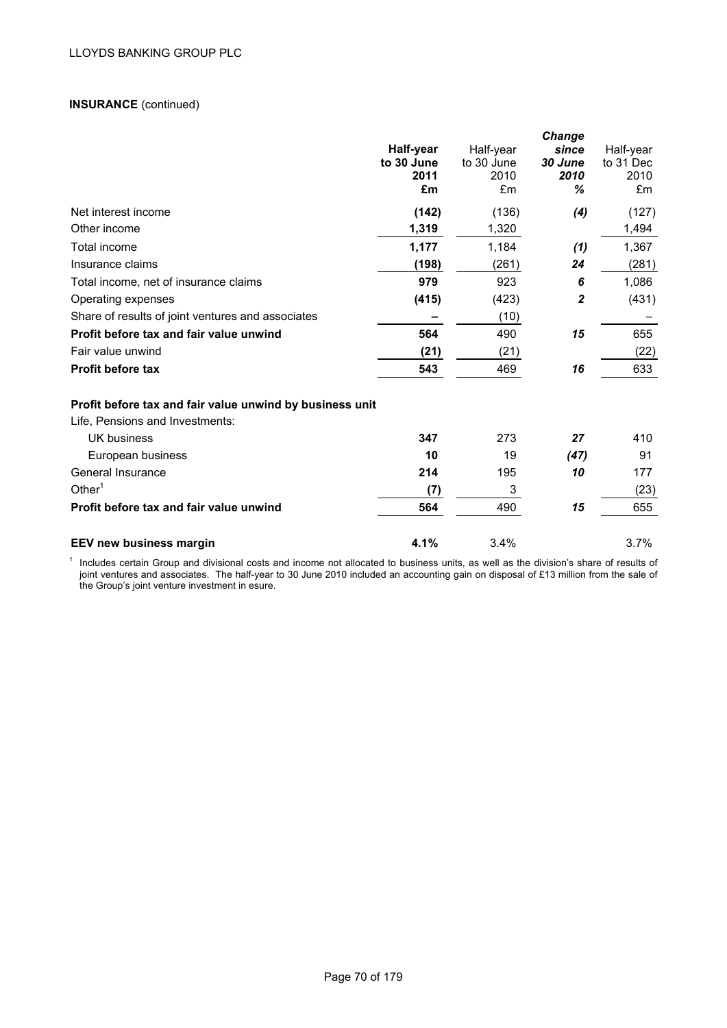**INSURANCE** (continued)

| | Half-year to 30 June 2011 £m | Half-year to 30 June 2010 £m | Change since 30 June 2010 % | Half-year to 31 Dec 2010 £m |
|---|---|---|---|---|
| Net interest income | **(142)** | (136) | *(4)* | (127) |
| Other income | **1,319** | 1,320 | | 1,494 |
| Total income | **1,177** | 1,184 | *(1)* | 1,367 |
| Insurance claims | **(198)** | (261) | *24* | (281) |
| Total income, net of insurance claims | **979** | 923 | *6* | 1,086 |
| Operating expenses | **(415)** | (423) | *2* | (431) |
| Share of results of joint ventures and associates | **–** | (10) | | – |
| **Profit before tax and fair value unwind** | **564** | 490 | *15* | 655 |
| Fair value unwind | **(21)** | (21) | | (22) |
| **Profit before tax** | **543** | 469 | *16* | 633 |
| | | | | |
| **Profit before tax and fair value unwind by business unit** | | | | |
| Life, Pensions and Investments: | | | | |
| UK business | **347** | 273 | *27* | 410 |
| European business | **10** | 19 | *(47)* | 91 |
| General Insurance | **214** | 195 | *10* | 177 |
| Other[1] | **(7)** | 3 | | (23) |
| **Profit before tax and fair value unwind** | **564** | 490 | *15* | 655 |
| | | | | |
| **EEV new business margin** | **4.1%** | 3.4% | | 3.7% |

[1] Includes certain Group and divisional costs and income not allocated to business units, as well as the division's share of results of joint ventures and associates. The half-year to 30 June 2010 included an accounting gain on disposal of £13 million from the sale of the Group's joint venture investment in esure.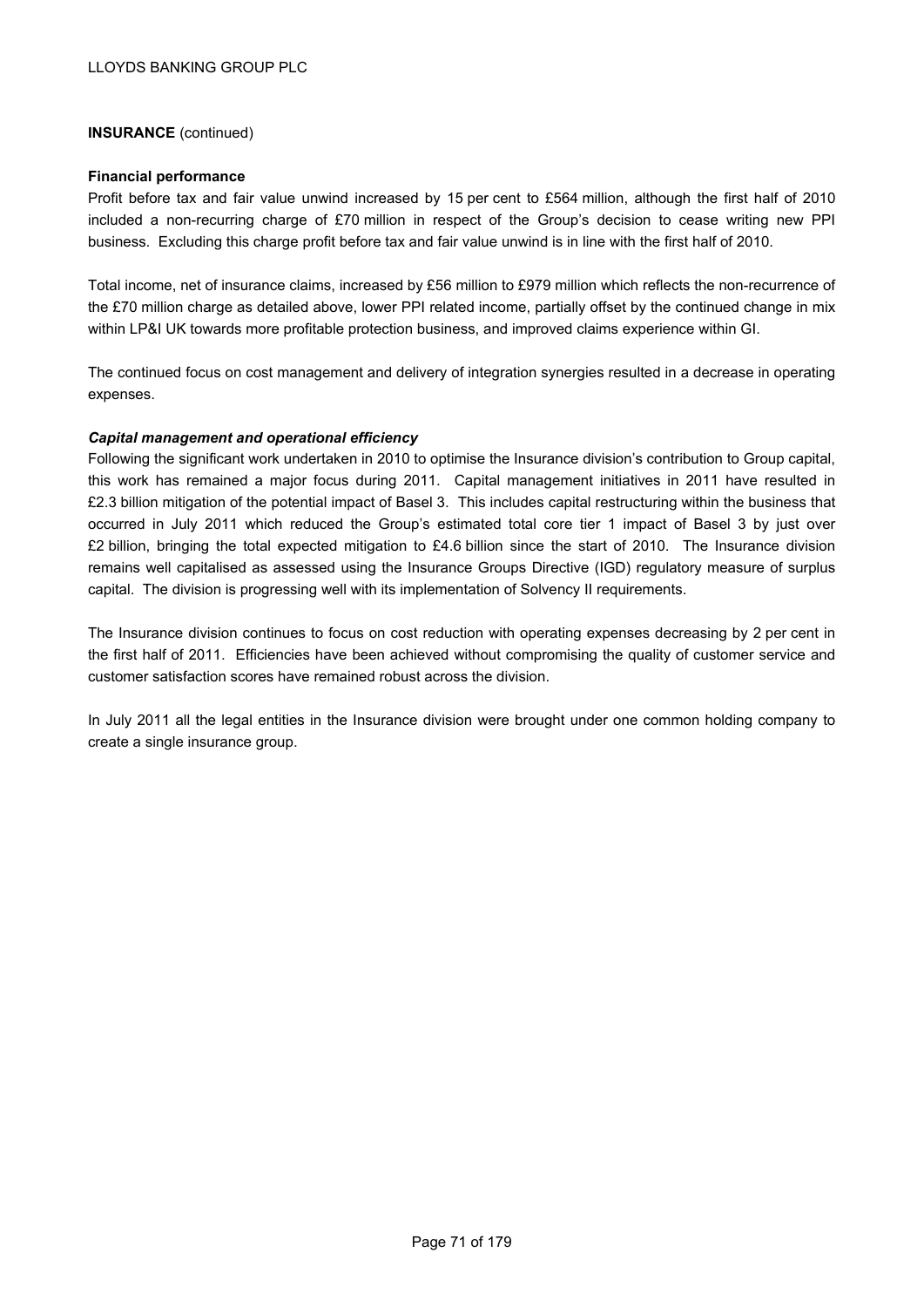**INSURANCE** (continued)

**Financial performance**

Profit before tax and fair value unwind increased by 15 per cent to £564 million, although the first half of 2010 included a non-recurring charge of £70 million in respect of the Group's decision to cease writing new PPI business. Excluding this charge profit before tax and fair value unwind is in line with the first half of 2010.

Total income, net of insurance claims, increased by £56 million to £979 million which reflects the non-recurrence of the £70 million charge as detailed above, lower PPI related income, partially offset by the continued change in mix within LP&I UK towards more profitable protection business, and improved claims experience within GI.

The continued focus on cost management and delivery of integration synergies resulted in a decrease in operating expenses.

***Capital management and operational efficiency***

Following the significant work undertaken in 2010 to optimise the Insurance division's contribution to Group capital, this work has remained a major focus during 2011. Capital management initiatives in 2011 have resulted in £2.3 billion mitigation of the potential impact of Basel 3. This includes capital restructuring within the business that occurred in July 2011 which reduced the Group's estimated total core tier 1 impact of Basel 3 by just over £2 billion, bringing the total expected mitigation to £4.6 billion since the start of 2010. The Insurance division remains well capitalised as assessed using the Insurance Groups Directive (IGD) regulatory measure of surplus capital. The division is progressing well with its implementation of Solvency II requirements.

The Insurance division continues to focus on cost reduction with operating expenses decreasing by 2 per cent in the first half of 2011. Efficiencies have been achieved without compromising the quality of customer service and customer satisfaction scores have remained robust across the division.

In July 2011 all the legal entities in the Insurance division were brought under one common holding company to create a single insurance group.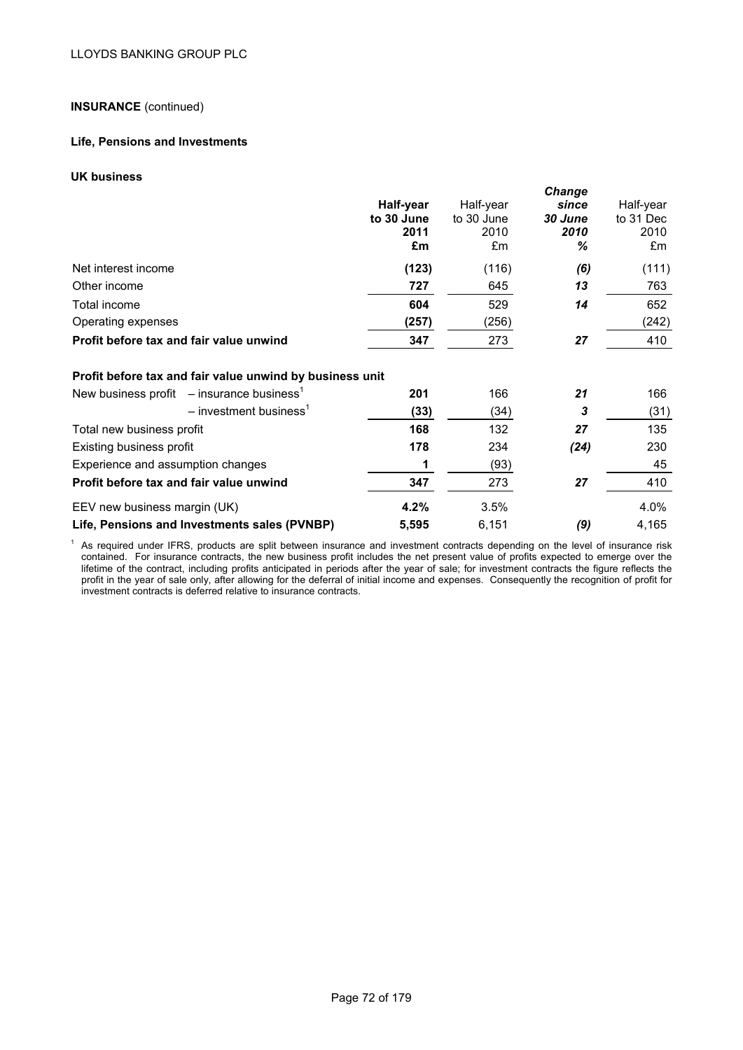**INSURANCE** (continued)

**Life, Pensions and Investments**

**UK business**

| | **Half-year to 30 June 2011 £m** | Half-year to 30 June 2010 £m | ***Change since 30 June 2010 %*** | Half-year to 31 Dec 2010 £m |
|---|---|---|---|---|
| Net interest income | **(123)** | (116) | ***(6)*** | (111) |
| Other income | **727** | 645 | ***13*** | 763 |
| Total income | **604** | 529 | ***14*** | 652 |
| Operating expenses | **(257)** | (256) | | (242) |
| **Profit before tax and fair value unwind** | **347** | 273 | ***27*** | 410 |
| **Profit before tax and fair value unwind by business unit** | | | | |
| New business profit – insurance business[1] | **201** | 166 | ***21*** | 166 |
| – investment business[1] | **(33)** | (34) | ***3*** | (31) |
| Total new business profit | **168** | 132 | ***27*** | 135 |
| Existing business profit | **178** | 234 | ***(24)*** | 230 |
| Experience and assumption changes | **1** | (93) | | 45 |
| **Profit before tax and fair value unwind** | **347** | 273 | ***27*** | 410 |
| EEV new business margin (UK) | **4.2%** | 3.5% | | 4.0% |
| **Life, Pensions and Investments sales (PVNBP)** | **5,595** | 6,151 | ***(9)*** | 4,165 |

[1] As required under IFRS, products are split between insurance and investment contracts depending on the level of insurance risk contained. For insurance contracts, the new business profit includes the net present value of profits expected to emerge over the lifetime of the contract, including profits anticipated in periods after the year of sale; for investment contracts the figure reflects the profit in the year of sale only, after allowing for the deferral of initial income and expenses. Consequently the recognition of profit for investment contracts is deferred relative to insurance contracts.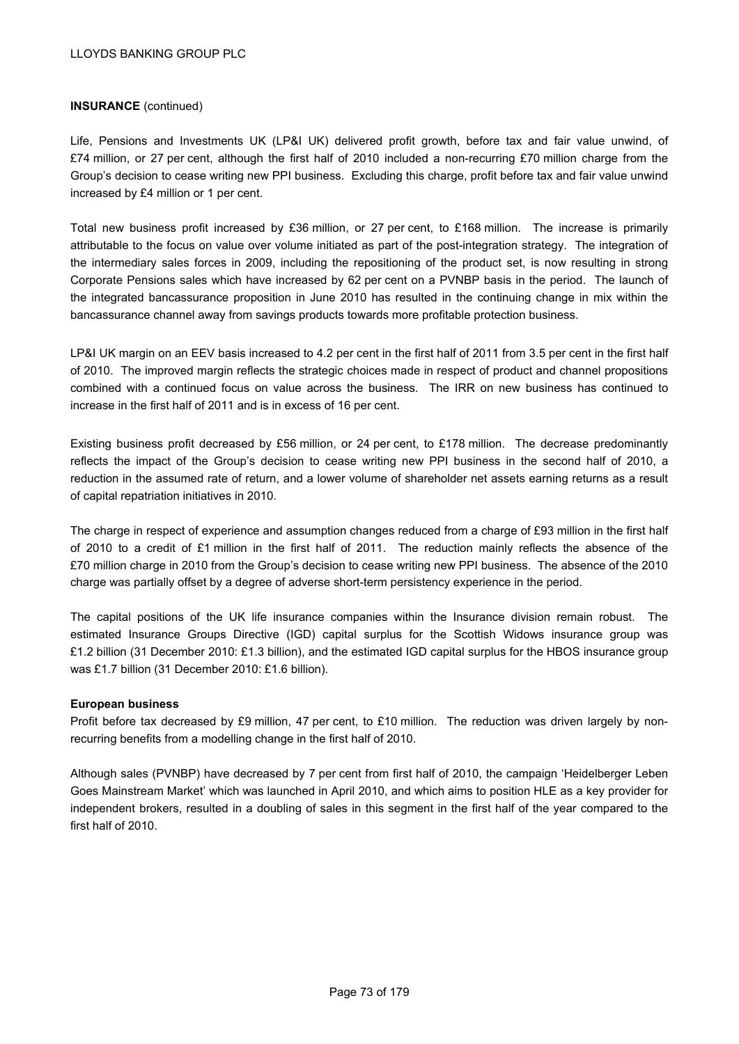**INSURANCE** (continued)

Life, Pensions and Investments UK (LP&I UK) delivered profit growth, before tax and fair value unwind, of £74 million, or 27 per cent, although the first half of 2010 included a non-recurring £70 million charge from the Group's decision to cease writing new PPI business. Excluding this charge, profit before tax and fair value unwind increased by £4 million or 1 per cent.

Total new business profit increased by £36 million, or 27 per cent, to £168 million. The increase is primarily attributable to the focus on value over volume initiated as part of the post-integration strategy. The integration of the intermediary sales forces in 2009, including the repositioning of the product set, is now resulting in strong Corporate Pensions sales which have increased by 62 per cent on a PVNBP basis in the period. The launch of the integrated bancassurance proposition in June 2010 has resulted in the continuing change in mix within the bancassurance channel away from savings products towards more profitable protection business.

LP&I UK margin on an EEV basis increased to 4.2 per cent in the first half of 2011 from 3.5 per cent in the first half of 2010. The improved margin reflects the strategic choices made in respect of product and channel propositions combined with a continued focus on value across the business. The IRR on new business has continued to increase in the first half of 2011 and is in excess of 16 per cent.

Existing business profit decreased by £56 million, or 24 per cent, to £178 million. The decrease predominantly reflects the impact of the Group's decision to cease writing new PPI business in the second half of 2010, a reduction in the assumed rate of return, and a lower volume of shareholder net assets earning returns as a result of capital repatriation initiatives in 2010.

The charge in respect of experience and assumption changes reduced from a charge of £93 million in the first half of 2010 to a credit of £1 million in the first half of 2011. The reduction mainly reflects the absence of the £70 million charge in 2010 from the Group's decision to cease writing new PPI business. The absence of the 2010 charge was partially offset by a degree of adverse short-term persistency experience in the period.

The capital positions of the UK life insurance companies within the Insurance division remain robust. The estimated Insurance Groups Directive (IGD) capital surplus for the Scottish Widows insurance group was £1.2 billion (31 December 2010: £1.3 billion), and the estimated IGD capital surplus for the HBOS insurance group was £1.7 billion (31 December 2010: £1.6 billion).

**European business**

Profit before tax decreased by £9 million, 47 per cent, to £10 million. The reduction was driven largely by non-recurring benefits from a modelling change in the first half of 2010.

Although sales (PVNBP) have decreased by 7 per cent from first half of 2010, the campaign 'Heidelberger Leben Goes Mainstream Market' which was launched in April 2010, and which aims to position HLE as a key provider for independent brokers, resulted in a doubling of sales in this segment in the first half of the year compared to the first half of 2010.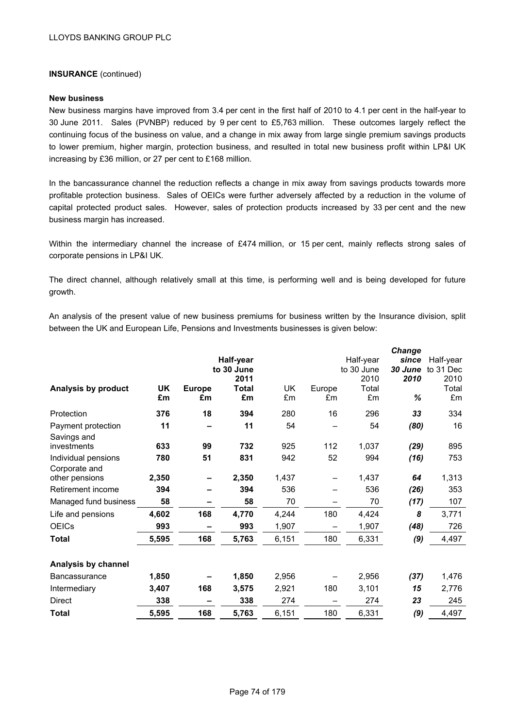**INSURANCE** (continued)

**New business**

New business margins have improved from 3.4 per cent in the first half of 2010 to 4.1 per cent in the half-year to 30 June 2011. Sales (PVNBP) reduced by 9 per cent to £5,763 million. These outcomes largely reflect the continuing focus of the business on value, and a change in mix away from large single premium savings products to lower premium, higher margin, protection business, and resulted in total new business profit within LP&I UK increasing by £36 million, or 27 per cent to £168 million.

In the bancassurance channel the reduction reflects a change in mix away from savings products towards more profitable protection business. Sales of OEICs were further adversely affected by a reduction in the volume of capital protected product sales. However, sales of protection products increased by 33 per cent and the new business margin has increased.

Within the intermediary channel the increase of £474 million, or 15 per cent, mainly reflects strong sales of corporate pensions in LP&I UK.

The direct channel, although relatively small at this time, is performing well and is being developed for future growth.

An analysis of the present value of new business premiums for business written by the Insurance division, split between the UK and European Life, Pensions and Investments businesses is given below:

| | | | **Half-year to 30 June 2011** | | | Half-year to 30 June 2010 | ***Change since 30 June 2010*** | Half-year to 31 Dec 2010 |
|---|---|---|---|---|---|---|---|---|
| **Analysis by product** | **UK £m** | **Europe £m** | **Total £m** | UK £m | Europe £m | Total £m | *%* | Total £m |
| Protection | **376** | **18** | **394** | 280 | 16 | 296 | ***33*** | 334 |
| Payment protection | **11** | **–** | **11** | 54 | – | 54 | ***(80)*** | 16 |
| Savings and investments | **633** | **99** | **732** | 925 | 112 | 1,037 | ***(29)*** | 895 |
| Individual pensions | **780** | **51** | **831** | 942 | 52 | 994 | ***(16)*** | 753 |
| Corporate and other pensions | **2,350** | **–** | **2,350** | 1,437 | – | 1,437 | ***64*** | 1,313 |
| Retirement income | **394** | **–** | **394** | 536 | – | 536 | ***(26)*** | 353 |
| Managed fund business | **58** | **–** | **58** | 70 | – | 70 | ***(17)*** | 107 |
| Life and pensions | **4,602** | **168** | **4,770** | 4,244 | 180 | 4,424 | ***8*** | 3,771 |
| OEICs | **993** | **–** | **993** | 1,907 | – | 1,907 | ***(48)*** | 726 |
| **Total** | **5,595** | **168** | **5,763** | 6,151 | 180 | 6,331 | ***(9)*** | 4,497 |
| | | | | | | | | |
| **Analysis by channel** | | | | | | | | |
| Bancassurance | **1,850** | **–** | **1,850** | 2,956 | – | 2,956 | ***(37)*** | 1,476 |
| Intermediary | **3,407** | **168** | **3,575** | 2,921 | 180 | 3,101 | ***15*** | 2,776 |
| Direct | **338** | **–** | **338** | 274 | – | 274 | ***23*** | 245 |
| **Total** | **5,595** | **168** | **5,763** | 6,151 | 180 | 6,331 | ***(9)*** | 4,497 |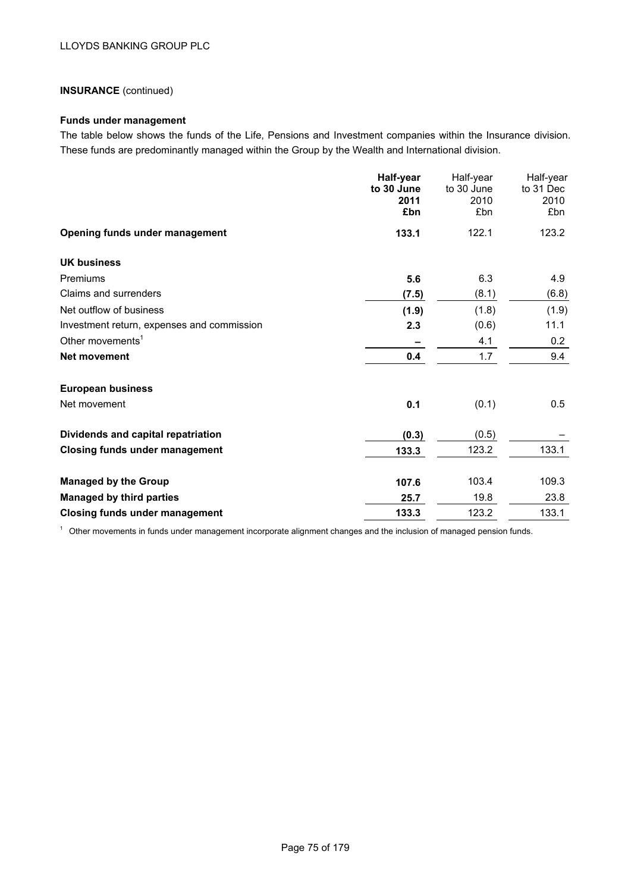**INSURANCE** (continued)

**Funds under management**

The table below shows the funds of the Life, Pensions and Investment companies within the Insurance division. These funds are predominantly managed within the Group by the Wealth and International division.

| | **Half-year to 30 June 2011 £bn** | Half-year to 30 June 2010 £bn | Half-year to 31 Dec 2010 £bn |
|---|---|---|---|
| **Opening funds under management** | **133.1** | 122.1 | 123.2 |
| **UK business** | | | |
| Premiums | **5.6** | 6.3 | 4.9 |
| Claims and surrenders | **(7.5)** | (8.1) | (6.8) |
| Net outflow of business | **(1.9)** | (1.8) | (1.9) |
| Investment return, expenses and commission | **2.3** | (0.6) | 11.1 |
| Other movements[1] | **–** | 4.1 | 0.2 |
| **Net movement** | **0.4** | 1.7 | 9.4 |
| **European business** | | | |
| Net movement | **0.1** | (0.1) | 0.5 |
| **Dividends and capital repatriation** | **(0.3)** | (0.5) | – |
| **Closing funds under management** | **133.3** | 123.2 | 133.1 |
| **Managed by the Group** | **107.6** | 103.4 | 109.3 |
| **Managed by third parties** | **25.7** | 19.8 | 23.8 |
| **Closing funds under management** | **133.3** | 123.2 | 133.1 |

[1] Other movements in funds under management incorporate alignment changes and the inclusion of managed pension funds.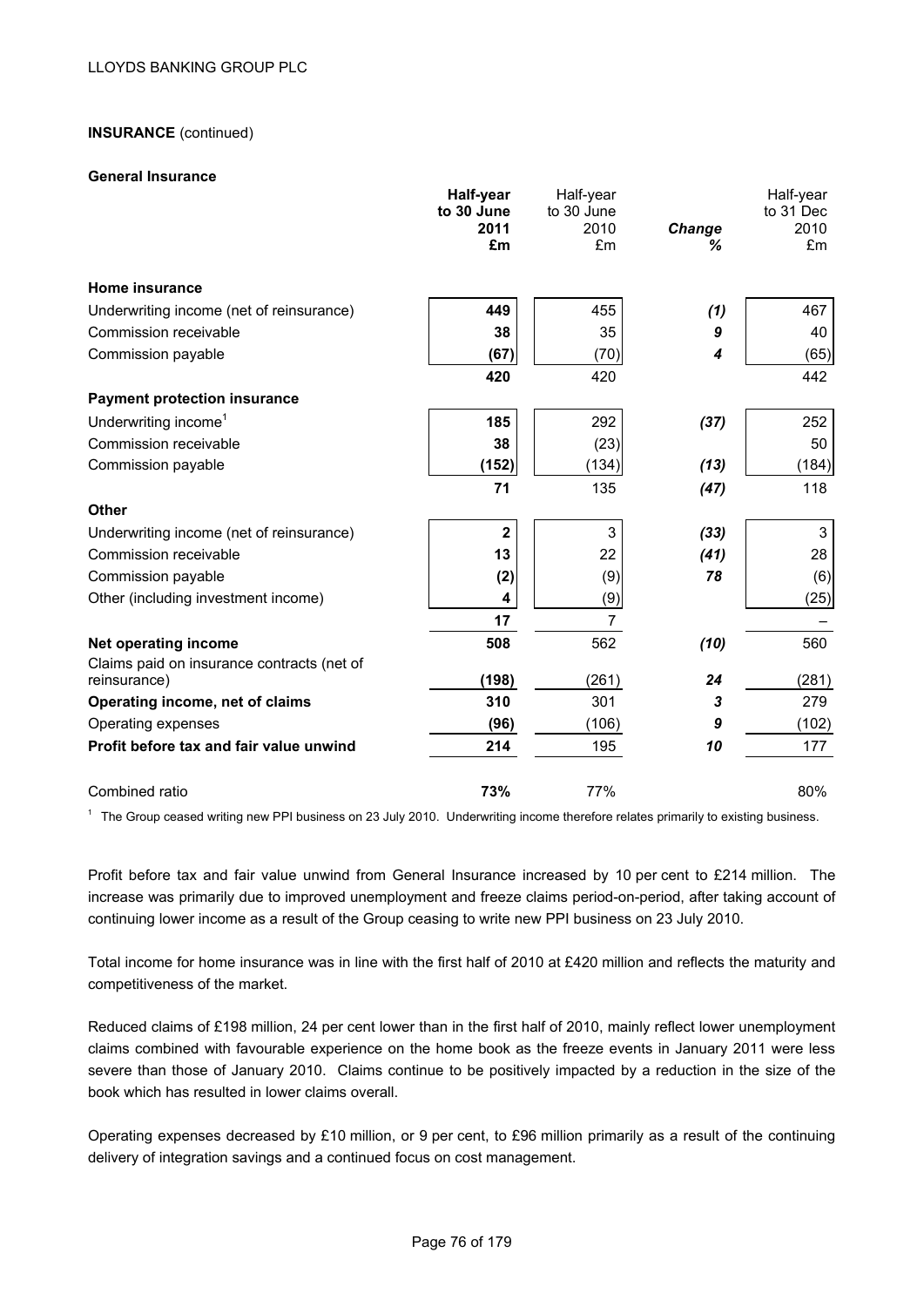**INSURANCE** (continued)

**General Insurance**

| | **Half-year to 30 June 2011 £m** | Half-year to 30 June 2010 £m | ***Change %*** | Half-year to 31 Dec 2010 £m |
|---|---|---|---|---|
| **Home insurance** | | | | |
| Underwriting income (net of reinsurance) | **449** | 455 | ***(1)*** | 467 |
| Commission receivable | **38** | 35 | ***9*** | 40 |
| Commission payable | **(67)** | (70) | ***4*** | (65) |
| | **420** | 420 | | 442 |
| **Payment protection insurance** | | | | |
| Underwriting income[1] | **185** | 292 | ***(37)*** | 252 |
| Commission receivable | **38** | (23) | | 50 |
| Commission payable | **(152)** | (134) | ***(13)*** | (184) |
| | **71** | 135 | ***(47)*** | 118 |
| **Other** | | | | |
| Underwriting income (net of reinsurance) | **2** | 3 | ***(33)*** | 3 |
| Commission receivable | **13** | 22 | ***(41)*** | 28 |
| Commission payable | **(2)** | (9) | ***78*** | (6) |
| Other (including investment income) | **4** | (9) | | (25) |
| | **17** | 7 | | – |
| **Net operating income** | **508** | 562 | ***(10)*** | 560 |
| Claims paid on insurance contracts (net of reinsurance) | **(198)** | (261) | ***24*** | (281) |
| **Operating income, net of claims** | **310** | 301 | ***3*** | 279 |
| Operating expenses | **(96)** | (106) | ***9*** | (102) |
| **Profit before tax and fair value unwind** | **214** | 195 | ***10*** | 177 |
| Combined ratio | **73%** | 77% | | 80% |

[1] The Group ceased writing new PPI business on 23 July 2010. Underwriting income therefore relates primarily to existing business.

Profit before tax and fair value unwind from General Insurance increased by 10 per cent to £214 million. The increase was primarily due to improved unemployment and freeze claims period-on-period, after taking account of continuing lower income as a result of the Group ceasing to write new PPI business on 23 July 2010.

Total income for home insurance was in line with the first half of 2010 at £420 million and reflects the maturity and competitiveness of the market.

Reduced claims of £198 million, 24 per cent lower than in the first half of 2010, mainly reflect lower unemployment claims combined with favourable experience on the home book as the freeze events in January 2011 were less severe than those of January 2010. Claims continue to be positively impacted by a reduction in the size of the book which has resulted in lower claims overall.

Operating expenses decreased by £10 million, or 9 per cent, to £96 million primarily as a result of the continuing delivery of integration savings and a continued focus on cost management.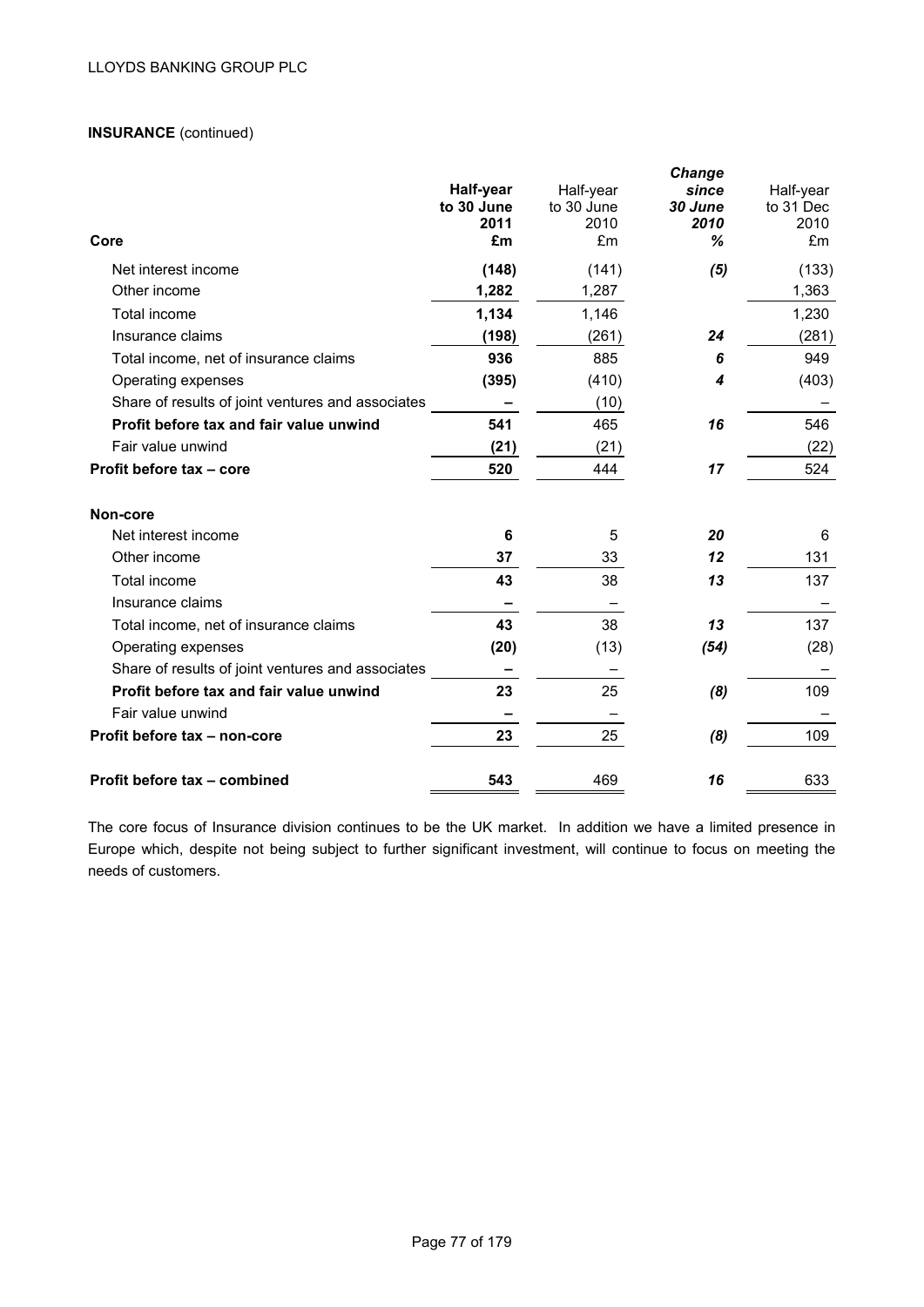**INSURANCE** (continued)

| Core | **Half-year to 30 June 2011 £m** | Half-year to 30 June 2010 £m | ***Change since 30 June 2010 %*** | Half-year to 31 Dec 2010 £m |
|---|---|---|---|---|
| Net interest income | **(148)** | (141) | ***(5)*** | (133) |
| Other income | **1,282** | 1,287 | | 1,363 |
| Total income | **1,134** | 1,146 | | 1,230 |
| Insurance claims | **(198)** | (261) | ***24*** | (281) |
| Total income, net of insurance claims | **936** | 885 | ***6*** | 949 |
| Operating expenses | **(395)** | (410) | ***4*** | (403) |
| Share of results of joint ventures and associates | **–** | (10) | | – |
| **Profit before tax and fair value unwind** | **541** | 465 | ***16*** | 546 |
| Fair value unwind | **(21)** | (21) | | (22) |
| **Profit before tax – core** | **520** | 444 | ***17*** | 524 |
| **Non-core** | | | | |
| Net interest income | **6** | 5 | ***20*** | 6 |
| Other income | **37** | 33 | ***12*** | 131 |
| Total income | **43** | 38 | ***13*** | 137 |
| Insurance claims | **–** | – | | – |
| Total income, net of insurance claims | **43** | 38 | ***13*** | 137 |
| Operating expenses | **(20)** | (13) | ***(54)*** | (28) |
| Share of results of joint ventures and associates | **–** | – | | – |
| **Profit before tax and fair value unwind** | **23** | 25 | ***(8)*** | 109 |
| Fair value unwind | **–** | – | | – |
| **Profit before tax – non-core** | **23** | 25 | ***(8)*** | 109 |
| **Profit before tax – combined** | **543** | 469 | ***16*** | 633 |

The core focus of Insurance division continues to be the UK market. In addition we have a limited presence in Europe which, despite not being subject to further significant investment, will continue to focus on meeting the needs of customers.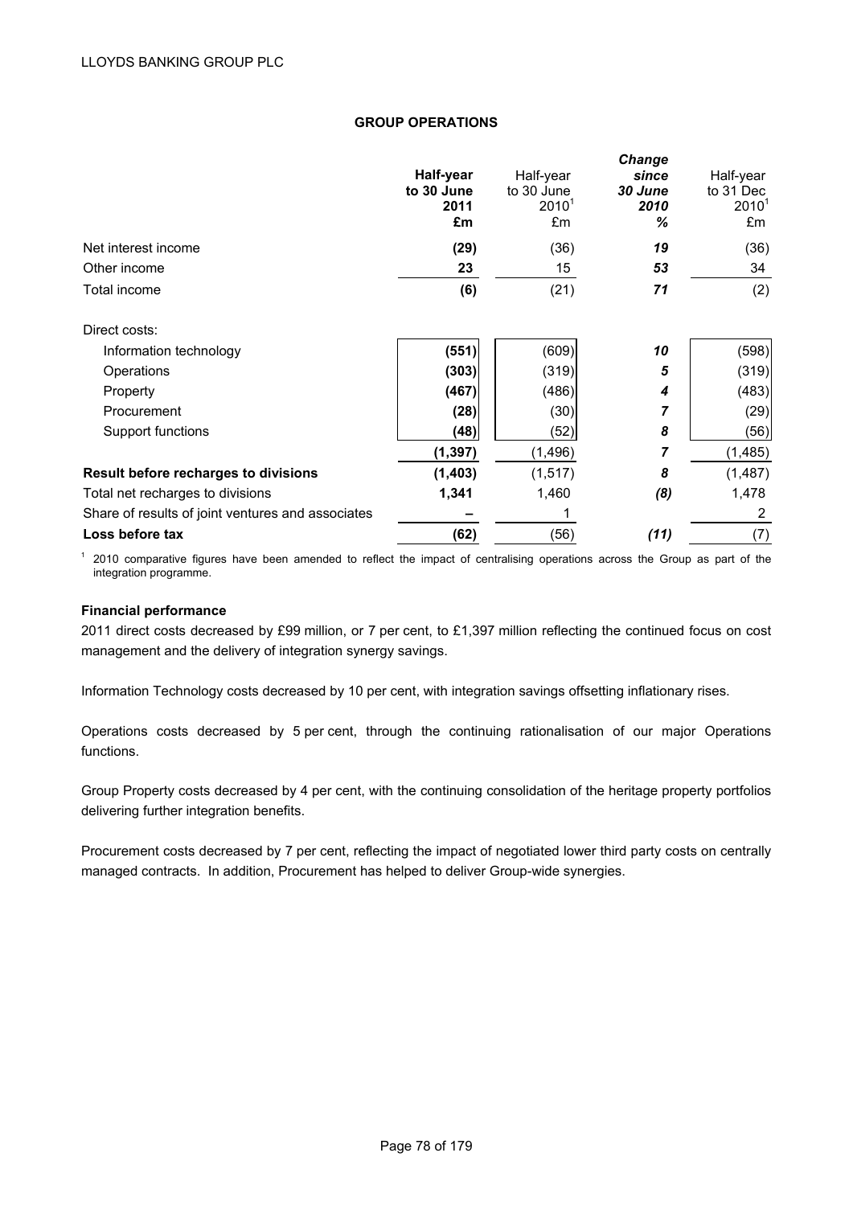## GROUP OPERATIONS

| | **Half-year to 30 June 2011 £m** | Half-year to 30 June 2010[1] £m | ***Change since 30 June 2010 %*** | Half-year to 31 Dec 2010[1] £m |
|---|---|---|---|---|
| Net interest income | **(29)** | (36) | ***19*** | (36) |
| Other income | **23** | 15 | ***53*** | 34 |
| Total income | **(6)** | (21) | ***71*** | (2) |
| Direct costs: | | | | |
| Information technology | **(551)** | (609) | ***10*** | (598) |
| Operations | **(303)** | (319) | ***5*** | (319) |
| Property | **(467)** | (486) | ***4*** | (483) |
| Procurement | **(28)** | (30) | ***7*** | (29) |
| Support functions | **(48)** | (52) | ***8*** | (56) |
| | **(1,397)** | (1,496) | ***7*** | (1,485) |
| **Result before recharges to divisions** | **(1,403)** | (1,517) | ***8*** | (1,487) |
| Total net recharges to divisions | **1,341** | 1,460 | ***(8)*** | 1,478 |
| Share of results of joint ventures and associates | **–** | 1 | | 2 |
| **Loss before tax** | **(62)** | (56) | ***(11)*** | (7) |

[1] 2010 comparative figures have been amended to reflect the impact of centralising operations across the Group as part of the integration programme.

**Financial performance**

2011 direct costs decreased by £99 million, or 7 per cent, to £1,397 million reflecting the continued focus on cost management and the delivery of integration synergy savings.

Information Technology costs decreased by 10 per cent, with integration savings offsetting inflationary rises.

Operations costs decreased by 5 per cent, through the continuing rationalisation of our major Operations functions.

Group Property costs decreased by 4 per cent, with the continuing consolidation of the heritage property portfolios delivering further integration benefits.

Procurement costs decreased by 7 per cent, reflecting the impact of negotiated lower third party costs on centrally managed contracts. In addition, Procurement has helped to deliver Group-wide synergies.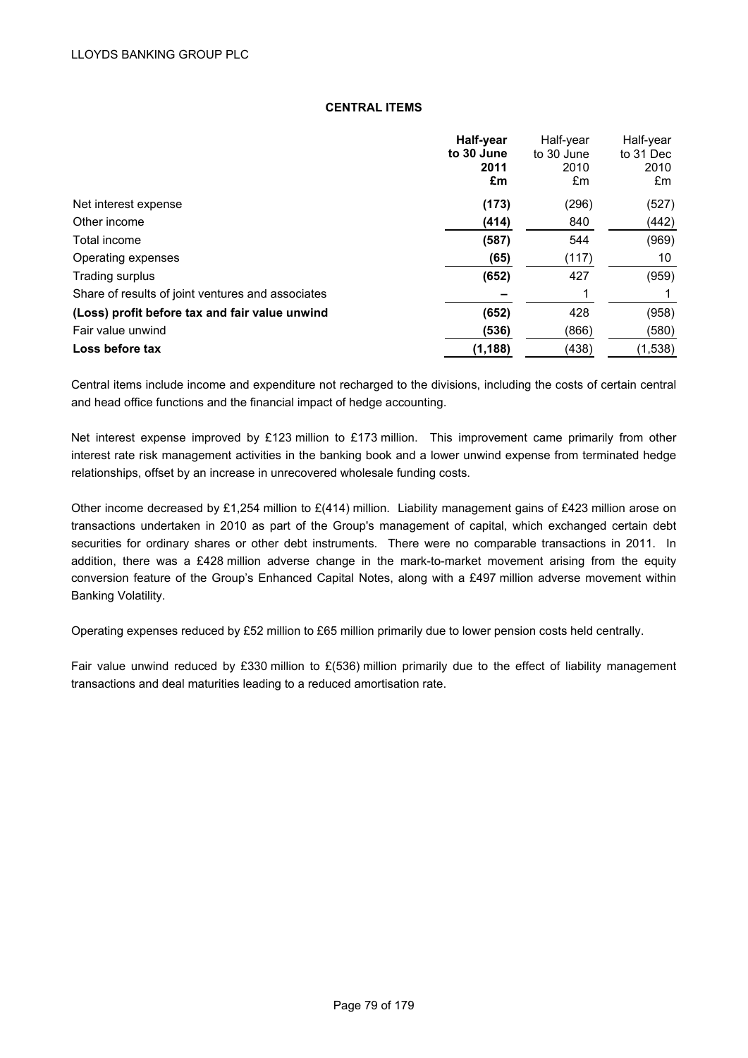## CENTRAL ITEMS

| | **Half-year to 30 June 2011 £m** | Half-year to 30 June 2010 £m | Half-year to 31 Dec 2010 £m |
|---|---|---|---|
| Net interest expense | **(173)** | (296) | (527) |
| Other income | **(414)** | 840 | (442) |
| Total income | **(587)** | 544 | (969) |
| Operating expenses | **(65)** | (117) | 10 |
| Trading surplus | **(652)** | 427 | (959) |
| Share of results of joint ventures and associates | **–** | 1 | 1 |
| **(Loss) profit before tax and fair value unwind** | **(652)** | 428 | (958) |
| Fair value unwind | **(536)** | (866) | (580) |
| **Loss before tax** | **(1,188)** | (438) | (1,538) |

Central items include income and expenditure not recharged to the divisions, including the costs of certain central and head office functions and the financial impact of hedge accounting.

Net interest expense improved by £123 million to £173 million. This improvement came primarily from other interest rate risk management activities in the banking book and a lower unwind expense from terminated hedge relationships, offset by an increase in unrecovered wholesale funding costs.

Other income decreased by £1,254 million to £(414) million. Liability management gains of £423 million arose on transactions undertaken in 2010 as part of the Group's management of capital, which exchanged certain debt securities for ordinary shares or other debt instruments. There were no comparable transactions in 2011. In addition, there was a £428 million adverse change in the mark-to-market movement arising from the equity conversion feature of the Group's Enhanced Capital Notes, along with a £497 million adverse movement within Banking Volatility.

Operating expenses reduced by £52 million to £65 million primarily due to lower pension costs held centrally.

Fair value unwind reduced by £330 million to £(536) million primarily due to the effect of liability management transactions and deal maturities leading to a reduced amortisation rate.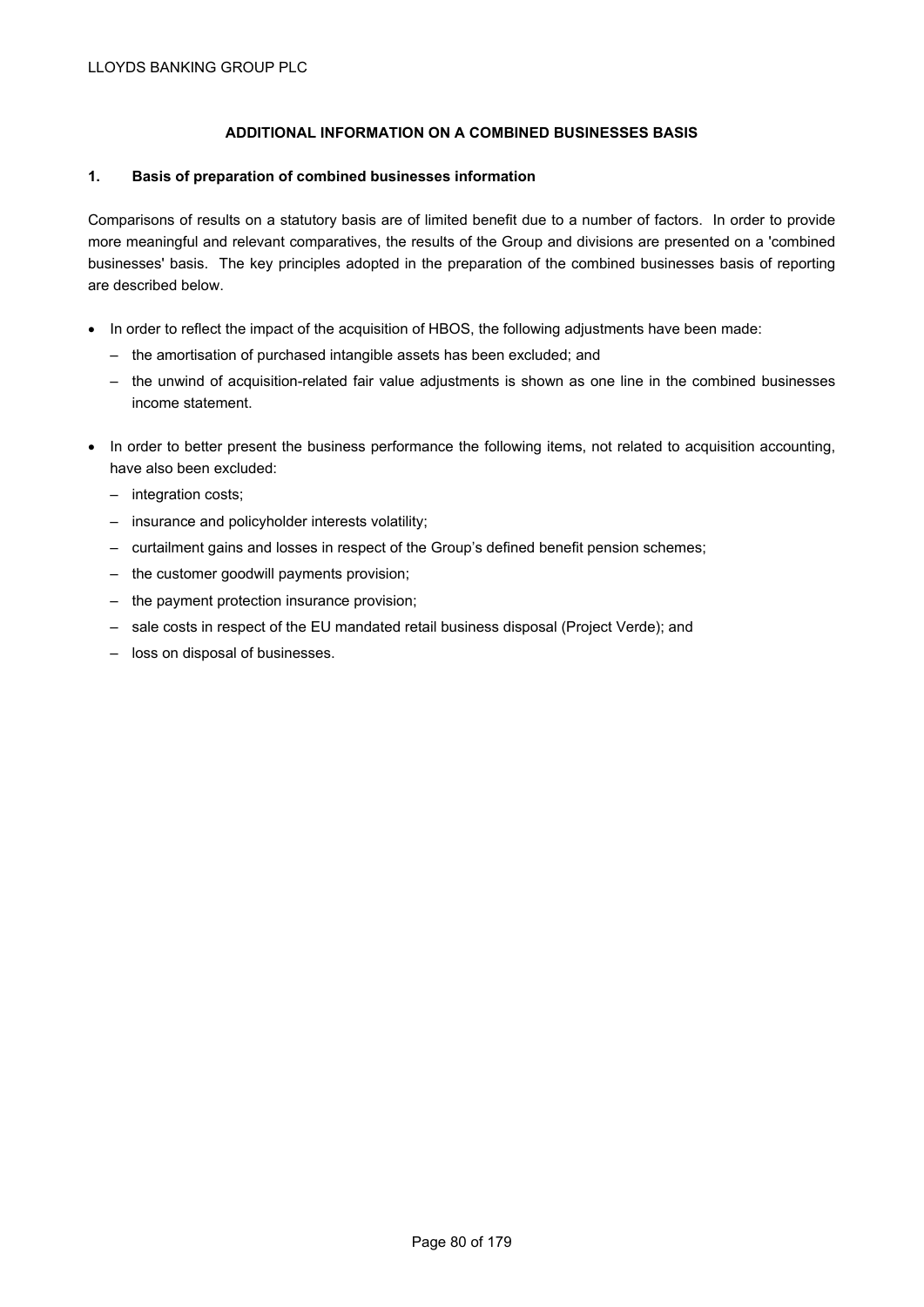## ADDITIONAL INFORMATION ON A COMBINED BUSINESSES BASIS

### 1. Basis of preparation of combined businesses information

Comparisons of results on a statutory basis are of limited benefit due to a number of factors. In order to provide more meaningful and relevant comparatives, the results of the Group and divisions are presented on a 'combined businesses' basis. The key principles adopted in the preparation of the combined businesses basis of reporting are described below.

- In order to reflect the impact of the acquisition of HBOS, the following adjustments have been made:
  - the amortisation of purchased intangible assets has been excluded; and
  - the unwind of acquisition-related fair value adjustments is shown as one line in the combined businesses income statement.
- In order to better present the business performance the following items, not related to acquisition accounting, have also been excluded:
  - integration costs;
  - insurance and policyholder interests volatility;
  - curtailment gains and losses in respect of the Group's defined benefit pension schemes;
  - the customer goodwill payments provision;
  - the payment protection insurance provision;
  - sale costs in respect of the EU mandated retail business disposal (Project Verde); and
  - loss on disposal of businesses.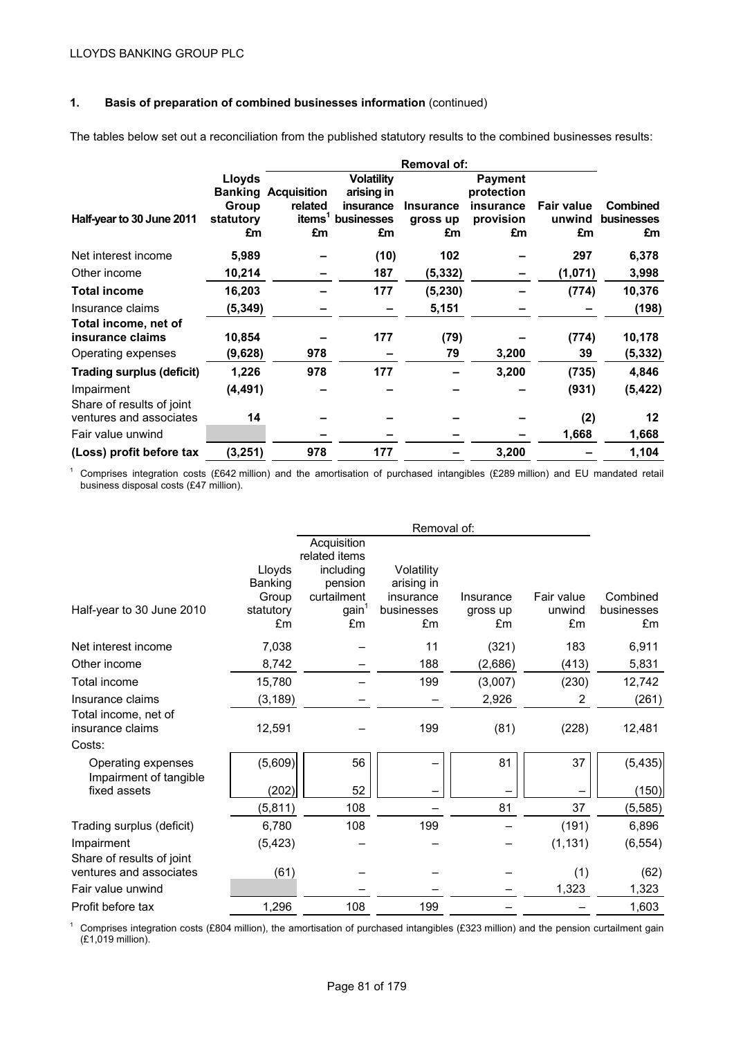## 1. Basis of preparation of combined businesses information (continued)

The tables below set out a reconciliation from the published statutory results to the combined businesses results:

| Half-year to 30 June 2011 | Lloyds Banking Group statutory £m | Removal of: Acquisition related items[1] £m | Volatility arising in insurance businesses £m | Insurance gross up £m | Payment protection insurance provision £m | Fair value unwind £m | Combined businesses £m |
|---|---|---|---|---|---|---|---|
| Net interest income | **5,989** | – | (10) | 102 | – | 297 | 6,378 |
| Other income | **10,214** | – | 187 | (5,332) | – | (1,071) | 3,998 |
| **Total income** | **16,203** | – | 177 | (5,230) | – | (774) | 10,376 |
| Insurance claims | **(5,349)** | – | – | 5,151 | – | – | (198) |
| **Total income, net of insurance claims** | **10,854** | – | 177 | (79) | – | (774) | 10,178 |
| Operating expenses | **(9,628)** | 978 | – | 79 | 3,200 | 39 | (5,332) |
| **Trading surplus (deficit)** | **1,226** | 978 | 177 | – | 3,200 | (735) | 4,846 |
| Impairment | **(4,491)** | – | – | – | – | (931) | (5,422) |
| Share of results of joint ventures and associates | **14** | – | – | – | – | (2) | 12 |
| Fair value unwind | | – | – | – | – | 1,668 | 1,668 |
| **(Loss) profit before tax** | **(3,251)** | 978 | 177 | – | 3,200 | – | 1,104 |

[1] Comprises integration costs (£642 million) and the amortisation of purchased intangibles (£289 million) and EU mandated retail business disposal costs (£47 million).

| Half-year to 30 June 2010 | Lloyds Banking Group statutory £m | Removal of: Acquisition related items including pension curtailment gain[1] £m | Volatility arising in insurance businesses £m | Insurance gross up £m | Fair value unwind £m | Combined businesses £m |
|---|---|---|---|---|---|---|
| Net interest income | 7,038 | – | 11 | (321) | 183 | 6,911 |
| Other income | 8,742 | – | 188 | (2,686) | (413) | 5,831 |
| Total income | 15,780 | – | 199 | (3,007) | (230) | 12,742 |
| Insurance claims | (3,189) | – | – | 2,926 | 2 | (261) |
| Total income, net of insurance claims | 12,591 | – | 199 | (81) | (228) | 12,481 |
| Costs: | | | | | | |
| Operating expenses | (5,609) | 56 | – | 81 | 37 | (5,435) |
| Impairment of tangible fixed assets | (202) | 52 | – | – | – | (150) |
| | (5,811) | 108 | – | 81 | 37 | (5,585) |
| Trading surplus (deficit) | 6,780 | 108 | 199 | – | (191) | 6,896 |
| Impairment | (5,423) | – | – | – | (1,131) | (6,554) |
| Share of results of joint ventures and associates | (61) | – | – | – | (1) | (62) |
| Fair value unwind | | – | – | – | 1,323 | 1,323 |
| Profit before tax | 1,296 | 108 | 199 | – | – | 1,603 |

[1] Comprises integration costs (£804 million), the amortisation of purchased intangibles (£323 million) and the pension curtailment gain (£1,019 million).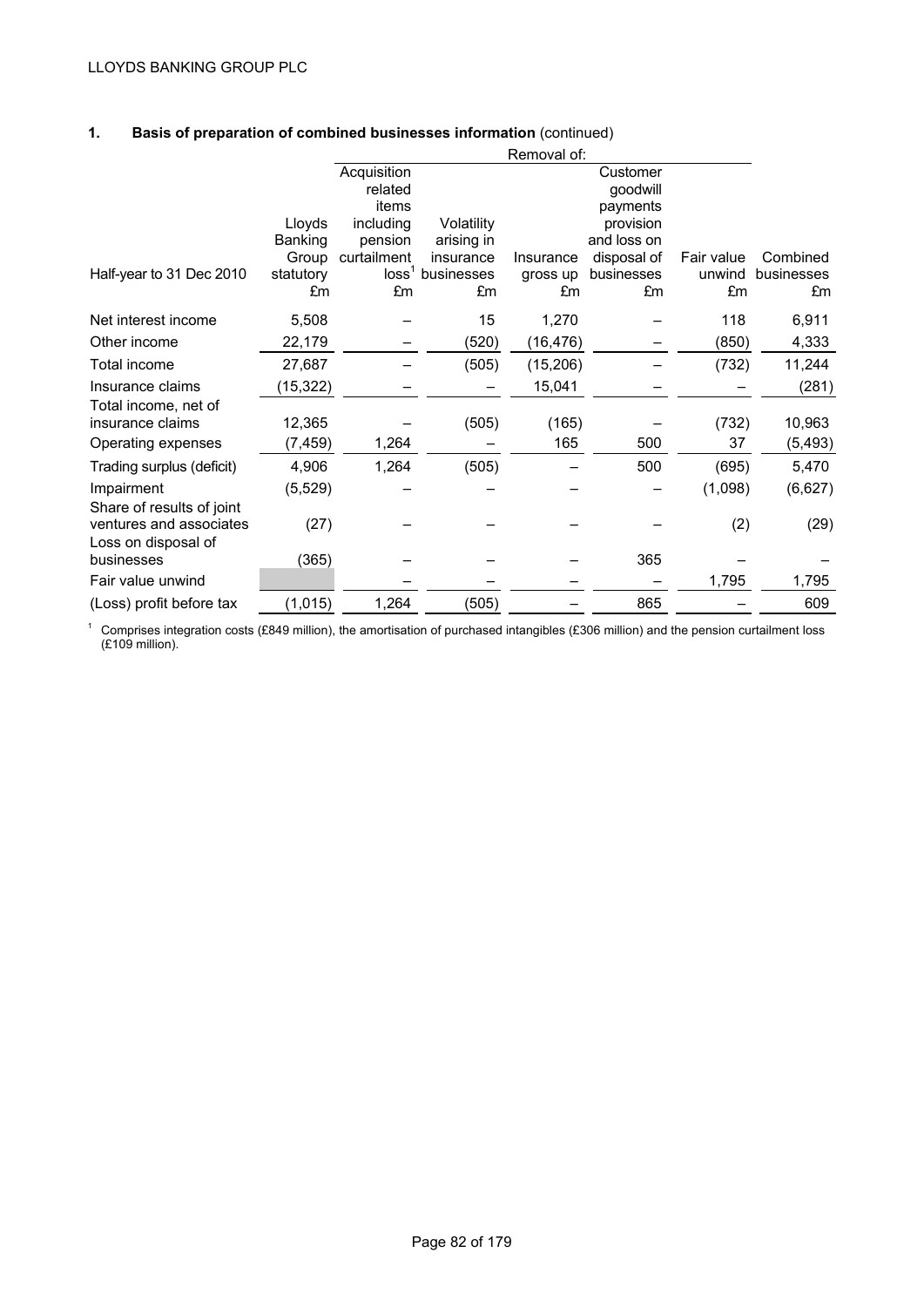## 1. Basis of preparation of combined businesses information (continued)

| Half-year to 31 Dec 2010 | Lloyds Banking Group statutory £m | Removal of: Acquisition related items including pension curtailment loss[1] £m | Volatility arising in insurance businesses £m | Insurance gross up £m | Customer goodwill payments provision and loss on disposal of businesses £m | Fair value unwind £m | Combined businesses £m |
|---|---|---|---|---|---|---|---|
| Net interest income | 5,508 | – | 15 | 1,270 | – | 118 | 6,911 |
| Other income | 22,179 | – | (520) | (16,476) | – | (850) | 4,333 |
| Total income | 27,687 | – | (505) | (15,206) | – | (732) | 11,244 |
| Insurance claims | (15,322) | – | – | 15,041 | – | – | (281) |
| Total income, net of insurance claims | 12,365 | – | (505) | (165) | – | (732) | 10,963 |
| Operating expenses | (7,459) | 1,264 | – | 165 | 500 | 37 | (5,493) |
| Trading surplus (deficit) | 4,906 | 1,264 | (505) | – | 500 | (695) | 5,470 |
| Impairment | (5,529) | – | – | – | – | (1,098) | (6,627) |
| Share of results of joint ventures and associates | (27) | – | – | – | – | (2) | (29) |
| Loss on disposal of businesses | (365) | – | – | – | 365 | – | – |
| Fair value unwind | | – | – | – | – | 1,795 | 1,795 |
| (Loss) profit before tax | (1,015) | 1,264 | (505) | – | 865 | – | 609 |

[1] Comprises integration costs (£849 million), the amortisation of purchased intangibles (£306 million) and the pension curtailment loss (£109 million).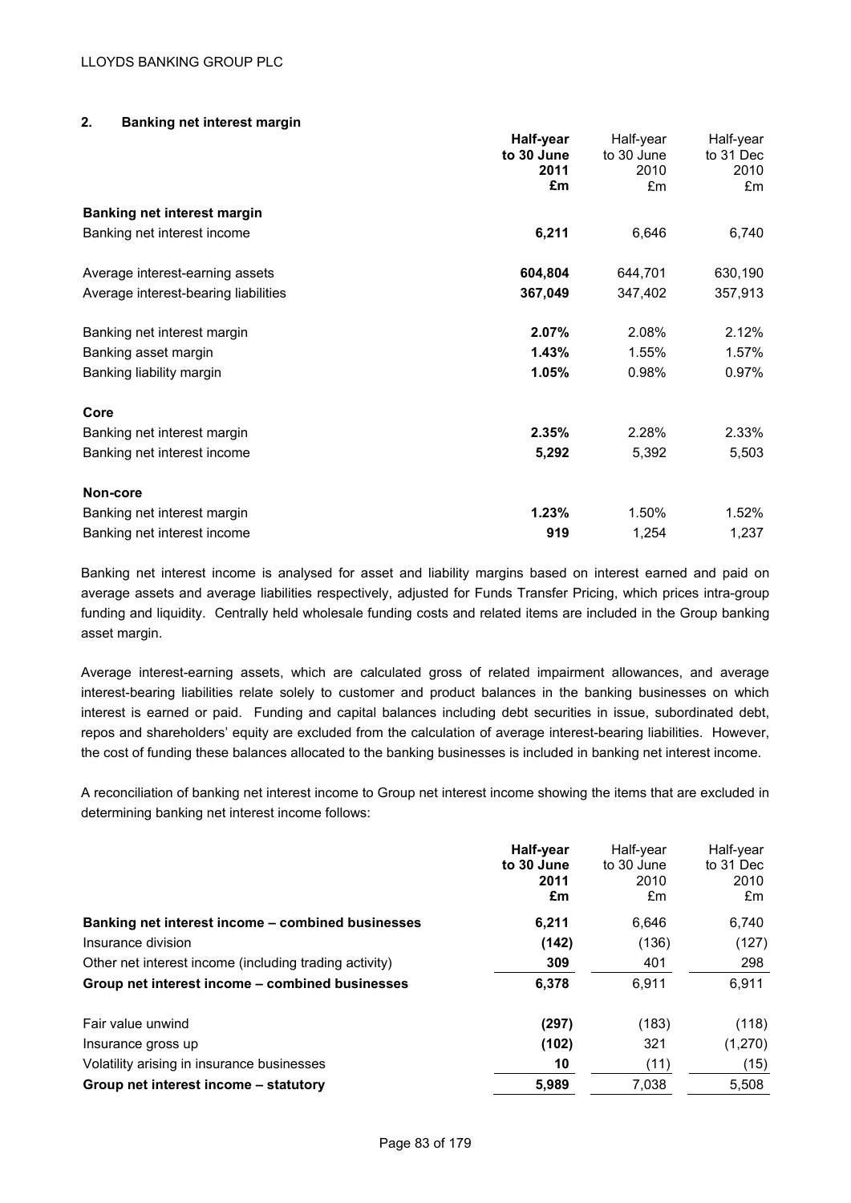## 2. Banking net interest margin

| | **Half-year to 30 June 2011 £m** | Half-year to 30 June 2010 £m | Half-year to 31 Dec 2010 £m |
|---|---|---|---|
| **Banking net interest margin** | | | |
| Banking net interest income | **6,211** | 6,646 | 6,740 |
| | | | |
| Average interest-earning assets | **604,804** | 644,701 | 630,190 |
| Average interest-bearing liabilities | **367,049** | 347,402 | 357,913 |
| | | | |
| Banking net interest margin | **2.07%** | 2.08% | 2.12% |
| Banking asset margin | **1.43%** | 1.55% | 1.57% |
| Banking liability margin | **1.05%** | 0.98% | 0.97% |
| | | | |
| **Core** | | | |
| Banking net interest margin | **2.35%** | 2.28% | 2.33% |
| Banking net interest income | **5,292** | 5,392 | 5,503 |
| | | | |
| **Non-core** | | | |
| Banking net interest margin | **1.23%** | 1.50% | 1.52% |
| Banking net interest income | **919** | 1,254 | 1,237 |

Banking net interest income is analysed for asset and liability margins based on interest earned and paid on average assets and average liabilities respectively, adjusted for Funds Transfer Pricing, which prices intra-group funding and liquidity. Centrally held wholesale funding costs and related items are included in the Group banking asset margin.

Average interest-earning assets, which are calculated gross of related impairment allowances, and average interest-bearing liabilities relate solely to customer and product balances in the banking businesses on which interest is earned or paid. Funding and capital balances including debt securities in issue, subordinated debt, repos and shareholders' equity are excluded from the calculation of average interest-bearing liabilities. However, the cost of funding these balances allocated to the banking businesses is included in banking net interest income.

A reconciliation of banking net interest income to Group net interest income showing the items that are excluded in determining banking net interest income follows:

| | **Half-year to 30 June 2011 £m** | Half-year to 30 June 2010 £m | Half-year to 31 Dec 2010 £m |
|---|---|---|---|
| **Banking net interest income – combined businesses** | **6,211** | 6,646 | 6,740 |
| Insurance division | **(142)** | (136) | (127) |
| Other net interest income (including trading activity) | **309** | 401 | 298 |
| **Group net interest income – combined businesses** | **6,378** | 6,911 | 6,911 |
| | | | |
| Fair value unwind | **(297)** | (183) | (118) |
| Insurance gross up | **(102)** | 321 | (1,270) |
| Volatility arising in insurance businesses | **10** | (11) | (15) |
| **Group net interest income – statutory** | **5,989** | 7,038 | 5,508 |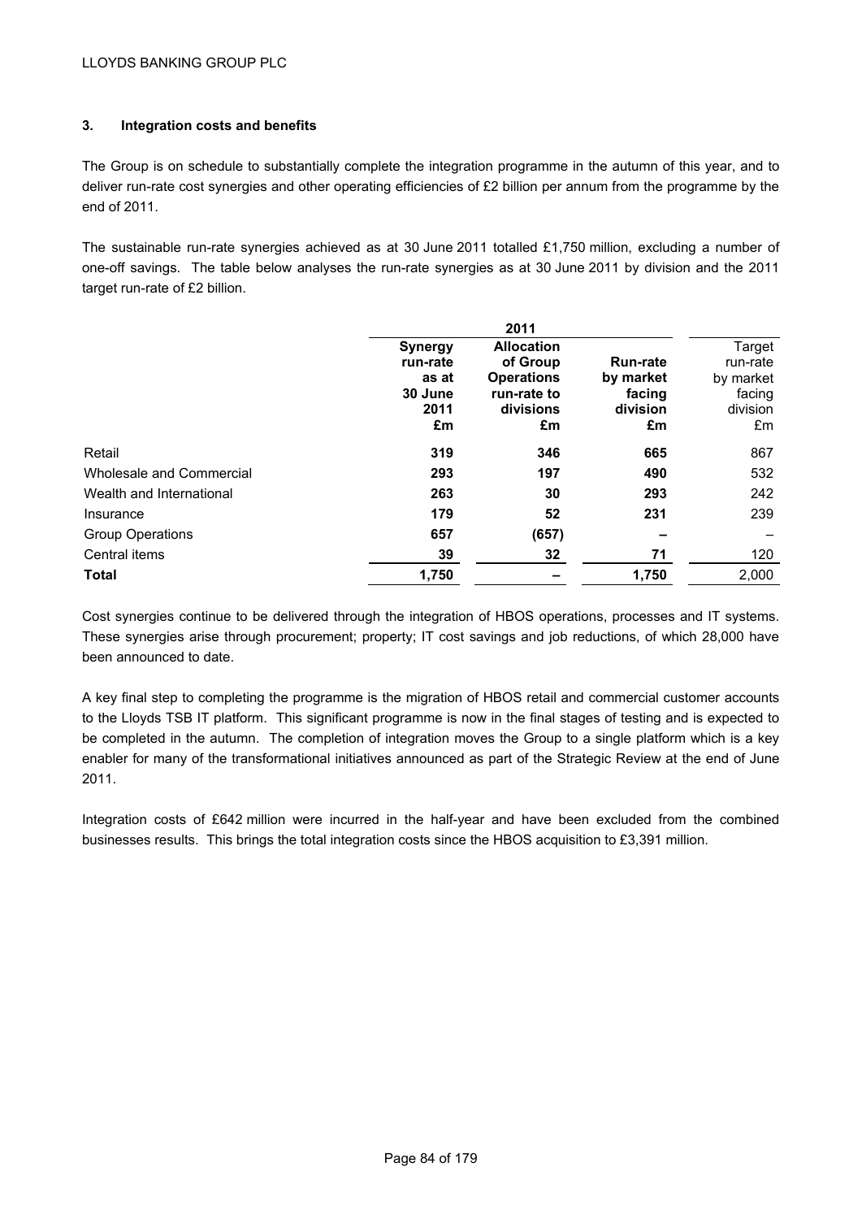## 3. Integration costs and benefits

The Group is on schedule to substantially complete the integration programme in the autumn of this year, and to deliver run-rate cost synergies and other operating efficiencies of £2 billion per annum from the programme by the end of 2011.

The sustainable run-rate synergies achieved as at 30 June 2011 totalled £1,750 million, excluding a number of one-off savings. The table below analyses the run-rate synergies as at 30 June 2011 by division and the 2011 target run-rate of £2 billion.

| | 2011 | | | |
|---|---|---|---|---|
| | **Synergy run-rate as at 30 June 2011 £m** | **Allocation of Group Operations run-rate to divisions £m** | **Run-rate by market facing division £m** | Target run-rate by market facing division £m |
| Retail | **319** | **346** | **665** | 867 |
| Wholesale and Commercial | **293** | **197** | **490** | 532 |
| Wealth and International | **263** | **30** | **293** | 242 |
| Insurance | **179** | **52** | **231** | 239 |
| Group Operations | **657** | **(657)** | **–** | – |
| Central items | **39** | **32** | **71** | 120 |
| **Total** | **1,750** | **–** | **1,750** | 2,000 |

Cost synergies continue to be delivered through the integration of HBOS operations, processes and IT systems. These synergies arise through procurement; property; IT cost savings and job reductions, of which 28,000 have been announced to date.

A key final step to completing the programme is the migration of HBOS retail and commercial customer accounts to the Lloyds TSB IT platform. This significant programme is now in the final stages of testing and is expected to be completed in the autumn. The completion of integration moves the Group to a single platform which is a key enabler for many of the transformational initiatives announced as part of the Strategic Review at the end of June 2011.

Integration costs of £642 million were incurred in the half-year and have been excluded from the combined businesses results. This brings the total integration costs since the HBOS acquisition to £3,391 million.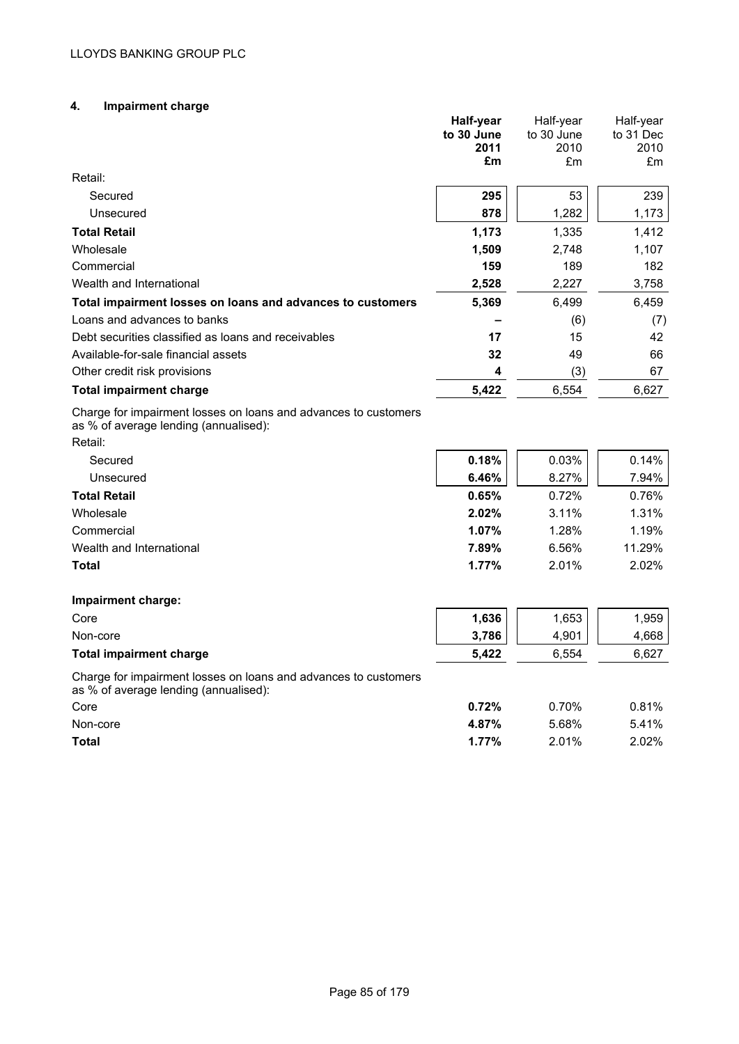## 4. Impairment charge

| | **Half-year to 30 June 2011 £m** | Half-year to 30 June 2010 £m | Half-year to 31 Dec 2010 £m |
|---|---|---|---|
| Retail: | | | |
| Secured | **295** | 53 | 239 |
| Unsecured | **878** | 1,282 | 1,173 |
| **Total Retail** | **1,173** | 1,335 | 1,412 |
| Wholesale | **1,509** | 2,748 | 1,107 |
| Commercial | **159** | 189 | 182 |
| Wealth and International | **2,528** | 2,227 | 3,758 |
| **Total impairment losses on loans and advances to customers** | **5,369** | 6,499 | 6,459 |
| Loans and advances to banks | **–** | (6) | (7) |
| Debt securities classified as loans and receivables | **17** | 15 | 42 |
| Available-for-sale financial assets | **32** | 49 | 66 |
| Other credit risk provisions | **4** | (3) | 67 |
| **Total impairment charge** | **5,422** | 6,554 | 6,627 |
| Charge for impairment losses on loans and advances to customers as % of average lending (annualised): | | | |
| Retail: | | | |
| Secured | **0.18%** | 0.03% | 0.14% |
| Unsecured | **6.46%** | 8.27% | 7.94% |
| **Total Retail** | **0.65%** | 0.72% | 0.76% |
| Wholesale | **2.02%** | 3.11% | 1.31% |
| Commercial | **1.07%** | 1.28% | 1.19% |
| Wealth and International | **7.89%** | 6.56% | 11.29% |
| **Total** | **1.77%** | 2.01% | 2.02% |
| **Impairment charge:** | | | |
| Core | **1,636** | 1,653 | 1,959 |
| Non-core | **3,786** | 4,901 | 4,668 |
| **Total impairment charge** | **5,422** | 6,554 | 6,627 |
| Charge for impairment losses on loans and advances to customers as % of average lending (annualised): | | | |
| Core | **0.72%** | 0.70% | 0.81% |
| Non-core | **4.87%** | 5.68% | 5.41% |
| **Total** | **1.77%** | 2.01% | 2.02% |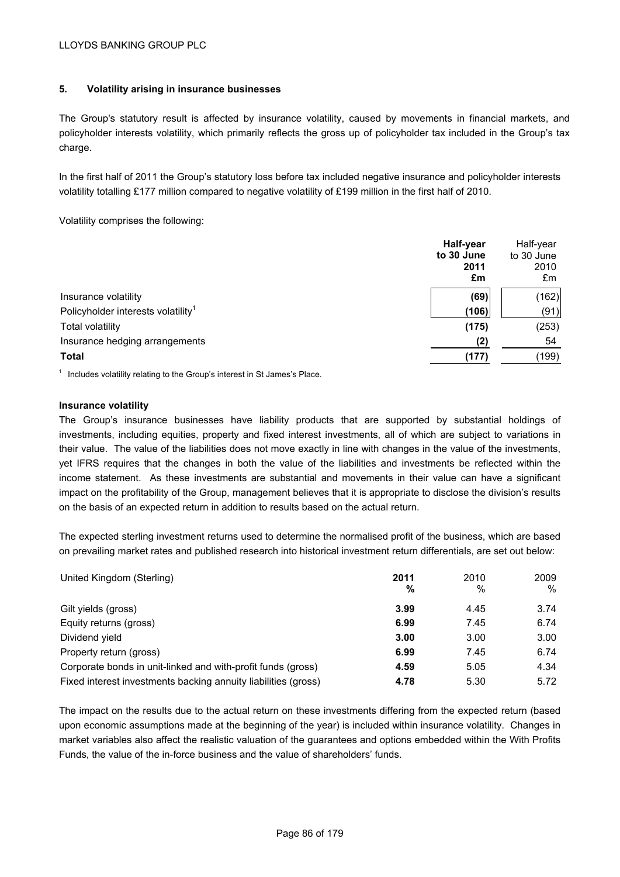## 5. Volatility arising in insurance businesses

The Group's statutory result is affected by insurance volatility, caused by movements in financial markets, and policyholder interests volatility, which primarily reflects the gross up of policyholder tax included in the Group's tax charge.

In the first half of 2011 the Group's statutory loss before tax included negative insurance and policyholder interests volatility totalling £177 million compared to negative volatility of £199 million in the first half of 2010.

Volatility comprises the following:

| | **Half-year to 30 June 2011 £m** | Half-year to 30 June 2010 £m |
|---|---|---|
| Insurance volatility | **(69)** | (162) |
| Policyholder interests volatility[1] | **(106)** | (91) |
| Total volatility | **(175)** | (253) |
| Insurance hedging arrangements | **(2)** | 54 |
| **Total** | **(177)** | (199) |

[1] Includes volatility relating to the Group's interest in St James's Place.

### Insurance volatility

The Group's insurance businesses have liability products that are supported by substantial holdings of investments, including equities, property and fixed interest investments, all of which are subject to variations in their value. The value of the liabilities does not move exactly in line with changes in the value of the investments, yet IFRS requires that the changes in both the value of the liabilities and investments be reflected within the income statement. As these investments are substantial and movements in their value can have a significant impact on the profitability of the Group, management believes that it is appropriate to disclose the division's results on the basis of an expected return in addition to results based on the actual return.

The expected sterling investment returns used to determine the normalised profit of the business, which are based on prevailing market rates and published research into historical investment return differentials, are set out below:

| United Kingdom (Sterling) | **2011 %** | 2010 % | 2009 % |
|---|---|---|---|
| Gilt yields (gross) | **3.99** | 4.45 | 3.74 |
| Equity returns (gross) | **6.99** | 7.45 | 6.74 |
| Dividend yield | **3.00** | 3.00 | 3.00 |
| Property return (gross) | **6.99** | 7.45 | 6.74 |
| Corporate bonds in unit-linked and with-profit funds (gross) | **4.59** | 5.05 | 4.34 |
| Fixed interest investments backing annuity liabilities (gross) | **4.78** | 5.30 | 5.72 |

The impact on the results due to the actual return on these investments differing from the expected return (based upon economic assumptions made at the beginning of the year) is included within insurance volatility. Changes in market variables also affect the realistic valuation of the guarantees and options embedded within the With Profits Funds, the value of the in-force business and the value of shareholders' funds.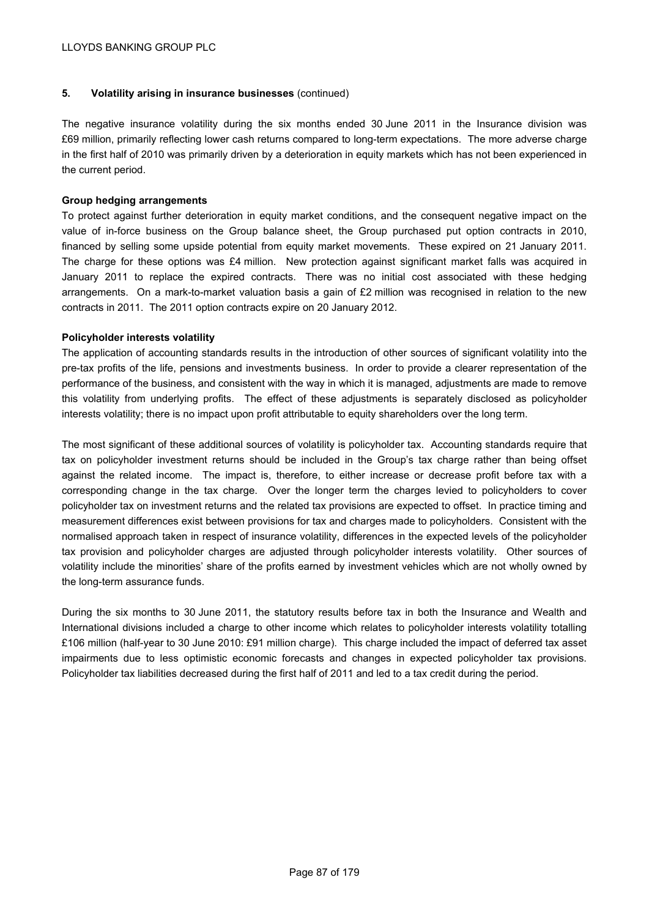## 5. Volatility arising in insurance businesses (continued)

The negative insurance volatility during the six months ended 30 June 2011 in the Insurance division was £69 million, primarily reflecting lower cash returns compared to long-term expectations. The more adverse charge in the first half of 2010 was primarily driven by a deterioration in equity markets which has not been experienced in the current period.

**Group hedging arrangements**

To protect against further deterioration in equity market conditions, and the consequent negative impact on the value of in-force business on the Group balance sheet, the Group purchased put option contracts in 2010, financed by selling some upside potential from equity market movements. These expired on 21 January 2011. The charge for these options was £4 million. New protection against significant market falls was acquired in January 2011 to replace the expired contracts. There was no initial cost associated with these hedging arrangements. On a mark-to-market valuation basis a gain of £2 million was recognised in relation to the new contracts in 2011. The 2011 option contracts expire on 20 January 2012.

**Policyholder interests volatility**

The application of accounting standards results in the introduction of other sources of significant volatility into the pre-tax profits of the life, pensions and investments business. In order to provide a clearer representation of the performance of the business, and consistent with the way in which it is managed, adjustments are made to remove this volatility from underlying profits. The effect of these adjustments is separately disclosed as policyholder interests volatility; there is no impact upon profit attributable to equity shareholders over the long term.

The most significant of these additional sources of volatility is policyholder tax. Accounting standards require that tax on policyholder investment returns should be included in the Group's tax charge rather than being offset against the related income. The impact is, therefore, to either increase or decrease profit before tax with a corresponding change in the tax charge. Over the longer term the charges levied to policyholders to cover policyholder tax on investment returns and the related tax provisions are expected to offset. In practice timing and measurement differences exist between provisions for tax and charges made to policyholders. Consistent with the normalised approach taken in respect of insurance volatility, differences in the expected levels of the policyholder tax provision and policyholder charges are adjusted through policyholder interests volatility. Other sources of volatility include the minorities' share of the profits earned by investment vehicles which are not wholly owned by the long-term assurance funds.

During the six months to 30 June 2011, the statutory results before tax in both the Insurance and Wealth and International divisions included a charge to other income which relates to policyholder interests volatility totalling £106 million (half-year to 30 June 2010: £91 million charge). This charge included the impact of deferred tax asset impairments due to less optimistic economic forecasts and changes in expected policyholder tax provisions. Policyholder tax liabilities decreased during the first half of 2011 and led to a tax credit during the period.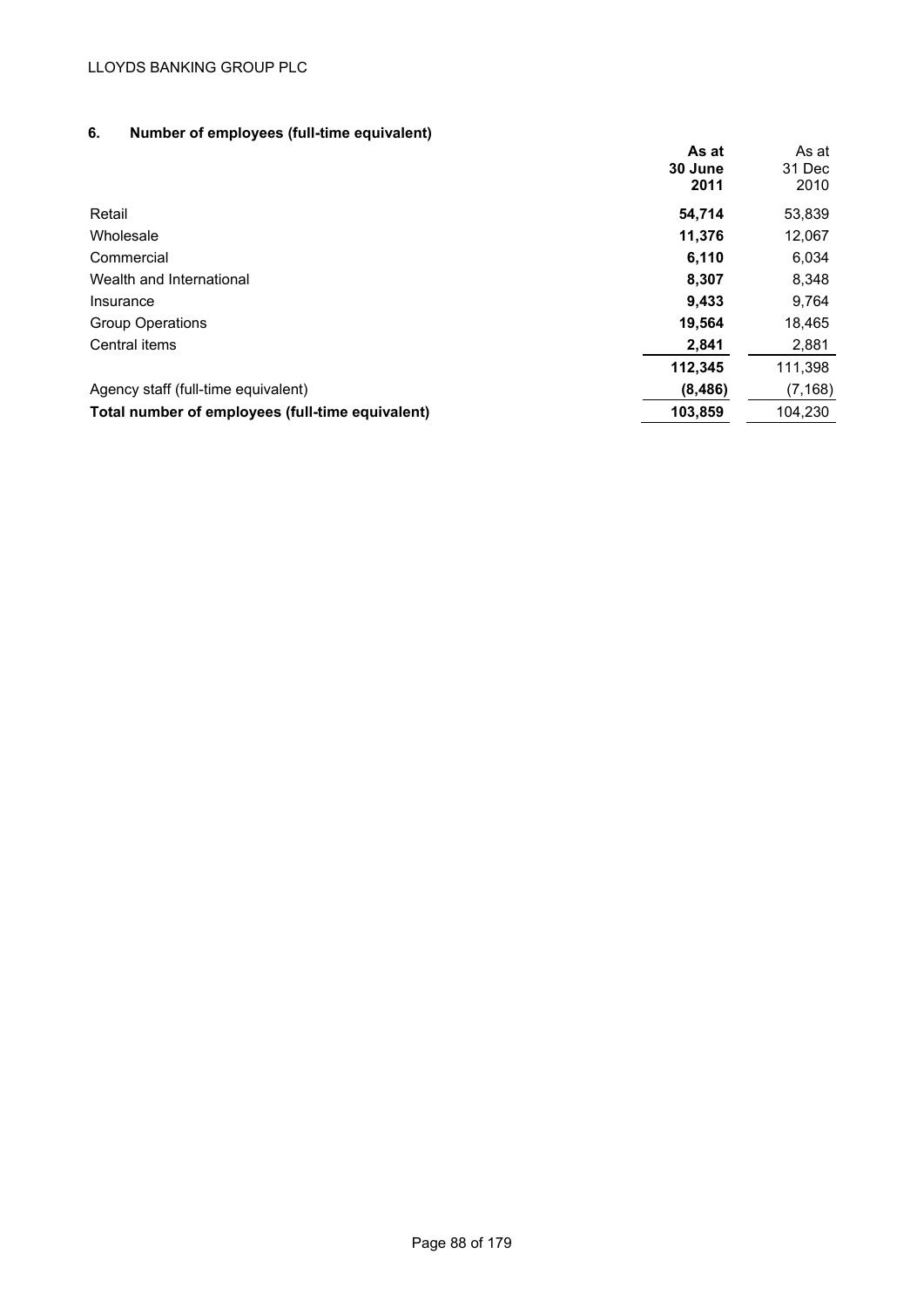## 6. Number of employees (full-time equivalent)

| | As at 30 June 2011 | As at 31 Dec 2010 |
|---|---|---|
| Retail | **54,714** | 53,839 |
| Wholesale | **11,376** | 12,067 |
| Commercial | **6,110** | 6,034 |
| Wealth and International | **8,307** | 8,348 |
| Insurance | **9,433** | 9,764 |
| Group Operations | **19,564** | 18,465 |
| Central items | **2,841** | 2,881 |
| | **112,345** | 111,398 |
| Agency staff (full-time equivalent) | **(8,486)** | (7,168) |
| **Total number of employees (full-time equivalent)** | **103,859** | 104,230 |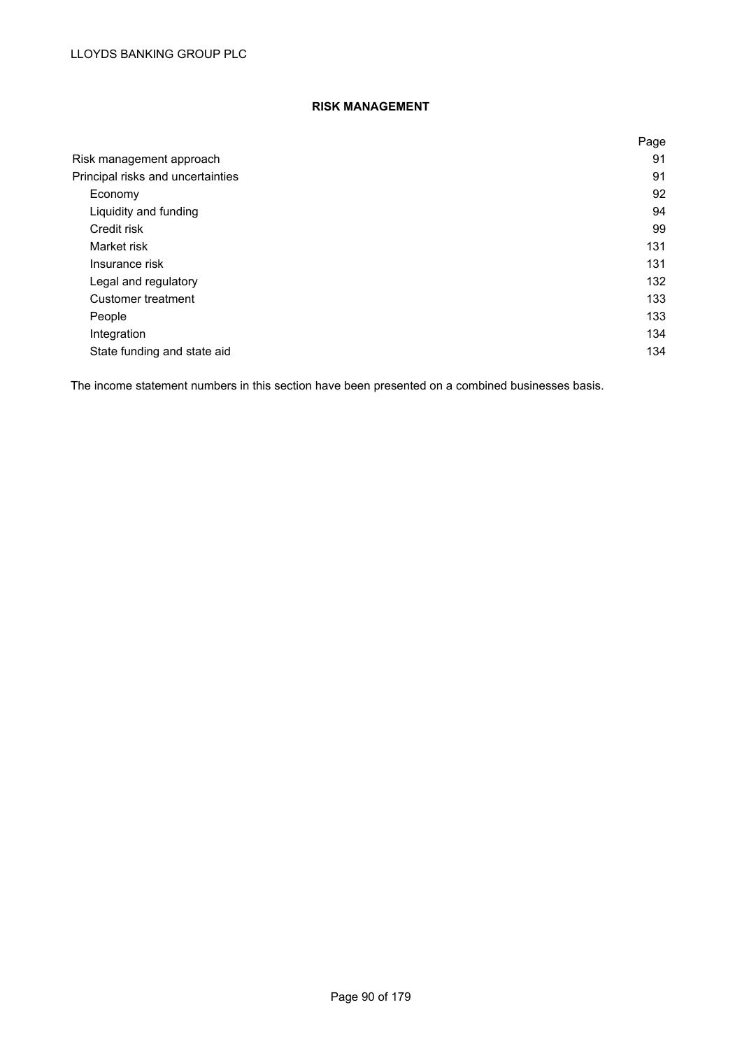## RISK MANAGEMENT

| | Page |
|---|---|
| Risk management approach | 91 |
| Principal risks and uncertainties | 91 |
| Economy | 92 |
| Liquidity and funding | 94 |
| Credit risk | 99 |
| Market risk | 131 |
| Insurance risk | 131 |
| Legal and regulatory | 132 |
| Customer treatment | 133 |
| People | 133 |
| Integration | 134 |
| State funding and state aid | 134 |

The income statement numbers in this section have been presented on a combined businesses basis.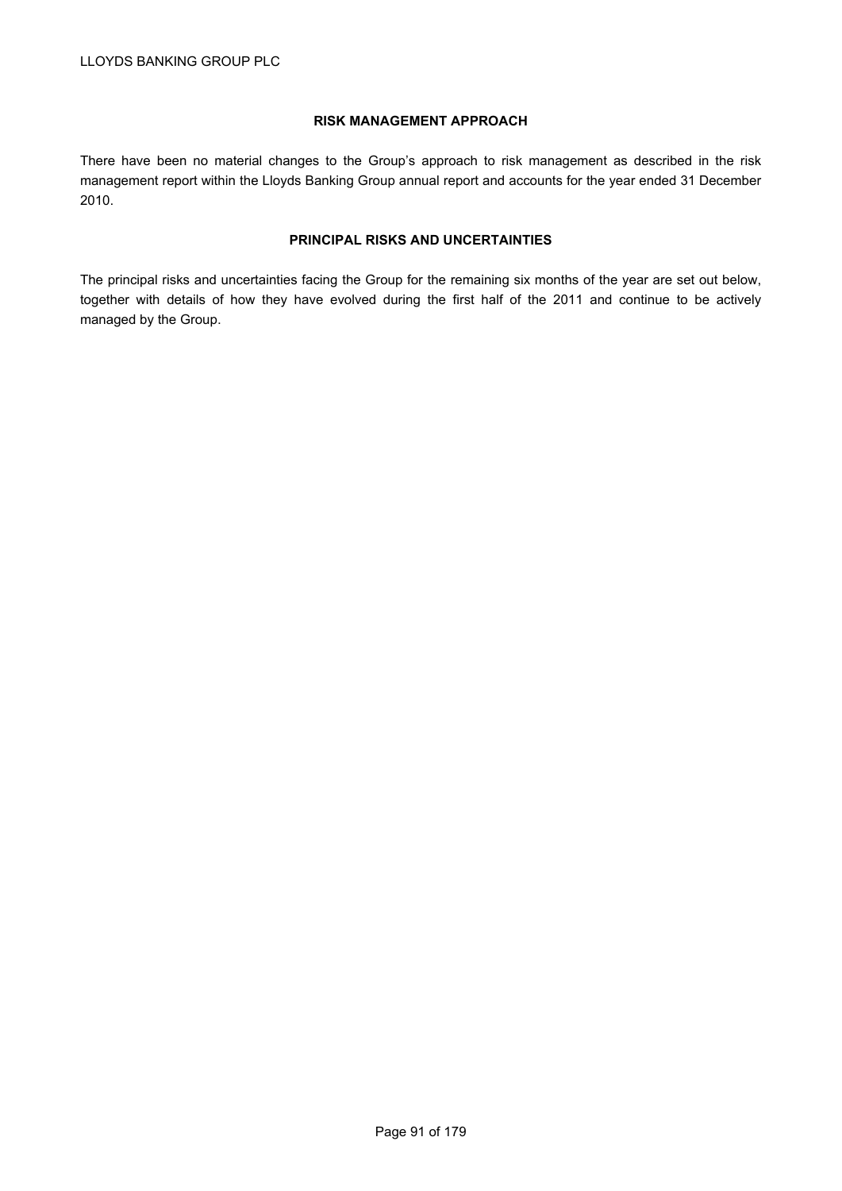## RISK MANAGEMENT APPROACH

There have been no material changes to the Group's approach to risk management as described in the risk management report within the Lloyds Banking Group annual report and accounts for the year ended 31 December 2010.

## PRINCIPAL RISKS AND UNCERTAINTIES

The principal risks and uncertainties facing the Group for the remaining six months of the year are set out below, together with details of how they have evolved during the first half of the 2011 and continue to be actively managed by the Group.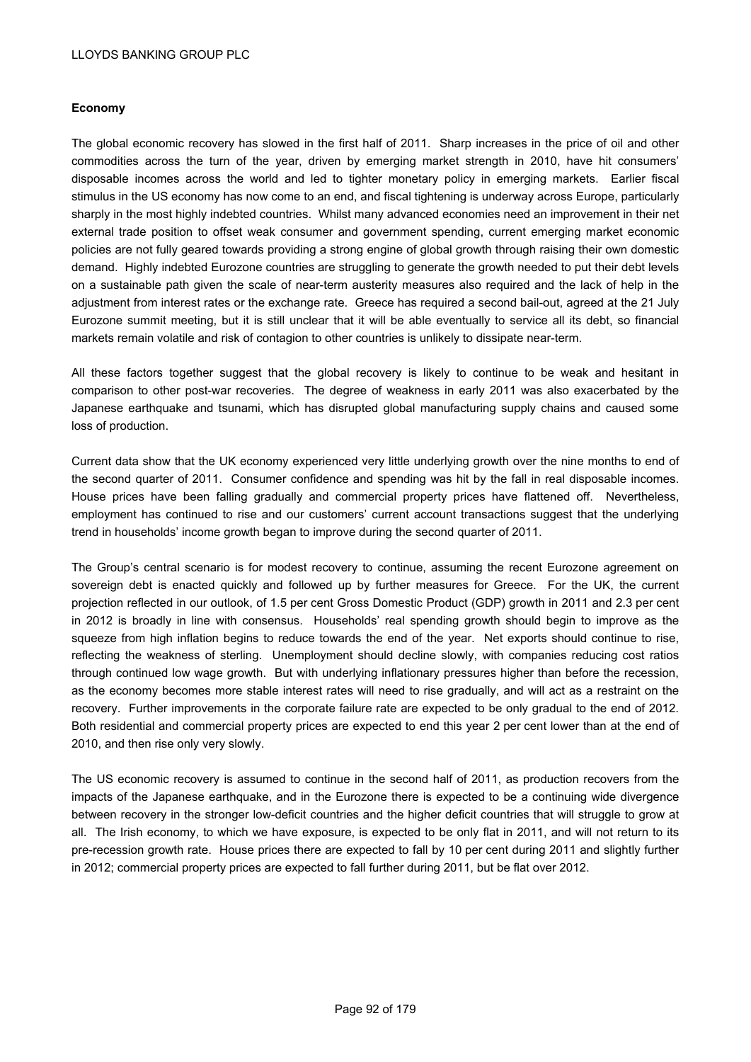## Economy

The global economic recovery has slowed in the first half of 2011. Sharp increases in the price of oil and other commodities across the turn of the year, driven by emerging market strength in 2010, have hit consumers' disposable incomes across the world and led to tighter monetary policy in emerging markets. Earlier fiscal stimulus in the US economy has now come to an end, and fiscal tightening is underway across Europe, particularly sharply in the most highly indebted countries. Whilst many advanced economies need an improvement in their net external trade position to offset weak consumer and government spending, current emerging market economic policies are not fully geared towards providing a strong engine of global growth through raising their own domestic demand. Highly indebted Eurozone countries are struggling to generate the growth needed to put their debt levels on a sustainable path given the scale of near-term austerity measures also required and the lack of help in the adjustment from interest rates or the exchange rate. Greece has required a second bail-out, agreed at the 21 July Eurozone summit meeting, but it is still unclear that it will be able eventually to service all its debt, so financial markets remain volatile and risk of contagion to other countries is unlikely to dissipate near-term.

All these factors together suggest that the global recovery is likely to continue to be weak and hesitant in comparison to other post-war recoveries. The degree of weakness in early 2011 was also exacerbated by the Japanese earthquake and tsunami, which has disrupted global manufacturing supply chains and caused some loss of production.

Current data show that the UK economy experienced very little underlying growth over the nine months to end of the second quarter of 2011. Consumer confidence and spending was hit by the fall in real disposable incomes. House prices have been falling gradually and commercial property prices have flattened off. Nevertheless, employment has continued to rise and our customers' current account transactions suggest that the underlying trend in households' income growth began to improve during the second quarter of 2011.

The Group's central scenario is for modest recovery to continue, assuming the recent Eurozone agreement on sovereign debt is enacted quickly and followed up by further measures for Greece. For the UK, the current projection reflected in our outlook, of 1.5 per cent Gross Domestic Product (GDP) growth in 2011 and 2.3 per cent in 2012 is broadly in line with consensus. Households' real spending growth should begin to improve as the squeeze from high inflation begins to reduce towards the end of the year. Net exports should continue to rise, reflecting the weakness of sterling. Unemployment should decline slowly, with companies reducing cost ratios through continued low wage growth. But with underlying inflationary pressures higher than before the recession, as the economy becomes more stable interest rates will need to rise gradually, and will act as a restraint on the recovery. Further improvements in the corporate failure rate are expected to be only gradual to the end of 2012. Both residential and commercial property prices are expected to end this year 2 per cent lower than at the end of 2010, and then rise only very slowly.

The US economic recovery is assumed to continue in the second half of 2011, as production recovers from the impacts of the Japanese earthquake, and in the Eurozone there is expected to be a continuing wide divergence between recovery in the stronger low-deficit countries and the higher deficit countries that will struggle to grow at all. The Irish economy, to which we have exposure, is expected to be only flat in 2011, and will not return to its pre-recession growth rate. House prices there are expected to fall by 10 per cent during 2011 and slightly further in 2012; commercial property prices are expected to fall further during 2011, but be flat over 2012.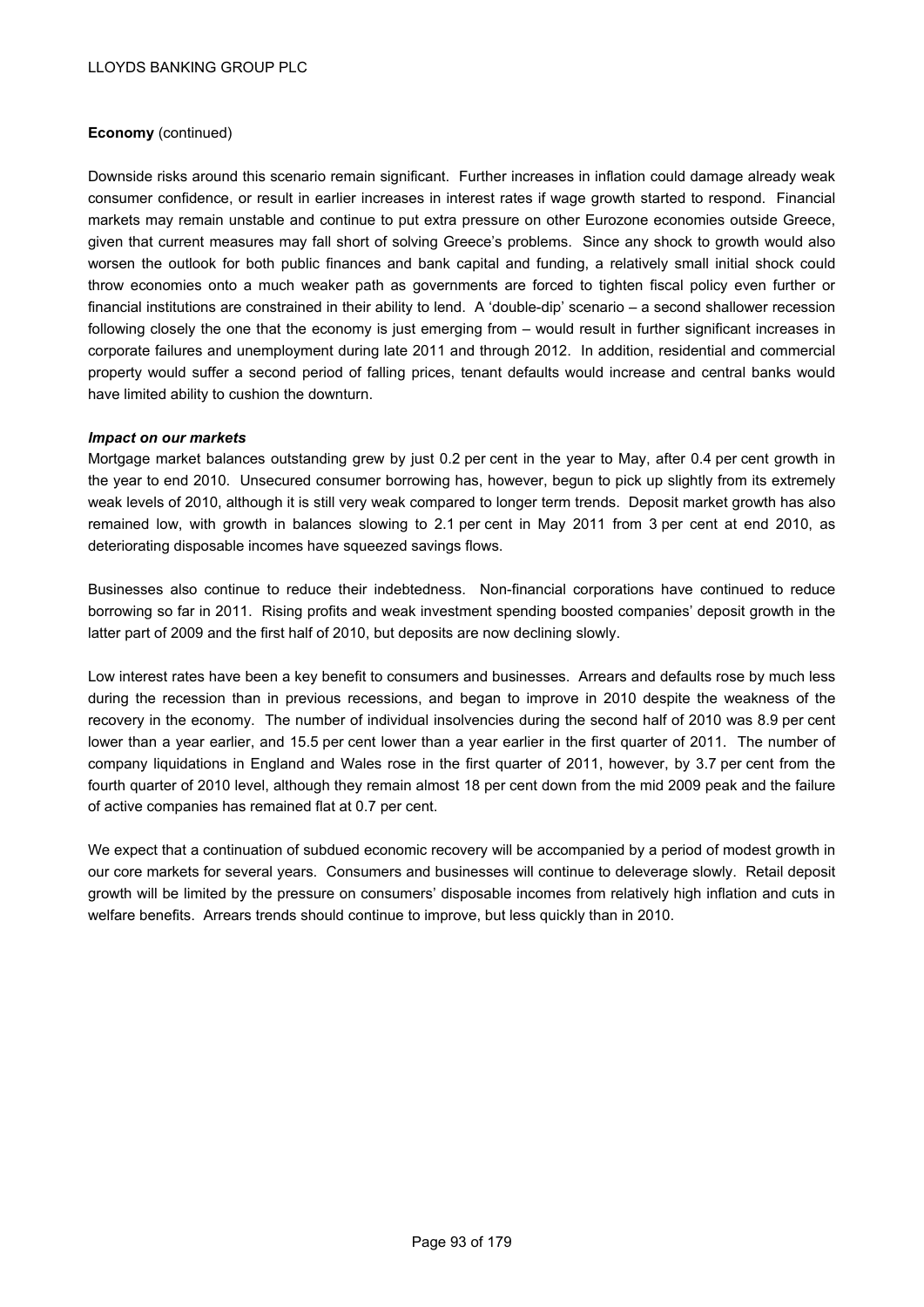**Economy** (continued)

Downside risks around this scenario remain significant. Further increases in inflation could damage already weak consumer confidence, or result in earlier increases in interest rates if wage growth started to respond. Financial markets may remain unstable and continue to put extra pressure on other Eurozone economies outside Greece, given that current measures may fall short of solving Greece's problems. Since any shock to growth would also worsen the outlook for both public finances and bank capital and funding, a relatively small initial shock could throw economies onto a much weaker path as governments are forced to tighten fiscal policy even further or financial institutions are constrained in their ability to lend. A 'double-dip' scenario – a second shallower recession following closely the one that the economy is just emerging from – would result in further significant increases in corporate failures and unemployment during late 2011 and through 2012. In addition, residential and commercial property would suffer a second period of falling prices, tenant defaults would increase and central banks would have limited ability to cushion the downturn.

***Impact on our markets***

Mortgage market balances outstanding grew by just 0.2 per cent in the year to May, after 0.4 per cent growth in the year to end 2010. Unsecured consumer borrowing has, however, begun to pick up slightly from its extremely weak levels of 2010, although it is still very weak compared to longer term trends. Deposit market growth has also remained low, with growth in balances slowing to 2.1 per cent in May 2011 from 3 per cent at end 2010, as deteriorating disposable incomes have squeezed savings flows.

Businesses also continue to reduce their indebtedness. Non-financial corporations have continued to reduce borrowing so far in 2011. Rising profits and weak investment spending boosted companies' deposit growth in the latter part of 2009 and the first half of 2010, but deposits are now declining slowly.

Low interest rates have been a key benefit to consumers and businesses. Arrears and defaults rose by much less during the recession than in previous recessions, and began to improve in 2010 despite the weakness of the recovery in the economy. The number of individual insolvencies during the second half of 2010 was 8.9 per cent lower than a year earlier, and 15.5 per cent lower than a year earlier in the first quarter of 2011. The number of company liquidations in England and Wales rose in the first quarter of 2011, however, by 3.7 per cent from the fourth quarter of 2010 level, although they remain almost 18 per cent down from the mid 2009 peak and the failure of active companies has remained flat at 0.7 per cent.

We expect that a continuation of subdued economic recovery will be accompanied by a period of modest growth in our core markets for several years. Consumers and businesses will continue to deleverage slowly. Retail deposit growth will be limited by the pressure on consumers' disposable incomes from relatively high inflation and cuts in welfare benefits. Arrears trends should continue to improve, but less quickly than in 2010.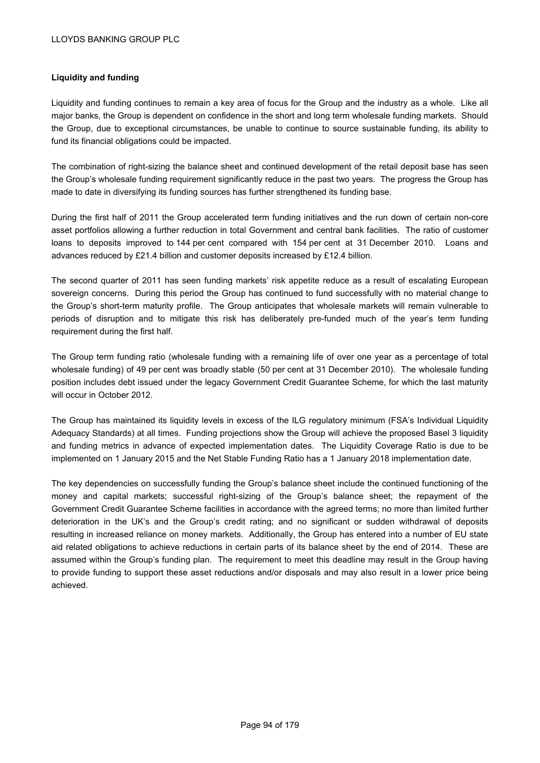**Liquidity and funding**

Liquidity and funding continues to remain a key area of focus for the Group and the industry as a whole. Like all major banks, the Group is dependent on confidence in the short and long term wholesale funding markets. Should the Group, due to exceptional circumstances, be unable to continue to source sustainable funding, its ability to fund its financial obligations could be impacted.

The combination of right-sizing the balance sheet and continued development of the retail deposit base has seen the Group's wholesale funding requirement significantly reduce in the past two years. The progress the Group has made to date in diversifying its funding sources has further strengthened its funding base.

During the first half of 2011 the Group accelerated term funding initiatives and the run down of certain non-core asset portfolios allowing a further reduction in total Government and central bank facilities. The ratio of customer loans to deposits improved to 144 per cent compared with 154 per cent at 31 December 2010. Loans and advances reduced by £21.4 billion and customer deposits increased by £12.4 billion.

The second quarter of 2011 has seen funding markets' risk appetite reduce as a result of escalating European sovereign concerns. During this period the Group has continued to fund successfully with no material change to the Group's short-term maturity profile. The Group anticipates that wholesale markets will remain vulnerable to periods of disruption and to mitigate this risk has deliberately pre-funded much of the year's term funding requirement during the first half.

The Group term funding ratio (wholesale funding with a remaining life of over one year as a percentage of total wholesale funding) of 49 per cent was broadly stable (50 per cent at 31 December 2010). The wholesale funding position includes debt issued under the legacy Government Credit Guarantee Scheme, for which the last maturity will occur in October 2012.

The Group has maintained its liquidity levels in excess of the ILG regulatory minimum (FSA's Individual Liquidity Adequacy Standards) at all times. Funding projections show the Group will achieve the proposed Basel 3 liquidity and funding metrics in advance of expected implementation dates. The Liquidity Coverage Ratio is due to be implemented on 1 January 2015 and the Net Stable Funding Ratio has a 1 January 2018 implementation date.

The key dependencies on successfully funding the Group's balance sheet include the continued functioning of the money and capital markets; successful right-sizing of the Group's balance sheet; the repayment of the Government Credit Guarantee Scheme facilities in accordance with the agreed terms; no more than limited further deterioration in the UK's and the Group's credit rating; and no significant or sudden withdrawal of deposits resulting in increased reliance on money markets. Additionally, the Group has entered into a number of EU state aid related obligations to achieve reductions in certain parts of its balance sheet by the end of 2014. These are assumed within the Group's funding plan. The requirement to meet this deadline may result in the Group having to provide funding to support these asset reductions and/or disposals and may also result in a lower price being achieved.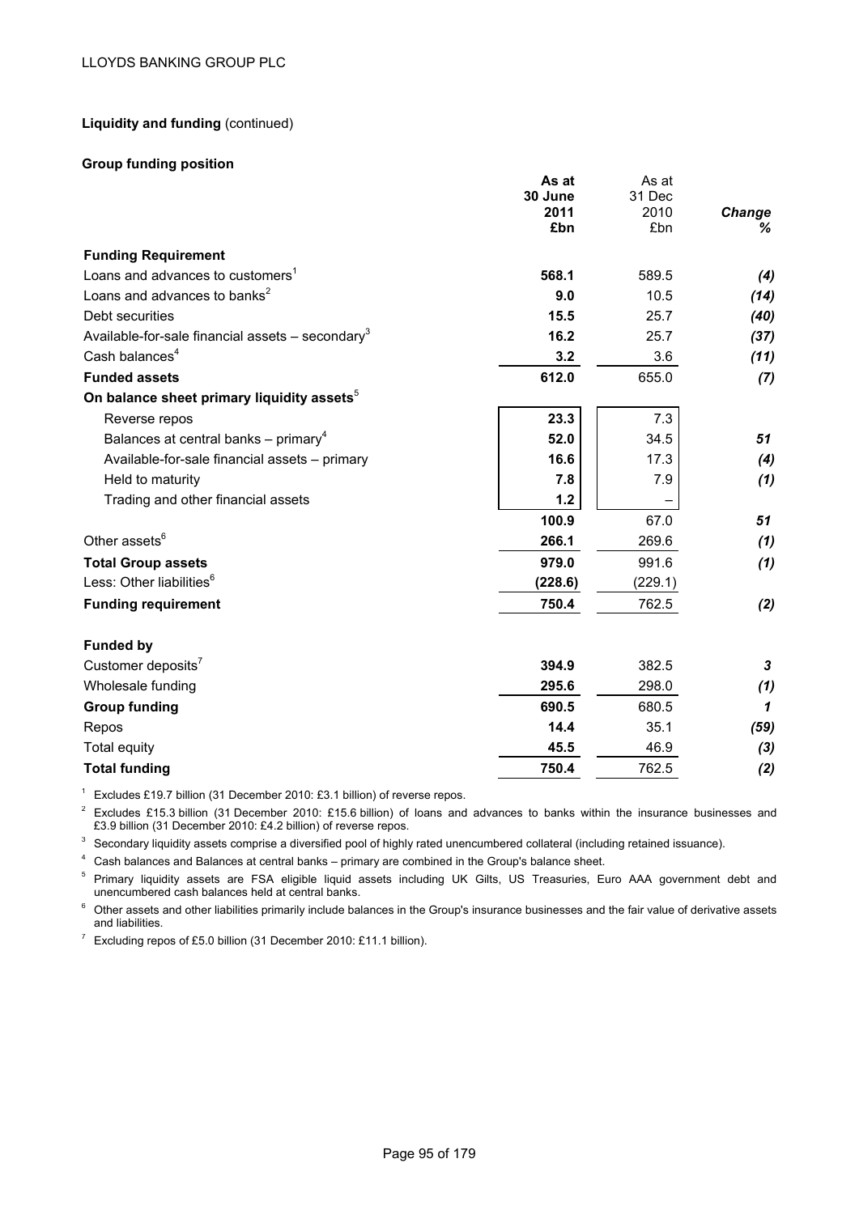**Liquidity and funding** (continued)

**Group funding position**

| | As at 30 June 2011 £bn | As at 31 Dec 2010 £bn | Change % |
|---|---|---|---|
| **Funding Requirement** | | | |
| Loans and advances to customers[1] | **568.1** | 589.5 | ***(4)*** |
| Loans and advances to banks[2] | **9.0** | 10.5 | ***(14)*** |
| Debt securities | **15.5** | 25.7 | ***(40)*** |
| Available-for-sale financial assets – secondary[3] | **16.2** | 25.7 | ***(37)*** |
| Cash balances[4] | **3.2** | 3.6 | ***(11)*** |
| **Funded assets** | **612.0** | 655.0 | ***(7)*** |
| **On balance sheet primary liquidity assets**[5] | | | |
| Reverse repos | **23.3** | 7.3 | |
| Balances at central banks – primary[4] | **52.0** | 34.5 | ***51*** |
| Available-for-sale financial assets – primary | **16.6** | 17.3 | ***(4)*** |
| Held to maturity | **7.8** | 7.9 | ***(1)*** |
| Trading and other financial assets | **1.2** | – | |
| | **100.9** | 67.0 | ***51*** |
| Other assets[6] | **266.1** | 269.6 | ***(1)*** |
| **Total Group assets** | **979.0** | 991.6 | ***(1)*** |
| Less: Other liabilities[6] | **(228.6)** | (229.1) | |
| **Funding requirement** | **750.4** | 762.5 | ***(2)*** |
| | | | |
| **Funded by** | | | |
| Customer deposits[7] | **394.9** | 382.5 | ***3*** |
| Wholesale funding | **295.6** | 298.0 | ***(1)*** |
| **Group funding** | **690.5** | 680.5 | ***1*** |
| Repos | **14.4** | 35.1 | ***(59)*** |
| Total equity | **45.5** | 46.9 | ***(3)*** |
| **Total funding** | **750.4** | 762.5 | ***(2)*** |

[1] Excludes £19.7 billion (31 December 2010: £3.1 billion) of reverse repos.

[2] Excludes £15.3 billion (31 December 2010: £15.6 billion) of loans and advances to banks within the insurance businesses and £3.9 billion (31 December 2010: £4.2 billion) of reverse repos.

[3] Secondary liquidity assets comprise a diversified pool of highly rated unencumbered collateral (including retained issuance).

[4] Cash balances and Balances at central banks – primary are combined in the Group's balance sheet.

[5] Primary liquidity assets are FSA eligible liquid assets including UK Gilts, US Treasuries, Euro AAA government debt and unencumbered cash balances held at central banks.

[6] Other assets and other liabilities primarily include balances in the Group's insurance businesses and the fair value of derivative assets and liabilities.

[7] Excluding repos of £5.0 billion (31 December 2010: £11.1 billion).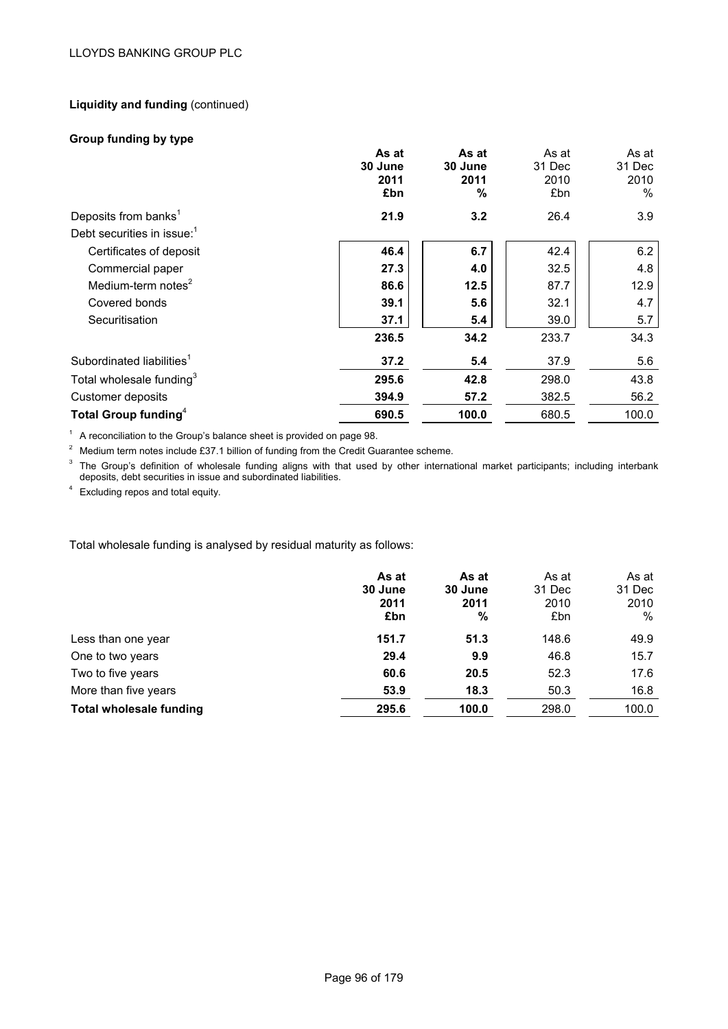**Liquidity and funding** (continued)

**Group funding by type**

| | **As at 30 June 2011 £bn** | **As at 30 June 2011 %** | As at 31 Dec 2010 £bn | As at 31 Dec 2010 % |
|---|---|---|---|---|
| Deposits from banks[1] | **21.9** | **3.2** | 26.4 | 3.9 |
| Debt securities in issue:[1] | | | | |
| Certificates of deposit | **46.4** | **6.7** | 42.4 | 6.2 |
| Commercial paper | **27.3** | **4.0** | 32.5 | 4.8 |
| Medium-term notes[2] | **86.6** | **12.5** | 87.7 | 12.9 |
| Covered bonds | **39.1** | **5.6** | 32.1 | 4.7 |
| Securitisation | **37.1** | **5.4** | 39.0 | 5.7 |
| | **236.5** | **34.2** | 233.7 | 34.3 |
| Subordinated liabilities[1] | **37.2** | **5.4** | 37.9 | 5.6 |
| Total wholesale funding[3] | **295.6** | **42.8** | 298.0 | 43.8 |
| Customer deposits | **394.9** | **57.2** | 382.5 | 56.2 |
| **Total Group funding**[4] | **690.5** | **100.0** | 680.5 | 100.0 |

[1] A reconciliation to the Group's balance sheet is provided on page 98.

[2] Medium term notes include £37.1 billion of funding from the Credit Guarantee scheme.

[3] The Group's definition of wholesale funding aligns with that used by other international market participants; including interbank deposits, debt securities in issue and subordinated liabilities.

[4] Excluding repos and total equity.

Total wholesale funding is analysed by residual maturity as follows:

| | **As at 30 June 2011 £bn** | **As at 30 June 2011 %** | As at 31 Dec 2010 £bn | As at 31 Dec 2010 % |
|---|---|---|---|---|
| Less than one year | **151.7** | **51.3** | 148.6 | 49.9 |
| One to two years | **29.4** | **9.9** | 46.8 | 15.7 |
| Two to five years | **60.6** | **20.5** | 52.3 | 17.6 |
| More than five years | **53.9** | **18.3** | 50.3 | 16.8 |
| **Total wholesale funding** | **295.6** | **100.0** | 298.0 | 100.0 |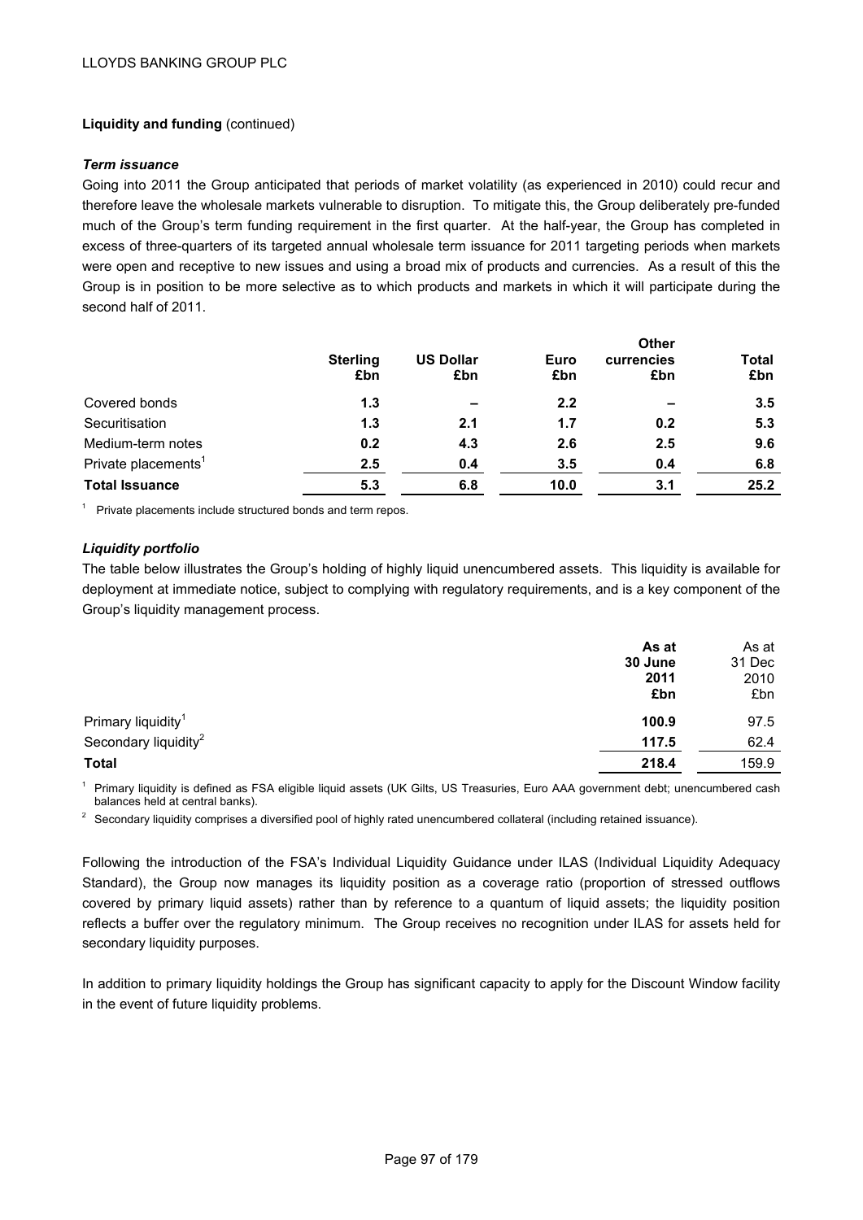**Liquidity and funding** (continued)

***Term issuance***

Going into 2011 the Group anticipated that periods of market volatility (as experienced in 2010) could recur and therefore leave the wholesale markets vulnerable to disruption. To mitigate this, the Group deliberately pre-funded much of the Group's term funding requirement in the first quarter. At the half-year, the Group has completed in excess of three-quarters of its targeted annual wholesale term issuance for 2011 targeting periods when markets were open and receptive to new issues and using a broad mix of products and currencies. As a result of this the Group is in position to be more selective as to which products and markets in which it will participate during the second half of 2011.

| | Sterling £bn | US Dollar £bn | Euro £bn | Other currencies £bn | Total £bn |
|---|---|---|---|---|---|
| Covered bonds | **1.3** | **–** | **2.2** | **–** | **3.5** |
| Securitisation | **1.3** | **2.1** | **1.7** | **0.2** | **5.3** |
| Medium-term notes | **0.2** | **4.3** | **2.6** | **2.5** | **9.6** |
| Private placements[1] | **2.5** | **0.4** | **3.5** | **0.4** | **6.8** |
| **Total Issuance** | **5.3** | **6.8** | **10.0** | **3.1** | **25.2** |

[1] Private placements include structured bonds and term repos.

***Liquidity portfolio***

The table below illustrates the Group's holding of highly liquid unencumbered assets. This liquidity is available for deployment at immediate notice, subject to complying with regulatory requirements, and is a key component of the Group's liquidity management process.

| | As at 30 June 2011 £bn | As at 31 Dec 2010 £bn |
|---|---|---|
| Primary liquidity[1] | **100.9** | 97.5 |
| Secondary liquidity[2] | **117.5** | 62.4 |
| **Total** | **218.4** | 159.9 |

[1] Primary liquidity is defined as FSA eligible liquid assets (UK Gilts, US Treasuries, Euro AAA government debt; unencumbered cash balances held at central banks).

[2] Secondary liquidity comprises a diversified pool of highly rated unencumbered collateral (including retained issuance).

Following the introduction of the FSA's Individual Liquidity Guidance under ILAS (Individual Liquidity Adequacy Standard), the Group now manages its liquidity position as a coverage ratio (proportion of stressed outflows covered by primary liquid assets) rather than by reference to a quantum of liquid assets; the liquidity position reflects a buffer over the regulatory minimum. The Group receives no recognition under ILAS for assets held for secondary liquidity purposes.

In addition to primary liquidity holdings the Group has significant capacity to apply for the Discount Window facility in the event of future liquidity problems.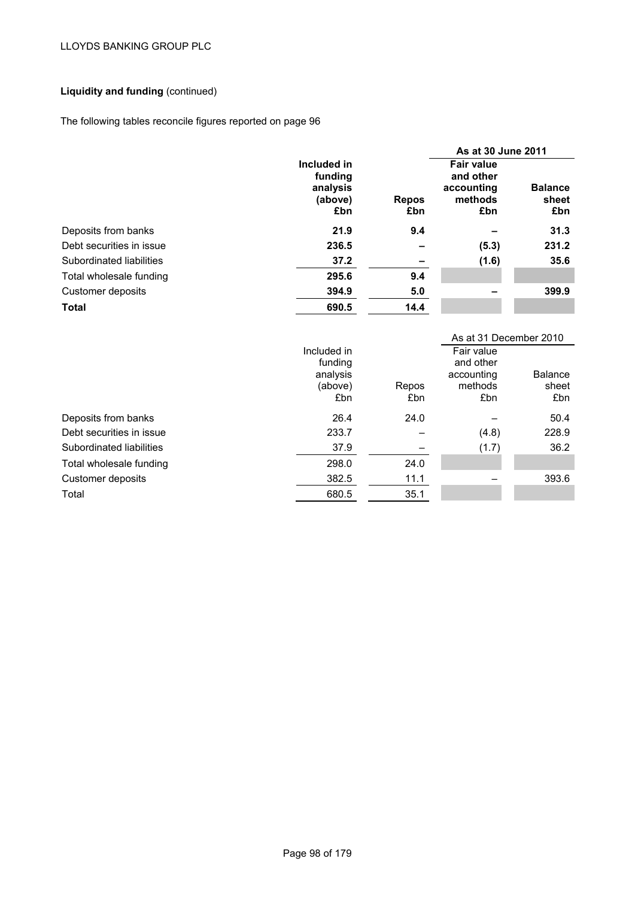**Liquidity and funding** (continued)

The following tables reconcile figures reported on page 96

| | | | As at 30 June 2011 | |
|---|---|---|---|---|
| | **Included in funding analysis (above) £bn** | **Repos £bn** | **Fair value and other accounting methods £bn** | **Balance sheet £bn** |
| Deposits from banks | **21.9** | **9.4** | **–** | **31.3** |
| Debt securities in issue | **236.5** | **–** | **(5.3)** | **231.2** |
| Subordinated liabilities | **37.2** | **–** | **(1.6)** | **35.6** |
| Total wholesale funding | **295.6** | **9.4** | | |
| Customer deposits | **394.9** | **5.0** | **–** | **399.9** |
| **Total** | **690.5** | **14.4** | | |

| | | | As at 31 December 2010 | |
|---|---|---|---|---|
| | Included in funding analysis (above) £bn | Repos £bn | Fair value and other accounting methods £bn | Balance sheet £bn |
| Deposits from banks | 26.4 | 24.0 | – | 50.4 |
| Debt securities in issue | 233.7 | – | (4.8) | 228.9 |
| Subordinated liabilities | 37.9 | – | (1.7) | 36.2 |
| Total wholesale funding | 298.0 | 24.0 | | |
| Customer deposits | 382.5 | 11.1 | – | 393.6 |
| Total | 680.5 | 35.1 | | |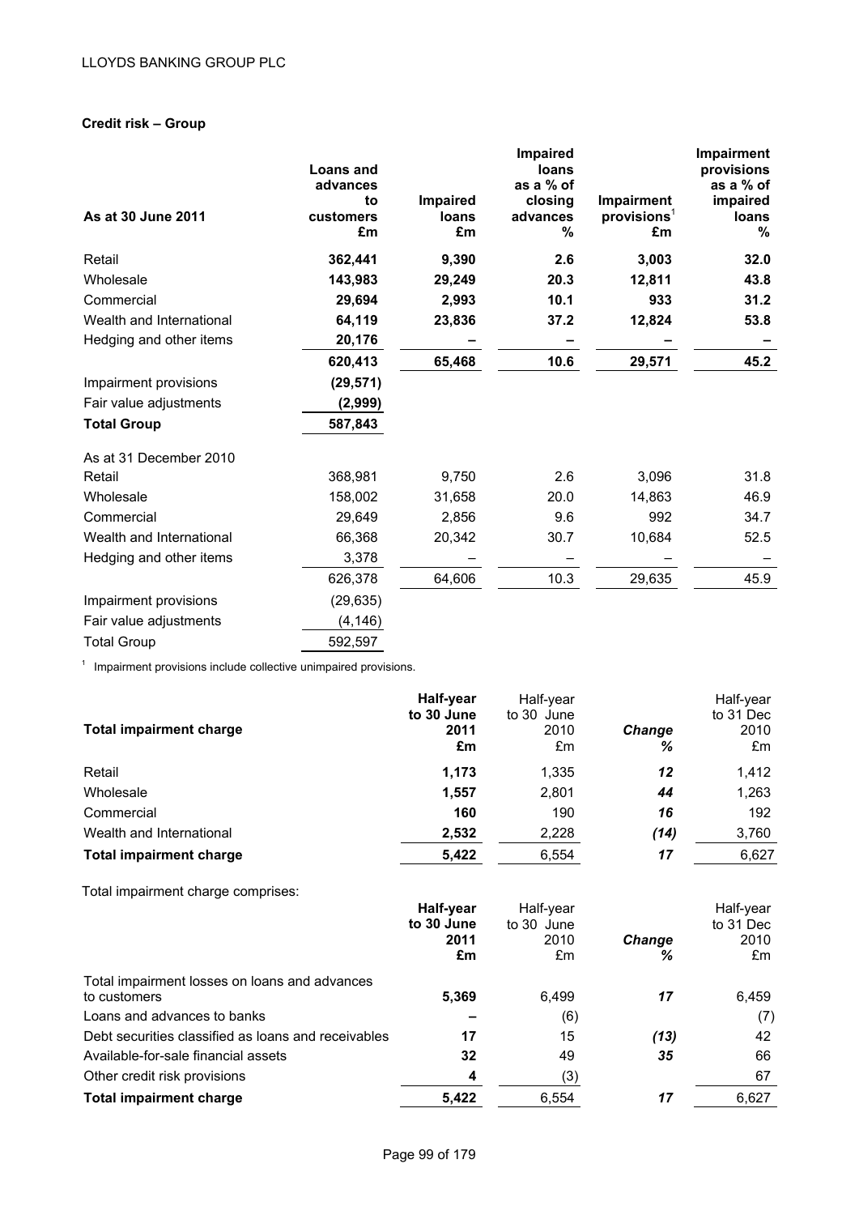## Credit risk – Group

| As at 30 June 2011 | Loans and advances to customers £m | Impaired loans £m | Impaired loans as a % of closing advances % | Impairment provisions[1] £m | Impairment provisions as a % of impaired loans % |
|---|---|---|---|---|---|
| Retail | **362,441** | **9,390** | **2.6** | **3,003** | **32.0** |
| Wholesale | **143,983** | **29,249** | **20.3** | **12,811** | **43.8** |
| Commercial | **29,694** | **2,993** | **10.1** | **933** | **31.2** |
| Wealth and International | **64,119** | **23,836** | **37.2** | **12,824** | **53.8** |
| Hedging and other items | **20,176** | **–** | **–** | **–** | **–** |
| | **620,413** | **65,468** | **10.6** | **29,571** | **45.2** |
| Impairment provisions | **(29,571)** | | | | |
| Fair value adjustments | **(2,999)** | | | | |
| **Total Group** | **587,843** | | | | |
| As at 31 December 2010 | | | | | |
| Retail | 368,981 | 9,750 | 2.6 | 3,096 | 31.8 |
| Wholesale | 158,002 | 31,658 | 20.0 | 14,863 | 46.9 |
| Commercial | 29,649 | 2,856 | 9.6 | 992 | 34.7 |
| Wealth and International | 66,368 | 20,342 | 30.7 | 10,684 | 52.5 |
| Hedging and other items | 3,378 | – | – | – | – |
| | 626,378 | 64,606 | 10.3 | 29,635 | 45.9 |
| Impairment provisions | (29,635) | | | | |
| Fair value adjustments | (4,146) | | | | |
| Total Group | 592,597 | | | | |

[1] Impairment provisions include collective unimpaired provisions.

| Total impairment charge | Half-year to 30 June 2011 £m | Half-year to 30 June 2010 £m | *Change %* | Half-year to 31 Dec 2010 £m |
|---|---|---|---|---|
| Retail | **1,173** | 1,335 | ***12*** | 1,412 |
| Wholesale | **1,557** | 2,801 | ***44*** | 1,263 |
| Commercial | **160** | 190 | ***16*** | 192 |
| Wealth and International | **2,532** | 2,228 | ***(14)*** | 3,760 |
| **Total impairment charge** | **5,422** | 6,554 | ***17*** | 6,627 |

Total impairment charge comprises:

| | Half-year to 30 June 2011 £m | Half-year to 30 June 2010 £m | *Change %* | Half-year to 31 Dec 2010 £m |
|---|---|---|---|---|
| Total impairment losses on loans and advances to customers | **5,369** | 6,499 | ***17*** | 6,459 |
| Loans and advances to banks | **–** | (6) | | (7) |
| Debt securities classified as loans and receivables | **17** | 15 | ***(13)*** | 42 |
| Available-for-sale financial assets | **32** | 49 | ***35*** | 66 |
| Other credit risk provisions | **4** | (3) | | 67 |
| **Total impairment charge** | **5,422** | 6,554 | ***17*** | 6,627 |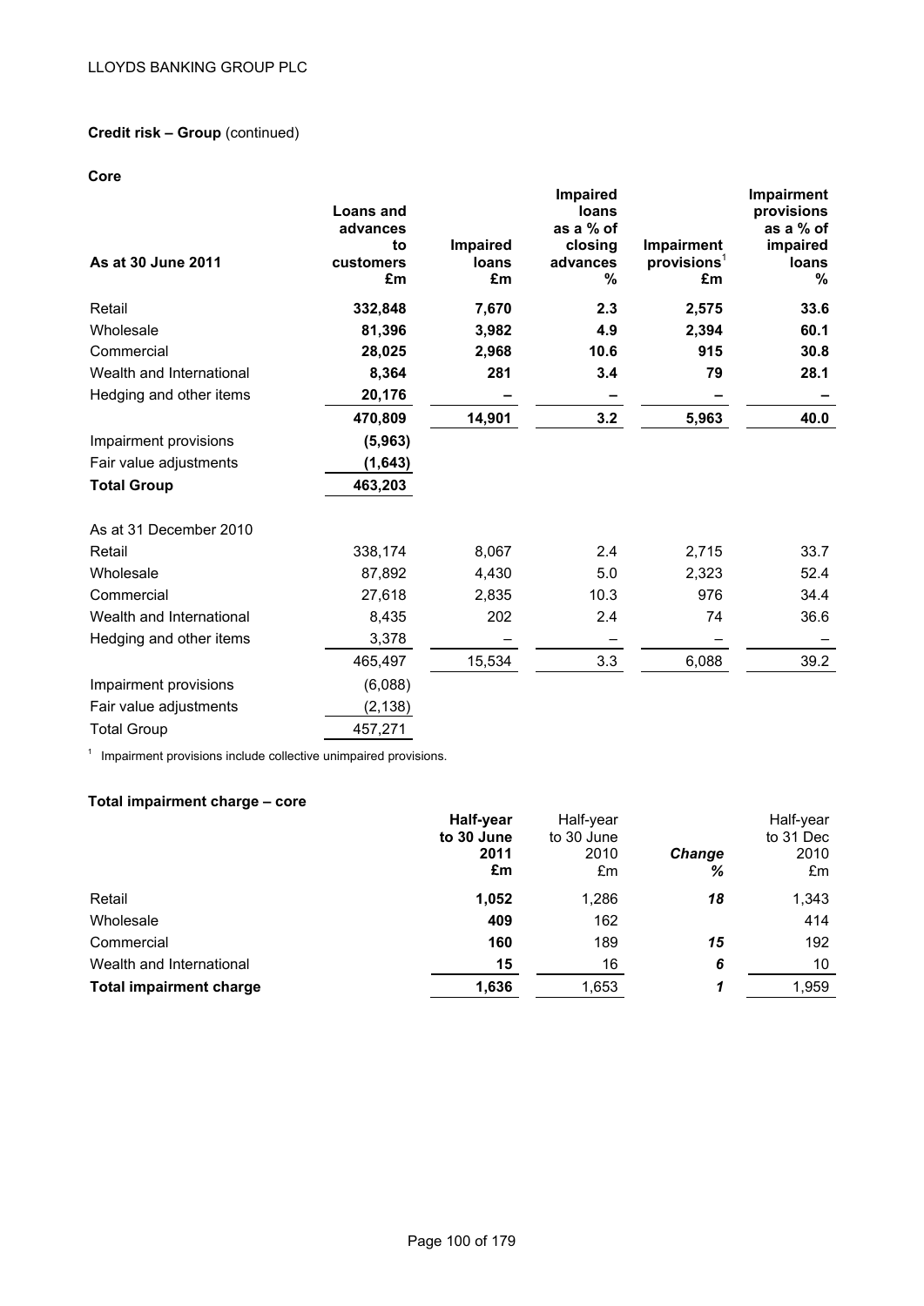### Credit risk – Group (continued)

**Core**

| As at 30 June 2011 | Loans and advances to customers £m | Impaired loans £m | Impaired loans as a % of closing advances % | Impairment provisions[1] £m | Impairment provisions as a % of impaired loans % |
|---|---|---|---|---|---|
| Retail | **332,848** | **7,670** | **2.3** | **2,575** | **33.6** |
| Wholesale | **81,396** | **3,982** | **4.9** | **2,394** | **60.1** |
| Commercial | **28,025** | **2,968** | **10.6** | **915** | **30.8** |
| Wealth and International | **8,364** | **281** | **3.4** | **79** | **28.1** |
| Hedging and other items | **20,176** | **–** | **–** | **–** | **–** |
| | **470,809** | **14,901** | **3.2** | **5,963** | **40.0** |
| Impairment provisions | **(5,963)** | | | | |
| Fair value adjustments | **(1,643)** | | | | |
| **Total Group** | **463,203** | | | | |
| As at 31 December 2010 | | | | | |
| Retail | 338,174 | 8,067 | 2.4 | 2,715 | 33.7 |
| Wholesale | 87,892 | 4,430 | 5.0 | 2,323 | 52.4 |
| Commercial | 27,618 | 2,835 | 10.3 | 976 | 34.4 |
| Wealth and International | 8,435 | 202 | 2.4 | 74 | 36.6 |
| Hedging and other items | 3,378 | – | – | – | – |
| | 465,497 | 15,534 | 3.3 | 6,088 | 39.2 |
| Impairment provisions | (6,088) | | | | |
| Fair value adjustments | (2,138) | | | | |
| Total Group | 457,271 | | | | |

[1] Impairment provisions include collective unimpaired provisions.

**Total impairment charge – core**

| | Half-year to 30 June 2011 £m | Half-year to 30 June 2010 £m | *Change* *%* | Half-year to 31 Dec 2010 £m |
|---|---|---|---|---|
| Retail | **1,052** | 1,286 | *18* | 1,343 |
| Wholesale | **409** | 162 | | 414 |
| Commercial | **160** | 189 | *15* | 192 |
| Wealth and International | **15** | 16 | *6* | 10 |
| **Total impairment charge** | **1,636** | 1,653 | *1* | 1,959 |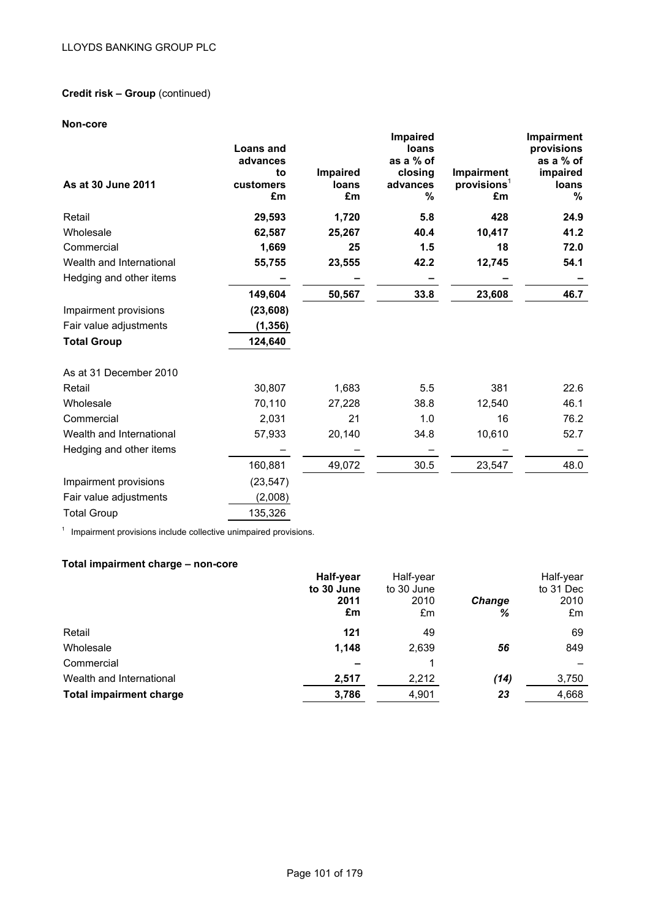**Credit risk – Group** (continued)

**Non-core**

| As at 30 June 2011 | Loans and advances to customers £m | Impaired loans £m | Impaired loans as a % of closing advances % | Impairment provisions[1] £m | Impairment provisions as a % of impaired loans % |
|---|---|---|---|---|---|
| Retail | **29,593** | **1,720** | **5.8** | **428** | **24.9** |
| Wholesale | **62,587** | **25,267** | **40.4** | **10,417** | **41.2** |
| Commercial | **1,669** | **25** | **1.5** | **18** | **72.0** |
| Wealth and International | **55,755** | **23,555** | **42.2** | **12,745** | **54.1** |
| Hedging and other items | **–** | **–** | **–** | **–** | **–** |
| | **149,604** | **50,567** | **33.8** | **23,608** | **46.7** |
| Impairment provisions | **(23,608)** | | | | |
| Fair value adjustments | **(1,356)** | | | | |
| **Total Group** | **124,640** | | | | |
| As at 31 December 2010 | | | | | |
| Retail | 30,807 | 1,683 | 5.5 | 381 | 22.6 |
| Wholesale | 70,110 | 27,228 | 38.8 | 12,540 | 46.1 |
| Commercial | 2,031 | 21 | 1.0 | 16 | 76.2 |
| Wealth and International | 57,933 | 20,140 | 34.8 | 10,610 | 52.7 |
| Hedging and other items | – | – | – | – | – |
| | 160,881 | 49,072 | 30.5 | 23,547 | 48.0 |
| Impairment provisions | (23,547) | | | | |
| Fair value adjustments | (2,008) | | | | |
| Total Group | 135,326 | | | | |

[1] Impairment provisions include collective unimpaired provisions.

**Total impairment charge – non-core**

| | Half-year to 30 June 2011 £m | Half-year to 30 June 2010 £m | *Change %* | Half-year to 31 Dec 2010 £m |
|---|---|---|---|---|
| Retail | **121** | 49 | | 69 |
| Wholesale | **1,148** | 2,639 | *56* | 849 |
| Commercial | **–** | 1 | | – |
| Wealth and International | **2,517** | 2,212 | *(14)* | 3,750 |
| **Total impairment charge** | **3,786** | 4,901 | *23* | 4,668 |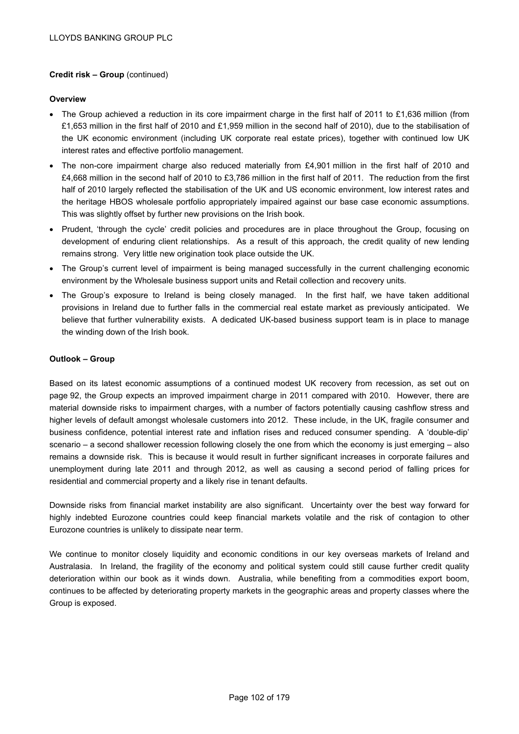**Credit risk – Group** (continued)

**Overview**

- The Group achieved a reduction in its core impairment charge in the first half of 2011 to £1,636 million (from £1,653 million in the first half of 2010 and £1,959 million in the second half of 2010), due to the stabilisation of the UK economic environment (including UK corporate real estate prices), together with continued low UK interest rates and effective portfolio management.
- The non-core impairment charge also reduced materially from £4,901 million in the first half of 2010 and £4,668 million in the second half of 2010 to £3,786 million in the first half of 2011. The reduction from the first half of 2010 largely reflected the stabilisation of the UK and US economic environment, low interest rates and the heritage HBOS wholesale portfolio appropriately impaired against our base case economic assumptions. This was slightly offset by further new provisions on the Irish book.
- Prudent, 'through the cycle' credit policies and procedures are in place throughout the Group, focusing on development of enduring client relationships. As a result of this approach, the credit quality of new lending remains strong. Very little new origination took place outside the UK.
- The Group's current level of impairment is being managed successfully in the current challenging economic environment by the Wholesale business support units and Retail collection and recovery units.
- The Group's exposure to Ireland is being closely managed. In the first half, we have taken additional provisions in Ireland due to further falls in the commercial real estate market as previously anticipated. We believe that further vulnerability exists. A dedicated UK-based business support team is in place to manage the winding down of the Irish book.

**Outlook – Group**

Based on its latest economic assumptions of a continued modest UK recovery from recession, as set out on page 92, the Group expects an improved impairment charge in 2011 compared with 2010. However, there are material downside risks to impairment charges, with a number of factors potentially causing cashflow stress and higher levels of default amongst wholesale customers into 2012. These include, in the UK, fragile consumer and business confidence, potential interest rate and inflation rises and reduced consumer spending. A 'double-dip' scenario – a second shallower recession following closely the one from which the economy is just emerging – also remains a downside risk. This is because it would result in further significant increases in corporate failures and unemployment during late 2011 and through 2012, as well as causing a second period of falling prices for residential and commercial property and a likely rise in tenant defaults.

Downside risks from financial market instability are also significant. Uncertainty over the best way forward for highly indebted Eurozone countries could keep financial markets volatile and the risk of contagion to other Eurozone countries is unlikely to dissipate near term.

We continue to monitor closely liquidity and economic conditions in our key overseas markets of Ireland and Australasia. In Ireland, the fragility of the economy and political system could still cause further credit quality deterioration within our book as it winds down. Australia, while benefiting from a commodities export boom, continues to be affected by deteriorating property markets in the geographic areas and property classes where the Group is exposed.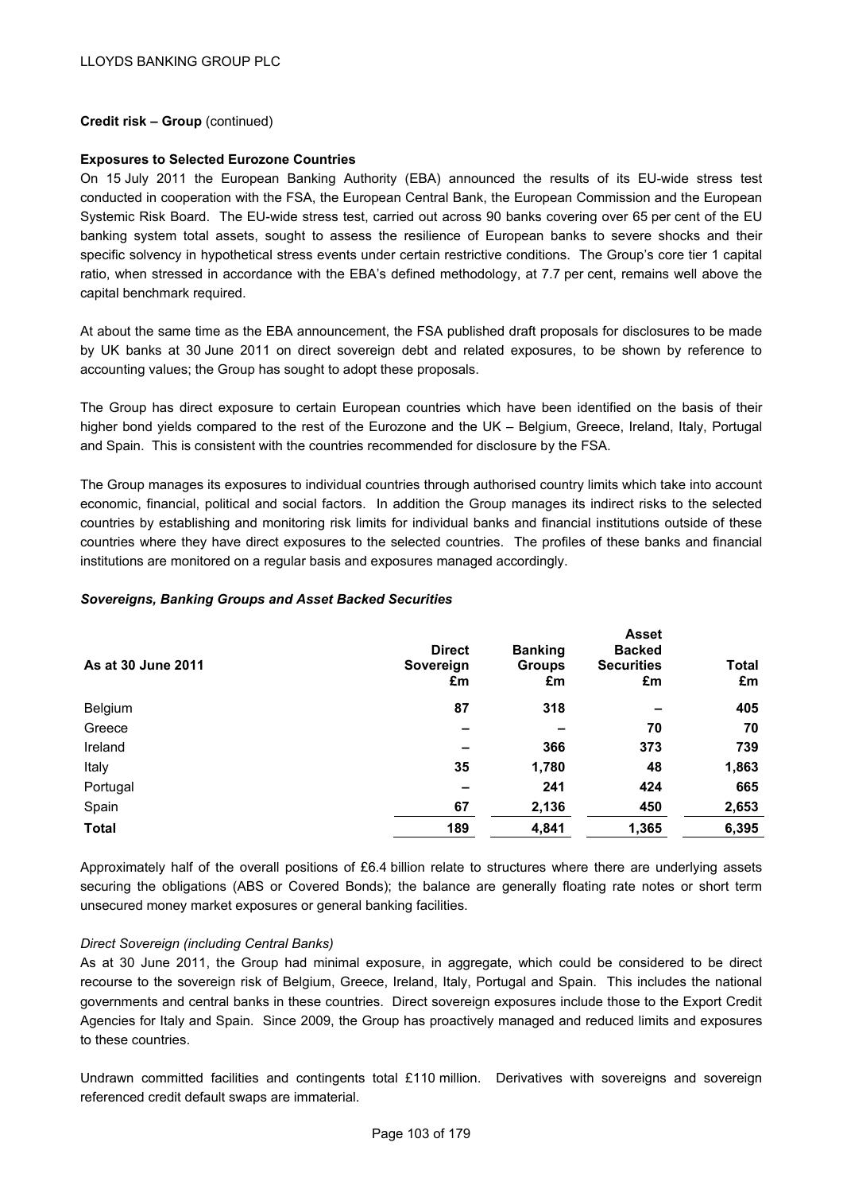**Credit risk – Group** (continued)

**Exposures to Selected Eurozone Countries**

On 15 July 2011 the European Banking Authority (EBA) announced the results of its EU-wide stress test conducted in cooperation with the FSA, the European Central Bank, the European Commission and the European Systemic Risk Board. The EU-wide stress test, carried out across 90 banks covering over 65 per cent of the EU banking system total assets, sought to assess the resilience of European banks to severe shocks and their specific solvency in hypothetical stress events under certain restrictive conditions. The Group's core tier 1 capital ratio, when stressed in accordance with the EBA's defined methodology, at 7.7 per cent, remains well above the capital benchmark required.

At about the same time as the EBA announcement, the FSA published draft proposals for disclosures to be made by UK banks at 30 June 2011 on direct sovereign debt and related exposures, to be shown by reference to accounting values; the Group has sought to adopt these proposals.

The Group has direct exposure to certain European countries which have been identified on the basis of their higher bond yields compared to the rest of the Eurozone and the UK – Belgium, Greece, Ireland, Italy, Portugal and Spain. This is consistent with the countries recommended for disclosure by the FSA.

The Group manages its exposures to individual countries through authorised country limits which take into account economic, financial, political and social factors. In addition the Group manages its indirect risks to the selected countries by establishing and monitoring risk limits for individual banks and financial institutions outside of these countries where they have direct exposures to the selected countries. The profiles of these banks and financial institutions are monitored on a regular basis and exposures managed accordingly.

***Sovereigns, Banking Groups and Asset Backed Securities***

| As at 30 June 2011 | Direct Sovereign £m | Banking Groups £m | Asset Backed Securities £m | Total £m |
|---|---|---|---|---|
| Belgium | **87** | **318** | **–** | **405** |
| Greece | **–** | **–** | **70** | **70** |
| Ireland | **–** | **366** | **373** | **739** |
| Italy | **35** | **1,780** | **48** | **1,863** |
| Portugal | **–** | **241** | **424** | **665** |
| Spain | **67** | **2,136** | **450** | **2,653** |
| **Total** | **189** | **4,841** | **1,365** | **6,395** |

Approximately half of the overall positions of £6.4 billion relate to structures where there are underlying assets securing the obligations (ABS or Covered Bonds); the balance are generally floating rate notes or short term unsecured money market exposures or general banking facilities.

*Direct Sovereign (including Central Banks)*

As at 30 June 2011, the Group had minimal exposure, in aggregate, which could be considered to be direct recourse to the sovereign risk of Belgium, Greece, Ireland, Italy, Portugal and Spain. This includes the national governments and central banks in these countries. Direct sovereign exposures include those to the Export Credit Agencies for Italy and Spain. Since 2009, the Group has proactively managed and reduced limits and exposures to these countries.

Undrawn committed facilities and contingents total £110 million. Derivatives with sovereigns and sovereign referenced credit default swaps are immaterial.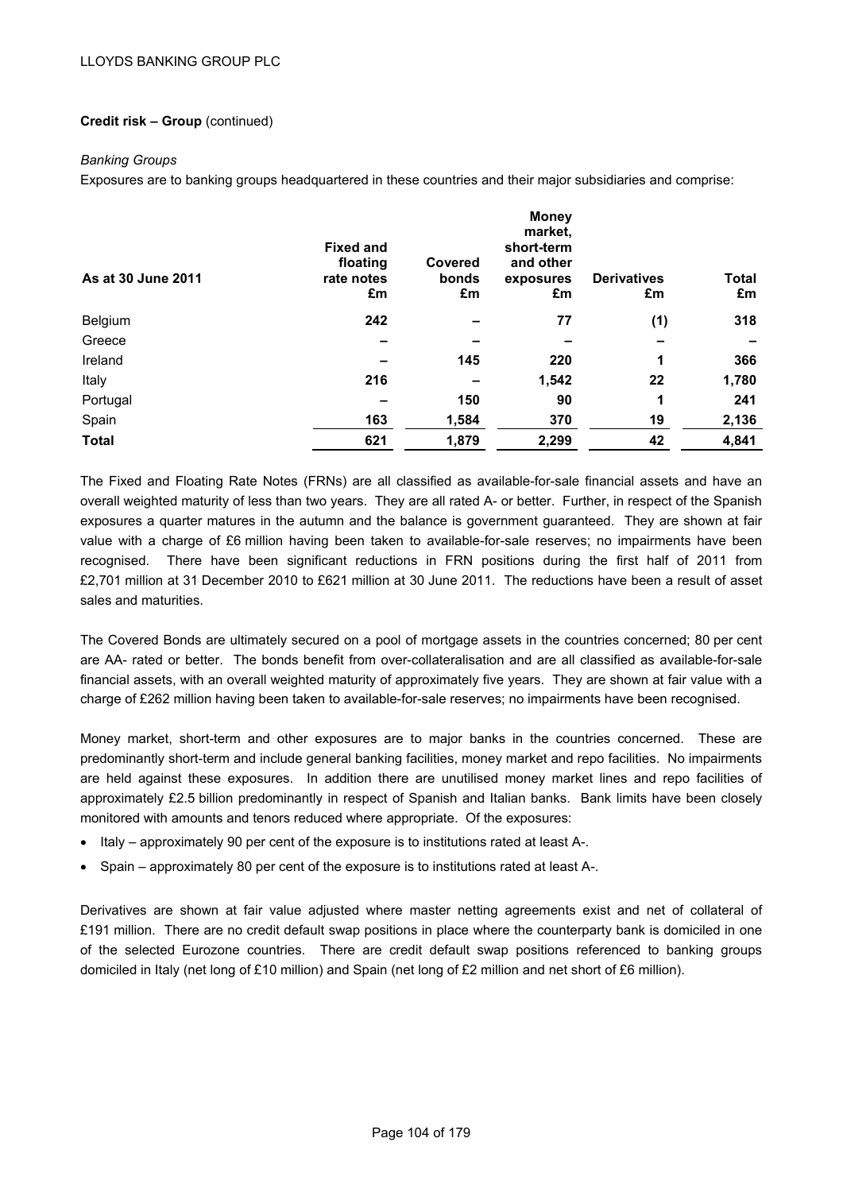**Credit risk – Group** (continued)

*Banking Groups*

Exposures are to banking groups headquartered in these countries and their major subsidiaries and comprise:

| As at 30 June 2011 | Fixed and floating rate notes £m | Covered bonds £m | Money market, short-term and other exposures £m | Derivatives £m | Total £m |
|---|---|---|---|---|---|
| Belgium | 242 | – | 77 | (1) | 318 |
| Greece | – | – | – | – | – |
| Ireland | – | 145 | 220 | 1 | 366 |
| Italy | 216 | – | 1,542 | 22 | 1,780 |
| Portugal | – | 150 | 90 | 1 | 241 |
| Spain | 163 | 1,584 | 370 | 19 | 2,136 |
| **Total** | 621 | 1,879 | 2,299 | 42 | 4,841 |

The Fixed and Floating Rate Notes (FRNs) are all classified as available-for-sale financial assets and have an overall weighted maturity of less than two years. They are all rated A- or better. Further, in respect of the Spanish exposures a quarter matures in the autumn and the balance is government guaranteed. They are shown at fair value with a charge of £6 million having been taken to available-for-sale reserves; no impairments have been recognised. There have been significant reductions in FRN positions during the first half of 2011 from £2,701 million at 31 December 2010 to £621 million at 30 June 2011. The reductions have been a result of asset sales and maturities.

The Covered Bonds are ultimately secured on a pool of mortgage assets in the countries concerned; 80 per cent are AA- rated or better. The bonds benefit from over-collateralisation and are all classified as available-for-sale financial assets, with an overall weighted maturity of approximately five years. They are shown at fair value with a charge of £262 million having been taken to available-for-sale reserves; no impairments have been recognised.

Money market, short-term and other exposures are to major banks in the countries concerned. These are predominantly short-term and include general banking facilities, money market and repo facilities. No impairments are held against these exposures. In addition there are unutilised money market lines and repo facilities of approximately £2.5 billion predominantly in respect of Spanish and Italian banks. Bank limits have been closely monitored with amounts and tenors reduced where appropriate. Of the exposures:

- Italy – approximately 90 per cent of the exposure is to institutions rated at least A-.
- Spain – approximately 80 per cent of the exposure is to institutions rated at least A-.

Derivatives are shown at fair value adjusted where master netting agreements exist and net of collateral of £191 million. There are no credit default swap positions in place where the counterparty bank is domiciled in one of the selected Eurozone countries. There are credit default swap positions referenced to banking groups domiciled in Italy (net long of £10 million) and Spain (net long of £2 million and net short of £6 million).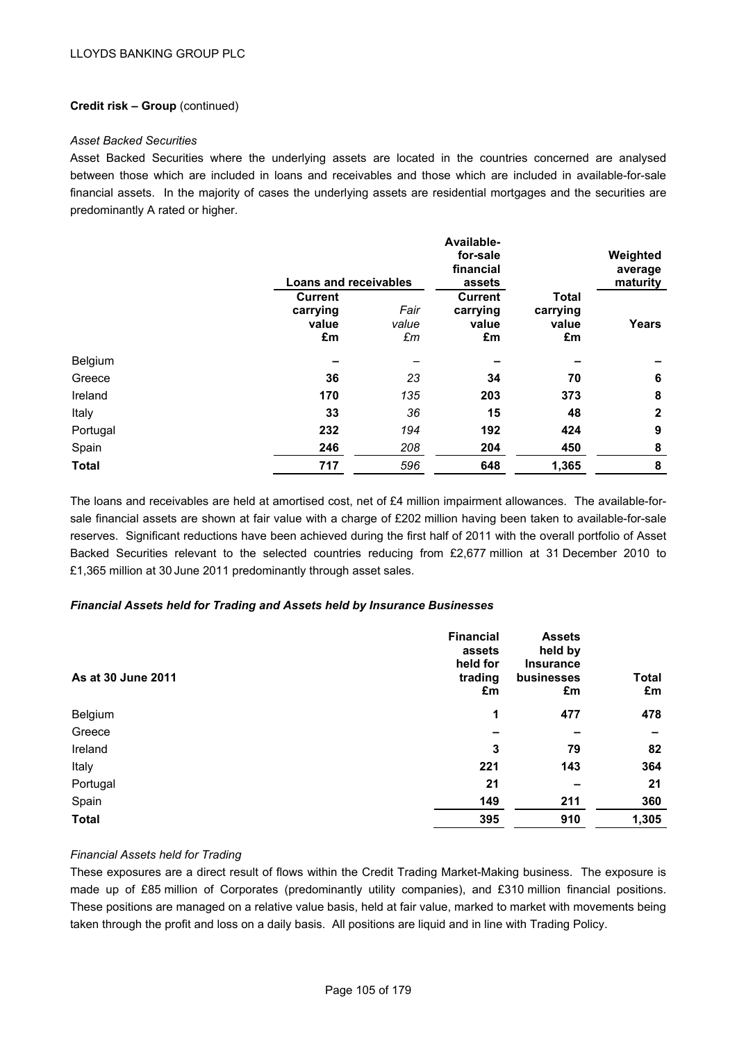**Credit risk – Group** (continued)

*Asset Backed Securities*

Asset Backed Securities where the underlying assets are located in the countries concerned are analysed between those which are included in loans and receivables and those which are included in available-for-sale financial assets. In the majority of cases the underlying assets are residential mortgages and the securities are predominantly A rated or higher.

| | Loans and receivables | | Available-for-sale financial assets | | Weighted average maturity |
|---|---|---|---|---|---|
| | **Current carrying value £m** | *Fair value £m* | **Current carrying value £m** | **Total carrying value £m** | **Years** |
| Belgium | **–** | – | **–** | **–** | **–** |
| Greece | **36** | *23* | **34** | **70** | **6** |
| Ireland | **170** | *135* | **203** | **373** | **8** |
| Italy | **33** | *36* | **15** | **48** | **2** |
| Portugal | **232** | *194* | **192** | **424** | **9** |
| Spain | **246** | *208* | **204** | **450** | **8** |
| **Total** | **717** | *596* | **648** | **1,365** | **8** |

The loans and receivables are held at amortised cost, net of £4 million impairment allowances. The available-for-sale financial assets are shown at fair value with a charge of £202 million having been taken to available-for-sale reserves. Significant reductions have been achieved during the first half of 2011 with the overall portfolio of Asset Backed Securities relevant to the selected countries reducing from £2,677 million at 31 December 2010 to £1,365 million at 30 June 2011 predominantly through asset sales.

***Financial Assets held for Trading and Assets held by Insurance Businesses***

| **As at 30 June 2011** | **Financial assets held for trading £m** | **Assets held by Insurance businesses £m** | **Total £m** |
|---|---|---|---|
| Belgium | **1** | **477** | **478** |
| Greece | **–** | **–** | **–** |
| Ireland | **3** | **79** | **82** |
| Italy | **221** | **143** | **364** |
| Portugal | **21** | **–** | **21** |
| Spain | **149** | **211** | **360** |
| **Total** | **395** | **910** | **1,305** |

*Financial Assets held for Trading*

These exposures are a direct result of flows within the Credit Trading Market-Making business. The exposure is made up of £85 million of Corporates (predominantly utility companies), and £310 million financial positions. These positions are managed on a relative value basis, held at fair value, marked to market with movements being taken through the profit and loss on a daily basis. All positions are liquid and in line with Trading Policy.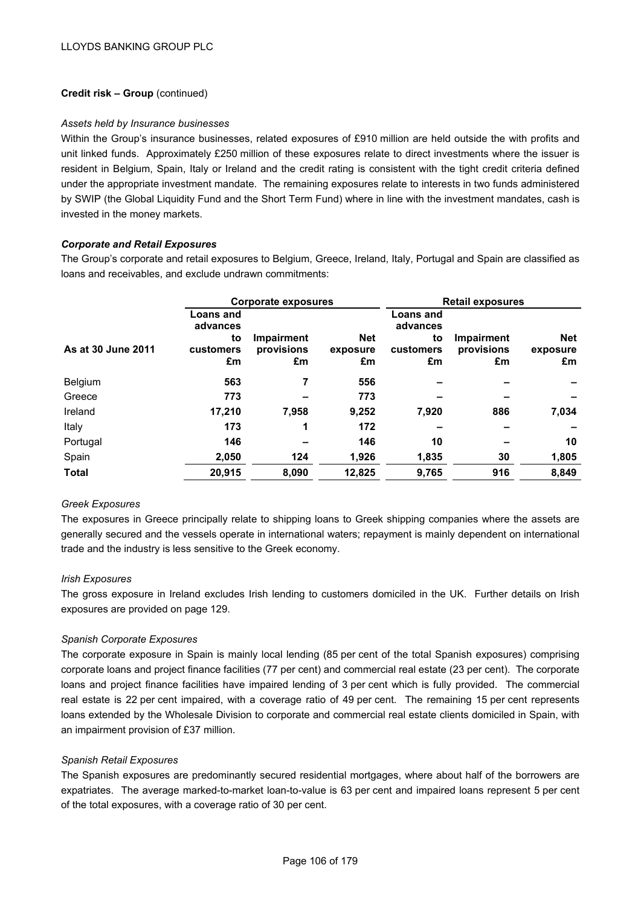**Credit risk – Group** (continued)

*Assets held by Insurance businesses*

Within the Group's insurance businesses, related exposures of £910 million are held outside the with profits and unit linked funds. Approximately £250 million of these exposures relate to direct investments where the issuer is resident in Belgium, Spain, Italy or Ireland and the credit rating is consistent with the tight credit criteria defined under the appropriate investment mandate. The remaining exposures relate to interests in two funds administered by SWIP (the Global Liquidity Fund and the Short Term Fund) where in line with the investment mandates, cash is invested in the money markets.

***Corporate and Retail Exposures***

The Group's corporate and retail exposures to Belgium, Greece, Ireland, Italy, Portugal and Spain are classified as loans and receivables, and exclude undrawn commitments:

| | Corporate exposures | | | Retail exposures | | |
|---|---|---|---|---|---|---|
| **As at 30 June 2011** | **Loans and advances to customers £m** | **Impairment provisions £m** | **Net exposure £m** | **Loans and advances to customers £m** | **Impairment provisions £m** | **Net exposure £m** |
| Belgium | **563** | **7** | **556** | **–** | **–** | **–** |
| Greece | **773** | **–** | **773** | **–** | **–** | **–** |
| Ireland | **17,210** | **7,958** | **9,252** | **7,920** | **886** | **7,034** |
| Italy | **173** | **1** | **172** | **–** | **–** | **–** |
| Portugal | **146** | **–** | **146** | **10** | **–** | **10** |
| Spain | **2,050** | **124** | **1,926** | **1,835** | **30** | **1,805** |
| **Total** | **20,915** | **8,090** | **12,825** | **9,765** | **916** | **8,849** |

*Greek Exposures*

The exposures in Greece principally relate to shipping loans to Greek shipping companies where the assets are generally secured and the vessels operate in international waters; repayment is mainly dependent on international trade and the industry is less sensitive to the Greek economy.

*Irish Exposures*

The gross exposure in Ireland excludes Irish lending to customers domiciled in the UK. Further details on Irish exposures are provided on page 129.

*Spanish Corporate Exposures*

The corporate exposure in Spain is mainly local lending (85 per cent of the total Spanish exposures) comprising corporate loans and project finance facilities (77 per cent) and commercial real estate (23 per cent). The corporate loans and project finance facilities have impaired lending of 3 per cent which is fully provided. The commercial real estate is 22 per cent impaired, with a coverage ratio of 49 per cent. The remaining 15 per cent represents loans extended by the Wholesale Division to corporate and commercial real estate clients domiciled in Spain, with an impairment provision of £37 million.

*Spanish Retail Exposures*

The Spanish exposures are predominantly secured residential mortgages, where about half of the borrowers are expatriates. The average marked-to-market loan-to-value is 63 per cent and impaired loans represent 5 per cent of the total exposures, with a coverage ratio of 30 per cent.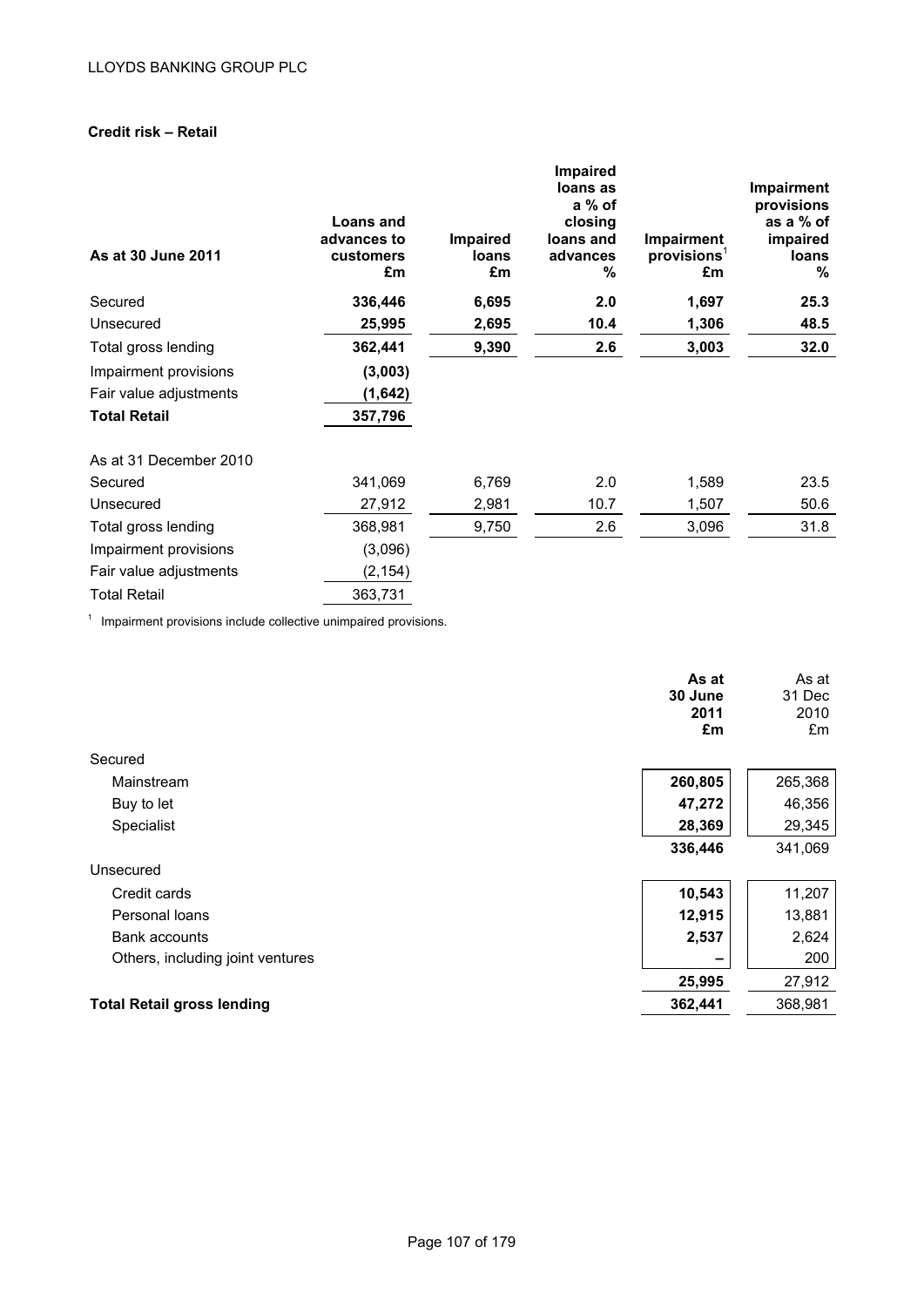### Credit risk – Retail

| As at 30 June 2011 | Loans and advances to customers £m | Impaired loans £m | Impaired loans as a % of closing loans and advances % | Impairment provisions[1] £m | Impairment provisions as a % of impaired loans % |
|---|---|---|---|---|---|
| Secured | **336,446** | **6,695** | **2.0** | **1,697** | **25.3** |
| Unsecured | **25,995** | **2,695** | **10.4** | **1,306** | **48.5** |
| Total gross lending | **362,441** | **9,390** | **2.6** | **3,003** | **32.0** |
| Impairment provisions | **(3,003)** | | | | |
| Fair value adjustments | **(1,642)** | | | | |
| **Total Retail** | **357,796** | | | | |
| | | | | | |
| As at 31 December 2010 | | | | | |
| Secured | 341,069 | 6,769 | 2.0 | 1,589 | 23.5 |
| Unsecured | 27,912 | 2,981 | 10.7 | 1,507 | 50.6 |
| Total gross lending | 368,981 | 9,750 | 2.6 | 3,096 | 31.8 |
| Impairment provisions | (3,096) | | | | |
| Fair value adjustments | (2,154) | | | | |
| Total Retail | 363,731 | | | | |

[1] Impairment provisions include collective unimpaired provisions.

| | As at 30 June 2011 £m | As at 31 Dec 2010 £m |
|---|---|---|
| Secured | | |
| Mainstream | **260,805** | 265,368 |
| Buy to let | **47,272** | 46,356 |
| Specialist | **28,369** | 29,345 |
| | **336,446** | 341,069 |
| Unsecured | | |
| Credit cards | **10,543** | 11,207 |
| Personal loans | **12,915** | 13,881 |
| Bank accounts | **2,537** | 2,624 |
| Others, including joint ventures | **–** | 200 |
| | **25,995** | 27,912 |
| **Total Retail gross lending** | **362,441** | 368,981 |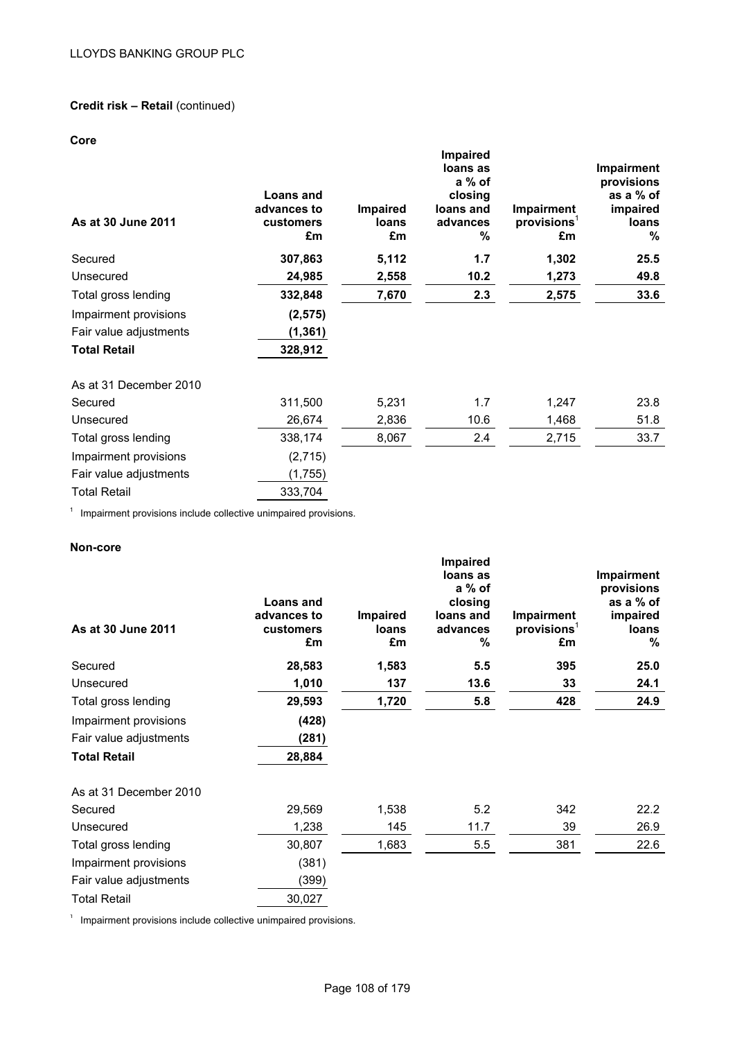**Credit risk – Retail** (continued)

**Core**

| As at 30 June 2011 | Loans and advances to customers £m | Impaired loans £m | Impaired loans as a % of closing loans and advances % | Impairment provisions[1] £m | Impairment provisions as a % of impaired loans % |
|---|---|---|---|---|---|
| Secured | **307,863** | **5,112** | **1.7** | **1,302** | **25.5** |
| Unsecured | **24,985** | **2,558** | **10.2** | **1,273** | **49.8** |
| Total gross lending | **332,848** | **7,670** | **2.3** | **2,575** | **33.6** |
| Impairment provisions | **(2,575)** | | | | |
| Fair value adjustments | **(1,361)** | | | | |
| **Total Retail** | **328,912** | | | | |
| | | | | | |
| As at 31 December 2010 | | | | | |
| Secured | 311,500 | 5,231 | 1.7 | 1,247 | 23.8 |
| Unsecured | 26,674 | 2,836 | 10.6 | 1,468 | 51.8 |
| Total gross lending | 338,174 | 8,067 | 2.4 | 2,715 | 33.7 |
| Impairment provisions | (2,715) | | | | |
| Fair value adjustments | (1,755) | | | | |
| Total Retail | 333,704 | | | | |

[1] Impairment provisions include collective unimpaired provisions.

**Non-core**

| As at 30 June 2011 | Loans and advances to customers £m | Impaired loans £m | Impaired loans as a % of closing loans and advances % | Impairment provisions[1] £m | Impairment provisions as a % of impaired loans % |
|---|---|---|---|---|---|
| Secured | **28,583** | **1,583** | **5.5** | **395** | **25.0** |
| Unsecured | **1,010** | **137** | **13.6** | **33** | **24.1** |
| Total gross lending | **29,593** | **1,720** | **5.8** | **428** | **24.9** |
| Impairment provisions | **(428)** | | | | |
| Fair value adjustments | **(281)** | | | | |
| **Total Retail** | **28,884** | | | | |
| | | | | | |
| As at 31 December 2010 | | | | | |
| Secured | 29,569 | 1,538 | 5.2 | 342 | 22.2 |
| Unsecured | 1,238 | 145 | 11.7 | 39 | 26.9 |
| Total gross lending | 30,807 | 1,683 | 5.5 | 381 | 22.6 |
| Impairment provisions | (381) | | | | |
| Fair value adjustments | (399) | | | | |
| Total Retail | 30,027 | | | | |

[1] Impairment provisions include collective unimpaired provisions.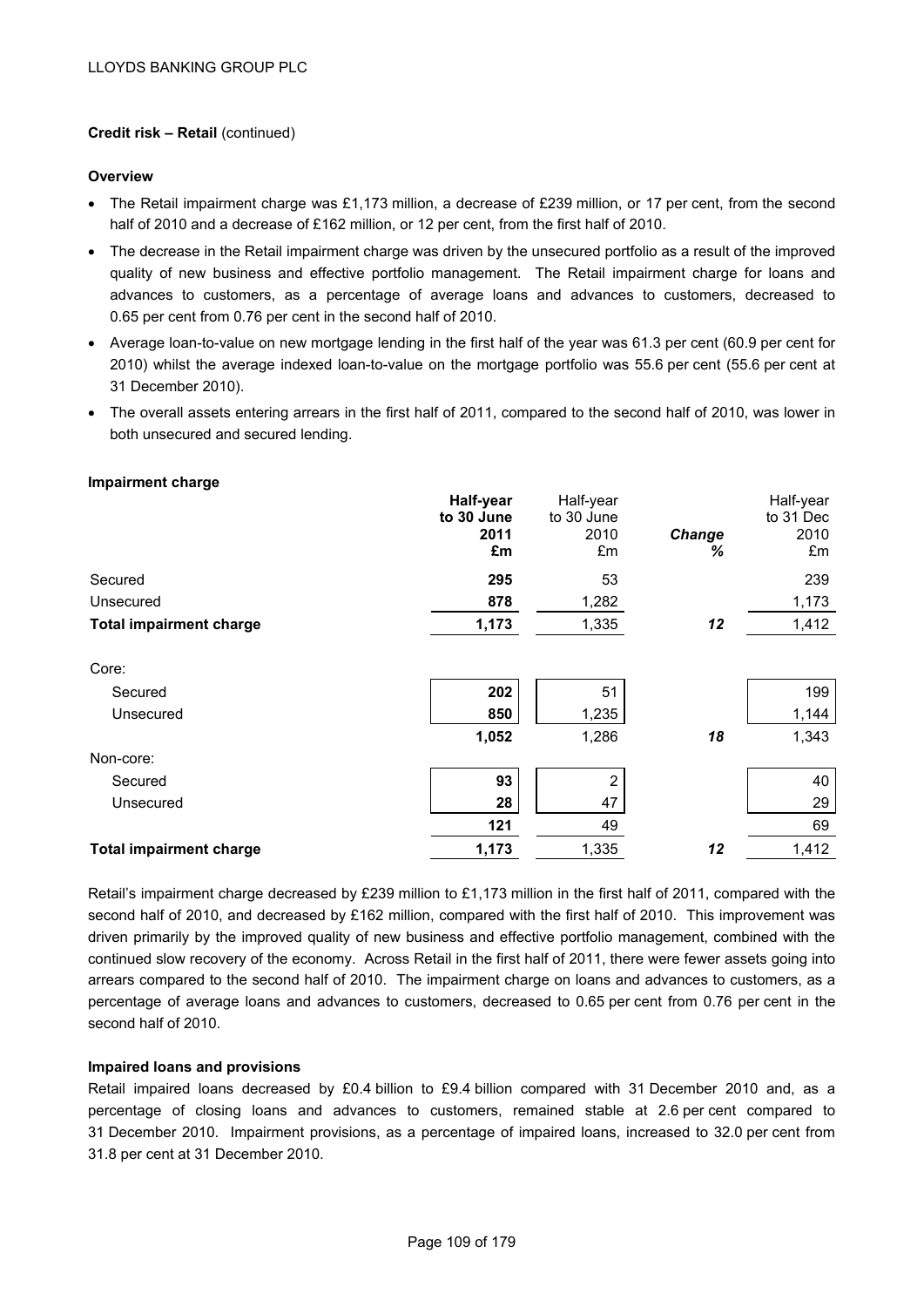**Credit risk – Retail** (continued)

**Overview**

- The Retail impairment charge was £1,173 million, a decrease of £239 million, or 17 per cent, from the second half of 2010 and a decrease of £162 million, or 12 per cent, from the first half of 2010.
- The decrease in the Retail impairment charge was driven by the unsecured portfolio as a result of the improved quality of new business and effective portfolio management. The Retail impairment charge for loans and advances to customers, as a percentage of average loans and advances to customers, decreased to 0.65 per cent from 0.76 per cent in the second half of 2010.
- Average loan-to-value on new mortgage lending in the first half of the year was 61.3 per cent (60.9 per cent for 2010) whilst the average indexed loan-to-value on the mortgage portfolio was 55.6 per cent (55.6 per cent at 31 December 2010).
- The overall assets entering arrears in the first half of 2011, compared to the second half of 2010, was lower in both unsecured and secured lending.

**Impairment charge**

| | **Half-year to 30 June 2011 £m** | Half-year to 30 June 2010 £m | ***Change %*** | Half-year to 31 Dec 2010 £m |
|---|---|---|---|---|
| Secured | **295** | 53 | | 239 |
| Unsecured | **878** | 1,282 | | 1,173 |
| **Total impairment charge** | **1,173** | 1,335 | ***12*** | 1,412 |
| Core: | | | | |
| Secured | **202** | 51 | | 199 |
| Unsecured | **850** | 1,235 | | 1,144 |
| | **1,052** | 1,286 | ***18*** | 1,343 |
| Non-core: | | | | |
| Secured | **93** | 2 | | 40 |
| Unsecured | **28** | 47 | | 29 |
| | **121** | 49 | | 69 |
| **Total impairment charge** | **1,173** | 1,335 | ***12*** | 1,412 |

Retail's impairment charge decreased by £239 million to £1,173 million in the first half of 2011, compared with the second half of 2010, and decreased by £162 million, compared with the first half of 2010. This improvement was driven primarily by the improved quality of new business and effective portfolio management, combined with the continued slow recovery of the economy. Across Retail in the first half of 2011, there were fewer assets going into arrears compared to the second half of 2010. The impairment charge on loans and advances to customers, as a percentage of average loans and advances to customers, decreased to 0.65 per cent from 0.76 per cent in the second half of 2010.

**Impaired loans and provisions**

Retail impaired loans decreased by £0.4 billion to £9.4 billion compared with 31 December 2010 and, as a percentage of closing loans and advances to customers, remained stable at 2.6 per cent compared to 31 December 2010. Impairment provisions, as a percentage of impaired loans, increased to 32.0 per cent from 31.8 per cent at 31 December 2010.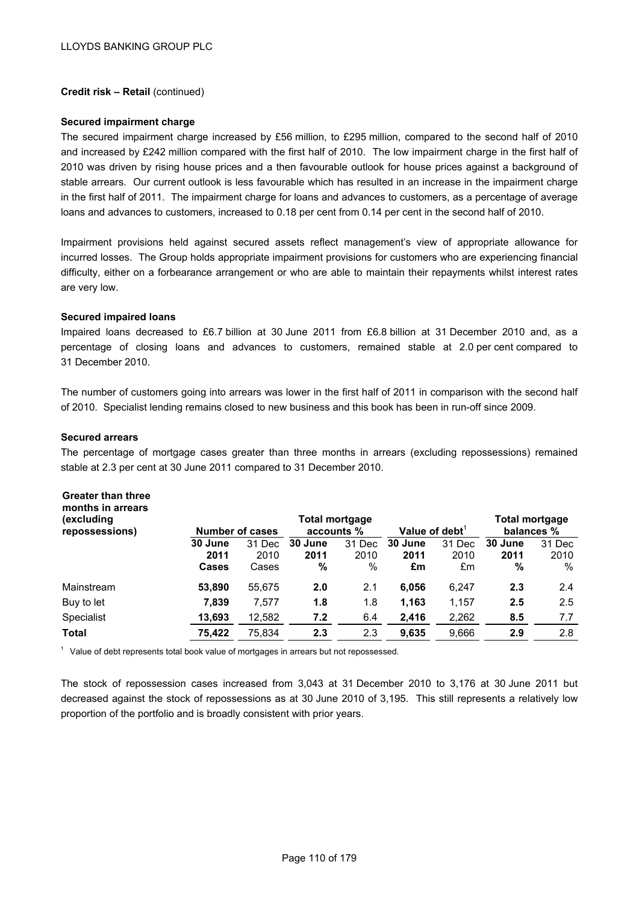**Credit risk – Retail** (continued)

**Secured impairment charge**

The secured impairment charge increased by £56 million, to £295 million, compared to the second half of 2010 and increased by £242 million compared with the first half of 2010. The low impairment charge in the first half of 2010 was driven by rising house prices and a then favourable outlook for house prices against a background of stable arrears. Our current outlook is less favourable which has resulted in an increase in the impairment charge in the first half of 2011. The impairment charge for loans and advances to customers, as a percentage of average loans and advances to customers, increased to 0.18 per cent from 0.14 per cent in the second half of 2010.

Impairment provisions held against secured assets reflect management's view of appropriate allowance for incurred losses. The Group holds appropriate impairment provisions for customers who are experiencing financial difficulty, either on a forbearance arrangement or who are able to maintain their repayments whilst interest rates are very low.

**Secured impaired loans**

Impaired loans decreased to £6.7 billion at 30 June 2011 from £6.8 billion at 31 December 2010 and, as a percentage of closing loans and advances to customers, remained stable at 2.0 per cent compared to 31 December 2010.

The number of customers going into arrears was lower in the first half of 2011 in comparison with the second half of 2010. Specialist lending remains closed to new business and this book has been in run-off since 2009.

**Secured arrears**

The percentage of mortgage cases greater than three months in arrears (excluding repossessions) remained stable at 2.3 per cent at 30 June 2011 compared to 31 December 2010.

| **Greater than three months in arrears (excluding repossessions)** | **Number of cases** | | **Total mortgage accounts %** | | **Value of debt**[1] | | **Total mortgage balances %** | |
|---|---|---|---|---|---|---|---|---|
| | **30 June 2011 Cases** | 31 Dec 2010 Cases | **30 June 2011 %** | 31 Dec 2010 % | **30 June 2011 £m** | 31 Dec 2010 £m | **30 June 2011 %** | 31 Dec 2010 % |
| Mainstream | **53,890** | 55,675 | **2.0** | 2.1 | **6,056** | 6,247 | **2.3** | 2.4 |
| Buy to let | **7,839** | 7,577 | **1.8** | 1.8 | **1,163** | 1,157 | **2.5** | 2.5 |
| Specialist | **13,693** | 12,582 | **7.2** | 6.4 | **2,416** | 2,262 | **8.5** | 7.7 |
| **Total** | **75,422** | 75,834 | **2.3** | 2.3 | **9,635** | 9,666 | **2.9** | 2.8 |

[1] Value of debt represents total book value of mortgages in arrears but not repossessed.

The stock of repossession cases increased from 3,043 at 31 December 2010 to 3,176 at 30 June 2011 but decreased against the stock of repossessions as at 30 June 2010 of 3,195. This still represents a relatively low proportion of the portfolio and is broadly consistent with prior years.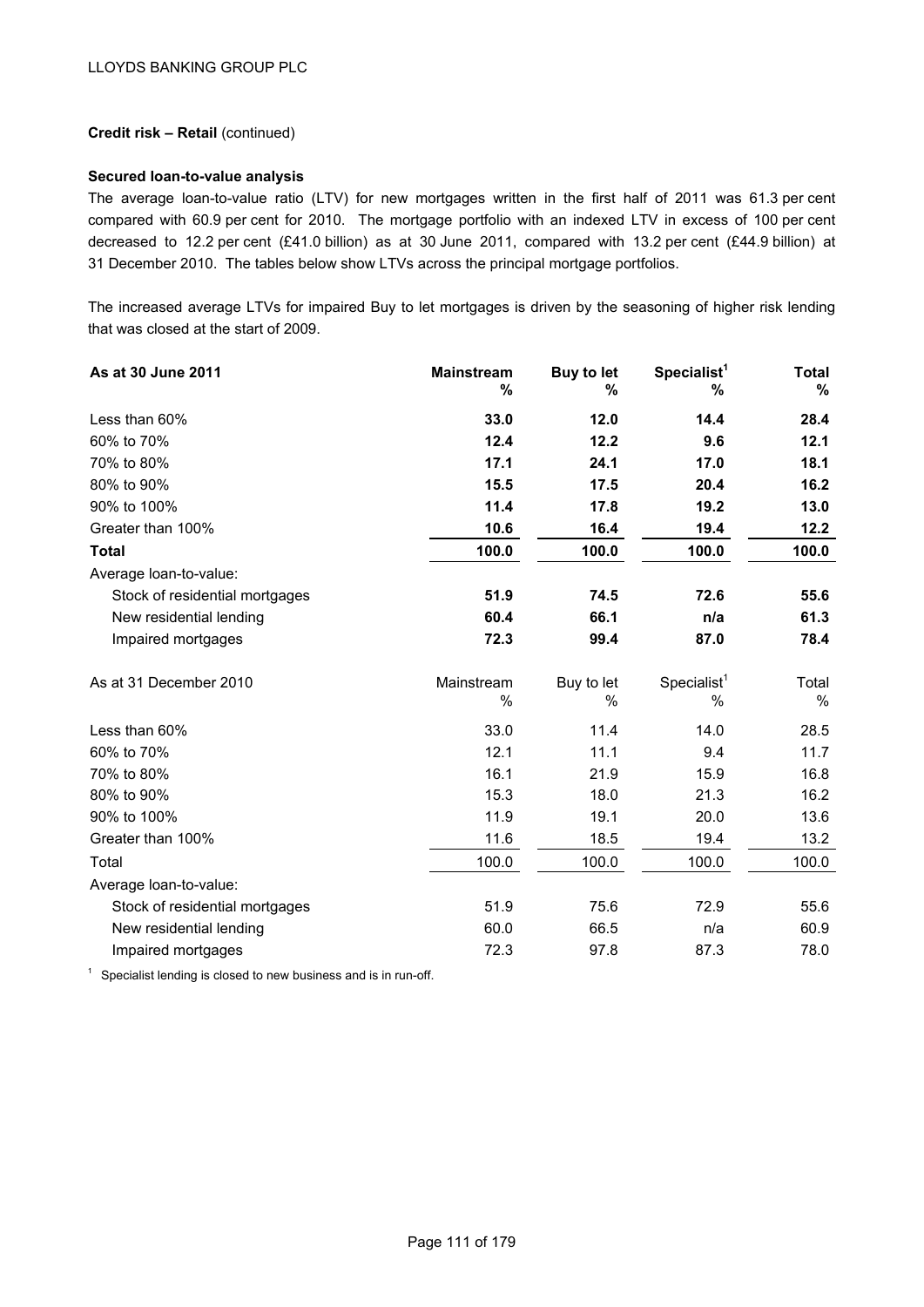**Credit risk – Retail** (continued)

**Secured loan-to-value analysis**

The average loan-to-value ratio (LTV) for new mortgages written in the first half of 2011 was 61.3 per cent compared with 60.9 per cent for 2010. The mortgage portfolio with an indexed LTV in excess of 100 per cent decreased to 12.2 per cent (£41.0 billion) as at 30 June 2011, compared with 13.2 per cent (£44.9 billion) at 31 December 2010. The tables below show LTVs across the principal mortgage portfolios.

The increased average LTVs for impaired Buy to let mortgages is driven by the seasoning of higher risk lending that was closed at the start of 2009.

| **As at 30 June 2011** | **Mainstream %** | **Buy to let %** | **Specialist[1] %** | **Total %** |
|---|---|---|---|---|
| Less than 60% | **33.0** | **12.0** | **14.4** | **28.4** |
| 60% to 70% | **12.4** | **12.2** | **9.6** | **12.1** |
| 70% to 80% | **17.1** | **24.1** | **17.0** | **18.1** |
| 80% to 90% | **15.5** | **17.5** | **20.4** | **16.2** |
| 90% to 100% | **11.4** | **17.8** | **19.2** | **13.0** |
| Greater than 100% | **10.6** | **16.4** | **19.4** | **12.2** |
| **Total** | **100.0** | **100.0** | **100.0** | **100.0** |
| Average loan-to-value: | | | | |
| Stock of residential mortgages | **51.9** | **74.5** | **72.6** | **55.6** |
| New residential lending | **60.4** | **66.1** | **n/a** | **61.3** |
| Impaired mortgages | **72.3** | **99.4** | **87.0** | **78.4** |

| As at 31 December 2010 | Mainstream % | Buy to let % | Specialist[1] % | Total % |
|---|---|---|---|---|
| Less than 60% | 33.0 | 11.4 | 14.0 | 28.5 |
| 60% to 70% | 12.1 | 11.1 | 9.4 | 11.7 |
| 70% to 80% | 16.1 | 21.9 | 15.9 | 16.8 |
| 80% to 90% | 15.3 | 18.0 | 21.3 | 16.2 |
| 90% to 100% | 11.9 | 19.1 | 20.0 | 13.6 |
| Greater than 100% | 11.6 | 18.5 | 19.4 | 13.2 |
| Total | 100.0 | 100.0 | 100.0 | 100.0 |
| Average loan-to-value: | | | | |
| Stock of residential mortgages | 51.9 | 75.6 | 72.9 | 55.6 |
| New residential lending | 60.0 | 66.5 | n/a | 60.9 |
| Impaired mortgages | 72.3 | 97.8 | 87.3 | 78.0 |

[1] Specialist lending is closed to new business and is in run-off.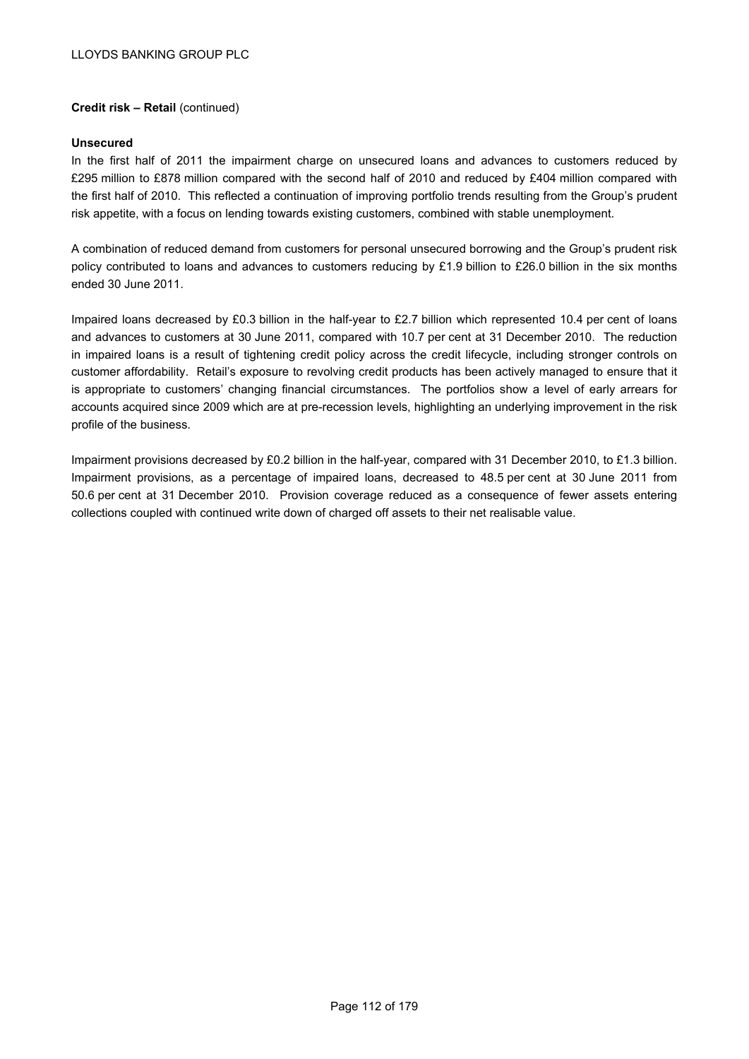**Credit risk – Retail** (continued)

**Unsecured**

In the first half of 2011 the impairment charge on unsecured loans and advances to customers reduced by £295 million to £878 million compared with the second half of 2010 and reduced by £404 million compared with the first half of 2010. This reflected a continuation of improving portfolio trends resulting from the Group's prudent risk appetite, with a focus on lending towards existing customers, combined with stable unemployment.

A combination of reduced demand from customers for personal unsecured borrowing and the Group's prudent risk policy contributed to loans and advances to customers reducing by £1.9 billion to £26.0 billion in the six months ended 30 June 2011.

Impaired loans decreased by £0.3 billion in the half-year to £2.7 billion which represented 10.4 per cent of loans and advances to customers at 30 June 2011, compared with 10.7 per cent at 31 December 2010. The reduction in impaired loans is a result of tightening credit policy across the credit lifecycle, including stronger controls on customer affordability. Retail's exposure to revolving credit products has been actively managed to ensure that it is appropriate to customers' changing financial circumstances. The portfolios show a level of early arrears for accounts acquired since 2009 which are at pre-recession levels, highlighting an underlying improvement in the risk profile of the business.

Impairment provisions decreased by £0.2 billion in the half-year, compared with 31 December 2010, to £1.3 billion. Impairment provisions, as a percentage of impaired loans, decreased to 48.5 per cent at 30 June 2011 from 50.6 per cent at 31 December 2010. Provision coverage reduced as a consequence of fewer assets entering collections coupled with continued write down of charged off assets to their net realisable value.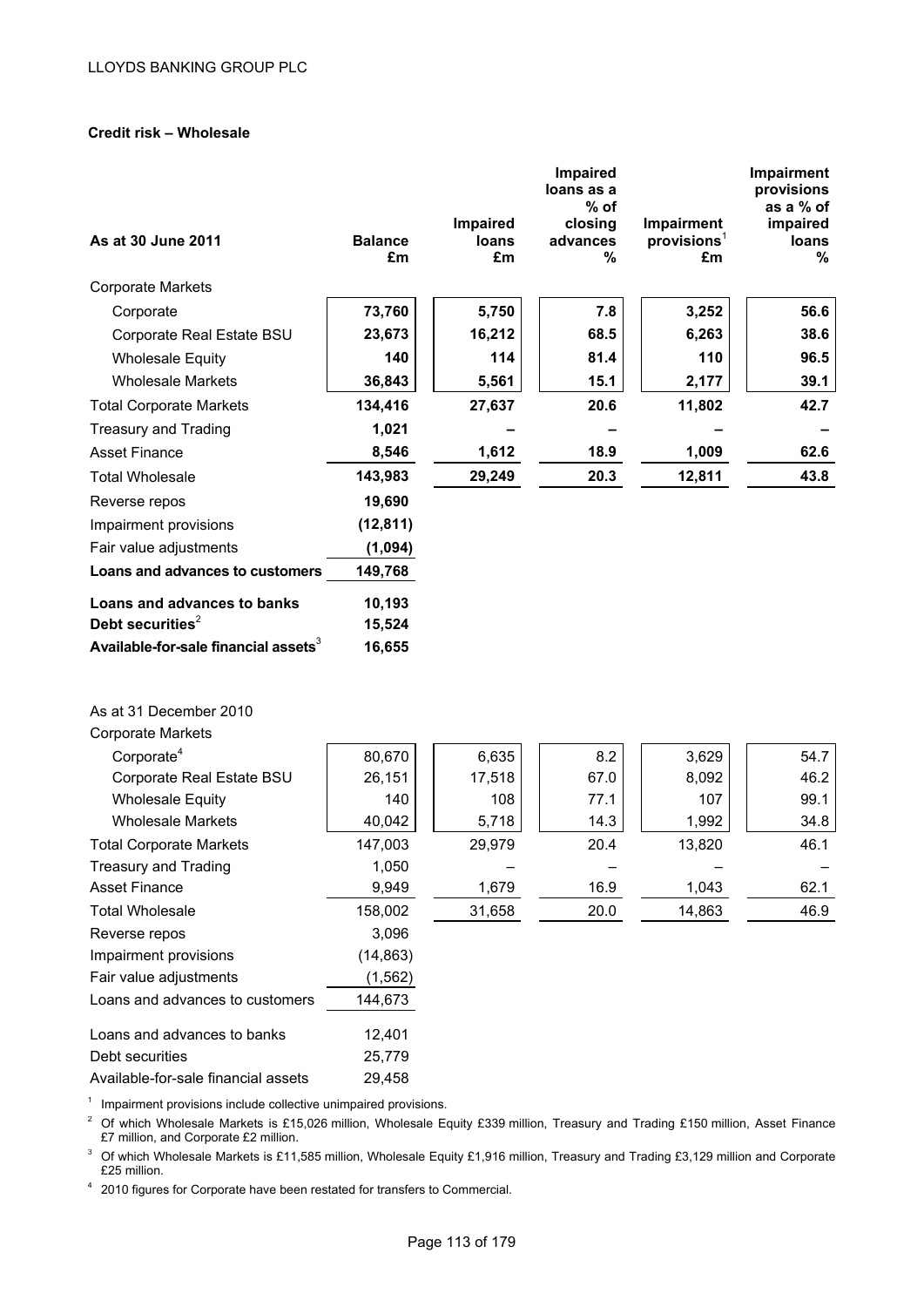## Credit risk – Wholesale

| As at 30 June 2011 | Balance £m | Impaired loans £m | Impaired loans as a % of closing advances % | Impairment provisions[1] £m | Impairment provisions as a % of impaired loans % |
|---|---|---|---|---|---|
| Corporate Markets | | | | | |
| Corporate | **73,760** | **5,750** | **7.8** | **3,252** | **56.6** |
| Corporate Real Estate BSU | **23,673** | **16,212** | **68.5** | **6,263** | **38.6** |
| Wholesale Equity | **140** | **114** | **81.4** | **110** | **96.5** |
| Wholesale Markets | **36,843** | **5,561** | **15.1** | **2,177** | **39.1** |
| Total Corporate Markets | **134,416** | **27,637** | **20.6** | **11,802** | **42.7** |
| Treasury and Trading | **1,021** | **–** | **–** | **–** | **–** |
| Asset Finance | **8,546** | **1,612** | **18.9** | **1,009** | **62.6** |
| Total Wholesale | **143,983** | **29,249** | **20.3** | **12,811** | **43.8** |
| Reverse repos | **19,690** | | | | |
| Impairment provisions | **(12,811)** | | | | |
| Fair value adjustments | **(1,094)** | | | | |
| **Loans and advances to customers** | **149,768** | | | | |
| **Loans and advances to banks** | **10,193** | | | | |
| **Debt securities**[2] | **15,524** | | | | |
| **Available-for-sale financial assets**[3] | **16,655** | | | | |

| As at 31 December 2010 | Balance £m | Impaired loans £m | Impaired loans as a % of closing advances % | Impairment provisions[1] £m | Impairment provisions as a % of impaired loans % |
|---|---|---|---|---|---|
| Corporate Markets | | | | | |
| Corporate[4] | 80,670 | 6,635 | 8.2 | 3,629 | 54.7 |
| Corporate Real Estate BSU | 26,151 | 17,518 | 67.0 | 8,092 | 46.2 |
| Wholesale Equity | 140 | 108 | 77.1 | 107 | 99.1 |
| Wholesale Markets | 40,042 | 5,718 | 14.3 | 1,992 | 34.8 |
| Total Corporate Markets | 147,003 | 29,979 | 20.4 | 13,820 | 46.1 |
| Treasury and Trading | 1,050 | – | – | – | – |
| Asset Finance | 9,949 | 1,679 | 16.9 | 1,043 | 62.1 |
| Total Wholesale | 158,002 | 31,658 | 20.0 | 14,863 | 46.9 |
| Reverse repos | 3,096 | | | | |
| Impairment provisions | (14,863) | | | | |
| Fair value adjustments | (1,562) | | | | |
| Loans and advances to customers | 144,673 | | | | |
| Loans and advances to banks | 12,401 | | | | |
| Debt securities | 25,779 | | | | |
| Available-for-sale financial assets | 29,458 | | | | |

[1] Impairment provisions include collective unimpaired provisions.

[2] Of which Wholesale Markets is £15,026 million, Wholesale Equity £339 million, Treasury and Trading £150 million, Asset Finance £7 million, and Corporate £2 million.

[3] Of which Wholesale Markets is £11,585 million, Wholesale Equity £1,916 million, Treasury and Trading £3,129 million and Corporate £25 million.

[4] 2010 figures for Corporate have been restated for transfers to Commercial.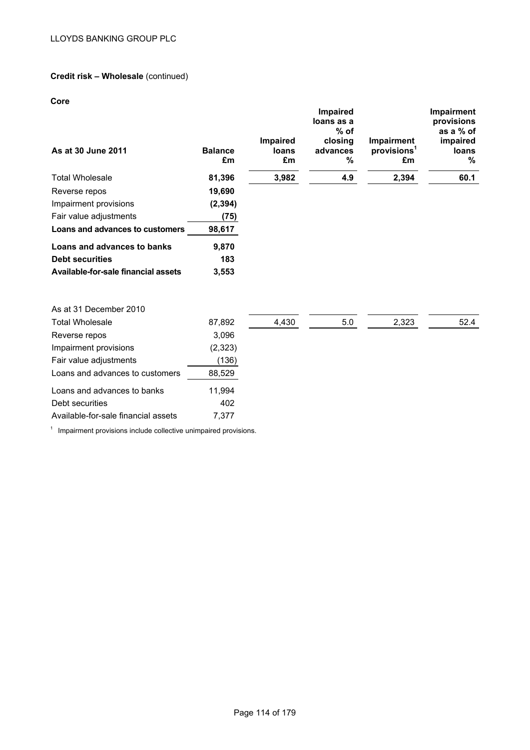**Credit risk – Wholesale** (continued)

**Core**

| As at 30 June 2011 | Balance £m | Impaired loans £m | Impaired loans as a % of closing advances % | Impairment provisions[1] £m | Impairment provisions as a % of impaired loans % |
|---|---|---|---|---|---|
| Total Wholesale | **81,396** | **3,982** | **4.9** | **2,394** | **60.1** |
| Reverse repos | **19,690** | | | | |
| Impairment provisions | **(2,394)** | | | | |
| Fair value adjustments | **(75)** | | | | |
| **Loans and advances to customers** | **98,617** | | | | |
| **Loans and advances to banks** | **9,870** | | | | |
| **Debt securities** | **183** | | | | |
| **Available-for-sale financial assets** | **3,553** | | | | |
| | | | | | |
| As at 31 December 2010 | | | | | |
| Total Wholesale | 87,892 | 4,430 | 5.0 | 2,323 | 52.4 |
| Reverse repos | 3,096 | | | | |
| Impairment provisions | (2,323) | | | | |
| Fair value adjustments | (136) | | | | |
| Loans and advances to customers | 88,529 | | | | |
| Loans and advances to banks | 11,994 | | | | |
| Debt securities | 402 | | | | |
| Available-for-sale financial assets | 7,377 | | | | |

[1] Impairment provisions include collective unimpaired provisions.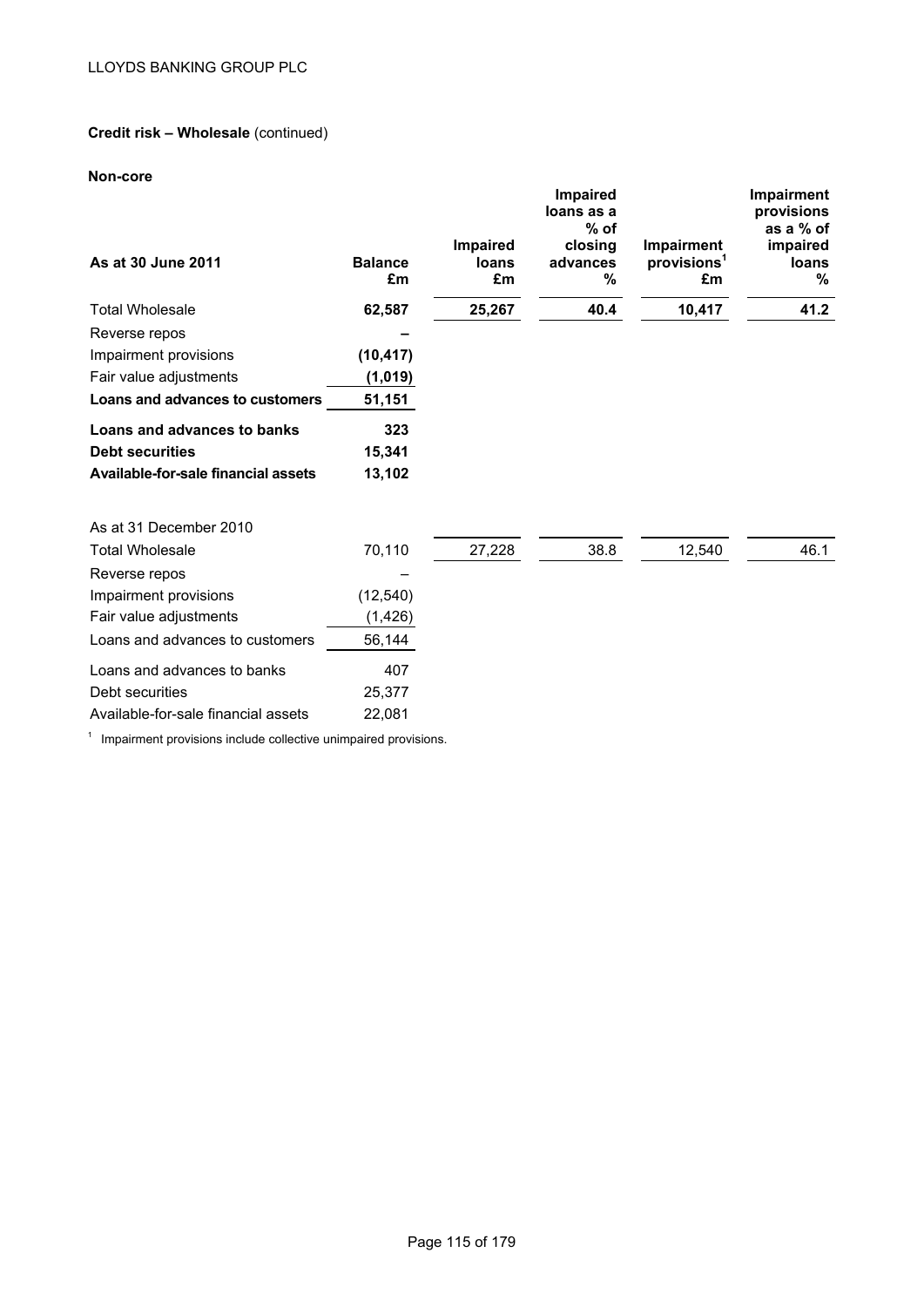**Credit risk – Wholesale** (continued)

**Non-core**

| As at 30 June 2011 | Balance £m | Impaired loans £m | Impaired loans as a % of closing advances % | Impairment provisions[1] £m | Impairment provisions as a % of impaired loans % |
|---|---|---|---|---|---|
| Total Wholesale | **62,587** | **25,267** | **40.4** | **10,417** | **41.2** |
| Reverse repos | **–** | | | | |
| Impairment provisions | **(10,417)** | | | | |
| Fair value adjustments | **(1,019)** | | | | |
| **Loans and advances to customers** | **51,151** | | | | |
| **Loans and advances to banks** | **323** | | | | |
| **Debt securities** | **15,341** | | | | |
| **Available-for-sale financial assets** | **13,102** | | | | |
| | | | | | |
| As at 31 December 2010 | | | | | |
| Total Wholesale | 70,110 | 27,228 | 38.8 | 12,540 | 46.1 |
| Reverse repos | – | | | | |
| Impairment provisions | (12,540) | | | | |
| Fair value adjustments | (1,426) | | | | |
| Loans and advances to customers | 56,144 | | | | |
| Loans and advances to banks | 407 | | | | |
| Debt securities | 25,377 | | | | |
| Available-for-sale financial assets | 22,081 | | | | |

[1] Impairment provisions include collective unimpaired provisions.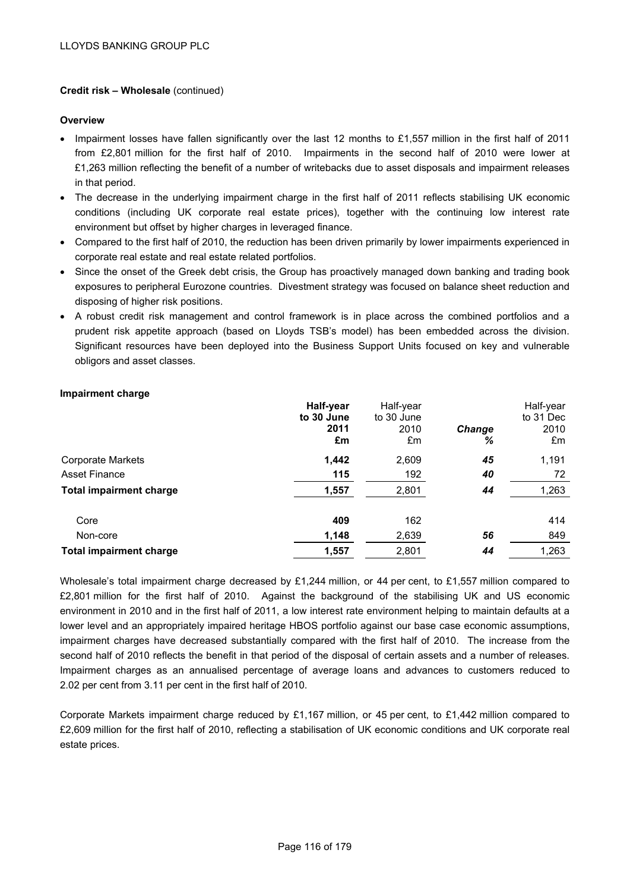**Credit risk – Wholesale** (continued)

**Overview**

- Impairment losses have fallen significantly over the last 12 months to £1,557 million in the first half of 2011 from £2,801 million for the first half of 2010. Impairments in the second half of 2010 were lower at £1,263 million reflecting the benefit of a number of writebacks due to asset disposals and impairment releases in that period.
- The decrease in the underlying impairment charge in the first half of 2011 reflects stabilising UK economic conditions (including UK corporate real estate prices), together with the continuing low interest rate environment but offset by higher charges in leveraged finance.
- Compared to the first half of 2010, the reduction has been driven primarily by lower impairments experienced in corporate real estate and real estate related portfolios.
- Since the onset of the Greek debt crisis, the Group has proactively managed down banking and trading book exposures to peripheral Eurozone countries. Divestment strategy was focused on balance sheet reduction and disposing of higher risk positions.
- A robust credit risk management and control framework is in place across the combined portfolios and a prudent risk appetite approach (based on Lloyds TSB's model) has been embedded across the division. Significant resources have been deployed into the Business Support Units focused on key and vulnerable obligors and asset classes.

**Impairment charge**

| | **Half-year to 30 June 2011 £m** | Half-year to 30 June 2010 £m | ***Change %*** | Half-year to 31 Dec 2010 £m |
|---|---|---|---|---|
| Corporate Markets | **1,442** | 2,609 | ***45*** | 1,191 |
| Asset Finance | **115** | 192 | ***40*** | 72 |
| **Total impairment charge** | **1,557** | 2,801 | ***44*** | 1,263 |
| | | | | |
| Core | **409** | 162 | | 414 |
| Non-core | **1,148** | 2,639 | ***56*** | 849 |
| **Total impairment charge** | **1,557** | 2,801 | ***44*** | 1,263 |

Wholesale's total impairment charge decreased by £1,244 million, or 44 per cent, to £1,557 million compared to £2,801 million for the first half of 2010. Against the background of the stabilising UK and US economic environment in 2010 and in the first half of 2011, a low interest rate environment helping to maintain defaults at a lower level and an appropriately impaired heritage HBOS portfolio against our base case economic assumptions, impairment charges have decreased substantially compared with the first half of 2010. The increase from the second half of 2010 reflects the benefit in that period of the disposal of certain assets and a number of releases. Impairment charges as an annualised percentage of average loans and advances to customers reduced to 2.02 per cent from 3.11 per cent in the first half of 2010.

Corporate Markets impairment charge reduced by £1,167 million, or 45 per cent, to £1,442 million compared to £2,609 million for the first half of 2010, reflecting a stabilisation of UK economic conditions and UK corporate real estate prices.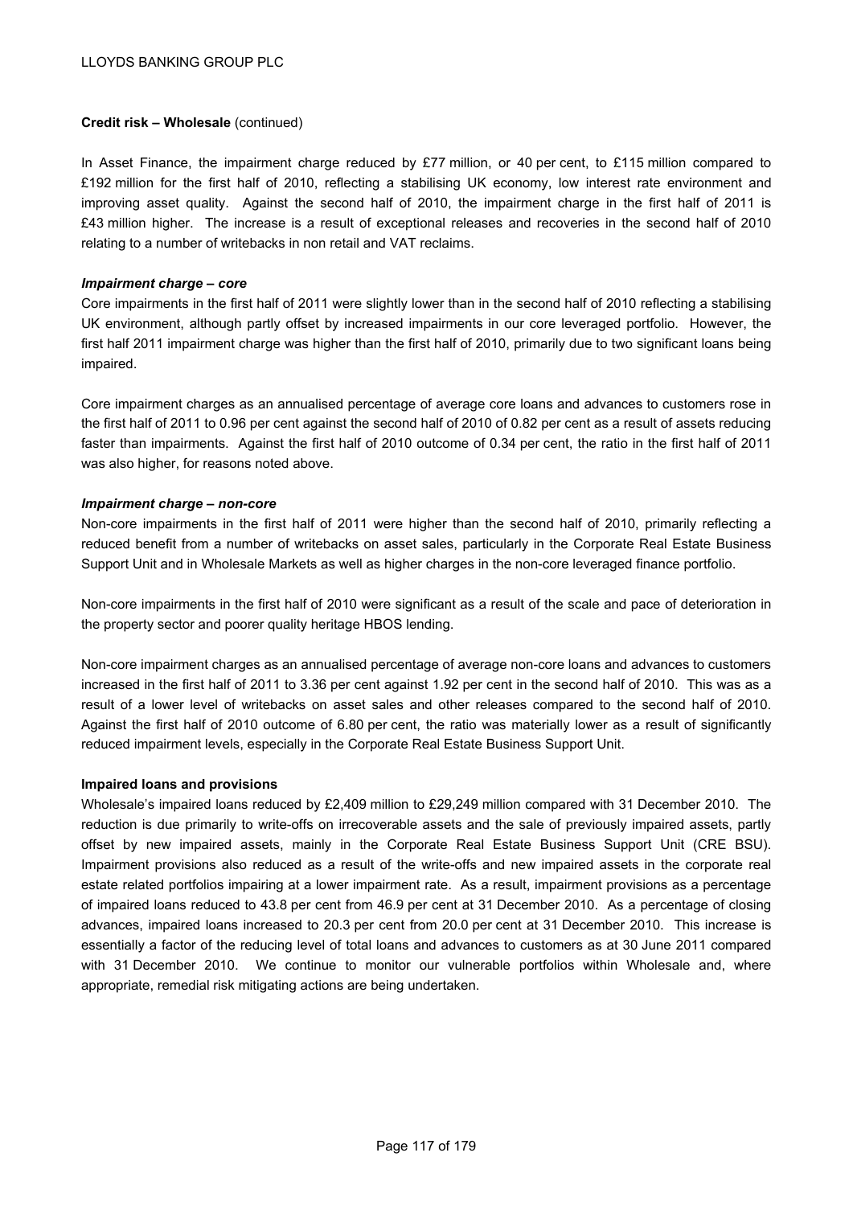**Credit risk – Wholesale** (continued)

In Asset Finance, the impairment charge reduced by £77 million, or 40 per cent, to £115 million compared to £192 million for the first half of 2010, reflecting a stabilising UK economy, low interest rate environment and improving asset quality. Against the second half of 2010, the impairment charge in the first half of 2011 is £43 million higher. The increase is a result of exceptional releases and recoveries in the second half of 2010 relating to a number of writebacks in non retail and VAT reclaims.

***Impairment charge – core***

Core impairments in the first half of 2011 were slightly lower than in the second half of 2010 reflecting a stabilising UK environment, although partly offset by increased impairments in our core leveraged portfolio. However, the first half 2011 impairment charge was higher than the first half of 2010, primarily due to two significant loans being impaired.

Core impairment charges as an annualised percentage of average core loans and advances to customers rose in the first half of 2011 to 0.96 per cent against the second half of 2010 of 0.82 per cent as a result of assets reducing faster than impairments. Against the first half of 2010 outcome of 0.34 per cent, the ratio in the first half of 2011 was also higher, for reasons noted above.

***Impairment charge – non-core***

Non-core impairments in the first half of 2011 were higher than the second half of 2010, primarily reflecting a reduced benefit from a number of writebacks on asset sales, particularly in the Corporate Real Estate Business Support Unit and in Wholesale Markets as well as higher charges in the non-core leveraged finance portfolio.

Non-core impairments in the first half of 2010 were significant as a result of the scale and pace of deterioration in the property sector and poorer quality heritage HBOS lending.

Non-core impairment charges as an annualised percentage of average non-core loans and advances to customers increased in the first half of 2011 to 3.36 per cent against 1.92 per cent in the second half of 2010. This was as a result of a lower level of writebacks on asset sales and other releases compared to the second half of 2010. Against the first half of 2010 outcome of 6.80 per cent, the ratio was materially lower as a result of significantly reduced impairment levels, especially in the Corporate Real Estate Business Support Unit.

**Impaired loans and provisions**

Wholesale's impaired loans reduced by £2,409 million to £29,249 million compared with 31 December 2010. The reduction is due primarily to write-offs on irrecoverable assets and the sale of previously impaired assets, partly offset by new impaired assets, mainly in the Corporate Real Estate Business Support Unit (CRE BSU). Impairment provisions also reduced as a result of the write-offs and new impaired assets in the corporate real estate related portfolios impairing at a lower impairment rate. As a result, impairment provisions as a percentage of impaired loans reduced to 43.8 per cent from 46.9 per cent at 31 December 2010. As a percentage of closing advances, impaired loans increased to 20.3 per cent from 20.0 per cent at 31 December 2010. This increase is essentially a factor of the reducing level of total loans and advances to customers as at 30 June 2011 compared with 31 December 2010. We continue to monitor our vulnerable portfolios within Wholesale and, where appropriate, remedial risk mitigating actions are being undertaken.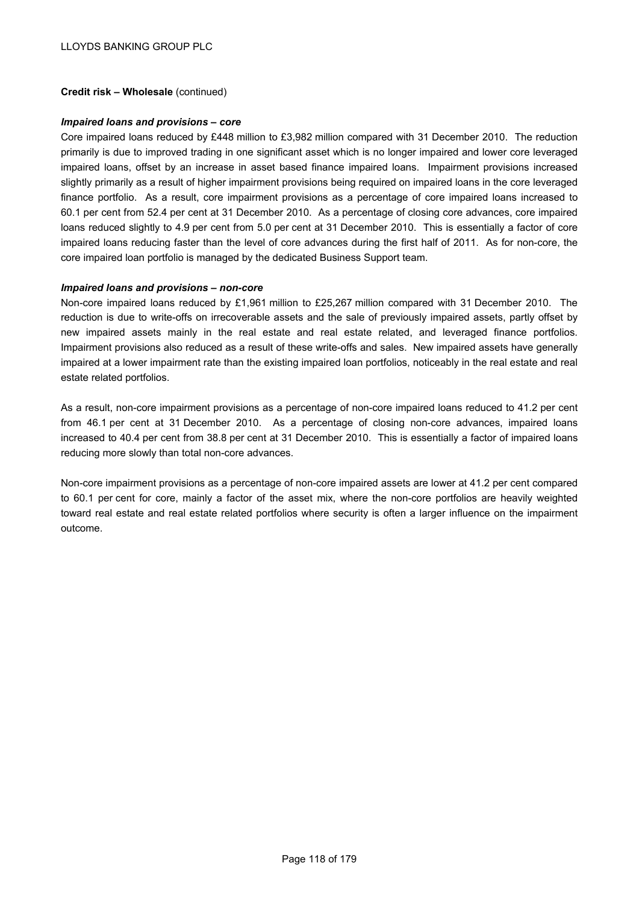**Credit risk – Wholesale** (continued)

***Impaired loans and provisions – core***

Core impaired loans reduced by £448 million to £3,982 million compared with 31 December 2010. The reduction primarily is due to improved trading in one significant asset which is no longer impaired and lower core leveraged impaired loans, offset by an increase in asset based finance impaired loans. Impairment provisions increased slightly primarily as a result of higher impairment provisions being required on impaired loans in the core leveraged finance portfolio. As a result, core impairment provisions as a percentage of core impaired loans increased to 60.1 per cent from 52.4 per cent at 31 December 2010. As a percentage of closing core advances, core impaired loans reduced slightly to 4.9 per cent from 5.0 per cent at 31 December 2010. This is essentially a factor of core impaired loans reducing faster than the level of core advances during the first half of 2011. As for non-core, the core impaired loan portfolio is managed by the dedicated Business Support team.

***Impaired loans and provisions – non-core***

Non-core impaired loans reduced by £1,961 million to £25,267 million compared with 31 December 2010. The reduction is due to write-offs on irrecoverable assets and the sale of previously impaired assets, partly offset by new impaired assets mainly in the real estate and real estate related, and leveraged finance portfolios. Impairment provisions also reduced as a result of these write-offs and sales. New impaired assets have generally impaired at a lower impairment rate than the existing impaired loan portfolios, noticeably in the real estate and real estate related portfolios.

As a result, non-core impairment provisions as a percentage of non-core impaired loans reduced to 41.2 per cent from 46.1 per cent at 31 December 2010. As a percentage of closing non-core advances, impaired loans increased to 40.4 per cent from 38.8 per cent at 31 December 2010. This is essentially a factor of impaired loans reducing more slowly than total non-core advances.

Non-core impairment provisions as a percentage of non-core impaired assets are lower at 41.2 per cent compared to 60.1 per cent for core, mainly a factor of the asset mix, where the non-core portfolios are heavily weighted toward real estate and real estate related portfolios where security is often a larger influence on the impairment outcome.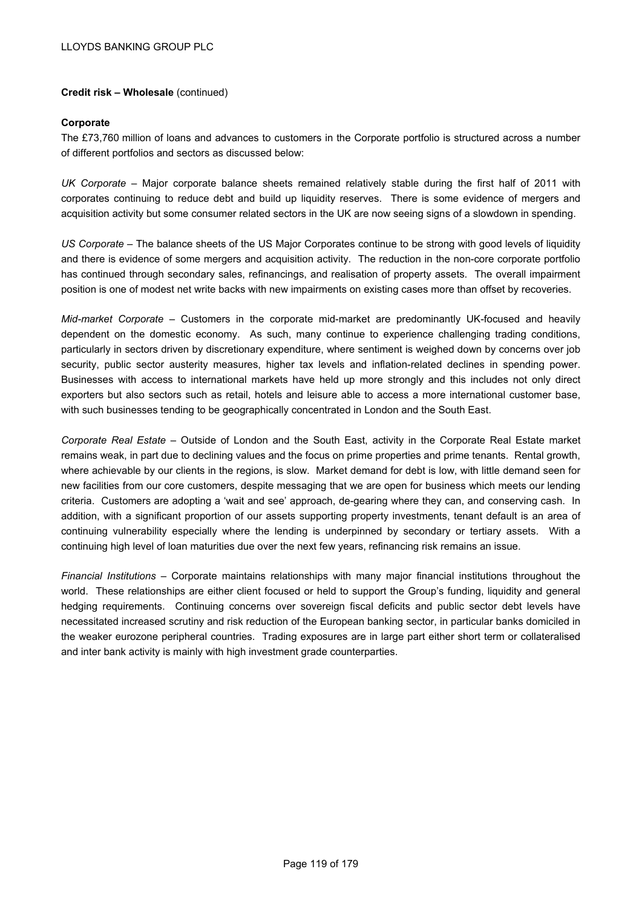**Credit risk – Wholesale** (continued)

**Corporate**

The £73,760 million of loans and advances to customers in the Corporate portfolio is structured across a number of different portfolios and sectors as discussed below:

*UK Corporate* – Major corporate balance sheets remained relatively stable during the first half of 2011 with corporates continuing to reduce debt and build up liquidity reserves. There is some evidence of mergers and acquisition activity but some consumer related sectors in the UK are now seeing signs of a slowdown in spending.

*US Corporate* – The balance sheets of the US Major Corporates continue to be strong with good levels of liquidity and there is evidence of some mergers and acquisition activity. The reduction in the non-core corporate portfolio has continued through secondary sales, refinancings, and realisation of property assets. The overall impairment position is one of modest net write backs with new impairments on existing cases more than offset by recoveries.

*Mid-market Corporate* – Customers in the corporate mid-market are predominantly UK-focused and heavily dependent on the domestic economy. As such, many continue to experience challenging trading conditions, particularly in sectors driven by discretionary expenditure, where sentiment is weighed down by concerns over job security, public sector austerity measures, higher tax levels and inflation-related declines in spending power. Businesses with access to international markets have held up more strongly and this includes not only direct exporters but also sectors such as retail, hotels and leisure able to access a more international customer base, with such businesses tending to be geographically concentrated in London and the South East.

*Corporate Real Estate* – Outside of London and the South East, activity in the Corporate Real Estate market remains weak, in part due to declining values and the focus on prime properties and prime tenants. Rental growth, where achievable by our clients in the regions, is slow. Market demand for debt is low, with little demand seen for new facilities from our core customers, despite messaging that we are open for business which meets our lending criteria. Customers are adopting a 'wait and see' approach, de-gearing where they can, and conserving cash. In addition, with a significant proportion of our assets supporting property investments, tenant default is an area of continuing vulnerability especially where the lending is underpinned by secondary or tertiary assets. With a continuing high level of loan maturities due over the next few years, refinancing risk remains an issue.

*Financial Institutions* – Corporate maintains relationships with many major financial institutions throughout the world. These relationships are either client focused or held to support the Group's funding, liquidity and general hedging requirements. Continuing concerns over sovereign fiscal deficits and public sector debt levels have necessitated increased scrutiny and risk reduction of the European banking sector, in particular banks domiciled in the weaker eurozone peripheral countries. Trading exposures are in large part either short term or collateralised and inter bank activity is mainly with high investment grade counterparties.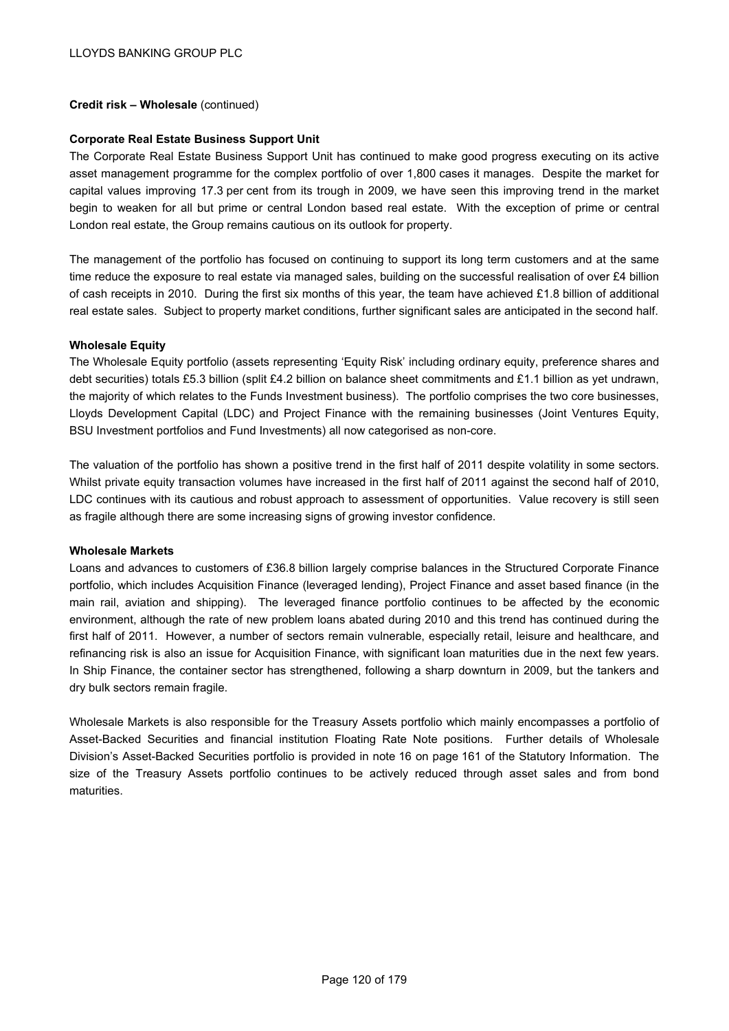**Credit risk – Wholesale** (continued)

**Corporate Real Estate Business Support Unit**

The Corporate Real Estate Business Support Unit has continued to make good progress executing on its active asset management programme for the complex portfolio of over 1,800 cases it manages. Despite the market for capital values improving 17.3 per cent from its trough in 2009, we have seen this improving trend in the market begin to weaken for all but prime or central London based real estate. With the exception of prime or central London real estate, the Group remains cautious on its outlook for property.

The management of the portfolio has focused on continuing to support its long term customers and at the same time reduce the exposure to real estate via managed sales, building on the successful realisation of over £4 billion of cash receipts in 2010. During the first six months of this year, the team have achieved £1.8 billion of additional real estate sales. Subject to property market conditions, further significant sales are anticipated in the second half.

**Wholesale Equity**

The Wholesale Equity portfolio (assets representing 'Equity Risk' including ordinary equity, preference shares and debt securities) totals £5.3 billion (split £4.2 billion on balance sheet commitments and £1.1 billion as yet undrawn, the majority of which relates to the Funds Investment business). The portfolio comprises the two core businesses, Lloyds Development Capital (LDC) and Project Finance with the remaining businesses (Joint Ventures Equity, BSU Investment portfolios and Fund Investments) all now categorised as non-core.

The valuation of the portfolio has shown a positive trend in the first half of 2011 despite volatility in some sectors. Whilst private equity transaction volumes have increased in the first half of 2011 against the second half of 2010, LDC continues with its cautious and robust approach to assessment of opportunities. Value recovery is still seen as fragile although there are some increasing signs of growing investor confidence.

**Wholesale Markets**

Loans and advances to customers of £36.8 billion largely comprise balances in the Structured Corporate Finance portfolio, which includes Acquisition Finance (leveraged lending), Project Finance and asset based finance (in the main rail, aviation and shipping). The leveraged finance portfolio continues to be affected by the economic environment, although the rate of new problem loans abated during 2010 and this trend has continued during the first half of 2011. However, a number of sectors remain vulnerable, especially retail, leisure and healthcare, and refinancing risk is also an issue for Acquisition Finance, with significant loan maturities due in the next few years. In Ship Finance, the container sector has strengthened, following a sharp downturn in 2009, but the tankers and dry bulk sectors remain fragile.

Wholesale Markets is also responsible for the Treasury Assets portfolio which mainly encompasses a portfolio of Asset-Backed Securities and financial institution Floating Rate Note positions. Further details of Wholesale Division's Asset-Backed Securities portfolio is provided in note 16 on page 161 of the Statutory Information. The size of the Treasury Assets portfolio continues to be actively reduced through asset sales and from bond maturities.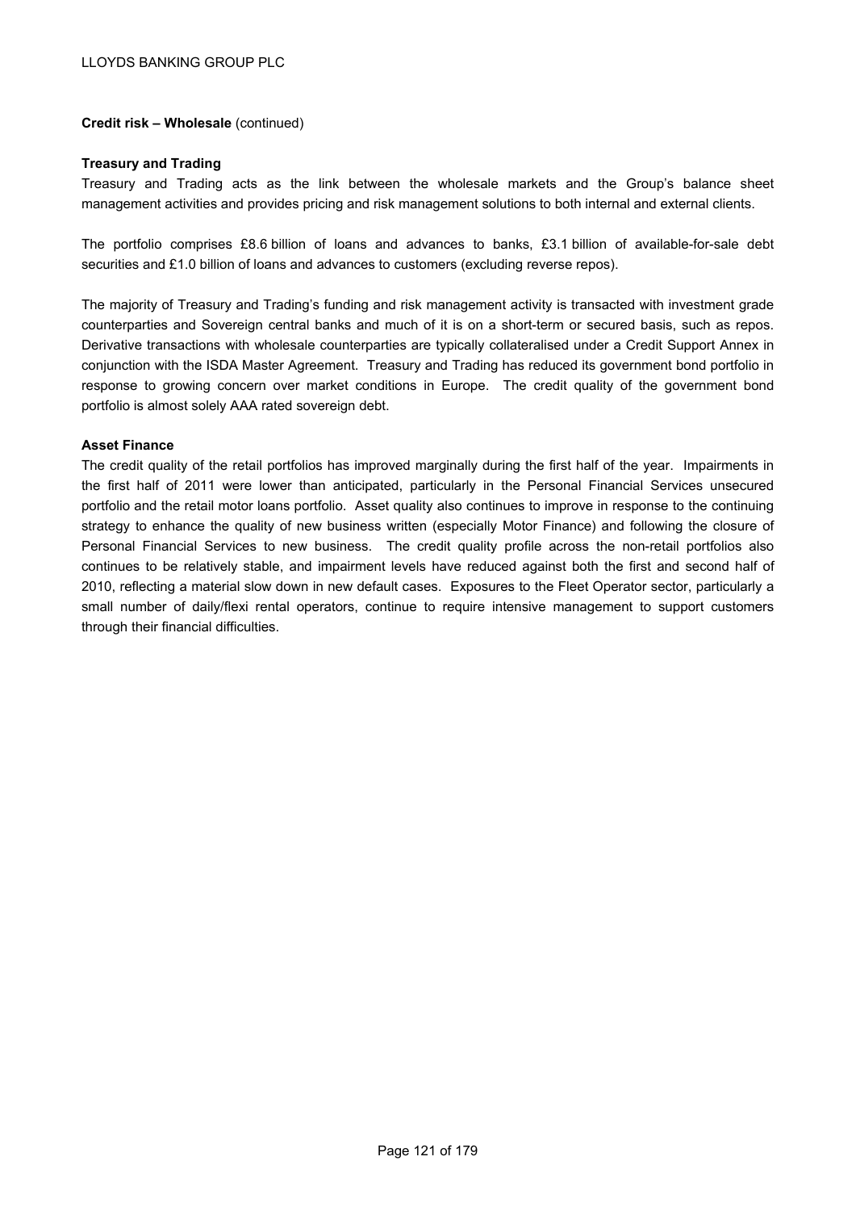**Credit risk – Wholesale** (continued)

**Treasury and Trading**

Treasury and Trading acts as the link between the wholesale markets and the Group's balance sheet management activities and provides pricing and risk management solutions to both internal and external clients.

The portfolio comprises £8.6 billion of loans and advances to banks, £3.1 billion of available-for-sale debt securities and £1.0 billion of loans and advances to customers (excluding reverse repos).

The majority of Treasury and Trading's funding and risk management activity is transacted with investment grade counterparties and Sovereign central banks and much of it is on a short-term or secured basis, such as repos. Derivative transactions with wholesale counterparties are typically collateralised under a Credit Support Annex in conjunction with the ISDA Master Agreement. Treasury and Trading has reduced its government bond portfolio in response to growing concern over market conditions in Europe. The credit quality of the government bond portfolio is almost solely AAA rated sovereign debt.

**Asset Finance**

The credit quality of the retail portfolios has improved marginally during the first half of the year. Impairments in the first half of 2011 were lower than anticipated, particularly in the Personal Financial Services unsecured portfolio and the retail motor loans portfolio. Asset quality also continues to improve in response to the continuing strategy to enhance the quality of new business written (especially Motor Finance) and following the closure of Personal Financial Services to new business. The credit quality profile across the non-retail portfolios also continues to be relatively stable, and impairment levels have reduced against both the first and second half of 2010, reflecting a material slow down in new default cases. Exposures to the Fleet Operator sector, particularly a small number of daily/flexi rental operators, continue to require intensive management to support customers through their financial difficulties.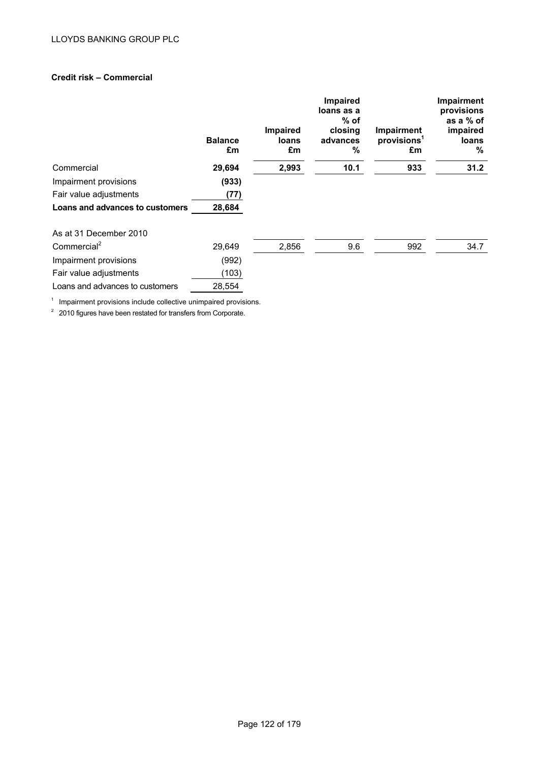### Credit risk – Commercial

| | Balance £m | Impaired loans £m | Impaired loans as a % of closing advances % | Impairment provisions[1] £m | Impairment provisions as a % of impaired loans % |
|---|---|---|---|---|---|
| Commercial | **29,694** | **2,993** | **10.1** | **933** | **31.2** |
| Impairment provisions | **(933)** | | | | |
| Fair value adjustments | **(77)** | | | | |
| **Loans and advances to customers** | **28,684** | | | | |
| | | | | | |
| As at 31 December 2010 | | | | | |
| Commercial[2] | 29,649 | 2,856 | 9.6 | 992 | 34.7 |
| Impairment provisions | (992) | | | | |
| Fair value adjustments | (103) | | | | |
| Loans and advances to customers | 28,554 | | | | |

[1] Impairment provisions include collective unimpaired provisions.

[2] 2010 figures have been restated for transfers from Corporate.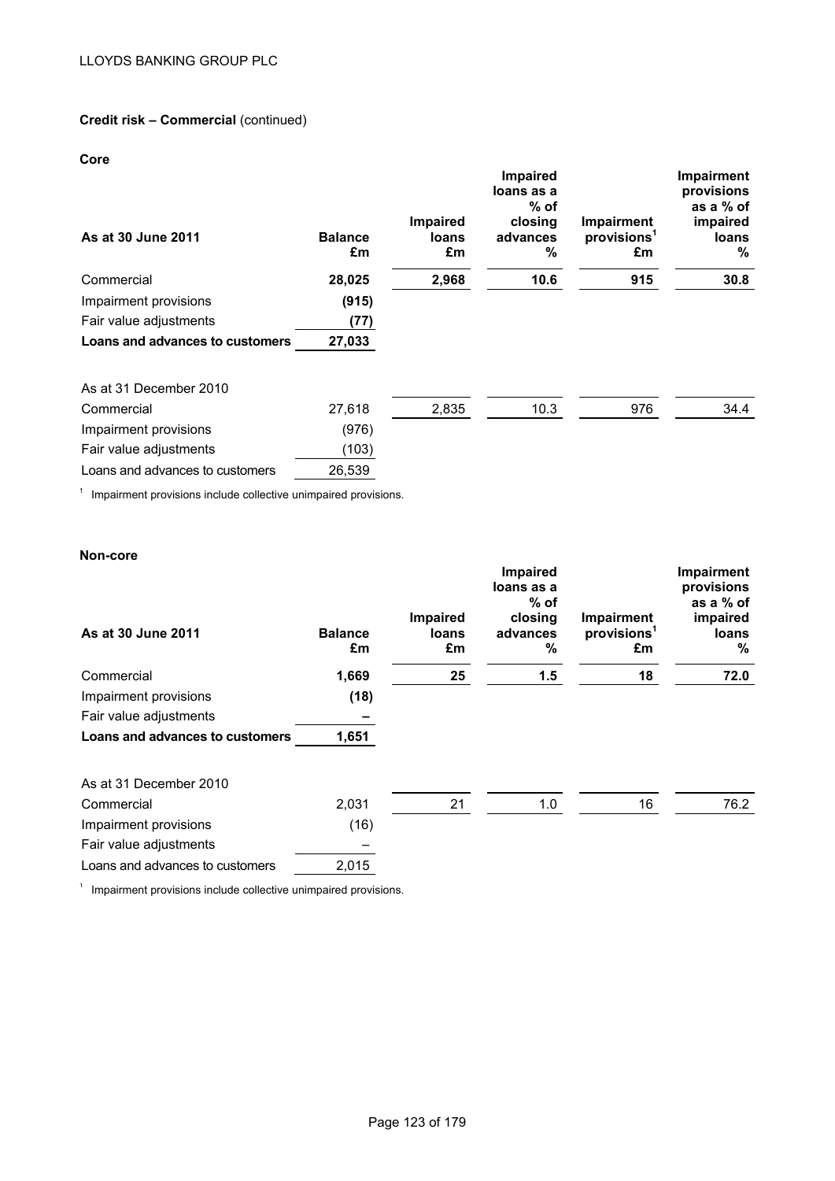**Credit risk – Commercial** (continued)

**Core**

| As at 30 June 2011 | Balance £m | Impaired loans £m | Impaired loans as a % of closing advances % | Impairment provisions[1] £m | Impairment provisions as a % of impaired loans % |
|---|---|---|---|---|---|
| Commercial | **28,025** | **2,968** | **10.6** | **915** | **30.8** |
| Impairment provisions | **(915)** | | | | |
| Fair value adjustments | **(77)** | | | | |
| **Loans and advances to customers** | **27,033** | | | | |
| | | | | | |
| As at 31 December 2010 | | | | | |
| Commercial | 27,618 | 2,835 | 10.3 | 976 | 34.4 |
| Impairment provisions | (976) | | | | |
| Fair value adjustments | (103) | | | | |
| Loans and advances to customers | 26,539 | | | | |

[1] Impairment provisions include collective unimpaired provisions.

**Non-core**

| As at 30 June 2011 | Balance £m | Impaired loans £m | Impaired loans as a % of closing advances % | Impairment provisions[1] £m | Impairment provisions as a % of impaired loans % |
|---|---|---|---|---|---|
| Commercial | **1,669** | **25** | **1.5** | **18** | **72.0** |
| Impairment provisions | **(18)** | | | | |
| Fair value adjustments | **–** | | | | |
| **Loans and advances to customers** | **1,651** | | | | |
| | | | | | |
| As at 31 December 2010 | | | | | |
| Commercial | 2,031 | 21 | 1.0 | 16 | 76.2 |
| Impairment provisions | (16) | | | | |
| Fair value adjustments | – | | | | |
| Loans and advances to customers | 2,015 | | | | |

[1] Impairment provisions include collective unimpaired provisions.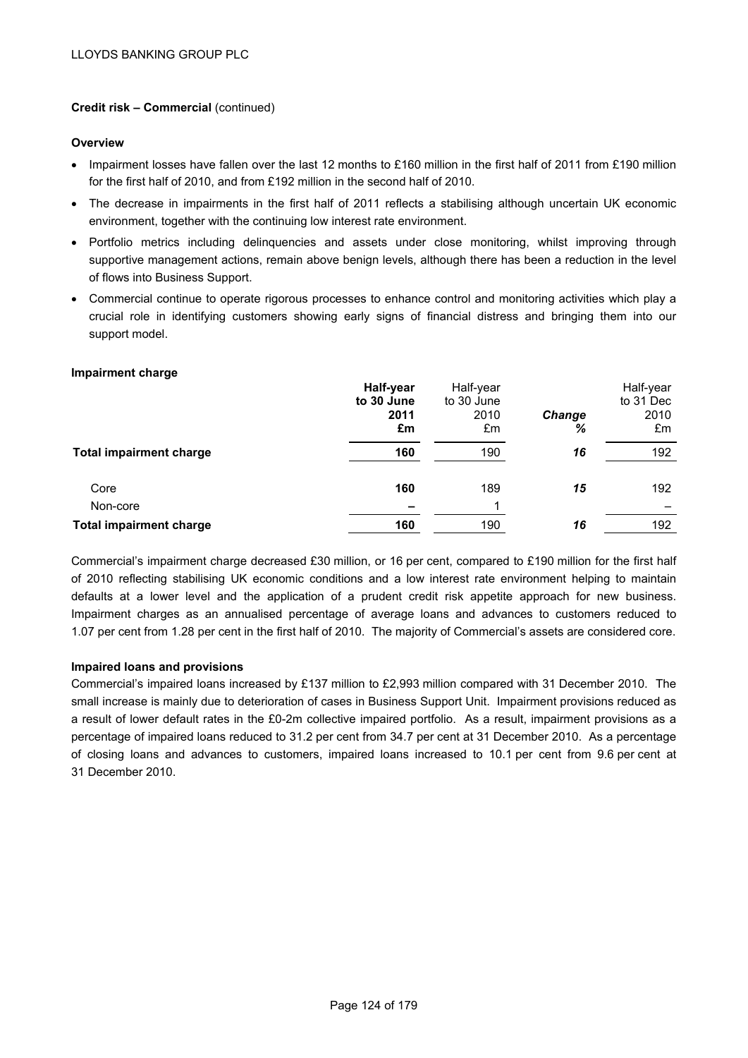**Credit risk – Commercial** (continued)

**Overview**

- Impairment losses have fallen over the last 12 months to £160 million in the first half of 2011 from £190 million for the first half of 2010, and from £192 million in the second half of 2010.
- The decrease in impairments in the first half of 2011 reflects a stabilising although uncertain UK economic environment, together with the continuing low interest rate environment.
- Portfolio metrics including delinquencies and assets under close monitoring, whilst improving through supportive management actions, remain above benign levels, although there has been a reduction in the level of flows into Business Support.
- Commercial continue to operate rigorous processes to enhance control and monitoring activities which play a crucial role in identifying customers showing early signs of financial distress and bringing them into our support model.

**Impairment charge**

| | **Half-year to 30 June 2011 £m** | Half-year to 30 June 2010 £m | ***Change %*** | Half-year to 31 Dec 2010 £m |
|---|---|---|---|---|
| **Total impairment charge** | **160** | 190 | ***16*** | 192 |
| Core | **160** | 189 | ***15*** | 192 |
| Non-core | **–** | 1 | | – |
| **Total impairment charge** | **160** | 190 | ***16*** | 192 |

Commercial's impairment charge decreased £30 million, or 16 per cent, compared to £190 million for the first half of 2010 reflecting stabilising UK economic conditions and a low interest rate environment helping to maintain defaults at a lower level and the application of a prudent credit risk appetite approach for new business. Impairment charges as an annualised percentage of average loans and advances to customers reduced to 1.07 per cent from 1.28 per cent in the first half of 2010. The majority of Commercial's assets are considered core.

**Impaired loans and provisions**

Commercial's impaired loans increased by £137 million to £2,993 million compared with 31 December 2010. The small increase is mainly due to deterioration of cases in Business Support Unit. Impairment provisions reduced as a result of lower default rates in the £0-2m collective impaired portfolio. As a result, impairment provisions as a percentage of impaired loans reduced to 31.2 per cent from 34.7 per cent at 31 December 2010. As a percentage of closing loans and advances to customers, impaired loans increased to 10.1 per cent from 9.6 per cent at 31 December 2010.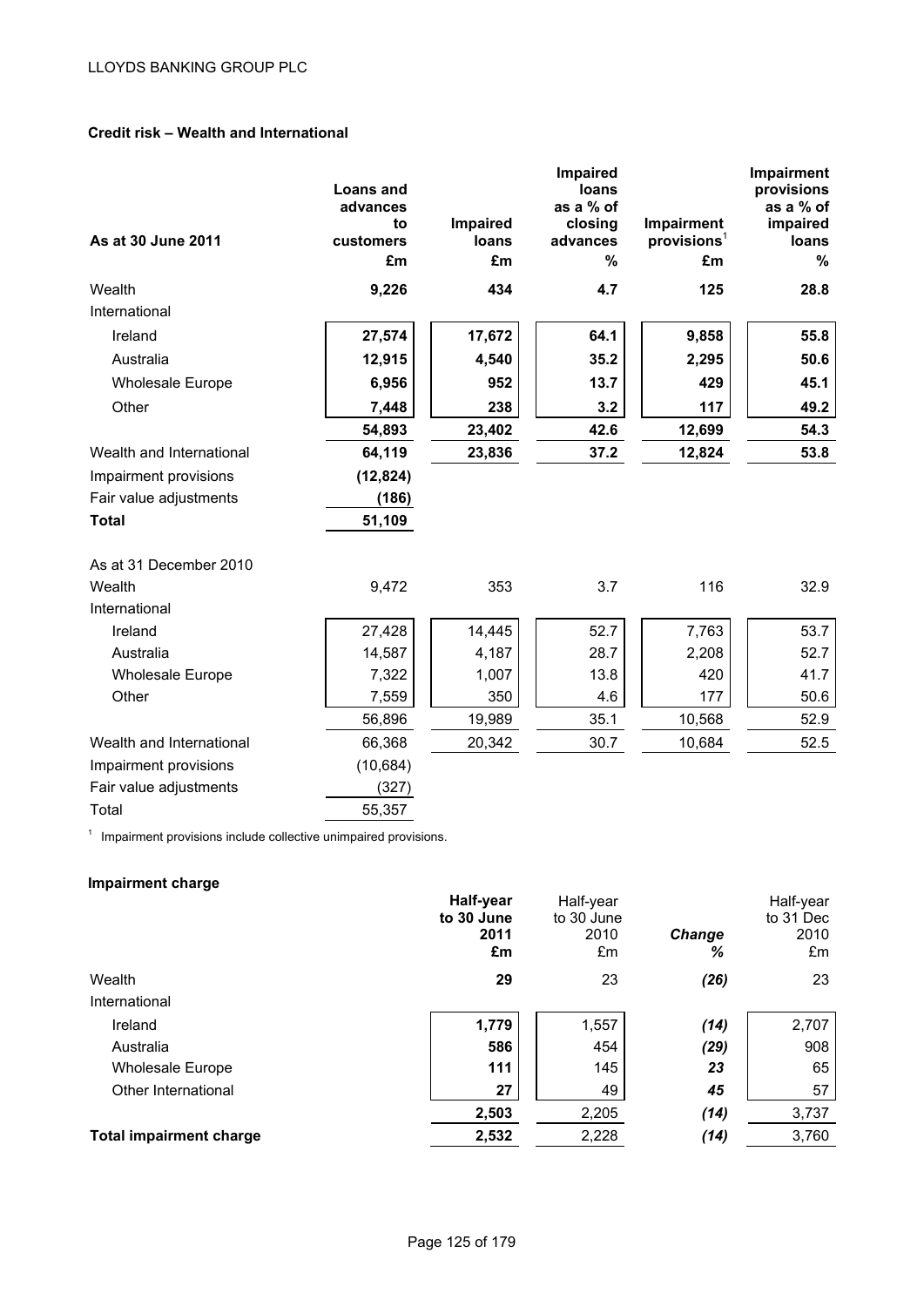### Credit risk – Wealth and International

| As at 30 June 2011 | Loans and advances to customers £m | Impaired loans £m | Impaired loans as a % of closing advances % | Impairment provisions[1] £m | Impairment provisions as a % of impaired loans % |
|---|---|---|---|---|---|
| Wealth | **9,226** | **434** | **4.7** | **125** | **28.8** |
| International | | | | | |
| Ireland | **27,574** | **17,672** | **64.1** | **9,858** | **55.8** |
| Australia | **12,915** | **4,540** | **35.2** | **2,295** | **50.6** |
| Wholesale Europe | **6,956** | **952** | **13.7** | **429** | **45.1** |
| Other | **7,448** | **238** | **3.2** | **117** | **49.2** |
| | **54,893** | **23,402** | **42.6** | **12,699** | **54.3** |
| Wealth and International | **64,119** | **23,836** | **37.2** | **12,824** | **53.8** |
| Impairment provisions | **(12,824)** | | | | |
| Fair value adjustments | **(186)** | | | | |
| **Total** | **51,109** | | | | |
| | | | | | |
| As at 31 December 2010 | | | | | |
| Wealth | 9,472 | 353 | 3.7 | 116 | 32.9 |
| International | | | | | |
| Ireland | 27,428 | 14,445 | 52.7 | 7,763 | 53.7 |
| Australia | 14,587 | 4,187 | 28.7 | 2,208 | 52.7 |
| Wholesale Europe | 7,322 | 1,007 | 13.8 | 420 | 41.7 |
| Other | 7,559 | 350 | 4.6 | 177 | 50.6 |
| | 56,896 | 19,989 | 35.1 | 10,568 | 52.9 |
| Wealth and International | 66,368 | 20,342 | 30.7 | 10,684 | 52.5 |
| Impairment provisions | (10,684) | | | | |
| Fair value adjustments | (327) | | | | |
| Total | 55,357 | | | | |

[1] Impairment provisions include collective unimpaired provisions.

### Impairment charge

| | Half-year to 30 June 2011 £m | Half-year to 30 June 2010 £m | *Change %* | Half-year to 31 Dec 2010 £m |
|---|---|---|---|---|
| Wealth | **29** | 23 | ***(26)*** | 23 |
| International | | | | |
| Ireland | **1,779** | 1,557 | ***(14)*** | 2,707 |
| Australia | **586** | 454 | ***(29)*** | 908 |
| Wholesale Europe | **111** | 145 | ***23*** | 65 |
| Other International | **27** | 49 | ***45*** | 57 |
| | **2,503** | 2,205 | ***(14)*** | 3,737 |
| **Total impairment charge** | **2,532** | 2,228 | ***(14)*** | 3,760 |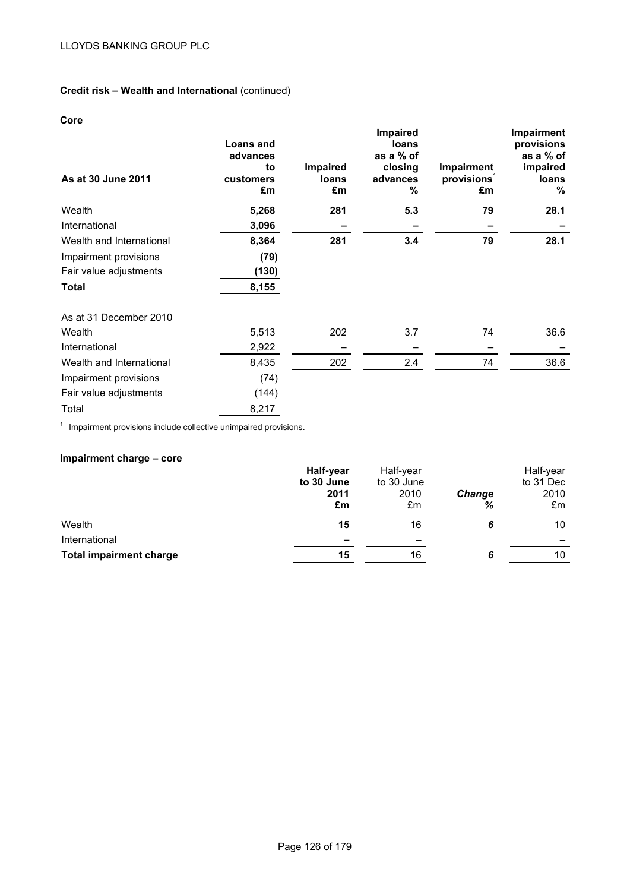**Credit risk – Wealth and International** (continued)

**Core**

| As at 30 June 2011 | Loans and advances to customers £m | Impaired loans £m | Impaired loans as a % of closing advances % | Impairment provisions[1] £m | Impairment provisions as a % of impaired loans % |
|---|---|---|---|---|---|
| Wealth | **5,268** | **281** | **5.3** | **79** | **28.1** |
| International | **3,096** | **–** | **–** | **–** | **–** |
| Wealth and International | **8,364** | **281** | **3.4** | **79** | **28.1** |
| Impairment provisions | **(79)** | | | | |
| Fair value adjustments | **(130)** | | | | |
| **Total** | **8,155** | | | | |
| As at 31 December 2010 | | | | | |
| Wealth | 5,513 | 202 | 3.7 | 74 | 36.6 |
| International | 2,922 | – | – | – | – |
| Wealth and International | 8,435 | 202 | 2.4 | 74 | 36.6 |
| Impairment provisions | (74) | | | | |
| Fair value adjustments | (144) | | | | |
| Total | 8,217 | | | | |

[1] Impairment provisions include collective unimpaired provisions.

**Impairment charge – core**

| | Half-year to 30 June 2011 £m | Half-year to 30 June 2010 £m | *Change %* | Half-year to 31 Dec 2010 £m |
|---|---|---|---|---|
| Wealth | **15** | 16 | *6* | 10 |
| International | **–** | – | | – |
| **Total impairment charge** | **15** | 16 | *6* | 10 |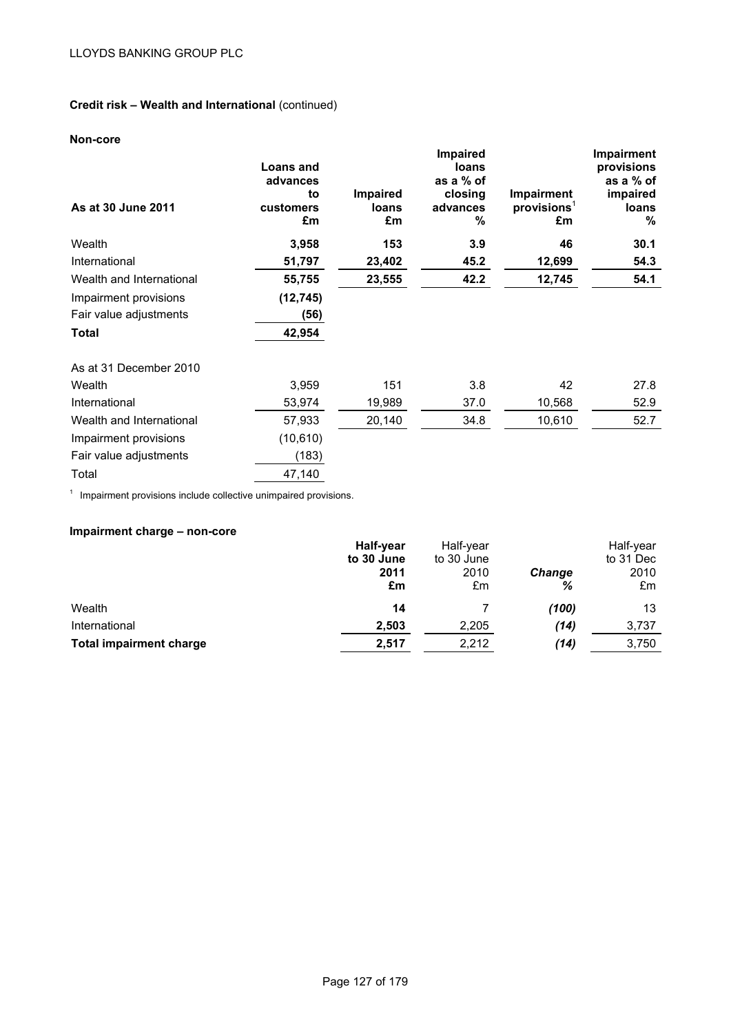**Credit risk – Wealth and International** (continued)

**Non-core**

| As at 30 June 2011 | Loans and advances to customers £m | Impaired loans £m | Impaired loans as a % of closing advances % | Impairment provisions[1] £m | Impairment provisions as a % of impaired loans % |
|---|---|---|---|---|---|
| Wealth | **3,958** | **153** | **3.9** | **46** | **30.1** |
| International | **51,797** | **23,402** | **45.2** | **12,699** | **54.3** |
| Wealth and International | **55,755** | **23,555** | **42.2** | **12,745** | **54.1** |
| Impairment provisions | **(12,745)** | | | | |
| Fair value adjustments | **(56)** | | | | |
| **Total** | **42,954** | | | | |
| As at 31 December 2010 | | | | | |
| Wealth | 3,959 | 151 | 3.8 | 42 | 27.8 |
| International | 53,974 | 19,989 | 37.0 | 10,568 | 52.9 |
| Wealth and International | 57,933 | 20,140 | 34.8 | 10,610 | 52.7 |
| Impairment provisions | (10,610) | | | | |
| Fair value adjustments | (183) | | | | |
| Total | 47,140 | | | | |

[1] Impairment provisions include collective unimpaired provisions.

**Impairment charge – non-core**

| | Half-year to 30 June 2011 £m | Half-year to 30 June 2010 £m | *Change %* | Half-year to 31 Dec 2010 £m |
|---|---|---|---|---|
| Wealth | **14** | 7 | *(100)* | 13 |
| International | **2,503** | 2,205 | *(14)* | 3,737 |
| **Total impairment charge** | **2,517** | 2,212 | *(14)* | 3,750 |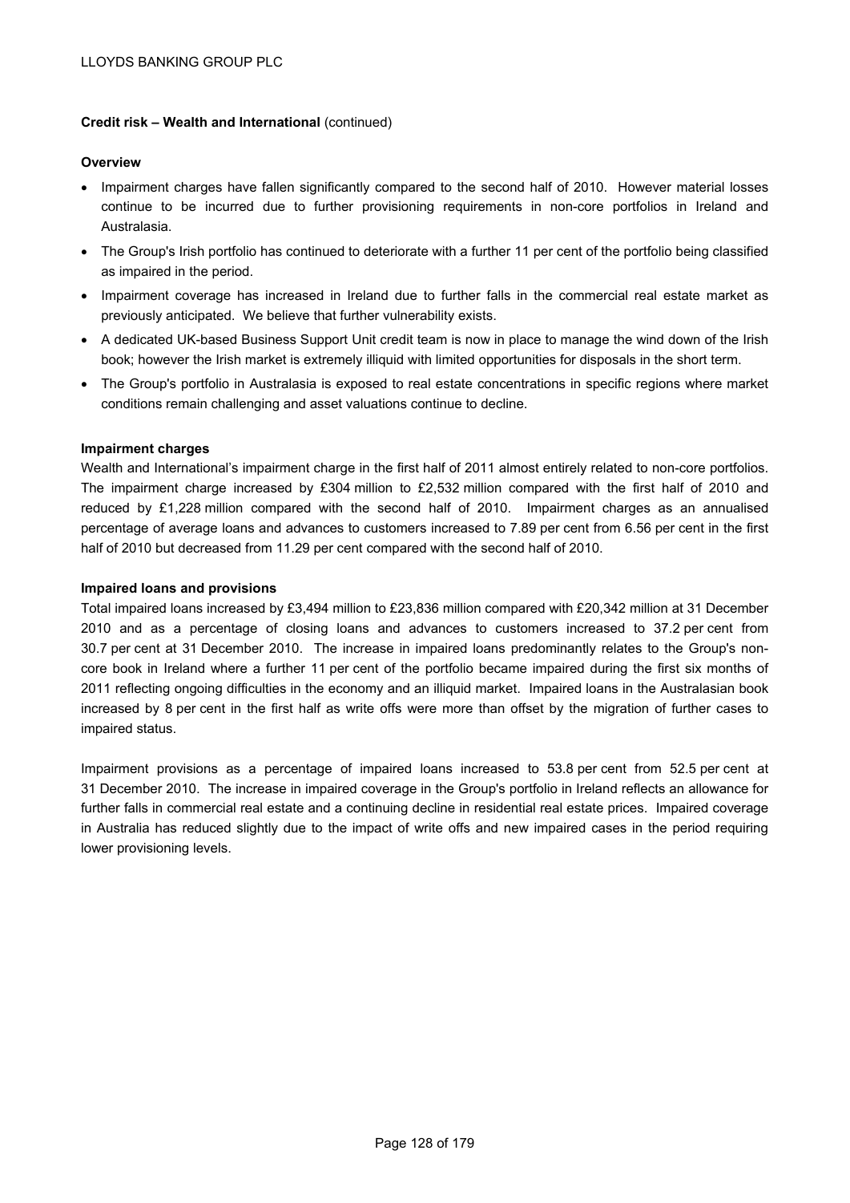**Credit risk – Wealth and International** (continued)

**Overview**

- Impairment charges have fallen significantly compared to the second half of 2010. However material losses continue to be incurred due to further provisioning requirements in non-core portfolios in Ireland and Australasia.
- The Group's Irish portfolio has continued to deteriorate with a further 11 per cent of the portfolio being classified as impaired in the period.
- Impairment coverage has increased in Ireland due to further falls in the commercial real estate market as previously anticipated. We believe that further vulnerability exists.
- A dedicated UK-based Business Support Unit credit team is now in place to manage the wind down of the Irish book; however the Irish market is extremely illiquid with limited opportunities for disposals in the short term.
- The Group's portfolio in Australasia is exposed to real estate concentrations in specific regions where market conditions remain challenging and asset valuations continue to decline.

**Impairment charges**

Wealth and International's impairment charge in the first half of 2011 almost entirely related to non-core portfolios. The impairment charge increased by £304 million to £2,532 million compared with the first half of 2010 and reduced by £1,228 million compared with the second half of 2010. Impairment charges as an annualised percentage of average loans and advances to customers increased to 7.89 per cent from 6.56 per cent in the first half of 2010 but decreased from 11.29 per cent compared with the second half of 2010.

**Impaired loans and provisions**

Total impaired loans increased by £3,494 million to £23,836 million compared with £20,342 million at 31 December 2010 and as a percentage of closing loans and advances to customers increased to 37.2 per cent from 30.7 per cent at 31 December 2010. The increase in impaired loans predominantly relates to the Group's non-core book in Ireland where a further 11 per cent of the portfolio became impaired during the first six months of 2011 reflecting ongoing difficulties in the economy and an illiquid market. Impaired loans in the Australasian book increased by 8 per cent in the first half as write offs were more than offset by the migration of further cases to impaired status.

Impairment provisions as a percentage of impaired loans increased to 53.8 per cent from 52.5 per cent at 31 December 2010. The increase in impaired coverage in the Group's portfolio in Ireland reflects an allowance for further falls in commercial real estate and a continuing decline in residential real estate prices. Impaired coverage in Australia has reduced slightly due to the impact of write offs and new impaired cases in the period requiring lower provisioning levels.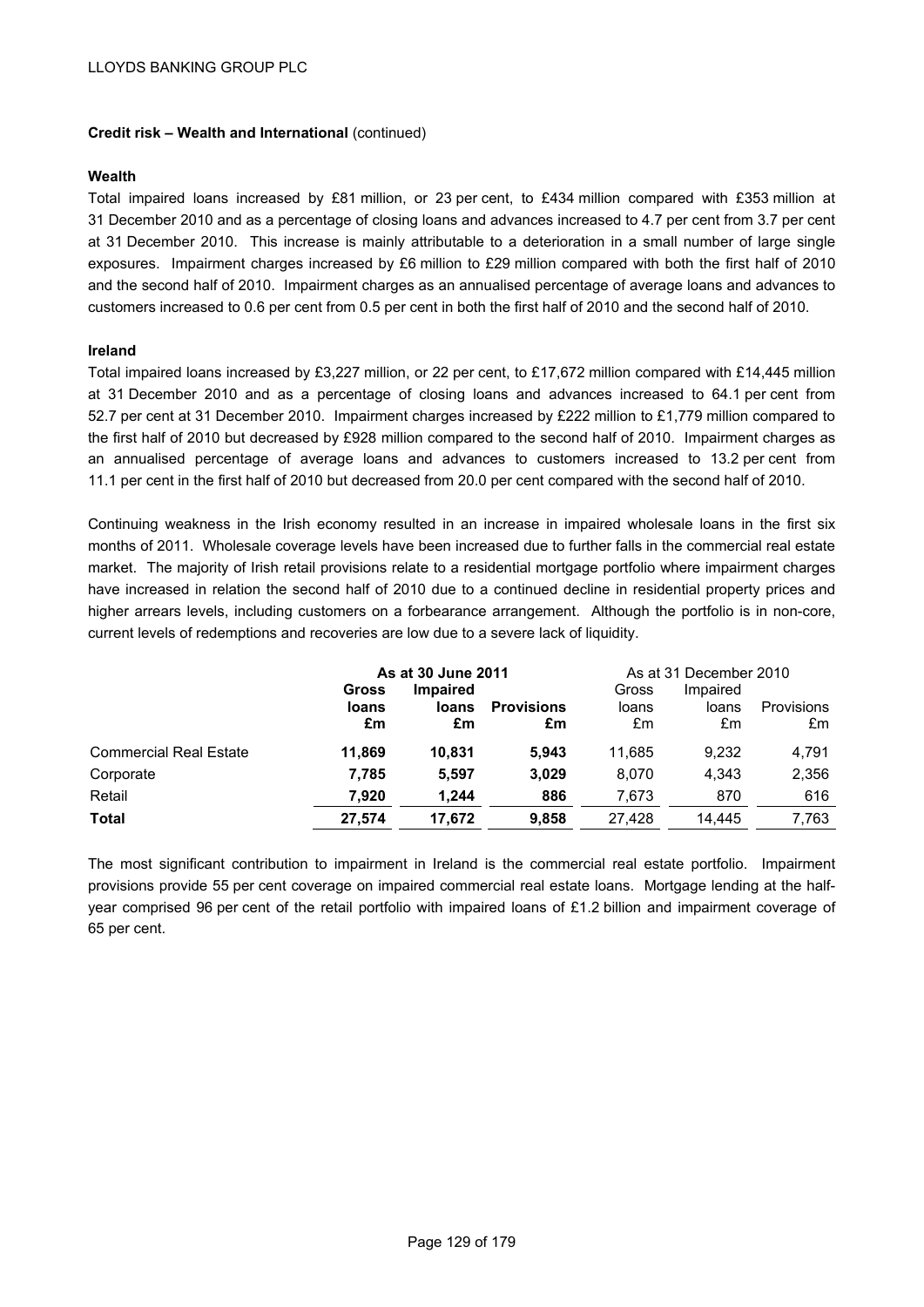**Credit risk – Wealth and International** (continued)

**Wealth**

Total impaired loans increased by £81 million, or 23 per cent, to £434 million compared with £353 million at 31 December 2010 and as a percentage of closing loans and advances increased to 4.7 per cent from 3.7 per cent at 31 December 2010. This increase is mainly attributable to a deterioration in a small number of large single exposures. Impairment charges increased by £6 million to £29 million compared with both the first half of 2010 and the second half of 2010. Impairment charges as an annualised percentage of average loans and advances to customers increased to 0.6 per cent from 0.5 per cent in both the first half of 2010 and the second half of 2010.

**Ireland**

Total impaired loans increased by £3,227 million, or 22 per cent, to £17,672 million compared with £14,445 million at 31 December 2010 and as a percentage of closing loans and advances increased to 64.1 per cent from 52.7 per cent at 31 December 2010. Impairment charges increased by £222 million to £1,779 million compared to the first half of 2010 but decreased by £928 million compared to the second half of 2010. Impairment charges as an annualised percentage of average loans and advances to customers increased to 13.2 per cent from 11.1 per cent in the first half of 2010 but decreased from 20.0 per cent compared with the second half of 2010.

Continuing weakness in the Irish economy resulted in an increase in impaired wholesale loans in the first six months of 2011. Wholesale coverage levels have been increased due to further falls in the commercial real estate market. The majority of Irish retail provisions relate to a residential mortgage portfolio where impairment charges have increased in relation the second half of 2010 due to a continued decline in residential property prices and higher arrears levels, including customers on a forbearance arrangement. Although the portfolio is in non-core, current levels of redemptions and recoveries are low due to a severe lack of liquidity.

| | **As at 30 June 2011** | | | As at 31 December 2010 | | |
|---|---|---|---|---|---|---|
| | **Gross loans £m** | **Impaired loans £m** | **Provisions £m** | Gross loans £m | Impaired loans £m | Provisions £m |
| Commercial Real Estate | **11,869** | **10,831** | **5,943** | 11,685 | 9,232 | 4,791 |
| Corporate | **7,785** | **5,597** | **3,029** | 8,070 | 4,343 | 2,356 |
| Retail | **7,920** | **1,244** | **886** | 7,673 | 870 | 616 |
| **Total** | **27,574** | **17,672** | **9,858** | 27,428 | 14,445 | 7,763 |

The most significant contribution to impairment in Ireland is the commercial real estate portfolio. Impairment provisions provide 55 per cent coverage on impaired commercial real estate loans. Mortgage lending at the half-year comprised 96 per cent of the retail portfolio with impaired loans of £1.2 billion and impairment coverage of 65 per cent.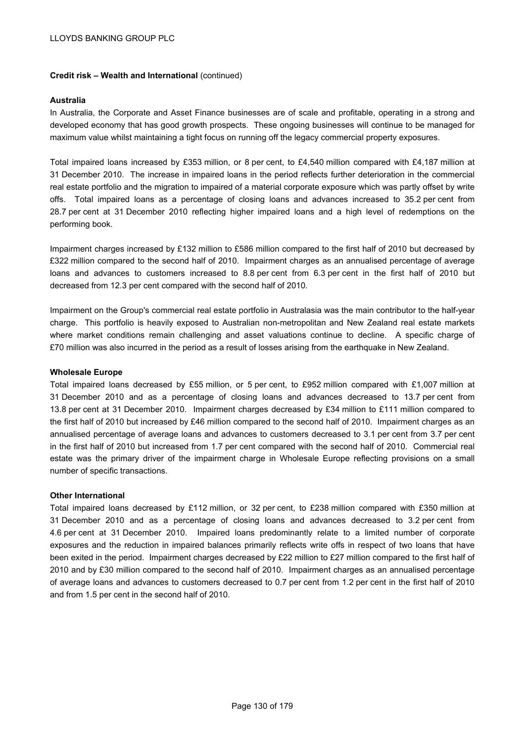**Credit risk – Wealth and International** (continued)

**Australia**

In Australia, the Corporate and Asset Finance businesses are of scale and profitable, operating in a strong and developed economy that has good growth prospects. These ongoing businesses will continue to be managed for maximum value whilst maintaining a tight focus on running off the legacy commercial property exposures.

Total impaired loans increased by £353 million, or 8 per cent, to £4,540 million compared with £4,187 million at 31 December 2010. The increase in impaired loans in the period reflects further deterioration in the commercial real estate portfolio and the migration to impaired of a material corporate exposure which was partly offset by write offs. Total impaired loans as a percentage of closing loans and advances increased to 35.2 per cent from 28.7 per cent at 31 December 2010 reflecting higher impaired loans and a high level of redemptions on the performing book.

Impairment charges increased by £132 million to £586 million compared to the first half of 2010 but decreased by £322 million compared to the second half of 2010. Impairment charges as an annualised percentage of average loans and advances to customers increased to 8.8 per cent from 6.3 per cent in the first half of 2010 but decreased from 12.3 per cent compared with the second half of 2010.

Impairment on the Group's commercial real estate portfolio in Australasia was the main contributor to the half-year charge. This portfolio is heavily exposed to Australian non-metropolitan and New Zealand real estate markets where market conditions remain challenging and asset valuations continue to decline. A specific charge of £70 million was also incurred in the period as a result of losses arising from the earthquake in New Zealand.

**Wholesale Europe**

Total impaired loans decreased by £55 million, or 5 per cent, to £952 million compared with £1,007 million at 31 December 2010 and as a percentage of closing loans and advances decreased to 13.7 per cent from 13.8 per cent at 31 December 2010. Impairment charges decreased by £34 million to £111 million compared to the first half of 2010 but increased by £46 million compared to the second half of 2010. Impairment charges as an annualised percentage of average loans and advances to customers decreased to 3.1 per cent from 3.7 per cent in the first half of 2010 but increased from 1.7 per cent compared with the second half of 2010. Commercial real estate was the primary driver of the impairment charge in Wholesale Europe reflecting provisions on a small number of specific transactions.

**Other International**

Total impaired loans decreased by £112 million, or 32 per cent, to £238 million compared with £350 million at 31 December 2010 and as a percentage of closing loans and advances decreased to 3.2 per cent from 4.6 per cent at 31 December 2010. Impaired loans predominantly relate to a limited number of corporate exposures and the reduction in impaired balances primarily reflects write offs in respect of two loans that have been exited in the period. Impairment charges decreased by £22 million to £27 million compared to the first half of 2010 and by £30 million compared to the second half of 2010. Impairment charges as an annualised percentage of average loans and advances to customers decreased to 0.7 per cent from 1.2 per cent in the first half of 2010 and from 1.5 per cent in the second half of 2010.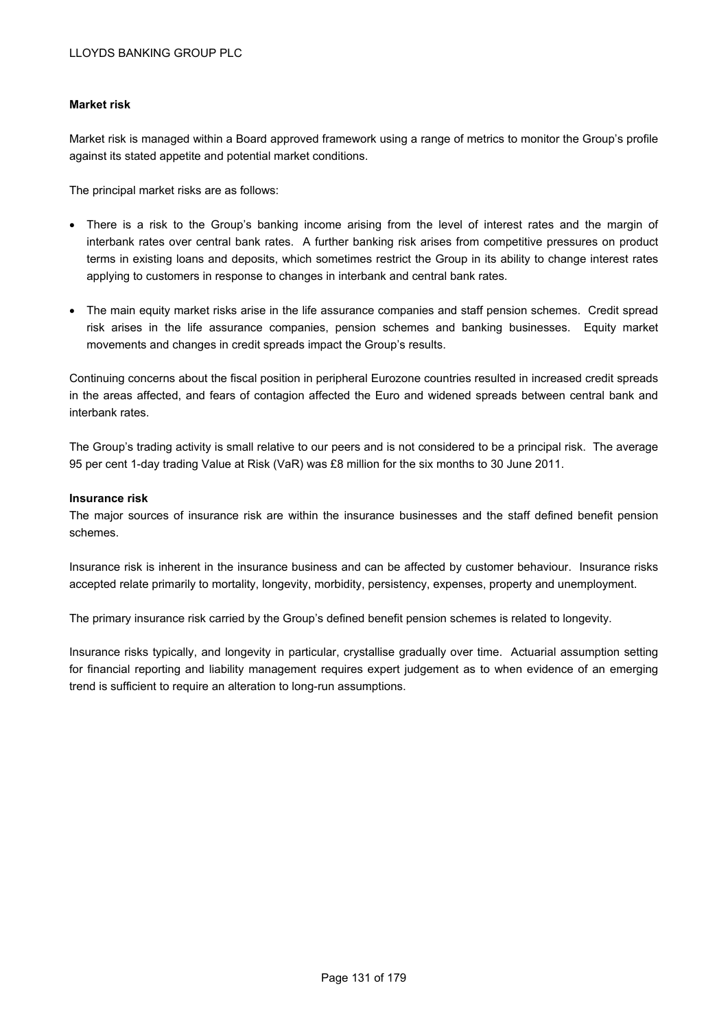**Market risk**

Market risk is managed within a Board approved framework using a range of metrics to monitor the Group's profile against its stated appetite and potential market conditions.

The principal market risks are as follows:

- There is a risk to the Group's banking income arising from the level of interest rates and the margin of interbank rates over central bank rates. A further banking risk arises from competitive pressures on product terms in existing loans and deposits, which sometimes restrict the Group in its ability to change interest rates applying to customers in response to changes in interbank and central bank rates.
- The main equity market risks arise in the life assurance companies and staff pension schemes. Credit spread risk arises in the life assurance companies, pension schemes and banking businesses. Equity market movements and changes in credit spreads impact the Group's results.

Continuing concerns about the fiscal position in peripheral Eurozone countries resulted in increased credit spreads in the areas affected, and fears of contagion affected the Euro and widened spreads between central bank and interbank rates.

The Group's trading activity is small relative to our peers and is not considered to be a principal risk. The average 95 per cent 1-day trading Value at Risk (VaR) was £8 million for the six months to 30 June 2011.

**Insurance risk**

The major sources of insurance risk are within the insurance businesses and the staff defined benefit pension schemes.

Insurance risk is inherent in the insurance business and can be affected by customer behaviour. Insurance risks accepted relate primarily to mortality, longevity, morbidity, persistency, expenses, property and unemployment.

The primary insurance risk carried by the Group's defined benefit pension schemes is related to longevity.

Insurance risks typically, and longevity in particular, crystallise gradually over time. Actuarial assumption setting for financial reporting and liability management requires expert judgement as to when evidence of an emerging trend is sufficient to require an alteration to long-run assumptions.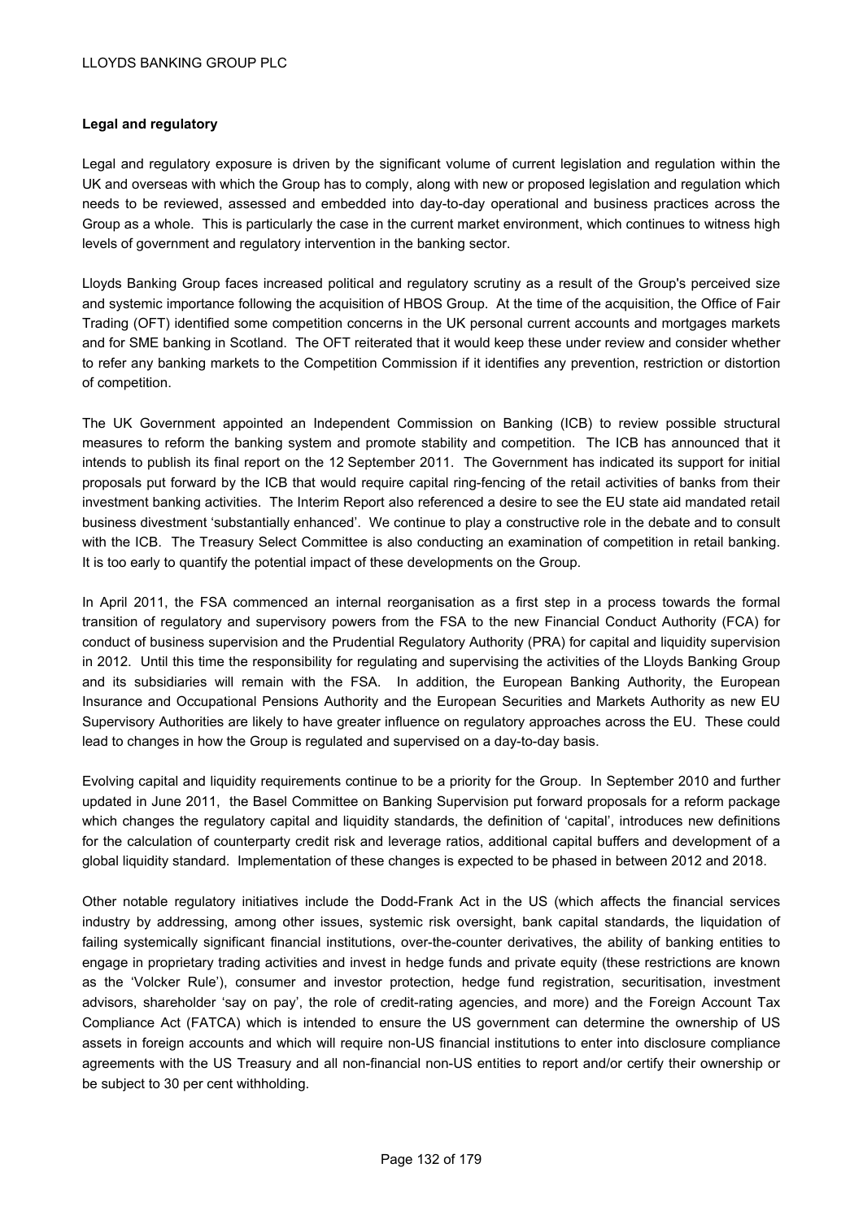**Legal and regulatory**

Legal and regulatory exposure is driven by the significant volume of current legislation and regulation within the UK and overseas with which the Group has to comply, along with new or proposed legislation and regulation which needs to be reviewed, assessed and embedded into day-to-day operational and business practices across the Group as a whole. This is particularly the case in the current market environment, which continues to witness high levels of government and regulatory intervention in the banking sector.

Lloyds Banking Group faces increased political and regulatory scrutiny as a result of the Group's perceived size and systemic importance following the acquisition of HBOS Group. At the time of the acquisition, the Office of Fair Trading (OFT) identified some competition concerns in the UK personal current accounts and mortgages markets and for SME banking in Scotland. The OFT reiterated that it would keep these under review and consider whether to refer any banking markets to the Competition Commission if it identifies any prevention, restriction or distortion of competition.

The UK Government appointed an Independent Commission on Banking (ICB) to review possible structural measures to reform the banking system and promote stability and competition. The ICB has announced that it intends to publish its final report on the 12 September 2011. The Government has indicated its support for initial proposals put forward by the ICB that would require capital ring-fencing of the retail activities of banks from their investment banking activities. The Interim Report also referenced a desire to see the EU state aid mandated retail business divestment 'substantially enhanced'. We continue to play a constructive role in the debate and to consult with the ICB. The Treasury Select Committee is also conducting an examination of competition in retail banking. It is too early to quantify the potential impact of these developments on the Group.

In April 2011, the FSA commenced an internal reorganisation as a first step in a process towards the formal transition of regulatory and supervisory powers from the FSA to the new Financial Conduct Authority (FCA) for conduct of business supervision and the Prudential Regulatory Authority (PRA) for capital and liquidity supervision in 2012. Until this time the responsibility for regulating and supervising the activities of the Lloyds Banking Group and its subsidiaries will remain with the FSA. In addition, the European Banking Authority, the European Insurance and Occupational Pensions Authority and the European Securities and Markets Authority as new EU Supervisory Authorities are likely to have greater influence on regulatory approaches across the EU. These could lead to changes in how the Group is regulated and supervised on a day-to-day basis.

Evolving capital and liquidity requirements continue to be a priority for the Group. In September 2010 and further updated in June 2011, the Basel Committee on Banking Supervision put forward proposals for a reform package which changes the regulatory capital and liquidity standards, the definition of 'capital', introduces new definitions for the calculation of counterparty credit risk and leverage ratios, additional capital buffers and development of a global liquidity standard. Implementation of these changes is expected to be phased in between 2012 and 2018.

Other notable regulatory initiatives include the Dodd-Frank Act in the US (which affects the financial services industry by addressing, among other issues, systemic risk oversight, bank capital standards, the liquidation of failing systemically significant financial institutions, over-the-counter derivatives, the ability of banking entities to engage in proprietary trading activities and invest in hedge funds and private equity (these restrictions are known as the 'Volcker Rule'), consumer and investor protection, hedge fund registration, securitisation, investment advisors, shareholder 'say on pay', the role of credit-rating agencies, and more) and the Foreign Account Tax Compliance Act (FATCA) which is intended to ensure the US government can determine the ownership of US assets in foreign accounts and which will require non-US financial institutions to enter into disclosure compliance agreements with the US Treasury and all non-financial non-US entities to report and/or certify their ownership or be subject to 30 per cent withholding.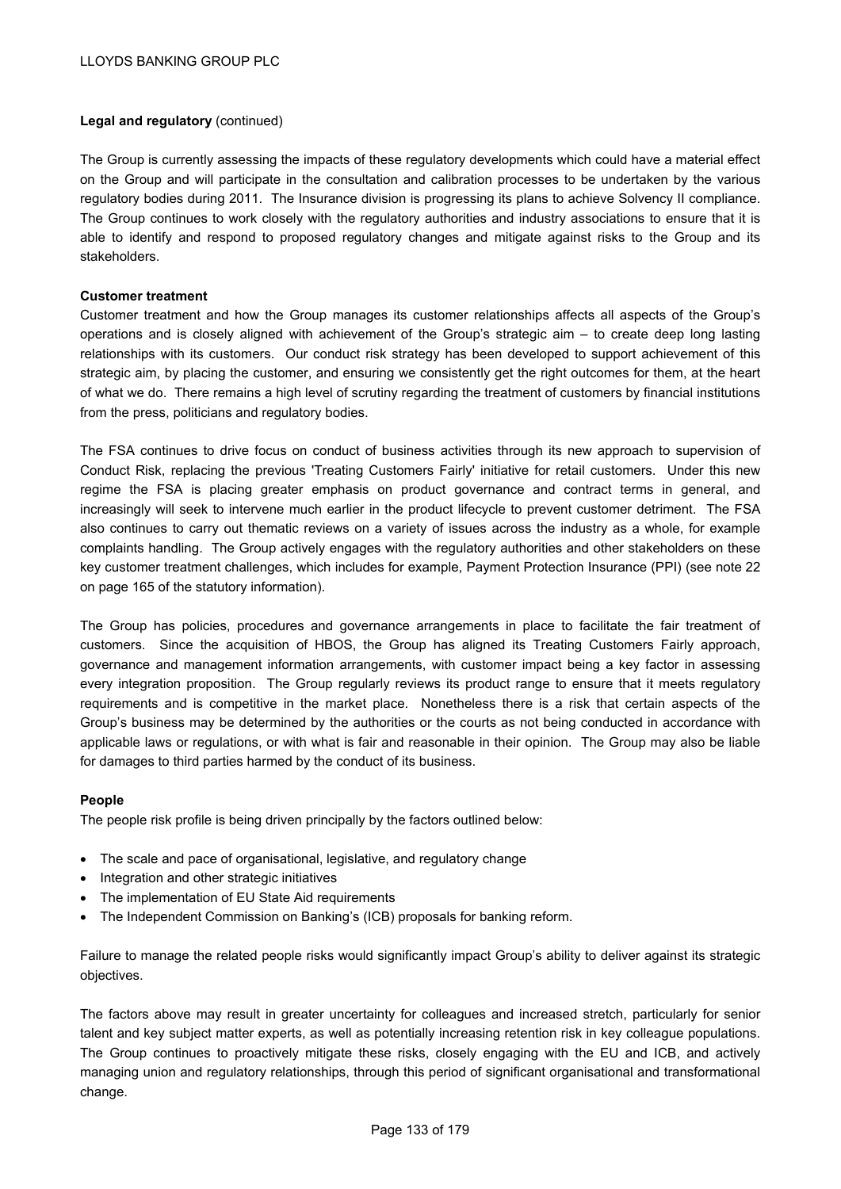**Legal and regulatory** (continued)

The Group is currently assessing the impacts of these regulatory developments which could have a material effect on the Group and will participate in the consultation and calibration processes to be undertaken by the various regulatory bodies during 2011. The Insurance division is progressing its plans to achieve Solvency II compliance. The Group continues to work closely with the regulatory authorities and industry associations to ensure that it is able to identify and respond to proposed regulatory changes and mitigate against risks to the Group and its stakeholders.

**Customer treatment**

Customer treatment and how the Group manages its customer relationships affects all aspects of the Group's operations and is closely aligned with achievement of the Group's strategic aim – to create deep long lasting relationships with its customers. Our conduct risk strategy has been developed to support achievement of this strategic aim, by placing the customer, and ensuring we consistently get the right outcomes for them, at the heart of what we do. There remains a high level of scrutiny regarding the treatment of customers by financial institutions from the press, politicians and regulatory bodies.

The FSA continues to drive focus on conduct of business activities through its new approach to supervision of Conduct Risk, replacing the previous 'Treating Customers Fairly' initiative for retail customers. Under this new regime the FSA is placing greater emphasis on product governance and contract terms in general, and increasingly will seek to intervene much earlier in the product lifecycle to prevent customer detriment. The FSA also continues to carry out thematic reviews on a variety of issues across the industry as a whole, for example complaints handling. The Group actively engages with the regulatory authorities and other stakeholders on these key customer treatment challenges, which includes for example, Payment Protection Insurance (PPI) (see note 22 on page 165 of the statutory information).

The Group has policies, procedures and governance arrangements in place to facilitate the fair treatment of customers. Since the acquisition of HBOS, the Group has aligned its Treating Customers Fairly approach, governance and management information arrangements, with customer impact being a key factor in assessing every integration proposition. The Group regularly reviews its product range to ensure that it meets regulatory requirements and is competitive in the market place. Nonetheless there is a risk that certain aspects of the Group's business may be determined by the authorities or the courts as not being conducted in accordance with applicable laws or regulations, or with what is fair and reasonable in their opinion. The Group may also be liable for damages to third parties harmed by the conduct of its business.

**People**

The people risk profile is being driven principally by the factors outlined below:

- The scale and pace of organisational, legislative, and regulatory change
- Integration and other strategic initiatives
- The implementation of EU State Aid requirements
- The Independent Commission on Banking's (ICB) proposals for banking reform.

Failure to manage the related people risks would significantly impact Group's ability to deliver against its strategic objectives.

The factors above may result in greater uncertainty for colleagues and increased stretch, particularly for senior talent and key subject matter experts, as well as potentially increasing retention risk in key colleague populations. The Group continues to proactively mitigate these risks, closely engaging with the EU and ICB, and actively managing union and regulatory relationships, through this period of significant organisational and transformational change.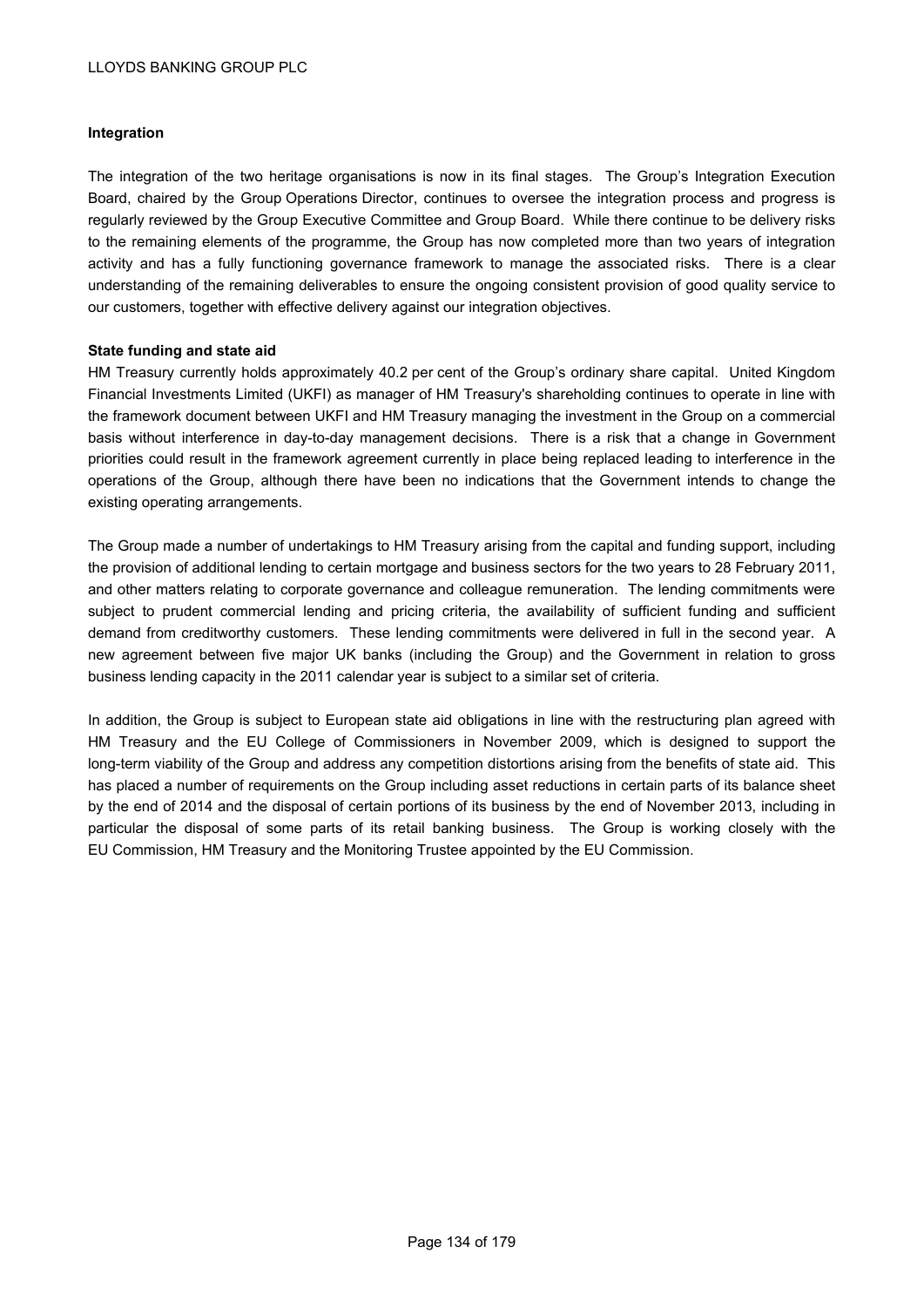**Integration**

The integration of the two heritage organisations is now in its final stages. The Group's Integration Execution Board, chaired by the Group Operations Director, continues to oversee the integration process and progress is regularly reviewed by the Group Executive Committee and Group Board. While there continue to be delivery risks to the remaining elements of the programme, the Group has now completed more than two years of integration activity and has a fully functioning governance framework to manage the associated risks. There is a clear understanding of the remaining deliverables to ensure the ongoing consistent provision of good quality service to our customers, together with effective delivery against our integration objectives.

**State funding and state aid**

HM Treasury currently holds approximately 40.2 per cent of the Group's ordinary share capital. United Kingdom Financial Investments Limited (UKFI) as manager of HM Treasury's shareholding continues to operate in line with the framework document between UKFI and HM Treasury managing the investment in the Group on a commercial basis without interference in day-to-day management decisions. There is a risk that a change in Government priorities could result in the framework agreement currently in place being replaced leading to interference in the operations of the Group, although there have been no indications that the Government intends to change the existing operating arrangements.

The Group made a number of undertakings to HM Treasury arising from the capital and funding support, including the provision of additional lending to certain mortgage and business sectors for the two years to 28 February 2011, and other matters relating to corporate governance and colleague remuneration. The lending commitments were subject to prudent commercial lending and pricing criteria, the availability of sufficient funding and sufficient demand from creditworthy customers. These lending commitments were delivered in full in the second year. A new agreement between five major UK banks (including the Group) and the Government in relation to gross business lending capacity in the 2011 calendar year is subject to a similar set of criteria.

In addition, the Group is subject to European state aid obligations in line with the restructuring plan agreed with HM Treasury and the EU College of Commissioners in November 2009, which is designed to support the long-term viability of the Group and address any competition distortions arising from the benefits of state aid. This has placed a number of requirements on the Group including asset reductions in certain parts of its balance sheet by the end of 2014 and the disposal of certain portions of its business by the end of November 2013, including in particular the disposal of some parts of its retail banking business. The Group is working closely with the EU Commission, HM Treasury and the Monitoring Trustee appointed by the EU Commission.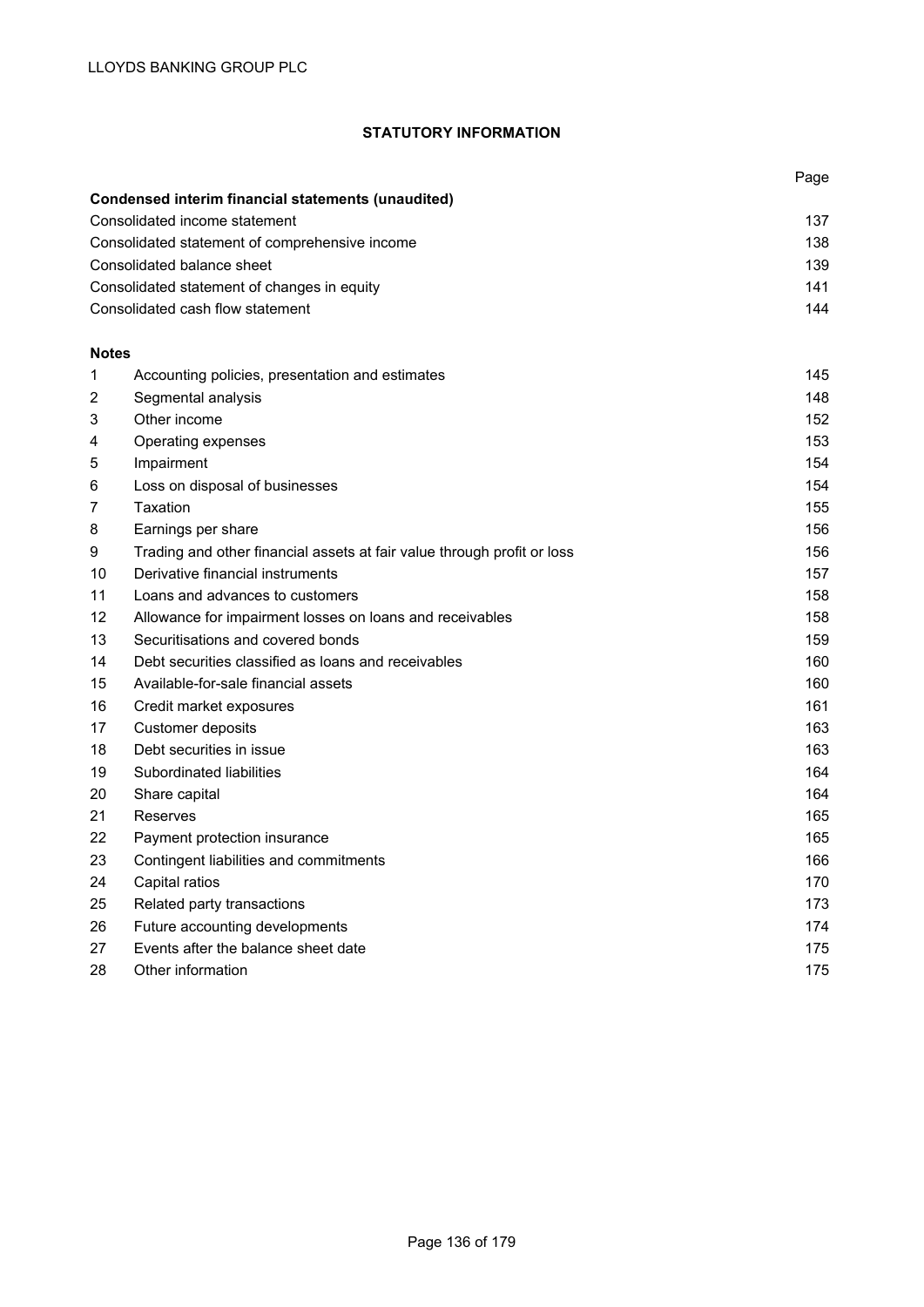# STATUTORY INFORMATION

| | | Page |
|---|---|---|
| **Condensed interim financial statements (unaudited)** | | |
| Consolidated income statement | | 137 |
| Consolidated statement of comprehensive income | | 138 |
| Consolidated balance sheet | | 139 |
| Consolidated statement of changes in equity | | 141 |
| Consolidated cash flow statement | | 144 |

**Notes**

| | | |
|---|---|---|
| 1 | Accounting policies, presentation and estimates | 145 |
| 2 | Segmental analysis | 148 |
| 3 | Other income | 152 |
| 4 | Operating expenses | 153 |
| 5 | Impairment | 154 |
| 6 | Loss on disposal of businesses | 154 |
| 7 | Taxation | 155 |
| 8 | Earnings per share | 156 |
| 9 | Trading and other financial assets at fair value through profit or loss | 156 |
| 10 | Derivative financial instruments | 157 |
| 11 | Loans and advances to customers | 158 |
| 12 | Allowance for impairment losses on loans and receivables | 158 |
| 13 | Securitisations and covered bonds | 159 |
| 14 | Debt securities classified as loans and receivables | 160 |
| 15 | Available-for-sale financial assets | 160 |
| 16 | Credit market exposures | 161 |
| 17 | Customer deposits | 163 |
| 18 | Debt securities in issue | 163 |
| 19 | Subordinated liabilities | 164 |
| 20 | Share capital | 164 |
| 21 | Reserves | 165 |
| 22 | Payment protection insurance | 165 |
| 23 | Contingent liabilities and commitments | 166 |
| 24 | Capital ratios | 170 |
| 25 | Related party transactions | 173 |
| 26 | Future accounting developments | 174 |
| 27 | Events after the balance sheet date | 175 |
| 28 | Other information | 175 |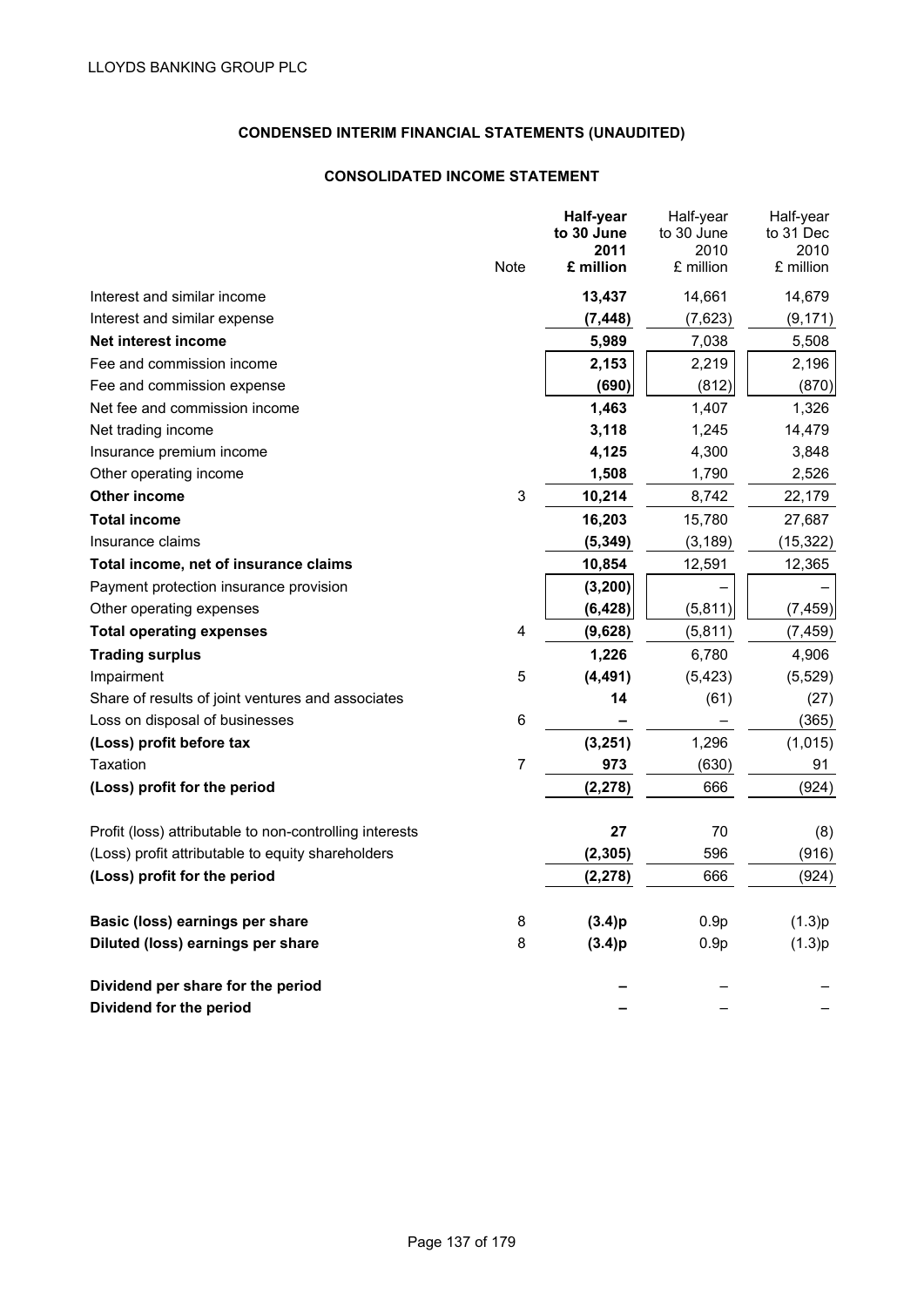LLOYDS BANKING GROUP PLC

## CONDENSED INTERIM FINANCIAL STATEMENTS (UNAUDITED)

### CONSOLIDATED INCOME STATEMENT

| | Note | **Half-year to 30 June 2011 £ million** | Half-year to 30 June 2010 £ million | Half-year to 31 Dec 2010 £ million |
|---|---|---|---|---|
| Interest and similar income | | **13,437** | 14,661 | 14,679 |
| Interest and similar expense | | **(7,448)** | (7,623) | (9,171) |
| **Net interest income** | | **5,989** | 7,038 | 5,508 |
| Fee and commission income | | **2,153** | 2,219 | 2,196 |
| Fee and commission expense | | **(690)** | (812) | (870) |
| Net fee and commission income | | **1,463** | 1,407 | 1,326 |
| Net trading income | | **3,118** | 1,245 | 14,479 |
| Insurance premium income | | **4,125** | 4,300 | 3,848 |
| Other operating income | | **1,508** | 1,790 | 2,526 |
| **Other income** | 3 | **10,214** | 8,742 | 22,179 |
| **Total income** | | **16,203** | 15,780 | 27,687 |
| Insurance claims | | **(5,349)** | (3,189) | (15,322) |
| **Total income, net of insurance claims** | | **10,854** | 12,591 | 12,365 |
| Payment protection insurance provision | | **(3,200)** | – | – |
| Other operating expenses | | **(6,428)** | (5,811) | (7,459) |
| **Total operating expenses** | 4 | **(9,628)** | (5,811) | (7,459) |
| **Trading surplus** | | **1,226** | 6,780 | 4,906 |
| Impairment | 5 | **(4,491)** | (5,423) | (5,529) |
| Share of results of joint ventures and associates | | **14** | (61) | (27) |
| Loss on disposal of businesses | 6 | **–** | – | (365) |
| **(Loss) profit before tax** | | **(3,251)** | 1,296 | (1,015) |
| Taxation | 7 | **973** | (630) | 91 |
| **(Loss) profit for the period** | | **(2,278)** | 666 | (924) |
| | | | | |
| Profit (loss) attributable to non-controlling interests | | **27** | 70 | (8) |
| (Loss) profit attributable to equity shareholders | | **(2,305)** | 596 | (916) |
| **(Loss) profit for the period** | | **(2,278)** | 666 | (924) |
| | | | | |
| **Basic (loss) earnings per share** | 8 | **(3.4)p** | 0.9p | (1.3)p |
| **Diluted (loss) earnings per share** | 8 | **(3.4)p** | 0.9p | (1.3)p |
| | | | | |
| **Dividend per share for the period** | | **–** | – | – |
| **Dividend for the period** | | **–** | – | – |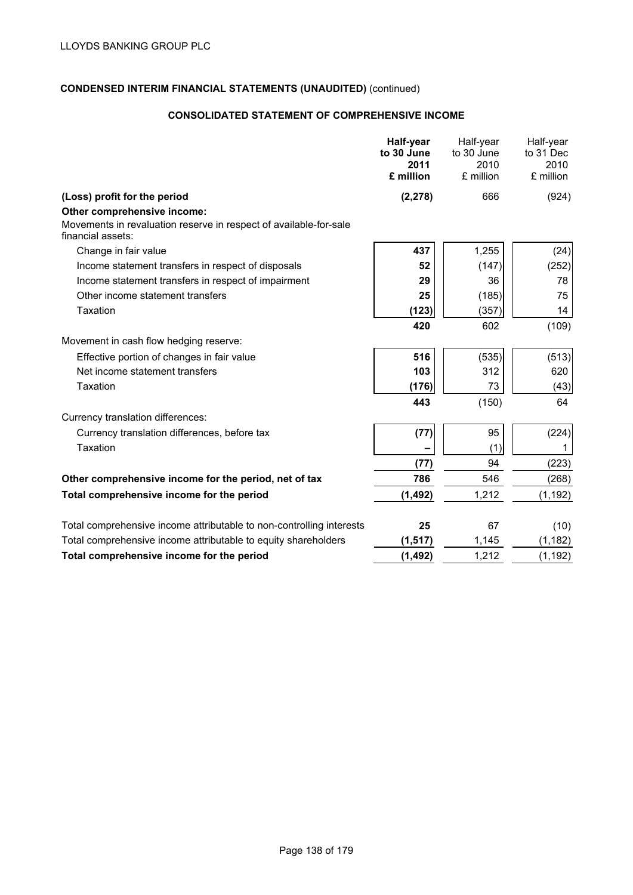**CONDENSED INTERIM FINANCIAL STATEMENTS (UNAUDITED)** (continued)

**CONSOLIDATED STATEMENT OF COMPREHENSIVE INCOME**

| | **Half-year to 30 June 2011 £ million** | Half-year to 30 June 2010 £ million | Half-year to 31 Dec 2010 £ million |
|---|---|---|---|
| **(Loss) profit for the period** | **(2,278)** | 666 | (924) |
| **Other comprehensive income:** | | | |
| Movements in revaluation reserve in respect of available-for-sale financial assets: | | | |
| Change in fair value | **437** | 1,255 | (24) |
| Income statement transfers in respect of disposals | **52** | (147) | (252) |
| Income statement transfers in respect of impairment | **29** | 36 | 78 |
| Other income statement transfers | **25** | (185) | 75 |
| Taxation | **(123)** | (357) | 14 |
| | **420** | 602 | (109) |
| Movement in cash flow hedging reserve: | | | |
| Effective portion of changes in fair value | **516** | (535) | (513) |
| Net income statement transfers | **103** | 312 | 620 |
| Taxation | **(176)** | 73 | (43) |
| | **443** | (150) | 64 |
| Currency translation differences: | | | |
| Currency translation differences, before tax | **(77)** | 95 | (224) |
| Taxation | **–** | (1) | 1 |
| | **(77)** | 94 | (223) |
| **Other comprehensive income for the period, net of tax** | **786** | 546 | (268) |
| **Total comprehensive income for the period** | **(1,492)** | 1,212 | (1,192) |
| | | | |
| Total comprehensive income attributable to non-controlling interests | **25** | 67 | (10) |
| Total comprehensive income attributable to equity shareholders | **(1,517)** | 1,145 | (1,182) |
| **Total comprehensive income for the period** | **(1,492)** | 1,212 | (1,192) |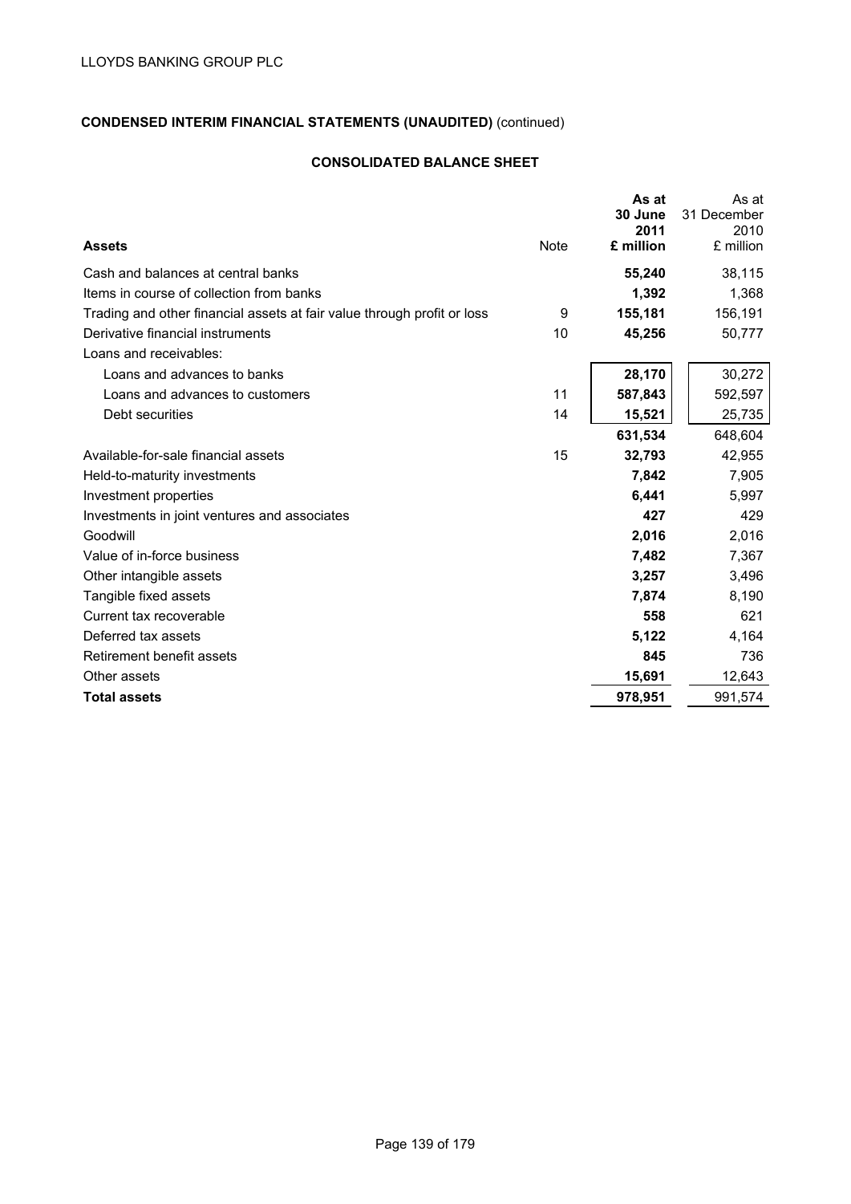LLOYDS BANKING GROUP PLC

**CONDENSED INTERIM FINANCIAL STATEMENTS (UNAUDITED)** (continued)

## CONSOLIDATED BALANCE SHEET

| **Assets** | Note | **As at 30 June 2011 £ million** | As at 31 December 2010 £ million |
|---|---|---|---|
| Cash and balances at central banks | | **55,240** | 38,115 |
| Items in course of collection from banks | | **1,392** | 1,368 |
| Trading and other financial assets at fair value through profit or loss | 9 | **155,181** | 156,191 |
| Derivative financial instruments | 10 | **45,256** | 50,777 |
| Loans and receivables: | | | |
| Loans and advances to banks | | **28,170** | 30,272 |
| Loans and advances to customers | 11 | **587,843** | 592,597 |
| Debt securities | 14 | **15,521** | 25,735 |
| | | **631,534** | 648,604 |
| Available-for-sale financial assets | 15 | **32,793** | 42,955 |
| Held-to-maturity investments | | **7,842** | 7,905 |
| Investment properties | | **6,441** | 5,997 |
| Investments in joint ventures and associates | | **427** | 429 |
| Goodwill | | **2,016** | 2,016 |
| Value of in-force business | | **7,482** | 7,367 |
| Other intangible assets | | **3,257** | 3,496 |
| Tangible fixed assets | | **7,874** | 8,190 |
| Current tax recoverable | | **558** | 621 |
| Deferred tax assets | | **5,122** | 4,164 |
| Retirement benefit assets | | **845** | 736 |
| Other assets | | **15,691** | 12,643 |
| **Total assets** | | **978,951** | 991,574 |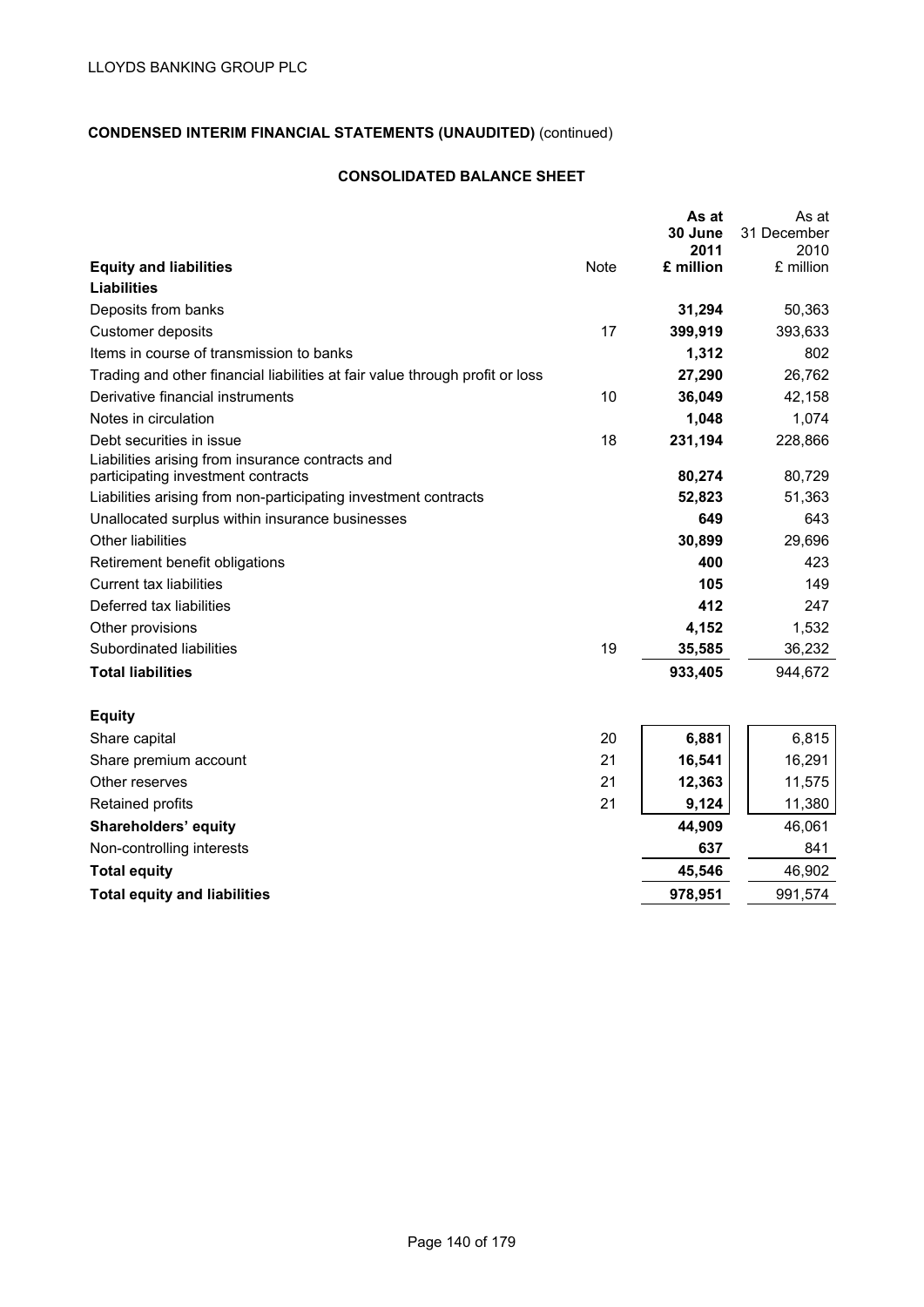LLOYDS BANKING GROUP PLC

**CONDENSED INTERIM FINANCIAL STATEMENTS (UNAUDITED)** (continued)

**CONSOLIDATED BALANCE SHEET**

| **Equity and liabilities** | Note | **As at 30 June 2011 £ million** | As at 31 December 2010 £ million |
|---|---|---|---|
| **Liabilities** | | | |
| Deposits from banks | | **31,294** | 50,363 |
| Customer deposits | 17 | **399,919** | 393,633 |
| Items in course of transmission to banks | | **1,312** | 802 |
| Trading and other financial liabilities at fair value through profit or loss | | **27,290** | 26,762 |
| Derivative financial instruments | 10 | **36,049** | 42,158 |
| Notes in circulation | | **1,048** | 1,074 |
| Debt securities in issue | 18 | **231,194** | 228,866 |
| Liabilities arising from insurance contracts and participating investment contracts | | **80,274** | 80,729 |
| Liabilities arising from non-participating investment contracts | | **52,823** | 51,363 |
| Unallocated surplus within insurance businesses | | **649** | 643 |
| Other liabilities | | **30,899** | 29,696 |
| Retirement benefit obligations | | **400** | 423 |
| Current tax liabilities | | **105** | 149 |
| Deferred tax liabilities | | **412** | 247 |
| Other provisions | | **4,152** | 1,532 |
| Subordinated liabilities | 19 | **35,585** | 36,232 |
| **Total liabilities** | | **933,405** | 944,672 |
| | | | |
| **Equity** | | | |
| Share capital | 20 | **6,881** | 6,815 |
| Share premium account | 21 | **16,541** | 16,291 |
| Other reserves | 21 | **12,363** | 11,575 |
| Retained profits | 21 | **9,124** | 11,380 |
| **Shareholders' equity** | | **44,909** | 46,061 |
| Non-controlling interests | | **637** | 841 |
| **Total equity** | | **45,546** | 46,902 |
| **Total equity and liabilities** | | **978,951** | 991,574 |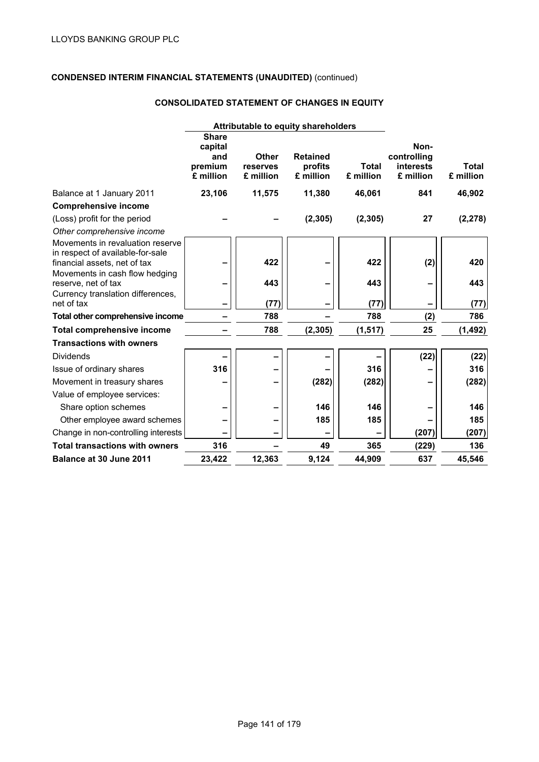LLOYDS BANKING GROUP PLC

**CONDENSED INTERIM FINANCIAL STATEMENTS (UNAUDITED)** (continued)

## CONSOLIDATED STATEMENT OF CHANGES IN EQUITY

| | Attributable to equity shareholders | | | | | |
|---|---|---|---|---|---|---|
| | **Share capital and premium £ million** | **Other reserves £ million** | **Retained profits £ million** | **Total £ million** | **Non-controlling interests £ million** | **Total £ million** |
| Balance at 1 January 2011 | **23,106** | **11,575** | **11,380** | **46,061** | **841** | **46,902** |
| **Comprehensive income** | | | | | | |
| (Loss) profit for the period | – | – | (2,305) | (2,305) | 27 | (2,278) |
| *Other comprehensive income* | | | | | | |
| Movements in revaluation reserve in respect of available-for-sale financial assets, net of tax | – | 422 | – | 422 | (2) | 420 |
| Movements in cash flow hedging reserve, net of tax | – | 443 | – | 443 | – | 443 |
| Currency translation differences, net of tax | – | (77) | – | (77) | – | (77) |
| **Total other comprehensive income** | – | 788 | – | 788 | (2) | 786 |
| **Total comprehensive income** | – | 788 | (2,305) | (1,517) | 25 | (1,492) |
| **Transactions with owners** | | | | | | |
| Dividends | – | – | – | – | (22) | (22) |
| Issue of ordinary shares | 316 | – | – | 316 | – | 316 |
| Movement in treasury shares | – | – | (282) | (282) | – | (282) |
| Value of employee services: | | | | | | |
| Share option schemes | – | – | 146 | 146 | – | 146 |
| Other employee award schemes | – | – | 185 | 185 | – | 185 |
| Change in non-controlling interests | – | – | – | – | (207) | (207) |
| **Total transactions with owners** | 316 | – | 49 | 365 | (229) | 136 |
| **Balance at 30 June 2011** | **23,422** | **12,363** | **9,124** | **44,909** | **637** | **45,546** |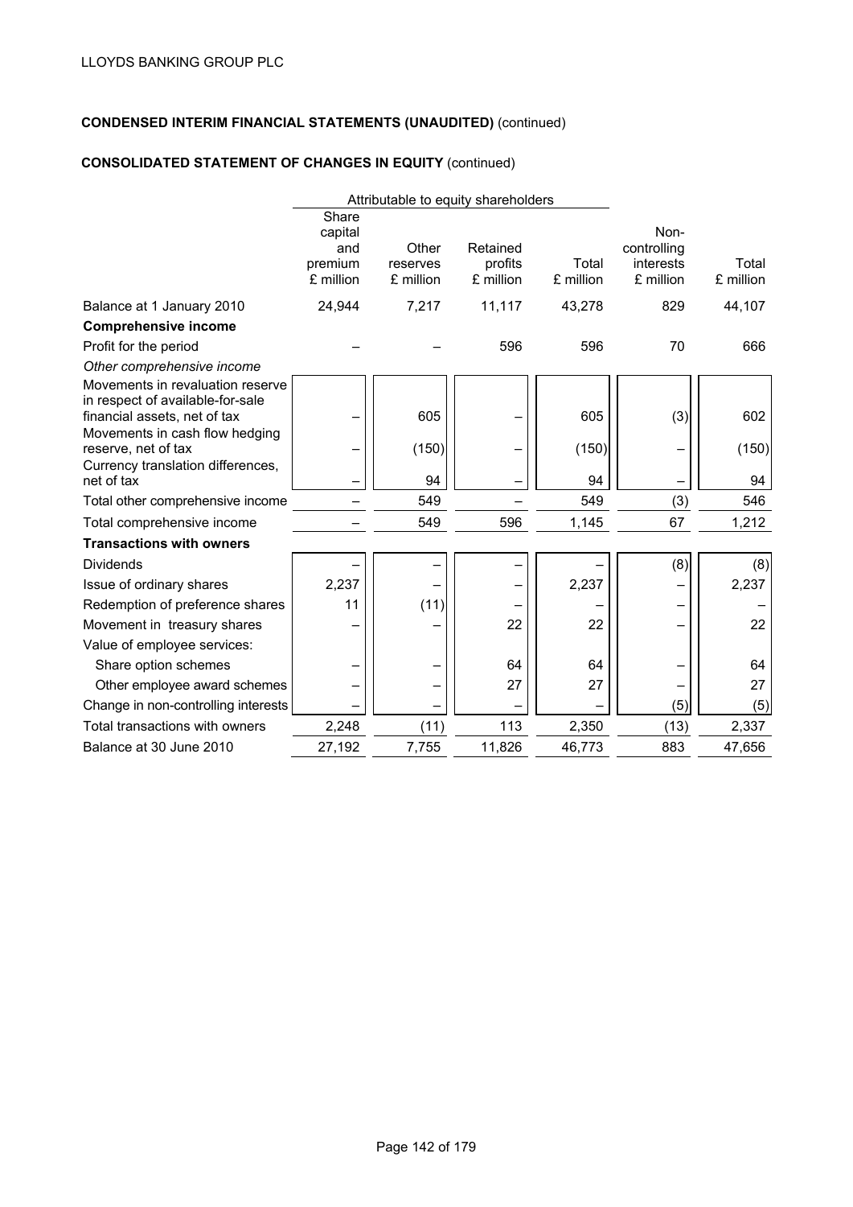LLOYDS BANKING GROUP PLC

**CONDENSED INTERIM FINANCIAL STATEMENTS (UNAUDITED)** (continued)

**CONSOLIDATED STATEMENT OF CHANGES IN EQUITY** (continued)

| | Attributable to equity shareholders | | | | | |
|---|---|---|---|---|---|---|
| | Share capital and premium £ million | Other reserves £ million | Retained profits £ million | Total £ million | Non-controlling interests £ million | Total £ million |
| Balance at 1 January 2010 | 24,944 | 7,217 | 11,117 | 43,278 | 829 | 44,107 |
| **Comprehensive income** | | | | | | |
| Profit for the period | – | – | 596 | 596 | 70 | 666 |
| *Other comprehensive income* | | | | | | |
| Movements in revaluation reserve in respect of available-for-sale financial assets, net of tax | – | 605 | – | 605 | (3) | 602 |
| Movements in cash flow hedging reserve, net of tax | – | (150) | – | (150) | – | (150) |
| Currency translation differences, net of tax | – | 94 | – | 94 | – | 94 |
| Total other comprehensive income | – | 549 | – | 549 | (3) | 546 |
| Total comprehensive income | – | 549 | 596 | 1,145 | 67 | 1,212 |
| **Transactions with owners** | | | | | | |
| Dividends | – | – | – | – | (8) | (8) |
| Issue of ordinary shares | 2,237 | – | – | 2,237 | – | 2,237 |
| Redemption of preference shares | 11 | (11) | – | – | – | – |
| Movement in treasury shares | – | – | 22 | 22 | – | 22 |
| Value of employee services: | | | | | | |
| Share option schemes | – | – | 64 | 64 | – | 64 |
| Other employee award schemes | – | – | 27 | 27 | – | 27 |
| Change in non-controlling interests | – | – | – | – | (5) | (5) |
| Total transactions with owners | 2,248 | (11) | 113 | 2,350 | (13) | 2,337 |
| Balance at 30 June 2010 | 27,192 | 7,755 | 11,826 | 46,773 | 883 | 47,656 |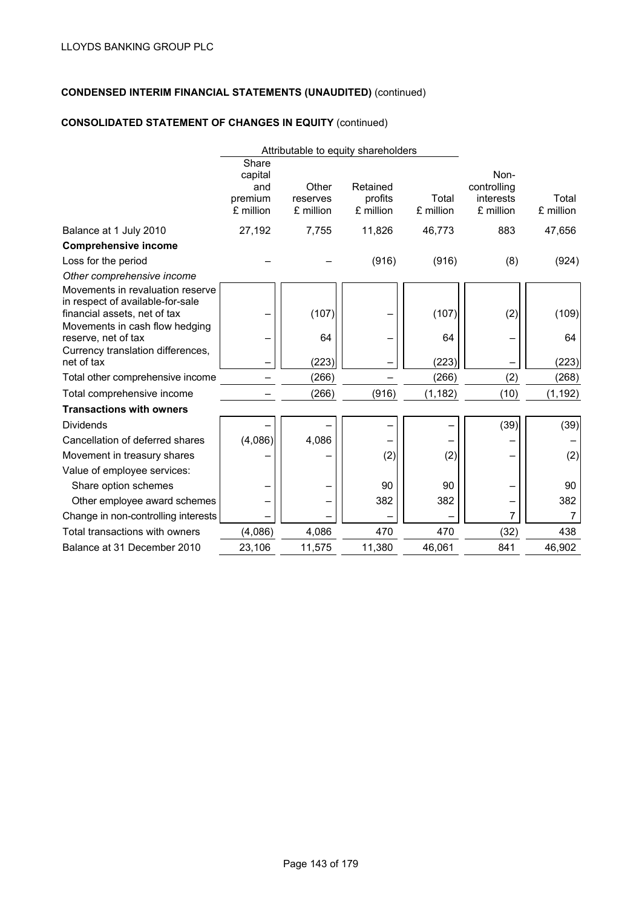LLOYDS BANKING GROUP PLC

**CONDENSED INTERIM FINANCIAL STATEMENTS (UNAUDITED)** (continued)

**CONSOLIDATED STATEMENT OF CHANGES IN EQUITY** (continued)

| | Attributable to equity shareholders | | | | | |
|---|---|---|---|---|---|---|
| | Share capital and premium £ million | Other reserves £ million | Retained profits £ million | Total £ million | Non-controlling interests £ million | Total £ million |
| Balance at 1 July 2010 | 27,192 | 7,755 | 11,826 | 46,773 | 883 | 47,656 |
| **Comprehensive income** | | | | | | |
| Loss for the period | – | – | (916) | (916) | (8) | (924) |
| *Other comprehensive income* | | | | | | |
| Movements in revaluation reserve in respect of available-for-sale financial assets, net of tax | – | (107) | – | (107) | (2) | (109) |
| Movements in cash flow hedging reserve, net of tax | – | 64 | – | 64 | – | 64 |
| Currency translation differences, net of tax | – | (223) | – | (223) | – | (223) |
| Total other comprehensive income | – | (266) | – | (266) | (2) | (268) |
| Total comprehensive income | – | (266) | (916) | (1,182) | (10) | (1,192) |
| **Transactions with owners** | | | | | | |
| Dividends | – | – | – | – | (39) | (39) |
| Cancellation of deferred shares | (4,086) | 4,086 | – | – | – | – |
| Movement in treasury shares | – | – | (2) | (2) | – | (2) |
| Value of employee services: | | | | | | |
| Share option schemes | – | – | 90 | 90 | – | 90 |
| Other employee award schemes | – | – | 382 | 382 | – | 382 |
| Change in non-controlling interests | – | – | – | – | 7 | 7 |
| Total transactions with owners | (4,086) | 4,086 | 470 | 470 | (32) | 438 |
| Balance at 31 December 2010 | 23,106 | 11,575 | 11,380 | 46,061 | 841 | 46,902 |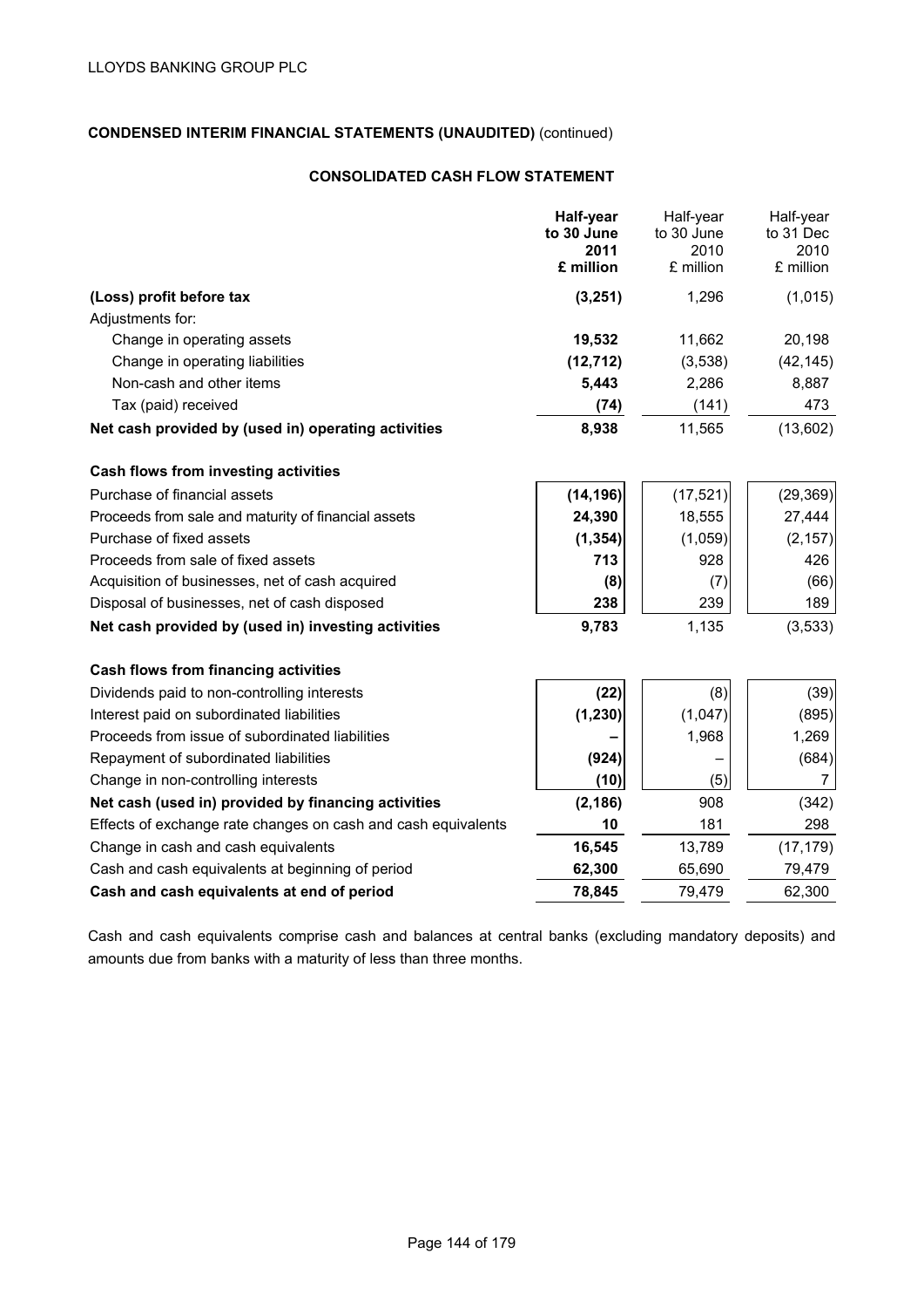LLOYDS BANKING GROUP PLC

**CONDENSED INTERIM FINANCIAL STATEMENTS (UNAUDITED)** (continued)

## CONSOLIDATED CASH FLOW STATEMENT

| | **Half-year to 30 June 2011 £ million** | Half-year to 30 June 2010 £ million | Half-year to 31 Dec 2010 £ million |
|---|---|---|---|
| **(Loss) profit before tax** | **(3,251)** | 1,296 | (1,015) |
| Adjustments for: | | | |
| Change in operating assets | **19,532** | 11,662 | 20,198 |
| Change in operating liabilities | **(12,712)** | (3,538) | (42,145) |
| Non-cash and other items | **5,443** | 2,286 | 8,887 |
| Tax (paid) received | **(74)** | (141) | 473 |
| **Net cash provided by (used in) operating activities** | **8,938** | 11,565 | (13,602) |
| **Cash flows from investing activities** | | | |
| Purchase of financial assets | **(14,196)** | (17,521) | (29,369) |
| Proceeds from sale and maturity of financial assets | **24,390** | 18,555 | 27,444 |
| Purchase of fixed assets | **(1,354)** | (1,059) | (2,157) |
| Proceeds from sale of fixed assets | **713** | 928 | 426 |
| Acquisition of businesses, net of cash acquired | **(8)** | (7) | (66) |
| Disposal of businesses, net of cash disposed | **238** | 239 | 189 |
| **Net cash provided by (used in) investing activities** | **9,783** | 1,135 | (3,533) |
| **Cash flows from financing activities** | | | |
| Dividends paid to non-controlling interests | **(22)** | (8) | (39) |
| Interest paid on subordinated liabilities | **(1,230)** | (1,047) | (895) |
| Proceeds from issue of subordinated liabilities | **–** | 1,968 | 1,269 |
| Repayment of subordinated liabilities | **(924)** | – | (684) |
| Change in non-controlling interests | **(10)** | (5) | 7 |
| **Net cash (used in) provided by financing activities** | **(2,186)** | 908 | (342) |
| Effects of exchange rate changes on cash and cash equivalents | **10** | 181 | 298 |
| Change in cash and cash equivalents | **16,545** | 13,789 | (17,179) |
| Cash and cash equivalents at beginning of period | **62,300** | 65,690 | 79,479 |
| **Cash and cash equivalents at end of period** | **78,845** | 79,479 | 62,300 |

Cash and cash equivalents comprise cash and balances at central banks (excluding mandatory deposits) and amounts due from banks with a maturity of less than three months.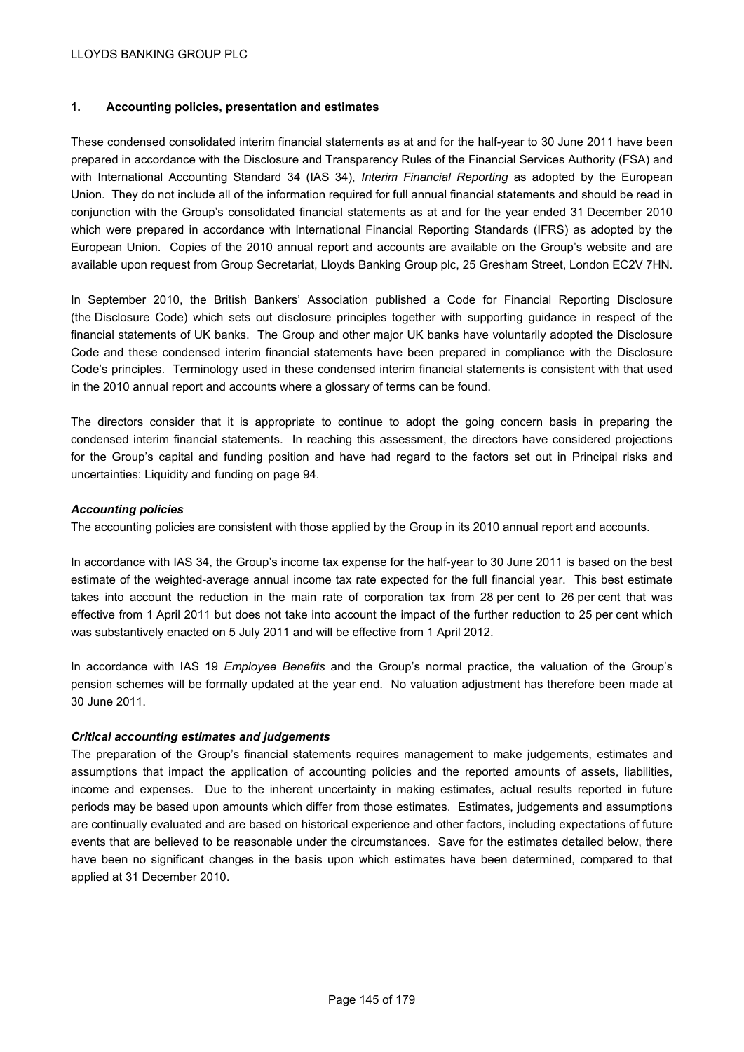## 1. Accounting policies, presentation and estimates

These condensed consolidated interim financial statements as at and for the half-year to 30 June 2011 have been prepared in accordance with the Disclosure and Transparency Rules of the Financial Services Authority (FSA) and with International Accounting Standard 34 (IAS 34), *Interim Financial Reporting* as adopted by the European Union. They do not include all of the information required for full annual financial statements and should be read in conjunction with the Group's consolidated financial statements as at and for the year ended 31 December 2010 which were prepared in accordance with International Financial Reporting Standards (IFRS) as adopted by the European Union. Copies of the 2010 annual report and accounts are available on the Group's website and are available upon request from Group Secretariat, Lloyds Banking Group plc, 25 Gresham Street, London EC2V 7HN.

In September 2010, the British Bankers' Association published a Code for Financial Reporting Disclosure (the Disclosure Code) which sets out disclosure principles together with supporting guidance in respect of the financial statements of UK banks. The Group and other major UK banks have voluntarily adopted the Disclosure Code and these condensed interim financial statements have been prepared in compliance with the Disclosure Code's principles. Terminology used in these condensed interim financial statements is consistent with that used in the 2010 annual report and accounts where a glossary of terms can be found.

The directors consider that it is appropriate to continue to adopt the going concern basis in preparing the condensed interim financial statements. In reaching this assessment, the directors have considered projections for the Group's capital and funding position and have had regard to the factors set out in Principal risks and uncertainties: Liquidity and funding on page 94.

### *Accounting policies*

The accounting policies are consistent with those applied by the Group in its 2010 annual report and accounts.

In accordance with IAS 34, the Group's income tax expense for the half-year to 30 June 2011 is based on the best estimate of the weighted-average annual income tax rate expected for the full financial year. This best estimate takes into account the reduction in the main rate of corporation tax from 28 per cent to 26 per cent that was effective from 1 April 2011 but does not take into account the impact of the further reduction to 25 per cent which was substantively enacted on 5 July 2011 and will be effective from 1 April 2012.

In accordance with IAS 19 *Employee Benefits* and the Group's normal practice, the valuation of the Group's pension schemes will be formally updated at the year end. No valuation adjustment has therefore been made at 30 June 2011.

### *Critical accounting estimates and judgements*

The preparation of the Group's financial statements requires management to make judgements, estimates and assumptions that impact the application of accounting policies and the reported amounts of assets, liabilities, income and expenses. Due to the inherent uncertainty in making estimates, actual results reported in future periods may be based upon amounts which differ from those estimates. Estimates, judgements and assumptions are continually evaluated and are based on historical experience and other factors, including expectations of future events that are believed to be reasonable under the circumstances. Save for the estimates detailed below, there have been no significant changes in the basis upon which estimates have been determined, compared to that applied at 31 December 2010.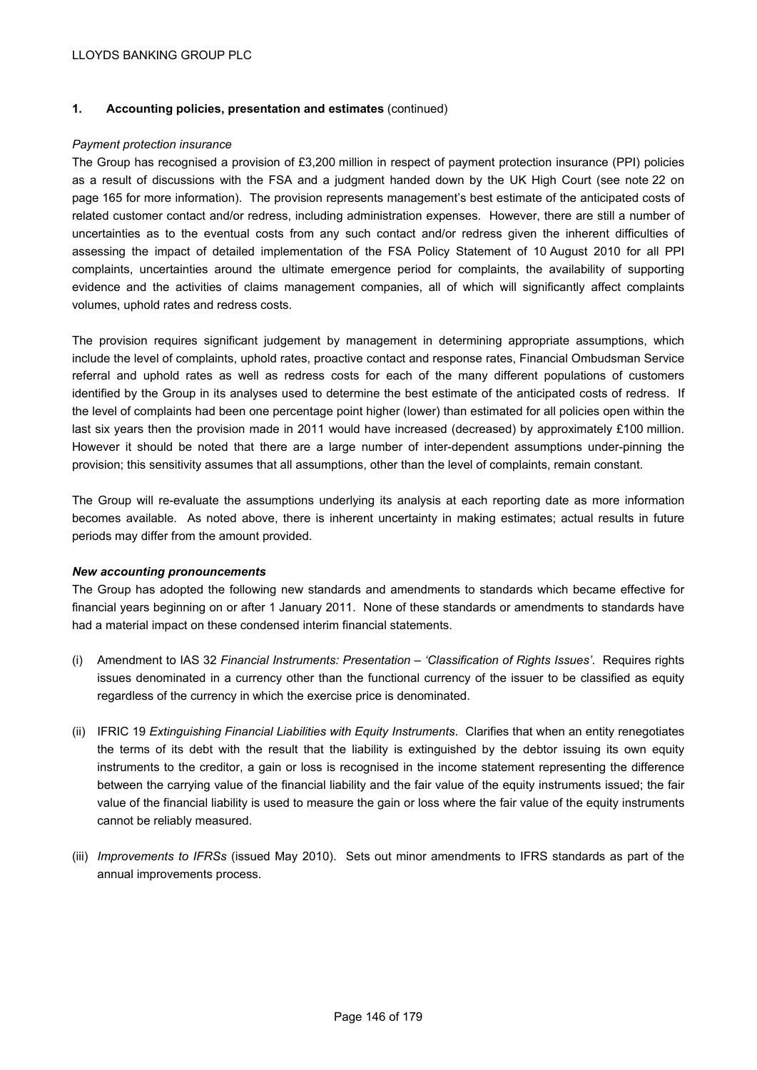## 1. Accounting policies, presentation and estimates (continued)

*Payment protection insurance*

The Group has recognised a provision of £3,200 million in respect of payment protection insurance (PPI) policies as a result of discussions with the FSA and a judgment handed down by the UK High Court (see note 22 on page 165 for more information). The provision represents management's best estimate of the anticipated costs of related customer contact and/or redress, including administration expenses. However, there are still a number of uncertainties as to the eventual costs from any such contact and/or redress given the inherent difficulties of assessing the impact of detailed implementation of the FSA Policy Statement of 10 August 2010 for all PPI complaints, uncertainties around the ultimate emergence period for complaints, the availability of supporting evidence and the activities of claims management companies, all of which will significantly affect complaints volumes, uphold rates and redress costs.

The provision requires significant judgement by management in determining appropriate assumptions, which include the level of complaints, uphold rates, proactive contact and response rates, Financial Ombudsman Service referral and uphold rates as well as redress costs for each of the many different populations of customers identified by the Group in its analyses used to determine the best estimate of the anticipated costs of redress. If the level of complaints had been one percentage point higher (lower) than estimated for all policies open within the last six years then the provision made in 2011 would have increased (decreased) by approximately £100 million. However it should be noted that there are a large number of inter-dependent assumptions under-pinning the provision; this sensitivity assumes that all assumptions, other than the level of complaints, remain constant.

The Group will re-evaluate the assumptions underlying its analysis at each reporting date as more information becomes available. As noted above, there is inherent uncertainty in making estimates; actual results in future periods may differ from the amount provided.

***New accounting pronouncements***

The Group has adopted the following new standards and amendments to standards which became effective for financial years beginning on or after 1 January 2011. None of these standards or amendments to standards have had a material impact on these condensed interim financial statements.

(i) Amendment to IAS 32 *Financial Instruments: Presentation – 'Classification of Rights Issues'*. Requires rights issues denominated in a currency other than the functional currency of the issuer to be classified as equity regardless of the currency in which the exercise price is denominated.

(ii) IFRIC 19 *Extinguishing Financial Liabilities with Equity Instruments*. Clarifies that when an entity renegotiates the terms of its debt with the result that the liability is extinguished by the debtor issuing its own equity instruments to the creditor, a gain or loss is recognised in the income statement representing the difference between the carrying value of the financial liability and the fair value of the equity instruments issued; the fair value of the financial liability is used to measure the gain or loss where the fair value of the equity instruments cannot be reliably measured.

(iii) *Improvements to IFRSs* (issued May 2010). Sets out minor amendments to IFRS standards as part of the annual improvements process.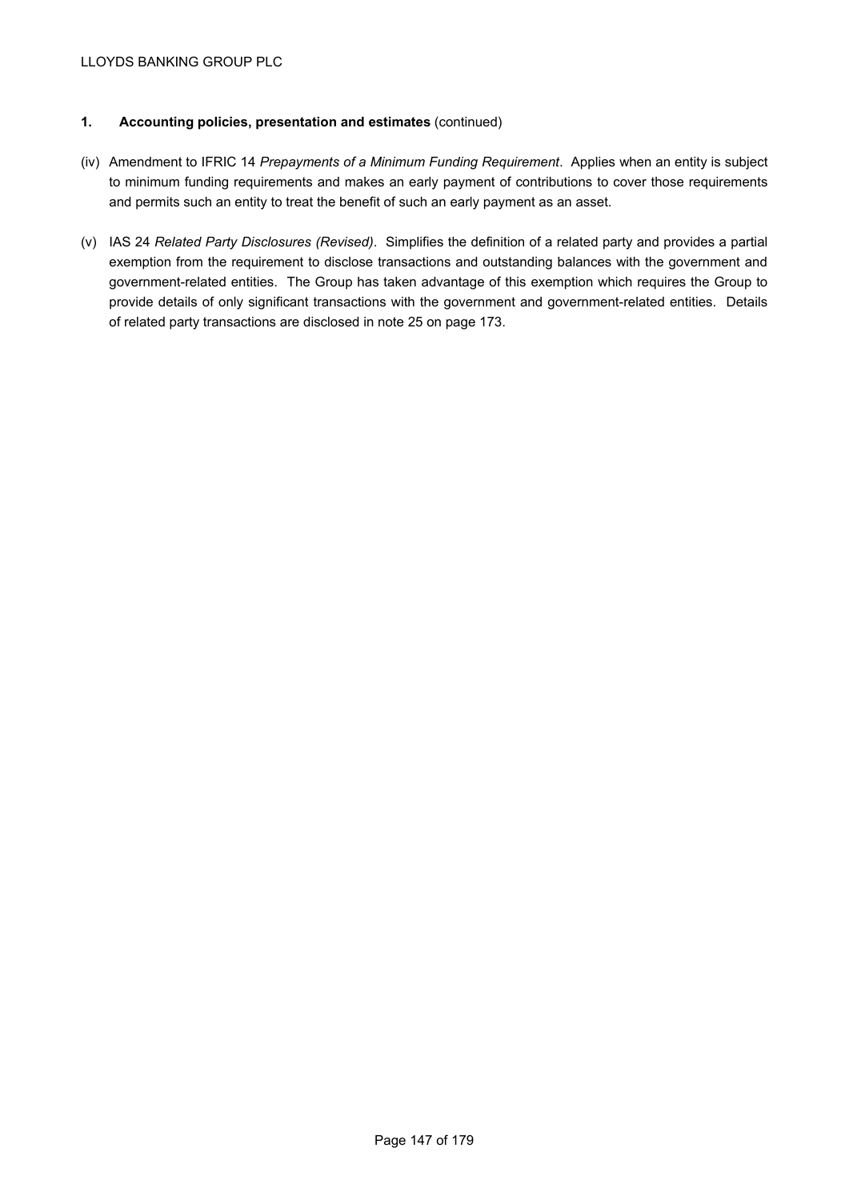## 1. Accounting policies, presentation and estimates (continued)

(iv) Amendment to IFRIC 14 *Prepayments of a Minimum Funding Requirement*. Applies when an entity is subject to minimum funding requirements and makes an early payment of contributions to cover those requirements and permits such an entity to treat the benefit of such an early payment as an asset.

(v) IAS 24 *Related Party Disclosures (Revised)*. Simplifies the definition of a related party and provides a partial exemption from the requirement to disclose transactions and outstanding balances with the government and government-related entities. The Group has taken advantage of this exemption which requires the Group to provide details of only significant transactions with the government and government-related entities. Details of related party transactions are disclosed in note 25 on page 173.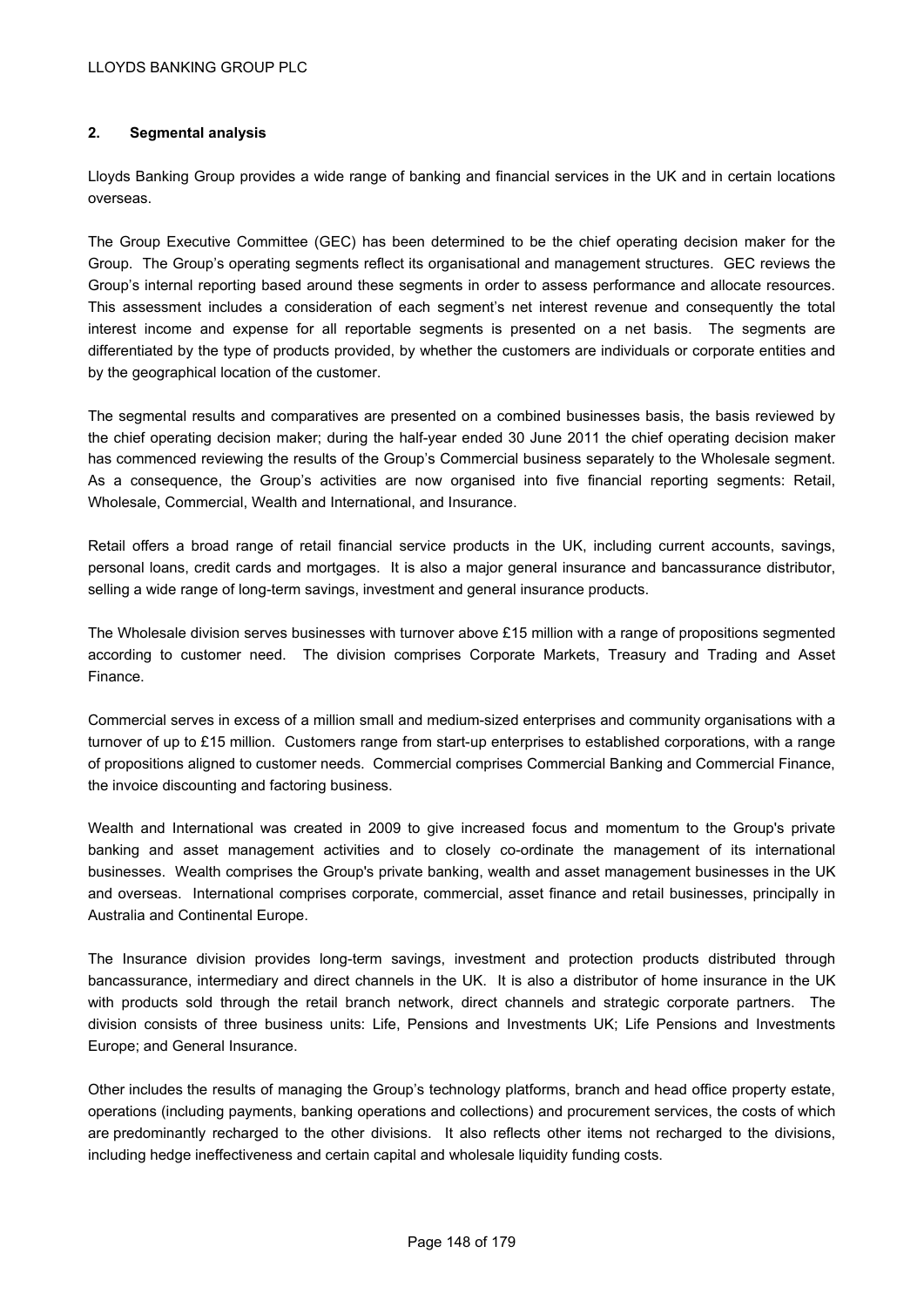## 2. Segmental analysis

Lloyds Banking Group provides a wide range of banking and financial services in the UK and in certain locations overseas.

The Group Executive Committee (GEC) has been determined to be the chief operating decision maker for the Group. The Group's operating segments reflect its organisational and management structures. GEC reviews the Group's internal reporting based around these segments in order to assess performance and allocate resources. This assessment includes a consideration of each segment's net interest revenue and consequently the total interest income and expense for all reportable segments is presented on a net basis. The segments are differentiated by the type of products provided, by whether the customers are individuals or corporate entities and by the geographical location of the customer.

The segmental results and comparatives are presented on a combined businesses basis, the basis reviewed by the chief operating decision maker; during the half-year ended 30 June 2011 the chief operating decision maker has commenced reviewing the results of the Group's Commercial business separately to the Wholesale segment. As a consequence, the Group's activities are now organised into five financial reporting segments: Retail, Wholesale, Commercial, Wealth and International, and Insurance.

Retail offers a broad range of retail financial service products in the UK, including current accounts, savings, personal loans, credit cards and mortgages. It is also a major general insurance and bancassurance distributor, selling a wide range of long-term savings, investment and general insurance products.

The Wholesale division serves businesses with turnover above £15 million with a range of propositions segmented according to customer need. The division comprises Corporate Markets, Treasury and Trading and Asset Finance.

Commercial serves in excess of a million small and medium-sized enterprises and community organisations with a turnover of up to £15 million. Customers range from start-up enterprises to established corporations, with a range of propositions aligned to customer needs. Commercial comprises Commercial Banking and Commercial Finance, the invoice discounting and factoring business.

Wealth and International was created in 2009 to give increased focus and momentum to the Group's private banking and asset management activities and to closely co-ordinate the management of its international businesses. Wealth comprises the Group's private banking, wealth and asset management businesses in the UK and overseas. International comprises corporate, commercial, asset finance and retail businesses, principally in Australia and Continental Europe.

The Insurance division provides long-term savings, investment and protection products distributed through bancassurance, intermediary and direct channels in the UK. It is also a distributor of home insurance in the UK with products sold through the retail branch network, direct channels and strategic corporate partners. The division consists of three business units: Life, Pensions and Investments UK; Life Pensions and Investments Europe; and General Insurance.

Other includes the results of managing the Group's technology platforms, branch and head office property estate, operations (including payments, banking operations and collections) and procurement services, the costs of which are predominantly recharged to the other divisions. It also reflects other items not recharged to the divisions, including hedge ineffectiveness and certain capital and wholesale liquidity funding costs.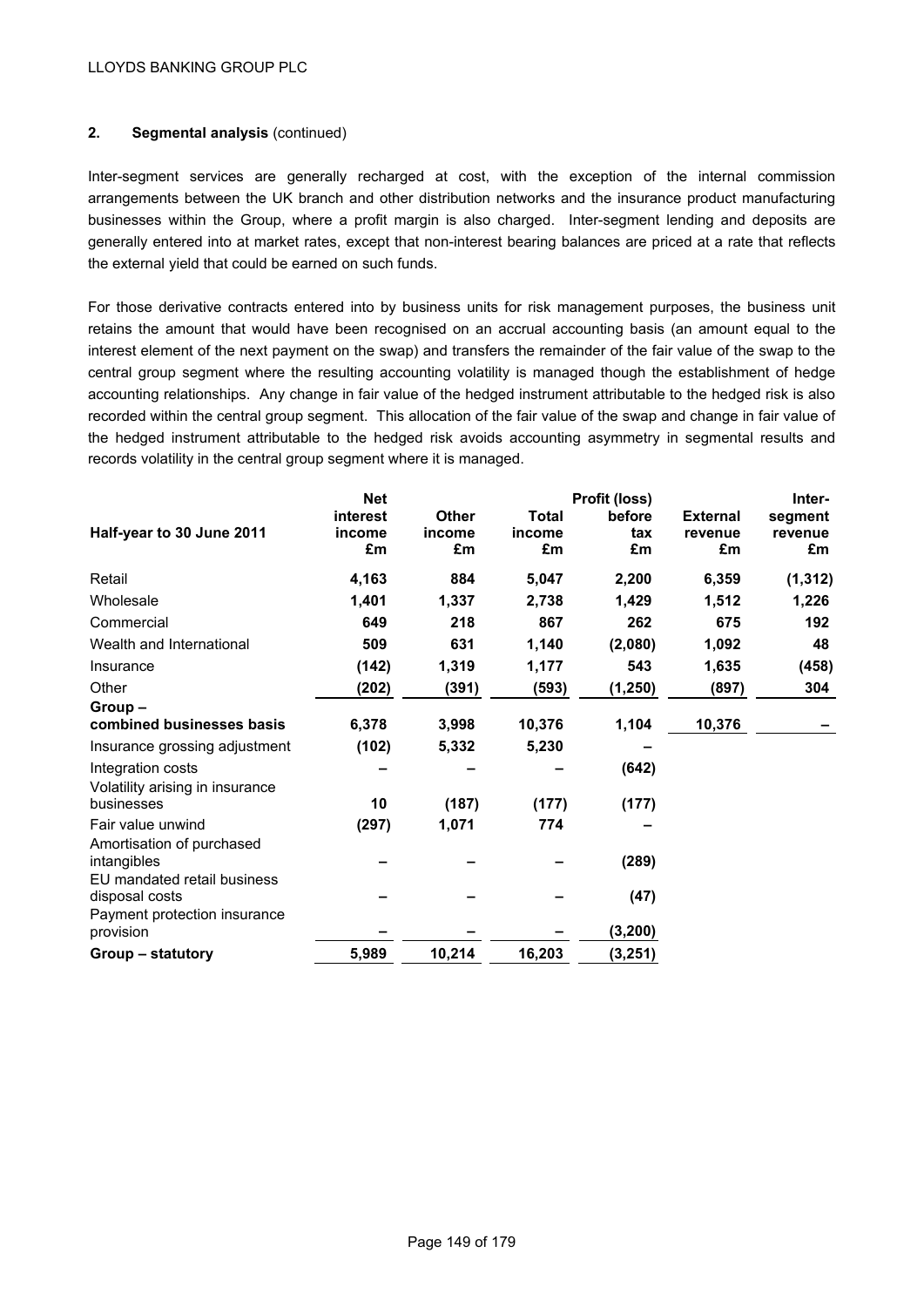## 2. Segmental analysis (continued)

Inter-segment services are generally recharged at cost, with the exception of the internal commission arrangements between the UK branch and other distribution networks and the insurance product manufacturing businesses within the Group, where a profit margin is also charged. Inter-segment lending and deposits are generally entered into at market rates, except that non-interest bearing balances are priced at a rate that reflects the external yield that could be earned on such funds.

For those derivative contracts entered into by business units for risk management purposes, the business unit retains the amount that would have been recognised on an accrual accounting basis (an amount equal to the interest element of the next payment on the swap) and transfers the remainder of the fair value of the swap to the central group segment where the resulting accounting volatility is managed though the establishment of hedge accounting relationships. Any change in fair value of the hedged instrument attributable to the hedged risk is also recorded within the central group segment. This allocation of the fair value of the swap and change in fair value of the hedged instrument attributable to the hedged risk avoids accounting asymmetry in segmental results and records volatility in the central group segment where it is managed.

| Half-year to 30 June 2011 | Net interest income £m | Other income £m | Total income £m | Profit (loss) before tax £m | External revenue £m | Inter-segment revenue £m |
|---|---|---|---|---|---|---|
| Retail | **4,163** | **884** | **5,047** | **2,200** | **6,359** | **(1,312)** |
| Wholesale | **1,401** | **1,337** | **2,738** | **1,429** | **1,512** | **1,226** |
| Commercial | **649** | **218** | **867** | **262** | **675** | **192** |
| Wealth and International | **509** | **631** | **1,140** | **(2,080)** | **1,092** | **48** |
| Insurance | **(142)** | **1,319** | **1,177** | **543** | **1,635** | **(458)** |
| Other | **(202)** | **(391)** | **(593)** | **(1,250)** | **(897)** | **304** |
| **Group – combined businesses basis** | **6,378** | **3,998** | **10,376** | **1,104** | **10,376** | **–** |
| Insurance grossing adjustment | **(102)** | **5,332** | **5,230** | **–** | | |
| Integration costs | **–** | **–** | **–** | **(642)** | | |
| Volatility arising in insurance businesses | **10** | **(187)** | **(177)** | **(177)** | | |
| Fair value unwind | **(297)** | **1,071** | **774** | **–** | | |
| Amortisation of purchased intangibles | **–** | **–** | **–** | **(289)** | | |
| EU mandated retail business disposal costs | **–** | **–** | **–** | **(47)** | | |
| Payment protection insurance provision | **–** | **–** | **–** | **(3,200)** | | |
| **Group – statutory** | **5,989** | **10,214** | **16,203** | **(3,251)** | | |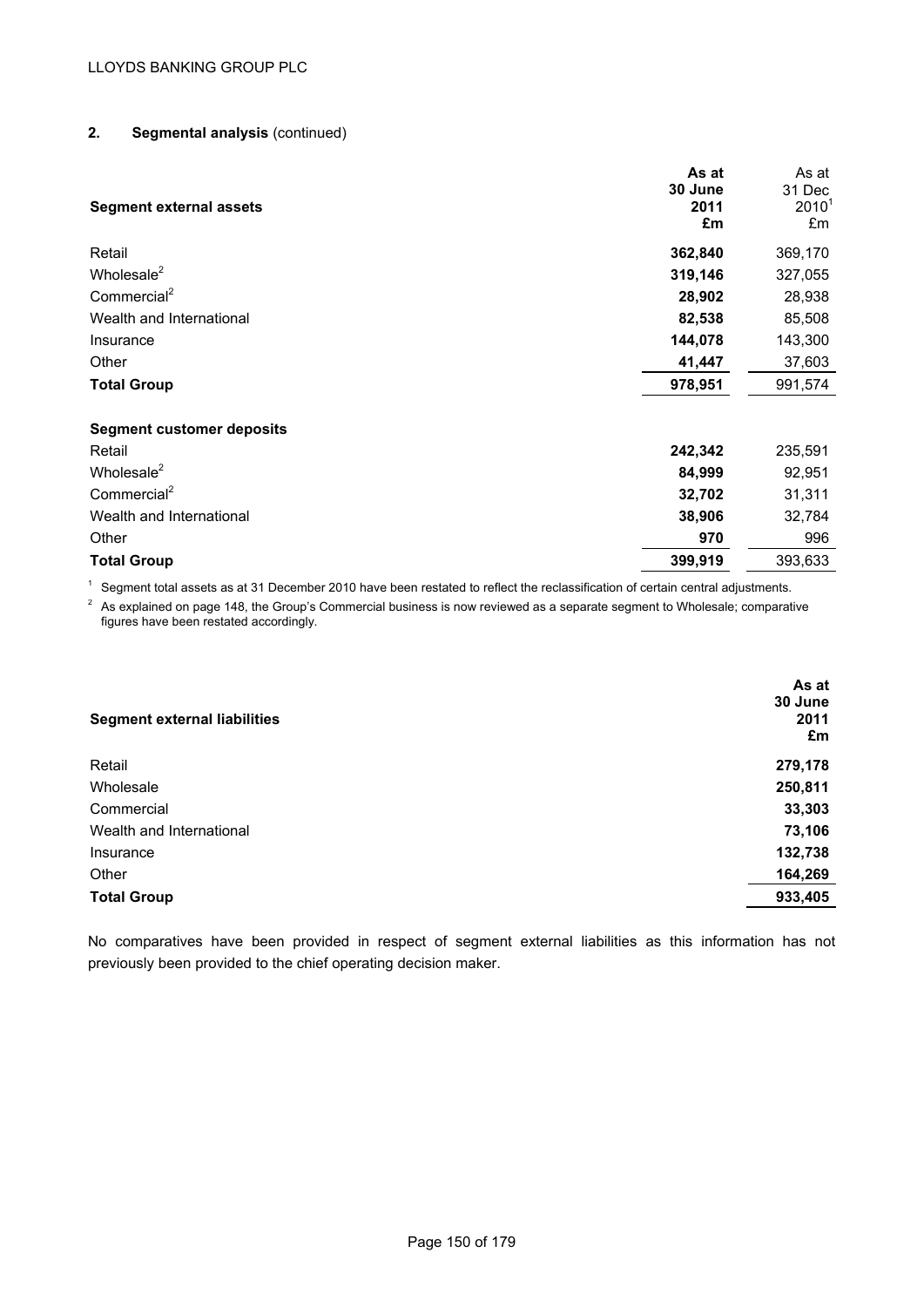## 2. Segmental analysis (continued)

| Segment external assets | As at 30 June 2011 £m | As at 31 Dec 2010[1] £m |
|---|---|---|
| Retail | **362,840** | 369,170 |
| Wholesale[2] | **319,146** | 327,055 |
| Commercial[2] | **28,902** | 28,938 |
| Wealth and International | **82,538** | 85,508 |
| Insurance | **144,078** | 143,300 |
| Other | **41,447** | 37,603 |
| **Total Group** | **978,951** | 991,574 |
| | | |
| **Segment customer deposits** | | |
| Retail | **242,342** | 235,591 |
| Wholesale[2] | **84,999** | 92,951 |
| Commercial[2] | **32,702** | 31,311 |
| Wealth and International | **38,906** | 32,784 |
| Other | **970** | 996 |
| **Total Group** | **399,919** | 393,633 |

[1] Segment total assets as at 31 December 2010 have been restated to reflect the reclassification of certain central adjustments.

[2] As explained on page 148, the Group's Commercial business is now reviewed as a separate segment to Wholesale; comparative figures have been restated accordingly.

| Segment external liabilities | As at 30 June 2011 £m |
|---|---|
| Retail | **279,178** |
| Wholesale | **250,811** |
| Commercial | **33,303** |
| Wealth and International | **73,106** |
| Insurance | **132,738** |
| Other | **164,269** |
| **Total Group** | **933,405** |

No comparatives have been provided in respect of segment external liabilities as this information has not previously been provided to the chief operating decision maker.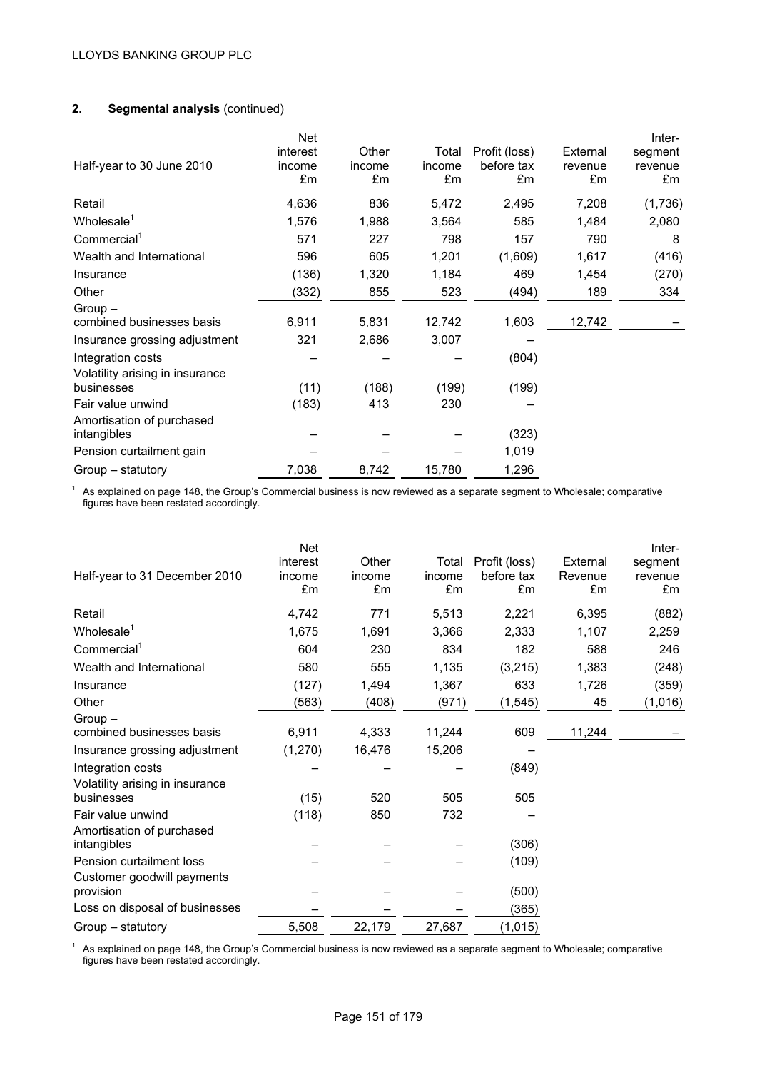## 2. Segmental analysis (continued)

| Half-year to 30 June 2010 | Net interest income £m | Other income £m | Total income £m | Profit (loss) before tax £m | External revenue £m | Inter-segment revenue £m |
|---|---|---|---|---|---|---|
| Retail | 4,636 | 836 | 5,472 | 2,495 | 7,208 | (1,736) |
| Wholesale[1] | 1,576 | 1,988 | 3,564 | 585 | 1,484 | 2,080 |
| Commercial[1] | 571 | 227 | 798 | 157 | 790 | 8 |
| Wealth and International | 596 | 605 | 1,201 | (1,609) | 1,617 | (416) |
| Insurance | (136) | 1,320 | 1,184 | 469 | 1,454 | (270) |
| Other | (332) | 855 | 523 | (494) | 189 | 334 |
| Group – combined businesses basis | 6,911 | 5,831 | 12,742 | 1,603 | 12,742 | – |
| Insurance grossing adjustment | 321 | 2,686 | 3,007 | – | | |
| Integration costs | – | – | – | (804) | | |
| Volatility arising in insurance businesses | (11) | (188) | (199) | (199) | | |
| Fair value unwind | (183) | 413 | 230 | – | | |
| Amortisation of purchased intangibles | – | – | – | (323) | | |
| Pension curtailment gain | – | – | – | 1,019 | | |
| Group – statutory | 7,038 | 8,742 | 15,780 | 1,296 | | |

[1] As explained on page 148, the Group's Commercial business is now reviewed as a separate segment to Wholesale; comparative figures have been restated accordingly.

| Half-year to 31 December 2010 | Net interest income £m | Other income £m | Total income £m | Profit (loss) before tax £m | External Revenue £m | Inter-segment revenue £m |
|---|---|---|---|---|---|---|
| Retail | 4,742 | 771 | 5,513 | 2,221 | 6,395 | (882) |
| Wholesale[1] | 1,675 | 1,691 | 3,366 | 2,333 | 1,107 | 2,259 |
| Commercial[1] | 604 | 230 | 834 | 182 | 588 | 246 |
| Wealth and International | 580 | 555 | 1,135 | (3,215) | 1,383 | (248) |
| Insurance | (127) | 1,494 | 1,367 | 633 | 1,726 | (359) |
| Other | (563) | (408) | (971) | (1,545) | 45 | (1,016) |
| Group – combined businesses basis | 6,911 | 4,333 | 11,244 | 609 | 11,244 | – |
| Insurance grossing adjustment | (1,270) | 16,476 | 15,206 | – | | |
| Integration costs | – | – | – | (849) | | |
| Volatility arising in insurance businesses | (15) | 520 | 505 | 505 | | |
| Fair value unwind | (118) | 850 | 732 | – | | |
| Amortisation of purchased intangibles | – | – | – | (306) | | |
| Pension curtailment loss | – | – | – | (109) | | |
| Customer goodwill payments provision | – | – | – | (500) | | |
| Loss on disposal of businesses | – | – | – | (365) | | |
| Group – statutory | 5,508 | 22,179 | 27,687 | (1,015) | | |

[1] As explained on page 148, the Group's Commercial business is now reviewed as a separate segment to Wholesale; comparative figures have been restated accordingly.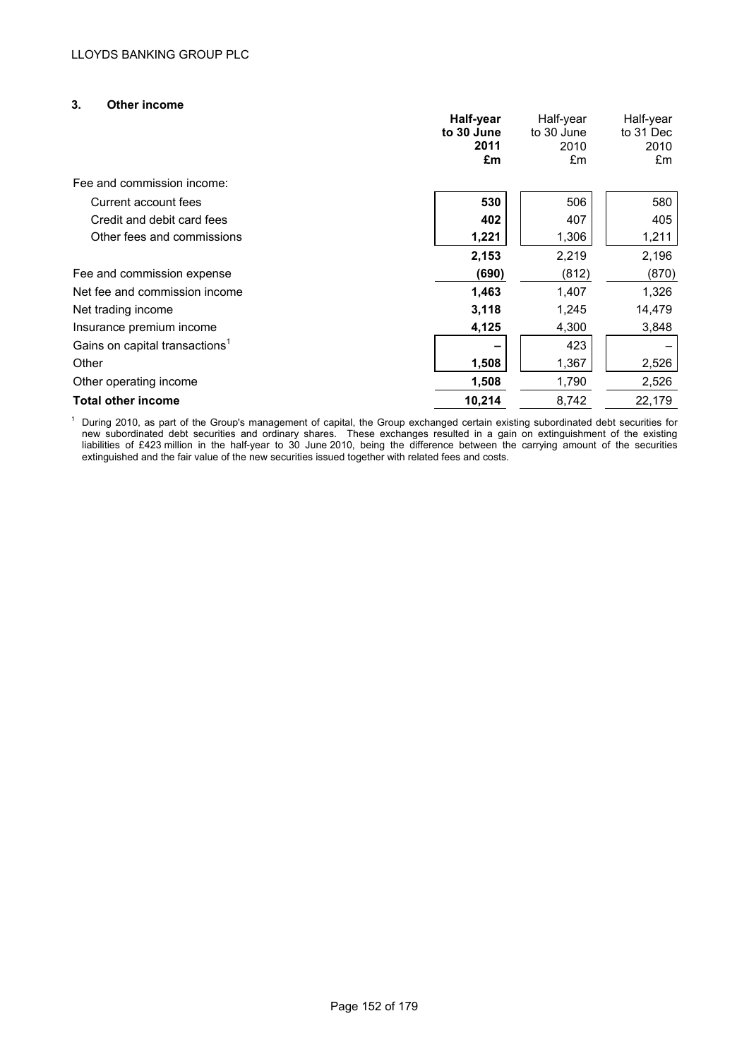## 3. Other income

| | Half-year to 30 June 2011 £m | Half-year to 30 June 2010 £m | Half-year to 31 Dec 2010 £m |
|---|---|---|---|
| Fee and commission income: | | | |
| Current account fees | **530** | 506 | 580 |
| Credit and debit card fees | **402** | 407 | 405 |
| Other fees and commissions | **1,221** | 1,306 | 1,211 |
| | **2,153** | 2,219 | 2,196 |
| Fee and commission expense | **(690)** | (812) | (870) |
| Net fee and commission income | **1,463** | 1,407 | 1,326 |
| Net trading income | **3,118** | 1,245 | 14,479 |
| Insurance premium income | **4,125** | 4,300 | 3,848 |
| Gains on capital transactions[1] | **–** | 423 | – |
| Other | **1,508** | 1,367 | 2,526 |
| Other operating income | **1,508** | 1,790 | 2,526 |
| **Total other income** | **10,214** | 8,742 | 22,179 |

[1] During 2010, as part of the Group's management of capital, the Group exchanged certain existing subordinated debt securities for new subordinated debt securities and ordinary shares. These exchanges resulted in a gain on extinguishment of the existing liabilities of £423 million in the half-year to 30 June 2010, being the difference between the carrying amount of the securities extinguished and the fair value of the new securities issued together with related fees and costs.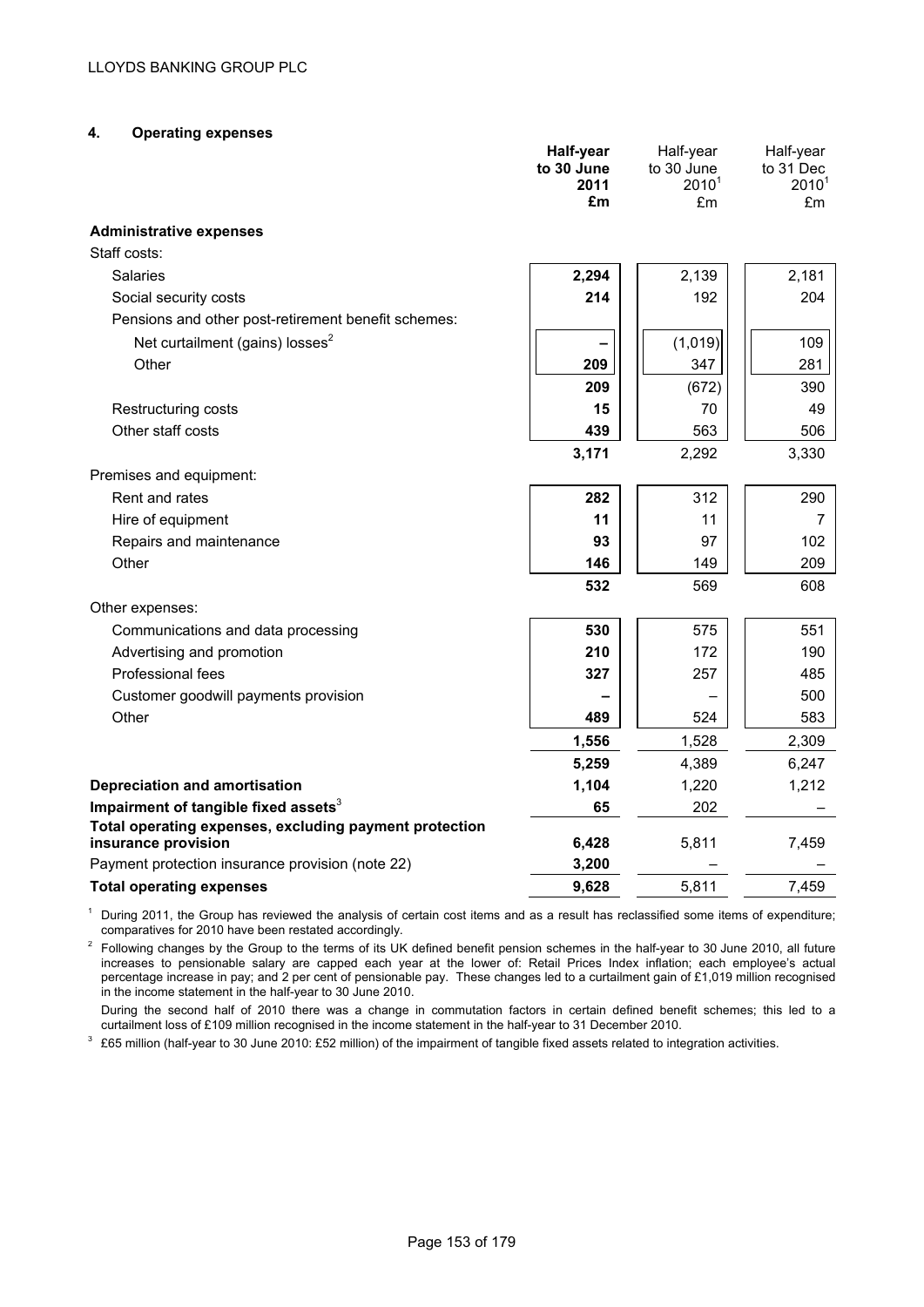## 4. Operating expenses

| | Half-year to 30 June 2011 £m | Half-year to 30 June 2010[1] £m | Half-year to 31 Dec 2010[1] £m |
|---|---|---|---|
| **Administrative expenses** | | | |
| Staff costs: | | | |
| Salaries | **2,294** | 2,139 | 2,181 |
| Social security costs | **214** | 192 | 204 |
| Pensions and other post-retirement benefit schemes: | | | |
| Net curtailment (gains) losses[2] | **–** | (1,019) | 109 |
| Other | **209** | 347 | 281 |
| | **209** | (672) | 390 |
| Restructuring costs | **15** | 70 | 49 |
| Other staff costs | **439** | 563 | 506 |
| | **3,171** | 2,292 | 3,330 |
| Premises and equipment: | | | |
| Rent and rates | **282** | 312 | 290 |
| Hire of equipment | **11** | 11 | 7 |
| Repairs and maintenance | **93** | 97 | 102 |
| Other | **146** | 149 | 209 |
| | **532** | 569 | 608 |
| Other expenses: | | | |
| Communications and data processing | **530** | 575 | 551 |
| Advertising and promotion | **210** | 172 | 190 |
| Professional fees | **327** | 257 | 485 |
| Customer goodwill payments provision | **–** | – | 500 |
| Other | **489** | 524 | 583 |
| | **1,556** | 1,528 | 2,309 |
| | **5,259** | 4,389 | 6,247 |
| **Depreciation and amortisation** | **1,104** | 1,220 | 1,212 |
| **Impairment of tangible fixed assets**[3] | **65** | 202 | – |
| **Total operating expenses, excluding payment protection insurance provision** | **6,428** | 5,811 | 7,459 |
| Payment protection insurance provision (note 22) | **3,200** | – | – |
| **Total operating expenses** | **9,628** | 5,811 | 7,459 |

[1] During 2011, the Group has reviewed the analysis of certain cost items and as a result has reclassified some items of expenditure; comparatives for 2010 have been restated accordingly.

[2] Following changes by the Group to the terms of its UK defined benefit pension schemes in the half-year to 30 June 2010, all future increases to pensionable salary are capped each year at the lower of: Retail Prices Index inflation; each employee's actual percentage increase in pay; and 2 per cent of pensionable pay. These changes led to a curtailment gain of £1,019 million recognised in the income statement in the half-year to 30 June 2010.

During the second half of 2010 there was a change in commutation factors in certain defined benefit schemes; this led to a curtailment loss of £109 million recognised in the income statement in the half-year to 31 December 2010.

[3] £65 million (half-year to 30 June 2010: £52 million) of the impairment of tangible fixed assets related to integration activities.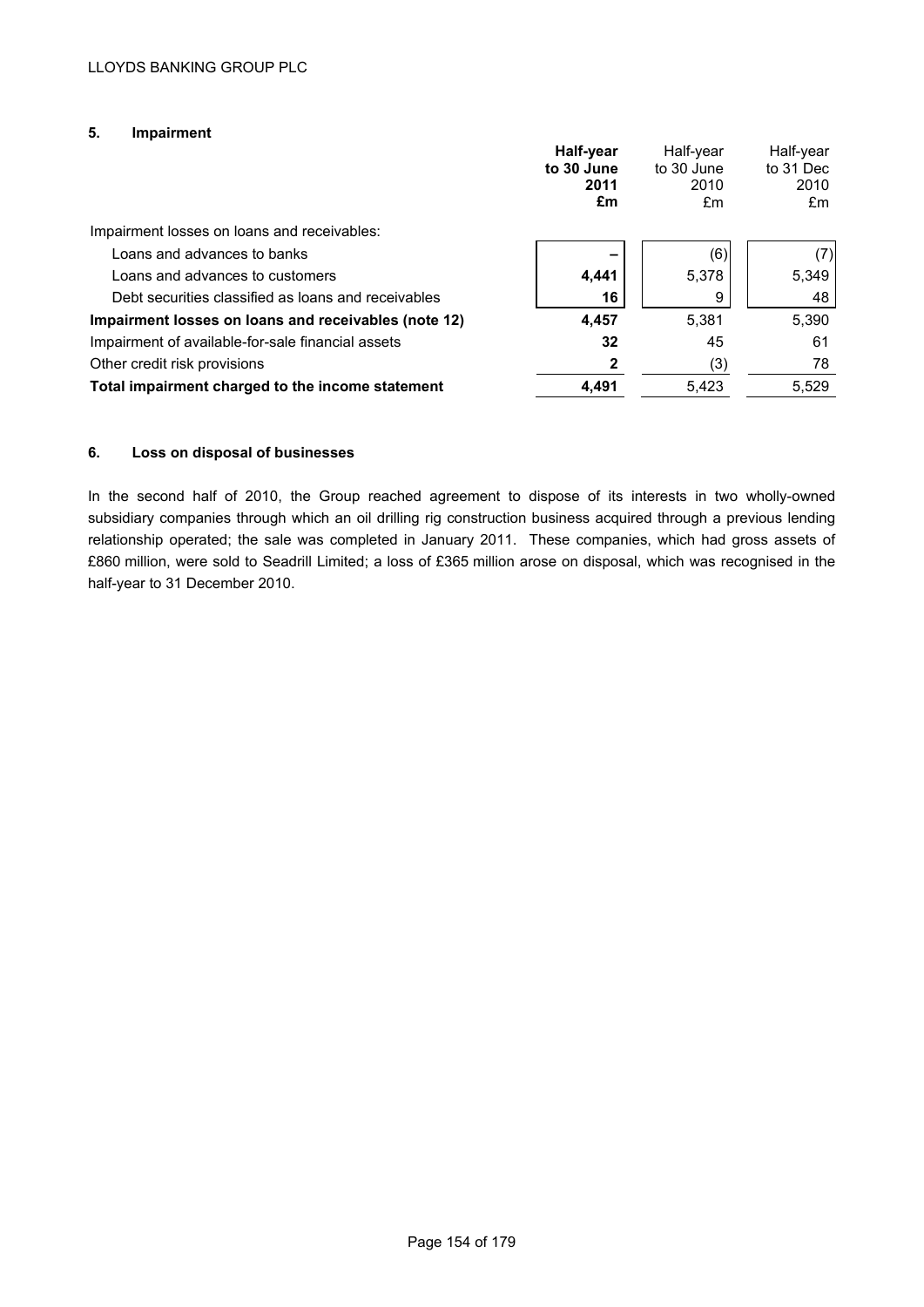## 5. Impairment

| | **Half-year to 30 June 2011 £m** | Half-year to 30 June 2010 £m | Half-year to 31 Dec 2010 £m |
|---|---|---|---|
| Impairment losses on loans and receivables: | | | |
| Loans and advances to banks | **–** | (6) | (7) |
| Loans and advances to customers | **4,441** | 5,378 | 5,349 |
| Debt securities classified as loans and receivables | **16** | 9 | 48 |
| **Impairment losses on loans and receivables (note 12)** | **4,457** | 5,381 | 5,390 |
| Impairment of available-for-sale financial assets | **32** | 45 | 61 |
| Other credit risk provisions | **2** | (3) | 78 |
| **Total impairment charged to the income statement** | **4,491** | 5,423 | 5,529 |

## 6. Loss on disposal of businesses

In the second half of 2010, the Group reached agreement to dispose of its interests in two wholly-owned subsidiary companies through which an oil drilling rig construction business acquired through a previous lending relationship operated; the sale was completed in January 2011. These companies, which had gross assets of £860 million, were sold to Seadrill Limited; a loss of £365 million arose on disposal, which was recognised in the half-year to 31 December 2010.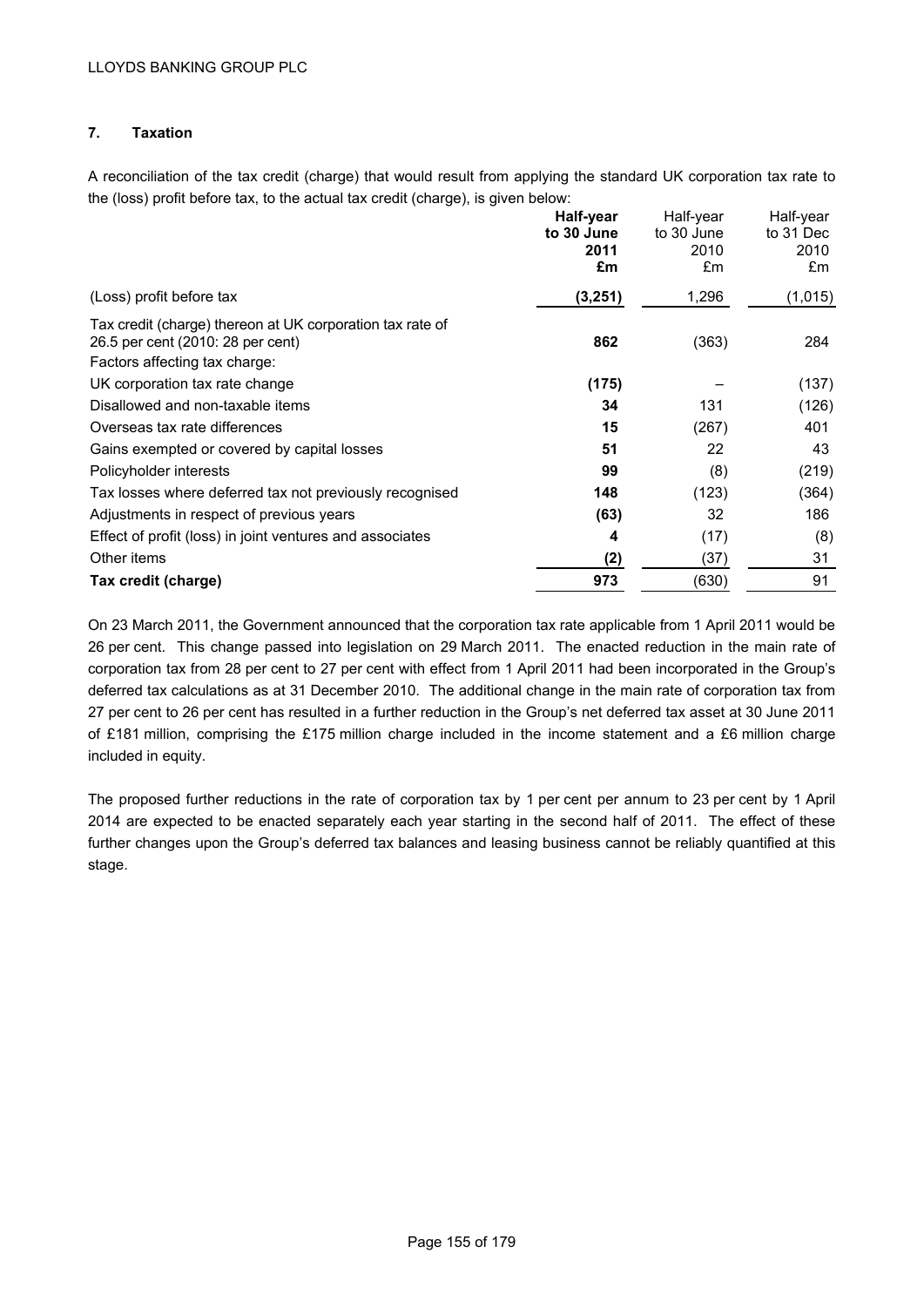LLOYDS BANKING GROUP PLC

## 7. Taxation

A reconciliation of the tax credit (charge) that would result from applying the standard UK corporation tax rate to the (loss) profit before tax, to the actual tax credit (charge), is given below:

| | **Half-year to 30 June 2011 £m** | Half-year to 30 June 2010 £m | Half-year to 31 Dec 2010 £m |
|---|---|---|---|
| (Loss) profit before tax | **(3,251)** | 1,296 | (1,015) |
| Tax credit (charge) thereon at UK corporation tax rate of 26.5 per cent (2010: 28 per cent) | **862** | (363) | 284 |
| Factors affecting tax charge: | | | |
| UK corporation tax rate change | **(175)** | – | (137) |
| Disallowed and non-taxable items | **34** | 131 | (126) |
| Overseas tax rate differences | **15** | (267) | 401 |
| Gains exempted or covered by capital losses | **51** | 22 | 43 |
| Policyholder interests | **99** | (8) | (219) |
| Tax losses where deferred tax not previously recognised | **148** | (123) | (364) |
| Adjustments in respect of previous years | **(63)** | 32 | 186 |
| Effect of profit (loss) in joint ventures and associates | **4** | (17) | (8) |
| Other items | **(2)** | (37) | 31 |
| **Tax credit (charge)** | **973** | (630) | 91 |

On 23 March 2011, the Government announced that the corporation tax rate applicable from 1 April 2011 would be 26 per cent. This change passed into legislation on 29 March 2011. The enacted reduction in the main rate of corporation tax from 28 per cent to 27 per cent with effect from 1 April 2011 had been incorporated in the Group's deferred tax calculations as at 31 December 2010. The additional change in the main rate of corporation tax from 27 per cent to 26 per cent has resulted in a further reduction in the Group's net deferred tax asset at 30 June 2011 of £181 million, comprising the £175 million charge included in the income statement and a £6 million charge included in equity.

The proposed further reductions in the rate of corporation tax by 1 per cent per annum to 23 per cent by 1 April 2014 are expected to be enacted separately each year starting in the second half of 2011. The effect of these further changes upon the Group's deferred tax balances and leasing business cannot be reliably quantified at this stage.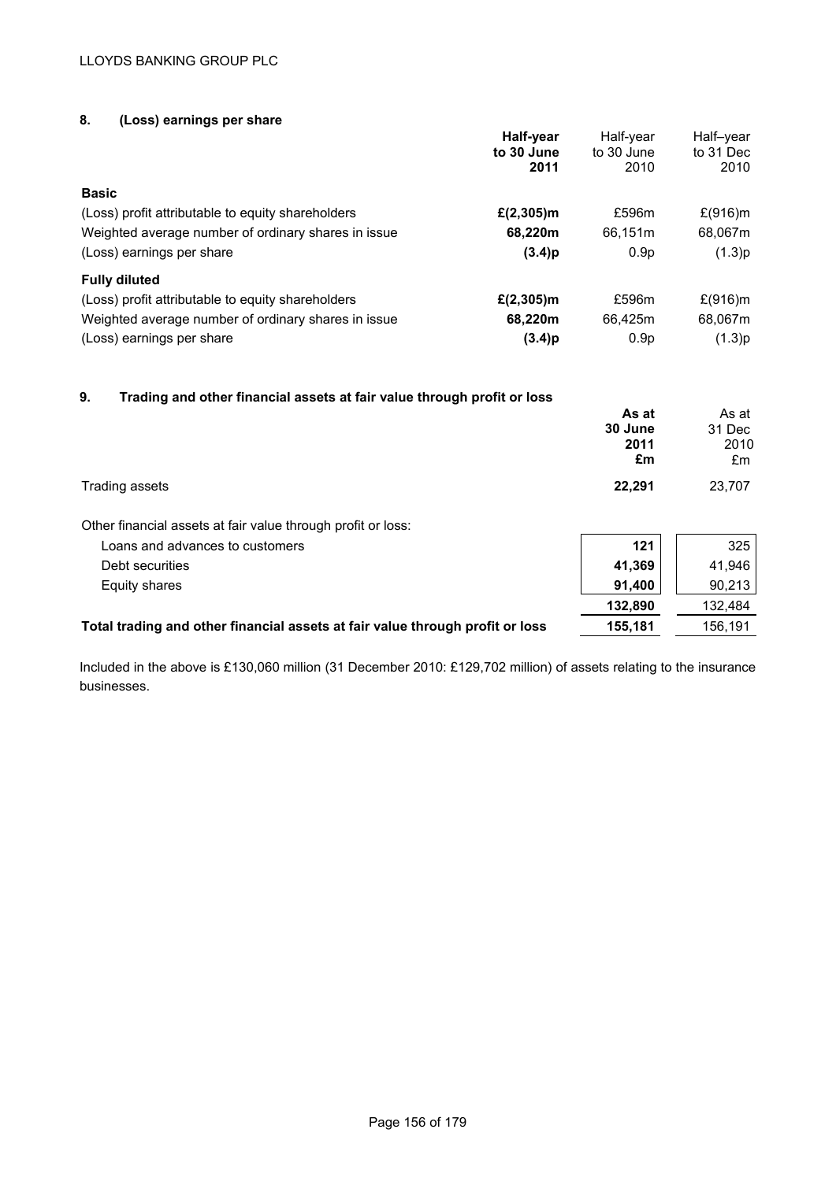## 8. (Loss) earnings per share

| | **Half-year to 30 June 2011** | Half-year to 30 June 2010 | Half–year to 31 Dec 2010 |
|---|---|---|---|
| **Basic** | | | |
| (Loss) profit attributable to equity shareholders | **£(2,305)m** | £596m | £(916)m |
| Weighted average number of ordinary shares in issue | **68,220m** | 66,151m | 68,067m |
| (Loss) earnings per share | **(3.4)p** | 0.9p | (1.3)p |
| **Fully diluted** | | | |
| (Loss) profit attributable to equity shareholders | **£(2,305)m** | £596m | £(916)m |
| Weighted average number of ordinary shares in issue | **68,220m** | 66,425m | 68,067m |
| (Loss) earnings per share | **(3.4)p** | 0.9p | (1.3)p |

## 9. Trading and other financial assets at fair value through profit or loss

| | **As at 30 June 2011 £m** | As at 31 Dec 2010 £m |
|---|---|---|
| Trading assets | **22,291** | 23,707 |
| Other financial assets at fair value through profit or loss: | | |
| Loans and advances to customers | **121** | 325 |
| Debt securities | **41,369** | 41,946 |
| Equity shares | **91,400** | 90,213 |
| | **132,890** | 132,484 |
| **Total trading and other financial assets at fair value through profit or loss** | **155,181** | 156,191 |

Included in the above is £130,060 million (31 December 2010: £129,702 million) of assets relating to the insurance businesses.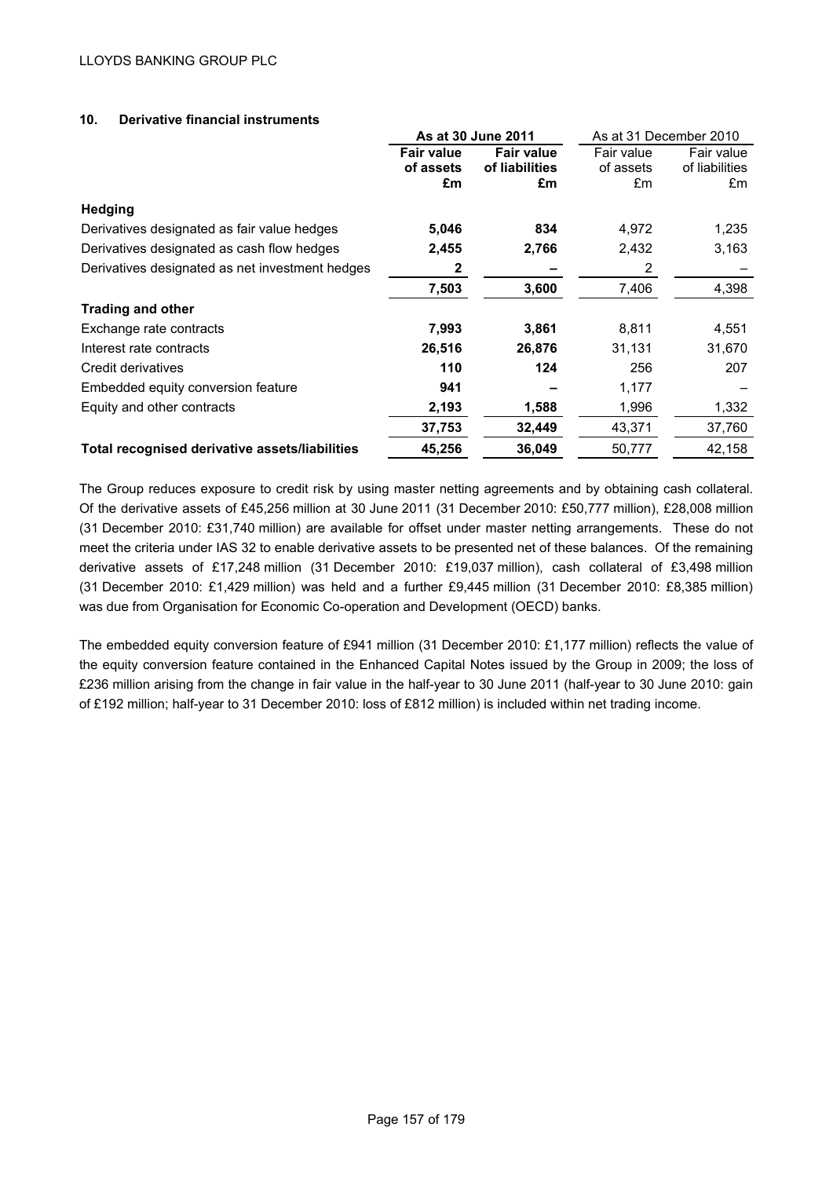## 10. Derivative financial instruments

| | As at 30 June 2011 | | As at 31 December 2010 | |
|---|---|---|---|---|
| | **Fair value of assets £m** | **Fair value of liabilities £m** | Fair value of assets £m | Fair value of liabilities £m |
| **Hedging** | | | | |
| Derivatives designated as fair value hedges | **5,046** | **834** | 4,972 | 1,235 |
| Derivatives designated as cash flow hedges | **2,455** | **2,766** | 2,432 | 3,163 |
| Derivatives designated as net investment hedges | **2** | **–** | 2 | – |
| | **7,503** | **3,600** | 7,406 | 4,398 |
| **Trading and other** | | | | |
| Exchange rate contracts | **7,993** | **3,861** | 8,811 | 4,551 |
| Interest rate contracts | **26,516** | **26,876** | 31,131 | 31,670 |
| Credit derivatives | **110** | **124** | 256 | 207 |
| Embedded equity conversion feature | **941** | **–** | 1,177 | – |
| Equity and other contracts | **2,193** | **1,588** | 1,996 | 1,332 |
| | **37,753** | **32,449** | 43,371 | 37,760 |
| **Total recognised derivative assets/liabilities** | **45,256** | **36,049** | 50,777 | 42,158 |

The Group reduces exposure to credit risk by using master netting agreements and by obtaining cash collateral. Of the derivative assets of £45,256 million at 30 June 2011 (31 December 2010: £50,777 million), £28,008 million (31 December 2010: £31,740 million) are available for offset under master netting arrangements. These do not meet the criteria under IAS 32 to enable derivative assets to be presented net of these balances. Of the remaining derivative assets of £17,248 million (31 December 2010: £19,037 million), cash collateral of £3,498 million (31 December 2010: £1,429 million) was held and a further £9,445 million (31 December 2010: £8,385 million) was due from Organisation for Economic Co-operation and Development (OECD) banks.

The embedded equity conversion feature of £941 million (31 December 2010: £1,177 million) reflects the value of the equity conversion feature contained in the Enhanced Capital Notes issued by the Group in 2009; the loss of £236 million arising from the change in fair value in the half-year to 30 June 2011 (half-year to 30 June 2010: gain of £192 million; half-year to 31 December 2010: loss of £812 million) is included within net trading income.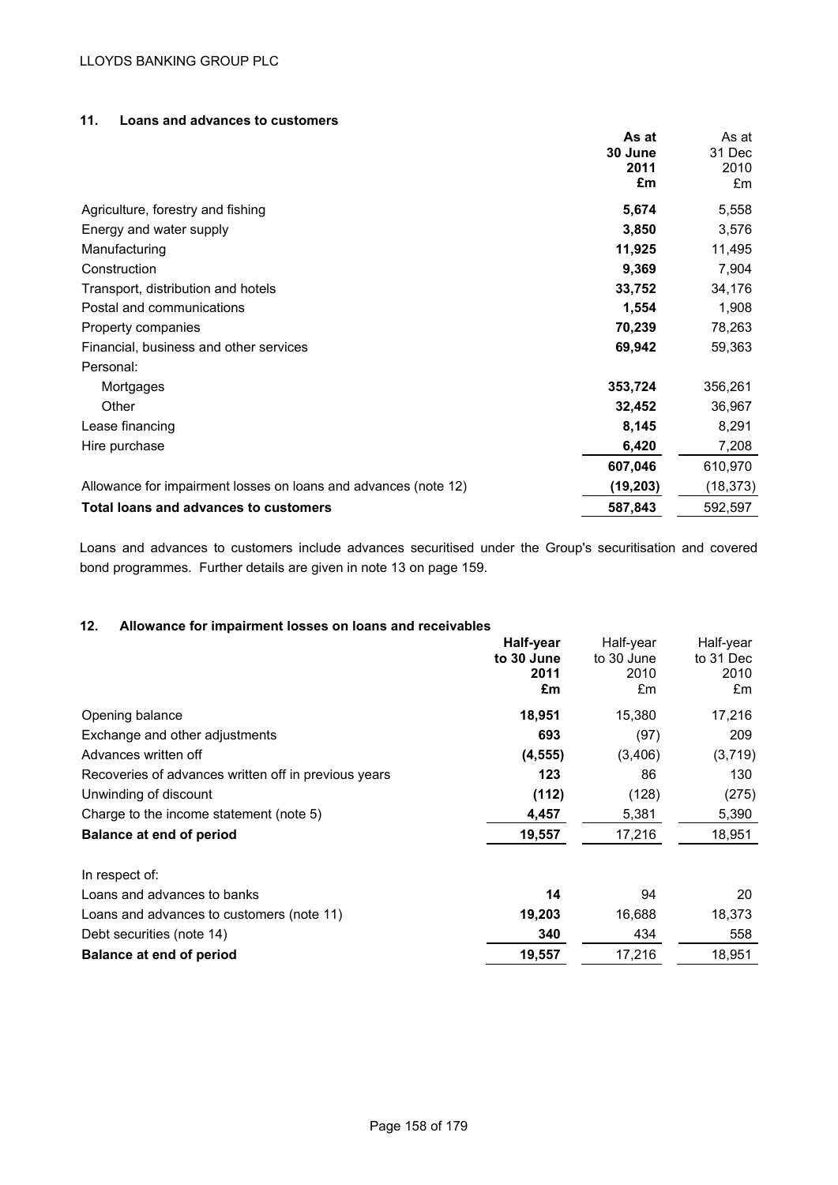## 11. Loans and advances to customers

| | **As at 30 June 2011 £m** | As at 31 Dec 2010 £m |
|---|---|---|
| Agriculture, forestry and fishing | **5,674** | 5,558 |
| Energy and water supply | **3,850** | 3,576 |
| Manufacturing | **11,925** | 11,495 |
| Construction | **9,369** | 7,904 |
| Transport, distribution and hotels | **33,752** | 34,176 |
| Postal and communications | **1,554** | 1,908 |
| Property companies | **70,239** | 78,263 |
| Financial, business and other services | **69,942** | 59,363 |
| Personal: | | |
| Mortgages | **353,724** | 356,261 |
| Other | **32,452** | 36,967 |
| Lease financing | **8,145** | 8,291 |
| Hire purchase | **6,420** | 7,208 |
| | **607,046** | 610,970 |
| Allowance for impairment losses on loans and advances (note 12) | **(19,203)** | (18,373) |
| **Total loans and advances to customers** | **587,843** | 592,597 |

Loans and advances to customers include advances securitised under the Group's securitisation and covered bond programmes. Further details are given in note 13 on page 159.

## 12. Allowance for impairment losses on loans and receivables

| | **Half-year to 30 June 2011 £m** | Half-year to 30 June 2010 £m | Half-year to 31 Dec 2010 £m |
|---|---|---|---|
| Opening balance | **18,951** | 15,380 | 17,216 |
| Exchange and other adjustments | **693** | (97) | 209 |
| Advances written off | **(4,555)** | (3,406) | (3,719) |
| Recoveries of advances written off in previous years | **123** | 86 | 130 |
| Unwinding of discount | **(112)** | (128) | (275) |
| Charge to the income statement (note 5) | **4,457** | 5,381 | 5,390 |
| **Balance at end of period** | **19,557** | 17,216 | 18,951 |
| | | | |
| In respect of: | | | |
| Loans and advances to banks | **14** | 94 | 20 |
| Loans and advances to customers (note 11) | **19,203** | 16,688 | 18,373 |
| Debt securities (note 14) | **340** | 434 | 558 |
| **Balance at end of period** | **19,557** | 17,216 | 18,951 |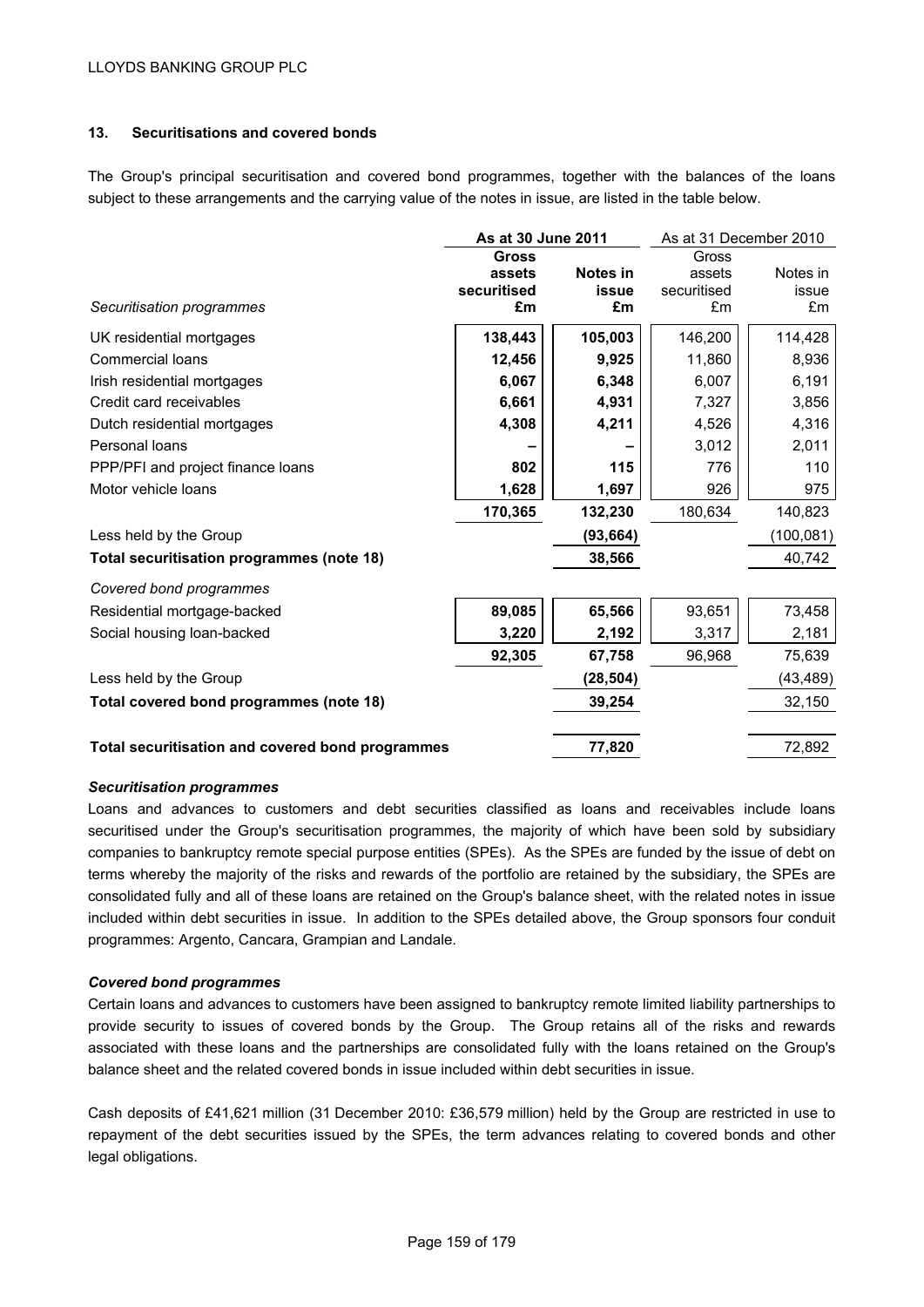## 13. Securitisations and covered bonds

The Group's principal securitisation and covered bond programmes, together with the balances of the loans subject to these arrangements and the carrying value of the notes in issue, are listed in the table below.

| | **As at 30 June 2011** | | As at 31 December 2010 | |
|---|---|---|---|---|
| *Securitisation programmes* | **Gross assets securitised £m** | **Notes in issue £m** | Gross assets securitised £m | Notes in issue £m |
| UK residential mortgages | **138,443** | **105,003** | 146,200 | 114,428 |
| Commercial loans | **12,456** | **9,925** | 11,860 | 8,936 |
| Irish residential mortgages | **6,067** | **6,348** | 6,007 | 6,191 |
| Credit card receivables | **6,661** | **4,931** | 7,327 | 3,856 |
| Dutch residential mortgages | **4,308** | **4,211** | 4,526 | 4,316 |
| Personal loans | **–** | **–** | 3,012 | 2,011 |
| PPP/PFI and project finance loans | **802** | **115** | 776 | 110 |
| Motor vehicle loans | **1,628** | **1,697** | 926 | 975 |
| | **170,365** | **132,230** | 180,634 | 140,823 |
| Less held by the Group | | **(93,664)** | | (100,081) |
| **Total securitisation programmes (note 18)** | | **38,566** | | 40,742 |
| *Covered bond programmes* | | | | |
| Residential mortgage-backed | **89,085** | **65,566** | 93,651 | 73,458 |
| Social housing loan-backed | **3,220** | **2,192** | 3,317 | 2,181 |
| | **92,305** | **67,758** | 96,968 | 75,639 |
| Less held by the Group | | **(28,504)** | | (43,489) |
| **Total covered bond programmes (note 18)** | | **39,254** | | 32,150 |
| **Total securitisation and covered bond programmes** | | **77,820** | | 72,892 |

### *Securitisation programmes*

Loans and advances to customers and debt securities classified as loans and receivables include loans securitised under the Group's securitisation programmes, the majority of which have been sold by subsidiary companies to bankruptcy remote special purpose entities (SPEs). As the SPEs are funded by the issue of debt on terms whereby the majority of the risks and rewards of the portfolio are retained by the subsidiary, the SPEs are consolidated fully and all of these loans are retained on the Group's balance sheet, with the related notes in issue included within debt securities in issue. In addition to the SPEs detailed above, the Group sponsors four conduit programmes: Argento, Cancara, Grampian and Landale.

### *Covered bond programmes*

Certain loans and advances to customers have been assigned to bankruptcy remote limited liability partnerships to provide security to issues of covered bonds by the Group. The Group retains all of the risks and rewards associated with these loans and the partnerships are consolidated fully with the loans retained on the Group's balance sheet and the related covered bonds in issue included within debt securities in issue.

Cash deposits of £41,621 million (31 December 2010: £36,579 million) held by the Group are restricted in use to repayment of the debt securities issued by the SPEs, the term advances relating to covered bonds and other legal obligations.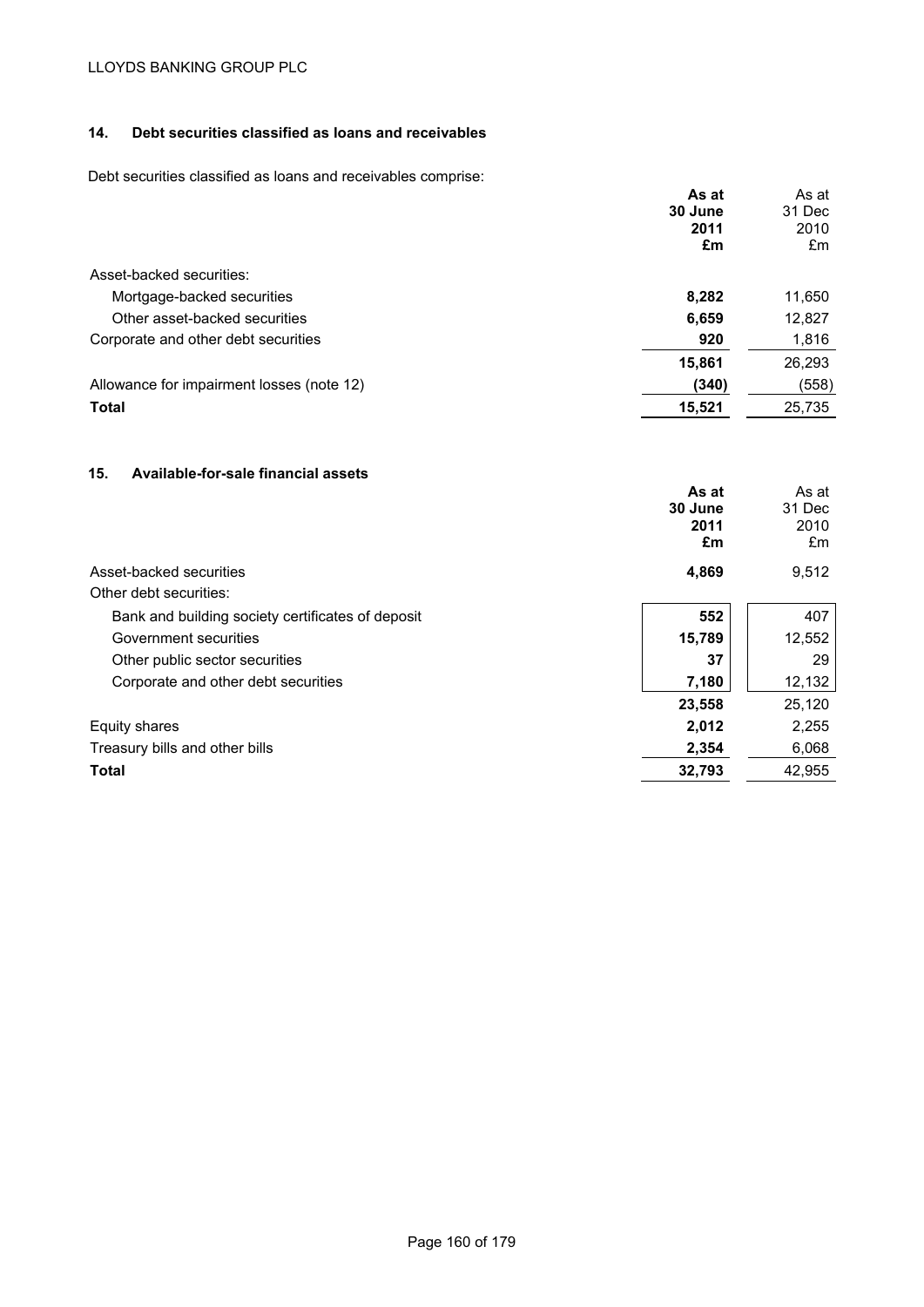LLOYDS BANKING GROUP PLC

### 14. Debt securities classified as loans and receivables

Debt securities classified as loans and receivables comprise:

| | As at 30 June 2011 £m | As at 31 Dec 2010 £m |
|---|---|---|
| Asset-backed securities: | | |
| Mortgage-backed securities | **8,282** | 11,650 |
| Other asset-backed securities | **6,659** | 12,827 |
| Corporate and other debt securities | **920** | 1,816 |
| | **15,861** | 26,293 |
| Allowance for impairment losses (note 12) | **(340)** | (558) |
| **Total** | **15,521** | 25,735 |

### 15. Available-for-sale financial assets

| | As at 30 June 2011 £m | As at 31 Dec 2010 £m |
|---|---|---|
| Asset-backed securities | **4,869** | 9,512 |
| Other debt securities: | | |
| Bank and building society certificates of deposit | **552** | 407 |
| Government securities | **15,789** | 12,552 |
| Other public sector securities | **37** | 29 |
| Corporate and other debt securities | **7,180** | 12,132 |
| | **23,558** | 25,120 |
| Equity shares | **2,012** | 2,255 |
| Treasury bills and other bills | **2,354** | 6,068 |
| **Total** | **32,793** | 42,955 |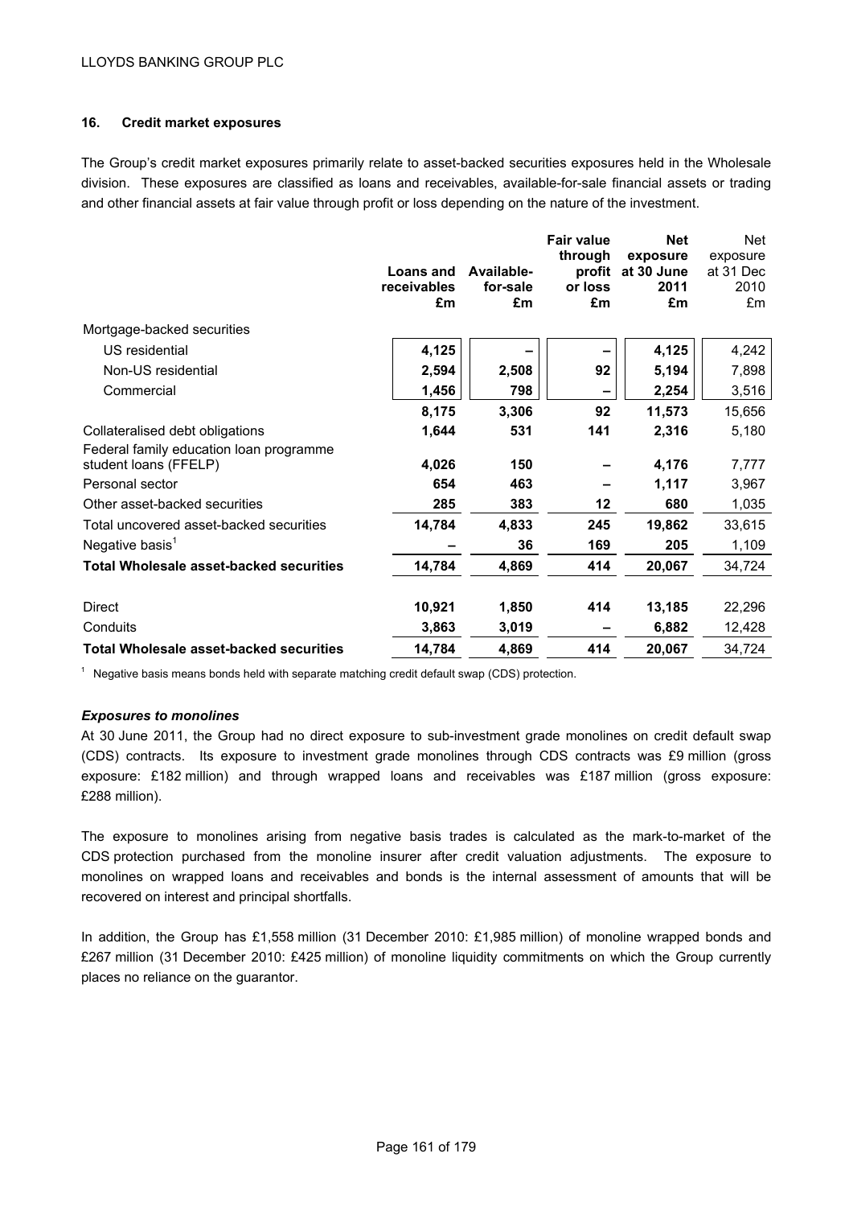## 16. Credit market exposures

The Group's credit market exposures primarily relate to asset-backed securities exposures held in the Wholesale division. These exposures are classified as loans and receivables, available-for-sale financial assets or trading and other financial assets at fair value through profit or loss depending on the nature of the investment.

| | Loans and receivables £m | Available-for-sale £m | Fair value through profit or loss £m | Net exposure at 30 June 2011 £m | Net exposure at 31 Dec 2010 £m |
|---|---|---|---|---|---|
| Mortgage-backed securities | | | | | |
| US residential | **4,125** | **–** | **–** | **4,125** | 4,242 |
| Non-US residential | **2,594** | **2,508** | **92** | **5,194** | 7,898 |
| Commercial | **1,456** | **798** | **–** | **2,254** | 3,516 |
| | **8,175** | **3,306** | **92** | **11,573** | 15,656 |
| Collateralised debt obligations | **1,644** | **531** | **141** | **2,316** | 5,180 |
| Federal family education loan programme student loans (FFELP) | **4,026** | **150** | **–** | **4,176** | 7,777 |
| Personal sector | **654** | **463** | **–** | **1,117** | 3,967 |
| Other asset-backed securities | **285** | **383** | **12** | **680** | 1,035 |
| Total uncovered asset-backed securities | **14,784** | **4,833** | **245** | **19,862** | 33,615 |
| Negative basis[1] | **–** | **36** | **169** | **205** | 1,109 |
| **Total Wholesale asset-backed securities** | **14,784** | **4,869** | **414** | **20,067** | 34,724 |
| | | | | | |
| Direct | **10,921** | **1,850** | **414** | **13,185** | 22,296 |
| Conduits | **3,863** | **3,019** | **–** | **6,882** | 12,428 |
| **Total Wholesale asset-backed securities** | **14,784** | **4,869** | **414** | **20,067** | 34,724 |

[1] Negative basis means bonds held with separate matching credit default swap (CDS) protection.

***Exposures to monolines***

At 30 June 2011, the Group had no direct exposure to sub-investment grade monolines on credit default swap (CDS) contracts. Its exposure to investment grade monolines through CDS contracts was £9 million (gross exposure: £182 million) and through wrapped loans and receivables was £187 million (gross exposure: £288 million).

The exposure to monolines arising from negative basis trades is calculated as the mark-to-market of the CDS protection purchased from the monoline insurer after credit valuation adjustments. The exposure to monolines on wrapped loans and receivables and bonds is the internal assessment of amounts that will be recovered on interest and principal shortfalls.

In addition, the Group has £1,558 million (31 December 2010: £1,985 million) of monoline wrapped bonds and £267 million (31 December 2010: £425 million) of monoline liquidity commitments on which the Group currently places no reliance on the guarantor.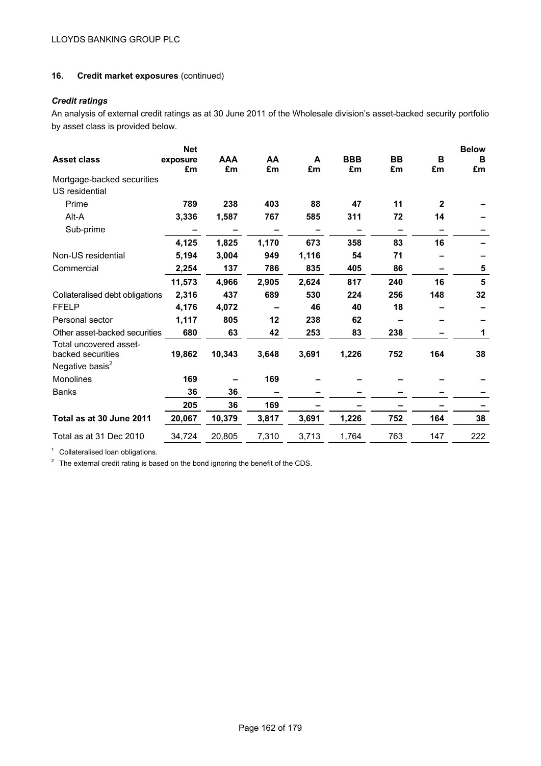LLOYDS BANKING GROUP PLC

## 16. Credit market exposures (continued)

### *Credit ratings*

An analysis of external credit ratings as at 30 June 2011 of the Wholesale division's asset-backed security portfolio by asset class is provided below.

| Asset class | Net exposure £m | AAA £m | AA £m | A £m | BBB £m | BB £m | B £m | Below B £m |
|---|---|---|---|---|---|---|---|---|
| Mortgage-backed securities | | | | | | | | |
| US residential | | | | | | | | |
| Prime | **789** | **238** | **403** | **88** | **47** | **11** | **2** | **–** |
| Alt-A | **3,336** | **1,587** | **767** | **585** | **311** | **72** | **14** | **–** |
| Sub-prime | **–** | **–** | **–** | **–** | **–** | **–** | **–** | **–** |
| | **4,125** | **1,825** | **1,170** | **673** | **358** | **83** | **16** | **–** |
| Non-US residential | **5,194** | **3,004** | **949** | **1,116** | **54** | **71** | **–** | **–** |
| Commercial | **2,254** | **137** | **786** | **835** | **405** | **86** | **–** | **5** |
| | **11,573** | **4,966** | **2,905** | **2,624** | **817** | **240** | **16** | **5** |
| Collateralised debt obligations | **2,316** | **437** | **689** | **530** | **224** | **256** | **148** | **32** |
| FFELP | **4,176** | **4,072** | **–** | **46** | **40** | **18** | **–** | **–** |
| Personal sector | **1,117** | **805** | **12** | **238** | **62** | **–** | **–** | **–** |
| Other asset-backed securities | **680** | **63** | **42** | **253** | **83** | **238** | **–** | **1** |
| Total uncovered asset-backed securities | **19,862** | **10,343** | **3,648** | **3,691** | **1,226** | **752** | **164** | **38** |
| Negative basis[2] | | | | | | | | |
| Monolines | **169** | **–** | **169** | **–** | **–** | **–** | **–** | **–** |
| Banks | **36** | **36** | **–** | **–** | **–** | **–** | **–** | **–** |
| | **205** | **36** | **169** | **–** | **–** | **–** | **–** | **–** |
| **Total as at 30 June 2011** | **20,067** | **10,379** | **3,817** | **3,691** | **1,226** | **752** | **164** | **38** |
| Total as at 31 Dec 2010 | 34,724 | 20,805 | 7,310 | 3,713 | 1,764 | 763 | 147 | 222 |

[1] Collateralised loan obligations.

[2] The external credit rating is based on the bond ignoring the benefit of the CDS.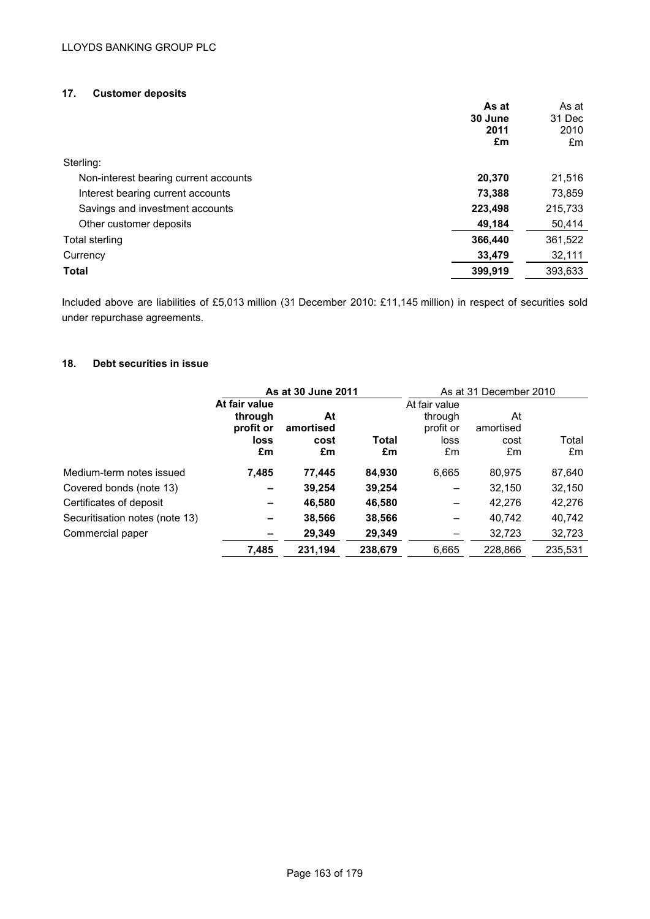## 17. Customer deposits

| | As at 30 June 2011 £m | As at 31 Dec 2010 £m |
|---|---|---|
| Sterling: | | |
| Non-interest bearing current accounts | **20,370** | 21,516 |
| Interest bearing current accounts | **73,388** | 73,859 |
| Savings and investment accounts | **223,498** | 215,733 |
| Other customer deposits | **49,184** | 50,414 |
| Total sterling | **366,440** | 361,522 |
| Currency | **33,479** | 32,111 |
| **Total** | **399,919** | 393,633 |

Included above are liabilities of £5,013 million (31 December 2010: £11,145 million) in respect of securities sold under repurchase agreements.

## 18. Debt securities in issue

| | **As at 30 June 2011** | | | As at 31 December 2010 | | |
|---|---|---|---|---|---|---|
| | **At fair value through profit or loss £m** | **At amortised cost £m** | **Total £m** | At fair value through profit or loss £m | At amortised cost £m | Total £m |
| Medium-term notes issued | **7,485** | **77,445** | **84,930** | 6,665 | 80,975 | 87,640 |
| Covered bonds (note 13) | **–** | **39,254** | **39,254** | – | 32,150 | 32,150 |
| Certificates of deposit | **–** | **46,580** | **46,580** | – | 42,276 | 42,276 |
| Securitisation notes (note 13) | **–** | **38,566** | **38,566** | – | 40,742 | 40,742 |
| Commercial paper | **–** | **29,349** | **29,349** | – | 32,723 | 32,723 |
| | **7,485** | **231,194** | **238,679** | 6,665 | 228,866 | 235,531 |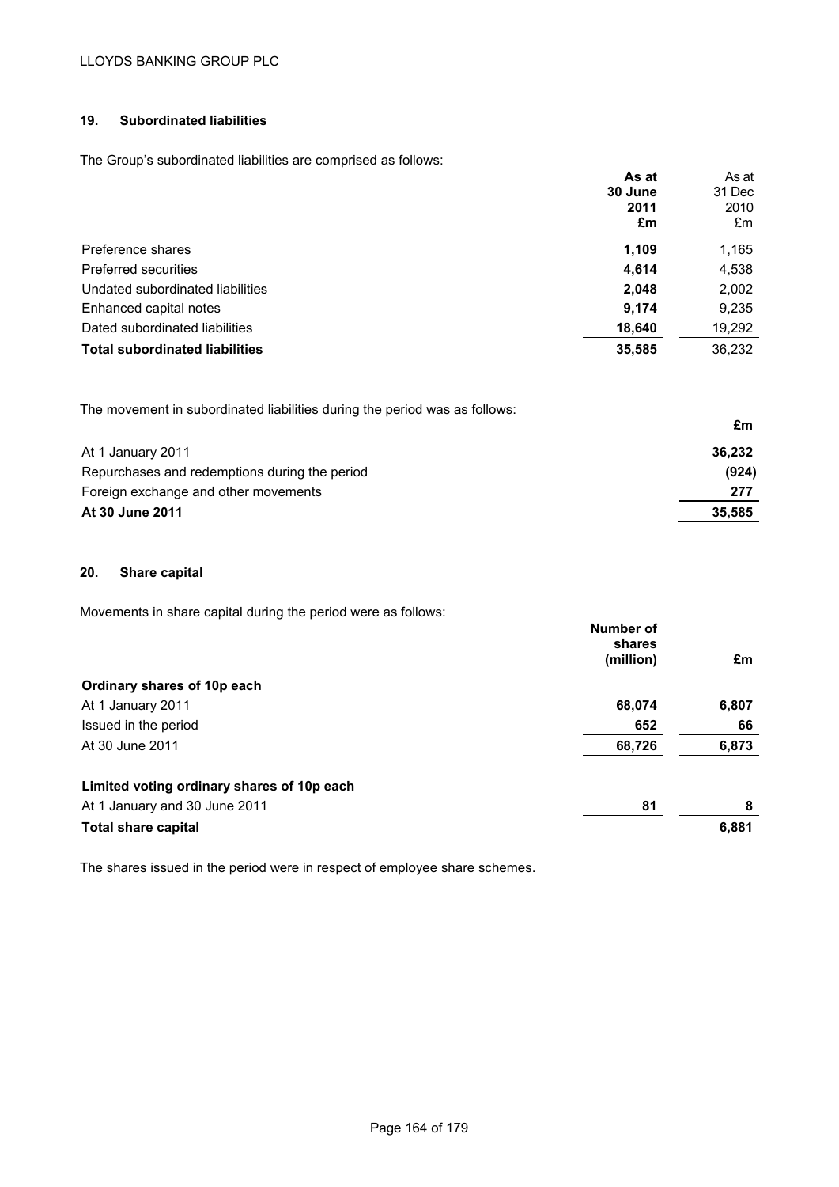## 19. Subordinated liabilities

The Group's subordinated liabilities are comprised as follows:

| | **As at 30 June 2011 £m** | As at 31 Dec 2010 £m |
|---|---|---|
| Preference shares | **1,109** | 1,165 |
| Preferred securities | **4,614** | 4,538 |
| Undated subordinated liabilities | **2,048** | 2,002 |
| Enhanced capital notes | **9,174** | 9,235 |
| Dated subordinated liabilities | **18,640** | 19,292 |
| **Total subordinated liabilities** | **35,585** | 36,232 |

The movement in subordinated liabilities during the period was as follows:

| | **£m** |
|---|---|
| At 1 January 2011 | **36,232** |
| Repurchases and redemptions during the period | **(924)** |
| Foreign exchange and other movements | **277** |
| **At 30 June 2011** | **35,585** |

## 20. Share capital

Movements in share capital during the period were as follows:

| | **Number of shares (million)** | **£m** |
|---|---|---|
| **Ordinary shares of 10p each** | | |
| At 1 January 2011 | **68,074** | **6,807** |
| Issued in the period | **652** | **66** |
| At 30 June 2011 | **68,726** | **6,873** |
| **Limited voting ordinary shares of 10p each** | | |
| At 1 January and 30 June 2011 | **81** | **8** |
| **Total share capital** | | **6,881** |

The shares issued in the period were in respect of employee share schemes.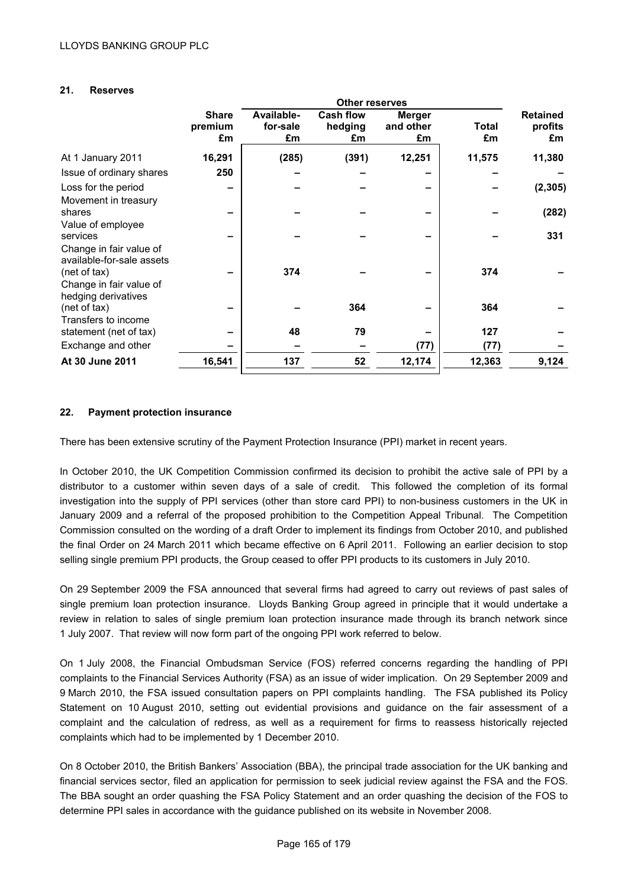## 21. Reserves

| | Share premium £m | Other reserves | | | | Retained profits £m |
|---|---|---|---|---|---|---|
| | | Available-for-sale £m | Cash flow hedging £m | Merger and other £m | Total £m | |
| At 1 January 2011 | **16,291** | **(285)** | **(391)** | **12,251** | **11,575** | **11,380** |
| Issue of ordinary shares | **250** | – | – | – | – | – |
| Loss for the period | – | – | – | – | – | **(2,305)** |
| Movement in treasury shares | – | – | – | – | – | **(282)** |
| Value of employee services | – | – | – | – | – | **331** |
| Change in fair value of available-for-sale assets (net of tax) | – | **374** | – | – | **374** | – |
| Change in fair value of hedging derivatives (net of tax) | – | – | **364** | – | **364** | – |
| Transfers to income statement (net of tax) | – | **48** | **79** | – | **127** | – |
| Exchange and other | – | – | – | **(77)** | **(77)** | – |
| **At 30 June 2011** | **16,541** | **137** | **52** | **12,174** | **12,363** | **9,124** |

## 22. Payment protection insurance

There has been extensive scrutiny of the Payment Protection Insurance (PPI) market in recent years.

In October 2010, the UK Competition Commission confirmed its decision to prohibit the active sale of PPI by a distributor to a customer within seven days of a sale of credit. This followed the completion of its formal investigation into the supply of PPI services (other than store card PPI) to non-business customers in the UK in January 2009 and a referral of the proposed prohibition to the Competition Appeal Tribunal. The Competition Commission consulted on the wording of a draft Order to implement its findings from October 2010, and published the final Order on 24 March 2011 which became effective on 6 April 2011. Following an earlier decision to stop selling single premium PPI products, the Group ceased to offer PPI products to its customers in July 2010.

On 29 September 2009 the FSA announced that several firms had agreed to carry out reviews of past sales of single premium loan protection insurance. Lloyds Banking Group agreed in principle that it would undertake a review in relation to sales of single premium loan protection insurance made through its branch network since 1 July 2007. That review will now form part of the ongoing PPI work referred to below.

On 1 July 2008, the Financial Ombudsman Service (FOS) referred concerns regarding the handling of PPI complaints to the Financial Services Authority (FSA) as an issue of wider implication. On 29 September 2009 and 9 March 2010, the FSA issued consultation papers on PPI complaints handling. The FSA published its Policy Statement on 10 August 2010, setting out evidential provisions and guidance on the fair assessment of a complaint and the calculation of redress, as well as a requirement for firms to reassess historically rejected complaints which had to be implemented by 1 December 2010.

On 8 October 2010, the British Bankers' Association (BBA), the principal trade association for the UK banking and financial services sector, filed an application for permission to seek judicial review against the FSA and the FOS. The BBA sought an order quashing the FSA Policy Statement and an order quashing the decision of the FOS to determine PPI sales in accordance with the guidance published on its website in November 2008.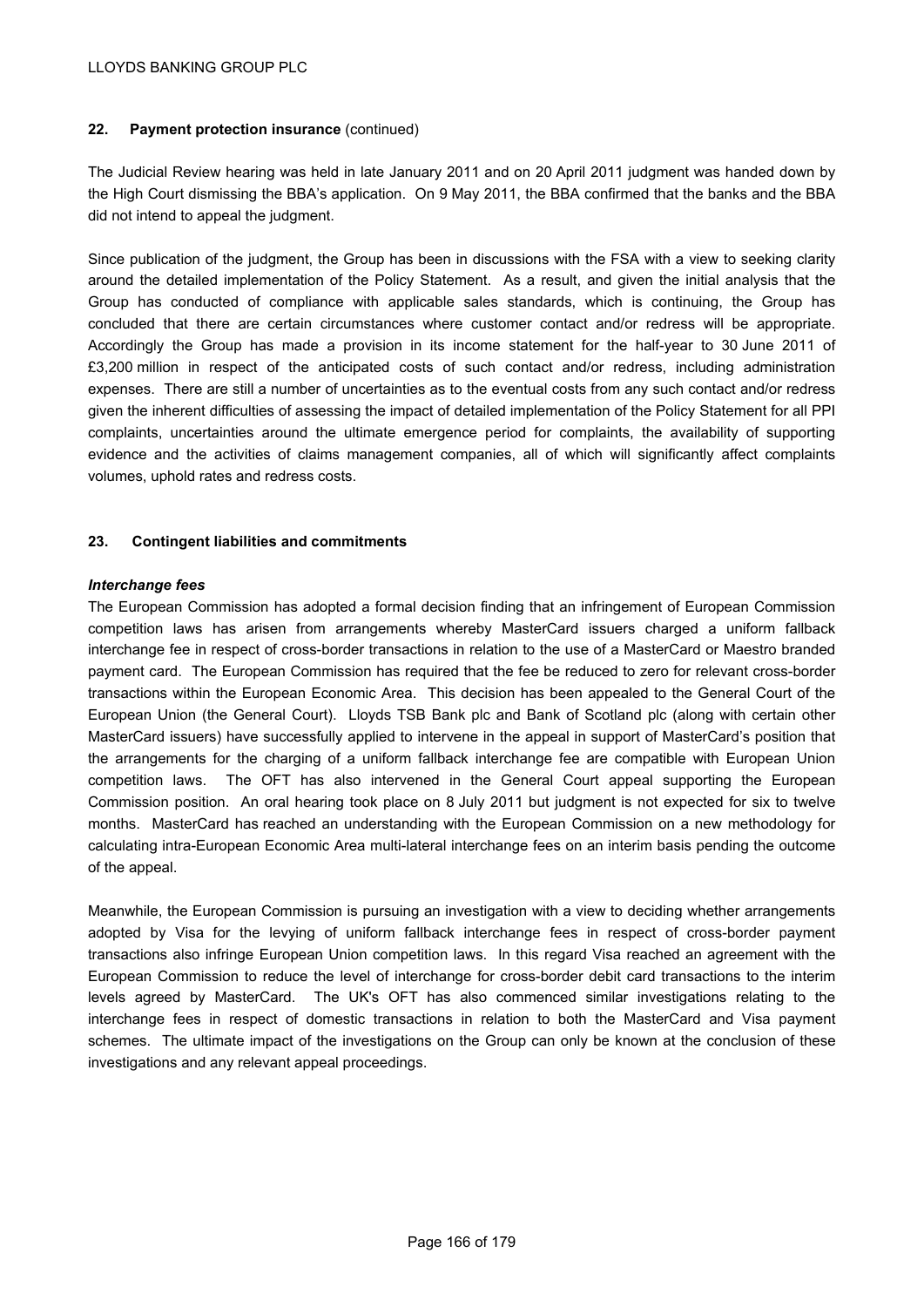## 22. Payment protection insurance (continued)

The Judicial Review hearing was held in late January 2011 and on 20 April 2011 judgment was handed down by the High Court dismissing the BBA's application. On 9 May 2011, the BBA confirmed that the banks and the BBA did not intend to appeal the judgment.

Since publication of the judgment, the Group has been in discussions with the FSA with a view to seeking clarity around the detailed implementation of the Policy Statement. As a result, and given the initial analysis that the Group has conducted of compliance with applicable sales standards, which is continuing, the Group has concluded that there are certain circumstances where customer contact and/or redress will be appropriate. Accordingly the Group has made a provision in its income statement for the half-year to 30 June 2011 of £3,200 million in respect of the anticipated costs of such contact and/or redress, including administration expenses. There are still a number of uncertainties as to the eventual costs from any such contact and/or redress given the inherent difficulties of assessing the impact of detailed implementation of the Policy Statement for all PPI complaints, uncertainties around the ultimate emergence period for complaints, the availability of supporting evidence and the activities of claims management companies, all of which will significantly affect complaints volumes, uphold rates and redress costs.

## 23. Contingent liabilities and commitments

***Interchange fees***

The European Commission has adopted a formal decision finding that an infringement of European Commission competition laws has arisen from arrangements whereby MasterCard issuers charged a uniform fallback interchange fee in respect of cross-border transactions in relation to the use of a MasterCard or Maestro branded payment card. The European Commission has required that the fee be reduced to zero for relevant cross-border transactions within the European Economic Area. This decision has been appealed to the General Court of the European Union (the General Court). Lloyds TSB Bank plc and Bank of Scotland plc (along with certain other MasterCard issuers) have successfully applied to intervene in the appeal in support of MasterCard's position that the arrangements for the charging of a uniform fallback interchange fee are compatible with European Union competition laws. The OFT has also intervened in the General Court appeal supporting the European Commission position. An oral hearing took place on 8 July 2011 but judgment is not expected for six to twelve months. MasterCard has reached an understanding with the European Commission on a new methodology for calculating intra-European Economic Area multi-lateral interchange fees on an interim basis pending the outcome of the appeal.

Meanwhile, the European Commission is pursuing an investigation with a view to deciding whether arrangements adopted by Visa for the levying of uniform fallback interchange fees in respect of cross-border payment transactions also infringe European Union competition laws. In this regard Visa reached an agreement with the European Commission to reduce the level of interchange for cross-border debit card transactions to the interim levels agreed by MasterCard. The UK's OFT has also commenced similar investigations relating to the interchange fees in respect of domestic transactions in relation to both the MasterCard and Visa payment schemes. The ultimate impact of the investigations on the Group can only be known at the conclusion of these investigations and any relevant appeal proceedings.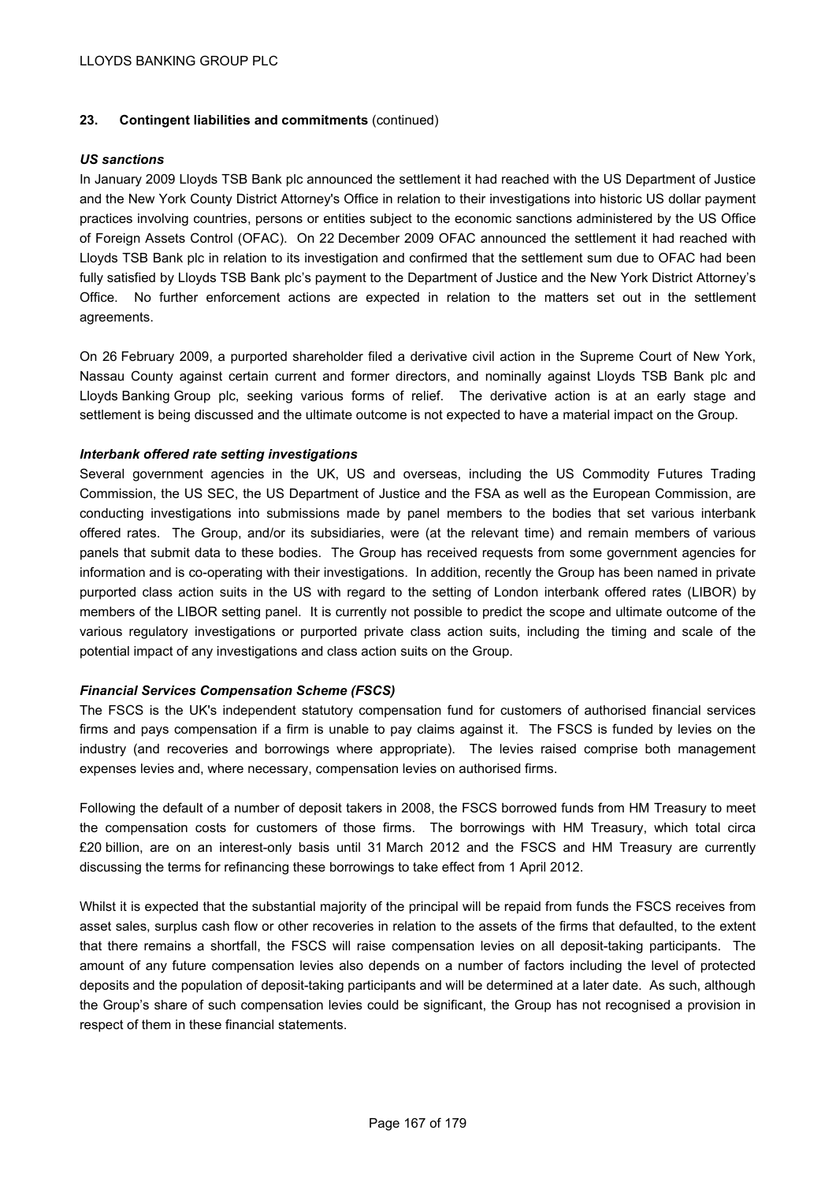## 23. Contingent liabilities and commitments (continued)

***US sanctions***

In January 2009 Lloyds TSB Bank plc announced the settlement it had reached with the US Department of Justice and the New York County District Attorney's Office in relation to their investigations into historic US dollar payment practices involving countries, persons or entities subject to the economic sanctions administered by the US Office of Foreign Assets Control (OFAC). On 22 December 2009 OFAC announced the settlement it had reached with Lloyds TSB Bank plc in relation to its investigation and confirmed that the settlement sum due to OFAC had been fully satisfied by Lloyds TSB Bank plc's payment to the Department of Justice and the New York District Attorney's Office. No further enforcement actions are expected in relation to the matters set out in the settlement agreements.

On 26 February 2009, a purported shareholder filed a derivative civil action in the Supreme Court of New York, Nassau County against certain current and former directors, and nominally against Lloyds TSB Bank plc and Lloyds Banking Group plc, seeking various forms of relief. The derivative action is at an early stage and settlement is being discussed and the ultimate outcome is not expected to have a material impact on the Group.

***Interbank offered rate setting investigations***

Several government agencies in the UK, US and overseas, including the US Commodity Futures Trading Commission, the US SEC, the US Department of Justice and the FSA as well as the European Commission, are conducting investigations into submissions made by panel members to the bodies that set various interbank offered rates. The Group, and/or its subsidiaries, were (at the relevant time) and remain members of various panels that submit data to these bodies. The Group has received requests from some government agencies for information and is co-operating with their investigations. In addition, recently the Group has been named in private purported class action suits in the US with regard to the setting of London interbank offered rates (LIBOR) by members of the LIBOR setting panel. It is currently not possible to predict the scope and ultimate outcome of the various regulatory investigations or purported private class action suits, including the timing and scale of the potential impact of any investigations and class action suits on the Group.

***Financial Services Compensation Scheme (FSCS)***

The FSCS is the UK's independent statutory compensation fund for customers of authorised financial services firms and pays compensation if a firm is unable to pay claims against it. The FSCS is funded by levies on the industry (and recoveries and borrowings where appropriate). The levies raised comprise both management expenses levies and, where necessary, compensation levies on authorised firms.

Following the default of a number of deposit takers in 2008, the FSCS borrowed funds from HM Treasury to meet the compensation costs for customers of those firms. The borrowings with HM Treasury, which total circa £20 billion, are on an interest-only basis until 31 March 2012 and the FSCS and HM Treasury are currently discussing the terms for refinancing these borrowings to take effect from 1 April 2012.

Whilst it is expected that the substantial majority of the principal will be repaid from funds the FSCS receives from asset sales, surplus cash flow or other recoveries in relation to the assets of the firms that defaulted, to the extent that there remains a shortfall, the FSCS will raise compensation levies on all deposit-taking participants. The amount of any future compensation levies also depends on a number of factors including the level of protected deposits and the population of deposit-taking participants and will be determined at a later date. As such, although the Group's share of such compensation levies could be significant, the Group has not recognised a provision in respect of them in these financial statements.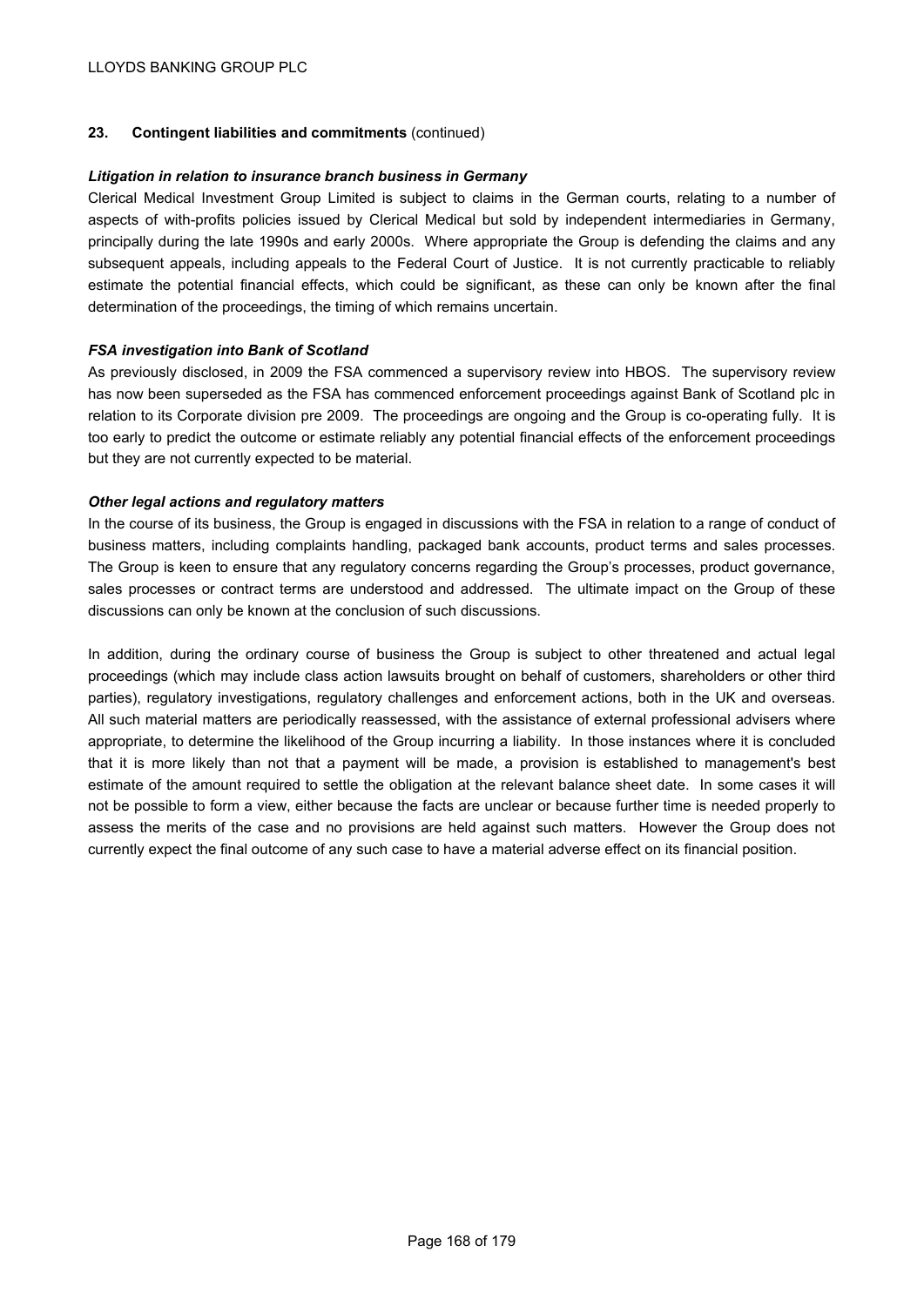## 23. Contingent liabilities and commitments (continued)

***Litigation in relation to insurance branch business in Germany***

Clerical Medical Investment Group Limited is subject to claims in the German courts, relating to a number of aspects of with-profits policies issued by Clerical Medical but sold by independent intermediaries in Germany, principally during the late 1990s and early 2000s. Where appropriate the Group is defending the claims and any subsequent appeals, including appeals to the Federal Court of Justice. It is not currently practicable to reliably estimate the potential financial effects, which could be significant, as these can only be known after the final determination of the proceedings, the timing of which remains uncertain.

***FSA investigation into Bank of Scotland***

As previously disclosed, in 2009 the FSA commenced a supervisory review into HBOS. The supervisory review has now been superseded as the FSA has commenced enforcement proceedings against Bank of Scotland plc in relation to its Corporate division pre 2009. The proceedings are ongoing and the Group is co-operating fully. It is too early to predict the outcome or estimate reliably any potential financial effects of the enforcement proceedings but they are not currently expected to be material.

***Other legal actions and regulatory matters***

In the course of its business, the Group is engaged in discussions with the FSA in relation to a range of conduct of business matters, including complaints handling, packaged bank accounts, product terms and sales processes. The Group is keen to ensure that any regulatory concerns regarding the Group's processes, product governance, sales processes or contract terms are understood and addressed. The ultimate impact on the Group of these discussions can only be known at the conclusion of such discussions.

In addition, during the ordinary course of business the Group is subject to other threatened and actual legal proceedings (which may include class action lawsuits brought on behalf of customers, shareholders or other third parties), regulatory investigations, regulatory challenges and enforcement actions, both in the UK and overseas. All such material matters are periodically reassessed, with the assistance of external professional advisers where appropriate, to determine the likelihood of the Group incurring a liability. In those instances where it is concluded that it is more likely than not that a payment will be made, a provision is established to management's best estimate of the amount required to settle the obligation at the relevant balance sheet date. In some cases it will not be possible to form a view, either because the facts are unclear or because further time is needed properly to assess the merits of the case and no provisions are held against such matters. However the Group does not currently expect the final outcome of any such case to have a material adverse effect on its financial position.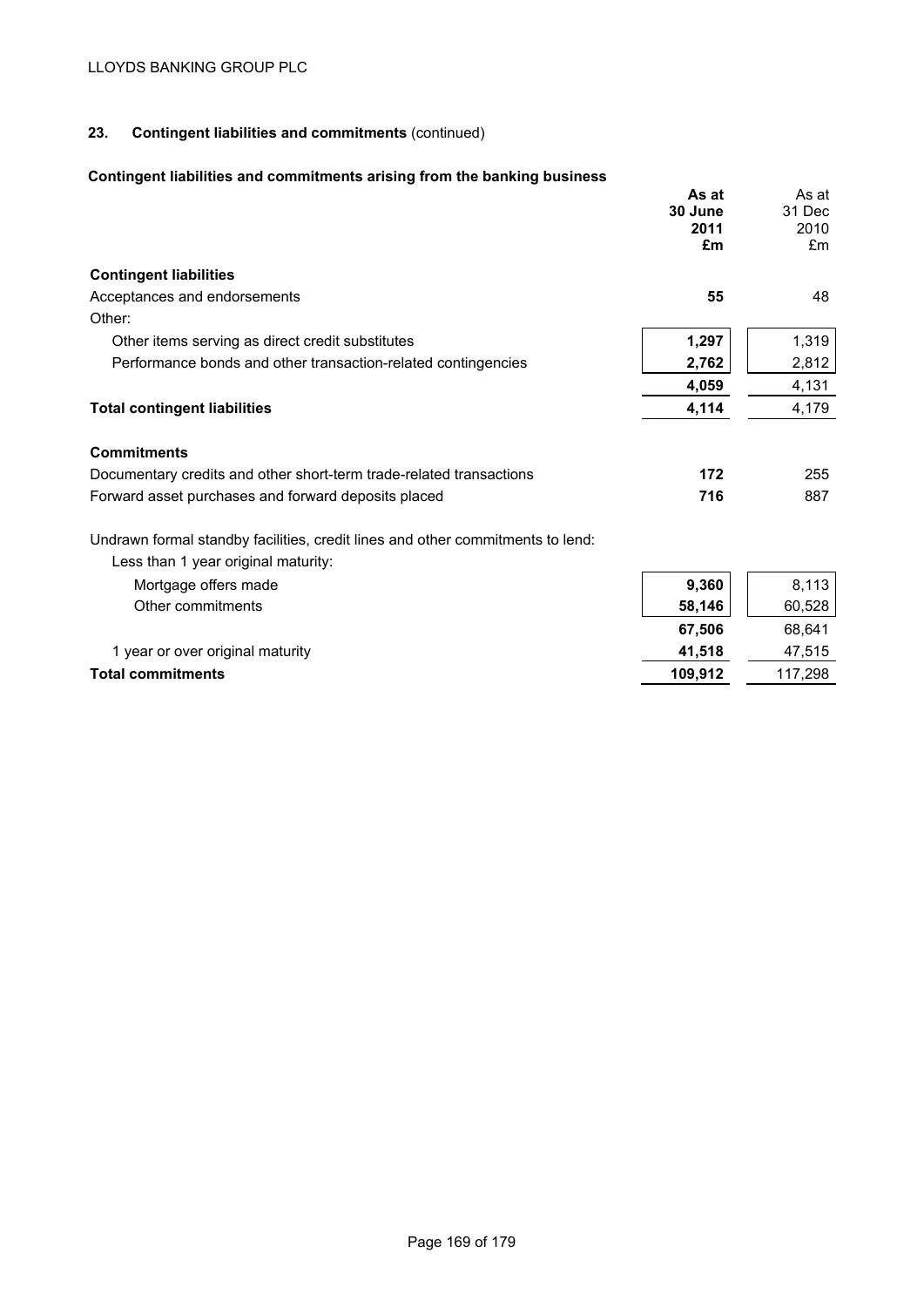## 23. Contingent liabilities and commitments (continued)

### Contingent liabilities and commitments arising from the banking business

| | As at 30 June 2011 £m | As at 31 Dec 2010 £m |
|---|---|---|
| **Contingent liabilities** | | |
| Acceptances and endorsements | **55** | 48 |
| Other: | | |
| Other items serving as direct credit substitutes | **1,297** | 1,319 |
| Performance bonds and other transaction-related contingencies | **2,762** | 2,812 |
| | **4,059** | 4,131 |
| **Total contingent liabilities** | **4,114** | 4,179 |
| **Commitments** | | |
| Documentary credits and other short-term trade-related transactions | **172** | 255 |
| Forward asset purchases and forward deposits placed | **716** | 887 |
| Undrawn formal standby facilities, credit lines and other commitments to lend: | | |
| Less than 1 year original maturity: | | |
| Mortgage offers made | **9,360** | 8,113 |
| Other commitments | **58,146** | 60,528 |
| | **67,506** | 68,641 |
| 1 year or over original maturity | **41,518** | 47,515 |
| **Total commitments** | **109,912** | 117,298 |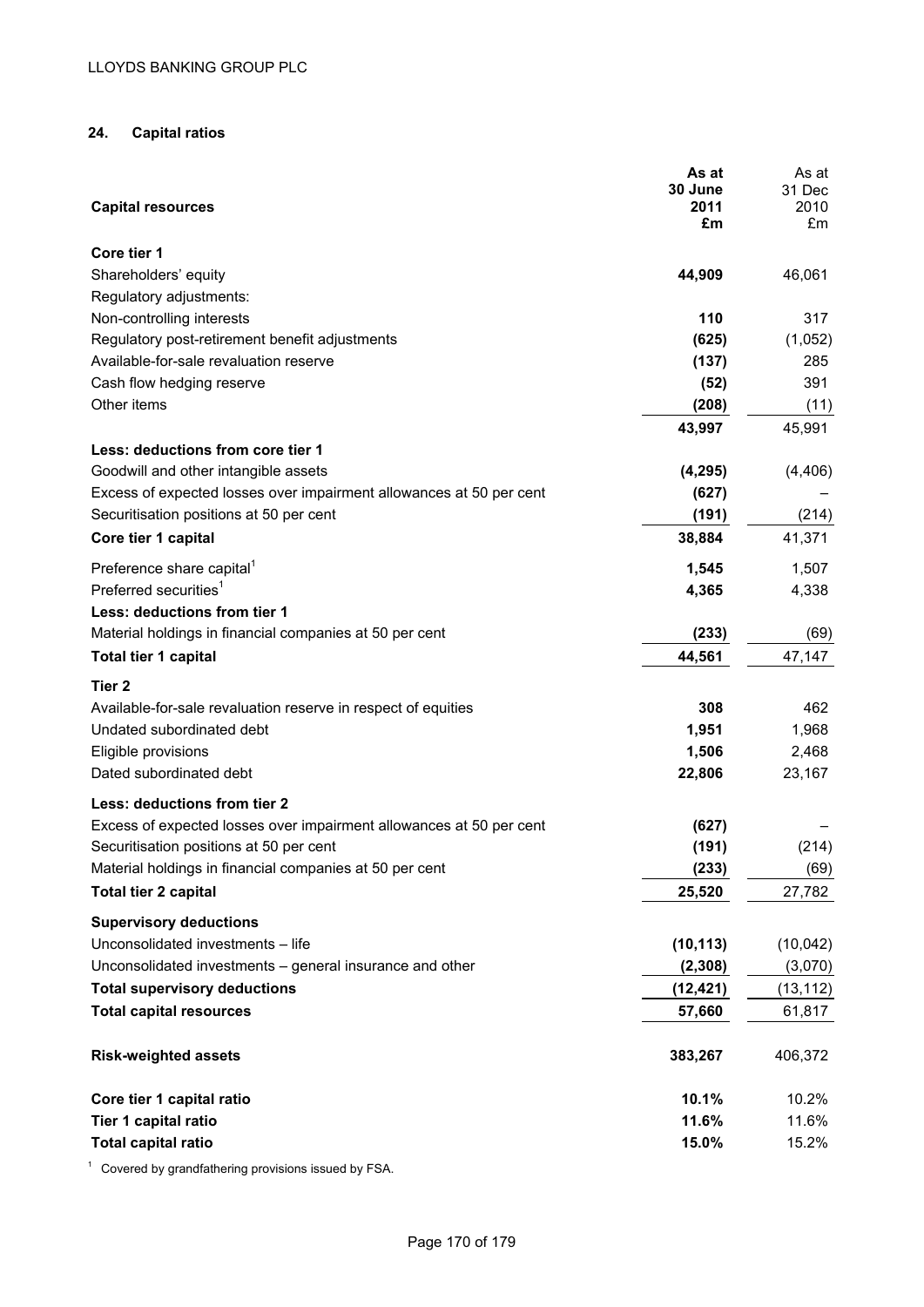## 24. Capital ratios

| Capital resources | As at 30 June 2011 £m | As at 31 Dec 2010 £m |
|---|---|---|
| **Core tier 1** | | |
| Shareholders' equity | **44,909** | 46,061 |
| Regulatory adjustments: | | |
| Non-controlling interests | **110** | 317 |
| Regulatory post-retirement benefit adjustments | **(625)** | (1,052) |
| Available-for-sale revaluation reserve | **(137)** | 285 |
| Cash flow hedging reserve | **(52)** | 391 |
| Other items | **(208)** | (11) |
| | **43,997** | 45,991 |
| **Less: deductions from core tier 1** | | |
| Goodwill and other intangible assets | **(4,295)** | (4,406) |
| Excess of expected losses over impairment allowances at 50 per cent | **(627)** | – |
| Securitisation positions at 50 per cent | **(191)** | (214) |
| **Core tier 1 capital** | **38,884** | 41,371 |
| Preference share capital[1] | **1,545** | 1,507 |
| Preferred securities[1] | **4,365** | 4,338 |
| **Less: deductions from tier 1** | | |
| Material holdings in financial companies at 50 per cent | **(233)** | (69) |
| **Total tier 1 capital** | **44,561** | 47,147 |
| **Tier 2** | | |
| Available-for-sale revaluation reserve in respect of equities | **308** | 462 |
| Undated subordinated debt | **1,951** | 1,968 |
| Eligible provisions | **1,506** | 2,468 |
| Dated subordinated debt | **22,806** | 23,167 |
| **Less: deductions from tier 2** | | |
| Excess of expected losses over impairment allowances at 50 per cent | **(627)** | – |
| Securitisation positions at 50 per cent | **(191)** | (214) |
| Material holdings in financial companies at 50 per cent | **(233)** | (69) |
| **Total tier 2 capital** | **25,520** | 27,782 |
| **Supervisory deductions** | | |
| Unconsolidated investments – life | **(10,113)** | (10,042) |
| Unconsolidated investments – general insurance and other | **(2,308)** | (3,070) |
| **Total supervisory deductions** | **(12,421)** | (13,112) |
| **Total capital resources** | **57,660** | 61,817 |
| **Risk-weighted assets** | **383,267** | 406,372 |
| **Core tier 1 capital ratio** | **10.1%** | 10.2% |
| **Tier 1 capital ratio** | **11.6%** | 11.6% |
| **Total capital ratio** | **15.0%** | 15.2% |

[1] Covered by grandfathering provisions issued by FSA.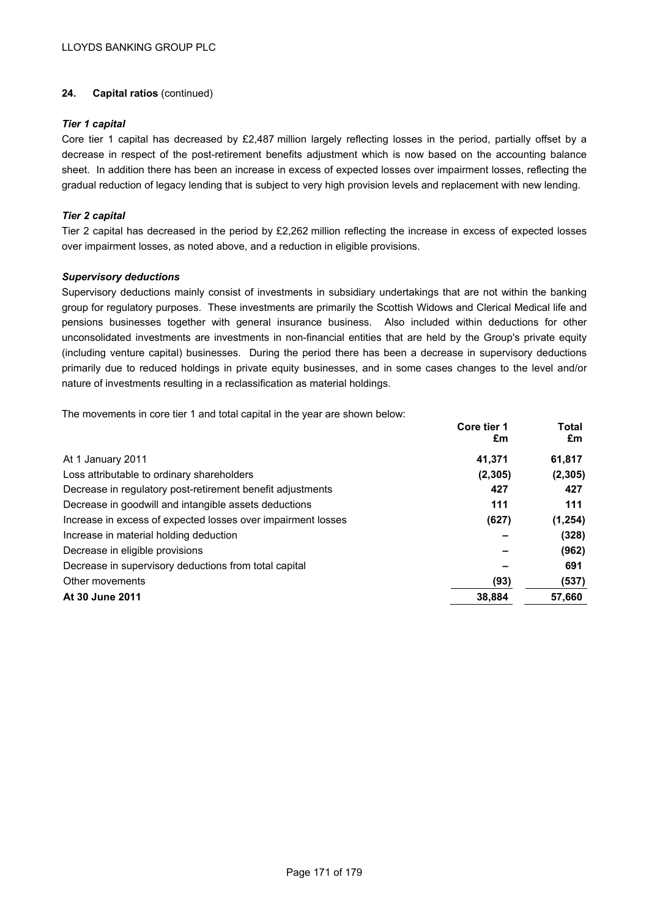## 24. Capital ratios (continued)

### *Tier 1 capital*

Core tier 1 capital has decreased by £2,487 million largely reflecting losses in the period, partially offset by a decrease in respect of the post-retirement benefits adjustment which is now based on the accounting balance sheet. In addition there has been an increase in excess of expected losses over impairment losses, reflecting the gradual reduction of legacy lending that is subject to very high provision levels and replacement with new lending.

### *Tier 2 capital*

Tier 2 capital has decreased in the period by £2,262 million reflecting the increase in excess of expected losses over impairment losses, as noted above, and a reduction in eligible provisions.

### *Supervisory deductions*

Supervisory deductions mainly consist of investments in subsidiary undertakings that are not within the banking group for regulatory purposes. These investments are primarily the Scottish Widows and Clerical Medical life and pensions businesses together with general insurance business. Also included within deductions for other unconsolidated investments are investments in non-financial entities that are held by the Group's private equity (including venture capital) businesses. During the period there has been a decrease in supervisory deductions primarily due to reduced holdings in private equity businesses, and in some cases changes to the level and/or nature of investments resulting in a reclassification as material holdings.

The movements in core tier 1 and total capital in the year are shown below:

| | Core tier 1 £m | Total £m |
|---|---|---|
| At 1 January 2011 | **41,371** | **61,817** |
| Loss attributable to ordinary shareholders | **(2,305)** | **(2,305)** |
| Decrease in regulatory post-retirement benefit adjustments | **427** | **427** |
| Decrease in goodwill and intangible assets deductions | **111** | **111** |
| Increase in excess of expected losses over impairment losses | **(627)** | **(1,254)** |
| Increase in material holding deduction | **–** | **(328)** |
| Decrease in eligible provisions | **–** | **(962)** |
| Decrease in supervisory deductions from total capital | **–** | **691** |
| Other movements | **(93)** | **(537)** |
| **At 30 June 2011** | **38,884** | **57,660** |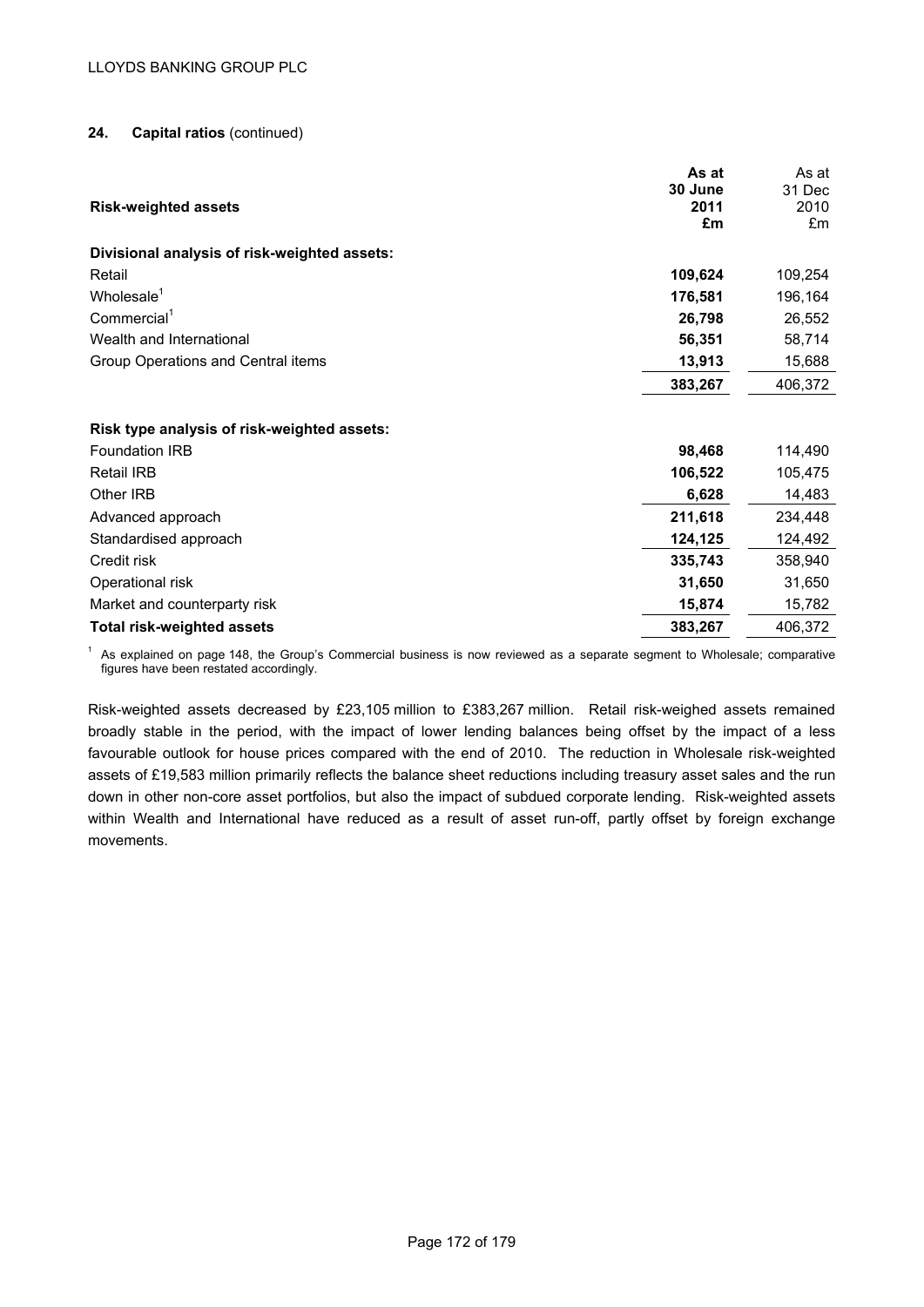## 24. Capital ratios (continued)

| Risk-weighted assets | As at 30 June 2011 £m | As at 31 Dec 2010 £m |
|---|---|---|
| **Divisional analysis of risk-weighted assets:** | | |
| Retail | **109,624** | 109,254 |
| Wholesale[1] | **176,581** | 196,164 |
| Commercial[1] | **26,798** | 26,552 |
| Wealth and International | **56,351** | 58,714 |
| Group Operations and Central items | **13,913** | 15,688 |
| | **383,267** | 406,372 |
| **Risk type analysis of risk-weighted assets:** | | |
| Foundation IRB | **98,468** | 114,490 |
| Retail IRB | **106,522** | 105,475 |
| Other IRB | **6,628** | 14,483 |
| Advanced approach | **211,618** | 234,448 |
| Standardised approach | **124,125** | 124,492 |
| Credit risk | **335,743** | 358,940 |
| Operational risk | **31,650** | 31,650 |
| Market and counterparty risk | **15,874** | 15,782 |
| **Total risk-weighted assets** | **383,267** | 406,372 |

[1] As explained on page 148, the Group's Commercial business is now reviewed as a separate segment to Wholesale; comparative figures have been restated accordingly.

Risk-weighted assets decreased by £23,105 million to £383,267 million. Retail risk-weighed assets remained broadly stable in the period, with the impact of lower lending balances being offset by the impact of a less favourable outlook for house prices compared with the end of 2010. The reduction in Wholesale risk-weighted assets of £19,583 million primarily reflects the balance sheet reductions including treasury asset sales and the run down in other non-core asset portfolios, but also the impact of subdued corporate lending. Risk-weighted assets within Wealth and International have reduced as a result of asset run-off, partly offset by foreign exchange movements.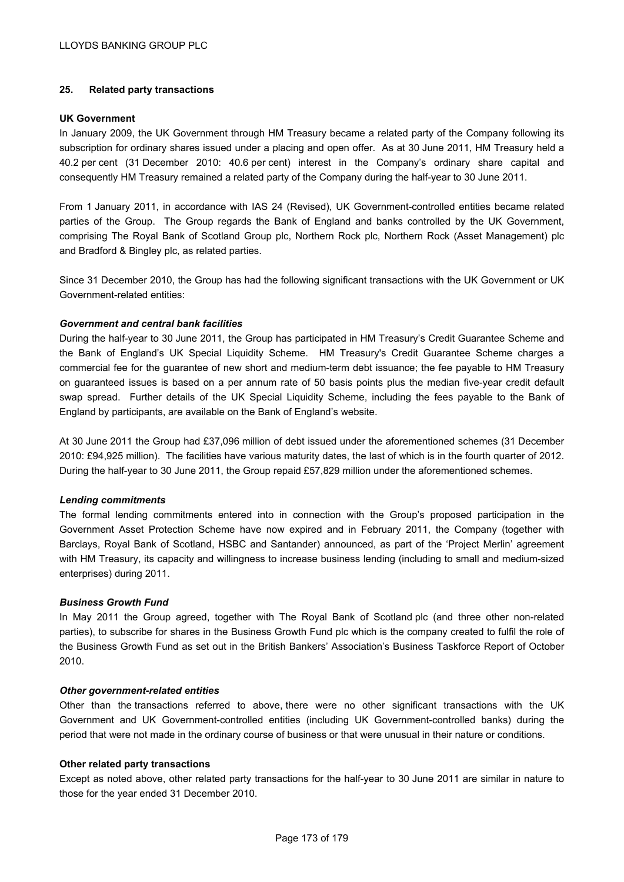## 25. Related party transactions

### UK Government

In January 2009, the UK Government through HM Treasury became a related party of the Company following its subscription for ordinary shares issued under a placing and open offer. As at 30 June 2011, HM Treasury held a 40.2 per cent (31 December 2010: 40.6 per cent) interest in the Company's ordinary share capital and consequently HM Treasury remained a related party of the Company during the half-year to 30 June 2011.

From 1 January 2011, in accordance with IAS 24 (Revised), UK Government-controlled entities became related parties of the Group. The Group regards the Bank of England and banks controlled by the UK Government, comprising The Royal Bank of Scotland Group plc, Northern Rock plc, Northern Rock (Asset Management) plc and Bradford & Bingley plc, as related parties.

Since 31 December 2010, the Group has had the following significant transactions with the UK Government or UK Government-related entities:

#### *Government and central bank facilities*

During the half-year to 30 June 2011, the Group has participated in HM Treasury's Credit Guarantee Scheme and the Bank of England's UK Special Liquidity Scheme. HM Treasury's Credit Guarantee Scheme charges a commercial fee for the guarantee of new short and medium-term debt issuance; the fee payable to HM Treasury on guaranteed issues is based on a per annum rate of 50 basis points plus the median five-year credit default swap spread. Further details of the UK Special Liquidity Scheme, including the fees payable to the Bank of England by participants, are available on the Bank of England's website.

At 30 June 2011 the Group had £37,096 million of debt issued under the aforementioned schemes (31 December 2010: £94,925 million). The facilities have various maturity dates, the last of which is in the fourth quarter of 2012. During the half-year to 30 June 2011, the Group repaid £57,829 million under the aforementioned schemes.

#### *Lending commitments*

The formal lending commitments entered into in connection with the Group's proposed participation in the Government Asset Protection Scheme have now expired and in February 2011, the Company (together with Barclays, Royal Bank of Scotland, HSBC and Santander) announced, as part of the 'Project Merlin' agreement with HM Treasury, its capacity and willingness to increase business lending (including to small and medium-sized enterprises) during 2011.

#### *Business Growth Fund*

In May 2011 the Group agreed, together with The Royal Bank of Scotland plc (and three other non-related parties), to subscribe for shares in the Business Growth Fund plc which is the company created to fulfil the role of the Business Growth Fund as set out in the British Bankers' Association's Business Taskforce Report of October 2010.

#### *Other government-related entities*

Other than the transactions referred to above, there were no other significant transactions with the UK Government and UK Government-controlled entities (including UK Government-controlled banks) during the period that were not made in the ordinary course of business or that were unusual in their nature or conditions.

### Other related party transactions

Except as noted above, other related party transactions for the half-year to 30 June 2011 are similar in nature to those for the year ended 31 December 2010.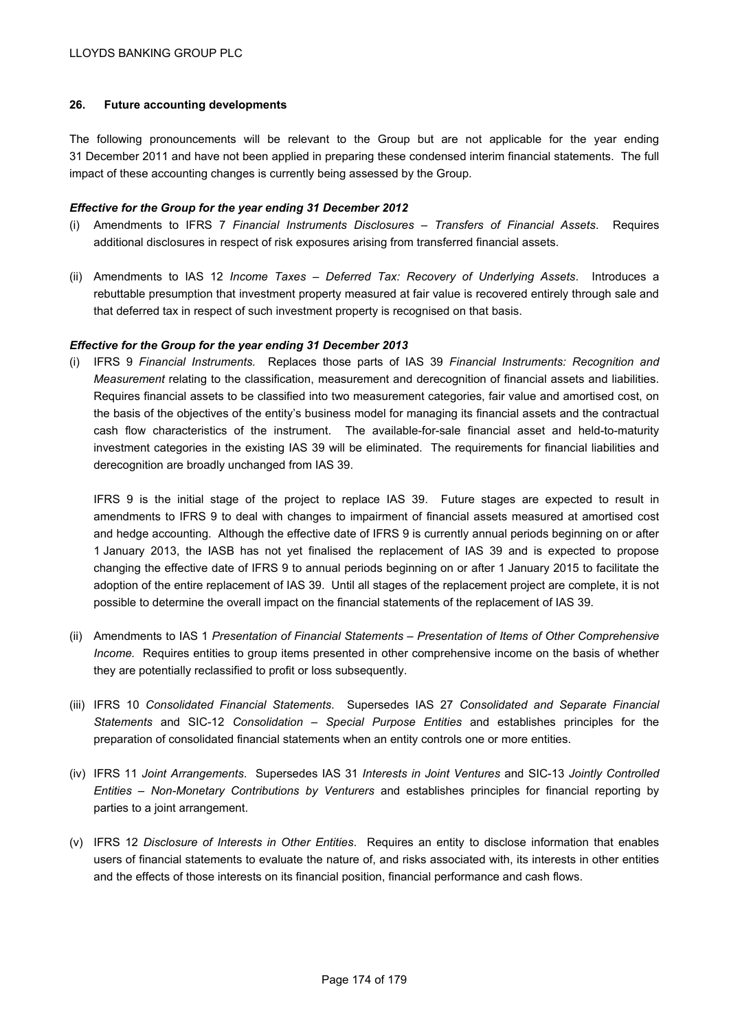## 26. Future accounting developments

The following pronouncements will be relevant to the Group but are not applicable for the year ending 31 December 2011 and have not been applied in preparing these condensed interim financial statements. The full impact of these accounting changes is currently being assessed by the Group.

***Effective for the Group for the year ending 31 December 2012***

(i) Amendments to IFRS 7 *Financial Instruments Disclosures – Transfers of Financial Assets*. Requires additional disclosures in respect of risk exposures arising from transferred financial assets.

(ii) Amendments to IAS 12 *Income Taxes – Deferred Tax: Recovery of Underlying Assets*. Introduces a rebuttable presumption that investment property measured at fair value is recovered entirely through sale and that deferred tax in respect of such investment property is recognised on that basis.

***Effective for the Group for the year ending 31 December 2013***

(i) IFRS 9 *Financial Instruments.* Replaces those parts of IAS 39 *Financial Instruments: Recognition and Measurement* relating to the classification, measurement and derecognition of financial assets and liabilities. Requires financial assets to be classified into two measurement categories, fair value and amortised cost, on the basis of the objectives of the entity's business model for managing its financial assets and the contractual cash flow characteristics of the instrument. The available-for-sale financial asset and held-to-maturity investment categories in the existing IAS 39 will be eliminated. The requirements for financial liabilities and derecognition are broadly unchanged from IAS 39.

    IFRS 9 is the initial stage of the project to replace IAS 39. Future stages are expected to result in amendments to IFRS 9 to deal with changes to impairment of financial assets measured at amortised cost and hedge accounting. Although the effective date of IFRS 9 is currently annual periods beginning on or after 1 January 2013, the IASB has not yet finalised the replacement of IAS 39 and is expected to propose changing the effective date of IFRS 9 to annual periods beginning on or after 1 January 2015 to facilitate the adoption of the entire replacement of IAS 39. Until all stages of the replacement project are complete, it is not possible to determine the overall impact on the financial statements of the replacement of IAS 39.

(ii) Amendments to IAS 1 *Presentation of Financial Statements – Presentation of Items of Other Comprehensive Income.* Requires entities to group items presented in other comprehensive income on the basis of whether they are potentially reclassified to profit or loss subsequently.

(iii) IFRS 10 *Consolidated Financial Statements*. Supersedes IAS 27 *Consolidated and Separate Financial Statements* and SIC-12 *Consolidation – Special Purpose Entities* and establishes principles for the preparation of consolidated financial statements when an entity controls one or more entities.

(iv) IFRS 11 *Joint Arrangements*. Supersedes IAS 31 *Interests in Joint Ventures* and SIC-13 *Jointly Controlled Entities – Non-Monetary Contributions by Venturers* and establishes principles for financial reporting by parties to a joint arrangement.

(v) IFRS 12 *Disclosure of Interests in Other Entities*. Requires an entity to disclose information that enables users of financial statements to evaluate the nature of, and risks associated with, its interests in other entities and the effects of those interests on its financial position, financial performance and cash flows.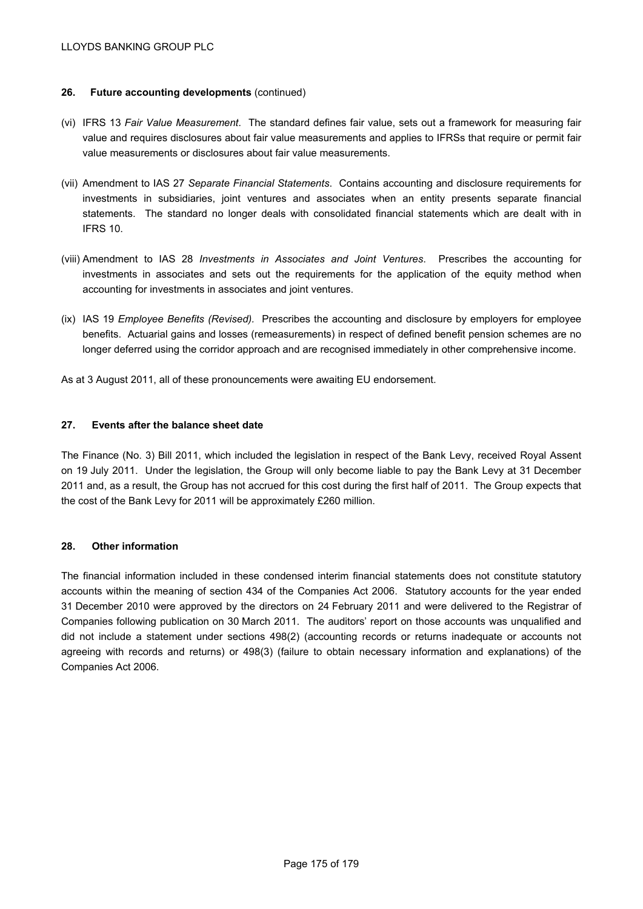## 26. Future accounting developments (continued)

(vi) IFRS 13 *Fair Value Measurement*. The standard defines fair value, sets out a framework for measuring fair value and requires disclosures about fair value measurements and applies to IFRSs that require or permit fair value measurements or disclosures about fair value measurements.

(vii) Amendment to IAS 27 *Separate Financial Statements*. Contains accounting and disclosure requirements for investments in subsidiaries, joint ventures and associates when an entity presents separate financial statements. The standard no longer deals with consolidated financial statements which are dealt with in IFRS 10.

(viii) Amendment to IAS 28 *Investments in Associates and Joint Ventures*. Prescribes the accounting for investments in associates and sets out the requirements for the application of the equity method when accounting for investments in associates and joint ventures.

(ix) IAS 19 *Employee Benefits (Revised).* Prescribes the accounting and disclosure by employers for employee benefits. Actuarial gains and losses (remeasurements) in respect of defined benefit pension schemes are no longer deferred using the corridor approach and are recognised immediately in other comprehensive income.

As at 3 August 2011, all of these pronouncements were awaiting EU endorsement.

## 27. Events after the balance sheet date

The Finance (No. 3) Bill 2011, which included the legislation in respect of the Bank Levy, received Royal Assent on 19 July 2011. Under the legislation, the Group will only become liable to pay the Bank Levy at 31 December 2011 and, as a result, the Group has not accrued for this cost during the first half of 2011. The Group expects that the cost of the Bank Levy for 2011 will be approximately £260 million.

## 28. Other information

The financial information included in these condensed interim financial statements does not constitute statutory accounts within the meaning of section 434 of the Companies Act 2006. Statutory accounts for the year ended 31 December 2010 were approved by the directors on 24 February 2011 and were delivered to the Registrar of Companies following publication on 30 March 2011. The auditors' report on those accounts was unqualified and did not include a statement under sections 498(2) (accounting records or returns inadequate or accounts not agreeing with records and returns) or 498(3) (failure to obtain necessary information and explanations) of the Companies Act 2006.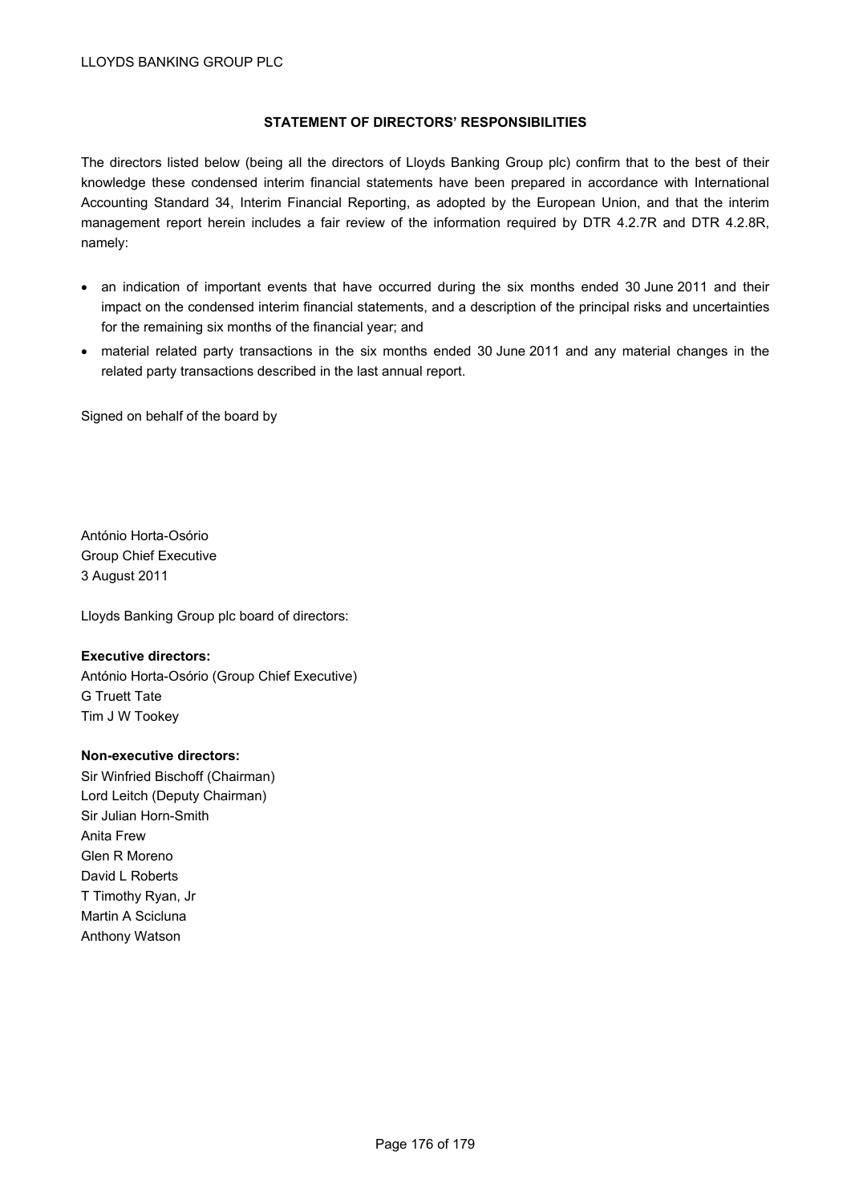## STATEMENT OF DIRECTORS' RESPONSIBILITIES

The directors listed below (being all the directors of Lloyds Banking Group plc) confirm that to the best of their knowledge these condensed interim financial statements have been prepared in accordance with International Accounting Standard 34, Interim Financial Reporting, as adopted by the European Union, and that the interim management report herein includes a fair review of the information required by DTR 4.2.7R and DTR 4.2.8R, namely:

- an indication of important events that have occurred during the six months ended 30 June 2011 and their impact on the condensed interim financial statements, and a description of the principal risks and uncertainties for the remaining six months of the financial year; and
- material related party transactions in the six months ended 30 June 2011 and any material changes in the related party transactions described in the last annual report.

Signed on behalf of the board by

António Horta-Osório
Group Chief Executive
3 August 2011

Lloyds Banking Group plc board of directors:

**Executive directors:**
António Horta-Osório (Group Chief Executive)
G Truett Tate
Tim J W Tookey

**Non-executive directors:**
Sir Winfried Bischoff (Chairman)
Lord Leitch (Deputy Chairman)
Sir Julian Horn-Smith
Anita Frew
Glen R Moreno
David L Roberts
T Timothy Ryan, Jr
Martin A Scicluna
Anthony Watson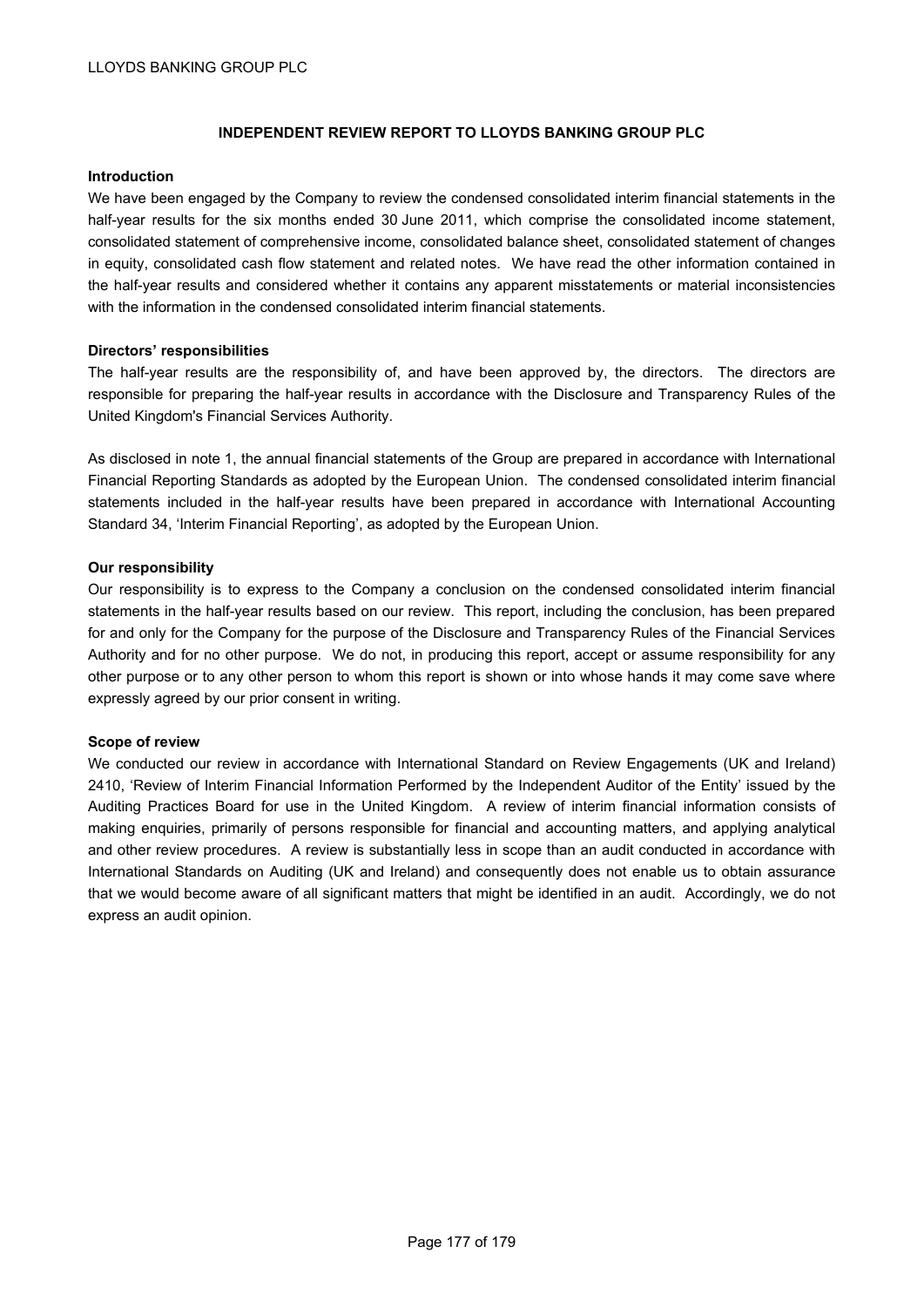# INDEPENDENT REVIEW REPORT TO LLOYDS BANKING GROUP PLC

**Introduction**

We have been engaged by the Company to review the condensed consolidated interim financial statements in the half-year results for the six months ended 30 June 2011, which comprise the consolidated income statement, consolidated statement of comprehensive income, consolidated balance sheet, consolidated statement of changes in equity, consolidated cash flow statement and related notes. We have read the other information contained in the half-year results and considered whether it contains any apparent misstatements or material inconsistencies with the information in the condensed consolidated interim financial statements.

**Directors' responsibilities**

The half-year results are the responsibility of, and have been approved by, the directors. The directors are responsible for preparing the half-year results in accordance with the Disclosure and Transparency Rules of the United Kingdom's Financial Services Authority.

As disclosed in note 1, the annual financial statements of the Group are prepared in accordance with International Financial Reporting Standards as adopted by the European Union. The condensed consolidated interim financial statements included in the half-year results have been prepared in accordance with International Accounting Standard 34, 'Interim Financial Reporting', as adopted by the European Union.

**Our responsibility**

Our responsibility is to express to the Company a conclusion on the condensed consolidated interim financial statements in the half-year results based on our review. This report, including the conclusion, has been prepared for and only for the Company for the purpose of the Disclosure and Transparency Rules of the Financial Services Authority and for no other purpose. We do not, in producing this report, accept or assume responsibility for any other purpose or to any other person to whom this report is shown or into whose hands it may come save where expressly agreed by our prior consent in writing.

**Scope of review**

We conducted our review in accordance with International Standard on Review Engagements (UK and Ireland) 2410, 'Review of Interim Financial Information Performed by the Independent Auditor of the Entity' issued by the Auditing Practices Board for use in the United Kingdom. A review of interim financial information consists of making enquiries, primarily of persons responsible for financial and accounting matters, and applying analytical and other review procedures. A review is substantially less in scope than an audit conducted in accordance with International Standards on Auditing (UK and Ireland) and consequently does not enable us to obtain assurance that we would become aware of all significant matters that might be identified in an audit. Accordingly, we do not express an audit opinion.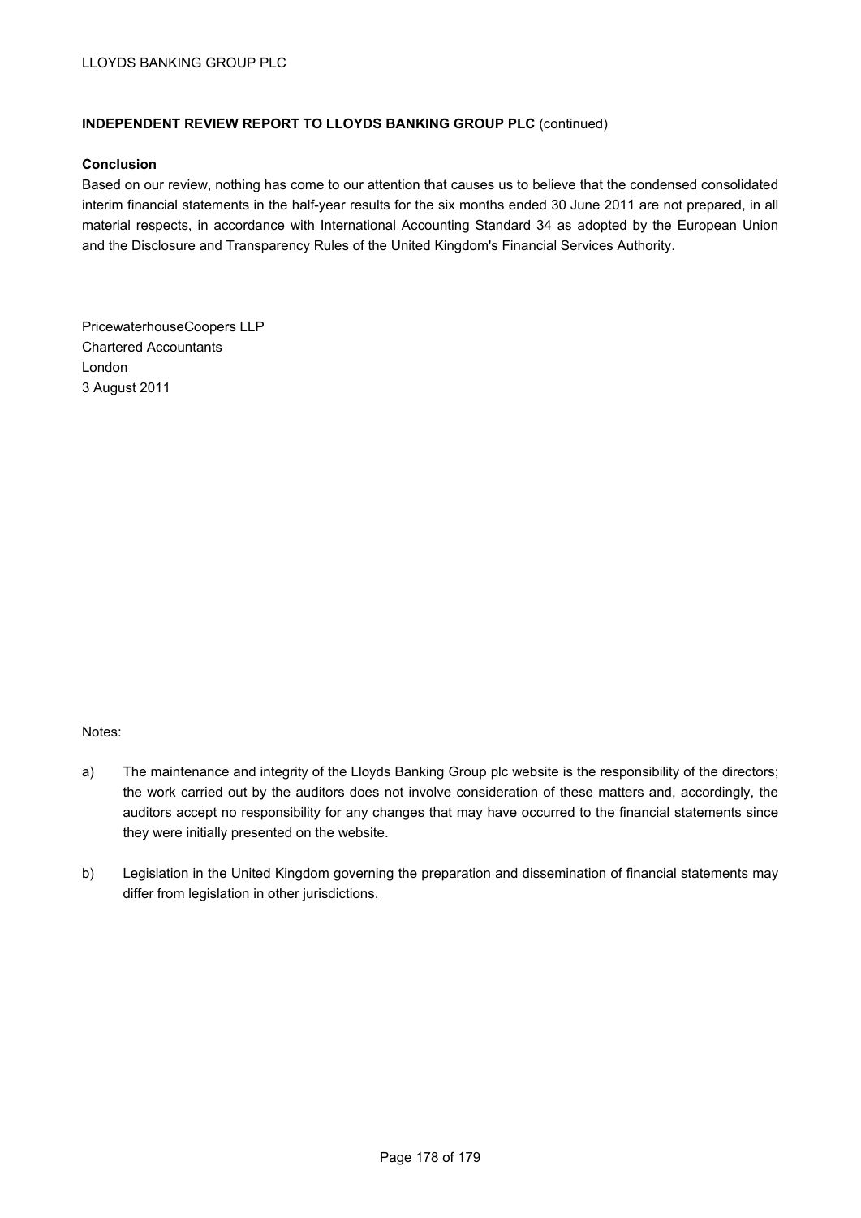**INDEPENDENT REVIEW REPORT TO LLOYDS BANKING GROUP PLC** (continued)

**Conclusion**

Based on our review, nothing has come to our attention that causes us to believe that the condensed consolidated interim financial statements in the half-year results for the six months ended 30 June 2011 are not prepared, in all material respects, in accordance with International Accounting Standard 34 as adopted by the European Union and the Disclosure and Transparency Rules of the United Kingdom's Financial Services Authority.

PricewaterhouseCoopers LLP
Chartered Accountants
London
3 August 2011

Notes:

a) The maintenance and integrity of the Lloyds Banking Group plc website is the responsibility of the directors; the work carried out by the auditors does not involve consideration of these matters and, accordingly, the auditors accept no responsibility for any changes that may have occurred to the financial statements since they were initially presented on the website.

b) Legislation in the United Kingdom governing the preparation and dissemination of financial statements may differ from legislation in other jurisdictions.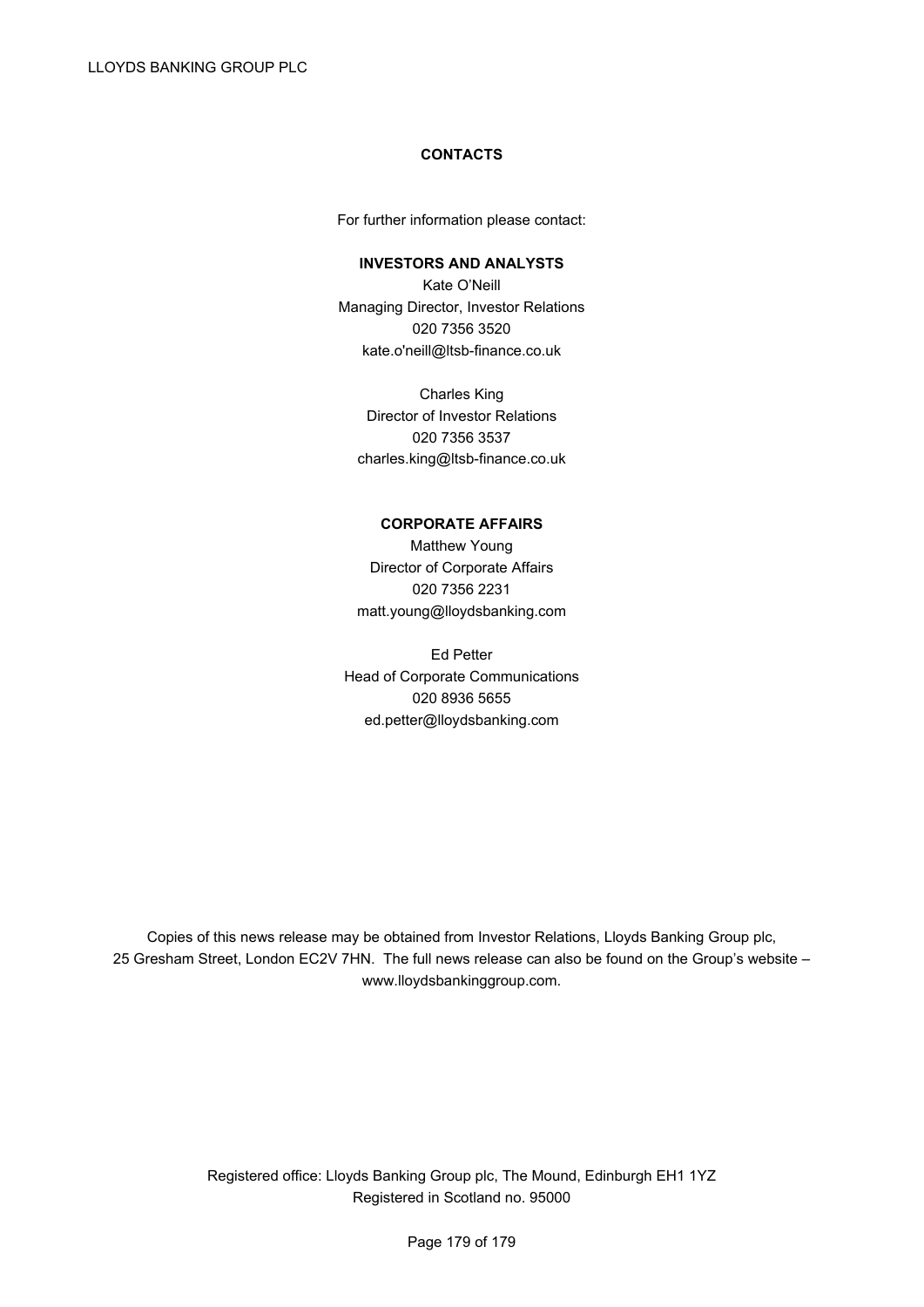## CONTACTS

For further information please contact:

**INVESTORS AND ANALYSTS**

Kate O'Neill
Managing Director, Investor Relations
020 7356 3520
kate.o'neill@ltsb-finance.co.uk

Charles King
Director of Investor Relations
020 7356 3537
charles.king@ltsb-finance.co.uk

**CORPORATE AFFAIRS**

Matthew Young
Director of Corporate Affairs
020 7356 2231
matt.young@lloydsbanking.com

Ed Petter
Head of Corporate Communications
020 8936 5655
ed.petter@lloydsbanking.com

Copies of this news release may be obtained from Investor Relations, Lloyds Banking Group plc, 25 Gresham Street, London EC2V 7HN. The full news release can also be found on the Group's website – www.lloydsbankinggroup.com.

Registered office: Lloyds Banking Group plc, The Mound, Edinburgh EH1 1YZ
Registered in Scotland no. 95000